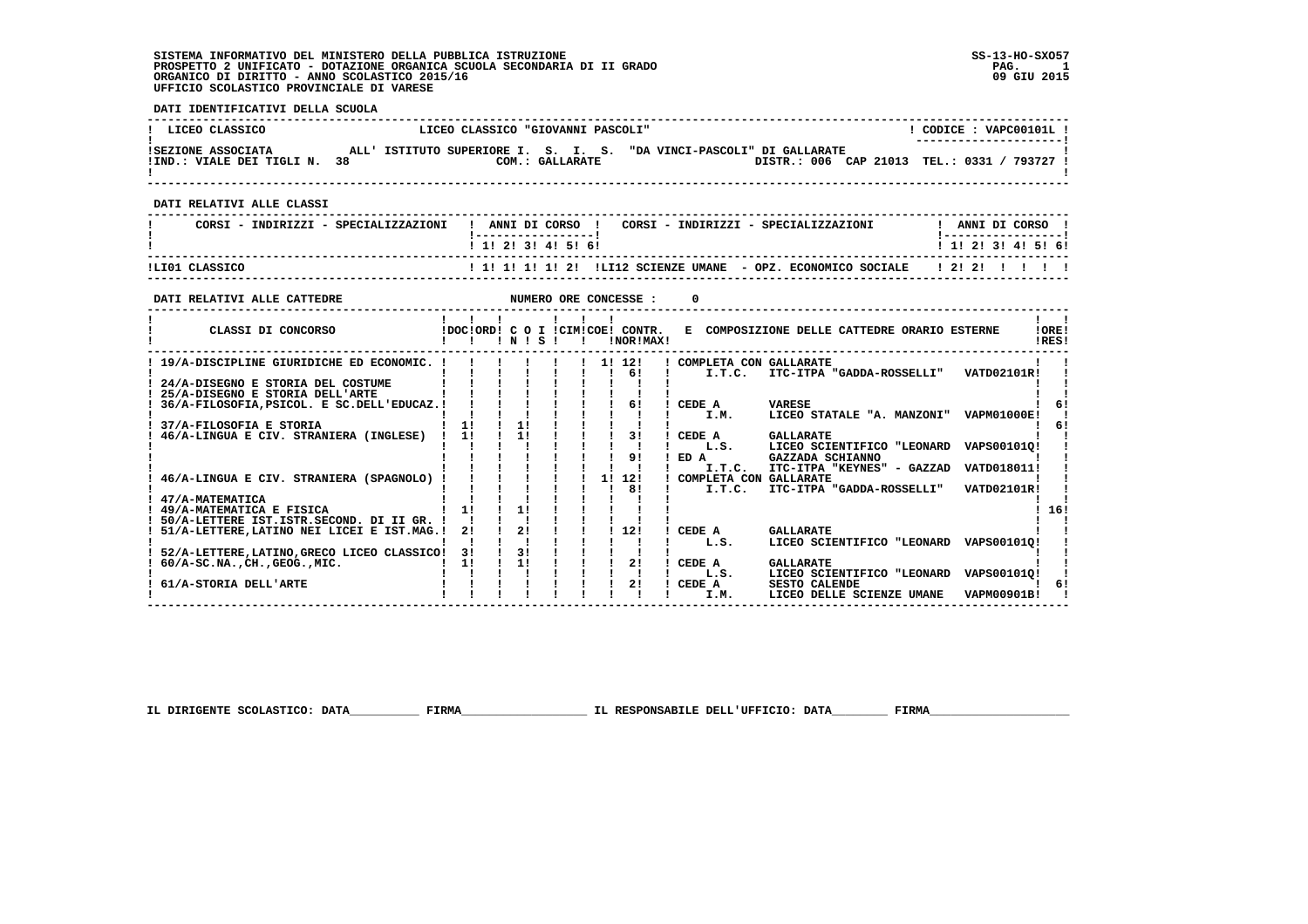SISTEMA INFORMATIVO DEL MINISTERO DELLA PUBBLICA ISTRUZIONE
PROSPETTO 2 UNIFICATO - DOTAZIONE ORGANICA SCUOLA SECONDARIA DI II GRADO
ORGANICO DI DIRITTO - ANNO SCOLASTICO 2015/16
UFFICIO SCOLASTICO PROVINCIALE DI VARESE

SS-13-HO-SXO57
09 GIU 2015

**DATI IDENTIFICATIVI DELLA SCUOLA**

LICEO CLASSICO — LICEO CLASSICO "GIOVANNI PASCOLI" — CODICE : VAPC00101L

SEZIONE ASSOCIATA ALL' ISTITUTO SUPERIORE I. S. I. S. "DA VINCI-PASCOLI" DI GALLARATE
IND.: VIALE DEI TIGLI N. 38 — COM.: GALLARATE — DISTR.: 006 CAP 21013 TEL.: 0331 / 793727

**DATI RELATIVI ALLE CLASSI**

| CORSI - INDIRIZZI - SPECIALIZZAZIONI | 1 | 2 | 3 | 4 | 5 | 6 | CORSI - INDIRIZZI - SPECIALIZZAZIONI | 1 | 2 | 3 | 4 | 5 | 6 |
|---|---|---|---|---|---|---|---|---|---|---|---|---|---|
| LI01 CLASSICO | 1 | 1 | 1 | 1 | 2 | | LI12 SCIENZE UMANE - OPZ. ECONOMICO SOCIALE | 2 | 2 | | | | |

**DATI RELATIVI ALLE CATTEDRE** NUMERO ORE CONCESSE : 0

| CLASSI DI CONCORSO | DOC | ORD | C O I N | S | CIM | COE | CONTR. NOR | MAX | COMPOSIZIONE DELLE CATTEDRE ORARIO ESTERNE | ORE RES |
|---|---|---|---|---|---|---|---|---|---|---|
| 19/A-DISCIPLINE GIURIDICHE ED ECONOMIC. | | | | | | | 1 | 12 | COMPLETA CON GALLARATE | |
| | | | | | | | | 6 | I.T.C. ITC-ITPA "GADDA-ROSSELLI" VATD02101R | |
| 24/A-DISEGNO E STORIA DEL COSTUME | | | | | | | | | | |
| 25/A-DISEGNO E STORIA DELL'ARTE | | | | | | | | | | |
| 36/A-FILOSOFIA,PSICOL. E SC.DELL'EDUCAZ. | | | | | | | | 6 | CEDE A VARESE | 6 |
| | | | | | | | | | I.M. LICEO STATALE "A. MANZONI" VAPM01000E | |
| 37/A-FILOSOFIA E STORIA | 1 | | 1 | | | | | | | 6 |
| 46/A-LINGUA E CIV. STRANIERA (INGLESE) | 1 | | 1 | | | | | 3 | CEDE A GALLARATE | |
| | | | | | | | | | L.S. LICEO SCIENTIFICO "LEONARD VAPS00101Q | |
| | | | | | | | | 9 | ED A GAZZADA SCHIANNO | |
| | | | | | | | | | I.T.C. ITC-ITPA "KEYNES" - GAZZAD VATD018011 | |
| 46/A-LINGUA E CIV. STRANIERA (SPAGNOLO) | | | | | | | 1 | 12 | COMPLETA CON GALLARATE | |
| | | | | | | | | 8 | I.T.C. ITC-ITPA "GADDA-ROSSELLI" VATD02101R | |
| 47/A-MATEMATICA | | | | | | | | | | |
| 49/A-MATEMATICA E FISICA | 1 | | 1 | | | | | | | 16 |
| 50/A-LETTERE IST.ISTR.SECOND. DI II GR. | | | | | | | | | | |
| 51/A-LETTERE,LATINO NEI LICEI E IST.MAG. | 2 | | 2 | | | | | 12 | CEDE A GALLARATE | |
| | | | | | | | | | L.S. LICEO SCIENTIFICO "LEONARD VAPS00101Q | |
| 52/A-LETTERE,LATINO,GRECO LICEO CLASSICO | 3 | | 3 | | | | | | | |
| 60/A-SC.NA.,CH.,GEOG.,MIC. | 1 | | 1 | | | | | 2 | CEDE A GALLARATE | |
| | | | | | | | | | L.S. LICEO SCIENTIFICO "LEONARD VAPS00101Q | |
| 61/A-STORIA DELL'ARTE | | | | | | | | 2 | CEDE A SESTO CALENDE | 6 |
| | | | | | | | | | I.M. LICEO DELLE SCIENZE UMANE VAPM00901B | |

IL DIRIGENTE SCOLASTICO: DATA__________ FIRMA__________________ IL RESPONSABILE DELL'UFFICIO: DATA________ FIRMA____________________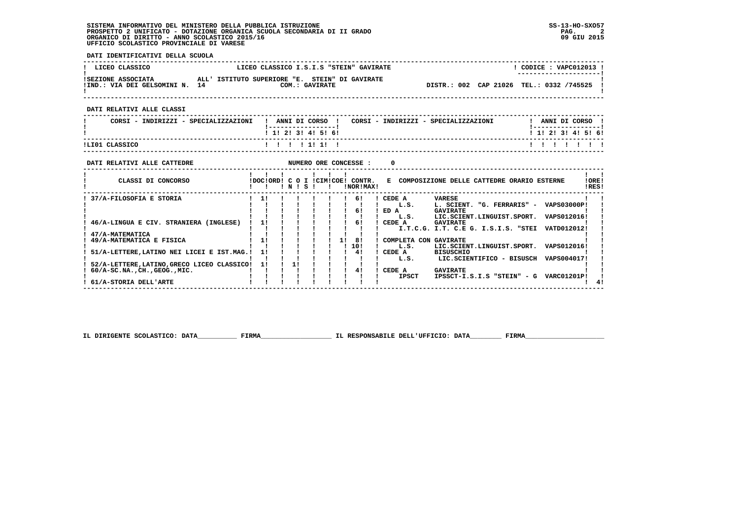SISTEMA INFORMATIVO DEL MINISTERO DELLA PUBBLICA ISTRUZIONE
PROSPETTO 2 UNIFICATO - DOTAZIONE ORGANICA SCUOLA SECONDARIA DI II GRADO
ORGANICO DI DIRITTO - ANNO SCOLASTICO 2015/16
UFFICIO SCOLASTICO PROVINCIALE DI VARESE

SS-13-HO-SXO57
09 GIU 2015

**DATI IDENTIFICATIVI DELLA SCUOLA**

| LICEO CLASSICO | LICEO CLASSICO I.S.I.S "STEIN" GAVIRATE | CODICE : VAPC012013 |
|---|---|---|
| SEZIONE ASSOCIATA | ALL' ISTITUTO SUPERIORE "E. STEIN" DI GAVIRATE | |
| IND.: VIA DEI GELSOMINI N. 14 | COM.: GAVIRATE | DISTR.: 002 CAP 21026 TEL.: 0332 /745525 |

**DATI RELATIVI ALLE CLASSI**

| CORSI - INDIRIZZI - SPECIALIZZAZIONI | 1 | 2 | 3 | 4 | 5 | 6 | CORSI - INDIRIZZI - SPECIALIZZAZIONI | 1 | 2 | 3 | 4 | 5 | 6 |
|---|---|---|---|---|---|---|---|---|---|---|---|---|---|
| LI01 CLASSICO | | | | 1 | 1 | | | | | | | | |

**DATI RELATIVI ALLE CATTEDRE** NUMERO ORE CONCESSE : 0

| CLASSI DI CONCORSO | DOC | ORD | C O N | I S | CIM | COE | CONTR. NOR | CONTR. MAX | E COMPOSIZIONE DELLE CATTEDRE ORARIO ESTERNE | ORE RES |
|---|---|---|---|---|---|---|---|---|---|---|
| 37/A-FILOSOFIA E STORIA | 1 | | | | | | | 6 | CEDE A VARESE | |
| | | | | | | | | | L.S. L. SCIENT. "G. FERRARIS" - VAPS03000P | |
| | | | | | | | | 6 | ED A GAVIRATE | |
| | | | | | | | | | L.S. LIC.SCIENT.LINGUIST.SPORT. VAPS012016 | |
| 46/A-LINGUA E CIV. STRANIERA (INGLESE) | 1 | | | | | | | 6 | CEDE A GAVIRATE | |
| | | | | | | | | | I.T.C.G. I.T. C.E G. I.S.I.S. "STEI VATD012012 | |
| 47/A-MATEMATICA | | | | | | | | | | |
| 49/A-MATEMATICA E FISICA | 1 | | | | | | 1 | 8 | COMPLETA CON GAVIRATE | |
| | | | | | | | | 10 | L.S. LIC.SCIENT.LINGUIST.SPORT. VAPS012016 | |
| 51/A-LETTERE,LATINO NEI LICEI E IST.MAG. | 1 | | | | | | | 4 | CEDE A BISUSCHIO | |
| | | | | | | | | | L.S. LIC.SCIENTIFICO - BISUSCH VAPS004017 | |
| 52/A-LETTERE,LATINO,GRECO LICEO CLASSICO | 1 | | 1 | | | | | | | |
| 60/A-SC.NA.,CH.,GEOG.,MIC. | | | | | | | | 4 | CEDE A GAVIRATE | |
| | | | | | | | | | IPSCT IPSSCT-I.S.I.S "STEIN" - G VARC01201P | |
| 61/A-STORIA DELL'ARTE | | | | | | | | | | 4 |

IL DIRIGENTE SCOLASTICO: DATA__________ FIRMA__________________ IL RESPONSABILE DELL'UFFICIO: DATA________ FIRMA____________________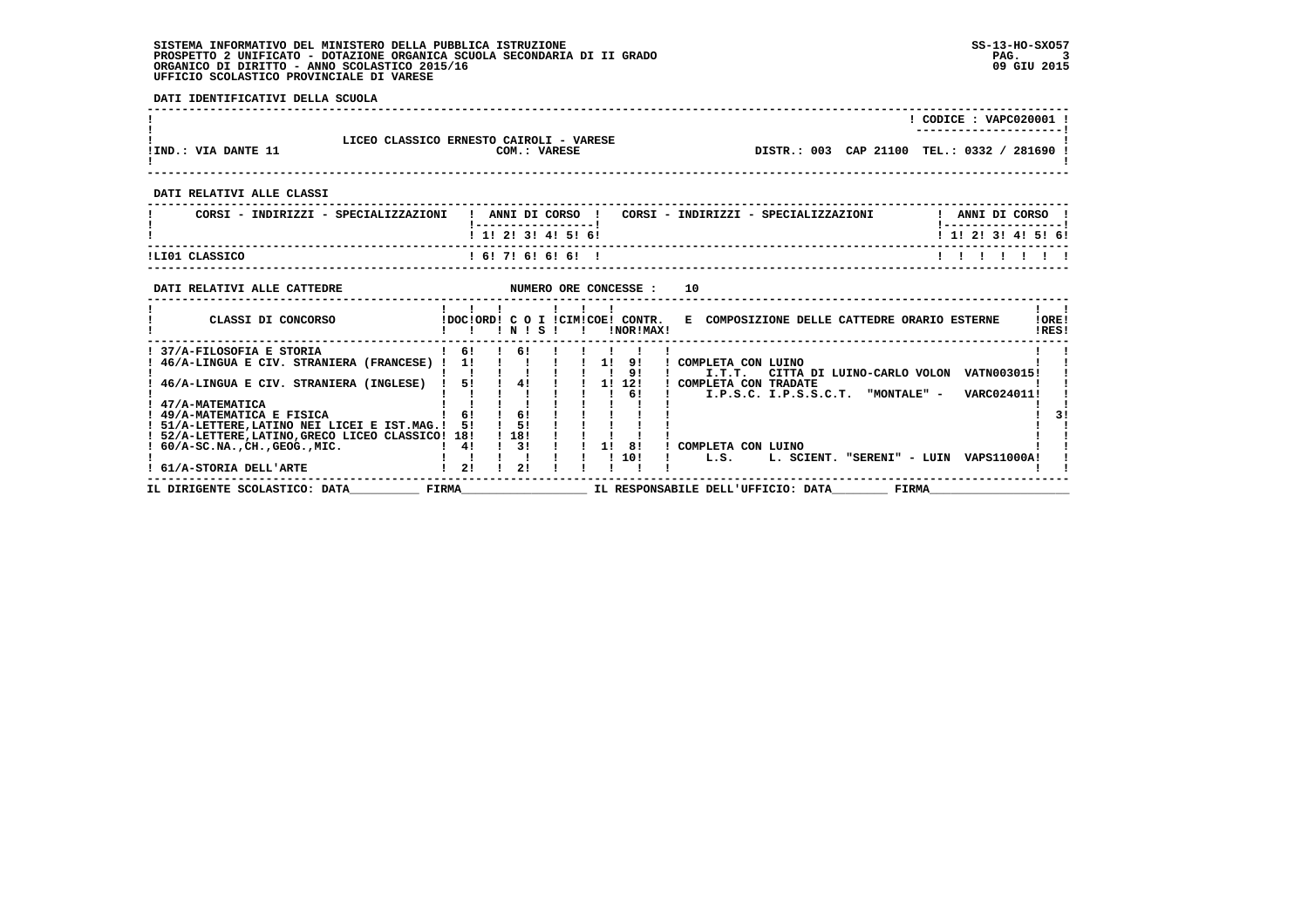SISTEMA INFORMATIVO DEL MINISTERO DELLA PUBBLICA ISTRUZIONE
PROSPETTO 2 UNIFICATO - DOTAZIONE ORGANICA SCUOLA SECONDARIA DI II GRADO
ORGANICO DI DIRITTO - ANNO SCOLASTICO 2015/16
UFFICIO SCOLASTICO PROVINCIALE DI VARESE

SS-13-HO-SXO57
09 GIU 2015

**DATI IDENTIFICATIVI DELLA SCUOLA**

CODICE : VAPC020001

LICEO CLASSICO ERNESTO CAIROLI - VARESE

IND.: VIA DANTE 11 — COM.: VARESE — DISTR.: 003 CAP 21100 TEL.: 0332 / 281690

**DATI RELATIVI ALLE CLASSI**

| CORSI - INDIRIZZI - SPECIALIZZAZIONI | 1 | 2 | 3 | 4 | 5 | 6 |
|---|---|---|---|---|---|---|
| LI01 CLASSICO | 6 | 7 | 6 | 6 | 6 | |

**DATI RELATIVI ALLE CATTEDRE** — NUMERO ORE CONCESSE : 10

| CLASSI DI CONCORSO | DOC | ORD | C O I N | C O I S | CIM | COE | CONTR. NOR | CONTR. MAX | COMPOSIZIONE DELLE CATTEDRE ORARIO ESTERNE | ORE RES |
|---|---|---|---|---|---|---|---|---|---|---|
| 37/A-FILOSOFIA E STORIA | 6 | | 6 | | | | | | | |
| 46/A-LINGUA E CIV. STRANIERA (FRANCESE) | 1 | | | | | 1 | 9 | 9 | COMPLETA CON LUINO — I.T.T. CITTA DI LUINO-CARLO VOLON VATN003015 | |
| 46/A-LINGUA E CIV. STRANIERA (INGLESE) | 5 | | 4 | | | 1 | 12 | 6 | COMPLETA CON TRADATE — I.P.S.C. I.P.S.S.C.T. "MONTALE" - VARC024011 | |
| 47/A-MATEMATICA | | | | | | | | | | |
| 49/A-MATEMATICA E FISICA | 6 | | 6 | | | | | | | 3 |
| 51/A-LETTERE,LATINO NEI LICEI E IST.MAG. | 5 | | 5 | | | | | | | |
| 52/A-LETTERE,LATINO,GRECO LICEO CLASSICO | 18 | | 18 | | | | | | | |
| 60/A-SC.NA.,CH.,GEOG.,MIC. | 4 | | 3 | | | 1 | 8 | 10 | COMPLETA CON LUINO — L.S. L. SCIENT. "SERENI" - LUIN VAPS11000A | |
| 61/A-STORIA DELL'ARTE | 2 | | 2 | | | | | | | |

IL DIRIGENTE SCOLASTICO: DATA__________ FIRMA__________________ IL RESPONSABILE DELL'UFFICIO: DATA________ FIRMA____________________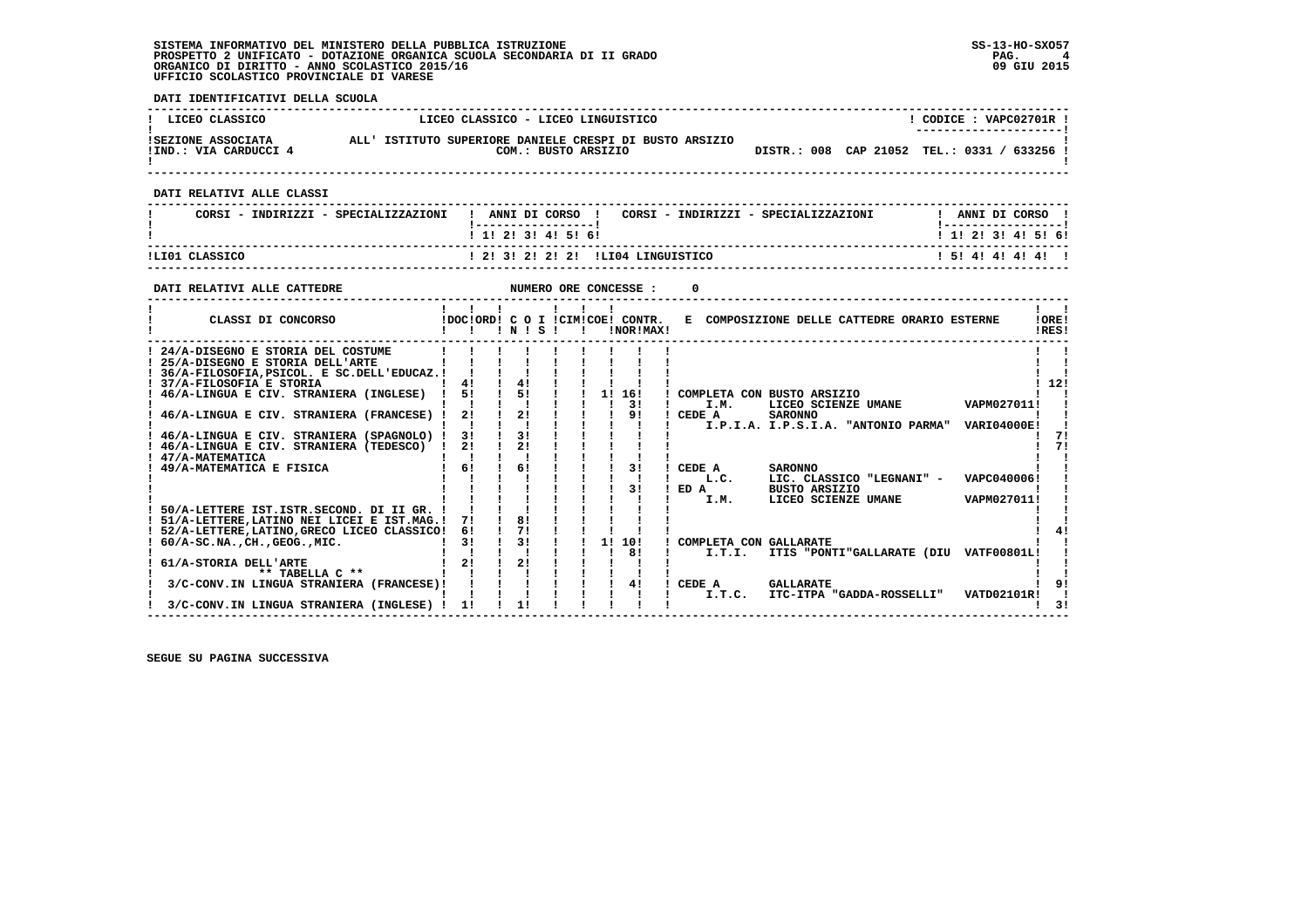SISTEMA INFORMATIVO DEL MINISTERO DELLA PUBBLICA ISTRUZIONE
PROSPETTO 2 UNIFICATO - DOTAZIONE ORGANICA SCUOLA SECONDARIA DI II GRADO
ORGANICO DI DIRITTO - ANNO SCOLASTICO 2015/16
UFFICIO SCOLASTICO PROVINCIALE DI VARESE

SS-13-HO-SXO57
09 GIU 2015

**DATI IDENTIFICATIVI DELLA SCUOLA**

| LICEO CLASSICO | LICEO CLASSICO - LICEO LINGUISTICO | CODICE : VAPC02701R |
|---|---|---|
| SEZIONE ASSOCIATA | ALL' ISTITUTO SUPERIORE DANIELE CRESPI DI BUSTO ARSIZIO | |
| IND.: VIA CARDUCCI 4 | COM.: BUSTO ARSIZIO | DISTR.: 008 CAP 21052 TEL.: 0331 / 633256 |

**DATI RELATIVI ALLE CLASSI**

| CORSI - INDIRIZZI - SPECIALIZZAZIONI | 1 | 2 | 3 | 4 | 5 | 6 | CORSI - INDIRIZZI - SPECIALIZZAZIONI | 1 | 2 | 3 | 4 | 5 | 6 |
|---|---|---|---|---|---|---|---|---|---|---|---|---|---|
| LI01 CLASSICO | 2 | 3 | 2 | 2 | 2 | | LI04 LINGUISTICO | 5 | 4 | 4 | 4 | 4 | |

**DATI RELATIVI ALLE CATTEDRE** NUMERO ORE CONCESSE : 0

| CLASSI DI CONCORSO | DOC | ORD | C O I N | S | CIM | COE | CONTR. NOR | MAX | E COMPOSIZIONE DELLE CATTEDRE ORARIO ESTERNE | ORE RES |
|---|---|---|---|---|---|---|---|---|---|---|
| 24/A-DISEGNO E STORIA DEL COSTUME | | | | | | | | | | |
| 25/A-DISEGNO E STORIA DELL'ARTE | | | | | | | | | | |
| 36/A-FILOSOFIA,PSICOL. E SC.DELL'EDUCAZ. | | | | | | | | | | |
| 37/A-FILOSOFIA E STORIA | 4 | | 4 | | | | | | | 12 |
| 46/A-LINGUA E CIV. STRANIERA (INGLESE) | 5 | | 5 | | | | 1 | 16 | COMPLETA CON BUSTO ARSIZIO | |
| | | | | | | | | 3 | I.M. LICEO SCIENZE UMANE VAPM027011 | |
| 46/A-LINGUA E CIV. STRANIERA (FRANCESE) | 2 | | 2 | | | | | 9 | CEDE A SARONNO | |
| | | | | | | | | | I.P.I.A. I.P.S.I.A. "ANTONIO PARMA" VARI04000E | |
| 46/A-LINGUA E CIV. STRANIERA (SPAGNOLO) | 3 | | 3 | | | | | | | 7 |
| 46/A-LINGUA E CIV. STRANIERA (TEDESCO) | 2 | | 2 | | | | | | | 7 |
| 47/A-MATEMATICA | | | | | | | | | | |
| 49/A-MATEMATICA E FISICA | 6 | | 6 | | | | | 3 | CEDE A SARONNO | |
| | | | | | | | | | L.C. LIC. CLASSICO "LEGNANI" - VAPC040006 | |
| | | | | | | | | 3 | ED A BUSTO ARSIZIO | |
| | | | | | | | | | I.M. LICEO SCIENZE UMANE VAPM027011 | |
| 50/A-LETTERE IST.ISTR.SECOND. DI II GR. | | | | | | | | | | |
| 51/A-LETTERE,LATINO NEI LICEI E IST.MAG. | 7 | | 8 | | | | | | | |
| 52/A-LETTERE,LATINO,GRECO LICEO CLASSICO | 6 | | 7 | | | | | | | 4 |
| 60/A-SC.NA.,CH.,GEOG.,MIC. | 3 | | 3 | | | | 1 | 10 | COMPLETA CON GALLARATE | |
| | | | | | | | | 8 | I.T.I. ITIS "PONTI"GALLARATE (DIU VATF00801L | |
| 61/A-STORIA DELL'ARTE | 2 | | 2 | | | | | | | |
| ** TABELLA C ** | | | | | | | | | | |
| 3/C-CONV.IN LINGUA STRANIERA (FRANCESE) | | | | | | | | 4 | CEDE A GALLARATE | 9 |
| | | | | | | | | | I.T.C. ITC-ITPA "GADDA-ROSSELLI" VATD02101R | |
| 3/C-CONV.IN LINGUA STRANIERA (INGLESE) | 1 | | 1 | | | | | | | 3 |

SEGUE SU PAGINA SUCCESSIVA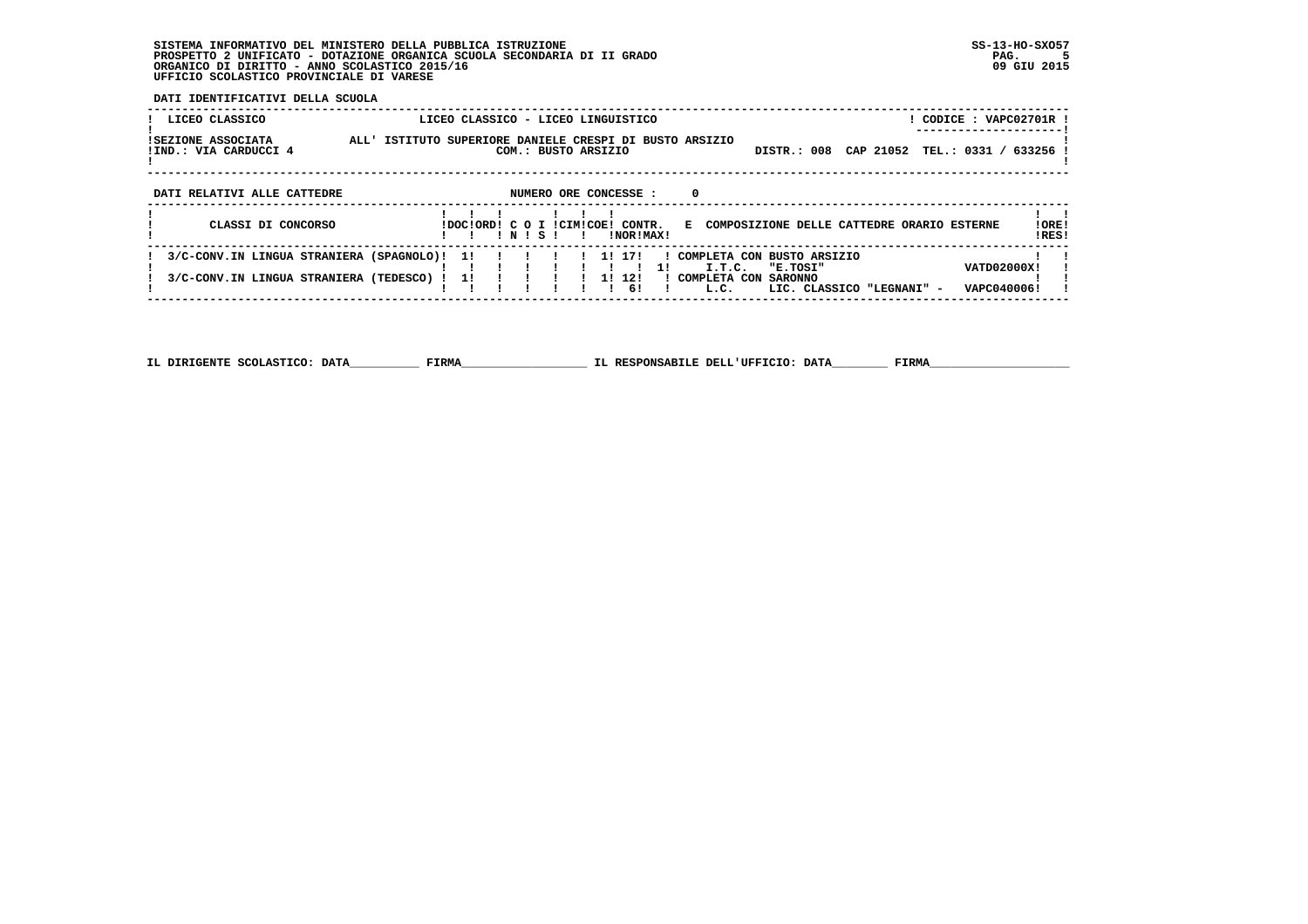SISTEMA INFORMATIVO DEL MINISTERO DELLA PUBBLICA ISTRUZIONE
PROSPETTO 2 UNIFICATO - DOTAZIONE ORGANICA SCUOLA SECONDARIA DI II GRADO
ORGANICO DI DIRITTO - ANNO SCOLASTICO 2015/16
UFFICIO SCOLASTICO PROVINCIALE DI VARESE

SS-13-HO-SXO57
09 GIU 2015

**DATI IDENTIFICATIVI DELLA SCUOLA**

| LICEO CLASSICO | LICEO CLASSICO - LICEO LINGUISTICO | CODICE : VAPC02701R |
|---|---|---|
| SEZIONE ASSOCIATA | ALL' ISTITUTO SUPERIORE DANIELE CRESPI DI BUSTO ARSIZIO | |
| IND.: VIA CARDUCCI 4 | COM.: BUSTO ARSIZIO | DISTR.: 008 CAP 21052 TEL.: 0331 / 633256 |

**DATI RELATIVI ALLE CATTEDRE** NUMERO ORE CONCESSE : 0

| CLASSI DI CONCORSO | DOC | ORD | C O N | I S | CIM | COE | CONTR. NOR | CONTR. MAX | E | COMPOSIZIONE DELLE CATTEDRE ORARIO ESTERNE | | ORE RES |
|---|---|---|---|---|---|---|---|---|---|---|---|---|
| 3/C-CONV.IN LINGUA STRANIERA (SPAGNOLO) | 1 | | | | | 1 | 17 | | | COMPLETA CON BUSTO ARSIZIO | | |
| | | | | | | | | | 1 | I.T.C. "E.TOSI" | VATD02000X | |
| 3/C-CONV.IN LINGUA STRANIERA (TEDESCO) | 1 | | | | | 1 | 12 | | | COMPLETA CON SARONNO | | |
| | | | | | | | 6 | | | L.C. LIC. CLASSICO "LEGNANI" - | VAPC040006 | |

IL DIRIGENTE SCOLASTICO: DATA__________ FIRMA__________________ IL RESPONSABILE DELL'UFFICIO: DATA________ FIRMA____________________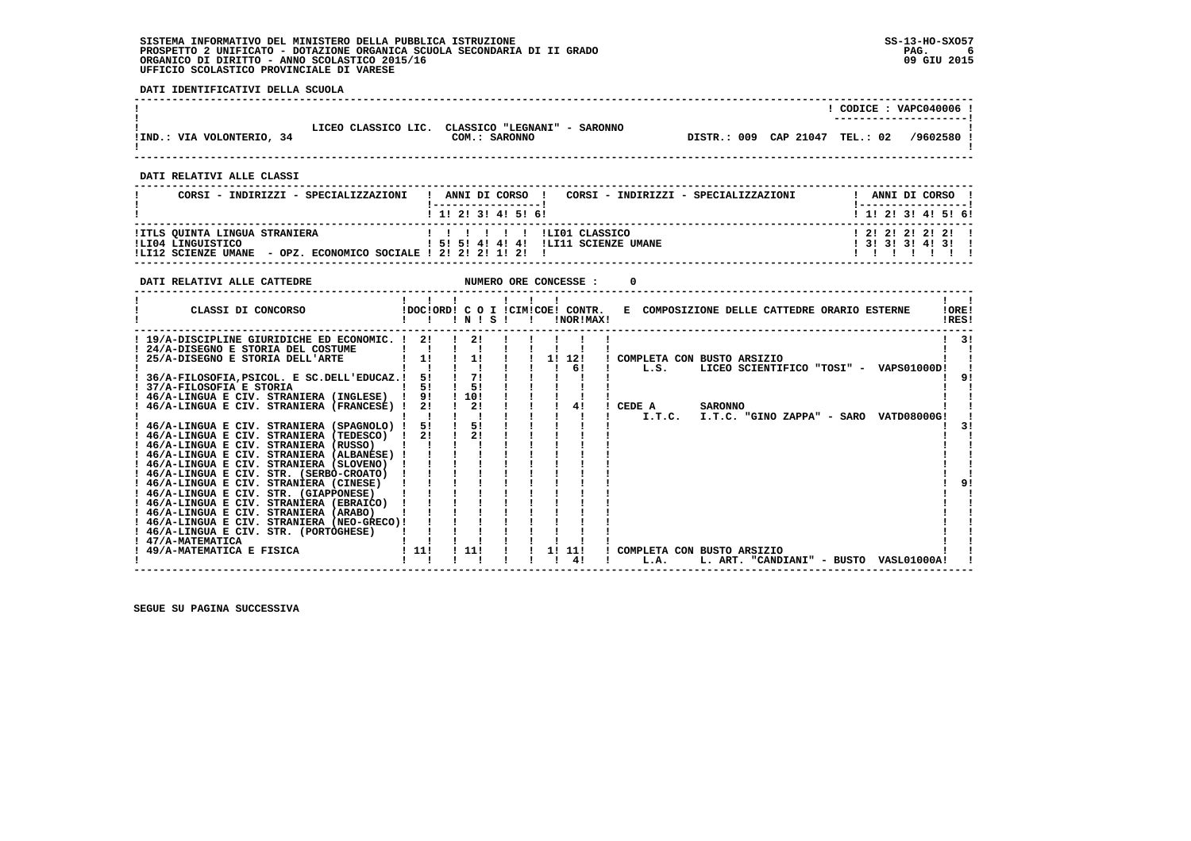SISTEMA INFORMATIVO DEL MINISTERO DELLA PUBBLICA ISTRUZIONE
PROSPETTO 2 UNIFICATO - DOTAZIONE ORGANICA SCUOLA SECONDARIA DI II GRADO
ORGANICO DI DIRITTO - ANNO SCOLASTICO 2015/16
UFFICIO SCOLASTICO PROVINCIALE DI VARESE

SS-13-HO-SXO57
09 GIU 2015

**DATI IDENTIFICATIVI DELLA SCUOLA**

CODICE : VAPC040006

LICEO CLASSICO LIC. CLASSICO "LEGNANI" - SARONNO

IND.: VIA VOLONTERIO, 34 — COM.: SARONNO — DISTR.: 009 CAP 21047 TEL.: 02 /9602580

**DATI RELATIVI ALLE CLASSI**

| CORSI - INDIRIZZI - SPECIALIZZAZIONI | 1 | 2 | 3 | 4 | 5 | 6 | CORSI - INDIRIZZI - SPECIALIZZAZIONI | 1 | 2 | 3 | 4 | 5 | 6 |
|---|---|---|---|---|---|---|---|---|---|---|---|---|---|
| ITLS QUINTA LINGUA STRANIERA | | | | | | | LI01 CLASSICO | 2 | 2 | 2 | 2 | 2 | |
| LI04 LINGUISTICO | 5 | 5 | 4 | 4 | 4 | | LI11 SCIENZE UMANE | 3 | 3 | 3 | 4 | 3 | |
| LI12 SCIENZE UMANE - OPZ. ECONOMICO SOCIALE | 2 | 2 | 2 | 1 | 2 | | | | | | | | |

**DATI RELATIVI ALLE CATTEDRE** — NUMERO ORE CONCESSE : 0

| CLASSI DI CONCORSO | DOC | ORD | C O I N | S | CIM | COE | CONTR. NOR | CONTR. MAX | E COMPOSIZIONE DELLE CATTEDRE ORARIO ESTERNE | ORE RES |
|---|---|---|---|---|---|---|---|---|---|---|
| 19/A-DISCIPLINE GIURIDICHE ED ECONOMIC. | 2 | | 2 | | | | | | | 3 |
| 24/A-DISEGNO E STORIA DEL COSTUME | | | | | | | | | | |
| 25/A-DISEGNO E STORIA DELL'ARTE | 1 | | 1 | | | 1 | 12 | | COMPLETA CON BUSTO ARSIZIO | |
| | | | | | | | 6 | | L.S. LICEO SCIENTIFICO "TOSI" - VAPS01000D | |
| 36/A-FILOSOFIA,PSICOL. E SC.DELL'EDUCAZ. | 5 | | 7 | | | | | | | 9 |
| 37/A-FILOSOFIA E STORIA | 5 | | 5 | | | | | | | |
| 46/A-LINGUA E CIV. STRANIERA (INGLESE) | 9 | | 10 | | | | | | | |
| 46/A-LINGUA E CIV. STRANIERA (FRANCESE) | 2 | | 2 | | | | 4 | | CEDE A SARONNO | |
| | | | | | | | | | I.T.C. I.T.C. "GINO ZAPPA" - SARO VATD08000G | |
| 46/A-LINGUA E CIV. STRANIERA (SPAGNOLO) | 5 | | 5 | | | | | | | 3 |
| 46/A-LINGUA E CIV. STRANIERA (TEDESCO) | 2 | | 2 | | | | | | | |
| 46/A-LINGUA E CIV. STRANIERA (RUSSO) | | | | | | | | | | |
| 46/A-LINGUA E CIV. STRANIERA (ALBANESE) | | | | | | | | | | |
| 46/A-LINGUA E CIV. STRANIERA (SLOVENO) | | | | | | | | | | |
| 46/A-LINGUA E CIV. STR. (SERBO-CROATO) | | | | | | | | | | |
| 46/A-LINGUA E CIV. STRANIERA (CINESE) | | | | | | | | | | 9 |
| 46/A-LINGUA E CIV. STR. (GIAPPONESE) | | | | | | | | | | |
| 46/A-LINGUA E CIV. STRANIERA (EBRAICO) | | | | | | | | | | |
| 46/A-LINGUA E CIV. STRANIERA (ARABO) | | | | | | | | | | |
| 46/A-LINGUA E CIV. STRANIERA (NEO-GRECO) | | | | | | | | | | |
| 46/A-LINGUA E CIV. STR. (PORTOGHESE) | | | | | | | | | | |
| 47/A-MATEMATICA | | | | | | | | | | |
| 49/A-MATEMATICA E FISICA | 11 | | 11 | | | 1 | 11 | | COMPLETA CON BUSTO ARSIZIO | |
| | | | | | | | 4 | | L.A. L. ART. "CANDIANI" - BUSTO VASL01000A | |

SEGUE SU PAGINA SUCCESSIVA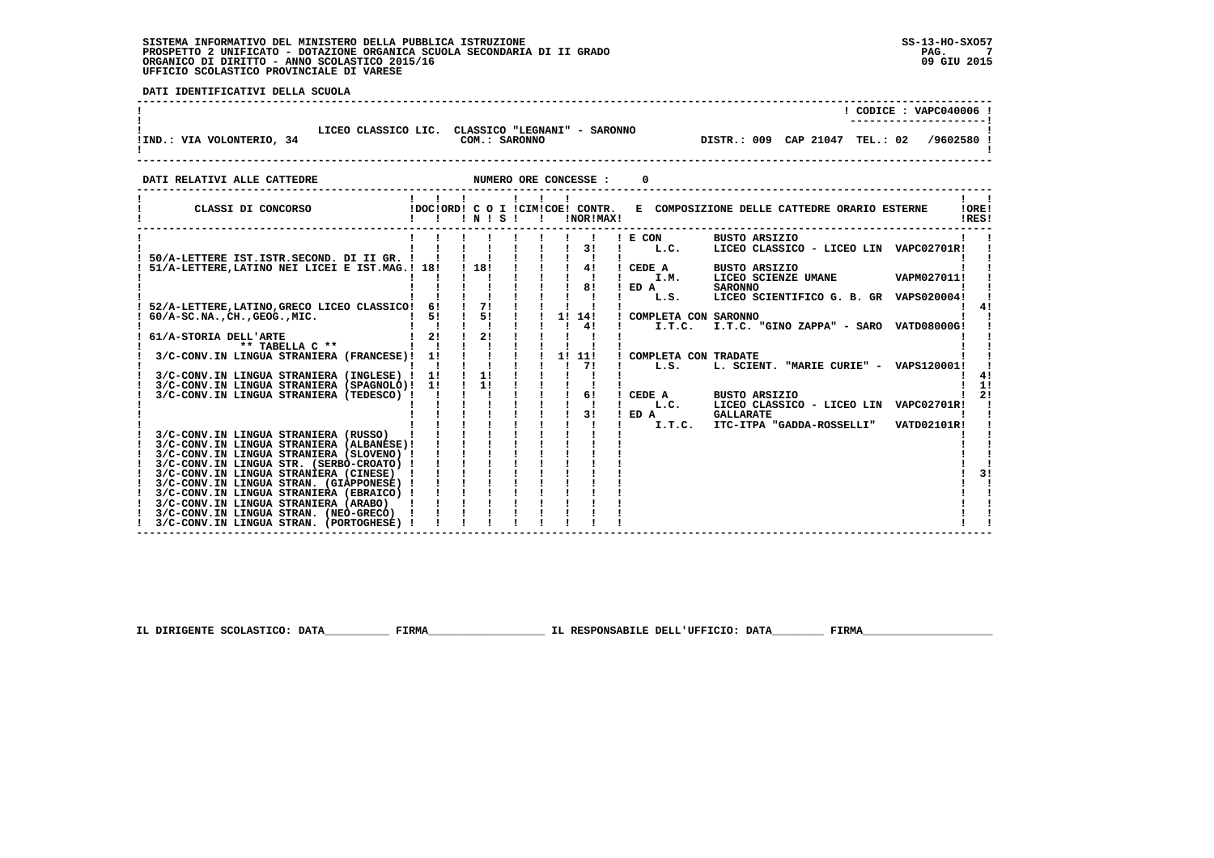SISTEMA INFORMATIVO DEL MINISTERO DELLA PUBBLICA ISTRUZIONE
PROSPETTO 2 UNIFICATO - DOTAZIONE ORGANICA SCUOLA SECONDARIA DI II GRADO
ORGANICO DI DIRITTO - ANNO SCOLASTICO 2015/16
UFFICIO SCOLASTICO PROVINCIALE DI VARESE

SS-13-HO-SXO57
09 GIU 2015

**DATI IDENTIFICATIVI DELLA SCUOLA**

CODICE : VAPC040006

LICEO CLASSICO LIC. CLASSICO "LEGNANI" - SARONNO
IND.: VIA VOLONTERIO, 34 — COM.: SARONNO — DISTR.: 009 CAP 21047 TEL.: 02 /9602580

**DATI RELATIVI ALLE CATTEDRE** — NUMERO ORE CONCESSE : 0

| CLASSI DI CONCORSO | DOC | ORD | C O I N | S | CIM | COE | CONTR. NOR | CONTR. MAX | E COMPOSIZIONE DELLE CATTEDRE ORARIO ESTERNE | ORE RES |
|---|---|---|---|---|---|---|---|---|---|---|
| 50/A-LETTERE IST.ISTR.SECOND. DI II GR. | | | | | | | | 3 | E CON BUSTO ARSIZIO L.C. LICEO CLASSICO - LICEO LIN VAPC02701R | |
| 51/A-LETTERE,LATINO NEI LICEI E IST.MAG. | 18 | | 18 | | | | | 4 | CEDE A BUSTO ARSIZIO I.M. LICEO SCIENZE UMANE VAPM027011 | |
| | | | | | | | | 8 | ED A SARONNO L.S. LICEO SCIENTIFICO G. B. GR VAPS020004 | |
| 52/A-LETTERE,LATINO,GRECO LICEO CLASSICO | 6 | | 7 | | | | | | | 4 |
| 60/A-SC.NA.,CH.,GEOG.,MIC. | 5 | | 5 | | | | 1 | 14 | COMPLETA CON SARONNO | |
| | | | | | | | | 4 | I.T.C. I.T.C. "GINO ZAPPA" - SARO VATD08000G | |
| 61/A-STORIA DELL'ARTE | 2 | | 2 | | | | | | | |
| ** TABELLA C ** | | | | | | | | | | |
| 3/C-CONV.IN LINGUA STRANIERA (FRANCESE) | 1 | | | | | | 1 | 11 | COMPLETA CON TRADATE | |
| | | | | | | | | 7 | L.S. L. SCIENT. "MARIE CURIE" - VAPS120001 | |
| 3/C-CONV.IN LINGUA STRANIERA (INGLESE) | 1 | | 1 | | | | | | | 4 |
| 3/C-CONV.IN LINGUA STRANIERA (SPAGNOLO) | 1 | | 1 | | | | | | | 1 |
| 3/C-CONV.IN LINGUA STRANIERA (TEDESCO) | | | | | | | | 6 | CEDE A BUSTO ARSIZIO L.C. LICEO CLASSICO - LICEO LIN VAPC02701R | 2 |
| | | | | | | | | 3 | ED A GALLARATE I.T.C. ITC-ITPA "GADDA-ROSSELLI" VATD02101R | |
| 3/C-CONV.IN LINGUA STRANIERA (RUSSO) | | | | | | | | | | |
| 3/C-CONV.IN LINGUA STRANIERA (ALBANESE) | | | | | | | | | | |
| 3/C-CONV.IN LINGUA STRANIERA (SLOVENO) | | | | | | | | | | |
| 3/C-CONV.IN LINGUA STR. (SERBO-CROATO) | | | | | | | | | | |
| 3/C-CONV.IN LINGUA STRANIERA (CINESE) | | | | | | | | | | 3 |
| 3/C-CONV.IN LINGUA STRAN. (GIAPPONESE) | | | | | | | | | | |
| 3/C-CONV.IN LINGUA STRANIERA (EBRAICO) | | | | | | | | | | |
| 3/C-CONV.IN LINGUA STRANIERA (ARABO) | | | | | | | | | | |
| 3/C-CONV.IN LINGUA STRAN. (NEO-GRECO) | | | | | | | | | | |
| 3/C-CONV.IN LINGUA STRAN. (PORTOGHESE) | | | | | | | | | | |

IL DIRIGENTE SCOLASTICO: DATA__________ FIRMA__________________ IL RESPONSABILE DELL'UFFICIO: DATA________ FIRMA____________________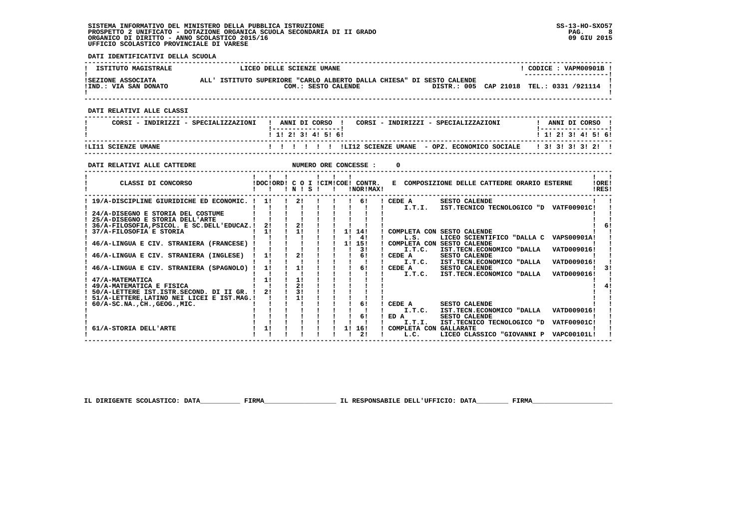**SISTEMA INFORMATIVO DEL MINISTERO DELLA PUBBLICA ISTRUZIONE**
**PROSPETTO 2 UNIFICATO - DOTAZIONE ORGANICA SCUOLA SECONDARIA DI II GRADO**
**ORGANICO DI DIRITTO - ANNO SCOLASTICO 2015/16**
**UFFICIO SCOLASTICO PROVINCIALE DI VARESE**

SS-13-HO-SXO57
09 GIU 2015

**DATI IDENTIFICATIVI DELLA SCUOLA**

| ISTITUTO MAGISTRALE | LICEO DELLE SCIENZE UMANE | CODICE : VAPM00901B |
|---|---|---|
| SEZIONE ASSOCIATA | ALL' ISTITUTO SUPERIORE "CARLO ALBERTO DALLA CHIESA" DI SESTO CALENDE | |
| IND.: VIA SAN DONATO | COM.: SESTO CALENDE | DISTR.: 005 CAP 21018 TEL.: 0331 /921114 |

**DATI RELATIVI ALLE CLASSI**

| CORSI - INDIRIZZI - SPECIALIZZAZIONI | 1 | 2 | 3 | 4 | 5 | 6 | CORSI - INDIRIZZI - SPECIALIZZAZIONI | 1 | 2 | 3 | 4 | 5 | 6 |
|---|---|---|---|---|---|---|---|---|---|---|---|---|---|
| LI11 SCIENZE UMANE | | | | | | | LI12 SCIENZE UMANE - OPZ. ECONOMICO SOCIALE | 3 | 3 | 3 | 3 | 2 | |

**DATI RELATIVI ALLE CATTEDRE** NUMERO ORE CONCESSE : 0

| CLASSI DI CONCORSO | DOC | ORD | C O I N | S | CIM | COE | CONTR. NOR | MAX | E COMPOSIZIONE DELLE CATTEDRE ORARIO ESTERNE | ORE RES |
|---|---|---|---|---|---|---|---|---|---|---|
| 19/A-DISCIPLINE GIURIDICHE ED ECONOMIC. | 1 | | 2 | | | | 6 | | CEDE A SESTO CALENDE I.T.I. IST.TECNICO TECNOLOGICO "D VATF00901C | |
| 24/A-DISEGNO E STORIA DEL COSTUME | | | | | | | | | | |
| 25/A-DISEGNO E STORIA DELL'ARTE | | | | | | | | | | |
| 36/A-FILOSOFIA,PSICOL. E SC.DELL'EDUCAZ. | 2 | | 2 | | | | | | | 6 |
| 37/A-FILOSOFIA E STORIA | 1 | | 1 | | | 1 | 14 / 4 | | COMPLETA CON SESTO CALENDE L.S. LICEO SCIENTIFICO "DALLA C VAPS00901A | |
| 46/A-LINGUA E CIV. STRANIERA (FRANCESE) | | | | | | 1 | 15 / 3 | | COMPLETA CON SESTO CALENDE I.T.C. IST.TECN.ECONOMICO "DALLA VATD009016 | |
| 46/A-LINGUA E CIV. STRANIERA (INGLESE) | 1 | | 2 | | | | 6 | | CEDE A SESTO CALENDE I.T.C. IST.TECN.ECONOMICO "DALLA VATD009016 | |
| 46/A-LINGUA E CIV. STRANIERA (SPAGNOLO) | 1 | | 1 | | | | 6 | | CEDE A SESTO CALENDE I.T.C. IST.TECN.ECONOMICO "DALLA VATD009016 | 3 |
| 47/A-MATEMATICA | 1 | | 1 | | | | | | | |
| 49/A-MATEMATICA E FISICA | | | 2 | | | | | | | 4 |
| 50/A-LETTERE IST.ISTR.SECOND. DI II GR. | 2 | | 3 | | | | | | | |
| 51/A-LETTERE,LATINO NEI LICEI E IST.MAG. | | | 1 | | | | | | | |
| 60/A-SC.NA.,CH.,GEOG.,MIC. | | | | | | | 6 | | CEDE A SESTO CALENDE I.T.C. IST.TECN.ECONOMICO "DALLA VATD009016 | |
| | | | | | | | 6 | | ED A SESTO CALENDE I.T.I. IST.TECNICO TECNOLOGICO "D VATF00901C | |
| 61/A-STORIA DELL'ARTE | 1 | | | | | 1 | 16 / 2 | | COMPLETA CON GALLARATE L.C. LICEO CLASSICO "GIOVANNI P VAPC00101L | |

IL DIRIGENTE SCOLASTICO: DATA__________ FIRMA__________________ IL RESPONSABILE DELL'UFFICIO: DATA________ FIRMA____________________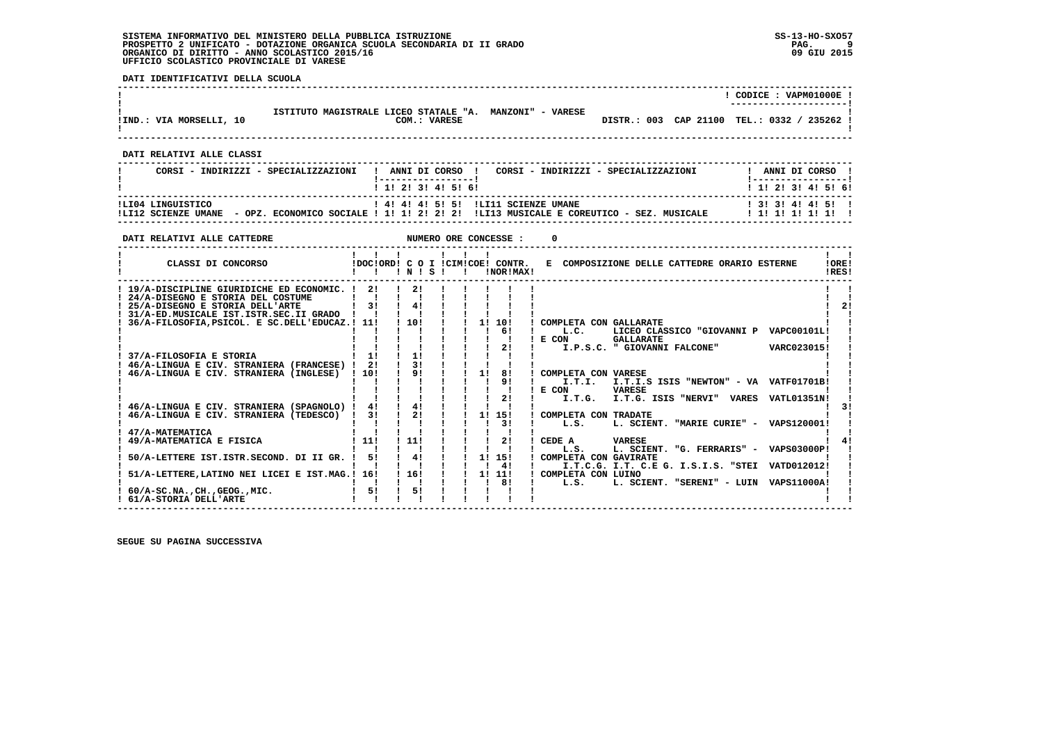SISTEMA INFORMATIVO DEL MINISTERO DELLA PUBBLICA ISTRUZIONE
PROSPETTO 2 UNIFICATO - DOTAZIONE ORGANICA SCUOLA SECONDARIA DI II GRADO
ORGANICO DI DIRITTO - ANNO SCOLASTICO 2015/16
UFFICIO SCOLASTICO PROVINCIALE DI VARESE

SS-13-HO-SXO57
09 GIU 2015

**DATI IDENTIFICATIVI DELLA SCUOLA**

ISTITUTO MAGISTRALE LICEO STATALE "A. MANZONI" - VARESE — CODICE : VAPM01000E

IND.: VIA MORSELLI, 10 — COM.: VARESE — DISTR.: 003 CAP 21100 TEL.: 0332 / 235262

**DATI RELATIVI ALLE CLASSI**

| CORSI - INDIRIZZI - SPECIALIZZAZIONI | 1 | 2 | 3 | 4 | 5 | 6 | CORSI - INDIRIZZI - SPECIALIZZAZIONI | 1 | 2 | 3 | 4 | 5 | 6 |
|---|---|---|---|---|---|---|---|---|---|---|---|---|---|
| LI04 LINGUISTICO | 4 | 4 | 4 | 5 | 5 | | LI11 SCIENZE UMANE | 3 | 3 | 4 | 4 | 5 | |
| LI12 SCIENZE UMANE - OPZ. ECONOMICO SOCIALE | 1 | 1 | 2 | 2 | 2 | | LI13 MUSICALE E COREUTICO - SEZ. MUSICALE | 1 | 1 | 1 | 1 | 1 | |

**DATI RELATIVI ALLE CATTEDRE** — NUMERO ORE CONCESSE : 0

| CLASSI DI CONCORSO | DOC | ORD | C O I N | S | CIM | COE | CONTR. NOR | CONTR. MAX | E COMPOSIZIONE DELLE CATTEDRE ORARIO ESTERNE | ORE RES |
|---|---|---|---|---|---|---|---|---|---|---|
| 19/A-DISCIPLINE GIURIDICHE ED ECONOMIC. | 2 | | 2 | | | | | | | |
| 24/A-DISEGNO E STORIA DEL COSTUME | | | | | | | | | | |
| 25/A-DISEGNO E STORIA DELL'ARTE | 3 | | 4 | | | | | | | 2 |
| 31/A-ED.MUSICALE IST.ISTR.SEC.II GRADO | | | | | | | | | | |
| 36/A-FILOSOFIA,PSICOL. E SC.DELL'EDUCAZ. | 11 | | 10 | | | 1 | 10 | | COMPLETA CON GALLARATE | |
| | | | | | | | 6 | | L.C. LICEO CLASSICO "GIOVANNI P VAPC00101L | |
| | | | | | | | | | E CON GALLARATE | |
| | | | | | | | 2 | | I.P.S.C. " GIOVANNI FALCONE" VARC023015 | |
| 37/A-FILOSOFIA E STORIA | 1 | | 1 | | | | | | | |
| 46/A-LINGUA E CIV. STRANIERA (FRANCESE) | 2 | | 3 | | | | | | | |
| 46/A-LINGUA E CIV. STRANIERA (INGLESE) | 10 | | 9 | | | 1 | 8 | | COMPLETA CON VARESE | |
| | | | | | | | 9 | | I.T.I. I.T.I.S ISIS "NEWTON" - VA VATF01701B | |
| | | | | | | | | | E CON VARESE | |
| | | | | | | | 2 | | I.T.G. I.T.G. ISIS "NERVI" VARES VATL01351N | |
| 46/A-LINGUA E CIV. STRANIERA (SPAGNOLO) | 4 | | 4 | | | | | | | 3 |
| 46/A-LINGUA E CIV. STRANIERA (TEDESCO) | 3 | | 2 | | | 1 | 15 | | COMPLETA CON TRADATE | |
| | | | | | | | 3 | | L.S. L. SCIENT. "MARIE CURIE" - VAPS120001 | |
| 47/A-MATEMATICA | | | | | | | | | | |
| 49/A-MATEMATICA E FISICA | 11 | | 11 | | | | 2 | | CEDE A VARESE | 4 |
| | | | | | | | | | L.S. L. SCIENT. "G. FERRARIS" - VAPS03000P | |
| 50/A-LETTERE IST.ISTR.SECOND. DI II GR. | 5 | | 4 | | | 1 | 15 | | COMPLETA CON GAVIRATE | |
| | | | | | | | 4 | | I.T.C.G. I.T. C.E G. I.S.I.S. "STEI VATD012012 | |
| 51/A-LETTERE,LATINO NEI LICEI E IST.MAG. | 16 | | 16 | | | 1 | 11 | | COMPLETA CON LUINO | |
| | | | | | | | 8 | | L.S. L. SCIENT. "SERENI" - LUIN VAPS11000A | |
| 60/A-SC.NA.,CH.,GEOG.,MIC. | 5 | | 5 | | | | | | | |
| 61/A-STORIA DELL'ARTE | | | | | | | | | | |

SEGUE SU PAGINA SUCCESSIVA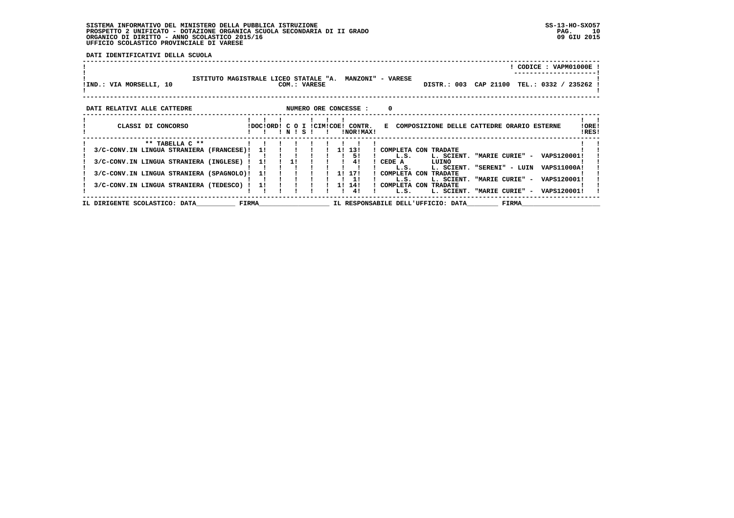**SISTEMA INFORMATIVO DEL MINISTERO DELLA PUBBLICA ISTRUZIONE**
**PROSPETTO 2 UNIFICATO - DOTAZIONE ORGANICA SCUOLA SECONDARIA DI II GRADO**
**ORGANICO DI DIRITTO - ANNO SCOLASTICO 2015/16**
**UFFICIO SCOLASTICO PROVINCIALE DI VARESE**

SS-13-HO-SXO57
09 GIU 2015

**DATI IDENTIFICATIVI DELLA SCUOLA**

CODICE : VAPM01000E

ISTITUTO MAGISTRALE LICEO STATALE "A. MANZONI" - VARESE
IND.: VIA MORSELLI, 10 — COM.: VARESE — DISTR.: 003 — CAP 21100 — TEL.: 0332 / 235262

**DATI RELATIVI ALLE CATTEDRE** — NUMERO ORE CONCESSE : 0

| CLASSI DI CONCORSO | DOC | ORD | C O N | I S | CIM | COE | CONTR. NOR | CONTR. MAX | E COMPOSIZIONE DELLE CATTEDRE ORARIO ESTERNE | ORE RES |
|---|---|---|---|---|---|---|---|---|---|---|
| ** TABELLA C ** | | | | | | | | | | |
| 3/C-CONV.IN LINGUA STRANIERA (FRANCESE) | 1 | | | | | 1 | 13 | | COMPLETA CON TRADATE | |
| | | | | | | | 5 | | L.S. L. SCIENT. "MARIE CURIE" - VAPS120001 | |
| 3/C-CONV.IN LINGUA STRANIERA (INGLESE) | 1 | | 1 | | | | 4 | | CEDE A LUINO | |
| | | | | | | | | | L.S. L. SCIENT. "SERENI" - LUIN VAPS11000A | |
| 3/C-CONV.IN LINGUA STRANIERA (SPAGNOLO) | 1 | | | | | 1 | 17 | | COMPLETA CON TRADATE | |
| | | | | | | | 1 | | L.S. L. SCIENT. "MARIE CURIE" - VAPS120001 | |
| 3/C-CONV.IN LINGUA STRANIERA (TEDESCO) | 1 | | | | | 1 | 14 | | COMPLETA CON TRADATE | |
| | | | | | | | 4 | | L.S. L. SCIENT. "MARIE CURIE" - VAPS120001 | |

IL DIRIGENTE SCOLASTICO: DATA__________ FIRMA__________________ IL RESPONSABILE DELL'UFFICIO: DATA________ FIRMA____________________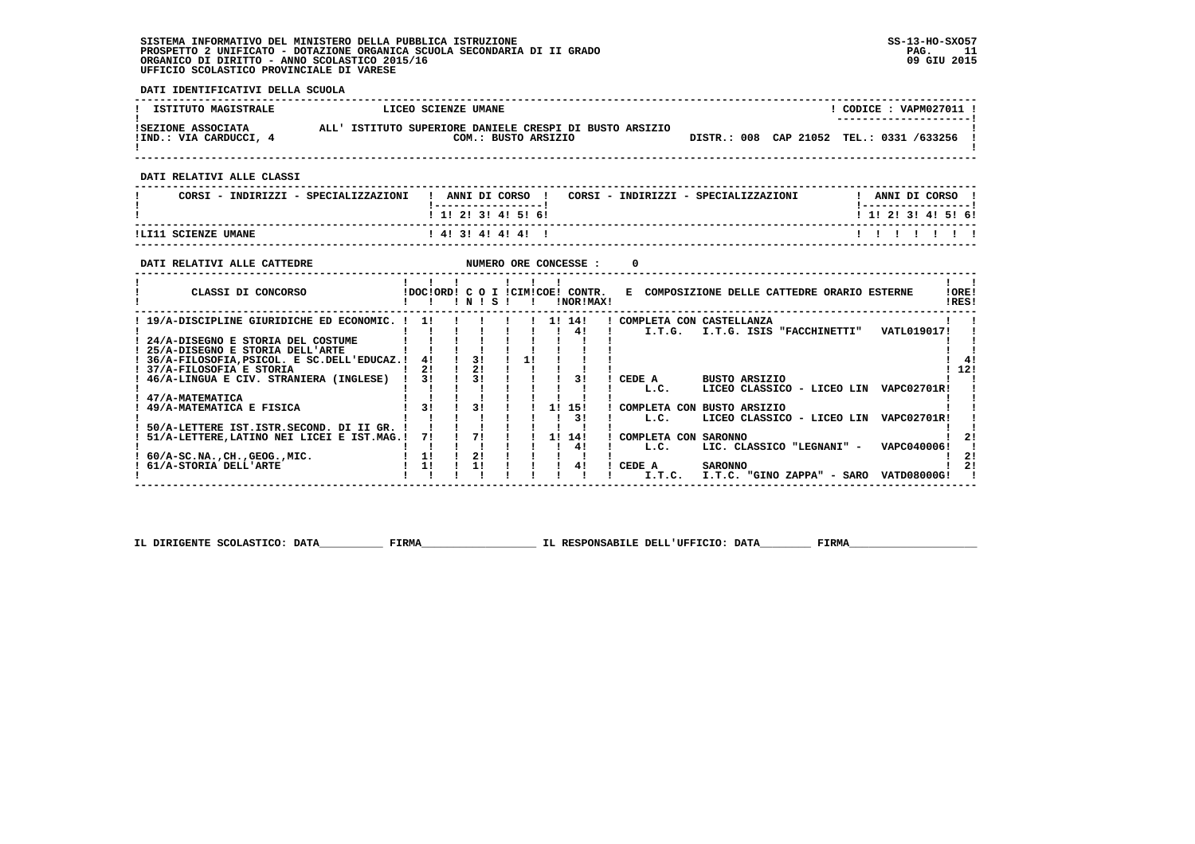SISTEMA INFORMATIVO DEL MINISTERO DELLA PUBBLICA ISTRUZIONE
PROSPETTO 2 UNIFICATO - DOTAZIONE ORGANICA SCUOLA SECONDARIA DI II GRADO
ORGANICO DI DIRITTO - ANNO SCOLASTICO 2015/16
UFFICIO SCOLASTICO PROVINCIALE DI VARESE

SS-13-HO-SXO57
09 GIU 2015

**DATI IDENTIFICATIVI DELLA SCUOLA**

| ISTITUTO MAGISTRALE | LICEO SCIENZE UMANE | CODICE : VAPM027011 |
|---|---|---|
| SEZIONE ASSOCIATA ALL' ISTITUTO SUPERIORE DANIELE CRESPI DI BUSTO ARSIZIO | COM.: BUSTO ARSIZIO | |
| IND.: VIA CARDUCCI, 4 | | DISTR.: 008 CAP 21052 TEL.: 0331 /633256 |

**DATI RELATIVI ALLE CLASSI**

| CORSI - INDIRIZZI - SPECIALIZZAZIONI | 1 | 2 | 3 | 4 | 5 | 6 |
|---|---|---|---|---|---|---|
| LI11 SCIENZE UMANE | 4 | 3 | 4 | 4 | 4 | |

**DATI RELATIVI ALLE CATTEDRE** NUMERO ORE CONCESSE : 0

| CLASSI DI CONCORSO | DOC | ORD | C O I N | S | CIM | COE | CONTR. NOR | MAX | E COMPOSIZIONE DELLE CATTEDRE ORARIO ESTERNE | ORE RES |
|---|---|---|---|---|---|---|---|---|---|---|
| 19/A-DISCIPLINE GIURIDICHE ED ECONOMIC. | 1 | | | | | 1 | 14 | | COMPLETA CON CASTELLANZA | |
| | | | | | | | 4 | | I.T.G. I.T.G. ISIS "FACCHINETTI" VATL019017 | |
| 24/A-DISEGNO E STORIA DEL COSTUME | | | | | | | | | | |
| 25/A-DISEGNO E STORIA DELL'ARTE | | | | | | | | | | |
| 36/A-FILOSOFIA,PSICOL. E SC.DELL'EDUCAZ. | 4 | | 3 | | 1 | | | | | 4 |
| 37/A-FILOSOFIA E STORIA | 2 | | 2 | | | | | | | 12 |
| 46/A-LINGUA E CIV. STRANIERA (INGLESE) | 3 | | 3 | | | | 3 | | CEDE A BUSTO ARSIZIO | |
| | | | | | | | | | L.C. LICEO CLASSICO - LICEO LIN VAPC02701R | |
| 47/A-MATEMATICA | | | | | | | | | | |
| 49/A-MATEMATICA E FISICA | 3 | | 3 | | | 1 | 15 | | COMPLETA CON BUSTO ARSIZIO | |
| | | | | | | | 3 | | L.C. LICEO CLASSICO - LICEO LIN VAPC02701R | |
| 50/A-LETTERE IST.ISTR.SECOND. DI II GR. | | | | | | | | | | |
| 51/A-LETTERE,LATINO NEI LICEI E IST.MAG. | 7 | | 7 | | | 1 | 14 | | COMPLETA CON SARONNO | 2 |
| | | | | | | | 4 | | L.C. LIC. CLASSICO "LEGNANI" - VAPC040006 | |
| 60/A-SC.NA.,CH.,GEOG.,MIC. | 1 | | 2 | | | | | | | 2 |
| 61/A-STORIA DELL'ARTE | 1 | | 1 | | | | 4 | | CEDE A SARONNO | 2 |
| | | | | | | | | | I.T.C. I.T.C. "GINO ZAPPA" - SARO VATD08000G | |

IL DIRIGENTE SCOLASTICO: DATA__________ FIRMA__________________ IL RESPONSABILE DELL'UFFICIO: DATA________ FIRMA____________________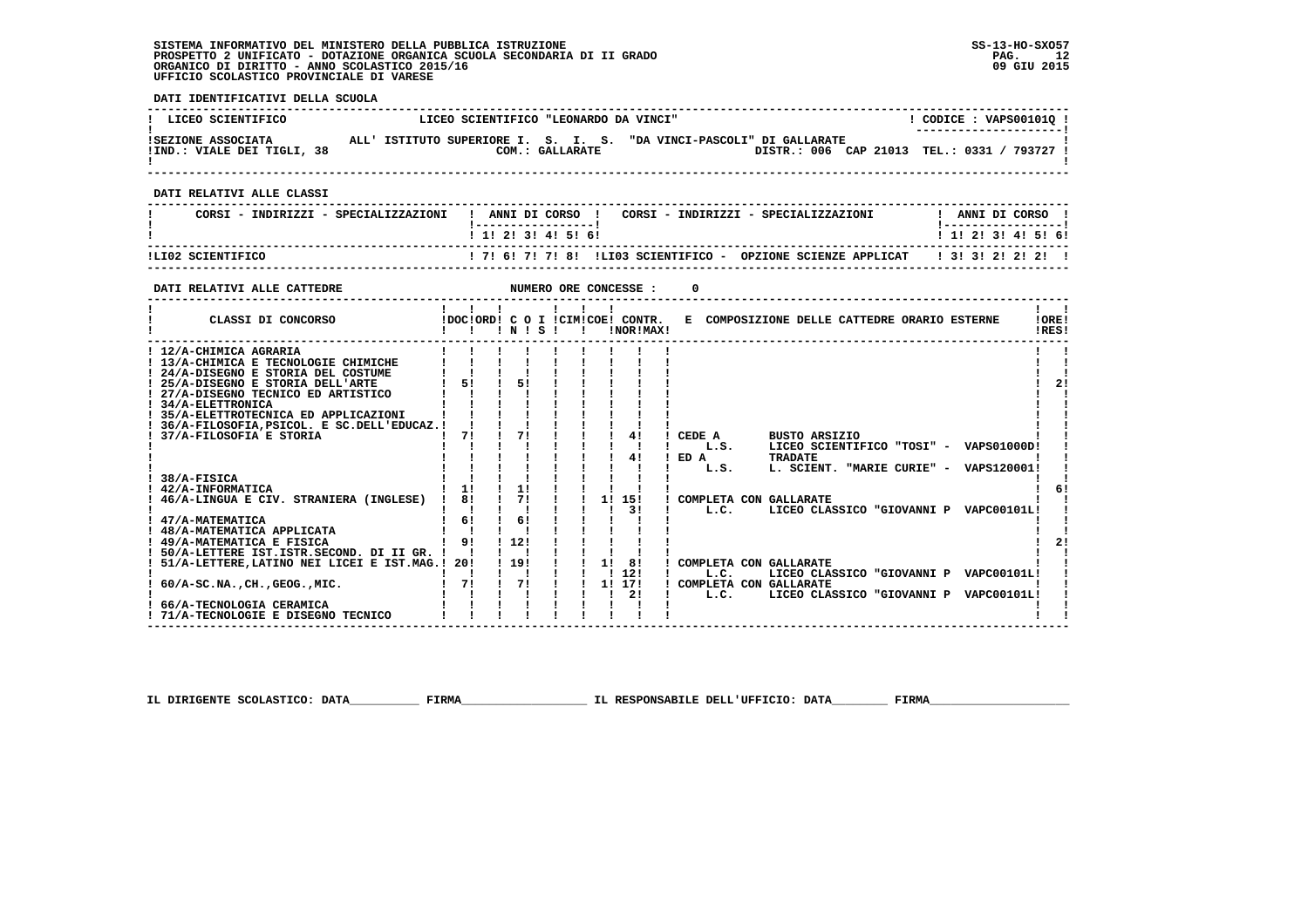SISTEMA INFORMATIVO DEL MINISTERO DELLA PUBBLICA ISTRUZIONE
PROSPETTO 2 UNIFICATO - DOTAZIONE ORGANICA SCUOLA SECONDARIA DI II GRADO
ORGANICO DI DIRITTO - ANNO SCOLASTICO 2015/16
UFFICIO SCOLASTICO PROVINCIALE DI VARESE

SS-13-HO-SXO57
09 GIU 2015

**DATI IDENTIFICATIVI DELLA SCUOLA**

| LICEO SCIENTIFICO | LICEO SCIENTIFICO "LEONARDO DA VINCI" | CODICE : VAPS00101Q |
|---|---|---|
| SEZIONE ASSOCIATA | ALL' ISTITUTO SUPERIORE I. S. I. S. "DA VINCI-PASCOLI" DI GALLARATE | |
| IND.: VIALE DEI TIGLI, 38 | COM.: GALLARATE | DISTR.: 006 CAP 21013 TEL.: 0331 / 793727 |

**DATI RELATIVI ALLE CLASSI**

| CORSI - INDIRIZZI - SPECIALIZZAZIONI | 1 | 2 | 3 | 4 | 5 | 6 | CORSI - INDIRIZZI - SPECIALIZZAZIONI | 1 | 2 | 3 | 4 | 5 | 6 |
|---|---|---|---|---|---|---|---|---|---|---|---|---|---|
| LI02 SCIENTIFICO | 7 | 6 | 7 | 7 | 8 | | LI03 SCIENTIFICO - OPZIONE SCIENZE APPLICAT | 3 | 3 | 2 | 2 | 2 | |

**DATI RELATIVI ALLE CATTEDRE** NUMERO ORE CONCESSE : 0

| CLASSI DI CONCORSO | DOC | ORD | C O I N | S | CIM | COE | CONTR. NOR | CONTR. MAX | E COMPOSIZIONE DELLE CATTEDRE ORARIO ESTERNE | ORE RES |
|---|---|---|---|---|---|---|---|---|---|---|
| 12/A-CHIMICA AGRARIA | | | | | | | | | | |
| 13/A-CHIMICA E TECNOLOGIE CHIMICHE | | | | | | | | | | |
| 24/A-DISEGNO E STORIA DEL COSTUME | | | | | | | | | | |
| 25/A-DISEGNO E STORIA DELL'ARTE | 5 | | 5 | | | | | | | 2 |
| 27/A-DISEGNO TECNICO ED ARTISTICO | | | | | | | | | | |
| 34/A-ELETTRONICA | | | | | | | | | | |
| 35/A-ELETTROTECNICA ED APPLICAZIONI | | | | | | | | | | |
| 36/A-FILOSOFIA,PSICOL. E SC.DELL'EDUCAZ. | | | | | | | | | | |
| 37/A-FILOSOFIA E STORIA | 7 | | 7 | | | | 4 | | CEDE A BUSTO ARSIZIO L.S. LICEO SCIENTIFICO "TOSI" - VAPS01000D | |
| | | | | | | | 4 | | ED A TRADATE L.S. L. SCIENT. "MARIE CURIE" - VAPS120001 | |
| 38/A-FISICA | | | | | | | | | | |
| 42/A-INFORMATICA | 1 | | 1 | | | | | | | 6 |
| 46/A-LINGUA E CIV. STRANIERA (INGLESE) | 8 | | 7 | | | 1 | 15 | | COMPLETA CON GALLARATE | |
| | | | | | | | 3 | | L.C. LICEO CLASSICO "GIOVANNI P VAPC00101L | |
| 47/A-MATEMATICA | 6 | | 6 | | | | | | | |
| 48/A-MATEMATICA APPLICATA | | | | | | | | | | |
| 49/A-MATEMATICA E FISICA | 9 | | 12 | | | | | | | 2 |
| 50/A-LETTERE IST.ISTR.SECOND. DI II GR. | | | | | | | | | | |
| 51/A-LETTERE,LATINO NEI LICEI E IST.MAG. | 20 | | 19 | | | 1 | 8 | | COMPLETA CON GALLARATE | |
| | | | | | | | 12 | | L.C. LICEO CLASSICO "GIOVANNI P VAPC00101L | |
| 60/A-SC.NA.,CH.,GEOG.,MIC. | 7 | | 7 | | | 1 | 17 | | COMPLETA CON GALLARATE | |
| | | | | | | | 2 | | L.C. LICEO CLASSICO "GIOVANNI P VAPC00101L | |
| 66/A-TECNOLOGIA CERAMICA | | | | | | | | | | |
| 71/A-TECNOLOGIE E DISEGNO TECNICO | | | | | | | | | | |

IL DIRIGENTE SCOLASTICO: DATA__________ FIRMA__________________ IL RESPONSABILE DELL'UFFICIO: DATA________ FIRMA____________________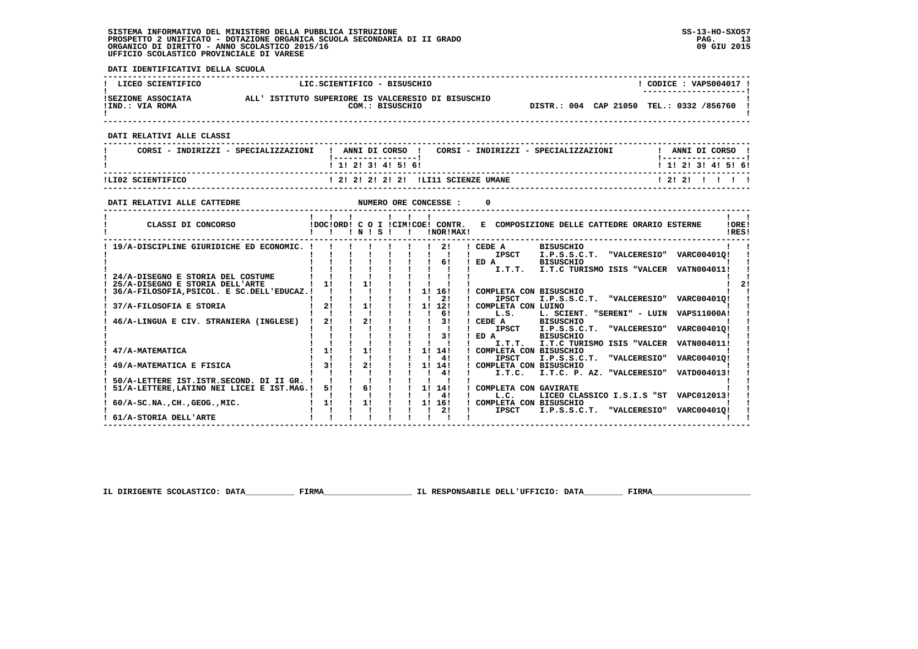SISTEMA INFORMATIVO DEL MINISTERO DELLA PUBBLICA ISTRUZIONE
PROSPETTO 2 UNIFICATO - DOTAZIONE ORGANICA SCUOLA SECONDARIA DI II GRADO
ORGANICO DI DIRITTO - ANNO SCOLASTICO 2015/16
UFFICIO SCOLASTICO PROVINCIALE DI VARESE

SS-13-HO-SXO57
09 GIU 2015

**DATI IDENTIFICATIVI DELLA SCUOLA**

| LICEO SCIENTIFICO | LIC.SCIENTIFICO - BISUSCHIO | CODICE : VAPS004017 |
|---|---|---|
| SEZIONE ASSOCIATA ALL' ISTITUTO SUPERIORE IS VALCERESIO DI BISUSCHIO | COM.: BISUSCHIO | |
| IND.: VIA ROMA | | DISTR.: 004 CAP 21050 TEL.: 0332 /856760 |

**DATI RELATIVI ALLE CLASSI**

| CORSI - INDIRIZZI - SPECIALIZZAZIONI | 1 | 2 | 3 | 4 | 5 | 6 | CORSI - INDIRIZZI - SPECIALIZZAZIONI | 1 | 2 | 3 | 4 | 5 | 6 |
|---|---|---|---|---|---|---|---|---|---|---|---|---|---|
| LI02 SCIENTIFICO | 2 | 2 | 2 | 2 | 2 | | LI11 SCIENZE UMANE | 2 | 2 | | | | |

**DATI RELATIVI ALLE CATTEDRE** NUMERO ORE CONCESSE : 0

| CLASSI DI CONCORSO | DOC | ORD | C O N | I S | CIM | COE | CONTR. NOR | CONTR. MAX | E COMPOSIZIONE DELLE CATTEDRE ORARIO ESTERNE | ORE RES |
|---|---|---|---|---|---|---|---|---|---|---|
| 19/A-DISCIPLINE GIURIDICHE ED ECONOMIC. | | | | | | | | 2 | CEDE A BISUSCHIO IPSCT I.P.S.S.C.T. "VALCERESIO" VARC00401Q | |
| | | | | | | | | 6 | ED A BISUSCHIO I.T.T. I.T.C TURISMO ISIS "VALCER VATN004011 | |
| 24/A-DISEGNO E STORIA DEL COSTUME | | | | | | | | | | |
| 25/A-DISEGNO E STORIA DELL'ARTE | 1 | | 1 | | | | | | | 2 |
| 36/A-FILOSOFIA,PSICOL. E SC.DELL'EDUCAZ. | | | | | | 1 | 16 | 2 | COMPLETA CON BISUSCHIO IPSCT I.P.S.S.C.T. "VALCERESIO" VARC00401Q | |
| 37/A-FILOSOFIA E STORIA | 2 | | 1 | | | 1 | 12 | 6 | COMPLETA CON LUINO L.S. L. SCIENT. "SERENI" - LUIN VAPS11000A | |
| 46/A-LINGUA E CIV. STRANIERA (INGLESE) | 2 | | 2 | | | | | 3 | CEDE A BISUSCHIO IPSCT I.P.S.S.C.T. "VALCERESIO" VARC00401Q | |
| | | | | | | | | 3 | ED A BISUSCHIO I.T.T. I.T.C TURISMO ISIS "VALCER VATN004011 | |
| 47/A-MATEMATICA | 1 | | 1 | | | 1 | 14 | 4 | COMPLETA CON BISUSCHIO IPSCT I.P.S.S.C.T. "VALCERESIO" VARC00401Q | |
| 49/A-MATEMATICA E FISICA | 3 | | 2 | | | 1 | 14 | 4 | COMPLETA CON BISUSCHIO I.T.C. I.T.C. P. AZ. "VALCERESIO" VATD004013 | |
| 50/A-LETTERE IST.ISTR.SECOND. DI II GR. | | | | | | | | | | |
| 51/A-LETTERE,LATINO NEI LICEI E IST.MAG. | 5 | | 6 | | | 1 | 14 | 4 | COMPLETA CON GAVIRATE L.C. LICEO CLASSICO I.S.I.S "ST VAPC012013 | |
| 60/A-SC.NA.,CH.,GEOG.,MIC. | 1 | | 1 | | | 1 | 16 | 2 | COMPLETA CON BISUSCHIO IPSCT I.P.S.S.C.T. "VALCERESIO" VARC00401Q | |
| 61/A-STORIA DELL'ARTE | | | | | | | | | | |

IL DIRIGENTE SCOLASTICO: DATA__________ FIRMA__________________ IL RESPONSABILE DELL'UFFICIO: DATA________ FIRMA____________________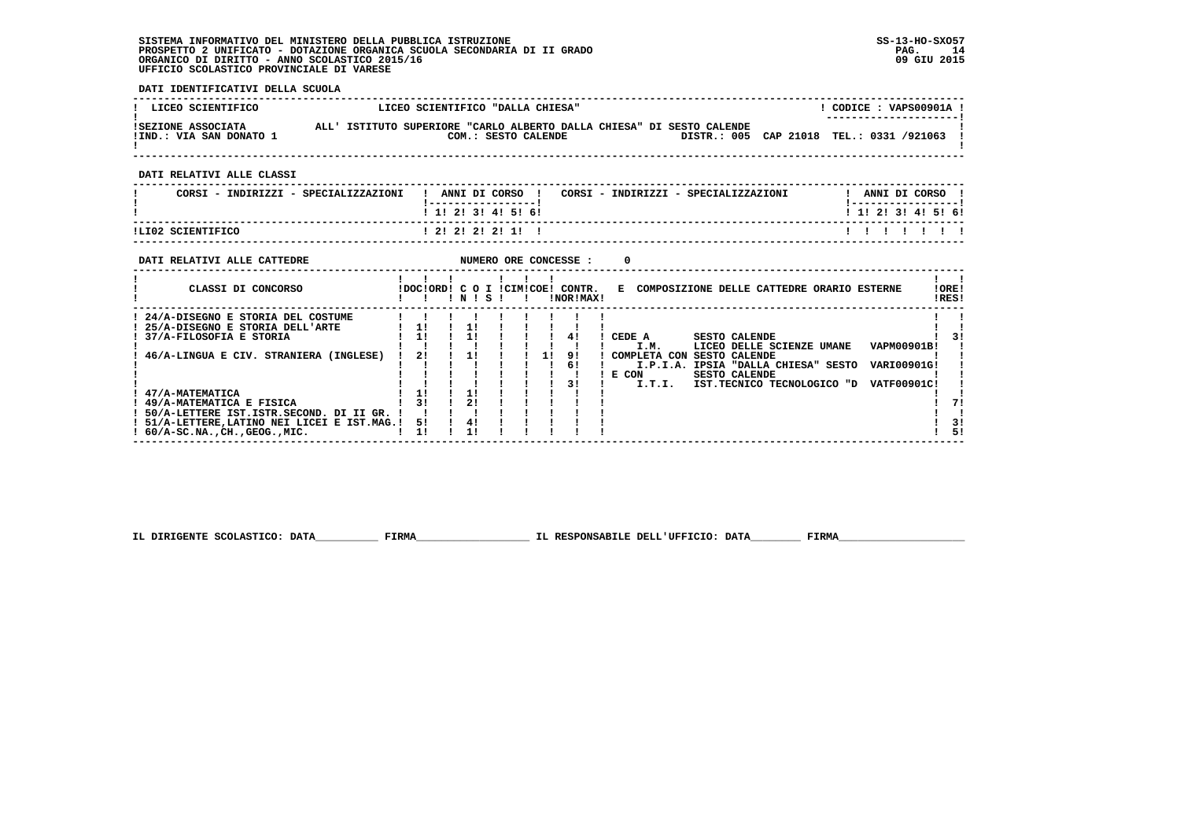SISTEMA INFORMATIVO DEL MINISTERO DELLA PUBBLICA ISTRUZIONE
PROSPETTO 2 UNIFICATO - DOTAZIONE ORGANICA SCUOLA SECONDARIA DI II GRADO
ORGANICO DI DIRITTO - ANNO SCOLASTICO 2015/16
UFFICIO SCOLASTICO PROVINCIALE DI VARESE

SS-13-HO-SXO57
09 GIU 2015

**DATI IDENTIFICATIVI DELLA SCUOLA**

| LICEO SCIENTIFICO | LICEO SCIENTIFICO "DALLA CHIESA" | CODICE : VAPS00901A |
|---|---|---|
| SEZIONE ASSOCIATA | ALL' ISTITUTO SUPERIORE "CARLO ALBERTO DALLA CHIESA" DI SESTO CALENDE | |
| IND.: VIA SAN DONATO 1 | COM.: SESTO CALENDE | DISTR.: 005 CAP 21018 TEL.: 0331 /921063 |

**DATI RELATIVI ALLE CLASSI**

| CORSI - INDIRIZZI - SPECIALIZZAZIONI | 1 | 2 | 3 | 4 | 5 | 6 | CORSI - INDIRIZZI - SPECIALIZZAZIONI | 1 | 2 | 3 | 4 | 5 | 6 |
|---|---|---|---|---|---|---|---|---|---|---|---|---|---|
| LI02 SCIENTIFICO | 2 | 2 | 2 | 2 | 1 | | | | | | | | |

**DATI RELATIVI ALLE CATTEDRE** NUMERO ORE CONCESSE : 0

| CLASSI DI CONCORSO | DOC | ORD | C O N | I S | CIM | COE | CONTR. NOR | CONTR. MAX | E COMPOSIZIONE DELLE CATTEDRE ORARIO ESTERNE | ORE RES |
|---|---|---|---|---|---|---|---|---|---|---|
| 24/A-DISEGNO E STORIA DEL COSTUME | | | | | | | | | | |
| 25/A-DISEGNO E STORIA DELL'ARTE | 1 | | 1 | | | | | | | |
| 37/A-FILOSOFIA E STORIA | 1 | | 1 | | | | | 4 | CEDE A SESTO CALENDE I.M. LICEO DELLE SCIENZE UMANE VAPM00901B | 3 |
| 46/A-LINGUA E CIV. STRANIERA (INGLESE) | 2 | | 1 | | | 1 | 9 | 6 | COMPLETA CON SESTO CALENDE I.P.I.A. IPSIA "DALLA CHIESA" SESTO VARI00901G | |
| | | | | | | | | 3 | E CON SESTO CALENDE I.T.I. IST.TECNICO TECNOLOGICO "D VATF00901C | |
| 47/A-MATEMATICA | 1 | | 1 | | | | | | | |
| 49/A-MATEMATICA E FISICA | 3 | | 2 | | | | | | | 7 |
| 50/A-LETTERE IST.ISTR.SECOND. DI II GR. | | | | | | | | | | |
| 51/A-LETTERE,LATINO NEI LICEI E IST.MAG. | 5 | | 4 | | | | | | | 3 |
| 60/A-SC.NA.,CH.,GEOG.,MIC. | 1 | | 1 | | | | | | | 5 |

IL DIRIGENTE SCOLASTICO: DATA__________ FIRMA__________________ IL RESPONSABILE DELL'UFFICIO: DATA________ FIRMA____________________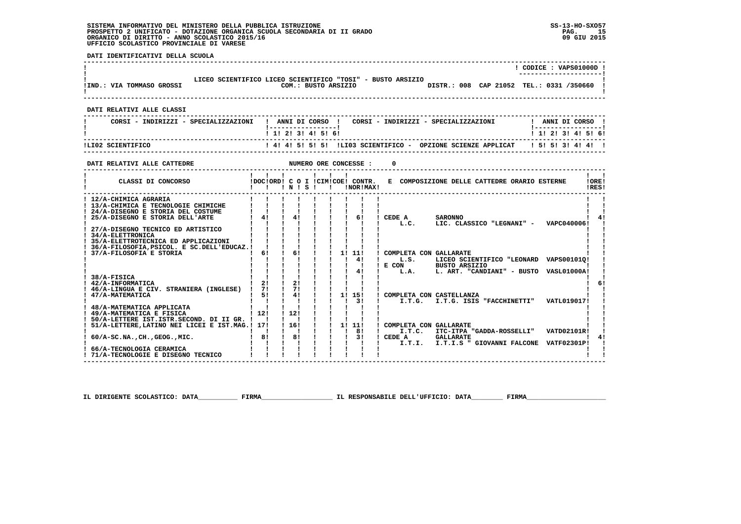**SISTEMA INFORMATIVO DEL MINISTERO DELLA PUBBLICA ISTRUZIONE**
**PROSPETTO 2 UNIFICATO - DOTAZIONE ORGANICA SCUOLA SECONDARIA DI II GRADO**
**ORGANICO DI DIRITTO - ANNO SCOLASTICO 2015/16**
**UFFICIO SCOLASTICO PROVINCIALE DI VARESE**

SS-13-HO-SXO57
09 GIU 2015

**DATI IDENTIFICATIVI DELLA SCUOLA**

CODICE : VAPS01000D

LICEO SCIENTIFICO LICEO SCIENTIFICO "TOSI" - BUSTO ARSIZIO
IND.: VIA TOMMASO GROSSI — COM.: BUSTO ARSIZIO — DISTR.: 008 CAP 21052 TEL.: 0331 /350660

**DATI RELATIVI ALLE CLASSI**

| CORSI - INDIRIZZI - SPECIALIZZAZIONI | 1 | 2 | 3 | 4 | 5 | 6 | CORSI - INDIRIZZI - SPECIALIZZAZIONI | 1 | 2 | 3 | 4 | 5 | 6 |
|---|---|---|---|---|---|---|---|---|---|---|---|---|---|
| LI02 SCIENTIFICO | 4 | 4 | 5 | 5 | 5 | | LI03 SCIENTIFICO - OPZIONE SCIENZE APPLICAT | 5 | 5 | 3 | 4 | 4 | |

**DATI RELATIVI ALLE CATTEDRE** — NUMERO ORE CONCESSE : 0

| CLASSI DI CONCORSO | DOC | ORD | C O I N | S | CIM | COE | CONTR. NOR | MAX | E COMPOSIZIONE DELLE CATTEDRE ORARIO ESTERNE | ORE RES |
|---|---|---|---|---|---|---|---|---|---|---|
| 12/A-CHIMICA AGRARIA | | | | | | | | | | |
| 13/A-CHIMICA E TECNOLOGIE CHIMICHE | | | | | | | | | | |
| 24/A-DISEGNO E STORIA DEL COSTUME | | | | | | | | | | |
| 25/A-DISEGNO E STORIA DELL'ARTE | 4 | | 4 | | | | | 6 | CEDE A SARONNO — L.C. LIC. CLASSICO "LEGNANI" - VAPC040006 | 4 |
| 27/A-DISEGNO TECNICO ED ARTISTICO | | | | | | | | | | |
| 34/A-ELETTRONICA | | | | | | | | | | |
| 35/A-ELETTROTECNICA ED APPLICAZIONI | | | | | | | | | | |
| 36/A-FILOSOFIA,PSICOL. E SC.DELL'EDUCAZ. | | | | | | | | | | |
| 37/A-FILOSOFIA E STORIA | 6 | | 6 | | | | 1 | 11 | COMPLETA CON GALLARATE | |
| | | | | | | | | 4 | L.S. LICEO SCIENTIFICO "LEONARD VAPS00101Q | |
| | | | | | | | | | E CON BUSTO ARSIZIO | |
| | | | | | | | | 4 | L.A. L. ART. "CANDIANI" - BUSTO VASL01000A | |
| 38/A-FISICA | | | | | | | | | | |
| 42/A-INFORMATICA | 2 | | 2 | | | | | | | 6 |
| 46/A-LINGUA E CIV. STRANIERA (INGLESE) | 7 | | 7 | | | | | | | |
| 47/A-MATEMATICA | 5 | | 4 | | | | 1 | 15 | COMPLETA CON CASTELLANZA | |
| | | | | | | | | 3 | I.T.G. I.T.G. ISIS "FACCHINETTI" VATL019017 | |
| 48/A-MATEMATICA APPLICATA | | | | | | | | | | |
| 49/A-MATEMATICA E FISICA | 12 | | 12 | | | | | | | |
| 50/A-LETTERE IST.ISTR.SECOND. DI II GR. | | | | | | | | | | |
| 51/A-LETTERE,LATINO NEI LICEI E IST.MAG. | 17 | | 16 | | | | 1 | 11 | COMPLETA CON GALLARATE | |
| | | | | | | | | 8 | I.T.C. ITC-ITPA "GADDA-ROSSELLI" VATD02101R | |
| 60/A-SC.NA.,CH.,GEOG.,MIC. | 8 | | 8 | | | | | 3 | CEDE A GALLARATE — I.T.I. I.T.I.S " GIOVANNI FALCONE VATF02301P | 4 |
| 66/A-TECNOLOGIA CERAMICA | | | | | | | | | | |
| 71/A-TECNOLOGIE E DISEGNO TECNICO | | | | | | | | | | |

IL DIRIGENTE SCOLASTICO: DATA__________ FIRMA__________________ IL RESPONSABILE DELL'UFFICIO: DATA________ FIRMA____________________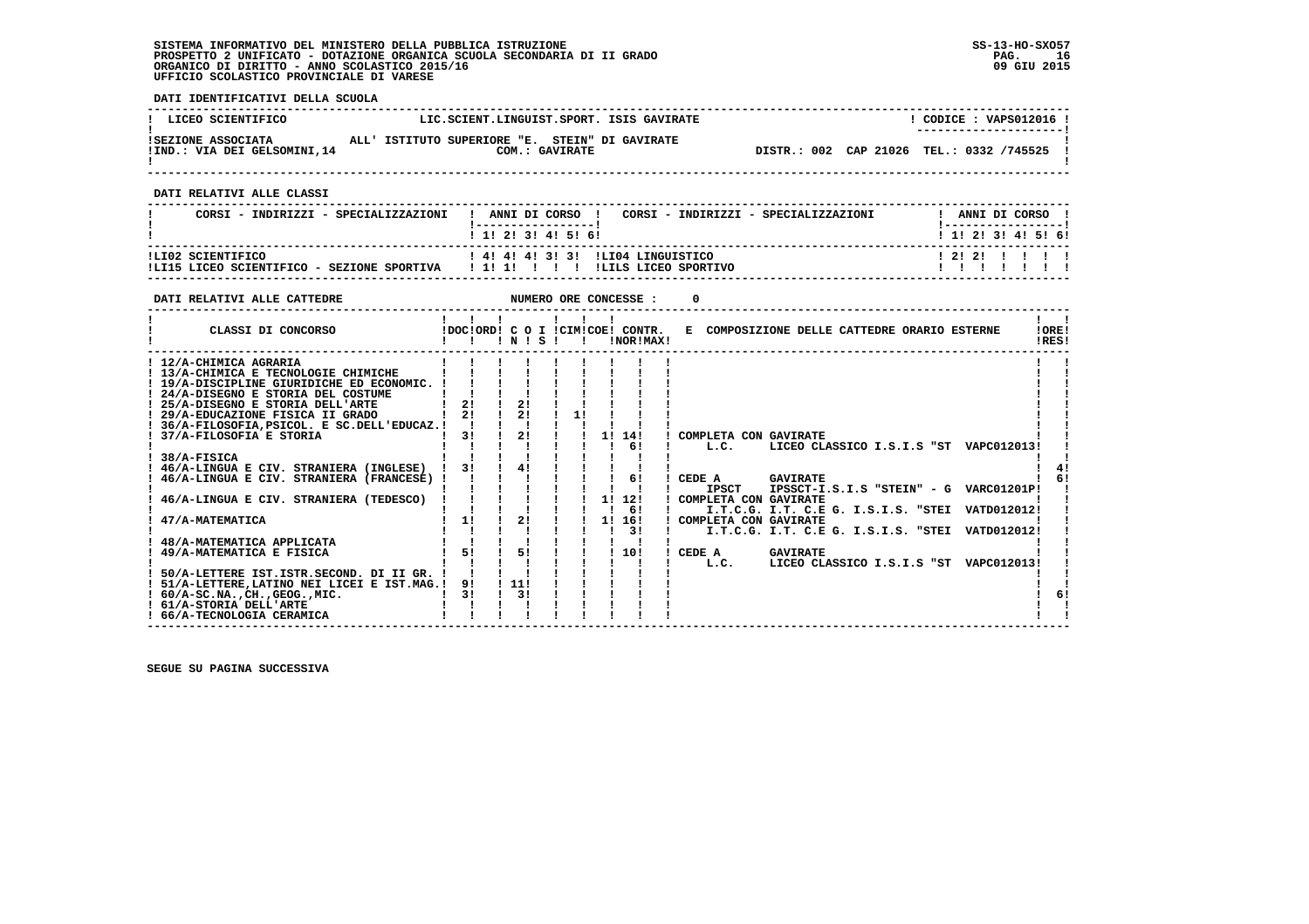SISTEMA INFORMATIVO DEL MINISTERO DELLA PUBBLICA ISTRUZIONE
PROSPETTO 2 UNIFICATO - DOTAZIONE ORGANICA SCUOLA SECONDARIA DI II GRADO
ORGANICO DI DIRITTO - ANNO SCOLASTICO 2015/16
UFFICIO SCOLASTICO PROVINCIALE DI VARESE

SS-13-HO-SXO57
09 GIU 2015

**DATI IDENTIFICATIVI DELLA SCUOLA**

| LICEO SCIENTIFICO | LIC.SCIENT.LINGUIST.SPORT. ISIS GAVIRATE | CODICE : VAPS012016 |
|---|---|---|
| SEZIONE ASSOCIATA | ALL' ISTITUTO SUPERIORE "E. STEIN" DI GAVIRATE | |
| IND.: VIA DEI GELSOMINI,14 | COM.: GAVIRATE | DISTR.: 002 CAP 21026 TEL.: 0332 /745525 |

**DATI RELATIVI ALLE CLASSI**

| CORSI - INDIRIZZI - SPECIALIZZAZIONI | 1 | 2 | 3 | 4 | 5 | 6 | CORSI - INDIRIZZI - SPECIALIZZAZIONI | 1 | 2 | 3 | 4 | 5 | 6 |
|---|---|---|---|---|---|---|---|---|---|---|---|---|---|
| LI02 SCIENTIFICO | 4 | 4 | 4 | 3 | 3 | | LI04 LINGUISTICO | 2 | 2 | | | | |
| LI15 LICEO SCIENTIFICO - SEZIONE SPORTIVA | 1 | 1 | | | | | LILS LICEO SPORTIVO | | | | | | |

**DATI RELATIVI ALLE CATTEDRE** NUMERO ORE CONCESSE : 0

| CLASSI DI CONCORSO | DOC | ORD | C O I N | C O I S | CIM | COE | CONTR. NOR | CONTR. MAX | E COMPOSIZIONE DELLE CATTEDRE ORARIO ESTERNE | ORE RES |
|---|---|---|---|---|---|---|---|---|---|---|
| 12/A-CHIMICA AGRARIA | | | | | | | | | | |
| 13/A-CHIMICA E TECNOLOGIE CHIMICHE | | | | | | | | | | |
| 19/A-DISCIPLINE GIURIDICHE ED ECONOMIC. | | | | | | | | | | |
| 24/A-DISEGNO E STORIA DEL COSTUME | | | | | | | | | | |
| 25/A-DISEGNO E STORIA DELL'ARTE | 2 | | 2 | | | | | | | |
| 29/A-EDUCAZIONE FISICA II GRADO | 2 | | 2 | | 1 | | | | | |
| 36/A-FILOSOFIA,PSICOL. E SC.DELL'EDUCAZ. | | | | | | | | | | |
| 37/A-FILOSOFIA E STORIA | 3 | | 2 | | | 1 | 14 | | COMPLETA CON GAVIRATE | |
| | | | | | | | 6 | | L.C. LICEO CLASSICO I.S.I.S "ST VAPC012013 | |
| 38/A-FISICA | | | | | | | | | | |
| 46/A-LINGUA E CIV. STRANIERA (INGLESE) | 3 | | 4 | | | | | | | 4 |
| 46/A-LINGUA E CIV. STRANIERA (FRANCESE) | | | | | | | 6 | | CEDE A GAVIRATE | 6 |
| | | | | | | | | | IPSCT IPSSCT-I.S.I.S "STEIN" - G VARC01201P | |
| 46/A-LINGUA E CIV. STRANIERA (TEDESCO) | | | | | | 1 | 12 | | COMPLETA CON GAVIRATE | |
| | | | | | | | 6 | | I.T.C.G. I.T. C.E G. I.S.I.S. "STEI VATD012012 | |
| 47/A-MATEMATICA | 1 | | 2 | | | 1 | 16 | | COMPLETA CON GAVIRATE | |
| | | | | | | | 3 | | I.T.C.G. I.T. C.E G. I.S.I.S. "STEI VATD012012 | |
| 48/A-MATEMATICA APPLICATA | | | | | | | | | | |
| 49/A-MATEMATICA E FISICA | 5 | | 5 | | | | 10 | | CEDE A GAVIRATE | |
| | | | | | | | | | L.C. LICEO CLASSICO I.S.I.S "ST VAPC012013 | |
| 50/A-LETTERE IST.ISTR.SECOND. DI II GR. | | | | | | | | | | |
| 51/A-LETTERE,LATINO NEI LICEI E IST.MAG. | 9 | | 11 | | | | | | | |
| 60/A-SC.NA.,CH.,GEOG.,MIC. | 3 | | 3 | | | | | | | 6 |
| 61/A-STORIA DELL'ARTE | | | | | | | | | | |
| 66/A-TECNOLOGIA CERAMICA | | | | | | | | | | |

SEGUE SU PAGINA SUCCESSIVA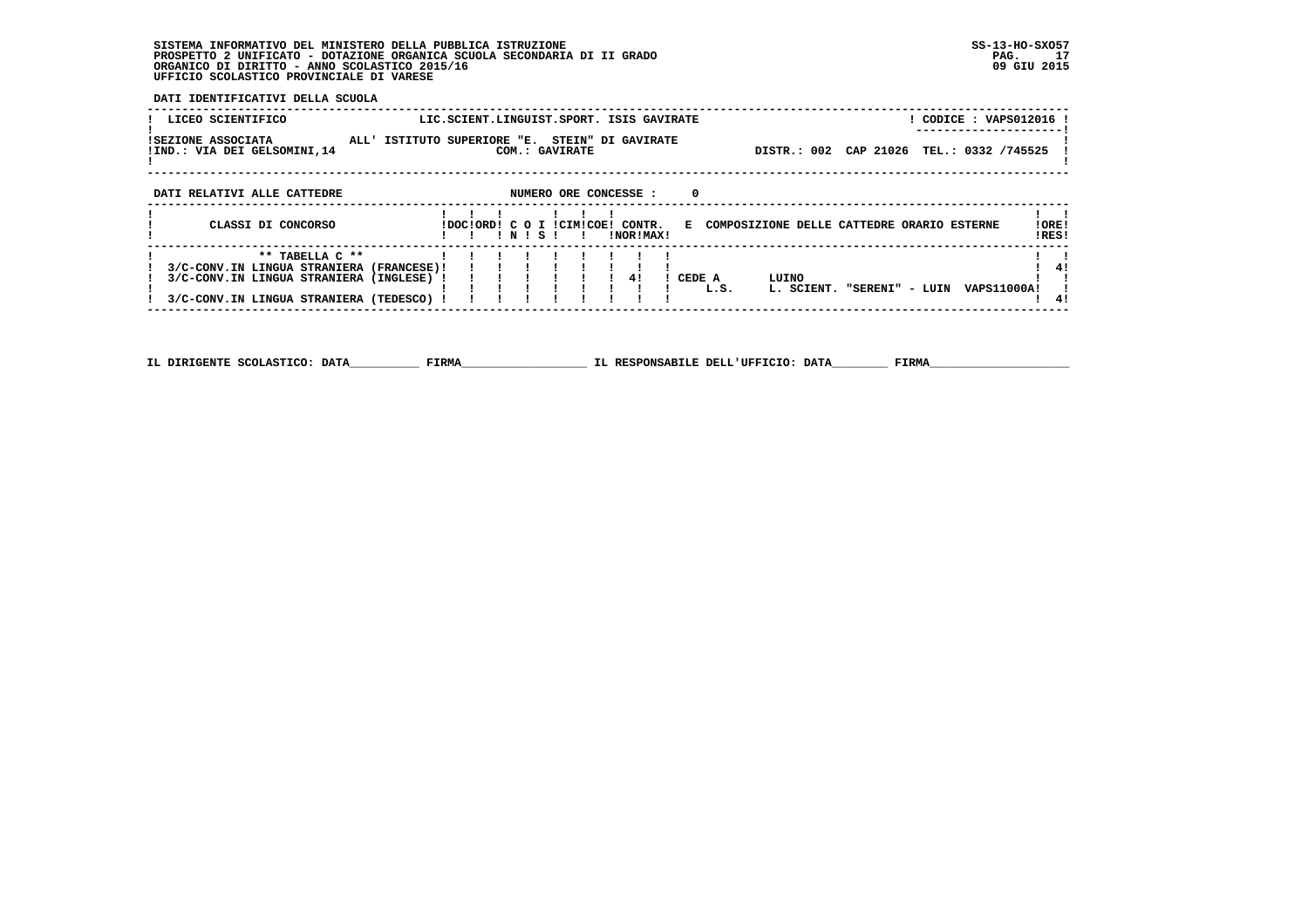SISTEMA INFORMATIVO DEL MINISTERO DELLA PUBBLICA ISTRUZIONE
PROSPETTO 2 UNIFICATO - DOTAZIONE ORGANICA SCUOLA SECONDARIA DI II GRADO
ORGANICO DI DIRITTO - ANNO SCOLASTICO 2015/16
UFFICIO SCOLASTICO PROVINCIALE DI VARESE

SS-13-HO-SXO57
09 GIU 2015

**DATI IDENTIFICATIVI DELLA SCUOLA**

LICEO SCIENTIFICO — LIC.SCIENT.LINGUIST.SPORT. ISIS GAVIRATE — CODICE : VAPS012016

SEZIONE ASSOCIATA ALL' ISTITUTO SUPERIORE "E. STEIN" DI GAVIRATE
IND.: VIA DEI GELSOMINI,14 — COM.: GAVIRATE — DISTR.: 002 CAP 21026 TEL.: 0332 /745525

**DATI RELATIVI ALLE CATTEDRE** — NUMERO ORE CONCESSE : 0

| CLASSI DI CONCORSO | DOC | ORD | C O N | I S | CIM | COE | CONTR. NOR | CONTR. MAX | E COMPOSIZIONE DELLE CATTEDRE ORARIO ESTERNE | ORE RES |
|---|---|---|---|---|---|---|---|---|---|---|
| ** TABELLA C ** | | | | | | | | | | |
| 3/C-CONV.IN LINGUA STRANIERA (FRANCESE) | | | | | | | | | | 4 |
| 3/C-CONV.IN LINGUA STRANIERA (INGLESE) | | | | | | | 4 | | CEDE A L.S. LUINO L. SCIENT. "SERENI" - LUIN VAPS11000A | |
| 3/C-CONV.IN LINGUA STRANIERA (TEDESCO) | | | | | | | | | | 4 |

IL DIRIGENTE SCOLASTICO: DATA__________ FIRMA__________________ IL RESPONSABILE DELL'UFFICIO: DATA________ FIRMA____________________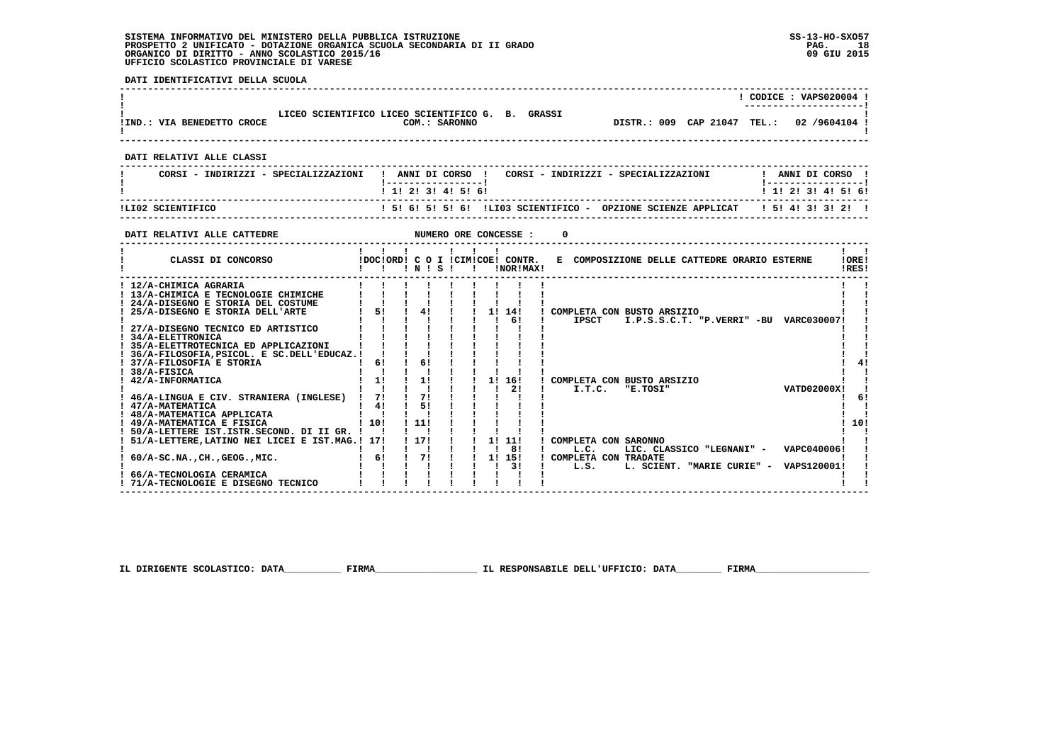SISTEMA INFORMATIVO DEL MINISTERO DELLA PUBBLICA ISTRUZIONE
PROSPETTO 2 UNIFICATO - DOTAZIONE ORGANICA SCUOLA SECONDARIA DI II GRADO
ORGANICO DI DIRITTO - ANNO SCOLASTICO 2015/16
UFFICIO SCOLASTICO PROVINCIALE DI VARESE

SS-13-HO-SXO57
09 GIU 2015

**DATI IDENTIFICATIVI DELLA SCUOLA**

| | | CODICE : VAPS020004 |
|---|---|---|
| IND.: VIA BENEDETTO CROCE | LICEO SCIENTIFICO LICEO SCIENTIFICO G. B. GRASSI<br>COM.: SARONNO | DISTR.: 009 CAP 21047 TEL.: 02 /9604104 |

**DATI RELATIVI ALLE CLASSI**

| CORSI - INDIRIZZI - SPECIALIZZAZIONI | 1 | 2 | 3 | 4 | 5 | 6 | CORSI - INDIRIZZI - SPECIALIZZAZIONI | 1 | 2 | 3 | 4 | 5 | 6 |
|---|---|---|---|---|---|---|---|---|---|---|---|---|---|
| LI02 SCIENTIFICO | 5 | 6 | 5 | 5 | 6 | | LI03 SCIENTIFICO - OPZIONE SCIENZE APPLICAT | 5 | 4 | 3 | 3 | 2 | |

**DATI RELATIVI ALLE CATTEDRE** NUMERO ORE CONCESSE : 0

| CLASSI DI CONCORSO | DOC | ORD | C O N | I S | CIM | COE | CONTR. NOR | CONTR. MAX | E COMPOSIZIONE DELLE CATTEDRE ORARIO ESTERNE | ORE RES |
|---|---|---|---|---|---|---|---|---|---|---|
| 12/A-CHIMICA AGRARIA | | | | | | | | | | |
| 13/A-CHIMICA E TECNOLOGIE CHIMICHE | | | | | | | | | | |
| 24/A-DISEGNO E STORIA DEL COSTUME | | | | | | | | | | |
| 25/A-DISEGNO E STORIA DELL'ARTE | 5 | | 4 | | | 1 | 14<br>6 | | COMPLETA CON BUSTO ARSIZIO<br>IPSCT I.P.S.S.C.T. "P.VERRI" -BU VARC030007 | |
| 27/A-DISEGNO TECNICO ED ARTISTICO | | | | | | | | | | |
| 34/A-ELETTRONICA | | | | | | | | | | |
| 35/A-ELETTROTECNICA ED APPLICAZIONI | | | | | | | | | | |
| 36/A-FILOSOFIA,PSICOL. E SC.DELL'EDUCAZ. | | | | | | | | | | |
| 37/A-FILOSOFIA E STORIA | 6 | | 6 | | | | | | | 4 |
| 38/A-FISICA | | | | | | | | | | |
| 42/A-INFORMATICA | 1 | | 1 | | | 1 | 16<br>2 | | COMPLETA CON BUSTO ARSIZIO<br>I.T.C. "E.TOSI" VATD02000X | |
| 46/A-LINGUA E CIV. STRANIERA (INGLESE) | 7 | | 7 | | | | | | | 6 |
| 47/A-MATEMATICA | 4 | | 5 | | | | | | | |
| 48/A-MATEMATICA APPLICATA | | | | | | | | | | |
| 49/A-MATEMATICA E FISICA | 10 | | 11 | | | | | | | 10 |
| 50/A-LETTERE IST.ISTR.SECOND. DI II GR. | | | | | | | | | | |
| 51/A-LETTERE,LATINO NEI LICEI E IST.MAG. | 17 | | 17 | | | 1 | 11<br>8 | | COMPLETA CON SARONNO<br>L.C. LIC. CLASSICO "LEGNANI" - VAPC040006 | |
| 60/A-SC.NA.,CH.,GEOG.,MIC. | 6 | | 7 | | | 1 | 15<br>3 | | COMPLETA CON TRADATE<br>L.S. L. SCIENT. "MARIE CURIE" - VAPS120001 | |
| 66/A-TECNOLOGIA CERAMICA | | | | | | | | | | |
| 71/A-TECNOLOGIE E DISEGNO TECNICO | | | | | | | | | | |

IL DIRIGENTE SCOLASTICO: DATA__________ FIRMA__________________ IL RESPONSABILE DELL'UFFICIO: DATA________ FIRMA____________________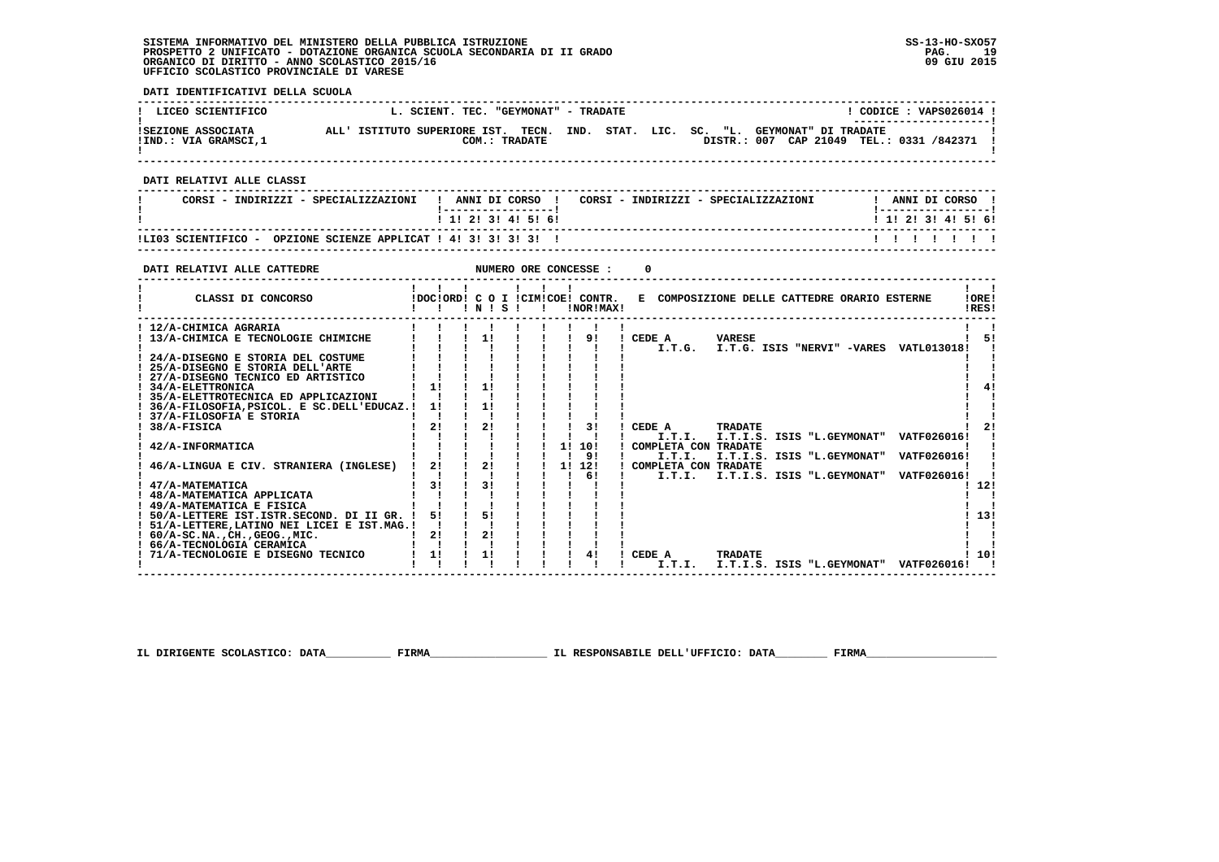SISTEMA INFORMATIVO DEL MINISTERO DELLA PUBBLICA ISTRUZIONE
PROSPETTO 2 UNIFICATO - DOTAZIONE ORGANICA SCUOLA SECONDARIA DI II GRADO
ORGANICO DI DIRITTO - ANNO SCOLASTICO 2015/16
UFFICIO SCOLASTICO PROVINCIALE DI VARESE

SS-13-HO-SXO57
09 GIU 2015

**DATI IDENTIFICATIVI DELLA SCUOLA**

| LICEO SCIENTIFICO | L. SCIENT. TEC. "GEYMONAT" - TRADATE | CODICE : VAPS026014 |
|---|---|---|
| SEZIONE ASSOCIATA | ALL' ISTITUTO SUPERIORE IST. TECN. IND. STAT. LIC. SC. "L. GEYMONAT" DI TRADATE | |
| IND.: VIA GRAMSCI,1 | COM.: TRADATE | DISTR.: 007 CAP 21049 TEL.: 0331 /842371 |

**DATI RELATIVI ALLE CLASSI**

| CORSI - INDIRIZZI - SPECIALIZZAZIONI | 1 | 2 | 3 | 4 | 5 | 6 |
|---|---|---|---|---|---|---|
| LI03 SCIENTIFICO - OPZIONE SCIENZE APPLICAT | 4 | 3 | 3 | 3 | 3 | |

**DATI RELATIVI ALLE CATTEDRE** NUMERO ORE CONCESSE : 0

| CLASSI DI CONCORSO | DOC | ORD | C O I N | C O I S | CIM | COE | CONTR. NOR | CONTR. MAX | E COMPOSIZIONE DELLE CATTEDRE ORARIO ESTERNE | ORE RES |
|---|---|---|---|---|---|---|---|---|---|---|
| 12/A-CHIMICA AGRARIA | | | | | | | | | | |
| 13/A-CHIMICA E TECNOLOGIE CHIMICHE | | | 1 | | | | | 9 | CEDE A VARESE I.T.G. I.T.G. ISIS "NERVI" -VARES VATL013018 | 5 |
| 24/A-DISEGNO E STORIA DEL COSTUME | | | | | | | | | | |
| 25/A-DISEGNO E STORIA DELL'ARTE | | | | | | | | | | |
| 27/A-DISEGNO TECNICO ED ARTISTICO | | | | | | | | | | |
| 34/A-ELETTRONICA | 1 | | 1 | | | | | | | 4 |
| 35/A-ELETTROTECNICA ED APPLICAZIONI | | | | | | | | | | |
| 36/A-FILOSOFIA,PSICOL. E SC.DELL'EDUCAZ. | 1 | | 1 | | | | | | | |
| 37/A-FILOSOFIA E STORIA | | | | | | | | | | |
| 38/A-FISICA | 2 | | 2 | | | | | 3 | CEDE A TRADATE I.T.I. I.T.I.S. ISIS "L.GEYMONAT" VATF026016 | 2 |
| 42/A-INFORMATICA | | | | | | | 1 | 10 / 9 | COMPLETA CON TRADATE I.T.I. I.T.I.S. ISIS "L.GEYMONAT" VATF026016 | |
| 46/A-LINGUA E CIV. STRANIERA (INGLESE) | 2 | | 2 | | | | 1 | 12 / 6 | COMPLETA CON TRADATE I.T.I. I.T.I.S. ISIS "L.GEYMONAT" VATF026016 | |
| 47/A-MATEMATICA | 3 | | 3 | | | | | | | 12 |
| 48/A-MATEMATICA APPLICATA | | | | | | | | | | |
| 49/A-MATEMATICA E FISICA | | | | | | | | | | |
| 50/A-LETTERE IST.ISTR.SECOND. DI II GR. | 5 | | 5 | | | | | | | 13 |
| 51/A-LETTERE,LATINO NEI LICEI E IST.MAG. | | | | | | | | | | |
| 60/A-SC.NA.,CH.,GEOG.,MIC. | 2 | | 2 | | | | | | | |
| 66/A-TECNOLOGIA CERAMICA | | | | | | | | | | |
| 71/A-TECNOLOGIE E DISEGNO TECNICO | 1 | | 1 | | | | | 4 | CEDE A TRADATE I.T.I. I.T.I.S. ISIS "L.GEYMONAT" VATF026016 | 10 |

IL DIRIGENTE SCOLASTICO: DATA__________ FIRMA__________________ IL RESPONSABILE DELL'UFFICIO: DATA________ FIRMA____________________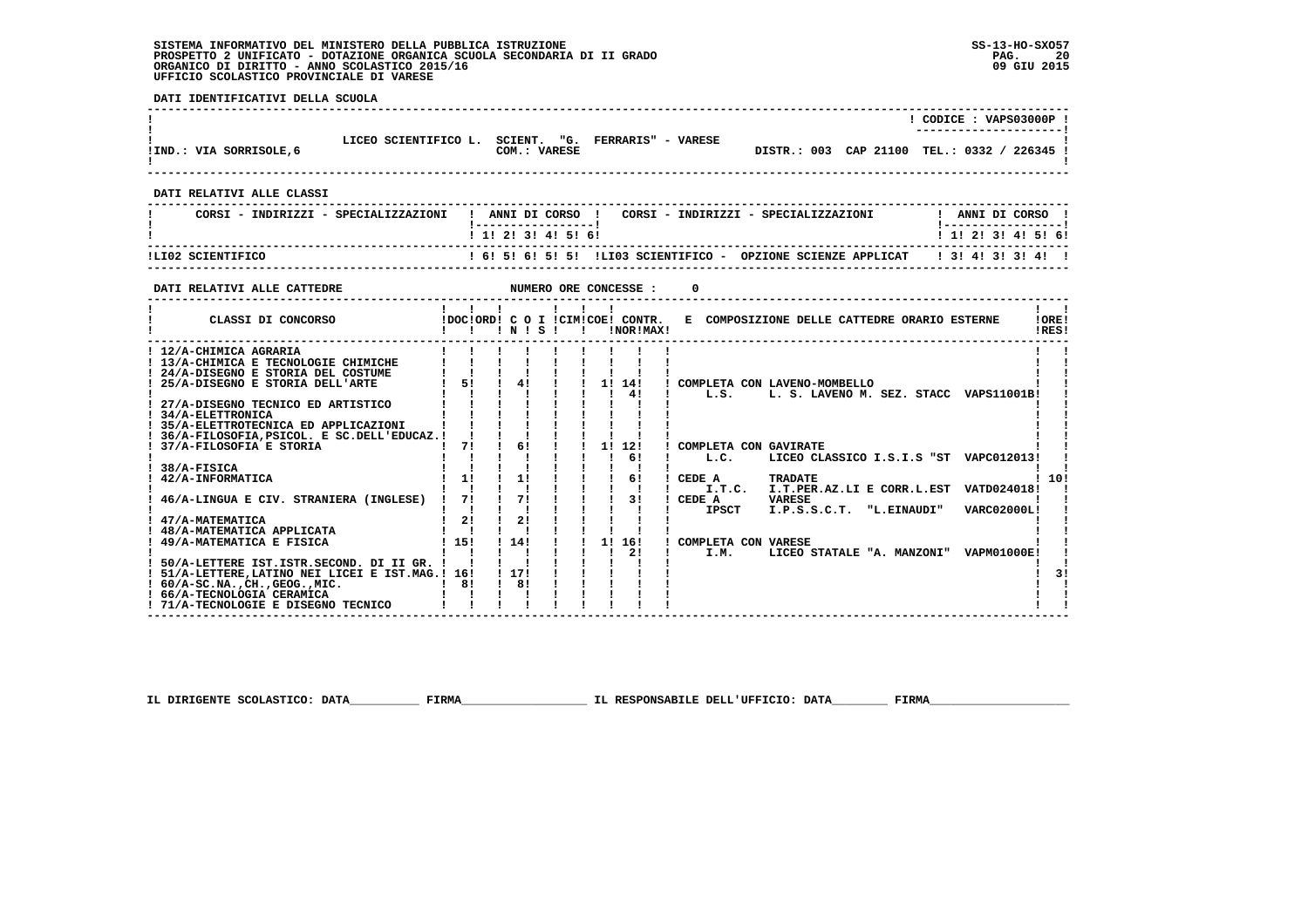**SISTEMA INFORMATIVO DEL MINISTERO DELLA PUBBLICA ISTRUZIONE**
**PROSPETTO 2 UNIFICATO - DOTAZIONE ORGANICA SCUOLA SECONDARIA DI II GRADO**
**ORGANICO DI DIRITTO - ANNO SCOLASTICO 2015/16**
**UFFICIO SCOLASTICO PROVINCIALE DI VARESE**

SS-13-HO-SXO57
09 GIU 2015

**DATI IDENTIFICATIVI DELLA SCUOLA**

CODICE : VAPS03000P

LICEO SCIENTIFICO L. SCIENT. "G. FERRARIS" - VARESE

IND.: VIA SORRISOLE,6 — COM.: VARESE — DISTR.: 003 CAP 21100 TEL.: 0332 / 226345

**DATI RELATIVI ALLE CLASSI**

| CORSI - INDIRIZZI - SPECIALIZZAZIONI | 1 | 2 | 3 | 4 | 5 | 6 | CORSI - INDIRIZZI - SPECIALIZZAZIONI | 1 | 2 | 3 | 4 | 5 | 6 |
|---|---|---|---|---|---|---|---|---|---|---|---|---|---|
| LI02 SCIENTIFICO | 6 | 5 | 6 | 5 | 5 | | LI03 SCIENTIFICO - OPZIONE SCIENZE APPLICAT | 3 | 4 | 3 | 3 | 4 | |

**DATI RELATIVI ALLE CATTEDRE** — NUMERO ORE CONCESSE : 0

| CLASSI DI CONCORSO | DOC | ORD | C O I N | S | CIM | COE | CONTR. NOR | CONTR. MAX | E COMPOSIZIONE DELLE CATTEDRE ORARIO ESTERNE | ORE RES |
|---|---|---|---|---|---|---|---|---|---|---|
| 12/A-CHIMICA AGRARIA | | | | | | | | | | |
| 13/A-CHIMICA E TECNOLOGIE CHIMICHE | | | | | | | | | | |
| 24/A-DISEGNO E STORIA DEL COSTUME | | | | | | | | | | |
| 25/A-DISEGNO E STORIA DELL'ARTE | 5 | | 4 | | | 1 | 14 | 4 | COMPLETA CON LAVENO-MOMBELLO — L.S. L. S. LAVENO M. SEZ. STACC VAPS11001B | |
| 27/A-DISEGNO TECNICO ED ARTISTICO | | | | | | | | | | |
| 34/A-ELETTRONICA | | | | | | | | | | |
| 35/A-ELETTROTECNICA ED APPLICAZIONI | | | | | | | | | | |
| 36/A-FILOSOFIA,PSICOL. E SC.DELL'EDUCAZ. | | | | | | | | | | |
| 37/A-FILOSOFIA E STORIA | 7 | | 6 | | | 1 | 12 | 6 | COMPLETA CON GAVIRATE — L.C. LICEO CLASSICO I.S.I.S "ST VAPC012013 | |
| 38/A-FISICA | | | | | | | | | | |
| 42/A-INFORMATICA | 1 | | 1 | | | | 6 | | CEDE A TRADATE — I.T.C. I.T.PER.AZ.LI E CORR.L.EST VATD024018 | 10 |
| 46/A-LINGUA E CIV. STRANIERA (INGLESE) | 7 | | 7 | | | | 3 | | CEDE A VARESE — IPSCT I.P.S.S.C.T. "L.EINAUDI" VARC02000L | |
| 47/A-MATEMATICA | 2 | | 2 | | | | | | | |
| 48/A-MATEMATICA APPLICATA | | | | | | | | | | |
| 49/A-MATEMATICA E FISICA | 15 | | 14 | | | 1 | 16 | 2 | COMPLETA CON VARESE — I.M. LICEO STATALE "A. MANZONI" VAPM01000E | |
| 50/A-LETTERE IST.ISTR.SECOND. DI II GR. | | | | | | | | | | |
| 51/A-LETTERE,LATINO NEI LICEI E IST.MAG. | 16 | | 17 | | | | | | | 3 |
| 60/A-SC.NA.,CH.,GEOG.,MIC. | 8 | | 8 | | | | | | | |
| 66/A-TECNOLOGIA CERAMICA | | | | | | | | | | |
| 71/A-TECNOLOGIE E DISEGNO TECNICO | | | | | | | | | | |

IL DIRIGENTE SCOLASTICO: DATA__________ FIRMA__________________ IL RESPONSABILE DELL'UFFICIO: DATA________ FIRMA____________________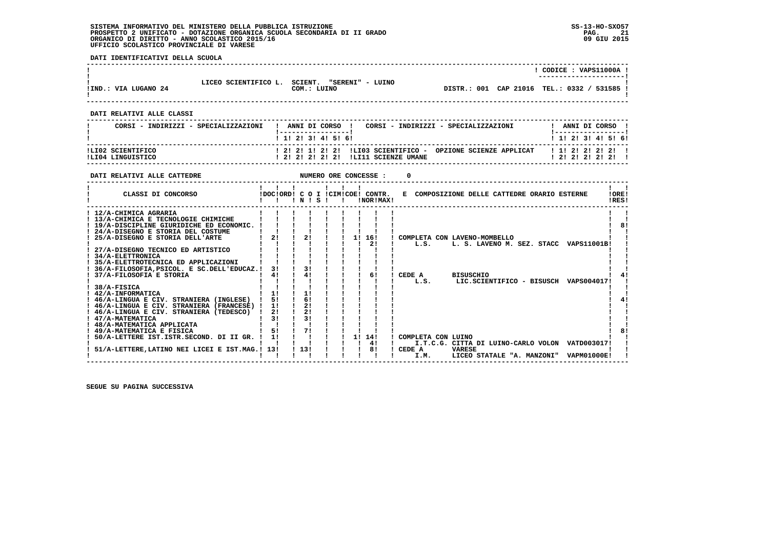**SISTEMA INFORMATIVO DEL MINISTERO DELLA PUBBLICA ISTRUZIONE**
**PROSPETTO 2 UNIFICATO - DOTAZIONE ORGANICA SCUOLA SECONDARIA DI II GRADO**
**ORGANICO DI DIRITTO - ANNO SCOLASTICO 2015/16**
**UFFICIO SCOLASTICO PROVINCIALE DI VARESE**

SS-13-HO-SXO57
09 GIU 2015

**DATI IDENTIFICATIVI DELLA SCUOLA**

CODICE : VAPS11000A

LICEO SCIENTIFICO L. SCIENT. "SERENI" - LUINO

IND.: VIA LUGANO 24 — COM.: LUINO — DISTR.: 001 CAP 21016 TEL.: 0332 / 531585

**DATI RELATIVI ALLE CLASSI**

| CORSI - INDIRIZZI - SPECIALIZZAZIONI | 1 | 2 | 3 | 4 | 5 | 6 | CORSI - INDIRIZZI - SPECIALIZZAZIONI | 1 | 2 | 3 | 4 | 5 | 6 |
|---|---|---|---|---|---|---|---|---|---|---|---|---|---|
| LI02 SCIENTIFICO | 2 | 2 | 1 | 2 | 2 | | LI03 SCIENTIFICO - OPZIONE SCIENZE APPLICAT | 1 | 2 | 2 | 2 | 2 | |
| LI04 LINGUISTICO | 2 | 2 | 2 | 2 | 2 | | LI11 SCIENZE UMANE | 2 | 2 | 2 | 2 | 2 | |

**DATI RELATIVI ALLE CATTEDRE** — NUMERO ORE CONCESSE : 0

| CLASSI DI CONCORSO | DOC | ORD | COI N | COI S | CIM | COE | CONTR. NOR | CONTR. MAX | E COMPOSIZIONE DELLE CATTEDRE ORARIO ESTERNE | ORE RES |
|---|---|---|---|---|---|---|---|---|---|---|
| 12/A-CHIMICA AGRARIA | | | | | | | | | | |
| 13/A-CHIMICA E TECNOLOGIE CHIMICHE | | | | | | | | | | |
| 19/A-DISCIPLINE GIURIDICHE ED ECONOMIC. | | | | | | | | | | 8 |
| 24/A-DISEGNO E STORIA DEL COSTUME | | | | | | | | | | |
| 25/A-DISEGNO E STORIA DELL'ARTE | 2 | | 2 | | | 1 | 16 | | COMPLETA CON LAVENO-MOMBELLO | |
| | | | | | | | 2 | | L.S. L. S. LAVENO M. SEZ. STACC VAPS11001B | |
| 27/A-DISEGNO TECNICO ED ARTISTICO | | | | | | | | | | |
| 34/A-ELETTRONICA | | | | | | | | | | |
| 35/A-ELETTROTECNICA ED APPLICAZIONI | | | | | | | | | | |
| 36/A-FILOSOFIA,PSICOL. E SC.DELL'EDUCAZ. | 3 | | 3 | | | | | | | |
| 37/A-FILOSOFIA E STORIA | 4 | | 4 | | | | 6 | | CEDE A BISUSCHIO | 4 |
| | | | | | | | | | L.S. LIC.SCIENTIFICO - BISUSCH VAPS004017 | |
| 38/A-FISICA | | | | | | | | | | |
| 42/A-INFORMATICA | 1 | | 1 | | | | | | | |
| 46/A-LINGUA E CIV. STRANIERA (INGLESE) | 5 | | 6 | | | | | | | 4 |
| 46/A-LINGUA E CIV. STRANIERA (FRANCESE) | 1 | | 2 | | | | | | | |
| 46/A-LINGUA E CIV. STRANIERA (TEDESCO) | 2 | | 2 | | | | | | | |
| 47/A-MATEMATICA | 3 | | 3 | | | | | | | |
| 48/A-MATEMATICA APPLICATA | | | | | | | | | | |
| 49/A-MATEMATICA E FISICA | 5 | | 7 | | | | | | | 8 |
| 50/A-LETTERE IST.ISTR.SECOND. DI II GR. | 1 | | | | | 1 | 14 | | COMPLETA CON LUINO | |
| | | | | | | | 4 | | I.T.C.G. CITTA DI LUINO-CARLO VOLON VATD003017 | |
| 51/A-LETTERE,LATINO NEI LICEI E IST.MAG. | 13 | | 13 | | | | 8 | | CEDE A VARESE | |
| | | | | | | | | | I.M. LICEO STATALE "A. MANZONI" VAPM01000E | |

SEGUE SU PAGINA SUCCESSIVA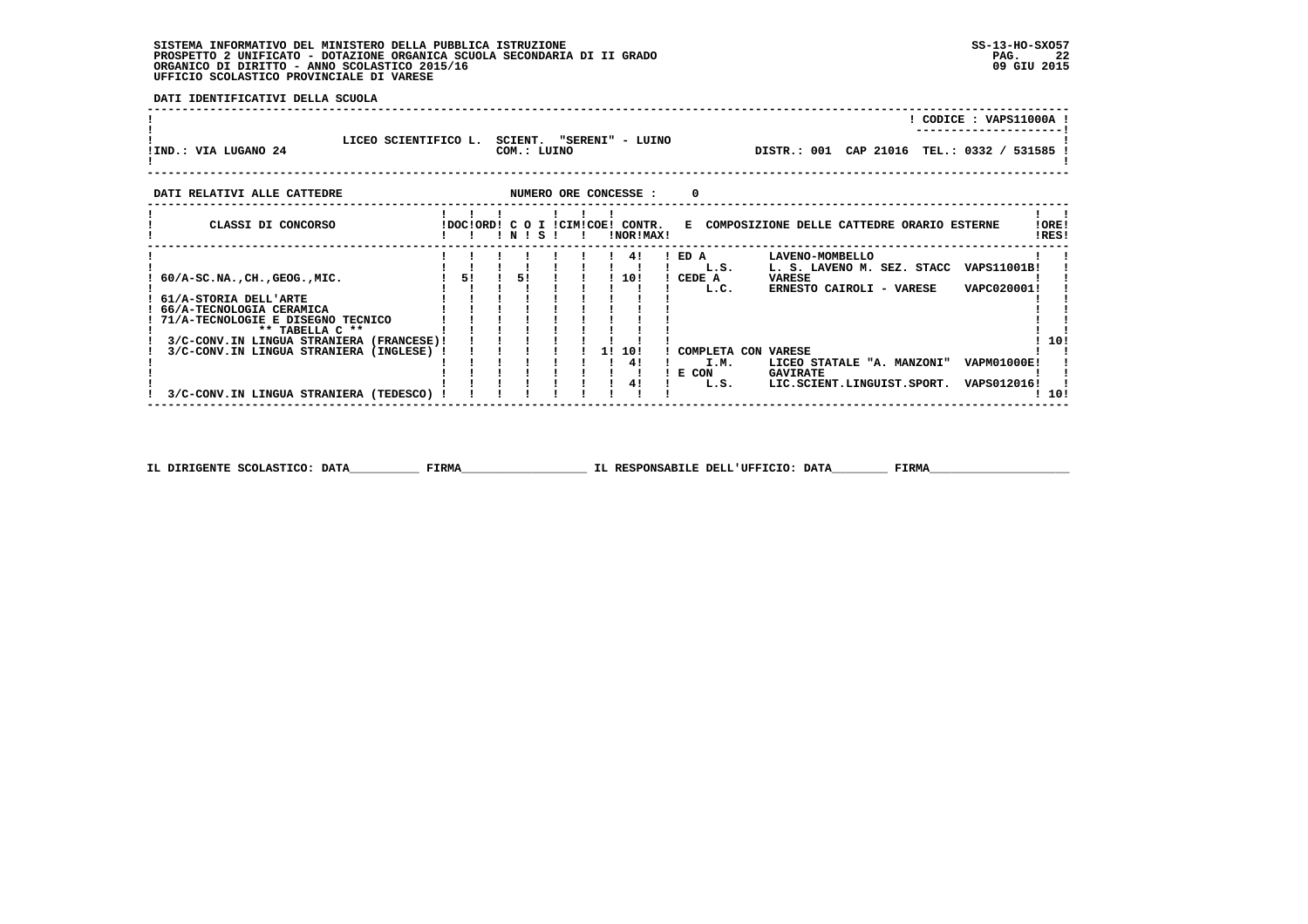SISTEMA INFORMATIVO DEL MINISTERO DELLA PUBBLICA ISTRUZIONE
PROSPETTO 2 UNIFICATO - DOTAZIONE ORGANICA SCUOLA SECONDARIA DI II GRADO
ORGANICO DI DIRITTO - ANNO SCOLASTICO 2015/16
UFFICIO SCOLASTICO PROVINCIALE DI VARESE

SS-13-HO-SXO57
09 GIU 2015

**DATI IDENTIFICATIVI DELLA SCUOLA**

| | |
|---|---|
| | CODICE : VAPS11000A |
| LICEO SCIENTIFICO L. SCIENT. "SERENI" - LUINO | |
| IND.: VIA LUGANO 24 — COM.: LUINO | DISTR.: 001 CAP 21016 TEL.: 0332 / 531585 |

**DATI RELATIVI ALLE CATTEDRE** — NUMERO ORE CONCESSE : 0

| CLASSI DI CONCORSO | DOC | ORD | C N | O S | I | CIM | COE | CONTR. NOR | MAX | E COMPOSIZIONE DELLE CATTEDRE ORARIO ESTERNE | ORE RES |
|---|---|---|---|---|---|---|---|---|---|---|---|
| | | | | | | | | 4 | | ED A L.S. LAVENO-MOMBELLO L. S. LAVENO M. SEZ. STACC VAPS11001B | |
| 60/A-SC.NA.,CH.,GEOG.,MIC. | 5 | | 5 | | | | | 10 | | CEDE A L.C. VARESE ERNESTO CAIROLI - VARESE VAPC020001 | |
| 61/A-STORIA DELL'ARTE | | | | | | | | | | | |
| 66/A-TECNOLOGIA CERAMICA | | | | | | | | | | | |
| 71/A-TECNOLOGIE E DISEGNO TECNICO | | | | | | | | | | | |
| ** TABELLA C ** | | | | | | | | | | | |
| 3/C-CONV.IN LINGUA STRANIERA (FRANCESE) | | | | | | | | | | | 10 |
| 3/C-CONV.IN LINGUA STRANIERA (INGLESE) | | | | | | | 1 | 10 | | COMPLETA CON VARESE | |
| | | | | | | | | 4 | | I.M. LICEO STATALE "A. MANZONI" VAPM01000E | |
| | | | | | | | | | | E CON GAVIRATE | |
| | | | | | | | | 4 | | L.S. LIC.SCIENT.LINGUIST.SPORT. VAPS012016 | |
| 3/C-CONV.IN LINGUA STRANIERA (TEDESCO) | | | | | | | | | | | 10 |

IL DIRIGENTE SCOLASTICO: DATA__________ FIRMA__________________ IL RESPONSABILE DELL'UFFICIO: DATA________ FIRMA____________________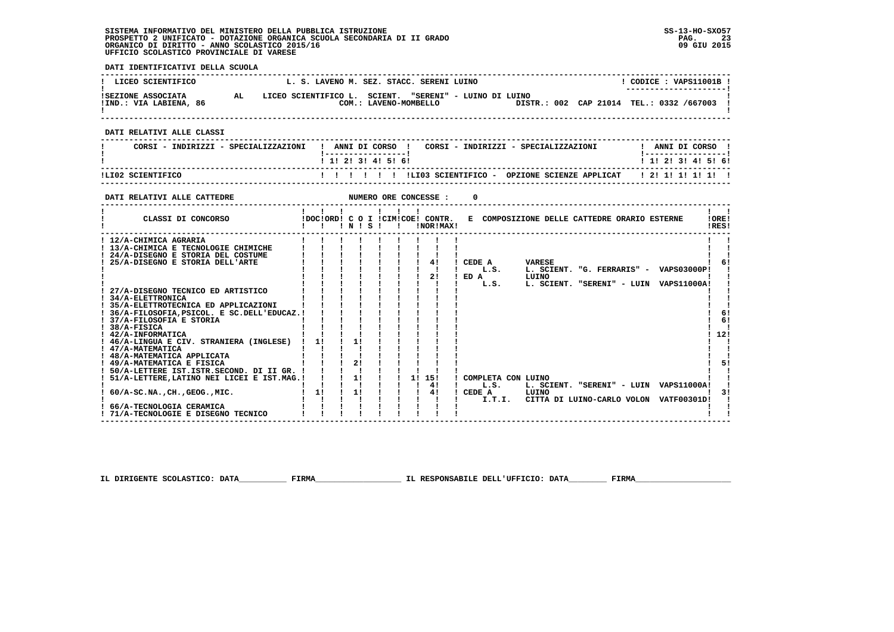SISTEMA INFORMATIVO DEL MINISTERO DELLA PUBBLICA ISTRUZIONE
PROSPETTO 2 UNIFICATO - DOTAZIONE ORGANICA SCUOLA SECONDARIA DI II GRADO
ORGANICO DI DIRITTO - ANNO SCOLASTICO 2015/16
UFFICIO SCOLASTICO PROVINCIALE DI VARESE

SS-13-HO-SXO57
09 GIU 2015

**DATI IDENTIFICATIVI DELLA SCUOLA**

| LICEO SCIENTIFICO | L. S. LAVENO M. SEZ. STACC. SERENI LUINO | CODICE : VAPS11001B |
|---|---|---|
| SEZIONE ASSOCIATA AL | LICEO SCIENTIFICO L. SCIENT. "SERENI" - LUINO DI LUINO | |
| IND.: VIA LABIENA, 86 | COM.: LAVENO-MOMBELLO | DISTR.: 002 CAP 21014 TEL.: 0332 /667003 |

**DATI RELATIVI ALLE CLASSI**

| CORSI - INDIRIZZI - SPECIALIZZAZIONI | 1 | 2 | 3 | 4 | 5 | 6 | CORSI - INDIRIZZI - SPECIALIZZAZIONI | 1 | 2 | 3 | 4 | 5 | 6 |
|---|---|---|---|---|---|---|---|---|---|---|---|---|---|
| LI02 SCIENTIFICO | | | | | | | LI03 SCIENTIFICO - OPZIONE SCIENZE APPLICAT | 2 | 1 | 1 | 1 | 1 | 1 |

**DATI RELATIVI ALLE CATTEDRE** NUMERO ORE CONCESSE : 0

| CLASSI DI CONCORSO | DOC | ORD | C O I N | C O I S | CIM | COE | CONTR. NOR | CONTR. MAX | E COMPOSIZIONE DELLE CATTEDRE ORARIO ESTERNE | ORE RES |
|---|---|---|---|---|---|---|---|---|---|---|
| 12/A-CHIMICA AGRARIA | | | | | | | | | | |
| 13/A-CHIMICA E TECNOLOGIE CHIMICHE | | | | | | | | | | |
| 24/A-DISEGNO E STORIA DEL COSTUME | | | | | | | | | | |
| 25/A-DISEGNO E STORIA DELL'ARTE | | | | | | | | 4 | CEDE A VARESE L.S. L. SCIENT. "G. FERRARIS" - VAPS03000P | 6 |
| | | | | | | | | 2 | ED A LUINO L.S. L. SCIENT. "SERENI" - LUIN VAPS11000A | |
| 27/A-DISEGNO TECNICO ED ARTISTICO | | | | | | | | | | |
| 34/A-ELETTRONICA | | | | | | | | | | |
| 35/A-ELETTROTECNICA ED APPLICAZIONI | | | | | | | | | | |
| 36/A-FILOSOFIA,PSICOL. E SC.DELL'EDUCAZ. | | | | | | | | | | 6 |
| 37/A-FILOSOFIA E STORIA | | | | | | | | | | 6 |
| 38/A-FISICA | | | | | | | | | | |
| 42/A-INFORMATICA | | | | | | | | | | 12 |
| 46/A-LINGUA E CIV. STRANIERA (INGLESE) | 1 | | 1 | | | | | | | |
| 47/A-MATEMATICA | | | | | | | | | | |
| 48/A-MATEMATICA APPLICATA | | | | | | | | | | |
| 49/A-MATEMATICA E FISICA | | | 2 | | | | | | | 5 |
| 50/A-LETTERE IST.ISTR.SECOND. DI II GR. | | | | | | | | | | |
| 51/A-LETTERE,LATINO NEI LICEI E IST.MAG. | | | 1 | | | 1 | 15 | | COMPLETA CON LUINO | |
| | | | | | | | 4 | | L.S. L. SCIENT. "SERENI" - LUIN VAPS11000A | |
| 60/A-SC.NA.,CH.,GEOG.,MIC. | 1 | | 1 | | | | 4 | | CEDE A LUINO I.T.I. CITTA DI LUINO-CARLO VOLON VATF00301D | 3 |
| 66/A-TECNOLOGIA CERAMICA | | | | | | | | | | |
| 71/A-TECNOLOGIE E DISEGNO TECNICO | | | | | | | | | | |

IL DIRIGENTE SCOLASTICO: DATA__________ FIRMA__________________ IL RESPONSABILE DELL'UFFICIO: DATA________ FIRMA____________________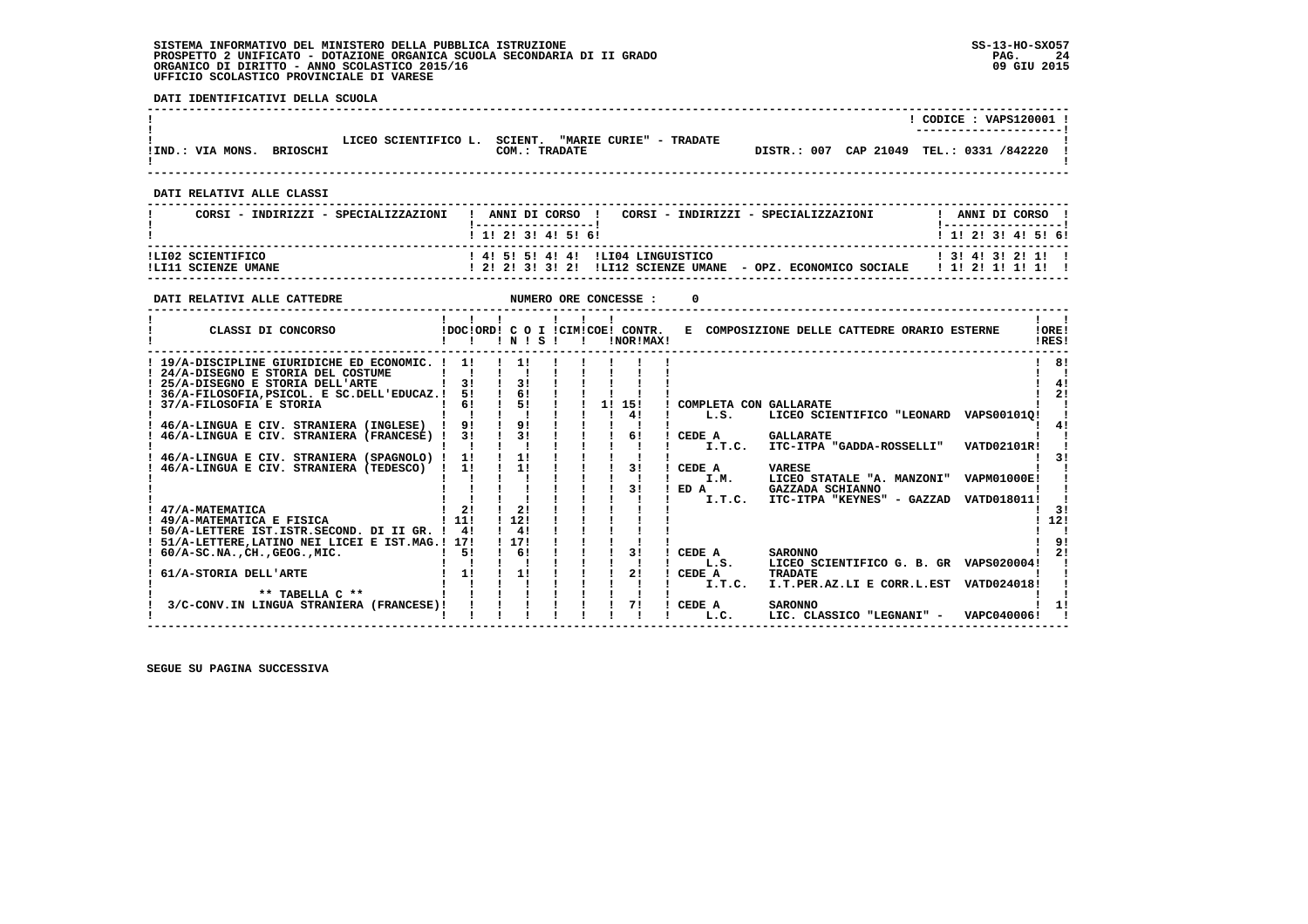SISTEMA INFORMATIVO DEL MINISTERO DELLA PUBBLICA ISTRUZIONE
PROSPETTO 2 UNIFICATO - DOTAZIONE ORGANICA SCUOLA SECONDARIA DI II GRADO
ORGANICO DI DIRITTO - ANNO SCOLASTICO 2015/16
UFFICIO SCOLASTICO PROVINCIALE DI VARESE

SS-13-HO-SXO57
09 GIU 2015

**DATI IDENTIFICATIVI DELLA SCUOLA**

CODICE : VAPS120001

LICEO SCIENTIFICO L. SCIENT. "MARIE CURIE" - TRADATE

IND.: VIA MONS. BRIOSCHI — COM.: TRADATE — DISTR.: 007 CAP 21049 TEL.: 0331 /842220

**DATI RELATIVI ALLE CLASSI**

| CORSI - INDIRIZZI - SPECIALIZZAZIONI | 1 | 2 | 3 | 4 | 5 | 6 | CORSI - INDIRIZZI - SPECIALIZZAZIONI | 1 | 2 | 3 | 4 | 5 | 6 |
|---|---|---|---|---|---|---|---|---|---|---|---|---|---|
| LI02 SCIENTIFICO | 4 | 5 | 5 | 4 | 4 | | LI04 LINGUISTICO | 3 | 4 | 3 | 2 | 1 | |
| LI11 SCIENZE UMANE | 2 | 2 | 3 | 3 | 2 | | LI12 SCIENZE UMANE - OPZ. ECONOMICO SOCIALE | 1 | 2 | 1 | 1 | 1 | |

**DATI RELATIVI ALLE CATTEDRE** — NUMERO ORE CONCESSE : 0

| CLASSI DI CONCORSO | DOC | ORD | C O I N | C O I S | CIM | COE | CONTR. NOR | CONTR. MAX | E COMPOSIZIONE DELLE CATTEDRE ORARIO ESTERNE | ORE RES |
|---|---|---|---|---|---|---|---|---|---|---|
| 19/A-DISCIPLINE GIURIDICHE ED ECONOMIC. | 1 | | 1 | | | | | | | 8 |
| 24/A-DISEGNO E STORIA DEL COSTUME | | | | | | | | | | |
| 25/A-DISEGNO E STORIA DELL'ARTE | 3 | | 3 | | | | | | | 4 |
| 36/A-FILOSOFIA,PSICOL. E SC.DELL'EDUCAZ. | 5 | | 6 | | | | | | | 2 |
| 37/A-FILOSOFIA E STORIA | 6 | | 5 | | | 1 | 15 | | COMPLETA CON GALLARATE | |
| | | | | | | | 4 | | L.S. LICEO SCIENTIFICO "LEONARD VAPS00101Q | |
| 46/A-LINGUA E CIV. STRANIERA (INGLESE) | 9 | | 9 | | | | | | | 4 |
| 46/A-LINGUA E CIV. STRANIERA (FRANCESE) | 3 | | 3 | | | | 6 | | CEDE A GALLARATE | |
| | | | | | | | | | I.T.C. ITC-ITPA "GADDA-ROSSELLI" VATD02101R | |
| 46/A-LINGUA E CIV. STRANIERA (SPAGNOLO) | 1 | | 1 | | | | | | | 3 |
| 46/A-LINGUA E CIV. STRANIERA (TEDESCO) | 1 | | 1 | | | | 3 | | CEDE A VARESE | |
| | | | | | | | | | I.M. LICEO STATALE "A. MANZONI" VAPM01000E | |
| | | | | | | | 3 | | ED A GAZZADA SCHIANNO | |
| | | | | | | | | | I.T.C. ITC-ITPA "KEYNES" - GAZZAD VATD018011 | |
| 47/A-MATEMATICA | 2 | | 2 | | | | | | | 3 |
| 49/A-MATEMATICA E FISICA | 11 | | 12 | | | | | | | 12 |
| 50/A-LETTERE IST.ISTR.SECOND. DI II GR. | 4 | | 4 | | | | | | | |
| 51/A-LETTERE,LATINO NEI LICEI E IST.MAG. | 17 | | 17 | | | | | | | 9 |
| 60/A-SC.NA.,CH.,GEOG.,MIC. | 5 | | 6 | | | | 3 | | CEDE A SARONNO | 2 |
| | | | | | | | | | L.S. LICEO SCIENTIFICO G. B. GR VAPS020004 | |
| 61/A-STORIA DELL'ARTE | 1 | | 1 | | | | 2 | | CEDE A TRADATE | |
| | | | | | | | | | I.T.C. I.T.PER.AZ.LI E CORR.L.EST VATD024018 | |
| ** TABELLA C ** | | | | | | | | | | |
| 3/C-CONV.IN LINGUA STRANIERA (FRANCESE) | | | | | | | 7 | | CEDE A SARONNO | 1 |
| | | | | | | | | | L.C. LIC. CLASSICO "LEGNANI" - VAPC040006 | |

SEGUE SU PAGINA SUCCESSIVA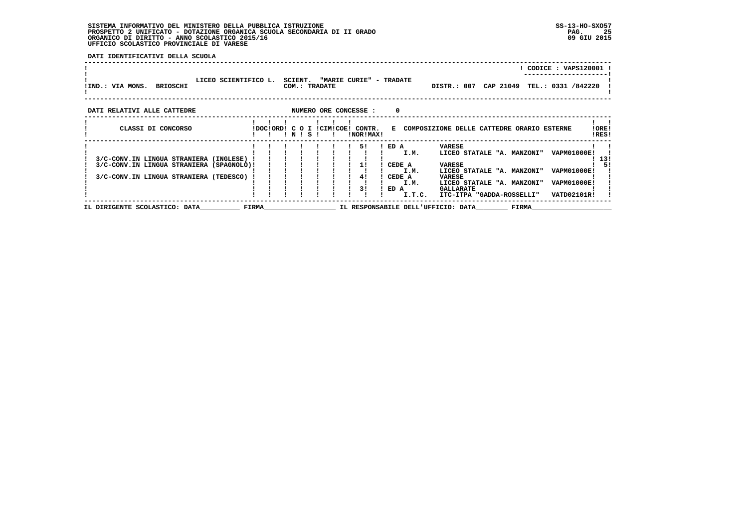SISTEMA INFORMATIVO DEL MINISTERO DELLA PUBBLICA ISTRUZIONE
PROSPETTO 2 UNIFICATO - DOTAZIONE ORGANICA SCUOLA SECONDARIA DI II GRADO
ORGANICO DI DIRITTO - ANNO SCOLASTICO 2015/16
UFFICIO SCOLASTICO PROVINCIALE DI VARESE

SS-13-HO-SXO57
09 GIU 2015

**DATI IDENTIFICATIVI DELLA SCUOLA**

CODICE : VAPS120001

LICEO SCIENTIFICO L. SCIENT. "MARIE CURIE" - TRADATE

IND.: VIA MONS. BRIOSCHI — COM.: TRADATE — DISTR.: 007 CAP 21049 TEL.: 0331 /842220

**DATI RELATIVI ALLE CATTEDRE** — NUMERO ORE CONCESSE : 0

| CLASSI DI CONCORSO | DOC | ORD | C N | O S | I | CIM | COE | CONTR. NOR | CONTR. MAX | E COMPOSIZIONE DELLE CATTEDRE ORARIO ESTERNE | | | | ORE RES |
|---|---|---|---|---|---|---|---|---|---|---|---|---|---|---|
| 3/C-CONV.IN LINGUA STRANIERA (INGLESE) | | | | | | | | 5 | | ED A | I.M. | VARESE LICEO STATALE "A. MANZONI" | VAPM01000E | 13 |
| 3/C-CONV.IN LINGUA STRANIERA (SPAGNOLO) | | | | | | | | 1 | | CEDE A | I.M. | VARESE LICEO STATALE "A. MANZONI" | VAPM01000E | 5 |
| 3/C-CONV.IN LINGUA STRANIERA (TEDESCO) | | | | | | | | 4 | | CEDE A | I.M. | VARESE LICEO STATALE "A. MANZONI" | VAPM01000E | |
| | | | | | | | | 3 | | ED A | I.T.C. | GALLARATE ITC-ITPA "GADDA-ROSSELLI" | VATD02101R | |

IL DIRIGENTE SCOLASTICO: DATA__________ FIRMA__________________ IL RESPONSABILE DELL'UFFICIO: DATA________ FIRMA____________________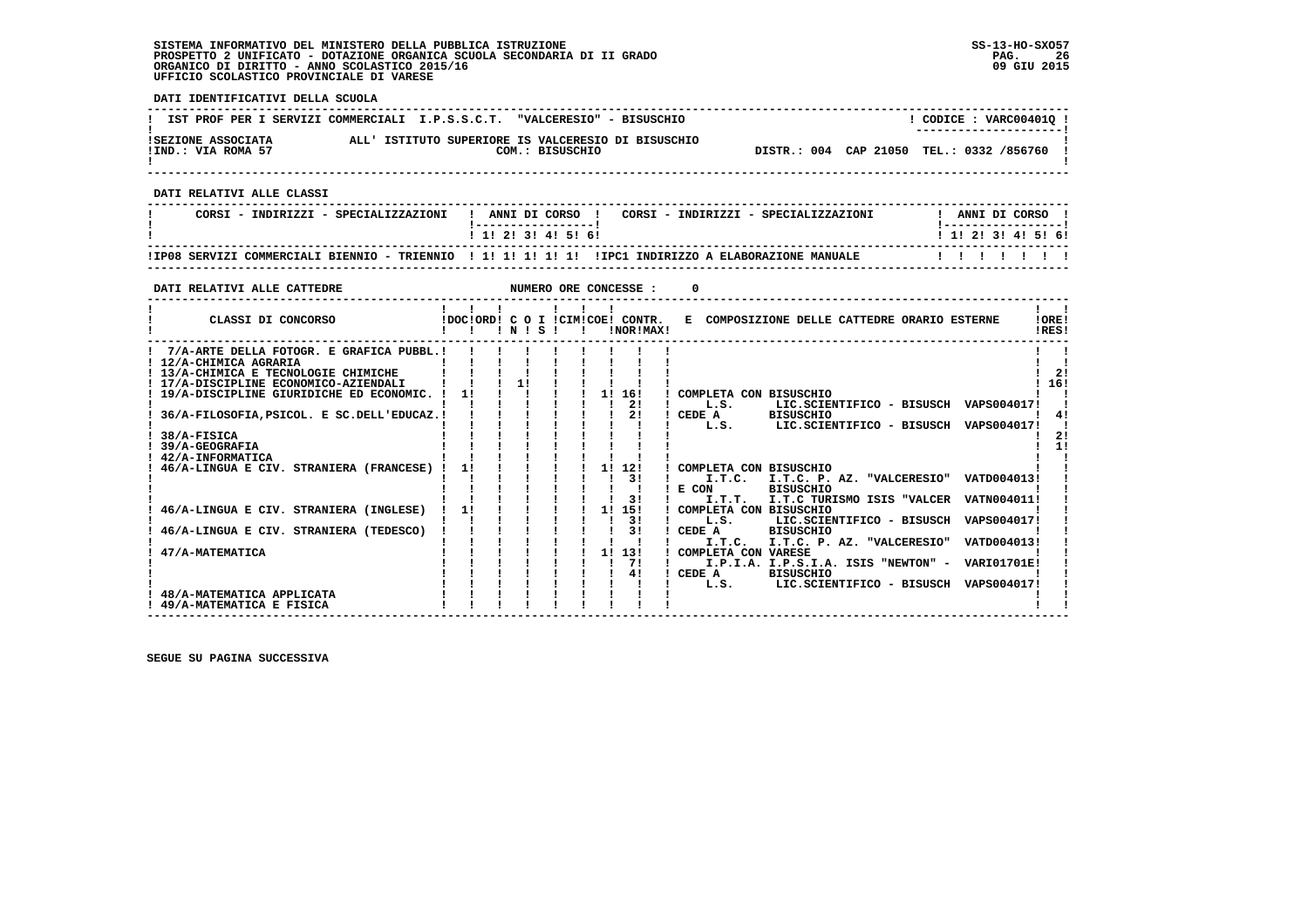**SISTEMA INFORMATIVO DEL MINISTERO DELLA PUBBLICA ISTRUZIONE**
**PROSPETTO 2 UNIFICATO - DOTAZIONE ORGANICA SCUOLA SECONDARIA DI II GRADO**
**ORGANICO DI DIRITTO - ANNO SCOLASTICO 2015/16**
**UFFICIO SCOLASTICO PROVINCIALE DI VARESE**

SS-13-HO-SXO57
09 GIU 2015

**DATI IDENTIFICATIVI DELLA SCUOLA**

IST PROF PER I SERVIZI COMMERCIALI I.P.S.S.C.T. "VALCERESIO" - BISUSCHIO — CODICE : VARC00401Q

SEZIONE ASSOCIATA ALL' ISTITUTO SUPERIORE IS VALCERESIO DI BISUSCHIO
IND.: VIA ROMA 57 — COM.: BISUSCHIO — DISTR.: 004 CAP 21050 TEL.: 0332 /856760

**DATI RELATIVI ALLE CLASSI**

| CORSI - INDIRIZZI - SPECIALIZZAZIONI | 1 | 2 | 3 | 4 | 5 | 6 | CORSI - INDIRIZZI - SPECIALIZZAZIONI | 1 | 2 | 3 | 4 | 5 | 6 |
|---|---|---|---|---|---|---|---|---|---|---|---|---|---|
| IP08 SERVIZI COMMERCIALI BIENNIO - TRIENNIO | 1 | 1 | 1 | 1 | 1 | | IPC1 INDIRIZZO A ELABORAZIONE MANUALE | | | | | | |

**DATI RELATIVI ALLE CATTEDRE** — NUMERO ORE CONCESSE : 0

| CLASSI DI CONCORSO | DOC | ORD | C O N | I S | CIM | COE | CONTR. NOR | CONTR. MAX | E COMPOSIZIONE DELLE CATTEDRE ORARIO ESTERNE | ORE RES |
|---|---|---|---|---|---|---|---|---|---|---|
| 7/A-ARTE DELLA FOTOGR. E GRAFICA PUBBL. | | | | | | | | | | |
| 12/A-CHIMICA AGRARIA | | | | | | | | | | |
| 13/A-CHIMICA E TECNOLOGIE CHIMICHE | | | | | | | | | | 2 |
| 17/A-DISCIPLINE ECONOMICO-AZIENDALI | | | 1 | | | | | | | 16 |
| 19/A-DISCIPLINE GIURIDICHE ED ECONOMIC. | 1 | | | | | 1 | 16 | | COMPLETA CON BISUSCHIO | |
| | | | | | | | | 2 | L.S. LIC.SCIENTIFICO - BISUSCH VAPS004017 | |
| 36/A-FILOSOFIA,PSICOL. E SC.DELL'EDUCAZ. | | | | | | | | 2 | CEDE A BISUSCHIO | 4 |
| | | | | | | | | | L.S. LIC.SCIENTIFICO - BISUSCH VAPS004017 | |
| 38/A-FISICA | | | | | | | | | | 2 |
| 39/A-GEOGRAFIA | | | | | | | | | | 1 |
| 42/A-INFORMATICA | | | | | | | | | | |
| 46/A-LINGUA E CIV. STRANIERA (FRANCESE) | 1 | | | | | 1 | 12 | | COMPLETA CON BISUSCHIO | |
| | | | | | | | | 3 | I.T.C. I.T.C. P. AZ. "VALCERESIO" VATD004013 | |
| | | | | | | | | | E CON BISUSCHIO | |
| | | | | | | | | 3 | I.T.T. I.T.C TURISMO ISIS "VALCER VATN004011 | |
| 46/A-LINGUA E CIV. STRANIERA (INGLESE) | 1 | | | | | 1 | 15 | | COMPLETA CON BISUSCHIO | |
| | | | | | | | | 3 | L.S. LIC.SCIENTIFICO - BISUSCH VAPS004017 | |
| 46/A-LINGUA E CIV. STRANIERA (TEDESCO) | | | | | | | | 3 | CEDE A BISUSCHIO | |
| | | | | | | | | | I.T.C. I.T.C. P. AZ. "VALCERESIO" VATD004013 | |
| 47/A-MATEMATICA | | | | | | 1 | 13 | | COMPLETA CON VARESE | |
| | | | | | | | | 7 | I.P.I.A. I.P.S.I.A. ISIS "NEWTON" - VARI01701E | |
| | | | | | | | | 4 | CEDE A BISUSCHIO | |
| | | | | | | | | | L.S. LIC.SCIENTIFICO - BISUSCH VAPS004017 | |
| 48/A-MATEMATICA APPLICATA | | | | | | | | | | |
| 49/A-MATEMATICA E FISICA | | | | | | | | | | |

SEGUE SU PAGINA SUCCESSIVA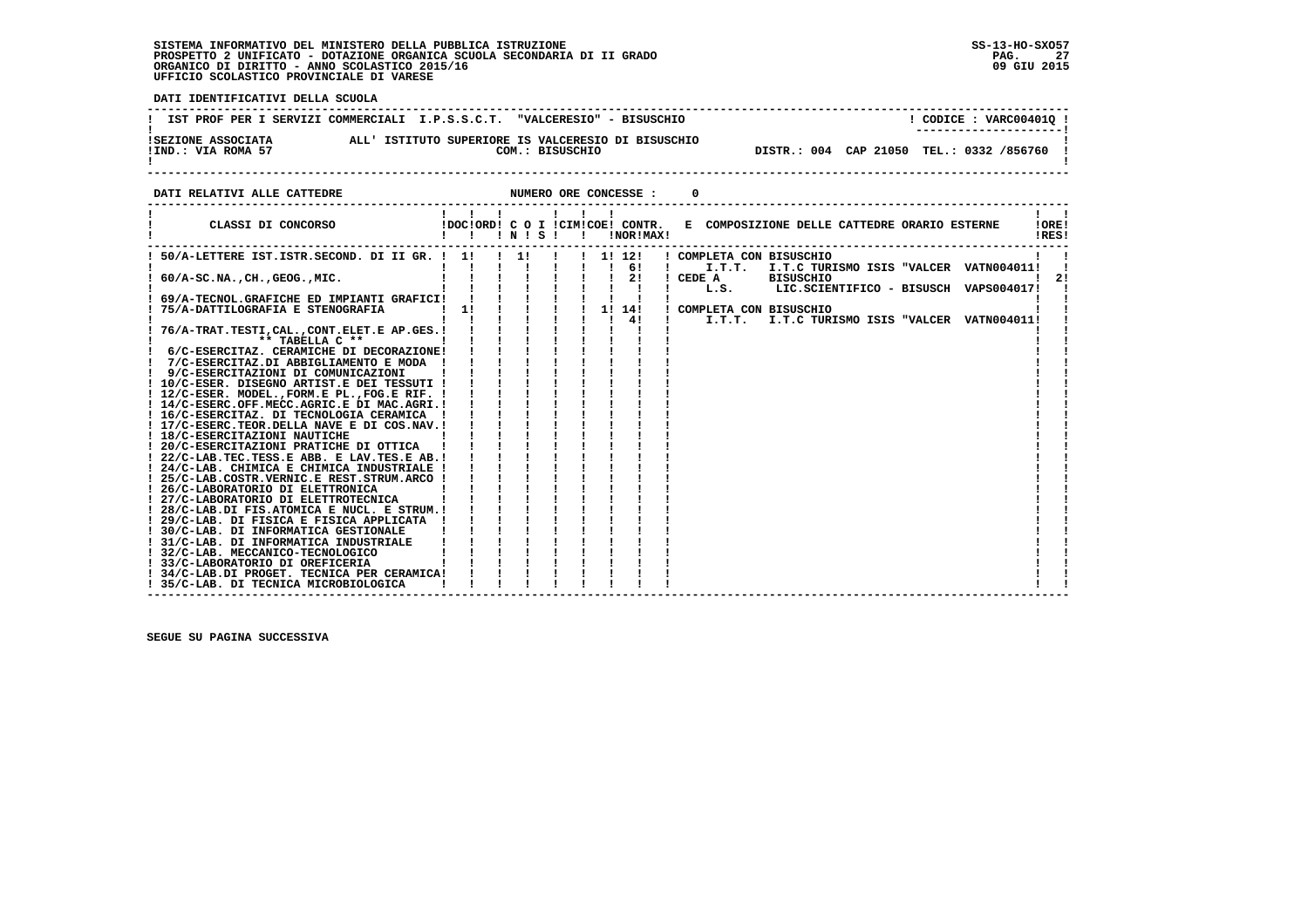SISTEMA INFORMATIVO DEL MINISTERO DELLA PUBBLICA ISTRUZIONE
PROSPETTO 2 UNIFICATO - DOTAZIONE ORGANICA SCUOLA SECONDARIA DI II GRADO
ORGANICO DI DIRITTO - ANNO SCOLASTICO 2015/16
UFFICIO SCOLASTICO PROVINCIALE DI VARESE

SS-13-HO-SXO57
09 GIU 2015

**DATI IDENTIFICATIVI DELLA SCUOLA**

IST PROF PER I SERVIZI COMMERCIALI I.P.S.S.C.T. "VALCERESIO" - BISUSCHIO — CODICE : VARC00401Q

SEZIONE ASSOCIATA ALL' ISTITUTO SUPERIORE IS VALCERESIO DI BISUSCHIO
IND.: VIA ROMA 57 — COM.: BISUSCHIO — DISTR.: 004 CAP 21050 TEL.: 0332 /856760

**DATI RELATIVI ALLE CATTEDRE** — NUMERO ORE CONCESSE : 0

| CLASSI DI CONCORSO | DOC | ORD | C O I N | S | CIM | COE | CONTR. NOR | MAX | E COMPOSIZIONE DELLE CATTEDRE ORARIO ESTERNE | ORE RES |
|---|---|---|---|---|---|---|---|---|---|---|
| 50/A-LETTERE IST.ISTR.SECOND. DI II GR. | 1 | | 1 | | | 1 | 12 | | COMPLETA CON BISUSCHIO | |
| | | | | | | | 6 | | I.T.T. I.T.C TURISMO ISIS "VALCER VATN004011 | |
| 60/A-SC.NA.,CH.,GEOG.,MIC. | | | | | | | 2 | | CEDE A BISUSCHIO | 2 |
| | | | | | | | | | L.S. LIC.SCIENTIFICO - BISUSCH VAPS004017 | |
| 69/A-TECNOL.GRAFICHE ED IMPIANTI GRAFICI | | | | | | | | | | |
| 75/A-DATTILOGRAFIA E STENOGRAFIA | 1 | | | | | 1 | 14 | | COMPLETA CON BISUSCHIO | |
| | | | | | | | 4 | | I.T.T. I.T.C TURISMO ISIS "VALCER VATN004011 | |
| 76/A-TRAT.TESTI,CAL.,CONT.ELET.E AP.GES. | | | | | | | | | | |
| ** TABELLA C ** | | | | | | | | | | |
| 6/C-ESERCITAZ. CERAMICHE DI DECORAZIONE | | | | | | | | | | |
| 7/C-ESERCITAZ.DI ABBIGLIAMENTO E MODA | | | | | | | | | | |
| 9/C-ESERCITAZIONI DI COMUNICAZIONI | | | | | | | | | | |
| 10/C-ESER. DISEGNO ARTIST.E DEI TESSUTI | | | | | | | | | | |
| 12/C-ESER. MODEL.,FORM.E PL.,FOG.E RIF. | | | | | | | | | | |
| 14/C-ESERC.OFF.MECC.AGRIC.E DI MAC.AGRI. | | | | | | | | | | |
| 16/C-ESERCITAZ. DI TECNOLOGIA CERAMICA | | | | | | | | | | |
| 17/C-ESERC.TEOR.DELLA NAVE E DI COS.NAV. | | | | | | | | | | |
| 18/C-ESERCITAZIONI NAUTICHE | | | | | | | | | | |
| 20/C-ESERCITAZIONI PRATICHE DI OTTICA | | | | | | | | | | |
| 22/C-LAB.TEC.TESS.E ABB. E LAV.TES.E AB. | | | | | | | | | | |
| 24/C-LAB. CHIMICA E CHIMICA INDUSTRIALE | | | | | | | | | | |
| 25/C-LAB.COSTR.VERNIC.E REST.STRUM.ARCO | | | | | | | | | | |
| 26/C-LABORATORIO DI ELETTRONICA | | | | | | | | | | |
| 27/C-LABORATORIO DI ELETTROTECNICA | | | | | | | | | | |
| 28/C-LAB.DI FIS.ATOMICA E NUCL. E STRUM. | | | | | | | | | | |
| 29/C-LAB. DI FISICA E FISICA APPLICATA | | | | | | | | | | |
| 30/C-LAB. DI INFORMATICA GESTIONALE | | | | | | | | | | |
| 31/C-LAB. DI INFORMATICA INDUSTRIALE | | | | | | | | | | |
| 32/C-LAB. MECCANICO-TECNOLOGICO | | | | | | | | | | |
| 33/C-LABORATORIO DI OREFICERIA | | | | | | | | | | |
| 34/C-LAB.DI PROGET. TECNICA PER CERAMICA | | | | | | | | | | |
| 35/C-LAB. DI TECNICA MICROBIOLOGICA | | | | | | | | | | |

SEGUE SU PAGINA SUCCESSIVA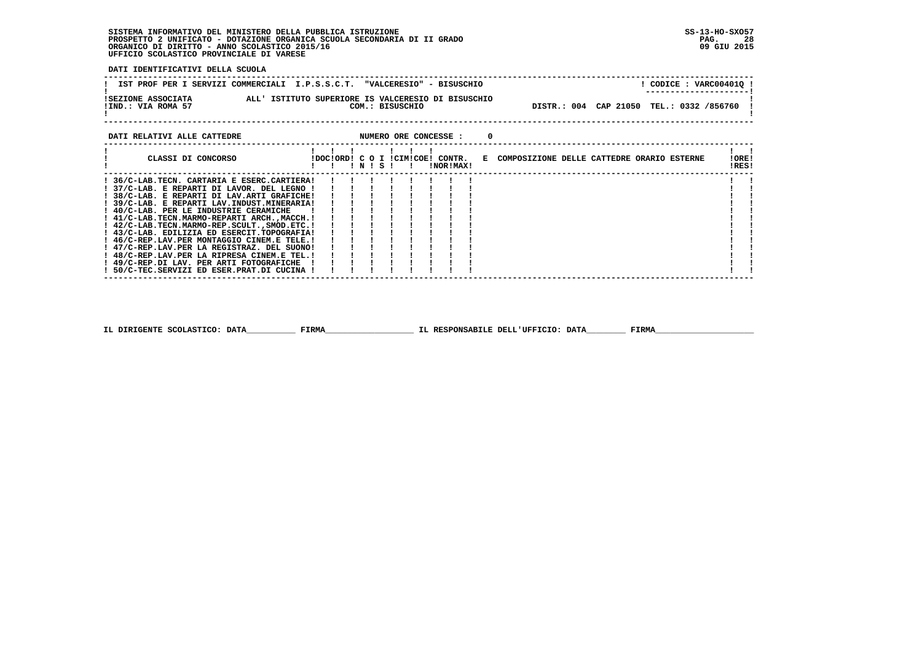SISTEMA INFORMATIVO DEL MINISTERO DELLA PUBBLICA ISTRUZIONE
PROSPETTO 2 UNIFICATO - DOTAZIONE ORGANICA SCUOLA SECONDARIA DI II GRADO
ORGANICO DI DIRITTO - ANNO SCOLASTICO 2015/16
UFFICIO SCOLASTICO PROVINCIALE DI VARESE

SS-13-HO-SXO57
09 GIU 2015

**DATI IDENTIFICATIVI DELLA SCUOLA**

IST PROF PER I SERVIZI COMMERCIALI I.P.S.S.C.T. "VALCERESIO" - BISUSCHIO — CODICE : VARC00401Q

SEZIONE ASSOCIATA ALL' ISTITUTO SUPERIORE IS VALCERESIO DI BISUSCHIO
IND.: VIA ROMA 57 — COM.: BISUSCHIO — DISTR.: 004 CAP 21050 TEL.: 0332 /856760

**DATI RELATIVI ALLE CATTEDRE** — NUMERO ORE CONCESSE : 0

| CLASSI DI CONCORSO | DOC | ORD | C N | O S | I | CIM | COE | CONTR. NOR | CONTR. MAX | E COMPOSIZIONE DELLE CATTEDRE ORARIO ESTERNE | ORE RES |
|---|---|---|---|---|---|---|---|---|---|---|---|
| 36/C-LAB.TECN. CARTARIA E ESERC.CARTIERA | | | | | | | | | | | |
| 37/C-LAB. E REPARTI DI LAVOR. DEL LEGNO | | | | | | | | | | | |
| 38/C-LAB. E REPARTI DI LAV.ARTI GRAFICHE | | | | | | | | | | | |
| 39/C-LAB. E REPARTI LAV.INDUST.MINERARIA | | | | | | | | | | | |
| 40/C-LAB. PER LE INDUSTRIE CERAMICHE | | | | | | | | | | | |
| 41/C-LAB.TECN.MARMO-REPARTI ARCH.,MACCH. | | | | | | | | | | | |
| 42/C-LAB.TECN.MARMO-REP.SCULT.,SMOD.ETC. | | | | | | | | | | | |
| 43/C-LAB. EDILIZIA ED ESERCIT.TOPOGRAFIA | | | | | | | | | | | |
| 46/C-REP.LAV.PER MONTAGGIO CINEM.E TELE. | | | | | | | | | | | |
| 47/C-REP.LAV.PER LA REGISTRAZ. DEL SUONO | | | | | | | | | | | |
| 48/C-REP.LAV.PER LA RIPRESA CINEM.E TEL. | | | | | | | | | | | |
| 49/C-REP.DI LAV. PER ARTI FOTOGRAFICHE | | | | | | | | | | | |
| 50/C-TEC.SERVIZI ED ESER.PRAT.DI CUCINA | | | | | | | | | | | |

IL DIRIGENTE SCOLASTICO: DATA__________ FIRMA__________________ IL RESPONSABILE DELL'UFFICIO: DATA________ FIRMA____________________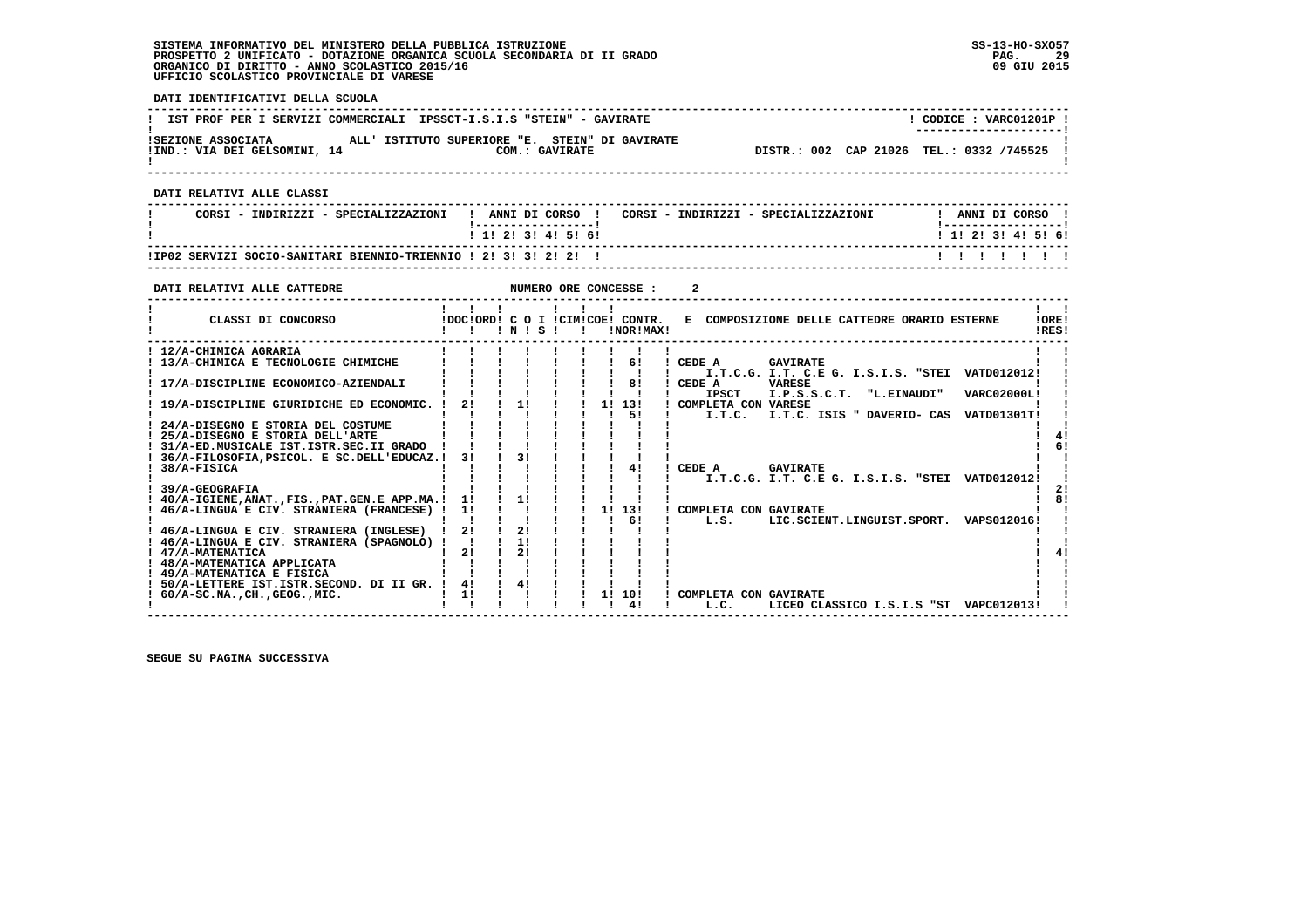SISTEMA INFORMATIVO DEL MINISTERO DELLA PUBBLICA ISTRUZIONE
PROSPETTO 2 UNIFICATO - DOTAZIONE ORGANICA SCUOLA SECONDARIA DI II GRADO
ORGANICO DI DIRITTO - ANNO SCOLASTICO 2015/16
UFFICIO SCOLASTICO PROVINCIALE DI VARESE

SS-13-HO-SXO57
09 GIU 2015

**DATI IDENTIFICATIVI DELLA SCUOLA**

IST PROF PER I SERVIZI COMMERCIALI IPSSCT-I.S.I.S "STEIN" - GAVIRATE — CODICE : VARC01201P

SEZIONE ASSOCIATA ALL' ISTITUTO SUPERIORE "E. STEIN" DI GAVIRATE
IND.: VIA DEI GELSOMINI, 14 — COM.: GAVIRATE — DISTR.: 002 CAP 21026 TEL.: 0332 /745525

**DATI RELATIVI ALLE CLASSI**

| CORSI - INDIRIZZI - SPECIALIZZAZIONI | 1 | 2 | 3 | 4 | 5 | 6 |
|---|---|---|---|---|---|---|
| IP02 SERVIZI SOCIO-SANITARI BIENNIO-TRIENNIO | 2 | 3 | 3 | 2 | 2 | |

**DATI RELATIVI ALLE CATTEDRE** — NUMERO ORE CONCESSE : 2

| CLASSI DI CONCORSO | DOC | ORD | C O N | I S | CIM | COE | CONTR. NOR | CONTR. MAX | E COMPOSIZIONE DELLE CATTEDRE ORARIO ESTERNE | ORE RES |
|---|---|---|---|---|---|---|---|---|---|---|
| 12/A-CHIMICA AGRARIA | | | | | | | | | | |
| 13/A-CHIMICA E TECNOLOGIE CHIMICHE | | | | | | | | 6 | CEDE A GAVIRATE I.T.C.G. I.T. C.E G. I.S.I.S. "STEI VATD012012 | |
| 17/A-DISCIPLINE ECONOMICO-AZIENDALI | | | | | | | | 8 | CEDE A VARESE IPSCT I.P.S.S.C.T. "L.EINAUDI" VARC02000L | |
| 19/A-DISCIPLINE GIURIDICHE ED ECONOMIC. | 2 | | 1 | | | 1 | 13 | 5 | COMPLETA CON VARESE I.T.C. I.T.C. ISIS " DAVERIO- CAS VATD01301T | |
| 24/A-DISEGNO E STORIA DEL COSTUME | | | | | | | | | | |
| 25/A-DISEGNO E STORIA DELL'ARTE | | | | | | | | | | 4 |
| 31/A-ED.MUSICALE IST.ISTR.SEC.II GRADO | | | | | | | | | | 6 |
| 36/A-FILOSOFIA,PSICOL. E SC.DELL'EDUCAZ. | 3 | | 3 | | | | | | | |
| 38/A-FISICA | | | | | | | | 4 | CEDE A GAVIRATE I.T.C.G. I.T. C.E G. I.S.I.S. "STEI VATD012012 | |
| 39/A-GEOGRAFIA | | | | | | | | | | 2 |
| 40/A-IGIENE,ANAT.,FIS.,PAT.GEN.E APP.MA. | 1 | | 1 | | | | | | | 8 |
| 46/A-LINGUA E CIV. STRANIERA (FRANCESE) | 1 | | | | | 1 | 13 | 6 | COMPLETA CON GAVIRATE L.S. LIC.SCIENT.LINGUIST.SPORT. VAPS012016 | |
| 46/A-LINGUA E CIV. STRANIERA (INGLESE) | 2 | | 2 | | | | | | | |
| 46/A-LINGUA E CIV. STRANIERA (SPAGNOLO) | | | 1 | | | | | | | |
| 47/A-MATEMATICA | 2 | | 2 | | | | | | | 4 |
| 48/A-MATEMATICA APPLICATA | | | | | | | | | | |
| 49/A-MATEMATICA E FISICA | | | | | | | | | | |
| 50/A-LETTERE IST.ISTR.SECOND. DI II GR. | 4 | | 4 | | | | | | | |
| 60/A-SC.NA.,CH.,GEOG.,MIC. | 1 | | | | | 1 | 10 | 4 | COMPLETA CON GAVIRATE L.C. LICEO CLASSICO I.S.I.S "ST VAPC012013 | |

SEGUE SU PAGINA SUCCESSIVA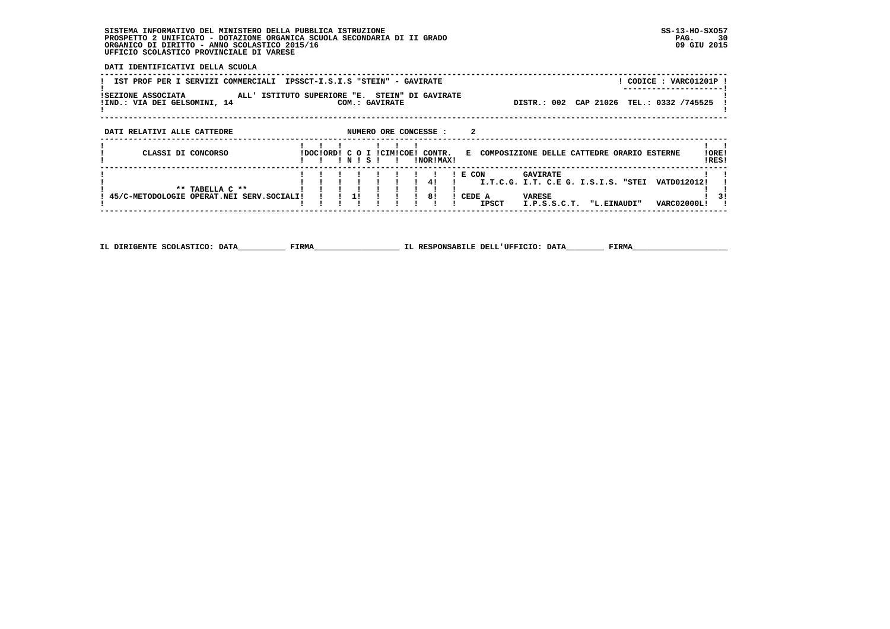SISTEMA INFORMATIVO DEL MINISTERO DELLA PUBBLICA ISTRUZIONE
PROSPETTO 2 UNIFICATO - DOTAZIONE ORGANICA SCUOLA SECONDARIA DI II GRADO
ORGANICO DI DIRITTO - ANNO SCOLASTICO 2015/16
UFFICIO SCOLASTICO PROVINCIALE DI VARESE

SS-13-HO-SXO57
09 GIU 2015

**DATI IDENTIFICATIVI DELLA SCUOLA**

IST PROF PER I SERVIZI COMMERCIALI IPSSCT-I.S.I.S "STEIN" - GAVIRATE — CODICE : VARC01201P

SEZIONE ASSOCIATA ALL' ISTITUTO SUPERIORE "E. STEIN" DI GAVIRATE
IND.: VIA DEI GELSOMINI, 14 — COM.: GAVIRATE — DISTR.: 002 CAP 21026 TEL.: 0332 /745525

**DATI RELATIVI ALLE CATTEDRE** — NUMERO ORE CONCESSE : 2

| CLASSI DI CONCORSO | DOC | ORD | C O N | I S | CIM | COE | CONTR. NOR | CONTR. MAX | E COMPOSIZIONE DELLE CATTEDRE ORARIO ESTERNE | ORE RES |
|---|---|---|---|---|---|---|---|---|---|---|
| ** TABELLA C ** | | | | | | | | | | |
| 45/C-METODOLOGIE OPERAT.NEI SERV.SOCIALI | | | 1 | | | | 4<br>8 | | E CON GAVIRATE I.T.C.G. I.T. C.E G. I.S.I.S. "STEI VATD012012<br>CEDE A VARESE IPSCT I.P.S.S.C.T. "L.EINAUDI" VARC02000L | 3 |

IL DIRIGENTE SCOLASTICO: DATA__________ FIRMA__________________ IL RESPONSABILE DELL'UFFICIO: DATA________ FIRMA____________________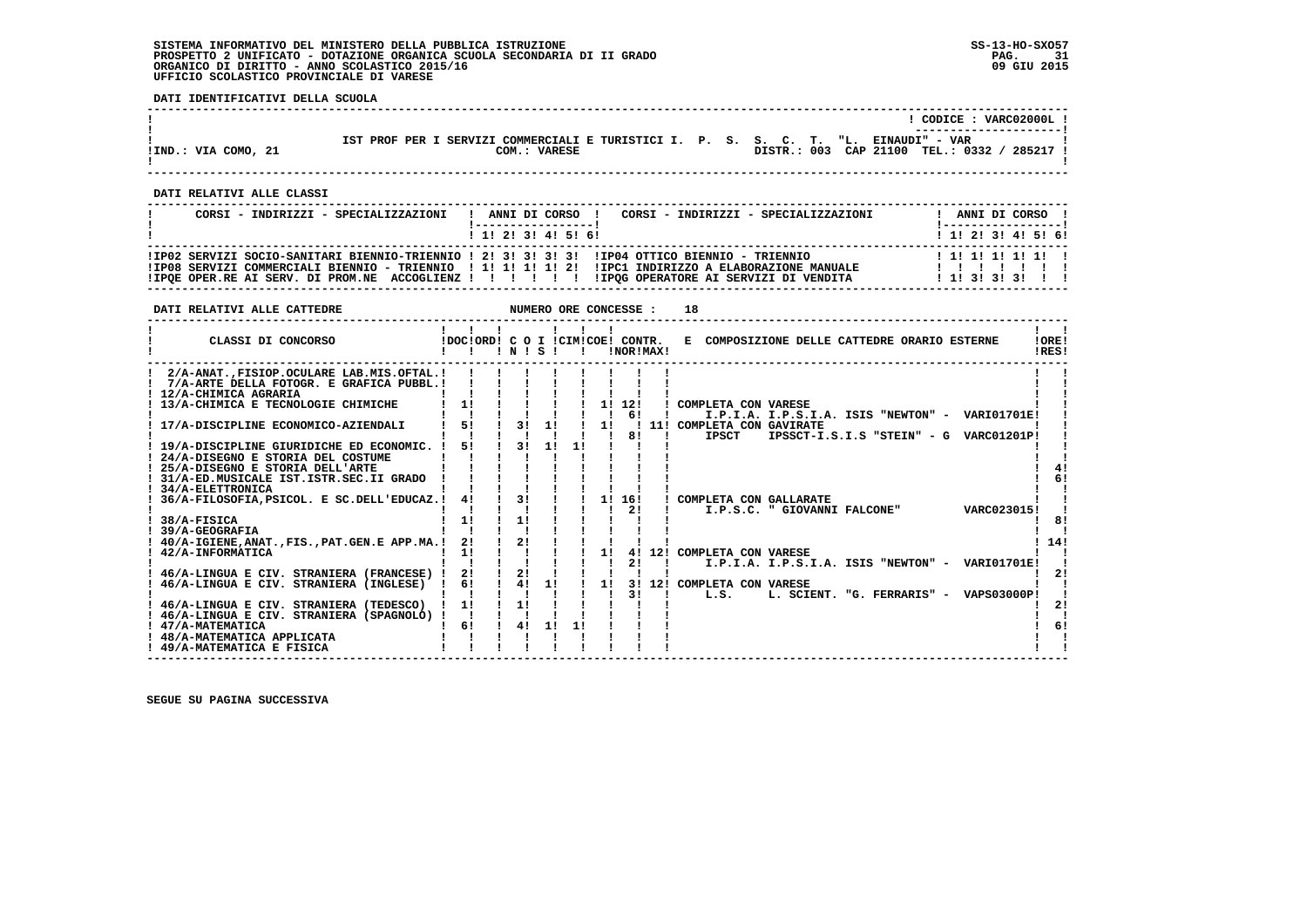SISTEMA INFORMATIVO DEL MINISTERO DELLA PUBBLICA ISTRUZIONE
PROSPETTO 2 UNIFICATO - DOTAZIONE ORGANICA SCUOLA SECONDARIA DI II GRADO
ORGANICO DI DIRITTO - ANNO SCOLASTICO 2015/16
UFFICIO SCOLASTICO PROVINCIALE DI VARESE

**DATI IDENTIFICATIVI DELLA SCUOLA**

CODICE : VARC02000L

IST PROF PER I SERVIZI COMMERCIALI E TURISTICI I. P. S. S. C. T. "L. EINAUDI" - VAR

IND.: VIA COMO, 21 — COM.: VARESE — DISTR.: 003 CAP 21100 TEL.: 0332 / 285217

**DATI RELATIVI ALLE CLASSI**

| CORSI - INDIRIZZI - SPECIALIZZAZIONI | 1 | 2 | 3 | 4 | 5 | 6 | CORSI - INDIRIZZI - SPECIALIZZAZIONI | 1 | 2 | 3 | 4 | 5 | 6 |
|---|---|---|---|---|---|---|---|---|---|---|---|---|---|
| IP02 SERVIZI SOCIO-SANITARI BIENNIO-TRIENNIO | 2 | 3 | 3 | 3 | 3 | | IP04 OTTICO BIENNIO - TRIENNIO | 1 | 1 | 1 | 1 | 1 | |
| IP08 SERVIZI COMMERCIALI BIENNIO - TRIENNIO | 1 | 1 | 1 | 1 | 2 | | IPC1 INDIRIZZO A ELABORAZIONE MANUALE | | | | | | |
| IPQE OPER.RE AI SERV. DI PROM.NE ACCOGLIENZ | | | | | | | IPQG OPERATORE AI SERVIZI DI VENDITA | 1 | 3 | 3 | 3 | | |

**DATI RELATIVI ALLE CATTEDRE** — NUMERO ORE CONCESSE : 18

| CLASSI DI CONCORSO | DOC | ORD | C O N | I S | CIM | COE | CONTR. NOR | CONTR. MAX | E COMPOSIZIONE DELLE CATTEDRE ORARIO ESTERNE | ORE RES |
|---|---|---|---|---|---|---|---|---|---|---|
| 2/A-ANAT.,FISIOP.OCULARE LAB.MIS.OFTAL. | | | | | | | | | | |
| 7/A-ARTE DELLA FOTOGR. E GRAFICA PUBBL. | | | | | | | | | | |
| 12/A-CHIMICA AGRARIA | | | | | | | | | | |
| 13/A-CHIMICA E TECNOLOGIE CHIMICHE | 1 | | | | | 1 | 12 | | COMPLETA CON VARESE | |
| | | | | | | | 6 | | I.P.I.A. I.P.S.I.A. ISIS "NEWTON" - VARI01701E | |
| 17/A-DISCIPLINE ECONOMICO-AZIENDALI | 5 | | 3 | 1 | | 1 | | 11 | COMPLETA CON GAVIRATE | |
| | | | | | | | 8 | | IPSCT IPSSCT-I.S.I.S "STEIN" - G VARC01201P | |
| 19/A-DISCIPLINE GIURIDICHE ED ECONOMIC. | 5 | | 3 | 1 | 1 | | | | | |
| 24/A-DISEGNO E STORIA DEL COSTUME | | | | | | | | | | |
| 25/A-DISEGNO E STORIA DELL'ARTE | | | | | | | | | | 4 |
| 31/A-ED.MUSICALE IST.ISTR.SEC.II GRADO | | | | | | | | | | 6 |
| 34/A-ELETTRONICA | | | | | | | | | | |
| 36/A-FILOSOFIA,PSICOL. E SC.DELL'EDUCAZ. | 4 | | 3 | | | 1 | 16 | | COMPLETA CON GALLARATE | |
| | | | | | | | 2 | | I.P.S.C. " GIOVANNI FALCONE" VARC023015 | |
| 38/A-FISICA | 1 | | 1 | | | | | | | 8 |
| 39/A-GEOGRAFIA | | | | | | | | | | |
| 40/A-IGIENE,ANAT.,FIS.,PAT.GEN.E APP.MA. | 2 | | 2 | | | | | | | 14 |
| 42/A-INFORMATICA | 1 | | | | | 1 | 4 | 12 | COMPLETA CON VARESE | |
| | | | | | | | 2 | | I.P.I.A. I.P.S.I.A. ISIS "NEWTON" - VARI01701E | |
| 46/A-LINGUA E CIV. STRANIERA (FRANCESE) | 2 | | 2 | | | | | | | 2 |
| 46/A-LINGUA E CIV. STRANIERA (INGLESE) | 6 | | 4 | 1 | | 1 | 3 | 12 | COMPLETA CON VARESE | |
| | | | | | | | 3 | | L.S. L. SCIENT. "G. FERRARIS" - VAPS03000P | |
| 46/A-LINGUA E CIV. STRANIERA (TEDESCO) | 1 | | 1 | | | | | | | 2 |
| 46/A-LINGUA E CIV. STRANIERA (SPAGNOLO) | | | | | | | | | | |
| 47/A-MATEMATICA | 6 | | 4 | 1 | 1 | | | | | 6 |
| 48/A-MATEMATICA APPLICATA | | | | | | | | | | |
| 49/A-MATEMATICA E FISICA | | | | | | | | | | |

SEGUE SU PAGINA SUCCESSIVA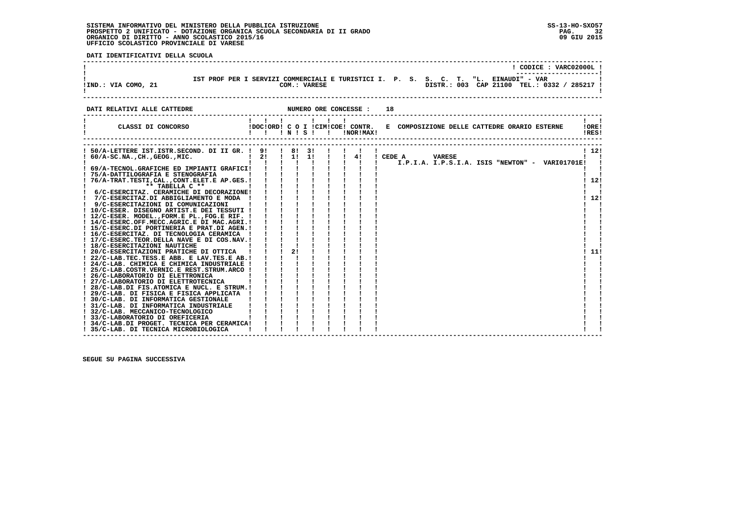**DATI IDENTIFICATIVI DELLA SCUOLA**

CODICE : VARC02000L

IST PROF PER I SERVIZI COMMERCIALI E TURISTICI I. P. S. S. C. T. "L. EINAUDI" - VAR

IND.: VIA COMO, 21 — COM.: VARESE — DISTR.: 003 CAP 21100 TEL.: 0332 / 285217

**DATI RELATIVI ALLE CATTEDRE** — NUMERO ORE CONCESSE : 18

| CLASSI DI CONCORSO | DOC | ORD | C O N | I S | CIM | COE | CONTR. NOR | MAX | E COMPOSIZIONE DELLE CATTEDRE ORARIO ESTERNE | ORE RES |
|---|---|---|---|---|---|---|---|---|---|---|
| 50/A-LETTERE IST.ISTR.SECOND. DI II GR. | 9 | | 8 | 3 | | | | | | 12 |
| 60/A-SC.NA.,CH.,GEOG.,MIC. | 2 | | 1 | 1 | | | 4 | | CEDE A VARESE I.P.I.A. I.P.S.I.A. ISIS "NEWTON" - VARI01701E | |
| 69/A-TECNOL.GRAFICHE ED IMPIANTI GRAFICI | | | | | | | | | | |
| 75/A-DATTILOGRAFIA E STENOGRAFIA | | | | | | | | | | |
| 76/A-TRAT.TESTI,CAL.,CONT.ELET.E AP.GES. | | | | | | | | | | 12 |
| ** TABELLA C ** | | | | | | | | | | |
| 6/C-ESERCITAZ. CERAMICHE DI DECORAZIONE | | | | | | | | | | |
| 7/C-ESERCITAZ.DI ABBIGLIAMENTO E MODA | | | | | | | | | | 12 |
| 9/C-ESERCITAZIONI DI COMUNICAZIONI | | | | | | | | | | |
| 10/C-ESER. DISEGNO ARTIST.E DEI TESSUTI | | | | | | | | | | |
| 12/C-ESER. MODEL.,FORM.E PL.,FOG.E RIF. | | | | | | | | | | |
| 14/C-ESERC.OFF.MECC.AGRIC.E DI MAC.AGRI. | | | | | | | | | | |
| 15/C-ESERC.DI PORTINERIA E PRAT.DI AGEN. | | | | | | | | | | |
| 16/C-ESERCITAZ. DI TECNOLOGIA CERAMICA | | | | | | | | | | |
| 17/C-ESERC.TEOR.DELLA NAVE E DI COS.NAV. | | | | | | | | | | |
| 18/C-ESERCITAZIONI NAUTICHE | | | | | | | | | | |
| 20/C-ESERCITAZIONI PRATICHE DI OTTICA | | | 2 | | | | | | | 11 |
| 22/C-LAB.TEC.TESS.E ABB. E LAV.TES.E AB. | | | | | | | | | | |
| 24/C-LAB. CHIMICA E CHIMICA INDUSTRIALE | | | | | | | | | | |
| 25/C-LAB.COSTR.VERNIC.E REST.STRUM.ARCO | | | | | | | | | | |
| 26/C-LABORATORIO DI ELETTRONICA | | | | | | | | | | |
| 27/C-LABORATORIO DI ELETTROTECNICA | | | | | | | | | | |
| 28/C-LAB.DI FIS.ATOMICA E NUCL. E STRUM. | | | | | | | | | | |
| 29/C-LAB. DI FISICA E FISICA APPLICATA | | | | | | | | | | |
| 30/C-LAB. DI INFORMATICA GESTIONALE | | | | | | | | | | |
| 31/C-LAB. DI INFORMATICA INDUSTRIALE | | | | | | | | | | |
| 32/C-LAB. MECCANICO-TECNOLOGICO | | | | | | | | | | |
| 33/C-LABORATORIO DI OREFICERIA | | | | | | | | | | |
| 34/C-LAB.DI PROGET. TECNICA PER CERAMICA | | | | | | | | | | |
| 35/C-LAB. DI TECNICA MICROBIOLOGICA | | | | | | | | | | |

SEGUE SU PAGINA SUCCESSIVA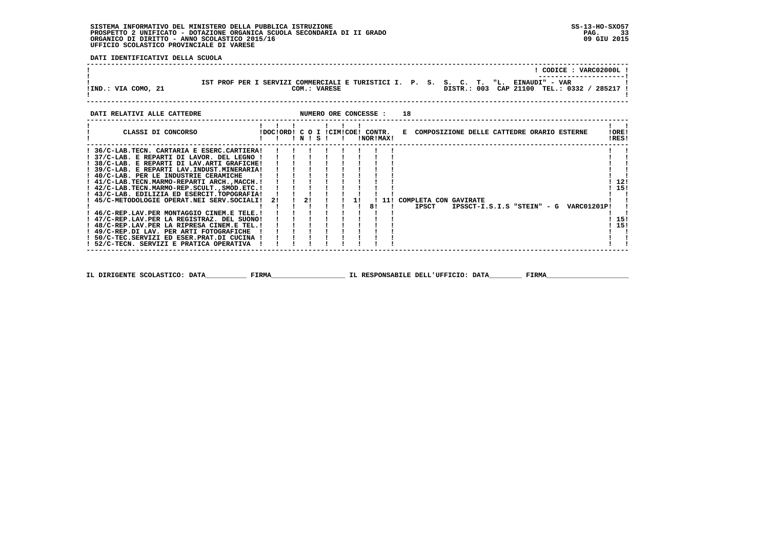SISTEMA INFORMATIVO DEL MINISTERO DELLA PUBBLICA ISTRUZIONE
PROSPETTO 2 UNIFICATO - DOTAZIONE ORGANICA SCUOLA SECONDARIA DI II GRADO
ORGANICO DI DIRITTO - ANNO SCOLASTICO 2015/16
UFFICIO SCOLASTICO PROVINCIALE DI VARESE

SS-13-HO-SXO57
09 GIU 2015

**DATI IDENTIFICATIVI DELLA SCUOLA**

CODICE : VARC02000L

IST PROF PER I SERVIZI COMMERCIALI E TURISTICI I. P. S. S. C. T. "L. EINAUDI" - VAR

IND.: VIA COMO, 21 — COM.: VARESE — DISTR.: 003 CAP 21100 TEL.: 0332 / 285217

**DATI RELATIVI ALLE CATTEDRE** — NUMERO ORE CONCESSE : 18

| CLASSI DI CONCORSO | DOC | ORD | C O N | I S | CIM | COE | CONTR. NOR | CONTR. MAX | E COMPOSIZIONE DELLE CATTEDRE ORARIO ESTERNE | ORE RES |
|---|---|---|---|---|---|---|---|---|---|---|
| 36/C-LAB.TECN. CARTARIA E ESERC.CARTIERA | | | | | | | | | | |
| 37/C-LAB. E REPARTI DI LAVOR. DEL LEGNO | | | | | | | | | | |
| 38/C-LAB. E REPARTI DI LAV.ARTI GRAFICHE | | | | | | | | | | |
| 39/C-LAB. E REPARTI LAV.INDUST.MINERARIA | | | | | | | | | | |
| 40/C-LAB. PER LE INDUSTRIE CERAMICHE | | | | | | | | | | |
| 41/C-LAB.TECN.MARMO-REPARTI ARCH.,MACCH. | | | | | | | | | | 12 |
| 42/C-LAB.TECN.MARMO-REP.SCULT.,SMOD.ETC. | | | | | | | | | | 15 |
| 43/C-LAB. EDILIZIA ED ESERCIT.TOPOGRAFIA | | | | | | | | | | |
| 45/C-METODOLOGIE OPERAT.NEI SERV.SOCIALI | 2 | | 2 | | | 1 | | 11 | COMPLETA CON GAVIRATE | |
| | | | | | | | 8 | | IPSCT IPSSCT-I.S.I.S "STEIN" - G VARC01201P | |
| 46/C-REP.LAV.PER MONTAGGIO CINEM.E TELE. | | | | | | | | | | |
| 47/C-REP.LAV.PER LA REGISTRAZ. DEL SUONO | | | | | | | | | | 15 |
| 48/C-REP.LAV.PER LA RIPRESA CINEM.E TEL. | | | | | | | | | | 15 |
| 49/C-REP.DI LAV. PER ARTI FOTOGRAFICHE | | | | | | | | | | |
| 50/C-TEC.SERVIZI ED ESER.PRAT.DI CUCINA | | | | | | | | | | |
| 52/C-TECN. SERVIZI E PRATICA OPERATIVA | | | | | | | | | | |

IL DIRIGENTE SCOLASTICO: DATA__________ FIRMA__________________ IL RESPONSABILE DELL'UFFICIO: DATA________ FIRMA____________________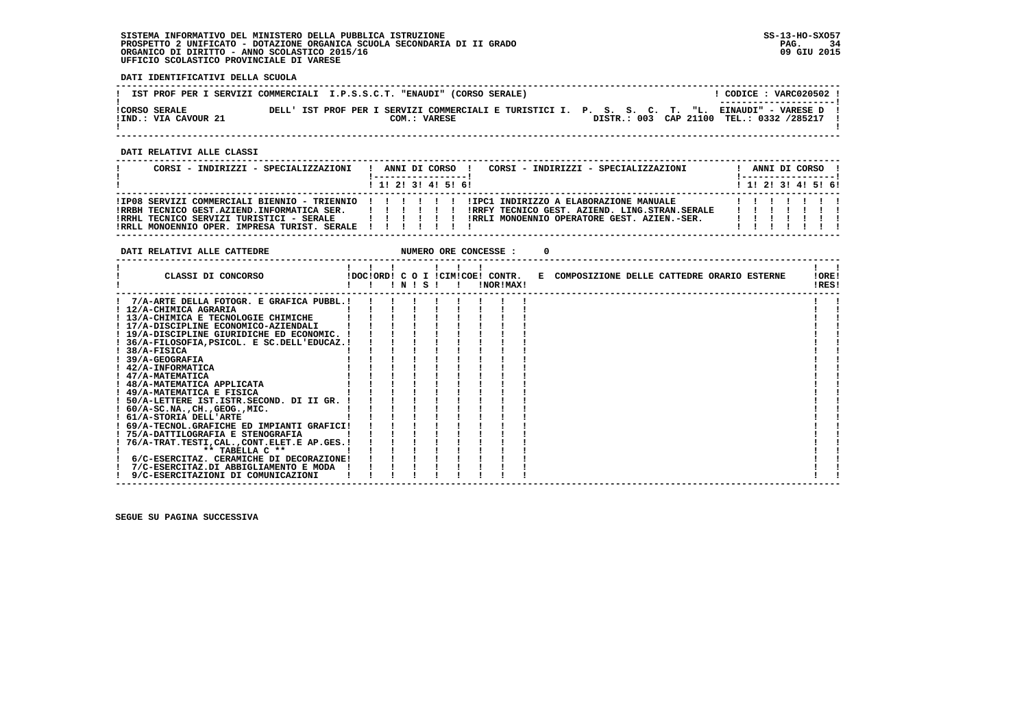**DATI IDENTIFICATIVI DELLA SCUOLA**

| IST PROF PER I SERVIZI COMMERCIALI I.P.S.S.C.T. "ENAUDI" (CORSO SERALE) | ! CODICE : VARC020502 ! |
|---|---|
| CORSO SERALE<br>IND.: VIA CAVOUR 21 | DELL' IST PROF PER I SERVIZI COMMERCIALI E TURISTICI I. P. S. S. C. T. "L. EINAUDI" - VARESE D<br>COM.: VARESE &nbsp;&nbsp;&nbsp; DISTR.: 003 CAP 21100 TEL.: 0332 /285217 |

**DATI RELATIVI ALLE CLASSI**

| CORSI - INDIRIZZI - SPECIALIZZAZIONI | 1 | 2 | 3 | 4 | 5 | 6 | CORSI - INDIRIZZI - SPECIALIZZAZIONI | 1 | 2 | 3 | 4 | 5 | 6 |
|---|---|---|---|---|---|---|---|---|---|---|---|---|---|
| IP08 SERVIZI COMMERCIALI BIENNIO - TRIENNIO | | | | | | | IPC1 INDIRIZZO A ELABORAZIONE MANUALE | | | | | | |
| RRBH TECNICO GEST.AZIEND.INFORMATICA SER. | | | | | | | RRFY TECNICO GEST. AZIEND. LING.STRAN.SERALE | | | | | | |
| RRHL TECNICO SERVIZI TURISTICI - SERALE | | | | | | | RRLI MONOENNIO OPERATORE GEST. AZIEN.-SER. | | | | | | |
| RRLL MONOENNIO OPER. IMPRESA TURIST. SERALE | | | | | | | | | | | | | |

**DATI RELATIVI ALLE CATTEDRE** NUMERO ORE CONCESSE : 0

| CLASSI DI CONCORSO | DOC | ORD | C O I N | C O I S | CIM | COE | CONTR. NOR | CONTR. MAX | E COMPOSIZIONE DELLE CATTEDRE ORARIO ESTERNE | ORE RES |
|---|---|---|---|---|---|---|---|---|---|---|
| 7/A-ARTE DELLA FOTOGR. E GRAFICA PUBBL. | | | | | | | | | | |
| 12/A-CHIMICA AGRARIA | | | | | | | | | | |
| 13/A-CHIMICA E TECNOLOGIE CHIMICHE | | | | | | | | | | |
| 17/A-DISCIPLINE ECONOMICO-AZIENDALI | | | | | | | | | | |
| 19/A-DISCIPLINE GIURIDICHE ED ECONOMIC. | | | | | | | | | | |
| 36/A-FILOSOFIA,PSICOL. E SC.DELL'EDUCAZ. | | | | | | | | | | |
| 38/A-FISICA | | | | | | | | | | |
| 39/A-GEOGRAFIA | | | | | | | | | | |
| 42/A-INFORMATICA | | | | | | | | | | |
| 47/A-MATEMATICA | | | | | | | | | | |
| 48/A-MATEMATICA APPLICATA | | | | | | | | | | |
| 49/A-MATEMATICA E FISICA | | | | | | | | | | |
| 50/A-LETTERE IST.ISTR.SECOND. DI II GR. | | | | | | | | | | |
| 60/A-SC.NA.,CH.,GEOG.,MIC. | | | | | | | | | | |
| 61/A-STORIA DELL'ARTE | | | | | | | | | | |
| 69/A-TECNOL.GRAFICHE ED IMPIANTI GRAFICI | | | | | | | | | | |
| 75/A-DATTILOGRAFIA E STENOGRAFIA | | | | | | | | | | |
| 76/A-TRAT.TESTI,CAL.,CONT.ELET.E AP.GES. | | | | | | | | | | |
| ** TABELLA C ** | | | | | | | | | | |
| 6/C-ESERCITAZ. CERAMICHE DI DECORAZIONE | | | | | | | | | | |
| 7/C-ESERCITAZ.DI ABBIGLIAMENTO E MODA | | | | | | | | | | |
| 9/C-ESERCITAZIONI DI COMUNICAZIONI | | | | | | | | | | |

SEGUE SU PAGINA SUCCESSIVA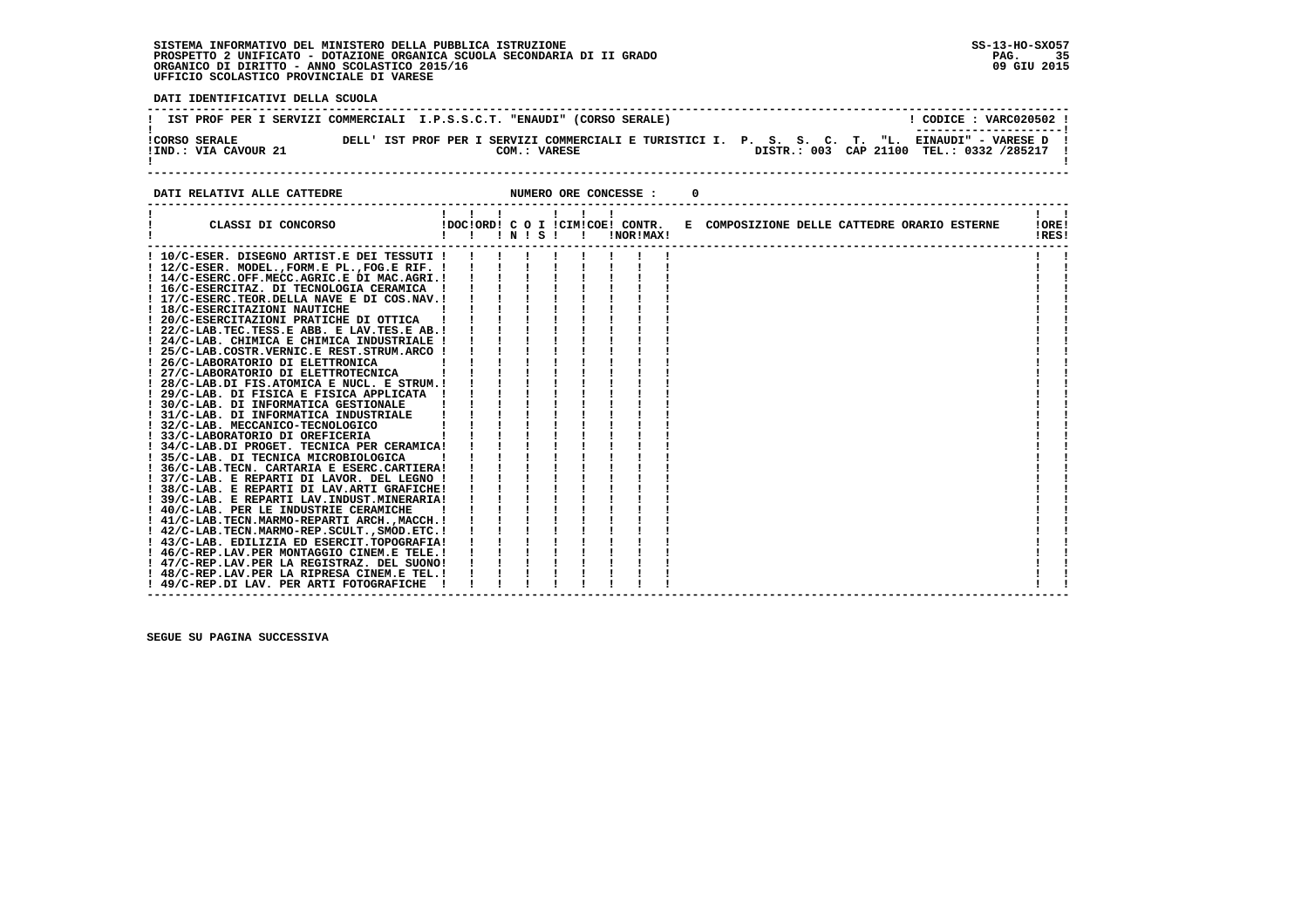**SISTEMA INFORMATIVO DEL MINISTERO DELLA PUBBLICA ISTRUZIONE**
**PROSPETTO 2 UNIFICATO - DOTAZIONE ORGANICA SCUOLA SECONDARIA DI II GRADO**
**ORGANICO DI DIRITTO - ANNO SCOLASTICO 2015/16**
**UFFICIO SCOLASTICO PROVINCIALE DI VARESE**

SS-13-HO-SXO57
09 GIU 2015

**DATI IDENTIFICATIVI DELLA SCUOLA**

IST PROF PER I SERVIZI COMMERCIALI I.P.S.S.C.T. "ENAUDI" (CORSO SERALE) — CODICE : VARC020502

CORSO SERALE DELL' IST PROF PER I SERVIZI COMMERCIALI E TURISTICI I. P. S. S. C. T. "L. EINAUDI" - VARESE D
IND.: VIA CAVOUR 21 — COM.: VARESE — DISTR.: 003 CAP 21100 TEL.: 0332 /285217

**DATI RELATIVI ALLE CATTEDRE** — NUMERO ORE CONCESSE : 0

| CLASSI DI CONCORSO | DOC | ORD | C O I N | S | CIM | COE | CONTR. NOR | MAX | E COMPOSIZIONE DELLE CATTEDRE ORARIO ESTERNE | ORE RES |
|---|---|---|---|---|---|---|---|---|---|---|
| 10/C-ESER. DISEGNO ARTIST.E DEI TESSUTI | | | | | | | | | | |
| 12/C-ESER. MODEL.,FORM.E PL.,FOG.E RIF. | | | | | | | | | | |
| 14/C-ESERC.OFF.MECC.AGRIC.E DI MAC.AGRI. | | | | | | | | | | |
| 16/C-ESERCITAZ. DI TECNOLOGIA CERAMICA | | | | | | | | | | |
| 17/C-ESERC.TEOR.DELLA NAVE E DI COS.NAV. | | | | | | | | | | |
| 18/C-ESERCITAZIONI NAUTICHE | | | | | | | | | | |
| 20/C-ESERCITAZIONI PRATICHE DI OTTICA | | | | | | | | | | |
| 22/C-LAB.TEC.TESS.E ABB. E LAV.TES.E AB. | | | | | | | | | | |
| 24/C-LAB. CHIMICA E CHIMICA INDUSTRIALE | | | | | | | | | | |
| 25/C-LAB.COSTR.VERNIC.E REST.STRUM.ARCO | | | | | | | | | | |
| 26/C-LABORATORIO DI ELETTRONICA | | | | | | | | | | |
| 27/C-LABORATORIO DI ELETTROTECNICA | | | | | | | | | | |
| 28/C-LAB.DI FIS.ATOMICA E NUCL. E STRUM. | | | | | | | | | | |
| 29/C-LAB. DI FISICA E FISICA APPLICATA | | | | | | | | | | |
| 30/C-LAB. DI INFORMATICA GESTIONALE | | | | | | | | | | |
| 31/C-LAB. DI INFORMATICA INDUSTRIALE | | | | | | | | | | |
| 32/C-LAB. MECCANICO-TECNOLOGICO | | | | | | | | | | |
| 33/C-LABORATORIO DI OREFICERIA | | | | | | | | | | |
| 34/C-LAB.DI PROGET. TECNICA PER CERAMICA | | | | | | | | | | |
| 35/C-LAB. DI TECNICA MICROBIOLOGICA | | | | | | | | | | |
| 36/C-LAB.TECN. CARTARIA E ESERC.CARTIERA | | | | | | | | | | |
| 37/C-LAB. E REPARTI DI LAVOR. DEL LEGNO | | | | | | | | | | |
| 38/C-LAB. E REPARTI DI LAV.ARTI GRAFICHE | | | | | | | | | | |
| 39/C-LAB. E REPARTI LAV.INDUST.MINERARIA | | | | | | | | | | |
| 40/C-LAB. PER LE INDUSTRIE CERAMICHE | | | | | | | | | | |
| 41/C-LAB.TECN.MARMO-REPARTI ARCH.,MACCH. | | | | | | | | | | |
| 42/C-LAB.TECN.MARMO-REP.SCULT.,SMOD.ETC. | | | | | | | | | | |
| 43/C-LAB. EDILIZIA ED ESERCIT.TOPOGRAFIA | | | | | | | | | | |
| 46/C-REP.LAV.PER MONTAGGIO CINEM.E TELE. | | | | | | | | | | |
| 47/C-REP.LAV.PER LA REGISTRAZ. DEL SUONO | | | | | | | | | | |
| 48/C-REP.LAV.PER LA RIPRESA CINEM.E TEL. | | | | | | | | | | |
| 49/C-REP.DI LAV. PER ARTI FOTOGRAFICHE | | | | | | | | | | |

**SEGUE SU PAGINA SUCCESSIVA**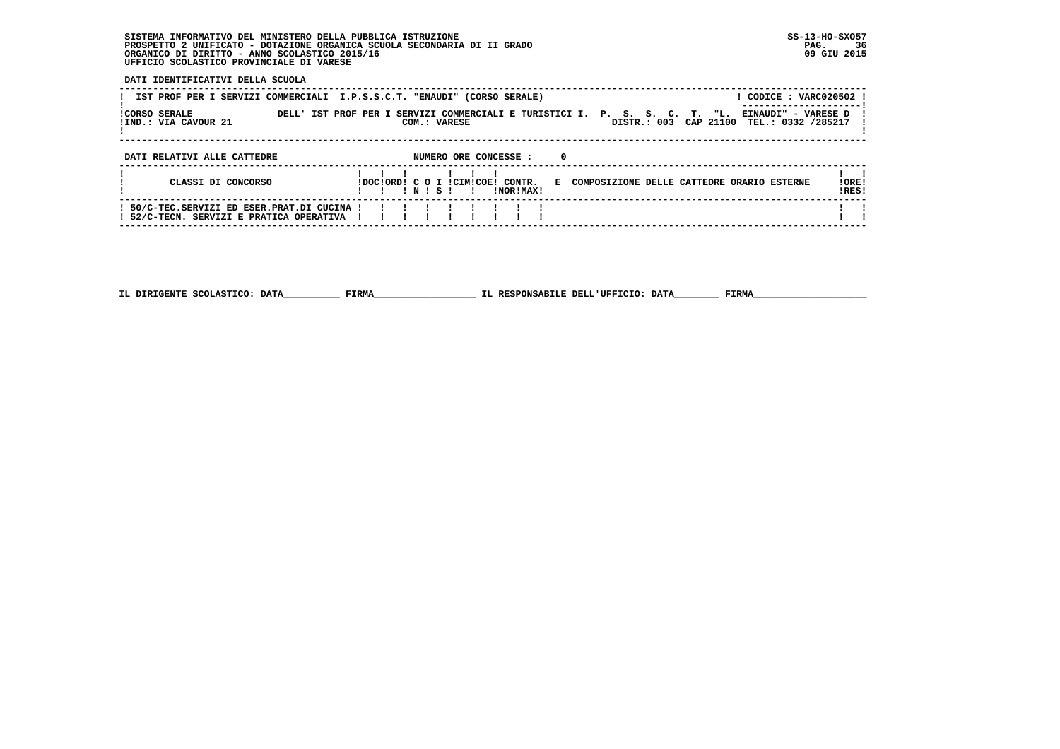SISTEMA INFORMATIVO DEL MINISTERO DELLA PUBBLICA ISTRUZIONE
PROSPETTO 2 UNIFICATO - DOTAZIONE ORGANICA SCUOLA SECONDARIA DI II GRADO
ORGANICO DI DIRITTO - ANNO SCOLASTICO 2015/16
UFFICIO SCOLASTICO PROVINCIALE DI VARESE

SS-13-HO-SXO57
09 GIU 2015

**DATI IDENTIFICATIVI DELLA SCUOLA**

IST PROF PER I SERVIZI COMMERCIALI I.P.S.S.C.T. "ENAUDI" (CORSO SERALE) — CODICE : VARC020502

CORSO SERALE DELL' IST PROF PER I SERVIZI COMMERCIALI E TURISTICI I. P. S. S. C. T. "L. EINAUDI" - VARESE D
IND.: VIA CAVOUR 21 — COM.: VARESE — DISTR.: 003 CAP 21100 TEL.: 0332 /285217

**DATI RELATIVI ALLE CATTEDRE** — NUMERO ORE CONCESSE : 0

| CLASSI DI CONCORSO | DOC | ORD | C O N | I S | CIM | COE | CONTR. NOR | CONTR. MAX | E COMPOSIZIONE DELLE CATTEDRE ORARIO ESTERNE | ORE RES |
|---|---|---|---|---|---|---|---|---|---|---|
| 50/C-TEC.SERVIZI ED ESER.PRAT.DI CUCINA | | | | | | | | | | |
| 52/C-TECN. SERVIZI E PRATICA OPERATIVA | | | | | | | | | | |

IL DIRIGENTE SCOLASTICO: DATA__________ FIRMA__________________ IL RESPONSABILE DELL'UFFICIO: DATA________ FIRMA____________________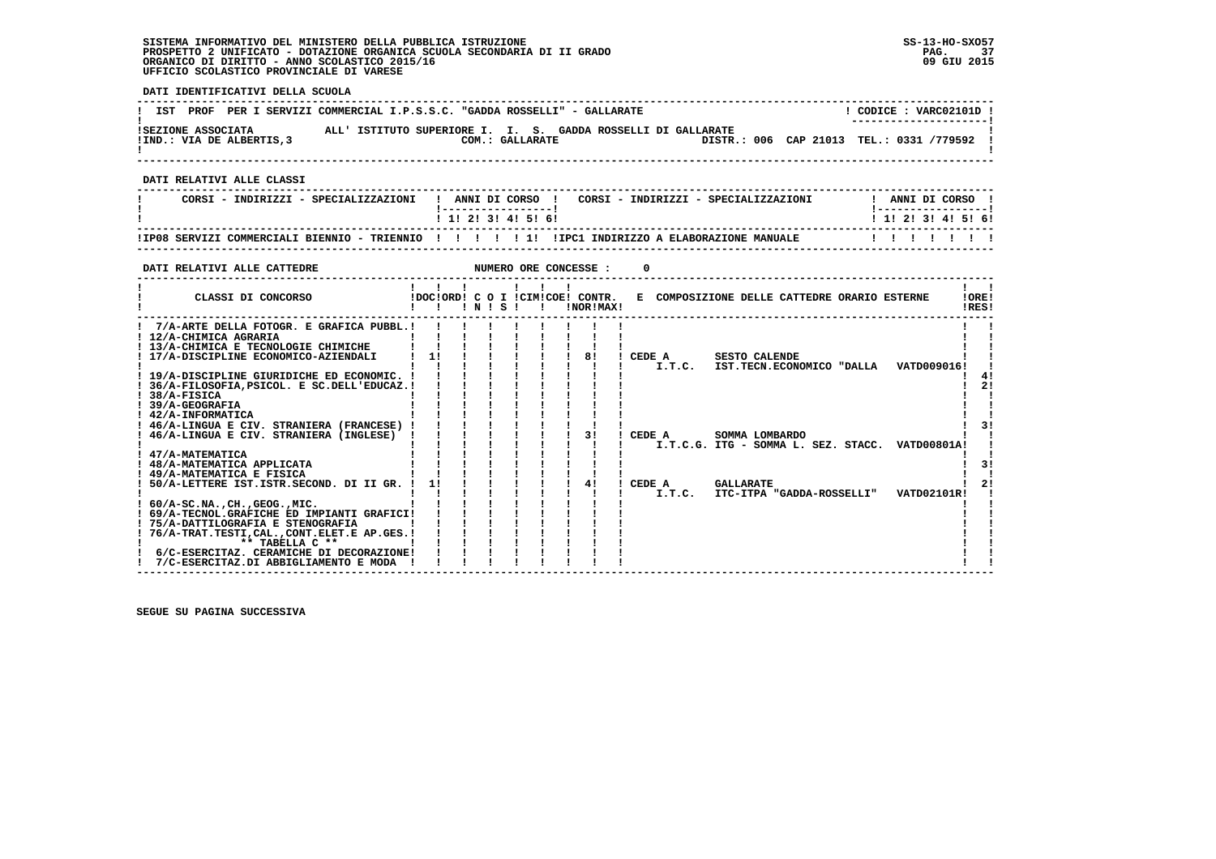SISTEMA INFORMATIVO DEL MINISTERO DELLA PUBBLICA ISTRUZIONE
PROSPETTO 2 UNIFICATO - DOTAZIONE ORGANICA SCUOLA SECONDARIA DI II GRADO
ORGANICO DI DIRITTO - ANNO SCOLASTICO 2015/16
UFFICIO SCOLASTICO PROVINCIALE DI VARESE

SS-13-HO-SXO57
09 GIU 2015

**DATI IDENTIFICATIVI DELLA SCUOLA**

| IST PROF PER I SERVIZI COMMERCIAL I.P.S.S.C. "GADDA ROSSELLI" - GALLARATE | CODICE : VARC02101D |
|---|---|
| SEZIONE ASSOCIATA ALL' ISTITUTO SUPERIORE I. I. S. GADDA ROSSELLI DI GALLARATE | |
| IND.: VIA DE ALBERTIS,3 COM.: GALLARATE | DISTR.: 006 CAP 21013 TEL.: 0331 /779592 |

**DATI RELATIVI ALLE CLASSI**

| CORSI - INDIRIZZI - SPECIALIZZAZIONI | 1 | 2 | 3 | 4 | 5 | 6 | CORSI - INDIRIZZI - SPECIALIZZAZIONI | 1 | 2 | 3 | 4 | 5 | 6 |
|---|---|---|---|---|---|---|---|---|---|---|---|---|---|
| IP08 SERVIZI COMMERCIALI BIENNIO - TRIENNIO | | | | | 1 | | IPC1 INDIRIZZO A ELABORAZIONE MANUALE | | | | | | |

**DATI RELATIVI ALLE CATTEDRE** NUMERO ORE CONCESSE : 0

| CLASSI DI CONCORSO | DOC | ORD | C O I N | S | CIM | COE | CONTR. NOR | MAX | E COMPOSIZIONE DELLE CATTEDRE ORARIO ESTERNE | ORE RES |
|---|---|---|---|---|---|---|---|---|---|---|
| 7/A-ARTE DELLA FOTOGR. E GRAFICA PUBBL. | | | | | | | | | | |
| 12/A-CHIMICA AGRARIA | | | | | | | | | | |
| 13/A-CHIMICA E TECNOLOGIE CHIMICHE | | | | | | | | | | |
| 17/A-DISCIPLINE ECONOMICO-AZIENDALI | 1 | | | | | | 8 | | CEDE A SESTO CALENDE I.T.C. IST.TECN.ECONOMICO "DALLA VATD009016 | |
| 19/A-DISCIPLINE GIURIDICHE ED ECONOMIC. | | | | | | | | | | 4 |
| 36/A-FILOSOFIA,PSICOL. E SC.DELL'EDUCAZ. | | | | | | | | | | 2 |
| 38/A-FISICA | | | | | | | | | | |
| 39/A-GEOGRAFIA | | | | | | | | | | |
| 42/A-INFORMATICA | | | | | | | | | | |
| 46/A-LINGUA E CIV. STRANIERA (FRANCESE) | | | | | | | | | | 3 |
| 46/A-LINGUA E CIV. STRANIERA (INGLESE) | | | | | | | 3 | | CEDE A SOMMA LOMBARDO I.T.C.G. ITG - SOMMA L. SEZ. STACC. VATD00801A | |
| 47/A-MATEMATICA | | | | | | | | | | |
| 48/A-MATEMATICA APPLICATA | | | | | | | | | | 3 |
| 49/A-MATEMATICA E FISICA | | | | | | | | | | |
| 50/A-LETTERE IST.ISTR.SECOND. DI II GR. | 1 | | | | | | 4 | | CEDE A GALLARATE I.T.C. ITC-ITPA "GADDA-ROSSELLI" VATD02101R | 2 |
| 60/A-SC.NA.,CH.,GEOG.,MIC. | | | | | | | | | | |
| 69/A-TECNOL.GRAFICHE ED IMPIANTI GRAFICI | | | | | | | | | | |
| 75/A-DATTILOGRAFIA E STENOGRAFIA | | | | | | | | | | |
| 76/A-TRAT.TESTI,CAL.,CONT.ELET.E AP.GES. | | | | | | | | | | |
| ** TABELLA C ** | | | | | | | | | | |
| 6/C-ESERCITAZ. CERAMICHE DI DECORAZIONE | | | | | | | | | | |
| 7/C-ESERCITAZ.DI ABBIGLIAMENTO E MODA | | | | | | | | | | |

SEGUE SU PAGINA SUCCESSIVA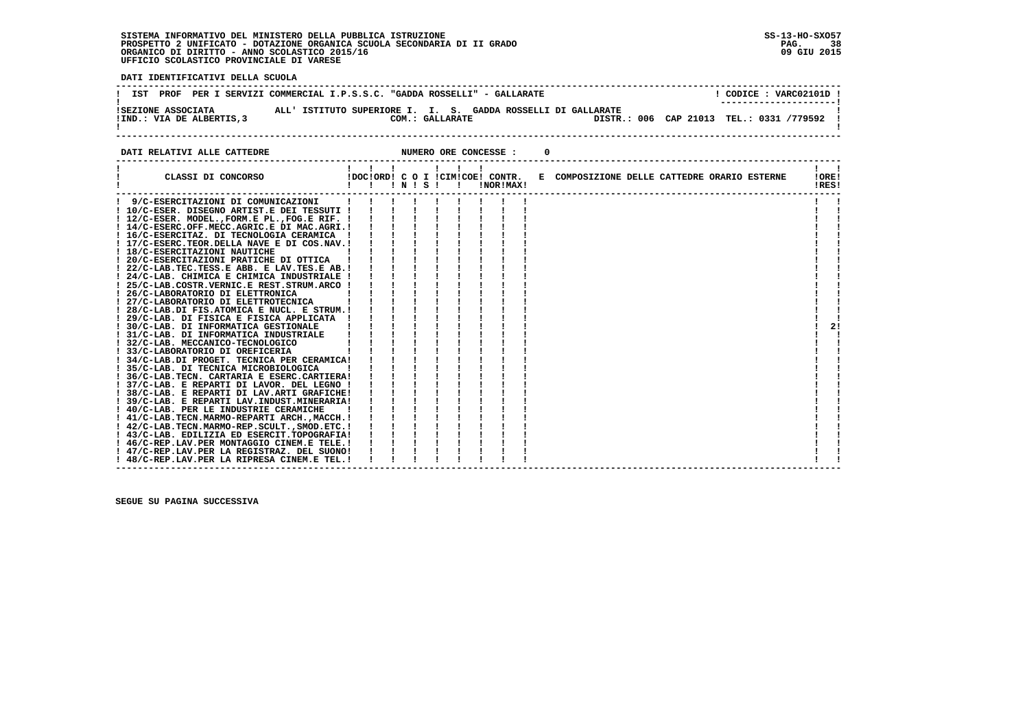**DATI IDENTIFICATIVI DELLA SCUOLA**

| IST PROF PER I SERVIZI COMMERCIAL I.P.S.S.C. "GADDA ROSSELLI" - GALLARATE | CODICE : VARC02101D |
|---|---|
| SEZIONE ASSOCIATA ALL' ISTITUTO SUPERIORE I. I. S. GADDA ROSSELLI DI GALLARATE | |
| IND.: VIA DE ALBERTIS,3 COM.: GALLARATE | DISTR.: 006 CAP 21013 TEL.: 0331 /779592 |

**DATI RELATIVI ALLE CATTEDRE** NUMERO ORE CONCESSE : 0

| CLASSI DI CONCORSO | DOC | ORD | C I N | O I S | CIM | COE | CONTR. NOR | CONTR. MAX | E COMPOSIZIONE DELLE CATTEDRE ORARIO ESTERNE | ORE RES |
|---|---|---|---|---|---|---|---|---|---|---|
| 9/C-ESERCITAZIONI DI COMUNICAZIONI | | | | | | | | | | |
| 10/C-ESER. DISEGNO ARTIST.E DEI TESSUTI | | | | | | | | | | |
| 12/C-ESER. MODEL.,FORM.E PL.,FOG.E RIF. | | | | | | | | | | |
| 14/C-ESERC.OFF.MECC.AGRIC.E DI MAC.AGRI. | | | | | | | | | | |
| 16/C-ESERCITAZ. DI TECNOLOGIA CERAMICA | | | | | | | | | | |
| 17/C-ESERC.TEOR.DELLA NAVE E DI COS.NAV. | | | | | | | | | | |
| 18/C-ESERCITAZIONI NAUTICHE | | | | | | | | | | |
| 20/C-ESERCITAZIONI PRATICHE DI OTTICA | | | | | | | | | | |
| 22/C-LAB.TEC.TESS.E ABB. E LAV.TES.E AB. | | | | | | | | | | |
| 24/C-LAB. CHIMICA E CHIMICA INDUSTRIALE | | | | | | | | | | |
| 25/C-LAB.COSTR.VERNIC.E REST.STRUM.ARCO | | | | | | | | | | |
| 26/C-LABORATORIO DI ELETTRONICA | | | | | | | | | | |
| 27/C-LABORATORIO DI ELETTROTECNICA | | | | | | | | | | |
| 28/C-LAB.DI FIS.ATOMICA E NUCL. E STRUM. | | | | | | | | | | |
| 29/C-LAB. DI FISICA E FISICA APPLICATA | | | | | | | | | | |
| 30/C-LAB. DI INFORMATICA GESTIONALE | | | | | | | | | | 2 |
| 31/C-LAB. DI INFORMATICA INDUSTRIALE | | | | | | | | | | |
| 32/C-LAB. MECCANICO-TECNOLOGICO | | | | | | | | | | |
| 33/C-LABORATORIO DI OREFICERIA | | | | | | | | | | |
| 34/C-LAB.DI PROGET. TECNICA PER CERAMICA | | | | | | | | | | |
| 35/C-LAB. DI TECNICA MICROBIOLOGICA | | | | | | | | | | |
| 36/C-LAB.TECN. CARTARIA E ESERC.CARTIERA | | | | | | | | | | |
| 37/C-LAB. E REPARTI DI LAVOR. DEL LEGNO | | | | | | | | | | |
| 38/C-LAB. E REPARTI DI LAV.ARTI GRAFICHE | | | | | | | | | | |
| 39/C-LAB. E REPARTI LAV.INDUST.MINERARIA | | | | | | | | | | |
| 40/C-LAB. PER LE INDUSTRIE CERAMICHE | | | | | | | | | | |
| 41/C-LAB.TECN.MARMO-REPARTI ARCH.,MACCH. | | | | | | | | | | |
| 42/C-LAB.TECN.MARMO-REP.SCULT.,SMOD.ETC. | | | | | | | | | | |
| 43/C-LAB. EDILIZIA ED ESERCIT.TOPOGRAFIA | | | | | | | | | | |
| 46/C-REP.LAV.PER MONTAGGIO CINEM.E TELE. | | | | | | | | | | |
| 47/C-REP.LAV.PER LA REGISTRAZ. DEL SUONO | | | | | | | | | | |
| 48/C-REP.LAV.PER LA RIPRESA CINEM.E TEL. | | | | | | | | | | |

**SEGUE SU PAGINA SUCCESSIVA**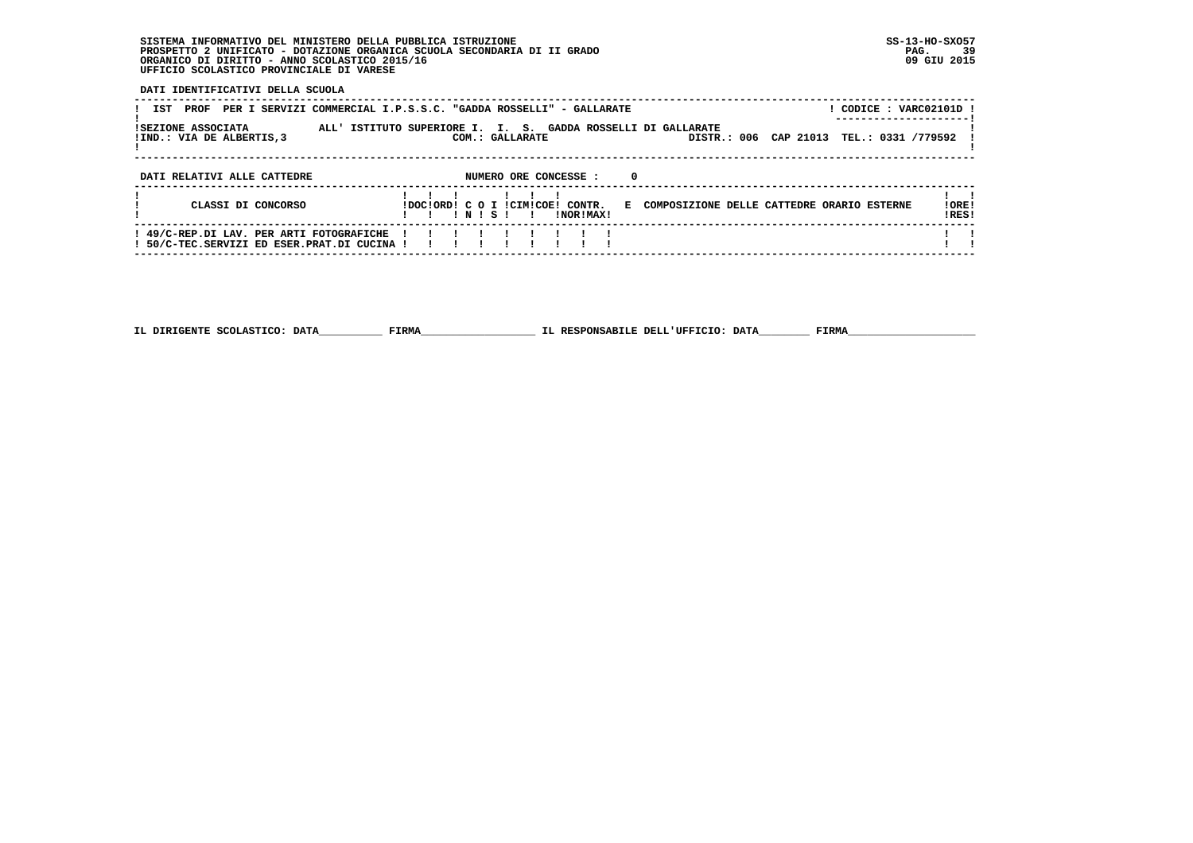SISTEMA INFORMATIVO DEL MINISTERO DELLA PUBBLICA ISTRUZIONE
PROSPETTO 2 UNIFICATO - DOTAZIONE ORGANICA SCUOLA SECONDARIA DI II GRADO
ORGANICO DI DIRITTO - ANNO SCOLASTICO 2015/16
UFFICIO SCOLASTICO PROVINCIALE DI VARESE

SS-13-HO-SXO57
09 GIU 2015

**DATI IDENTIFICATIVI DELLA SCUOLA**

IST PROF PER I SERVIZI COMMERCIAL I.P.S.S.C. "GADDA ROSSELLI" - GALLARATE — CODICE : VARC02101D

SEZIONE ASSOCIATA ALL' ISTITUTO SUPERIORE I. I. S. GADDA ROSSELLI DI GALLARATE
IND.: VIA DE ALBERTIS,3 — COM.: GALLARATE — DISTR.: 006 CAP 21013 TEL.: 0331 /779592

**DATI RELATIVI ALLE CATTEDRE** — NUMERO ORE CONCESSE : 0

| CLASSI DI CONCORSO | DOC | ORD | C N | O S | I | CIM | COE | CONTR. NOR | CONTR. MAX | E COMPOSIZIONE DELLE CATTEDRE ORARIO ESTERNE | ORE RES |
|---|---|---|---|---|---|---|---|---|---|---|---|
| 49/C-REP.DI LAV. PER ARTI FOTOGRAFICHE | | | | | | | | | | | |
| 50/C-TEC.SERVIZI ED ESER.PRAT.DI CUCINA | | | | | | | | | | | |

IL DIRIGENTE SCOLASTICO: DATA__________ FIRMA__________________ IL RESPONSABILE DELL'UFFICIO: DATA________ FIRMA____________________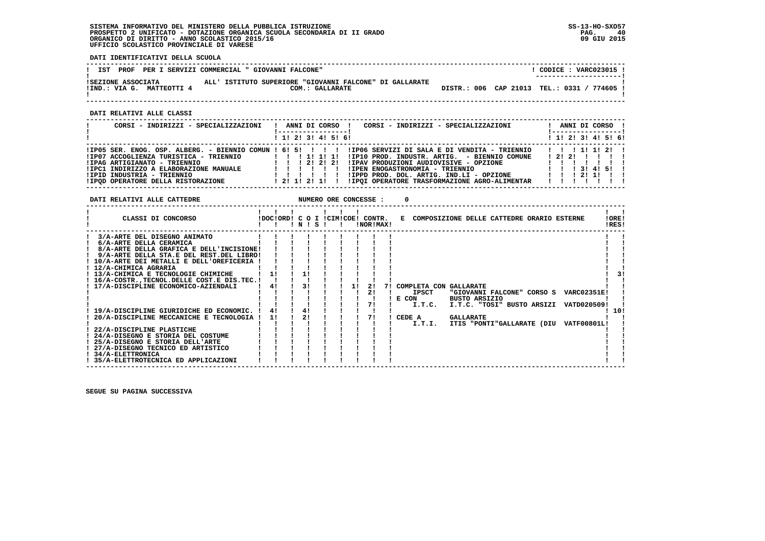**SISTEMA INFORMATIVO DEL MINISTERO DELLA PUBBLICA ISTRUZIONE**
**PROSPETTO 2 UNIFICATO - DOTAZIONE ORGANICA SCUOLA SECONDARIA DI II GRADO**
**ORGANICO DI DIRITTO - ANNO SCOLASTICO 2015/16**
**UFFICIO SCOLASTICO PROVINCIALE DI VARESE**

SS-13-HO-SXO57
09 GIU 2015

**DATI IDENTIFICATIVI DELLA SCUOLA**

IST PROF PER I SERVIZI COMMERCIAL " GIOVANNI FALCONE" — CODICE : VARC023015

SEZIONE ASSOCIATA ALL' ISTITUTO SUPERIORE "GIOVANNI FALCONE" DI GALLARATE
IND.: VIA G. MATTEOTTI 4 — COM.: GALLARATE — DISTR.: 006 CAP 21013 TEL.: 0331 / 774605

**DATI RELATIVI ALLE CLASSI**

| CORSI - INDIRIZZI - SPECIALIZZAZIONI | 1 | 2 | 3 | 4 | 5 | 6 | CORSI - INDIRIZZI - SPECIALIZZAZIONI | 1 | 2 | 3 | 4 | 5 | 6 |
|---|---|---|---|---|---|---|---|---|---|---|---|---|---|
| IP05 SER. ENOG. OSP. ALBERG. - BIENNIO COMUN | 6 | 5 | | | | | IP06 SERVIZI DI SALA E DI VENDITA - TRIENNIO | | | 1 | 1 | 2 | |
| IP07 ACCOGLIENZA TURISTICA - TRIENNIO | | | 1 | 1 | 1 | | IP10 PROD. INDUSTR. ARTIG. - BIENNIO COMUNE | 2 | 2 | | | | |
| IPAG ARTIGIANATO - TRIENNIO | | | 2 | 2 | 2 | | IPAV PRODUZIONI AUDIOVISIVE - OPZIONE | | | | | | |
| IPC1 INDIRIZZO A ELABORAZIONE MANUALE | | | | | | | IPEN ENOGASTRONOMIA - TRIENNIO | | | 3 | 4 | 5 | |
| IPID INDUSTRIA - TRIENNIO | | | | | | | IPPD PROD. DOL. ARTIG. IND.LI - OPZIONE | | | 2 | 1 | | |
| IPQD OPERATORE DELLA RISTORAZIONE | 2 | 1 | 2 | 1 | | | IPQI OPERATORE TRASFORMAZIONE AGRO-ALIMENTAR | | | | | | |

**DATI RELATIVI ALLE CATTEDRE** — NUMERO ORE CONCESSE : 0

| CLASSI DI CONCORSO | DOC | ORD | C O I N | C O I S | CIM | COE | CONTR. NOR | CONTR. MAX | E COMPOSIZIONE DELLE CATTEDRE ORARIO ESTERNE | ORE RES |
|---|---|---|---|---|---|---|---|---|---|---|
| 3/A-ARTE DEL DISEGNO ANIMATO | | | | | | | | | | |
| 6/A-ARTE DELLA CERAMICA | | | | | | | | | | |
| 8/A-ARTE DELLA GRAFICA E DELL'INCISIONE | | | | | | | | | | |
| 9/A-ARTE DELLA STA.E DEL REST.DEL LIBRO | | | | | | | | | | |
| 10/A-ARTE DEI METALLI E DELL'OREFICERIA | | | | | | | | | | |
| 12/A-CHIMICA AGRARIA | | | | | | | | | | |
| 13/A-CHIMICA E TECNOLOGIE CHIMICHE | 1 | | 1 | | | | | | | 3 |
| 16/A-COSTR.,TECNOL.DELLE COST.E DIS.TEC. | | | | | | | | | | |
| 17/A-DISCIPLINE ECONOMICO-AZIENDALI | 4 | | 3 | | | 1 | 2 | 7 | COMPLETA CON GALLARATE | |
| | | | | | | | 2 | | IPSCT "GIOVANNI FALCONE" CORSO S VARC02351E | |
| | | | | | | | | | E CON BUSTO ARSIZIO | |
| | | | | | | | 7 | | I.T.C. I.T.C. "TOSI" BUSTO ARSIZI VATD020509 | |
| 19/A-DISCIPLINE GIURIDICHE ED ECONOMIC. | 4 | | 4 | | | | | | | 10 |
| 20/A-DISCIPLINE MECCANICHE E TECNOLOGIA | 1 | | 2 | | | | 7 | | CEDE A GALLARATE | |
| | | | | | | | | | I.T.I. ITIS "PONTI"GALLARATE (DIU VATF00801L | |
| 22/A-DISCIPLINE PLASTICHE | | | | | | | | | | |
| 24/A-DISEGNO E STORIA DEL COSTUME | | | | | | | | | | |
| 25/A-DISEGNO E STORIA DELL'ARTE | | | | | | | | | | |
| 27/A-DISEGNO TECNICO ED ARTISTICO | | | | | | | | | | |
| 34/A-ELETTRONICA | | | | | | | | | | |
| 35/A-ELETTROTECNICA ED APPLICAZIONI | | | | | | | | | | |

SEGUE SU PAGINA SUCCESSIVA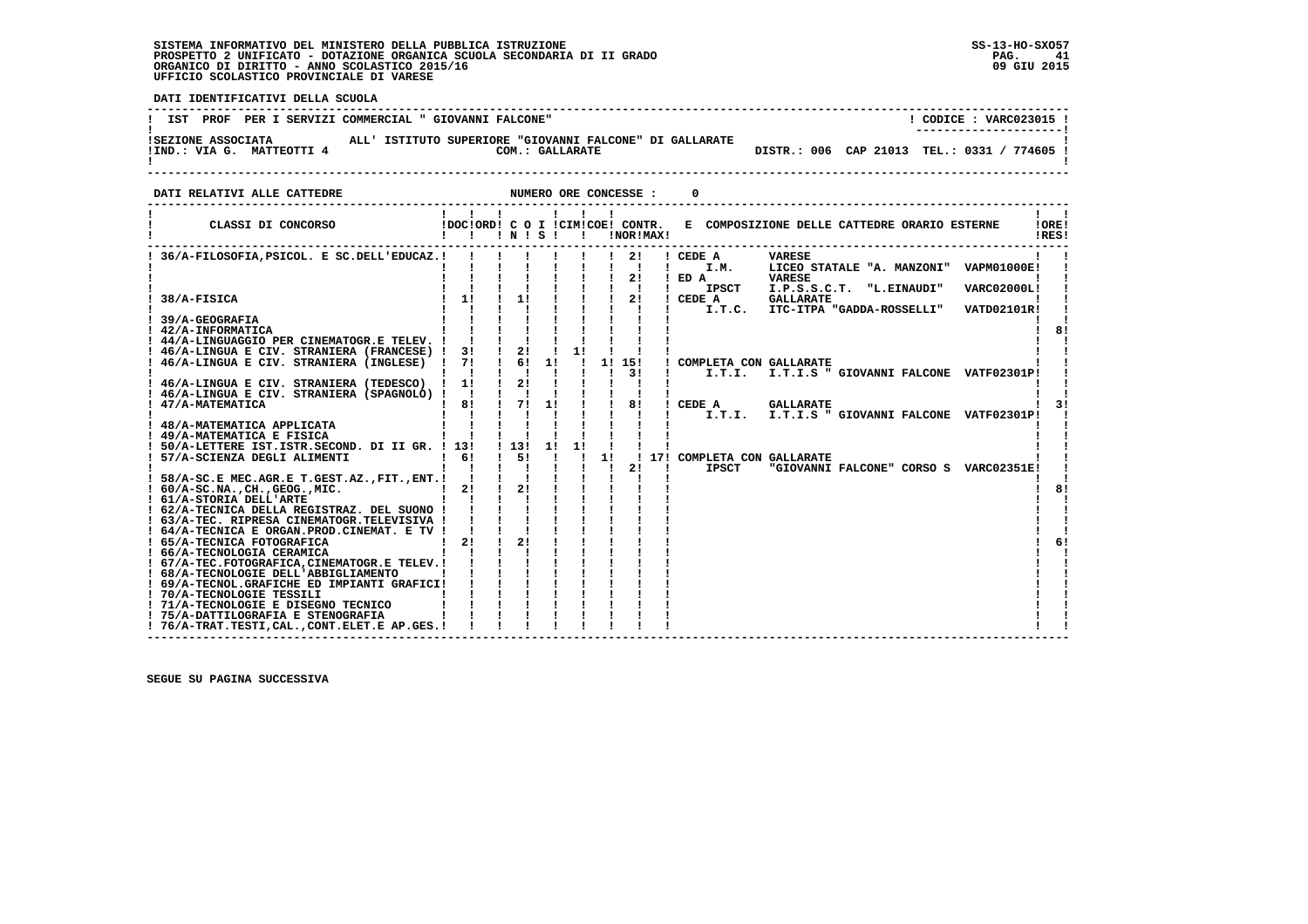**DATI IDENTIFICATIVI DELLA SCUOLA**

| | |
|---|---|
| IST PROF PER I SERVIZI COMMERCIAL " GIOVANNI FALCONE" | CODICE : VARC023015 |
| SEZIONE ASSOCIATA ALL' ISTITUTO SUPERIORE "GIOVANNI FALCONE" DI GALLARATE | |
| IND.: VIA G. MATTEOTTI 4 COM.: GALLARATE | DISTR.: 006 CAP 21013 TEL.: 0331 / 774605 |

**DATI RELATIVI ALLE CATTEDRE** NUMERO ORE CONCESSE : 0

| CLASSI DI CONCORSO | DOC | ORD | C N | O | I S | CIM | COE | CONTR. NOR | CONTR. MAX | E COMPOSIZIONE DELLE CATTEDRE ORARIO ESTERNE | ORE RES |
|---|---|---|---|---|---|---|---|---|---|---|---|
| 36/A-FILOSOFIA,PSICOL. E SC.DELL'EDUCAZ. | | | | | | | | 2 | | CEDE A VARESE | |
| | | | | | | | | | | I.M. LICEO STATALE "A. MANZONI" VAPM01000E | |
| | | | | | | | | 2 | | ED A VARESE | |
| | | | | | | | | | | IPSCT I.P.S.S.C.T. "L.EINAUDI" VARC02000L | |
| 38/A-FISICA | 1 | | 1 | | | | | 2 | | CEDE A GALLARATE | |
| | | | | | | | | | | I.T.C. ITC-ITPA "GADDA-ROSSELLI" VATD02101R | |
| 39/A-GEOGRAFIA | | | | | | | | | | | |
| 42/A-INFORMATICA | | | | | | | | | | | 8 |
| 44/A-LINGUAGGIO PER CINEMATOGR.E TELEV. | | | | | | | | | | | |
| 46/A-LINGUA E CIV. STRANIERA (FRANCESE) | 3 | | 2 | | 1 | | | | | | |
| 46/A-LINGUA E CIV. STRANIERA (INGLESE) | 7 | | 6 | 1 | | | 1 | 15 | | COMPLETA CON GALLARATE | |
| | | | | | | | | 3 | | I.T.I. I.T.I.S " GIOVANNI FALCONE VATF02301P | |
| 46/A-LINGUA E CIV. STRANIERA (TEDESCO) | 1 | | 2 | | | | | | | | |
| 46/A-LINGUA E CIV. STRANIERA (SPAGNOLO) | | | | | | | | | | | |
| 47/A-MATEMATICA | 8 | | 7 | 1 | | | | 8 | | CEDE A GALLARATE | 3 |
| | | | | | | | | | | I.T.I. I.T.I.S " GIOVANNI FALCONE VATF02301P | |
| 48/A-MATEMATICA APPLICATA | | | | | | | | | | | |
| 49/A-MATEMATICA E FISICA | | | | | | | | | | | |
| 50/A-LETTERE IST.ISTR.SECOND. DI II GR. | 13 | | 13 | 1 | 1 | | | | | | |
| 57/A-SCIENZA DEGLI ALIMENTI | 6 | | 5 | | | | 1 | | 17 | COMPLETA CON GALLARATE | |
| | | | | | | | | 2 | | IPSCT "GIOVANNI FALCONE" CORSO S VARC02351E | |
| 58/A-SC.E MEC.AGR.E T.GEST.AZ.,FIT.,ENT. | | | | | | | | | | | |
| 60/A-SC.NA.,CH.,GEOG.,MIC. | 2 | | 2 | | | | | | | | 8 |
| 61/A-STORIA DELL'ARTE | | | | | | | | | | | |
| 62/A-TECNICA DELLA REGISTRAZ. DEL SUONO | | | | | | | | | | | |
| 63/A-TEC. RIPRESA CINEMATOGR.TELEVISIVA | | | | | | | | | | | |
| 64/A-TECNICA E ORGAN.PROD.CINEMAT. E TV | | | | | | | | | | | |
| 65/A-TECNICA FOTOGRAFICA | 2 | | 2 | | | | | | | | 6 |
| 66/A-TECNOLOGIA CERAMICA | | | | | | | | | | | |
| 67/A-TEC.FOTOGRAFICA,CINEMATOGR.E TELEV. | | | | | | | | | | | |
| 68/A-TECNOLOGIE DELL'ABBIGLIAMENTO | | | | | | | | | | | |
| 69/A-TECNOL.GRAFICHE ED IMPIANTI GRAFICI | | | | | | | | | | | |
| 70/A-TECNOLOGIE TESSILI | | | | | | | | | | | |
| 71/A-TECNOLOGIE E DISEGNO TECNICO | | | | | | | | | | | |
| 75/A-DATTILOGRAFIA E STENOGRAFIA | | | | | | | | | | | |
| 76/A-TRAT.TESTI,CAL.,CONT.ELET.E AP.GES. | | | | | | | | | | | |

SEGUE SU PAGINA SUCCESSIVA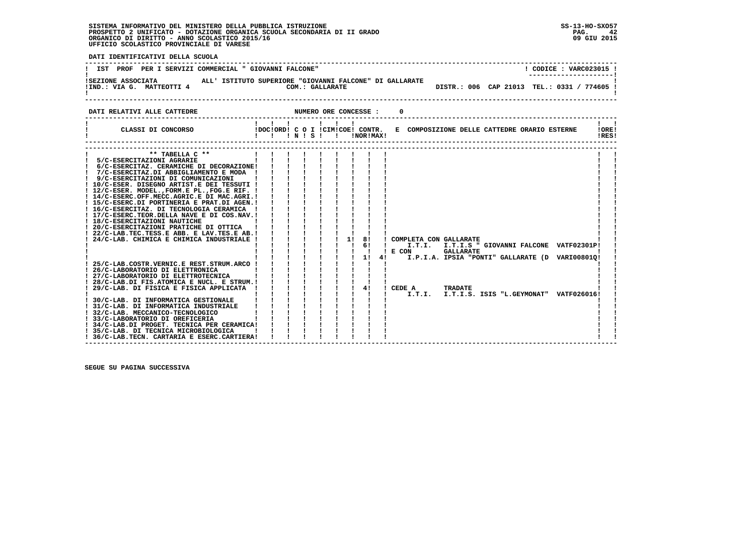DATI IDENTIFICATIVI DELLA SCUOLA

IST PROF PER I SERVIZI COMMERCIAL " GIOVANNI FALCONE" — CODICE : VARC023015

SEZIONE ASSOCIATA ALL' ISTITUTO SUPERIORE "GIOVANNI FALCONE" DI GALLARATE
IND.: VIA G. MATTEOTTI 4 — COM.: GALLARATE — DISTR.: 006 CAP 21013 TEL.: 0331 / 774605

DATI RELATIVI ALLE CATTEDRE — NUMERO ORE CONCESSE : 0

| CLASSI DI CONCORSO | DOC | ORD | C O N | I S | CIM | COE | CONTR. NOR | CONTR. MAX | E COMPOSIZIONE DELLE CATTEDRE ORARIO ESTERNE | ORE RES |
|---|---|---|---|---|---|---|---|---|---|---|
| ** TABELLA C ** | | | | | | | | | | |
| 5/C-ESERCITAZIONI AGRARIE | | | | | | | | | | |
| 6/C-ESERCITAZ. CERAMICHE DI DECORAZIONE | | | | | | | | | | |
| 7/C-ESERCITAZ.DI ABBIGLIAMENTO E MODA | | | | | | | | | | |
| 9/C-ESERCITAZIONI DI COMUNICAZIONI | | | | | | | | | | |
| 10/C-ESER. DISEGNO ARTIST.E DEI TESSUTI | | | | | | | | | | |
| 12/C-ESER. MODEL.,FORM.E PL.,FOG.E RIF. | | | | | | | | | | |
| 14/C-ESERC.OFF.MECC.AGRIC.E DI MAC.AGRI. | | | | | | | | | | |
| 15/C-ESERC.DI PORTINERIA E PRAT.DI AGEN. | | | | | | | | | | |
| 16/C-ESERCITAZ. DI TECNOLOGIA CERAMICA | | | | | | | | | | |
| 17/C-ESERC.TEOR.DELLA NAVE E DI COS.NAV. | | | | | | | | | | |
| 18/C-ESERCITAZIONI NAUTICHE | | | | | | | | | | |
| 20/C-ESERCITAZIONI PRATICHE DI OTTICA | | | | | | | | | | |
| 22/C-LAB.TEC.TESS.E ABB. E LAV.TES.E AB. | | | | | | | | | | |
| 24/C-LAB. CHIMICA E CHIMICA INDUSTRIALE | | | | | | 1 | 8 | | COMPLETA CON GALLARATE | |
| | | | | | | | 6 | | I.T.I. I.T.I.S " GIOVANNI FALCONE VATF02301P | |
| | | | | | | | | | E CON GALLARATE | |
| | | | | | | | 1 | 4 | I.P.I.A. IPSIA "PONTI" GALLARATE (D VARI00801Q | |
| 25/C-LAB.COSTR.VERNIC.E REST.STRUM.ARCO | | | | | | | | | | |
| 26/C-LABORATORIO DI ELETTRONICA | | | | | | | | | | |
| 27/C-LABORATORIO DI ELETTROTECNICA | | | | | | | | | | |
| 28/C-LAB.DI FIS.ATOMICA E NUCL. E STRUM. | | | | | | | | | | |
| 29/C-LAB. DI FISICA E FISICA APPLICATA | | | | | | | 4 | | CEDE A TRADATE | |
| | | | | | | | | | I.T.I. I.T.I.S. ISIS "L.GEYMONAT" VATF026016 | |
| 30/C-LAB. DI INFORMATICA GESTIONALE | | | | | | | | | | |
| 31/C-LAB. DI INFORMATICA INDUSTRIALE | | | | | | | | | | |
| 32/C-LAB. MECCANICO-TECNOLOGICO | | | | | | | | | | |
| 33/C-LABORATORIO DI OREFICERIA | | | | | | | | | | |
| 34/C-LAB.DI PROGET. TECNICA PER CERAMICA | | | | | | | | | | |
| 35/C-LAB. DI TECNICA MICROBIOLOGICA | | | | | | | | | | |
| 36/C-LAB.TECN. CARTARIA E ESERC.CARTIERA | | | | | | | | | | |

SEGUE SU PAGINA SUCCESSIVA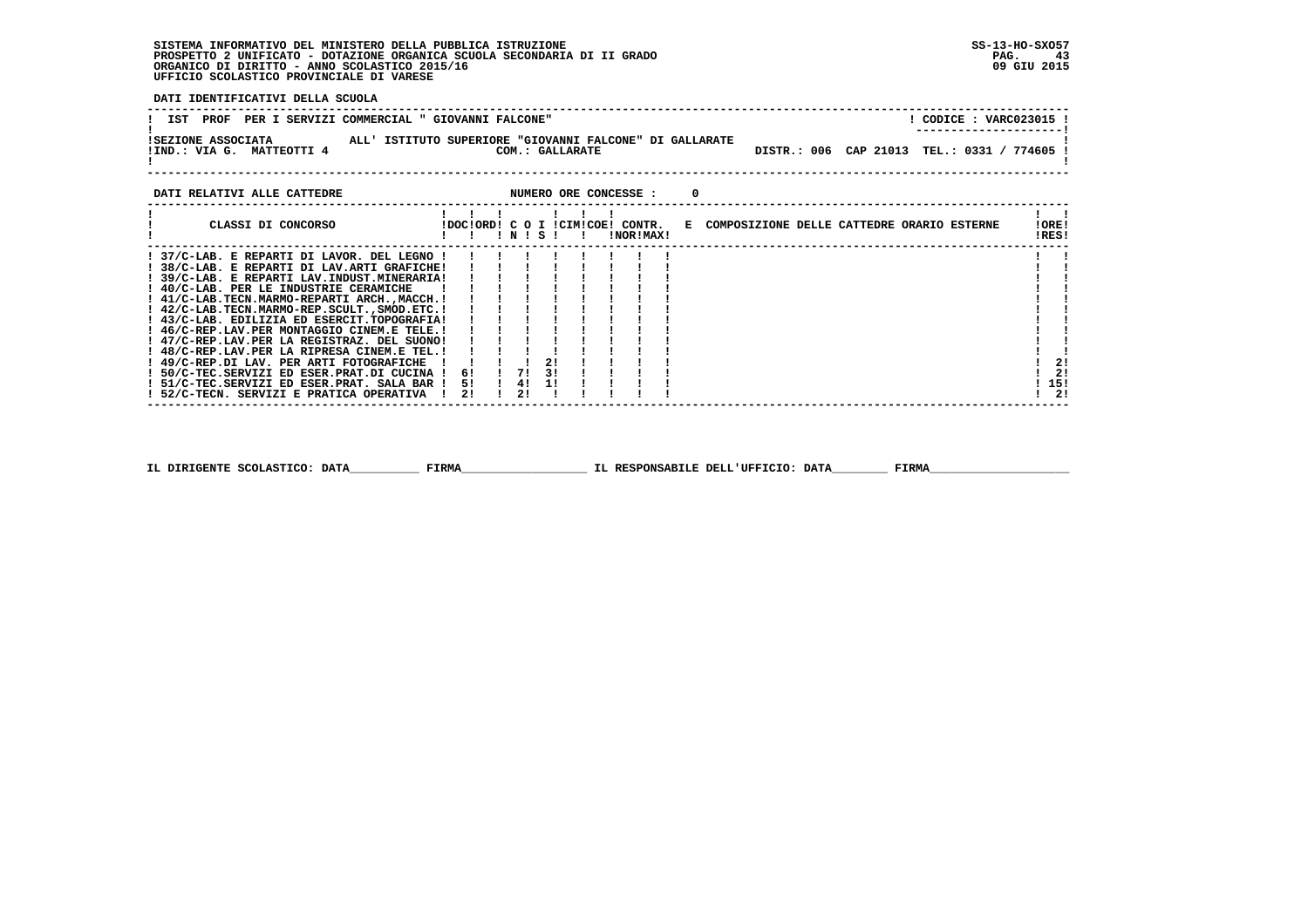SISTEMA INFORMATIVO DEL MINISTERO DELLA PUBBLICA ISTRUZIONE
PROSPETTO 2 UNIFICATO - DOTAZIONE ORGANICA SCUOLA SECONDARIA DI II GRADO
ORGANICO DI DIRITTO - ANNO SCOLASTICO 2015/16
UFFICIO SCOLASTICO PROVINCIALE DI VARESE

**DATI IDENTIFICATIVI DELLA SCUOLA**

IST PROF PER I SERVIZI COMMERCIAL " GIOVANNI FALCONE" — CODICE : VARC023015

SEZIONE ASSOCIATA ALL' ISTITUTO SUPERIORE "GIOVANNI FALCONE" DI GALLARATE
IND.: VIA G. MATTEOTTI 4 — COM.: GALLARATE — DISTR.: 006 CAP 21013 TEL.: 0331 / 774605

**DATI RELATIVI ALLE CATTEDRE** — NUMERO ORE CONCESSE : 0

| CLASSI DI CONCORSO | DOC | ORD | C O N | I S | CIM | COE | CONTR. NOR | MAX | E COMPOSIZIONE DELLE CATTEDRE ORARIO ESTERNE | ORE RES |
|---|---|---|---|---|---|---|---|---|---|---|
| 37/C-LAB. E REPARTI DI LAVOR. DEL LEGNO | | | | | | | | | | |
| 38/C-LAB. E REPARTI DI LAV.ARTI GRAFICHE | | | | | | | | | | |
| 39/C-LAB. E REPARTI LAV.INDUST.MINERARIA | | | | | | | | | | |
| 40/C-LAB. PER LE INDUSTRIE CERAMICHE | | | | | | | | | | |
| 41/C-LAB.TECN.MARMO-REPARTI ARCH.,MACCH. | | | | | | | | | | |
| 42/C-LAB.TECN.MARMO-REP.SCULT.,SMOD.ETC. | | | | | | | | | | |
| 43/C-LAB. EDILIZIA ED ESERCIT.TOPOGRAFIA | | | | | | | | | | |
| 46/C-REP.LAV.PER MONTAGGIO CINEM.E TELE. | | | | | | | | | | |
| 47/C-REP.LAV.PER LA REGISTRAZ. DEL SUONO | | | | | | | | | | |
| 48/C-REP.LAV.PER LA RIPRESA CINEM.E TEL. | | | | | | | | | | |
| 49/C-REP.DI LAV. PER ARTI FOTOGRAFICHE | | | | 2 | | | | | | 2 |
| 50/C-TEC.SERVIZI ED ESER.PRAT.DI CUCINA | 6 | | 7 | 3 | | | | | | 2 |
| 51/C-TEC.SERVIZI ED ESER.PRAT. SALA BAR | 5 | | 4 | 1 | | | | | | 15 |
| 52/C-TECN. SERVIZI E PRATICA OPERATIVA | 2 | | 2 | | | | | | | 2 |

IL DIRIGENTE SCOLASTICO: DATA__________ FIRMA__________________ IL RESPONSABILE DELL'UFFICIO: DATA________ FIRMA____________________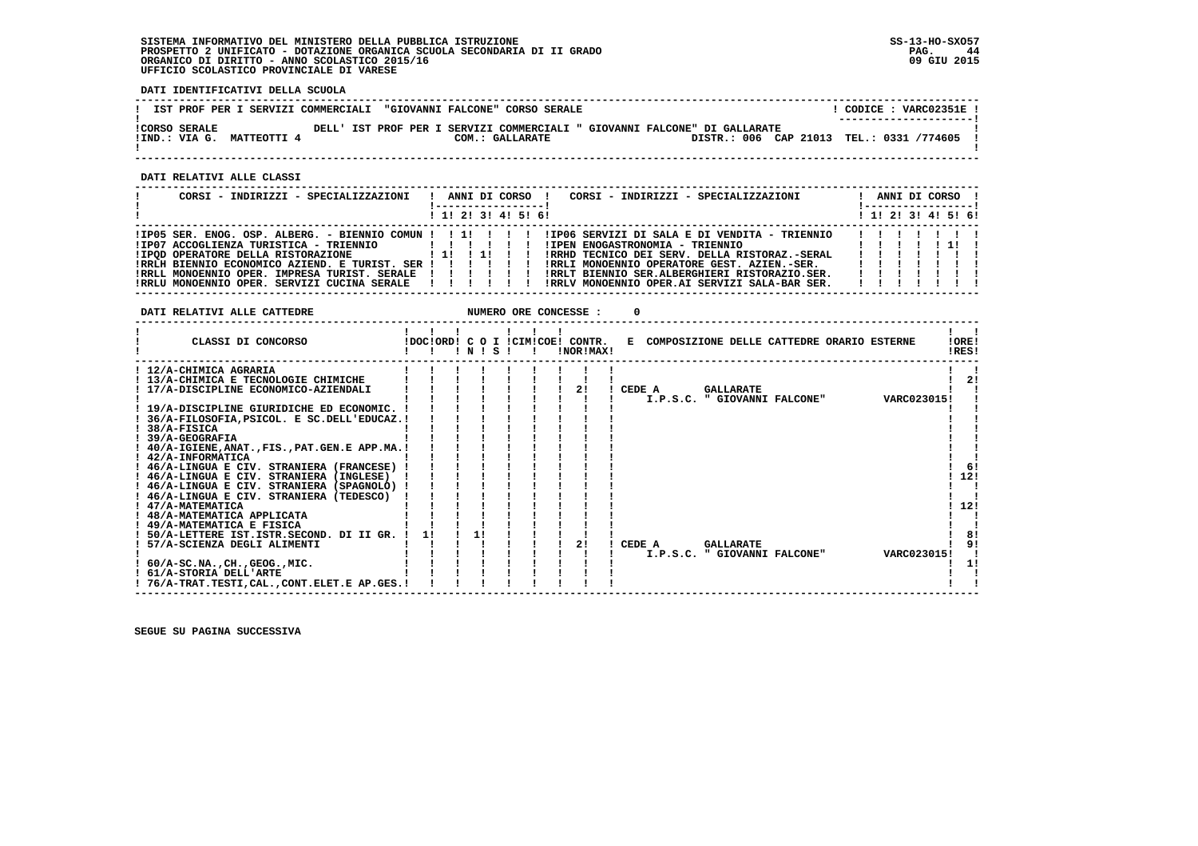SISTEMA INFORMATIVO DEL MINISTERO DELLA PUBBLICA ISTRUZIONE
PROSPETTO 2 UNIFICATO - DOTAZIONE ORGANICA SCUOLA SECONDARIA DI II GRADO
ORGANICO DI DIRITTO - ANNO SCOLASTICO 2015/16
UFFICIO SCOLASTICO PROVINCIALE DI VARESE

SS-13-HO-SXO57
09 GIU 2015

**DATI IDENTIFICATIVI DELLA SCUOLA**

IST PROF PER I SERVIZI COMMERCIALI "GIOVANNI FALCONE" CORSO SERALE — CODICE : VARC02351E

CORSO SERALE — DELL' IST PROF PER I SERVIZI COMMERCIALI " GIOVANNI FALCONE" DI GALLARATE
IND.: VIA G. MATTEOTTI 4 — COM.: GALLARATE — DISTR.: 006 CAP 21013 TEL.: 0331 /774605

**DATI RELATIVI ALLE CLASSI**

| CORSI - INDIRIZZI - SPECIALIZZAZIONI | 1 | 2 | 3 | 4 | 5 | 6 | CORSI - INDIRIZZI - SPECIALIZZAZIONI | 1 | 2 | 3 | 4 | 5 | 6 |
|---|---|---|---|---|---|---|---|---|---|---|---|---|---|
| IP05 SER. ENOG. OSP. ALBERG. - BIENNIO COMUN | | 1 | | | | | IP06 SERVIZI DI SALA E DI VENDITA - TRIENNIO | | | | | | |
| IP07 ACCOGLIENZA TURISTICA - TRIENNIO | | | | | | | IPEN ENOGASTRONOMIA - TRIENNIO | | | | | 1 | |
| IPQD OPERATORE DELLA RISTORAZIONE | 1 | | 1 | | | | RRHD TECNICO DEI SERV. DELLA RISTORAZ.-SERAL | | | | | | |
| RRLH BIENNIO ECONOMICO AZIEND. E TURIST. SER | | | | | | | RRLI MONOENNIO OPERATORE GEST. AZIEN.-SER. | | | | | | |
| RRLL MONOENNIO OPER. IMPRESA TURIST. SERALE | | | | | | | RRLT BIENNIO SER.ALBERGHIERI RISTORAZIO.SER. | | | | | | |
| RRLU MONOENNIO OPER. SERVIZI CUCINA SERALE | | | | | | | RRLV MONOENNIO OPER.AI SERVIZI SALA-BAR SER. | | | | | | |

**DATI RELATIVI ALLE CATTEDRE** — NUMERO ORE CONCESSE : 0

| CLASSI DI CONCORSO | DOC | ORD | C O I N | C O I S | CIM | COE | CONTR. NOR | CONTR. MAX | E COMPOSIZIONE DELLE CATTEDRE ORARIO ESTERNE | ORE RES |
|---|---|---|---|---|---|---|---|---|---|---|
| 12/A-CHIMICA AGRARIA | | | | | | | | | | |
| 13/A-CHIMICA E TECNOLOGIE CHIMICHE | | | | | | | | | | 2 |
| 17/A-DISCIPLINE ECONOMICO-AZIENDALI | | | | | | | 2 | | CEDE A GALLARATE I.P.S.C. " GIOVANNI FALCONE" VARC023015 | |
| 19/A-DISCIPLINE GIURIDICHE ED ECONOMIC. | | | | | | | | | | |
| 36/A-FILOSOFIA,PSICOL. E SC.DELL'EDUCAZ. | | | | | | | | | | |
| 38/A-FISICA | | | | | | | | | | |
| 39/A-GEOGRAFIA | | | | | | | | | | |
| 40/A-IGIENE,ANAT.,FIS.,PAT.GEN.E APP.MA. | | | | | | | | | | |
| 42/A-INFORMATICA | | | | | | | | | | |
| 46/A-LINGUA E CIV. STRANIERA (FRANCESE) | | | | | | | | | | 6 |
| 46/A-LINGUA E CIV. STRANIERA (INGLESE) | | | | | | | | | | 12 |
| 46/A-LINGUA E CIV. STRANIERA (SPAGNOLO) | | | | | | | | | | |
| 46/A-LINGUA E CIV. STRANIERA (TEDESCO) | | | | | | | | | | |
| 47/A-MATEMATICA | | | | | | | | | | 12 |
| 48/A-MATEMATICA APPLICATA | | | | | | | | | | |
| 49/A-MATEMATICA E FISICA | | | | | | | | | | |
| 50/A-LETTERE IST.ISTR.SECOND. DI II GR. | 1 | | 1 | | | | | | | 8 |
| 57/A-SCIENZA DEGLI ALIMENTI | | | | | | | 2 | | CEDE A GALLARATE I.P.S.C. " GIOVANNI FALCONE" VARC023015 | 9 |
| 60/A-SC.NA.,CH.,GEOG.,MIC. | | | | | | | | | | 1 |
| 61/A-STORIA DELL'ARTE | | | | | | | | | | |
| 76/A-TRAT.TESTI,CAL.,CONT.ELET.E AP.GES. | | | | | | | | | | |

SEGUE SU PAGINA SUCCESSIVA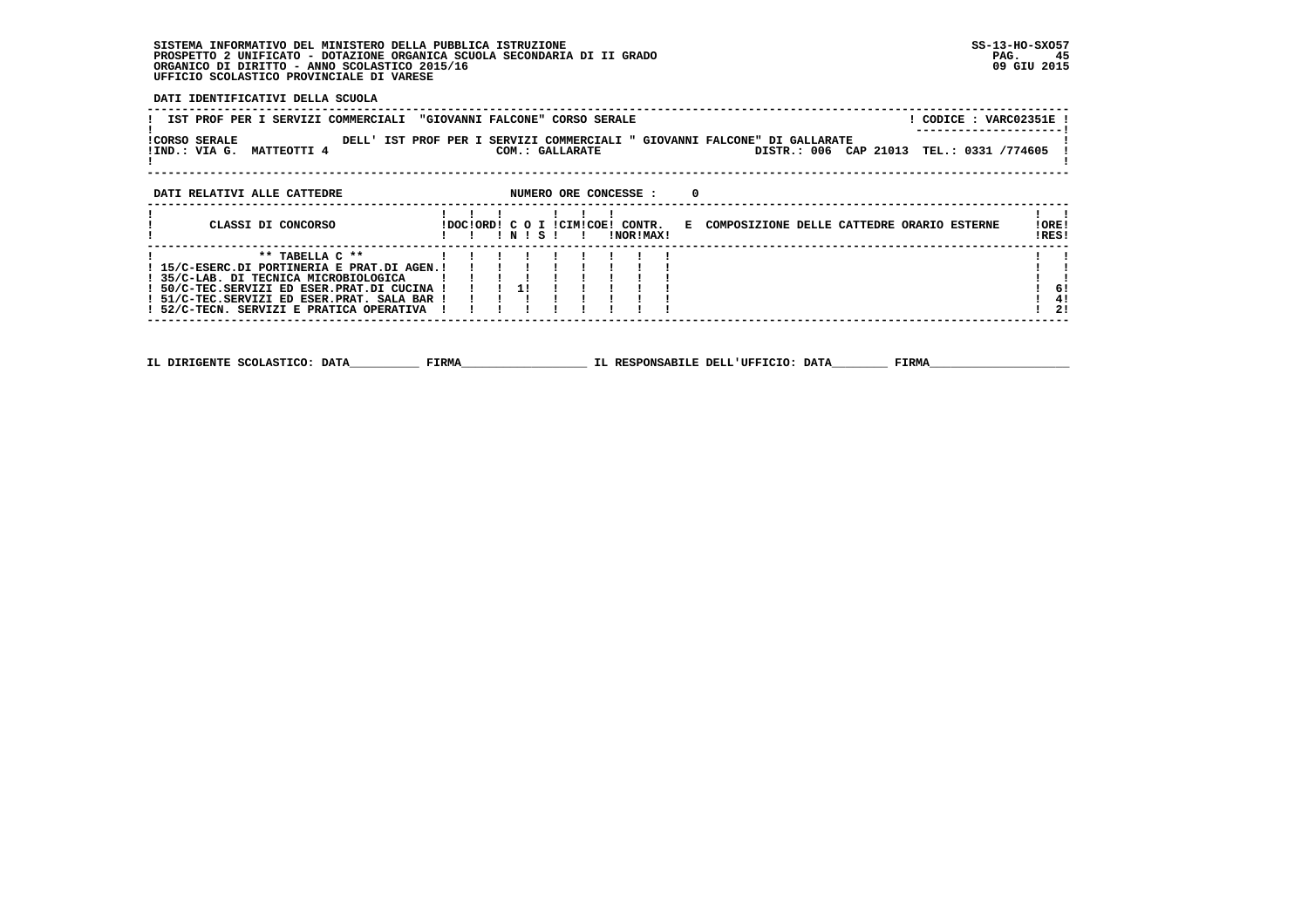SISTEMA INFORMATIVO DEL MINISTERO DELLA PUBBLICA ISTRUZIONE
PROSPETTO 2 UNIFICATO - DOTAZIONE ORGANICA SCUOLA SECONDARIA DI II GRADO
ORGANICO DI DIRITTO - ANNO SCOLASTICO 2015/16
UFFICIO SCOLASTICO PROVINCIALE DI VARESE

SS-13-HO-SXO57
09 GIU 2015

**DATI IDENTIFICATIVI DELLA SCUOLA**

IST PROF PER I SERVIZI COMMERCIALI "GIOVANNI FALCONE" CORSO SERALE — CODICE : VARC02351E

CORSO SERALE DELL' IST PROF PER I SERVIZI COMMERCIALI " GIOVANNI FALCONE" DI GALLARATE
IND.: VIA G. MATTEOTTI 4 — COM.: GALLARATE — DISTR.: 006 CAP 21013 TEL.: 0331 /774605

**DATI RELATIVI ALLE CATTEDRE** — NUMERO ORE CONCESSE : 0

| CLASSI DI CONCORSO | DOC | ORD | C O N | I S | CIM | COE | CONTR. NOR | CONTR. MAX | E COMPOSIZIONE DELLE CATTEDRE ORARIO ESTERNE | ORE RES |
|---|---|---|---|---|---|---|---|---|---|---|
| ** TABELLA C ** | | | | | | | | | | |
| 15/C-ESERC.DI PORTINERIA E PRAT.DI AGEN. | | | | | | | | | | |
| 35/C-LAB. DI TECNICA MICROBIOLOGICA | | | | | | | | | | |
| 50/C-TEC.SERVIZI ED ESER.PRAT.DI CUCINA | | | 1 | | | | | | | 6 |
| 51/C-TEC.SERVIZI ED ESER.PRAT. SALA BAR | | | | | | | | | | 4 |
| 52/C-TECN. SERVIZI E PRATICA OPERATIVA | | | | | | | | | | 2 |

IL DIRIGENTE SCOLASTICO: DATA__________ FIRMA__________________ IL RESPONSABILE DELL'UFFICIO: DATA________ FIRMA____________________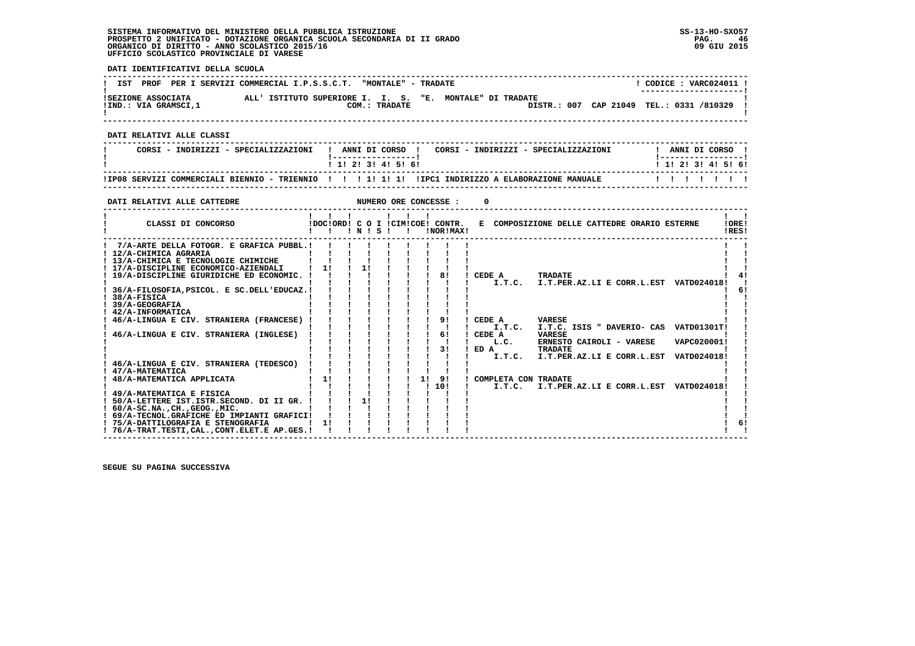SISTEMA INFORMATIVO DEL MINISTERO DELLA PUBBLICA ISTRUZIONE
PROSPETTO 2 UNIFICATO - DOTAZIONE ORGANICA SCUOLA SECONDARIA DI II GRADO
ORGANICO DI DIRITTO - ANNO SCOLASTICO 2015/16
UFFICIO SCOLASTICO PROVINCIALE DI VARESE

SS-13-HO-SXO57
09 GIU 2015

**DATI IDENTIFICATIVI DELLA SCUOLA**

| IST PROF PER I SERVIZI COMMERCIAL I.P.S.S.C.T. "MONTALE" - TRADATE | CODICE : VARC024011 |
|---|---|
| SEZIONE ASSOCIATA ALL' ISTITUTO SUPERIORE I. I. S. "E. MONTALE" DI TRADATE | |
| IND.: VIA GRAMSCI,1 COM.: TRADATE | DISTR.: 007 CAP 21049 TEL.: 0331 /810329 |

**DATI RELATIVI ALLE CLASSI**

| CORSI - INDIRIZZI - SPECIALIZZAZIONI | 1 | 2 | 3 | 4 | 5 | 6 | CORSI - INDIRIZZI - SPECIALIZZAZIONI | 1 | 2 | 3 | 4 | 5 | 6 |
|---|---|---|---|---|---|---|---|---|---|---|---|---|---|
| IP08 SERVIZI COMMERCIALI BIENNIO - TRIENNIO | | | 1 | 1 | 1 | | IPC1 INDIRIZZO A ELABORAZIONE MANUALE | | | | | | |

**DATI RELATIVI ALLE CATTEDRE** NUMERO ORE CONCESSE : 0

| CLASSI DI CONCORSO | DOC | ORD | C O I N | S | CIM | COE | CONTR. NOR | MAX | E COMPOSIZIONE DELLE CATTEDRE ORARIO ESTERNE | ORE RES |
|---|---|---|---|---|---|---|---|---|---|---|
| 7/A-ARTE DELLA FOTOGR. E GRAFICA PUBBL. | | | | | | | | | | |
| 12/A-CHIMICA AGRARIA | | | | | | | | | | |
| 13/A-CHIMICA E TECNOLOGIE CHIMICHE | | | | | | | | | | |
| 17/A-DISCIPLINE ECONOMICO-AZIENDALI | 1 | | 1 | | | | | | | |
| 19/A-DISCIPLINE GIURIDICHE ED ECONOMIC. | | | | | | | 8 | | CEDE A TRADATE I.T.C. I.T.PER.AZ.LI E CORR.L.EST VATD024018 | 4 |
| 36/A-FILOSOFIA,PSICOL. E SC.DELL'EDUCAZ. | | | | | | | | | | 6 |
| 38/A-FISICA | | | | | | | | | | |
| 39/A-GEOGRAFIA | | | | | | | | | | |
| 42/A-INFORMATICA | | | | | | | | | | |
| 46/A-LINGUA E CIV. STRANIERA (FRANCESE) | | | | | | | 9 | | CEDE A VARESE I.T.C. I.T.C. ISIS " DAVERIO- CAS VATD01301T | |
| 46/A-LINGUA E CIV. STRANIERA (INGLESE) | | | | | | | 6 | | CEDE A VARESE L.C. ERNESTO CAIROLI - VARESE VAPC020001 | |
| | | | | | | | 3 | | ED A TRADATE I.T.C. I.T.PER.AZ.LI E CORR.L.EST VATD024018 | |
| 46/A-LINGUA E CIV. STRANIERA (TEDESCO) | | | | | | | | | | |
| 47/A-MATEMATICA | | | | | | | | | | |
| 48/A-MATEMATICA APPLICATA | 1 | | | | | 1 | 9 | 10 | COMPLETA CON TRADATE I.T.C. I.T.PER.AZ.LI E CORR.L.EST VATD024018 | |
| 49/A-MATEMATICA E FISICA | | | | | | | | | | |
| 50/A-LETTERE IST.ISTR.SECOND. DI II GR. | | | 1 | | | | | | | |
| 60/A-SC.NA.,CH.,GEOG.,MIC. | | | | | | | | | | |
| 69/A-TECNOL.GRAFICHE ED IMPIANTI GRAFICI | | | | | | | | | | |
| 75/A-DATTILOGRAFIA E STENOGRAFIA | 1 | | | | | | | | | 6 |
| 76/A-TRAT.TESTI,CAL.,CONT.ELET.E AP.GES. | | | | | | | | | | |

SEGUE SU PAGINA SUCCESSIVA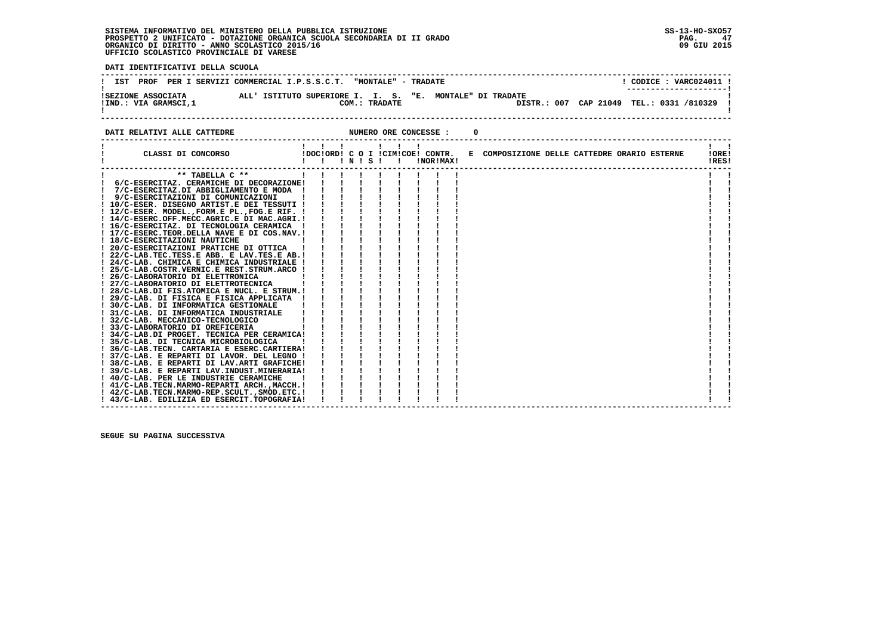**SISTEMA INFORMATIVO DEL MINISTERO DELLA PUBBLICA ISTRUZIONE**
**PROSPETTO 2 UNIFICATO - DOTAZIONE ORGANICA SCUOLA SECONDARIA DI II GRADO**
**ORGANICO DI DIRITTO - ANNO SCOLASTICO 2015/16**
**UFFICIO SCOLASTICO PROVINCIALE DI VARESE**

SS-13-HO-SXO57
09 GIU 2015

**DATI IDENTIFICATIVI DELLA SCUOLA**

IST PROF PER I SERVIZI COMMERCIAL I.P.S.S.C.T. "MONTALE" - TRADATE — CODICE : VARC024011

SEZIONE ASSOCIATA ALL' ISTITUTO SUPERIORE I. I. S. "E. MONTALE" DI TRADATE
IND.: VIA GRAMSCI,1 — COM.: TRADATE — DISTR.: 007 CAP 21049 TEL.: 0331 /810329

**DATI RELATIVI ALLE CATTEDRE** — NUMERO ORE CONCESSE : 0

| CLASSI DI CONCORSO | DOC | ORD | C O N | I S | CIM | COE | CONTR. NOR | E MAX | COMPOSIZIONE DELLE CATTEDRE ORARIO ESTERNE | ORE RES |
|---|---|---|---|---|---|---|---|---|---|---|
| ** TABELLA C ** | | | | | | | | | | |
| 6/C-ESERCITAZ. CERAMICHE DI DECORAZIONE | | | | | | | | | | |
| 7/C-ESERCITAZ.DI ABBIGLIAMENTO E MODA | | | | | | | | | | |
| 9/C-ESERCITAZIONI DI COMUNICAZIONI | | | | | | | | | | |
| 10/C-ESER. DISEGNO ARTIST.E DEI TESSUTI | | | | | | | | | | |
| 12/C-ESER. MODEL.,FORM.E PL.,FOG.E RIF. | | | | | | | | | | |
| 14/C-ESERC.OFF.MECC.AGRIC.E DI MAC.AGRI. | | | | | | | | | | |
| 16/C-ESERCITAZ. DI TECNOLOGIA CERAMICA | | | | | | | | | | |
| 17/C-ESERC.TEOR.DELLA NAVE E DI COS.NAV. | | | | | | | | | | |
| 18/C-ESERCITAZIONI NAUTICHE | | | | | | | | | | |
| 20/C-ESERCITAZIONI PRATICHE DI OTTICA | | | | | | | | | | |
| 22/C-LAB.TEC.TESS.E ABB. E LAV.TES.E AB. | | | | | | | | | | |
| 24/C-LAB. CHIMICA E CHIMICA INDUSTRIALE | | | | | | | | | | |
| 25/C-LAB.COSTR.VERNIC.E REST.STRUM.ARCO | | | | | | | | | | |
| 26/C-LABORATORIO DI ELETTRONICA | | | | | | | | | | |
| 27/C-LABORATORIO DI ELETTROTECNICA | | | | | | | | | | |
| 28/C-LAB.DI FIS.ATOMICA E NUCL. E STRUM. | | | | | | | | | | |
| 29/C-LAB. DI FISICA E FISICA APPLICATA | | | | | | | | | | |
| 30/C-LAB. DI INFORMATICA GESTIONALE | | | | | | | | | | |
| 31/C-LAB. DI INFORMATICA INDUSTRIALE | | | | | | | | | | |
| 32/C-LAB. MECCANICO-TECNOLOGICO | | | | | | | | | | |
| 33/C-LABORATORIO DI OREFICERIA | | | | | | | | | | |
| 34/C-LAB.DI PROGET. TECNICA PER CERAMICA | | | | | | | | | | |
| 35/C-LAB. DI TECNICA MICROBIOLOGICA | | | | | | | | | | |
| 36/C-LAB.TECN. CARTARIA E ESERC.CARTIERA | | | | | | | | | | |
| 37/C-LAB. E REPARTI DI LAVOR. DEL LEGNO | | | | | | | | | | |
| 38/C-LAB. E REPARTI DI LAV.ARTI GRAFICHE | | | | | | | | | | |
| 39/C-LAB. E REPARTI LAV.INDUST.MINERARIA | | | | | | | | | | |
| 40/C-LAB. PER LE INDUSTRIE CERAMICHE | | | | | | | | | | |
| 41/C-LAB.TECN.MARMO-REPARTI ARCH.,MACCH. | | | | | | | | | | |
| 42/C-LAB.TECN.MARMO-REP.SCULT.,SMOD.ETC. | | | | | | | | | | |
| 43/C-LAB. EDILIZIA ED ESERCIT.TOPOGRAFIA | | | | | | | | | | |

**SEGUE SU PAGINA SUCCESSIVA**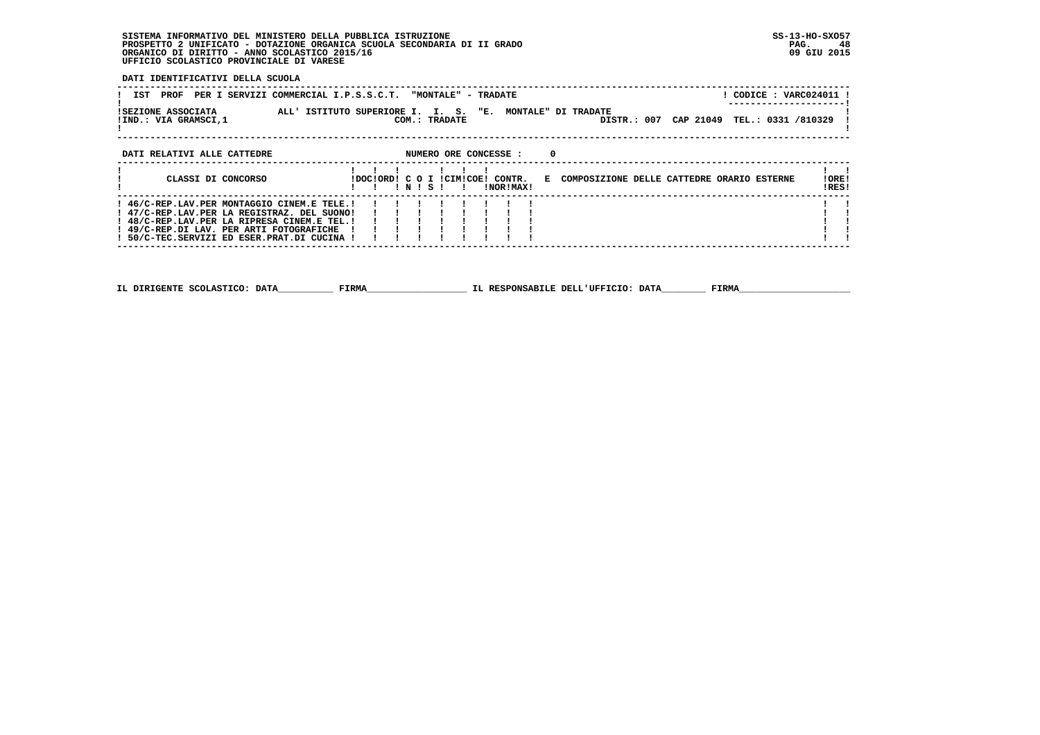SISTEMA INFORMATIVO DEL MINISTERO DELLA PUBBLICA ISTRUZIONE
PROSPETTO 2 UNIFICATO - DOTAZIONE ORGANICA SCUOLA SECONDARIA DI II GRADO
ORGANICO DI DIRITTO - ANNO SCOLASTICO 2015/16
UFFICIO SCOLASTICO PROVINCIALE DI VARESE

SS-13-HO-SXO57
09 GIU 2015

**DATI IDENTIFICATIVI DELLA SCUOLA**

IST PROF PER I SERVIZI COMMERCIAL I.P.S.S.C.T. "MONTALE" - TRADATE — CODICE : VARC024011

SEZIONE ASSOCIATA ALL' ISTITUTO SUPERIORE I. I. S. "E. MONTALE" DI TRADATE
IND.: VIA GRAMSCI,1 — COM.: TRADATE — DISTR.: 007 CAP 21049 TEL.: 0331 /810329

**DATI RELATIVI ALLE CATTEDRE** — NUMERO ORE CONCESSE : 0

| CLASSI DI CONCORSO | DOC | ORD | C O N | I S | CIM | COE | CONTR. NOR | CONTR. MAX | E COMPOSIZIONE DELLE CATTEDRE ORARIO ESTERNE | ORE RES |
|---|---|---|---|---|---|---|---|---|---|---|
| 46/C-REP.LAV.PER MONTAGGIO CINEM.E TELE. | | | | | | | | | | |
| 47/C-REP.LAV.PER LA REGISTRAZ. DEL SUONO | | | | | | | | | | |
| 48/C-REP.LAV.PER LA RIPRESA CINEM.E TEL. | | | | | | | | | | |
| 49/C-REP.DI LAV. PER ARTI FOTOGRAFICHE | | | | | | | | | | |
| 50/C-TEC.SERVIZI ED ESER.PRAT.DI CUCINA | | | | | | | | | | |

IL DIRIGENTE SCOLASTICO: DATA__________ FIRMA__________________ IL RESPONSABILE DELL'UFFICIO: DATA________ FIRMA____________________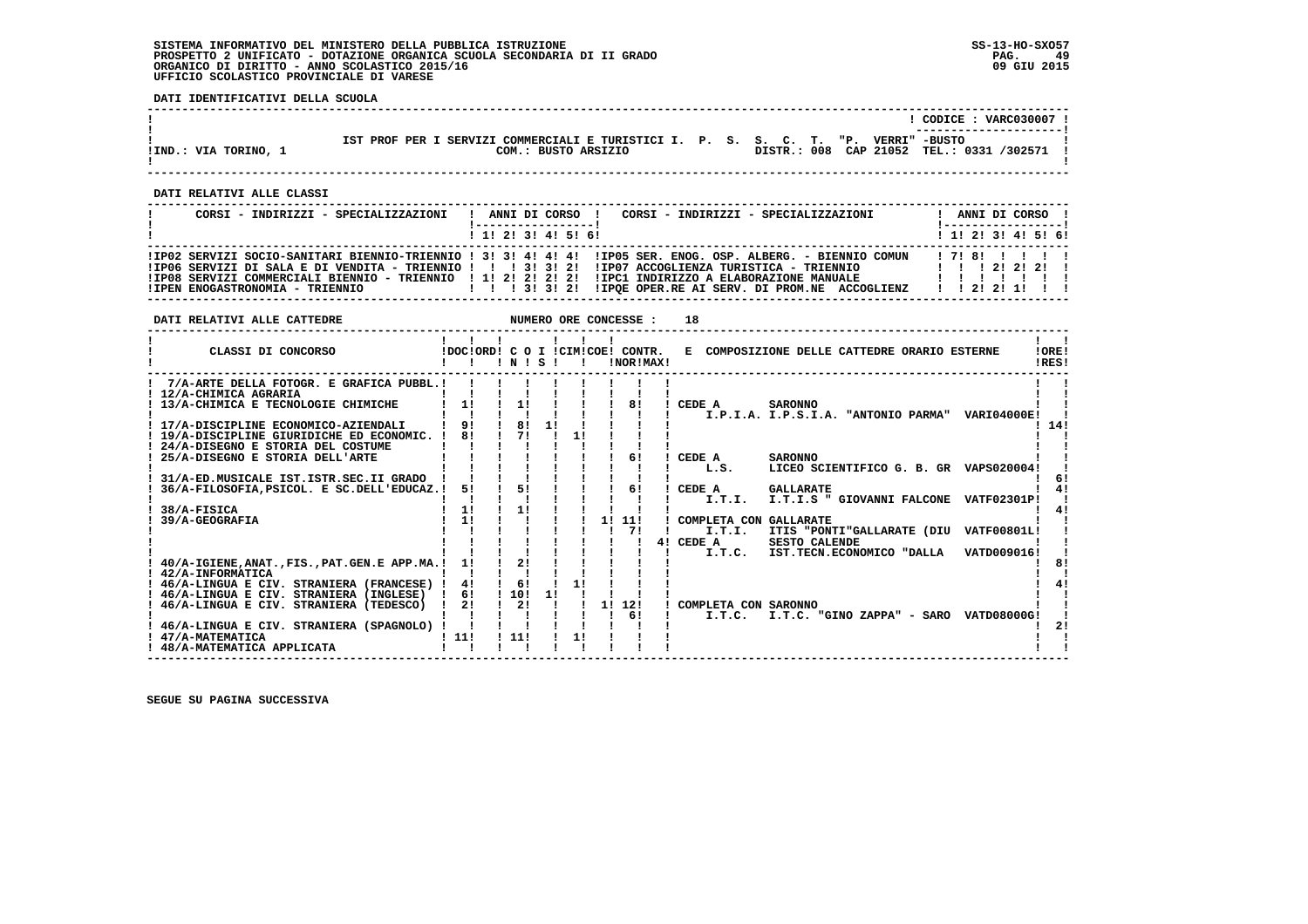**DATI IDENTIFICATIVI DELLA SCUOLA**

| | |
|---|---|
| | CODICE : VARC030007 |
| IST PROF PER I SERVIZI COMMERCIALI E TURISTICI I. P. S. S. C. T. "P. VERRI" -BUSTO | |
| IND.: VIA TORINO, 1 — COM.: BUSTO ARSIZIO | DISTR.: 008 CAP 21052 TEL.: 0331 /302571 |

**DATI RELATIVI ALLE CLASSI**

| CORSI - INDIRIZZI - SPECIALIZZAZIONI | 1 | 2 | 3 | 4 | 5 | 6 | CORSI - INDIRIZZI - SPECIALIZZAZIONI | 1 | 2 | 3 | 4 | 5 | 6 |
|---|---|---|---|---|---|---|---|---|---|---|---|---|---|
| IP02 SERVIZI SOCIO-SANITARI BIENNIO-TRIENNIO | 3 | 3 | 4 | 4 | 4 | | IP05 SER. ENOG. OSP. ALBERG. - BIENNIO COMUN | 7 | 8 | | | | |
| IP06 SERVIZI DI SALA E DI VENDITA - TRIENNIO | | | 3 | 3 | 2 | | IP07 ACCOGLIENZA TURISTICA - TRIENNIO | | | 2 | 2 | 2 | |
| IP08 SERVIZI COMMERCIALI BIENNIO - TRIENNIO | 1 | 2 | 2 | 2 | 2 | | IPC1 INDIRIZZO A ELABORAZIONE MANUALE | | | | | | |
| IPEN ENOGASTRONOMIA - TRIENNIO | | | 3 | 3 | 2 | | IPQE OPER.RE AI SERV. DI PROM.NE ACCOGLIENZ | | 2 | 2 | 1 | | |

**DATI RELATIVI ALLE CATTEDRE** NUMERO ORE CONCESSE : 18

| CLASSI DI CONCORSO | DOC | ORD | C O I N | C O I S | CIM | COE | CONTR. NOR | CONTR. MAX | E COMPOSIZIONE DELLE CATTEDRE ORARIO ESTERNE | ORE RES |
|---|---|---|---|---|---|---|---|---|---|---|
| 7/A-ARTE DELLA FOTOGR. E GRAFICA PUBBL. | | | | | | | | | | |
| 12/A-CHIMICA AGRARIA | | | | | | | | | | |
| 13/A-CHIMICA E TECNOLOGIE CHIMICHE | 1 | | 1 | | | | 8 | | CEDE A SARONNO I.P.I.A. I.P.S.I.A. "ANTONIO PARMA" VARI04000E | |
| 17/A-DISCIPLINE ECONOMICO-AZIENDALI | 9 | | 8 | 1 | | | | | | 14 |
| 19/A-DISCIPLINE GIURIDICHE ED ECONOMIC. | 8 | | 7 | | 1 | | | | | |
| 24/A-DISEGNO E STORIA DEL COSTUME | | | | | | | | | | |
| 25/A-DISEGNO E STORIA DELL'ARTE | | | | | | | 6 | | CEDE A SARONNO L.S. LICEO SCIENTIFICO G. B. GR VAPS020004 | |
| 31/A-ED.MUSICALE IST.ISTR.SEC.II GRADO | | | | | | | | | | 6 |
| 36/A-FILOSOFIA,PSICOL. E SC.DELL'EDUCAZ. | 5 | | 5 | | | | 6 | | CEDE A GALLARATE I.T.I. I.T.I.S " GIOVANNI FALCONE VATF02301P | 4 |
| 38/A-FISICA | 1 | | 1 | | | | | | | 4 |
| 39/A-GEOGRAFIA | 1 | | | | | 1 | 11 | | COMPLETA CON GALLARATE | |
| | | | | | | | 7 | | I.T.I. ITIS "PONTI"GALLARATE (DIU VATF00801L | |
| | | | | | | | | 4 | CEDE A SESTO CALENDE I.T.C. IST.TECN.ECONOMICO "DALLA VATD009016 | |
| 40/A-IGIENE,ANAT.,FIS.,PAT.GEN.E APP.MA. | 1 | | 2 | | | | | | | 8 |
| 42/A-INFORMATICA | | | | | | | | | | |
| 46/A-LINGUA E CIV. STRANIERA (FRANCESE) | 4 | | 6 | | 1 | | | | | 4 |
| 46/A-LINGUA E CIV. STRANIERA (INGLESE) | 6 | | 10 | 1 | | | | | | |
| 46/A-LINGUA E CIV. STRANIERA (TEDESCO) | 2 | | 2 | | | 1 | 12 | | COMPLETA CON SARONNO | |
| | | | | | | | 6 | | I.T.C. I.T.C. "GINO ZAPPA" - SARO VATD08000G | |
| 46/A-LINGUA E CIV. STRANIERA (SPAGNOLO) | | | | | | | | | | 2 |
| 47/A-MATEMATICA | 11 | | 11 | | 1 | | | | | |
| 48/A-MATEMATICA APPLICATA | | | | | | | | | | |

SEGUE SU PAGINA SUCCESSIVA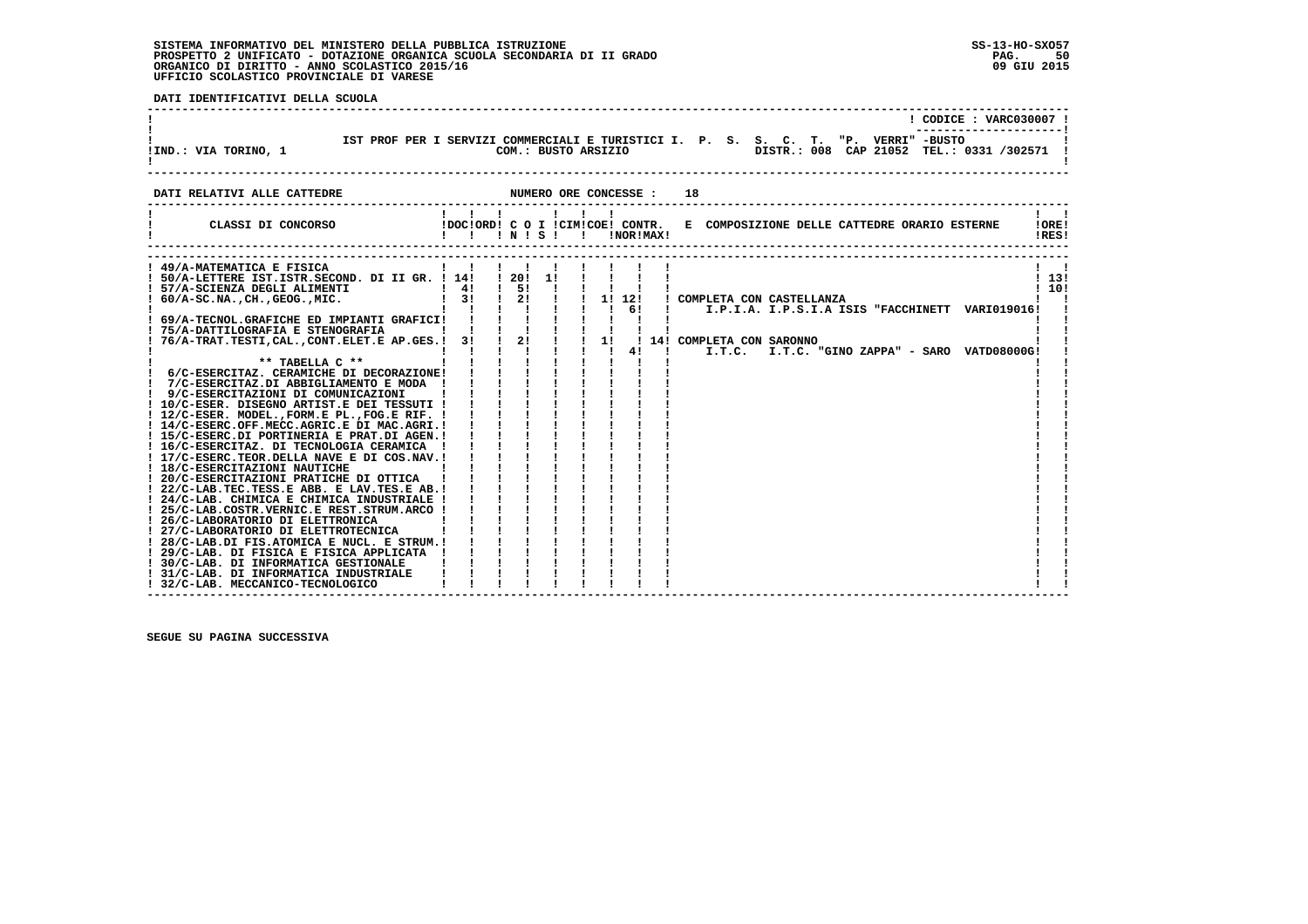SISTEMA INFORMATIVO DEL MINISTERO DELLA PUBBLICA ISTRUZIONE
PROSPETTO 2 UNIFICATO - DOTAZIONE ORGANICA SCUOLA SECONDARIA DI II GRADO
ORGANICO DI DIRITTO - ANNO SCOLASTICO 2015/16
UFFICIO SCOLASTICO PROVINCIALE DI VARESE

SS-13-HO-SXO57
09 GIU 2015

**DATI IDENTIFICATIVI DELLA SCUOLA**

CODICE : VARC030007

IST PROF PER I SERVIZI COMMERCIALI E TURISTICI I. P. S. S. C. T. "P. VERRI" -BUSTO

IND.: VIA TORINO, 1 — COM.: BUSTO ARSIZIO — DISTR.: 008 CAP 21052 TEL.: 0331 /302571

**DATI RELATIVI ALLE CATTEDRE** — NUMERO ORE CONCESSE : 18

| CLASSI DI CONCORSO | DOC | ORD | C O N | I S | CIM | COE | CONTR. NOR | CONTR. MAX | E COMPOSIZIONE DELLE CATTEDRE ORARIO ESTERNE | ORE RES |
|---|---|---|---|---|---|---|---|---|---|---|
| 49/A-MATEMATICA E FISICA | | | | | | | | | | |
| 50/A-LETTERE IST.ISTR.SECOND. DI II GR. | 14 | | 20 | 1 | | | | | | 13 |
| 57/A-SCIENZA DEGLI ALIMENTI | 4 | | 5 | | | | | | | 10 |
| 60/A-SC.NA.,CH.,GEOG.,MIC. | 3 | | 2 | | | 1 | 12 | | COMPLETA CON CASTELLANZA | |
| | | | | | | | 6 | | I.P.I.A. I.P.S.I.A ISIS "FACCHINETT VARI019016 | |
| 69/A-TECNOL.GRAFICHE ED IMPIANTI GRAFICI | | | | | | | | | | |
| 75/A-DATTILOGRAFIA E STENOGRAFIA | | | | | | | | | | |
| 76/A-TRAT.TESTI,CAL.,CONT.ELET.E AP.GES. | 3 | | 2 | | | 1 | | 14 | COMPLETA CON SARONNO | |
| | | | | | | | 4 | | I.T.C. I.T.C. "GINO ZAPPA" - SARO VATD08000G | |
| ** TABELLA C ** | | | | | | | | | | |
| 6/C-ESERCITAZ. CERAMICHE DI DECORAZIONE | | | | | | | | | | |
| 7/C-ESERCITAZ.DI ABBIGLIAMENTO E MODA | | | | | | | | | | |
| 9/C-ESERCITAZIONI DI COMUNICAZIONI | | | | | | | | | | |
| 10/C-ESER. DISEGNO ARTIST.E DEI TESSUTI | | | | | | | | | | |
| 12/C-ESER. MODEL.,FORM.E PL.,FOG.E RIF. | | | | | | | | | | |
| 14/C-ESERC.OFF.MECC.AGRIC.E DI MAC.AGRI. | | | | | | | | | | |
| 15/C-ESERC.DI PORTINERIA E PRAT.DI AGEN. | | | | | | | | | | |
| 16/C-ESERCITAZ. DI TECNOLOGIA CERAMICA | | | | | | | | | | |
| 17/C-ESERC.TEOR.DELLA NAVE E DI COS.NAV. | | | | | | | | | | |
| 18/C-ESERCITAZIONI NAUTICHE | | | | | | | | | | |
| 20/C-ESERCITAZIONI PRATICHE DI OTTICA | | | | | | | | | | |
| 22/C-LAB.TEC.TESS.E ABB. E LAV.TES.E AB. | | | | | | | | | | |
| 24/C-LAB. CHIMICA E CHIMICA INDUSTRIALE | | | | | | | | | | |
| 25/C-LAB.COSTR.VERNIC.E REST.STRUM.ARCO | | | | | | | | | | |
| 26/C-LABORATORIO DI ELETTRONICA | | | | | | | | | | |
| 27/C-LABORATORIO DI ELETTROTECNICA | | | | | | | | | | |
| 28/C-LAB.DI FIS.ATOMICA E NUCL. E STRUM. | | | | | | | | | | |
| 29/C-LAB. DI FISICA E FISICA APPLICATA | | | | | | | | | | |
| 30/C-LAB. DI INFORMATICA GESTIONALE | | | | | | | | | | |
| 31/C-LAB. DI INFORMATICA INDUSTRIALE | | | | | | | | | | |
| 32/C-LAB. MECCANICO-TECNOLOGICO | | | | | | | | | | |

SEGUE SU PAGINA SUCCESSIVA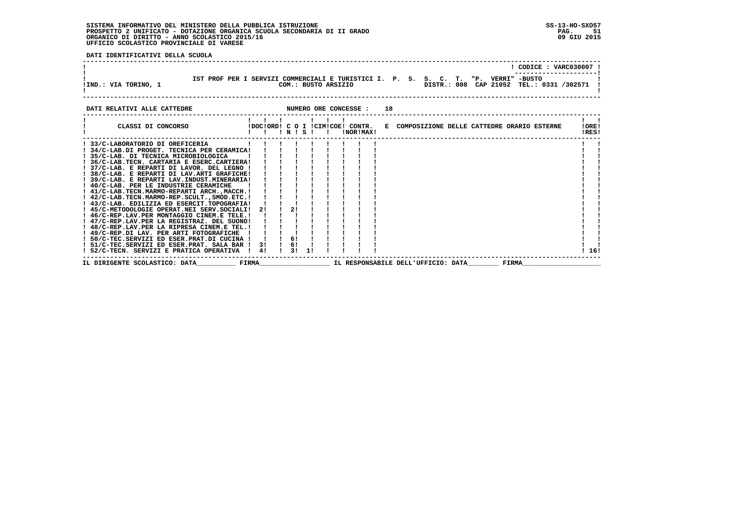**SISTEMA INFORMATIVO DEL MINISTERO DELLA PUBBLICA ISTRUZIONE**
**PROSPETTO 2 UNIFICATO - DOTAZIONE ORGANICA SCUOLA SECONDARIA DI II GRADO**
**ORGANICO DI DIRITTO - ANNO SCOLASTICO 2015/16**
**UFFICIO SCOLASTICO PROVINCIALE DI VARESE**

SS-13-HO-SXO57
09 GIU 2015

**DATI IDENTIFICATIVI DELLA SCUOLA**

CODICE : VARC030007

IST PROF PER I SERVIZI COMMERCIALI E TURISTICI I. P. S. S. C. T. "P. VERRI" -BUSTO

IND.: VIA TORINO, 1 — COM.: BUSTO ARSIZIO — DISTR.: 008 CAP 21052 TEL.: 0331 /302571

**DATI RELATIVI ALLE CATTEDRE** — NUMERO ORE CONCESSE : 18

| CLASSI DI CONCORSO | DOC | ORD | C N | O S | I | CIM | COE | CONTR. NOR | CONTR. MAX | E COMPOSIZIONE DELLE CATTEDRE ORARIO ESTERNE | ORE RES |
|---|---|---|---|---|---|---|---|---|---|---|---|
| 33/C-LABORATORIO DI OREFICERIA | | | | | | | | | | | |
| 34/C-LAB.DI PROGET. TECNICA PER CERAMICA | | | | | | | | | | | |
| 35/C-LAB. DI TECNICA MICROBIOLOGICA | | | | | | | | | | | |
| 36/C-LAB.TECN. CARTARIA E ESERC.CARTIERA | | | | | | | | | | | |
| 37/C-LAB. E REPARTI DI LAVOR. DEL LEGNO | | | | | | | | | | | |
| 38/C-LAB. E REPARTI DI LAV.ARTI GRAFICHE | | | | | | | | | | | |
| 39/C-LAB. E REPARTI LAV.INDUST.MINERARIA | | | | | | | | | | | |
| 40/C-LAB. PER LE INDUSTRIE CERAMICHE | | | | | | | | | | | |
| 41/C-LAB.TECN.MARMO-REPARTI ARCH.,MACCH. | | | | | | | | | | | |
| 42/C-LAB.TECN.MARMO-REP.SCULT.,SMOD.ETC. | | | | | | | | | | | |
| 43/C-LAB. EDILIZIA ED ESERCIT.TOPOGRAFIA | | | | | | | | | | | |
| 45/C-METODOLOGIE OPERAT.NEI SERV.SOCIALI | 2 | | 2 | | | | | | | | |
| 46/C-REP.LAV.PER MONTAGGIO CINEM.E TELE. | | | | | | | | | | | |
| 47/C-REP.LAV.PER LA REGISTRAZ. DEL SUONO | | | | | | | | | | | |
| 48/C-REP.LAV.PER LA RIPRESA CINEM.E TEL. | | | | | | | | | | | |
| 49/C-REP.DI LAV. PER ARTI FOTOGRAFICHE | | | | | | | | | | | |
| 50/C-TEC.SERVIZI ED ESER.PRAT.DI CUCINA | | | 6 | | | | | | | | |
| 51/C-TEC.SERVIZI ED ESER.PRAT. SALA BAR | 3 | | 6 | | | | | | | | |
| 52/C-TECN. SERVIZI E PRATICA OPERATIVA | 4 | | 3 | 1 | | | | | | | 16 |

IL DIRIGENTE SCOLASTICO: DATA__________ FIRMA__________________ IL RESPONSABILE DELL'UFFICIO: DATA________ FIRMA____________________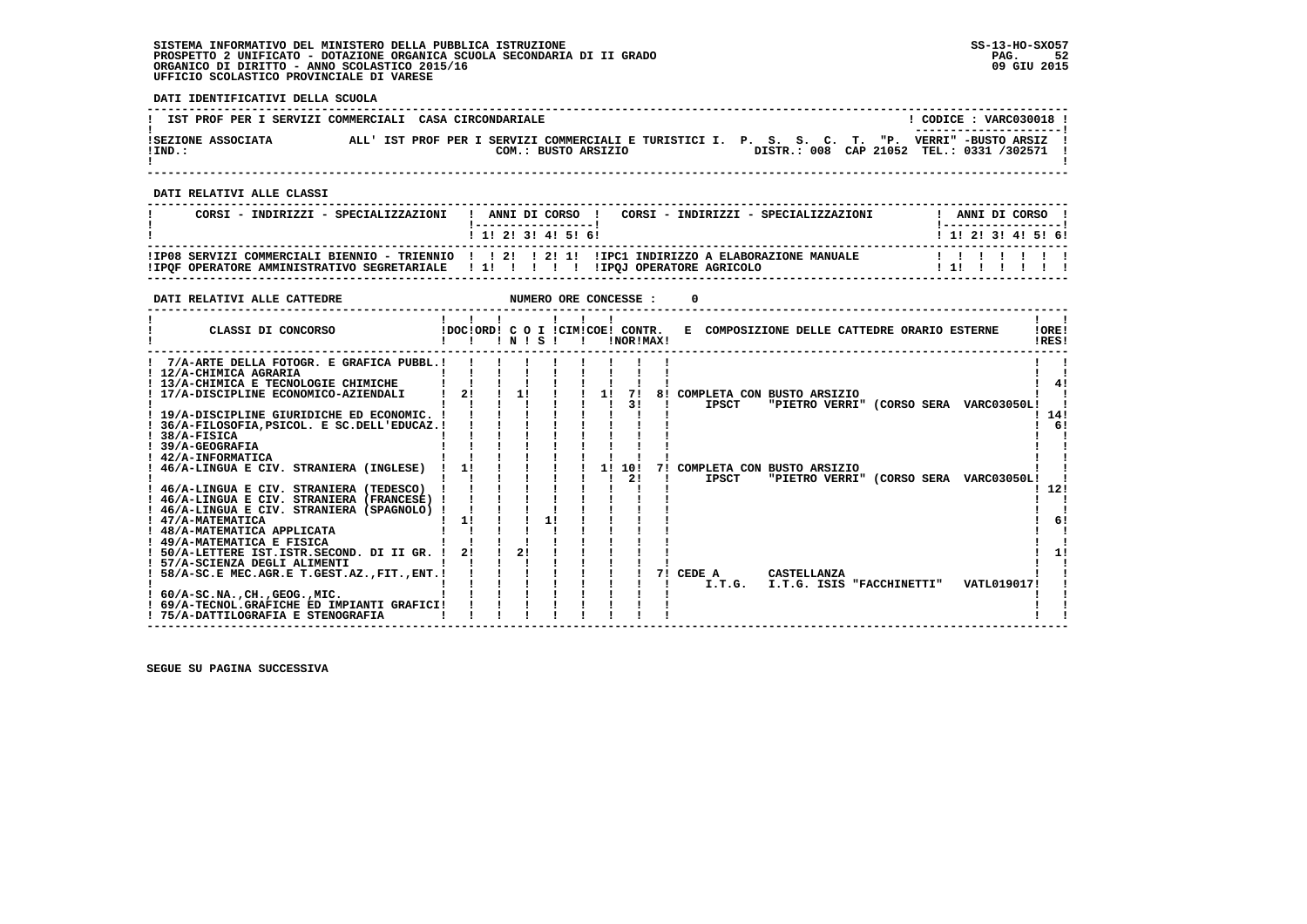SISTEMA INFORMATIVO DEL MINISTERO DELLA PUBBLICA ISTRUZIONE
PROSPETTO 2 UNIFICATO - DOTAZIONE ORGANICA SCUOLA SECONDARIA DI II GRADO
ORGANICO DI DIRITTO - ANNO SCOLASTICO 2015/16
UFFICIO SCOLASTICO PROVINCIALE DI VARESE

SS-13-HO-SXO57
09 GIU 2015

**DATI IDENTIFICATIVI DELLA SCUOLA**

IST PROF PER I SERVIZI COMMERCIALI CASA CIRCONDARIALE — CODICE : VARC030018

SEZIONE ASSOCIATA ALL' IST PROF PER I SERVIZI COMMERCIALI E TURISTICI I. P. S. S. C. T. "P. VERRI" -BUSTO ARSIZ
IND.: COM.: BUSTO ARSIZIO DISTR.: 008 CAP 21052 TEL.: 0331 /302571

**DATI RELATIVI ALLE CLASSI**

| CORSI - INDIRIZZI - SPECIALIZZAZIONI | 1 | 2 | 3 | 4 | 5 | 6 | CORSI - INDIRIZZI - SPECIALIZZAZIONI | 1 | 2 | 3 | 4 | 5 | 6 |
|---|---|---|---|---|---|---|---|---|---|---|---|---|---|
| IP08 SERVIZI COMMERCIALI BIENNIO - TRIENNIO | | 2 | | 2 | 1 | | IPC1 INDIRIZZO A ELABORAZIONE MANUALE | | | | | | |
| IPQF OPERATORE AMMINISTRATIVO SEGRETARIALE | 1 | | | | | | IPQJ OPERATORE AGRICOLO | 1 | | | | | |

**DATI RELATIVI ALLE CATTEDRE** NUMERO ORE CONCESSE : 0

| CLASSI DI CONCORSO | DOC | ORD | N | S | I | CIM | COE | CONTR. NOR | CONTR. MAX | E COMPOSIZIONE DELLE CATTEDRE ORARIO ESTERNE | ORE RES |
|---|---|---|---|---|---|---|---|---|---|---|---|
| 7/A-ARTE DELLA FOTOGR. E GRAFICA PUBBL. | | | | | | | | | | | |
| 12/A-CHIMICA AGRARIA | | | | | | | | | | | |
| 13/A-CHIMICA E TECNOLOGIE CHIMICHE | | | | | | | | | | | 4 |
| 17/A-DISCIPLINE ECONOMICO-AZIENDALI | 2 | | 1 | | | | 1 | 7 / 3 | 8 | COMPLETA CON BUSTO ARSIZIO IPSCT "PIETRO VERRI" (CORSO SERA VARC03050L | |
| 19/A-DISCIPLINE GIURIDICHE ED ECONOMIC. | | | | | | | | | | | 14 |
| 36/A-FILOSOFIA,PSICOL. E SC.DELL'EDUCAZ. | | | | | | | | | | | 6 |
| 38/A-FISICA | | | | | | | | | | | |
| 39/A-GEOGRAFIA | | | | | | | | | | | |
| 42/A-INFORMATICA | | | | | | | | | | | |
| 46/A-LINGUA E CIV. STRANIERA (INGLESE) | 1 | | | | | | 1 | 10 / 2 | 7 | COMPLETA CON BUSTO ARSIZIO IPSCT "PIETRO VERRI" (CORSO SERA VARC03050L | |
| 46/A-LINGUA E CIV. STRANIERA (TEDESCO) | | | | | | | | | | | 12 |
| 46/A-LINGUA E CIV. STRANIERA (FRANCESE) | | | | | | | | | | | |
| 46/A-LINGUA E CIV. STRANIERA (SPAGNOLO) | | | | | | | | | | | |
| 47/A-MATEMATICA | 1 | | | 1 | | | | | | | 6 |
| 48/A-MATEMATICA APPLICATA | | | | | | | | | | | |
| 49/A-MATEMATICA E FISICA | | | | | | | | | | | |
| 50/A-LETTERE IST.ISTR.SECOND. DI II GR. | 2 | | 2 | | | | | | | | 1 |
| 57/A-SCIENZA DEGLI ALIMENTI | | | | | | | | | | | |
| 58/A-SC.E MEC.AGR.E T.GEST.AZ.,FIT.,ENT. | | | | | | | | | 7 | CEDE A CASTELLANZA I.T.G. I.T.G. ISIS "FACCHINETTI" VATL019017 | |
| 60/A-SC.NA.,CH.,GEOG.,MIC. | | | | | | | | | | | |
| 69/A-TECNOL.GRAFICHE ED IMPIANTI GRAFICI | | | | | | | | | | | |
| 75/A-DATTILOGRAFIA E STENOGRAFIA | | | | | | | | | | | |

SEGUE SU PAGINA SUCCESSIVA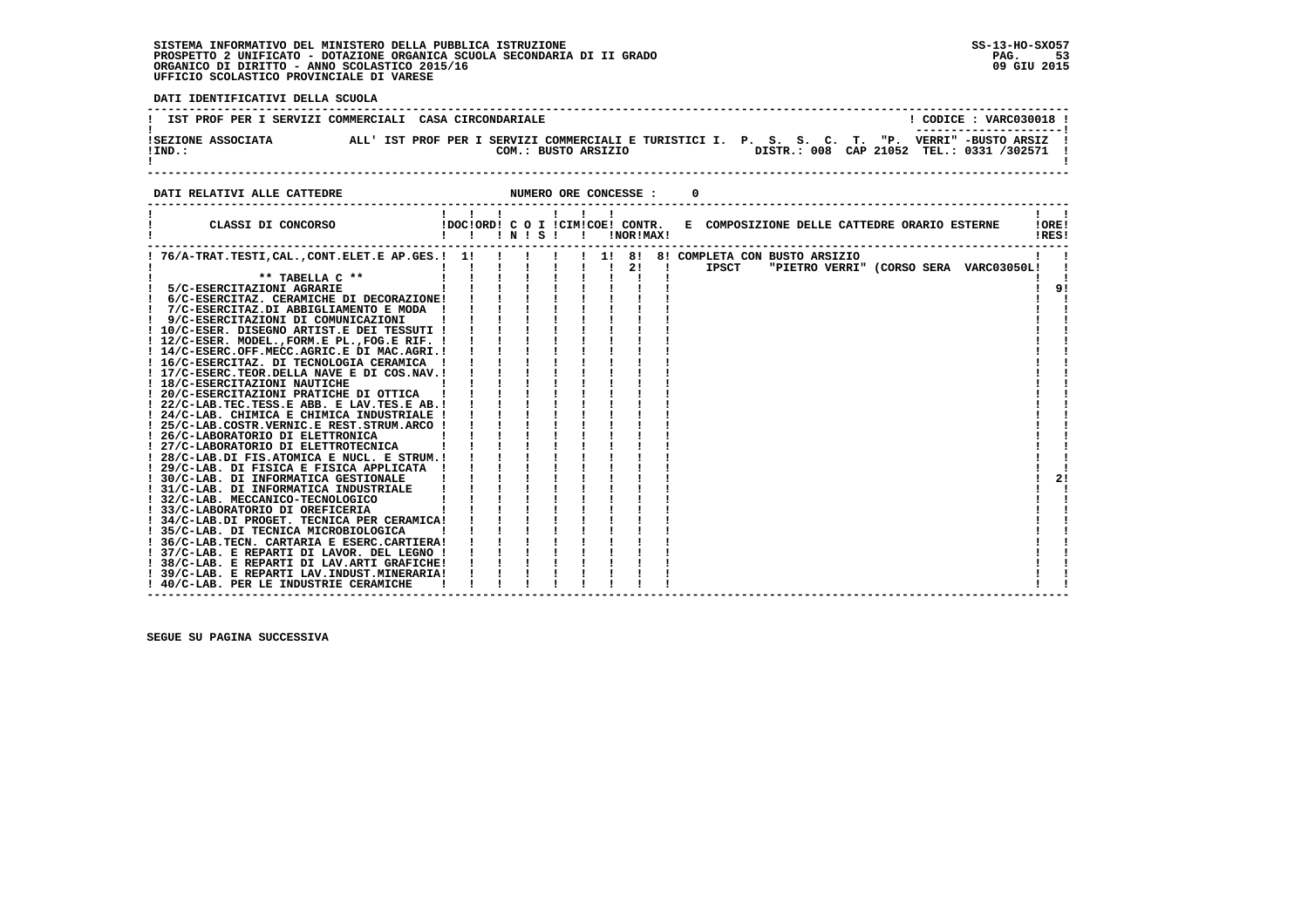SISTEMA INFORMATIVO DEL MINISTERO DELLA PUBBLICA ISTRUZIONE
PROSPETTO 2 UNIFICATO - DOTAZIONE ORGANICA SCUOLA SECONDARIA DI II GRADO
ORGANICO DI DIRITTO - ANNO SCOLASTICO 2015/16
UFFICIO SCOLASTICO PROVINCIALE DI VARESE

SS-13-HO-SXO57
09 GIU 2015

**DATI IDENTIFICATIVI DELLA SCUOLA**

IST PROF PER I SERVIZI COMMERCIALI CASA CIRCONDARIALE — CODICE : VARC030018

SEZIONE ASSOCIATA ALL' IST PROF PER I SERVIZI COMMERCIALI E TURISTICI I. P. S. S. C. T. "P. VERRI" -BUSTO ARSIZ
IND.: COM.: BUSTO ARSIZIO DISTR.: 008 CAP 21052 TEL.: 0331 /302571

**DATI RELATIVI ALLE CATTEDRE** NUMERO ORE CONCESSE : 0

| CLASSI DI CONCORSO | DOC | ORD | C O N | I S | CIM | COE | CONTR. NOR | MAX | E COMPOSIZIONE DELLE CATTEDRE ORARIO ESTERNE | ORE RES |
|---|---|---|---|---|---|---|---|---|---|---|
| 76/A-TRAT.TESTI,CAL.,CONT.ELET.E AP.GES. | 1 | | | | | 1 | 8 | 8 | COMPLETA CON BUSTO ARSIZIO | |
| | | | | | | | 2 | | IPSCT "PIETRO VERRI" (CORSO SERA VARC03050L | |
| ** TABELLA C ** | | | | | | | | | | |
| 5/C-ESERCITAZIONI AGRARIE | | | | | | | | | | 9 |
| 6/C-ESERCITAZ. CERAMICHE DI DECORAZIONE | | | | | | | | | | |
| 7/C-ESERCITAZ.DI ABBIGLIAMENTO E MODA | | | | | | | | | | |
| 9/C-ESERCITAZIONI DI COMUNICAZIONI | | | | | | | | | | |
| 10/C-ESER. DISEGNO ARTIST.E DEI TESSUTI | | | | | | | | | | |
| 12/C-ESER. MODEL.,FORM.E PL.,FOG.E RIF. | | | | | | | | | | |
| 14/C-ESERC.OFF.MECC.AGRIC.E DI MAC.AGRI. | | | | | | | | | | |
| 16/C-ESERCITAZ. DI TECNOLOGIA CERAMICA | | | | | | | | | | |
| 17/C-ESERC.TEOR.DELLA NAVE E DI COS.NAV. | | | | | | | | | | |
| 18/C-ESERCITAZIONI NAUTICHE | | | | | | | | | | |
| 20/C-ESERCITAZIONI PRATICHE DI OTTICA | | | | | | | | | | |
| 22/C-LAB.TEC.TESS.E ABB. E LAV.TES.E AB. | | | | | | | | | | |
| 24/C-LAB. CHIMICA E CHIMICA INDUSTRIALE | | | | | | | | | | |
| 25/C-LAB.COSTR.VERNIC.E REST.STRUM.ARCO | | | | | | | | | | |
| 26/C-LABORATORIO DI ELETTRONICA | | | | | | | | | | |
| 27/C-LABORATORIO DI ELETTROTECNICA | | | | | | | | | | |
| 28/C-LAB.DI FIS.ATOMICA E NUCL. E STRUM. | | | | | | | | | | |
| 29/C-LAB. DI FISICA E FISICA APPLICATA | | | | | | | | | | |
| 30/C-LAB. DI INFORMATICA GESTIONALE | | | | | | | | | | 2 |
| 31/C-LAB. DI INFORMATICA INDUSTRIALE | | | | | | | | | | |
| 32/C-LAB. MECCANICO-TECNOLOGICO | | | | | | | | | | |
| 33/C-LABORATORIO DI OREFICERIA | | | | | | | | | | |
| 34/C-LAB.DI PROGET. TECNICA PER CERAMICA | | | | | | | | | | |
| 35/C-LAB. DI TECNICA MICROBIOLOGICA | | | | | | | | | | |
| 36/C-LAB.TECN. CARTARIA E ESERC.CARTIERA | | | | | | | | | | |
| 37/C-LAB. E REPARTI DI LAVOR. DEL LEGNO | | | | | | | | | | |
| 38/C-LAB. E REPARTI DI LAV.ARTI GRAFICHE | | | | | | | | | | |
| 39/C-LAB. E REPARTI LAV.INDUST.MINERARIA | | | | | | | | | | |
| 40/C-LAB. PER LE INDUSTRIE CERAMICHE | | | | | | | | | | |

SEGUE SU PAGINA SUCCESSIVA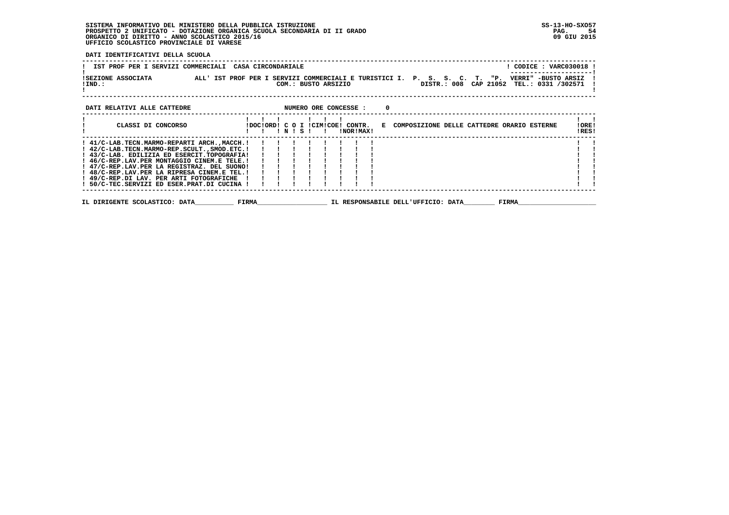DATI IDENTIFICATIVI DELLA SCUOLA

IST PROF PER I SERVIZI COMMERCIALI CASA CIRCONDARIALE — CODICE : VARC030018

SEZIONE ASSOCIATA ALL' IST PROF PER I SERVIZI COMMERCIALI E TURISTICI I. P. S. S. C. T. "P. VERRI" -BUSTO ARSIZ
IND.: COM.: BUSTO ARSIZIO DISTR.: 008 CAP 21052 TEL.: 0331 /302571

DATI RELATIVI ALLE CATTEDRE — NUMERO ORE CONCESSE : 0

| CLASSI DI CONCORSO | DOC | ORD | C O N | I S | CIM | COE | CONTR. NOR | CONTR. MAX | E COMPOSIZIONE DELLE CATTEDRE ORARIO ESTERNE | ORE RES |
|---|---|---|---|---|---|---|---|---|---|---|
| 41/C-LAB.TECN.MARMO-REPARTI ARCH.,MACCH. | | | | | | | | | | |
| 42/C-LAB.TECN.MARMO-REP.SCULT.,SMOD.ETC. | | | | | | | | | | |
| 43/C-LAB. EDILIZIA ED ESERCIT.TOPOGRAFIA | | | | | | | | | | |
| 46/C-REP.LAV.PER MONTAGGIO CINEM.E TELE. | | | | | | | | | | |
| 47/C-REP.LAV.PER LA REGISTRAZ. DEL SUONO | | | | | | | | | | |
| 48/C-REP.LAV.PER LA RIPRESA CINEM.E TEL. | | | | | | | | | | |
| 49/C-REP.DI LAV. PER ARTI FOTOGRAFICHE | | | | | | | | | | |
| 50/C-TEC.SERVIZI ED ESER.PRAT.DI CUCINA | | | | | | | | | | |

IL DIRIGENTE SCOLASTICO: DATA__________ FIRMA__________________ IL RESPONSABILE DELL'UFFICIO: DATA________ FIRMA____________________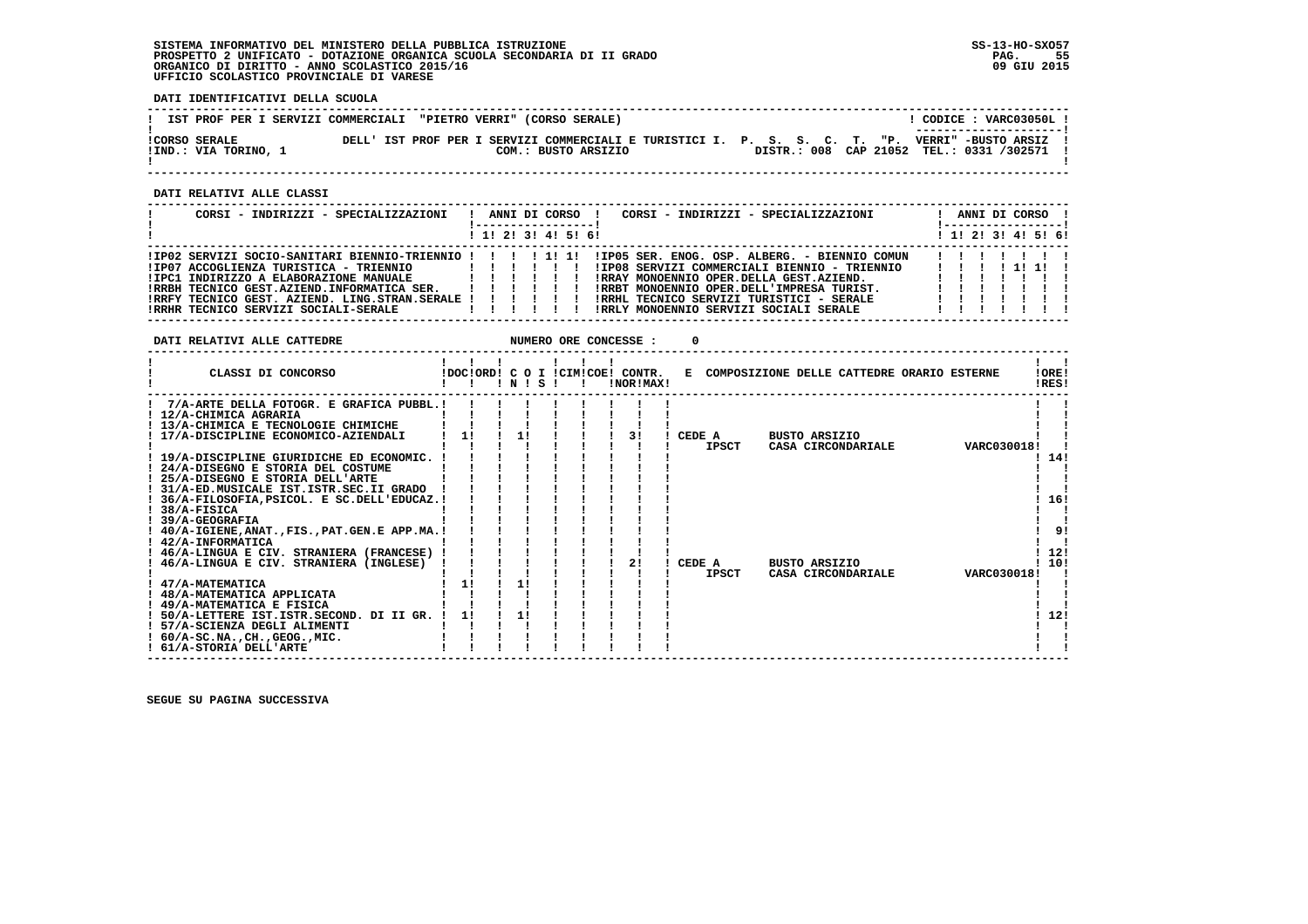SISTEMA INFORMATIVO DEL MINISTERO DELLA PUBBLICA ISTRUZIONE
PROSPETTO 2 UNIFICATO - DOTAZIONE ORGANICA SCUOLA SECONDARIA DI II GRADO
ORGANICO DI DIRITTO - ANNO SCOLASTICO 2015/16
UFFICIO SCOLASTICO PROVINCIALE DI VARESE

SS-13-HO-SXO57
09 GIU 2015

**DATI IDENTIFICATIVI DELLA SCUOLA**

IST PROF PER I SERVIZI COMMERCIALI "PIETRO VERRI" (CORSO SERALE) — CODICE : VARC03050L

CORSO SERALE — DELL' IST PROF PER I SERVIZI COMMERCIALI E TURISTICI I. P. S. S. C. T. "P. VERRI" -BUSTO ARSIZ
IND.: VIA TORINO, 1 — COM.: BUSTO ARSIZIO — DISTR.: 008 CAP 21052 TEL.: 0331 /302571

**DATI RELATIVI ALLE CLASSI**

| CORSI - INDIRIZZI - SPECIALIZZAZIONI | 1 | 2 | 3 | 4 | 5 | 6 | CORSI - INDIRIZZI - SPECIALIZZAZIONI | 1 | 2 | 3 | 4 | 5 | 6 |
|---|---|---|---|---|---|---|---|---|---|---|---|---|---|
| IP02 SERVIZI SOCIO-SANITARI BIENNIO-TRIENNIO | | | | 1 | 1 | | IP05 SER. ENOG. OSP. ALBERG. - BIENNIO COMUN | | | | | | |
| IP07 ACCOGLIENZA TURISTICA - TRIENNIO | | | | | | | IP08 SERVIZI COMMERCIALI BIENNIO - TRIENNIO | | | | 1 | 1 | |
| IPC1 INDIRIZZO A ELABORAZIONE MANUALE | | | | | | | RRAY MONOENNIO OPER.DELLA GEST.AZIEND. | | | | | | |
| RRBH TECNICO GEST.AZIEND.INFORMATICA SER. | | | | | | | RRBT MONOENNIO OPER.DELL'IMPRESA TURIST. | | | | | | |
| RRFY TECNICO GEST. AZIEND. LING.STRAN.SERALE | | | | | | | RRHL TECNICO SERVIZI TURISTICI - SERALE | | | | | | |
| RRHR TECNICO SERVIZI SOCIALI-SERALE | | | | | | | RRLY MONOENNIO SERVIZI SOCIALI SERALE | | | | | | |

**DATI RELATIVI ALLE CATTEDRE** NUMERO ORE CONCESSE : 0

| CLASSI DI CONCORSO | DOC | ORD | C O I N | S | CIM | COE | CONTR. NOR | MAX | E COMPOSIZIONE DELLE CATTEDRE ORARIO ESTERNE | ORE RES |
|---|---|---|---|---|---|---|---|---|---|---|
| 7/A-ARTE DELLA FOTOGR. E GRAFICA PUBBL. | | | | | | | | | | |
| 12/A-CHIMICA AGRARIA | | | | | | | | | | |
| 13/A-CHIMICA E TECNOLOGIE CHIMICHE | | | | | | | | | | |
| 17/A-DISCIPLINE ECONOMICO-AZIENDALI | 1 | | 1 | | | | 3 | | CEDE A BUSTO ARSIZIO IPSCT CASA CIRCONDARIALE VARC030018 | |
| 19/A-DISCIPLINE GIURIDICHE ED ECONOMIC. | | | | | | | | | | 14 |
| 24/A-DISEGNO E STORIA DEL COSTUME | | | | | | | | | | |
| 25/A-DISEGNO E STORIA DELL'ARTE | | | | | | | | | | |
| 31/A-ED.MUSICALE IST.ISTR.SEC.II GRADO | | | | | | | | | | |
| 36/A-FILOSOFIA,PSICOL. E SC.DELL'EDUCAZ. | | | | | | | | | | 16 |
| 38/A-FISICA | | | | | | | | | | |
| 39/A-GEOGRAFIA | | | | | | | | | | |
| 40/A-IGIENE,ANAT.,FIS.,PAT.GEN.E APP.MA. | | | | | | | | | | 9 |
| 42/A-INFORMATICA | | | | | | | | | | |
| 46/A-LINGUA E CIV. STRANIERA (FRANCESE) | | | | | | | | | | 12 |
| 46/A-LINGUA E CIV. STRANIERA (INGLESE) | | | | | | | 2 | | CEDE A BUSTO ARSIZIO IPSCT CASA CIRCONDARIALE VARC030018 | 10 |
| 47/A-MATEMATICA | 1 | | 1 | | | | | | | |
| 48/A-MATEMATICA APPLICATA | | | | | | | | | | |
| 49/A-MATEMATICA E FISICA | | | | | | | | | | |
| 50/A-LETTERE IST.ISTR.SECOND. DI II GR. | 1 | | 1 | | | | | | | 12 |
| 57/A-SCIENZA DEGLI ALIMENTI | | | | | | | | | | |
| 60/A-SC.NA.,CH.,GEOG.,MIC. | | | | | | | | | | |
| 61/A-STORIA DELL'ARTE | | | | | | | | | | |

SEGUE SU PAGINA SUCCESSIVA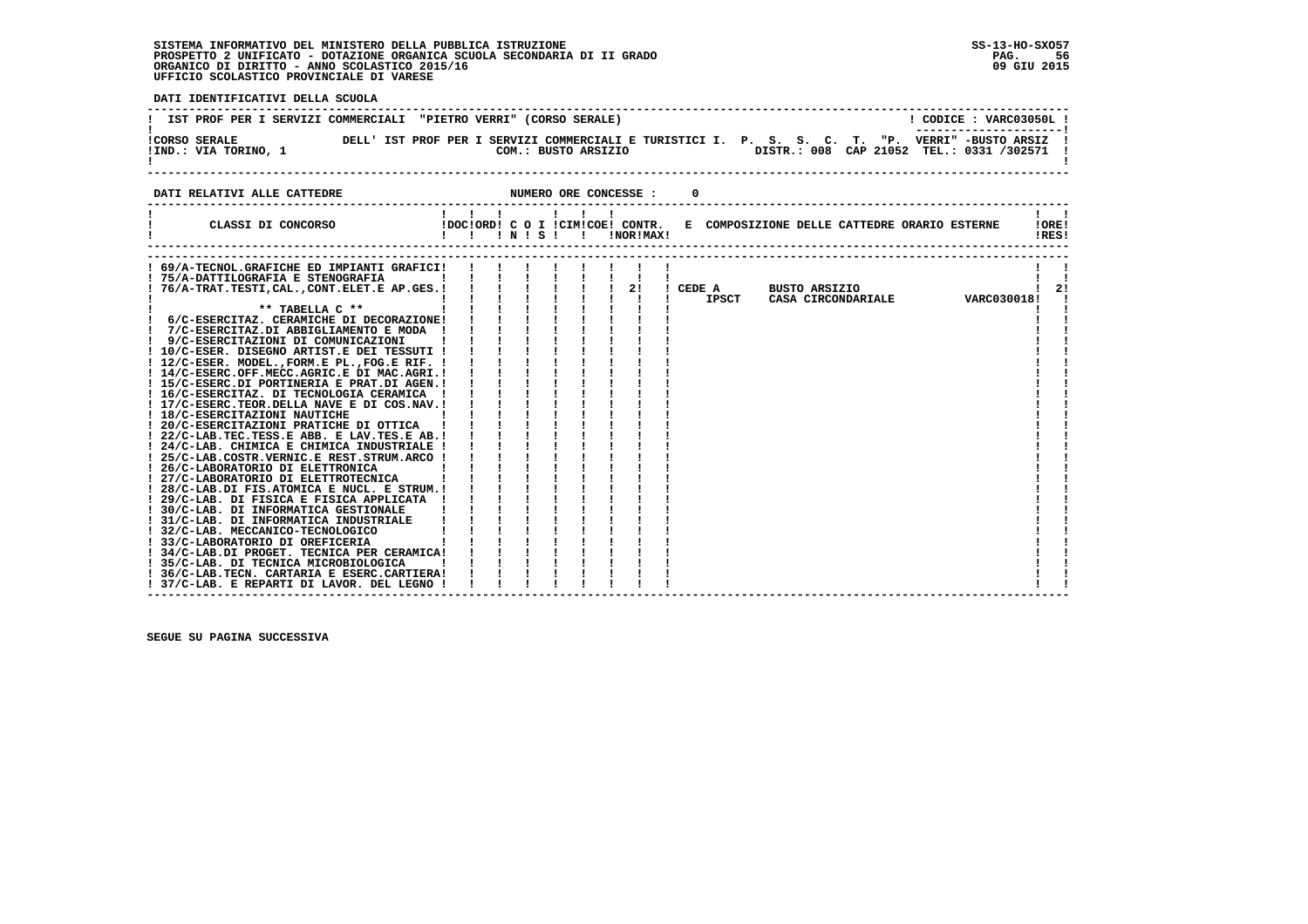**SISTEMA INFORMATIVO DEL MINISTERO DELLA PUBBLICA ISTRUZIONE**
**PROSPETTO 2 UNIFICATO - DOTAZIONE ORGANICA SCUOLA SECONDARIA DI II GRADO**
**ORGANICO DI DIRITTO - ANNO SCOLASTICO 2015/16**
**UFFICIO SCOLASTICO PROVINCIALE DI VARESE**

SS-13-HO-SXO57
09 GIU 2015

**DATI IDENTIFICATIVI DELLA SCUOLA**

IST PROF PER I SERVIZI COMMERCIALI "PIETRO VERRI" (CORSO SERALE) — CODICE : VARC03050L

CORSO SERALE DELL' IST PROF PER I SERVIZI COMMERCIALI E TURISTICI I. P. S. S. C. T. "P. VERRI" -BUSTO ARSIZ
IND.: VIA TORINO, 1 — COM.: BUSTO ARSIZIO — DISTR.: 008 CAP 21052 TEL.: 0331 /302571

**DATI RELATIVI ALLE CATTEDRE** — NUMERO ORE CONCESSE : 0

| CLASSI DI CONCORSO | DOC | ORD | C O N | I S | CIM | COE | CONTR. NOR | MAX | E COMPOSIZIONE DELLE CATTEDRE ORARIO ESTERNE | ORE RES |
|---|---|---|---|---|---|---|---|---|---|---|
| 69/A-TECNOL.GRAFICHE ED IMPIANTI GRAFICI | | | | | | | | | | |
| 75/A-DATTILOGRAFIA E STENOGRAFIA | | | | | | | | | | |
| 76/A-TRAT.TESTI,CAL.,CONT.ELET.E AP.GES. | | | | | | | 2 | | CEDE A IPSCT BUSTO ARSIZIO CASA CIRCONDARIALE VARC030018 | 2 |
| ** TABELLA C ** | | | | | | | | | | |
| 6/C-ESERCITAZ. CERAMICHE DI DECORAZIONE | | | | | | | | | | |
| 7/C-ESERCITAZ.DI ABBIGLIAMENTO E MODA | | | | | | | | | | |
| 9/C-ESERCITAZIONI DI COMUNICAZIONI | | | | | | | | | | |
| 10/C-ESER. DISEGNO ARTIST.E DEI TESSUTI | | | | | | | | | | |
| 12/C-ESER. MODEL.,FORM.E PL.,FOG.E RIF. | | | | | | | | | | |
| 14/C-ESERC.OFF.MECC.AGRIC.E DI MAC.AGRI. | | | | | | | | | | |
| 15/C-ESERC.DI PORTINERIA E PRAT.DI AGEN. | | | | | | | | | | |
| 16/C-ESERCITAZ. DI TECNOLOGIA CERAMICA | | | | | | | | | | |
| 17/C-ESERC.TEOR.DELLA NAVE E DI COS.NAV. | | | | | | | | | | |
| 18/C-ESERCITAZIONI NAUTICHE | | | | | | | | | | |
| 20/C-ESERCITAZIONI PRATICHE DI OTTICA | | | | | | | | | | |
| 22/C-LAB.TEC.TESS.E ABB. E LAV.TES.E AB. | | | | | | | | | | |
| 24/C-LAB. CHIMICA E CHIMICA INDUSTRIALE | | | | | | | | | | |
| 25/C-LAB.COSTR.VERNIC.E REST.STRUM.ARCO | | | | | | | | | | |
| 26/C-LABORATORIO DI ELETTRONICA | | | | | | | | | | |
| 27/C-LABORATORIO DI ELETTROTECNICA | | | | | | | | | | |
| 28/C-LAB.DI FIS.ATOMICA E NUCL. E STRUM. | | | | | | | | | | |
| 29/C-LAB. DI FISICA E FISICA APPLICATA | | | | | | | | | | |
| 30/C-LAB. DI INFORMATICA GESTIONALE | | | | | | | | | | |
| 31/C-LAB. DI INFORMATICA INDUSTRIALE | | | | | | | | | | |
| 32/C-LAB. MECCANICO-TECNOLOGICO | | | | | | | | | | |
| 33/C-LABORATORIO DI OREFICERIA | | | | | | | | | | |
| 34/C-LAB.DI PROGET. TECNICA PER CERAMICA | | | | | | | | | | |
| 35/C-LAB. DI TECNICA MICROBIOLOGICA | | | | | | | | | | |
| 36/C-LAB.TECN. CARTARIA E ESERC.CARTIERA | | | | | | | | | | |
| 37/C-LAB. E REPARTI DI LAVOR. DEL LEGNO | | | | | | | | | | |

**SEGUE SU PAGINA SUCCESSIVA**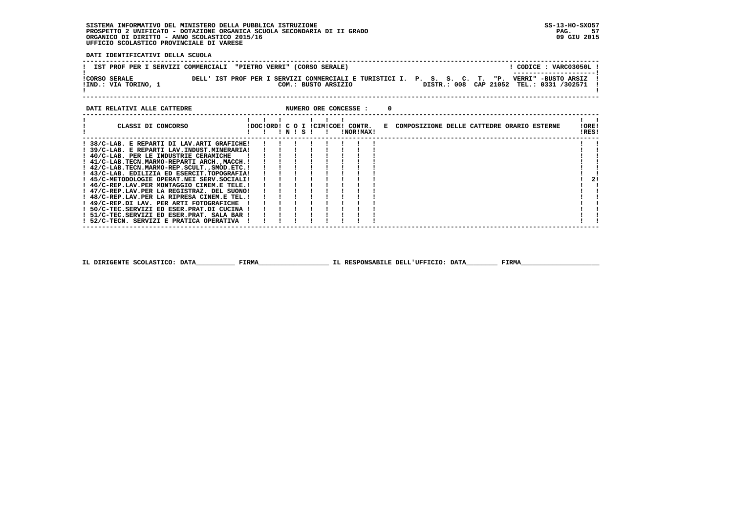SISTEMA INFORMATIVO DEL MINISTERO DELLA PUBBLICA ISTRUZIONE
PROSPETTO 2 UNIFICATO - DOTAZIONE ORGANICA SCUOLA SECONDARIA DI II GRADO
ORGANICO DI DIRITTO - ANNO SCOLASTICO 2015/16
UFFICIO SCOLASTICO PROVINCIALE DI VARESE

SS-13-HO-SXO57
09 GIU 2015

**DATI IDENTIFICATIVI DELLA SCUOLA**

IST PROF PER I SERVIZI COMMERCIALI "PIETRO VERRI" (CORSO SERALE) — CODICE : VARC03050L

CORSO SERALE DELL' IST PROF PER I SERVIZI COMMERCIALI E TURISTICI I. P. S. S. C. T. "P. VERRI" -BUSTO ARSIZ
IND.: VIA TORINO, 1 — COM.: BUSTO ARSIZIO — DISTR.: 008 CAP 21052 TEL.: 0331 /302571

**DATI RELATIVI ALLE CATTEDRE** — NUMERO ORE CONCESSE : 0

| CLASSI DI CONCORSO | DOC | ORD | C O N | I S | CIM | COE | CONTR. NOR | CONTR. MAX | E COMPOSIZIONE DELLE CATTEDRE ORARIO ESTERNE | ORE RES |
|---|---|---|---|---|---|---|---|---|---|---|
| 38/C-LAB. E REPARTI DI LAV.ARTI GRAFICHE | | | | | | | | | | |
| 39/C-LAB. E REPARTI LAV.INDUST.MINERARIA | | | | | | | | | | |
| 40/C-LAB. PER LE INDUSTRIE CERAMICHE | | | | | | | | | | |
| 41/C-LAB.TECN.MARMO-REPARTI ARCH.,MACCH. | | | | | | | | | | |
| 42/C-LAB.TECN.MARMO-REP.SCULT.,SMOD.ETC. | | | | | | | | | | |
| 43/C-LAB. EDILIZIA ED ESERCIT.TOPOGRAFIA | | | | | | | | | | |
| 45/C-METODOLOGIE OPERAT.NEI SERV.SOCIALI | | | | | | | | | | 2 |
| 46/C-REP.LAV.PER MONTAGGIO CINEM.E TELE. | | | | | | | | | | |
| 47/C-REP.LAV.PER LA REGISTRAZ. DEL SUONO | | | | | | | | | | |
| 48/C-REP.LAV.PER LA RIPRESA CINEM.E TEL. | | | | | | | | | | |
| 49/C-REP.DI LAV. PER ARTI FOTOGRAFICHE | | | | | | | | | | |
| 50/C-TEC.SERVIZI ED ESER.PRAT.DI CUCINA | | | | | | | | | | |
| 51/C-TEC.SERVIZI ED ESER.PRAT. SALA BAR | | | | | | | | | | |
| 52/C-TECN. SERVIZI E PRATICA OPERATIVA | | | | | | | | | | |

IL DIRIGENTE SCOLASTICO: DATA__________ FIRMA__________________ IL RESPONSABILE DELL'UFFICIO: DATA________ FIRMA____________________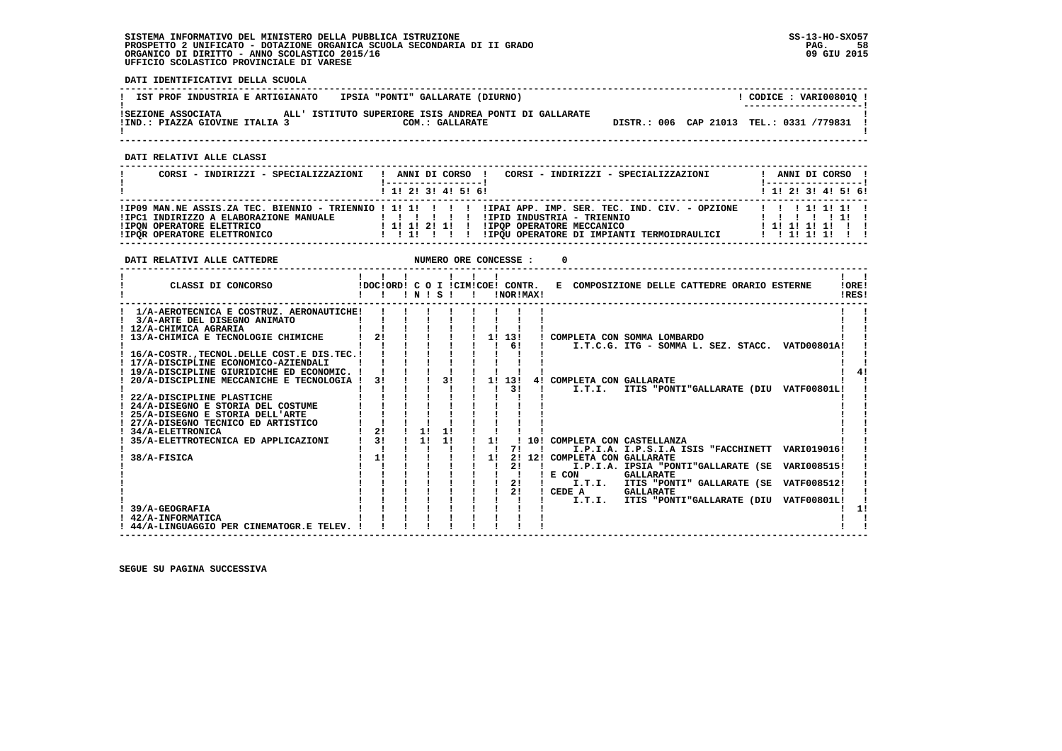**SISTEMA INFORMATIVO DEL MINISTERO DELLA PUBBLICA ISTRUZIONE**
**PROSPETTO 2 UNIFICATO - DOTAZIONE ORGANICA SCUOLA SECONDARIA DI II GRADO**
**ORGANICO DI DIRITTO - ANNO SCOLASTICO 2015/16**
**UFFICIO SCOLASTICO PROVINCIALE DI VARESE**

SS-13-HO-SXO57
09 GIU 2015

## DATI IDENTIFICATIVI DELLA SCUOLA

| IST PROF INDUSTRIA E ARTIGIANATO | IPSIA "PONTI" GALLARATE (DIURNO) | ! CODICE : VARI00801Q ! |
|---|---|---|
| SEZIONE ASSOCIATA ALL' ISTITUTO SUPERIORE ISIS ANDREA PONTI DI GALLARATE | | |
| IND.: PIAZZA GIOVINE ITALIA 3 | COM.: GALLARATE | DISTR.: 006 CAP 21013 TEL.: 0331 /779831 |

## DATI RELATIVI ALLE CLASSI

| CORSI - INDIRIZZI - SPECIALIZZAZIONI | 1 | 2 | 3 | 4 | 5 | 6 | CORSI - INDIRIZZI - SPECIALIZZAZIONI | 1 | 2 | 3 | 4 | 5 | 6 |
|---|---|---|---|---|---|---|---|---|---|---|---|---|---|
| IP09 MAN.NE ASSIS.ZA TEC. BIENNIO - TRIENNIO | 1 | 1 | | | | | IPAI APP. IMP. SER. TEC. IND. CIV. - OPZIONE | | | 1 | 1 | 1 | |
| IPC1 INDIRIZZO A ELABORAZIONE MANUALE | | | | | | | IPID INDUSTRIA - TRIENNIO | | | | | 1 | |
| IPQN OPERATORE ELETTRICO | 1 | 1 | 2 | 1 | | | IPQP OPERATORE MECCANICO | 1 | 1 | 1 | 1 | | |
| IPQR OPERATORE ELETTRONICO | | 1 | | | | | IPQU OPERATORE DI IMPIANTI TERMOIDRAULICI | | 1 | 1 | 1 | | |

## DATI RELATIVI ALLE CATTEDRE

NUMERO ORE CONCESSE : 0

| CLASSI DI CONCORSO | DOC | ORD | C O I N | C O I S | CIM | COE | CONTR. NOR | CONTR. MAX | E COMPOSIZIONE DELLE CATTEDRE ORARIO ESTERNE | ORE RES |
|---|---|---|---|---|---|---|---|---|---|---|
| 1/A-AEROTECNICA E COSTRUZ. AERONAUTICHE | | | | | | | | | | |
| 3/A-ARTE DEL DISEGNO ANIMATO | | | | | | | | | | |
| 12/A-CHIMICA AGRARIA | | | | | | | | | | |
| 13/A-CHIMICA E TECNOLOGIE CHIMICHE | 2 | | | | | 1 | 13 | | COMPLETA CON SOMMA LOMBARDO | |
| | | | | | | | 6 | | I.T.C.G. ITG - SOMMA L. SEZ. STACC. VATD00801A | |
| 16/A-COSTR.,TECNOL.DELLE COST.E DIS.TEC. | | | | | | | | | | |
| 17/A-DISCIPLINE ECONOMICO-AZIENDALI | | | | | | | | | | |
| 19/A-DISCIPLINE GIURIDICHE ED ECONOMIC. | | | | | | | | | | 4 |
| 20/A-DISCIPLINE MECCANICHE E TECNOLOGIA | 3 | | | 3 | | 1 | 13 | 4 | COMPLETA CON GALLARATE | |
| | | | | | | | 3 | | I.T.I. ITIS "PONTI"GALLARATE (DIU VATF00801L | |
| 22/A-DISCIPLINE PLASTICHE | | | | | | | | | | |
| 24/A-DISEGNO E STORIA DEL COSTUME | | | | | | | | | | |
| 25/A-DISEGNO E STORIA DELL'ARTE | | | | | | | | | | |
| 27/A-DISEGNO TECNICO ED ARTISTICO | | | | | | | | | | |
| 34/A-ELETTRONICA | 2 | | 1 | 1 | | | | | | |
| 35/A-ELETTROTECNICA ED APPLICAZIONI | 3 | | 1 | 1 | | 1 | | 10 | COMPLETA CON CASTELLANZA | |
| | | | | | | | 7 | | I.P.I.A. I.P.S.I.A ISIS "FACCHINETT VARI019016 | |
| 38/A-FISICA | 1 | | | | | 1 | 2 | 12 | COMPLETA CON GALLARATE | |
| | | | | | | | 2 | | I.P.I.A. IPSIA "PONTI"GALLARATE (SE VARI008515 | |
| | | | | | | | | | E CON GALLARATE | |
| | | | | | | | 2 | | I.T.I. ITIS "PONTI" GALLARATE (SE VATF008512 | |
| | | | | | | | 2 | | CEDE A GALLARATE | |
| | | | | | | | | | I.T.I. ITIS "PONTI"GALLARATE (DIU VATF00801L | |
| 39/A-GEOGRAFIA | | | | | | | | | | 1 |
| 42/A-INFORMATICA | | | | | | | | | | |
| 44/A-LINGUAGGIO PER CINEMATOGR.E TELEV. | | | | | | | | | | |

SEGUE SU PAGINA SUCCESSIVA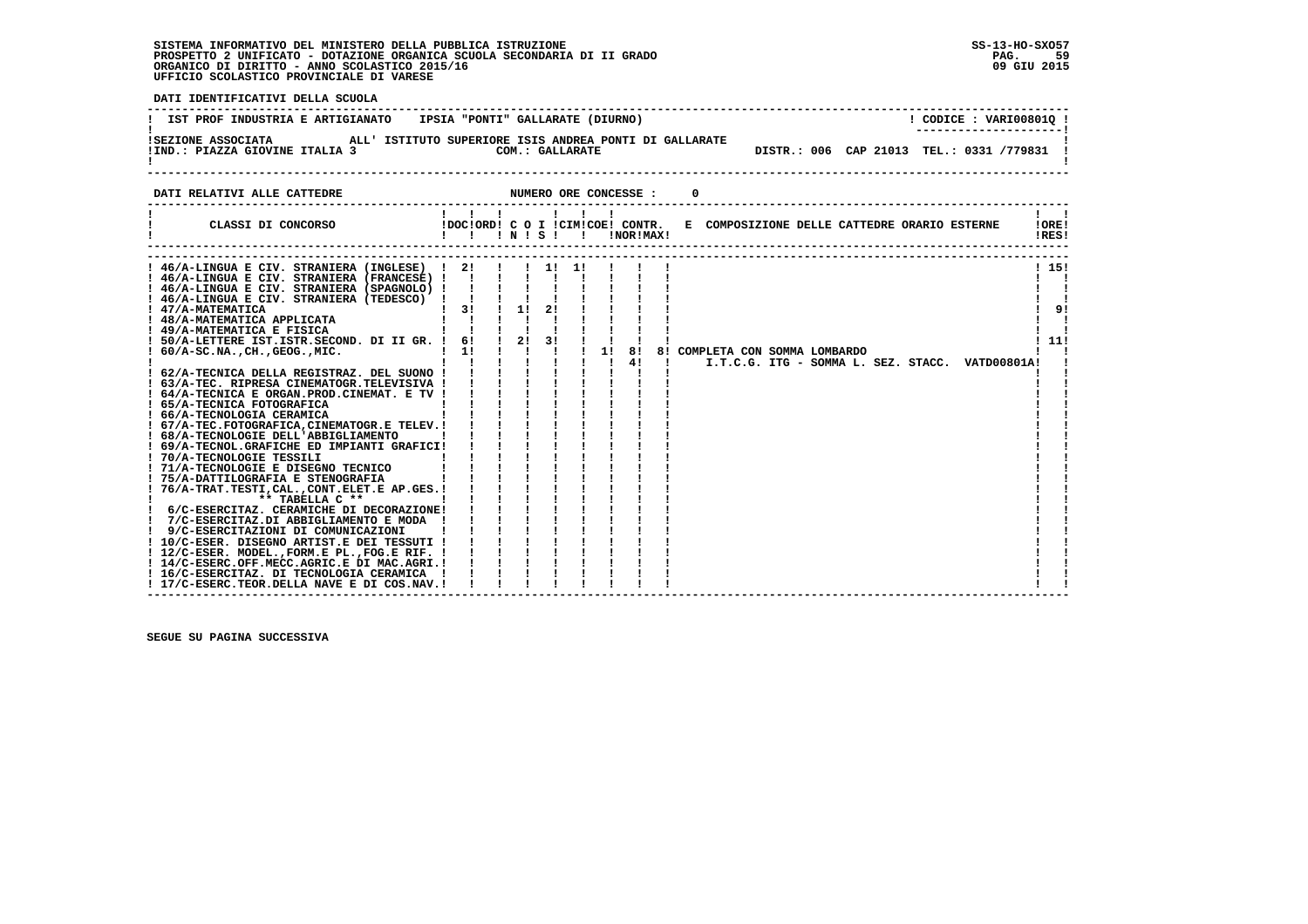SISTEMA INFORMATIVO DEL MINISTERO DELLA PUBBLICA ISTRUZIONE
PROSPETTO 2 UNIFICATO - DOTAZIONE ORGANICA SCUOLA SECONDARIA DI II GRADO
ORGANICO DI DIRITTO - ANNO SCOLASTICO 2015/16
UFFICIO SCOLASTICO PROVINCIALE DI VARESE

SS-13-HO-SXO57
09 GIU 2015

**DATI IDENTIFICATIVI DELLA SCUOLA**

IST PROF INDUSTRIA E ARTIGIANATO IPSIA "PONTI" GALLARATE (DIURNO) — CODICE : VARI00801Q

SEZIONE ASSOCIATA ALL' ISTITUTO SUPERIORE ISIS ANDREA PONTI DI GALLARATE
IND.: PIAZZA GIOVINE ITALIA 3 — COM.: GALLARATE — DISTR.: 006 CAP 21013 TEL.: 0331 /779831

**DATI RELATIVI ALLE CATTEDRE** — NUMERO ORE CONCESSE : 0

| CLASSI DI CONCORSO | DOC | ORD | C O I N | S | CIM | COE | CONTR. NOR | MAX | E COMPOSIZIONE DELLE CATTEDRE ORARIO ESTERNE | ORE RES |
|---|---|---|---|---|---|---|---|---|---|---|
| 46/A-LINGUA E CIV. STRANIERA (INGLESE) | 2 | | | 1 | 1 | | | | | 15 |
| 46/A-LINGUA E CIV. STRANIERA (FRANCESE) | | | | | | | | | | |
| 46/A-LINGUA E CIV. STRANIERA (SPAGNOLO) | | | | | | | | | | |
| 46/A-LINGUA E CIV. STRANIERA (TEDESCO) | | | | | | | | | | |
| 47/A-MATEMATICA | 3 | | 1 | 2 | | | | | | 9 |
| 48/A-MATEMATICA APPLICATA | | | | | | | | | | |
| 49/A-MATEMATICA E FISICA | | | | | | | | | | |
| 50/A-LETTERE IST.ISTR.SECOND. DI II GR. | 6 | | 2 | 3 | | | | | | 11 |
| 60/A-SC.NA.,CH.,GEOG.,MIC. | 1 | | | | | 1 | 8 | 8 | COMPLETA CON SOMMA LOMBARDO | |
| | | | | | | | 4 | | I.T.C.G. ITG - SOMMA L. SEZ. STACC. VATD00801A | |
| 62/A-TECNICA DELLA REGISTRAZ. DEL SUONO | | | | | | | | | | |
| 63/A-TEC. RIPRESA CINEMATOGR.TELEVISIVA | | | | | | | | | | |
| 64/A-TECNICA E ORGAN.PROD.CINEMAT. E TV | | | | | | | | | | |
| 65/A-TECNICA FOTOGRAFICA | | | | | | | | | | |
| 66/A-TECNOLOGIA CERAMICA | | | | | | | | | | |
| 67/A-TEC.FOTOGRAFICA,CINEMATOGR.E TELEV. | | | | | | | | | | |
| 68/A-TECNOLOGIE DELL'ABBIGLIAMENTO | | | | | | | | | | |
| 69/A-TECNOL.GRAFICHE ED IMPIANTI GRAFICI | | | | | | | | | | |
| 70/A-TECNOLOGIE TESSILI | | | | | | | | | | |
| 71/A-TECNOLOGIE E DISEGNO TECNICO | | | | | | | | | | |
| 75/A-DATTILOGRAFIA E STENOGRAFIA | | | | | | | | | | |
| 76/A-TRAT.TESTI,CAL.,CONT.ELET.E AP.GES. | | | | | | | | | | |
| ** TABELLA C ** | | | | | | | | | | |
| 6/C-ESERCITAZ. CERAMICHE DI DECORAZIONE | | | | | | | | | | |
| 7/C-ESERCITAZ.DI ABBIGLIAMENTO E MODA | | | | | | | | | | |
| 9/C-ESERCITAZIONI DI COMUNICAZIONI | | | | | | | | | | |
| 10/C-ESER. DISEGNO ARTIST.E DEI TESSUTI | | | | | | | | | | |
| 12/C-ESER. MODEL.,FORM.E PL.,FOG.E RIF. | | | | | | | | | | |
| 14/C-ESERC.OFF.MECC.AGRIC.E DI MAC.AGRI. | | | | | | | | | | |
| 16/C-ESERCITAZ. DI TECNOLOGIA CERAMICA | | | | | | | | | | |
| 17/C-ESERC.TEOR.DELLA NAVE E DI COS.NAV. | | | | | | | | | | |

SEGUE SU PAGINA SUCCESSIVA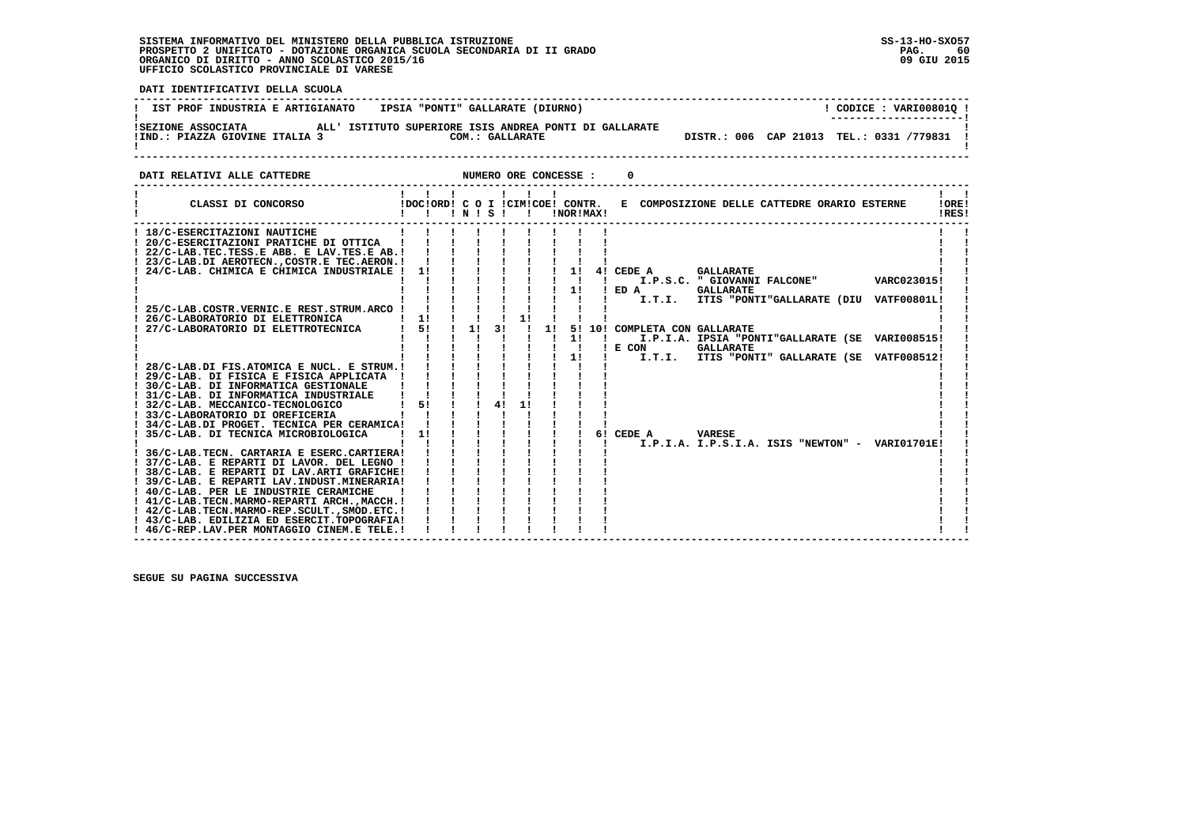SISTEMA INFORMATIVO DEL MINISTERO DELLA PUBBLICA ISTRUZIONE
PROSPETTO 2 UNIFICATO - DOTAZIONE ORGANICA SCUOLA SECONDARIA DI II GRADO
ORGANICO DI DIRITTO - ANNO SCOLASTICO 2015/16
UFFICIO SCOLASTICO PROVINCIALE DI VARESE

**DATI IDENTIFICATIVI DELLA SCUOLA**

IST PROF INDUSTRIA E ARTIGIANATO IPSIA "PONTI" GALLARATE (DIURNO) — CODICE : VARI00801Q

SEZIONE ASSOCIATA ALL' ISTITUTO SUPERIORE ISIS ANDREA PONTI DI GALLARATE
IND.: PIAZZA GIOVINE ITALIA 3 — COM.: GALLARATE — DISTR.: 006 CAP 21013 TEL.: 0331 /779831

**DATI RELATIVI ALLE CATTEDRE** — NUMERO ORE CONCESSE : 0

| CLASSI DI CONCORSO | DOC | ORD | C O N | I S | CIM | COE | CONTR. NOR | CONTR. MAX | E COMPOSIZIONE DELLE CATTEDRE ORARIO ESTERNE | ORE RES |
|---|---|---|---|---|---|---|---|---|---|---|
| 18/C-ESERCITAZIONI NAUTICHE | | | | | | | | | | |
| 20/C-ESERCITAZIONI PRATICHE DI OTTICA | | | | | | | | | | |
| 22/C-LAB.TEC.TESS.E ABB. E LAV.TES.E AB. | | | | | | | | | | |
| 23/C-LAB.DI AEROTECN.,COSTR.E TEC.AERON. | | | | | | | | | | |
| 24/C-LAB. CHIMICA E CHIMICA INDUSTRIALE | 1 | | | | | | 1 | 4 | CEDE A GALLARATE I.P.S.C. " GIOVANNI FALCONE" VARC023015 | |
| | | | | | | | 1 | | ED A GALLARATE I.T.I. ITIS "PONTI"GALLARATE (DIU VATF00801L | |
| 25/C-LAB.COSTR.VERNIC.E REST.STRUM.ARCO | | | | | | | | | | |
| 26/C-LABORATORIO DI ELETTRONICA | 1 | | | | 1 | | | | | |
| 27/C-LABORATORIO DI ELETTROTECNICA | 5 | | 1 | 3 | | 1 | 5 | 10 | COMPLETA CON GALLARATE | |
| | | | | | | | 1 | | I.P.I.A. IPSIA "PONTI"GALLARATE (SE VARI008515 | |
| | | | | | | | 1 | | E CON GALLARATE I.T.I. ITIS "PONTI" GALLARATE (SE VATF008512 | |
| 28/C-LAB.DI FIS.ATOMICA E NUCL. E STRUM. | | | | | | | | | | |
| 29/C-LAB. DI FISICA E FISICA APPLICATA | | | | | | | | | | |
| 30/C-LAB. DI INFORMATICA GESTIONALE | | | | | | | | | | |
| 31/C-LAB. DI INFORMATICA INDUSTRIALE | | | | | | | | | | |
| 32/C-LAB. MECCANICO-TECNOLOGICO | 5 | | | 4 | 1 | | | | | |
| 33/C-LABORATORIO DI OREFICERIA | | | | | | | | | | |
| 34/C-LAB.DI PROGET. TECNICA PER CERAMICA | | | | | | | | | | |
| 35/C-LAB. DI TECNICA MICROBIOLOGICA | 1 | | | | | | | 6 | CEDE A VARESE I.P.I.A. I.P.S.I.A. ISIS "NEWTON" - VARI01701E | |
| 36/C-LAB.TECN. CARTARIA E ESERC.CARTIERA | | | | | | | | | | |
| 37/C-LAB. E REPARTI DI LAVOR. DEL LEGNO | | | | | | | | | | |
| 38/C-LAB. E REPARTI DI LAV.ARTI GRAFICHE | | | | | | | | | | |
| 39/C-LAB. E REPARTI LAV.INDUST.MINERARIA | | | | | | | | | | |
| 40/C-LAB. PER LE INDUSTRIE CERAMICHE | | | | | | | | | | |
| 41/C-LAB.TECN.MARMO-REPARTI ARCH.,MACCH. | | | | | | | | | | |
| 42/C-LAB.TECN.MARMO-REP.SCULT.,SMOD.ETC. | | | | | | | | | | |
| 43/C-LAB. EDILIZIA ED ESERCIT.TOPOGRAFIA | | | | | | | | | | |
| 46/C-REP.LAV.PER MONTAGGIO CINEM.E TELE. | | | | | | | | | | |

SEGUE SU PAGINA SUCCESSIVA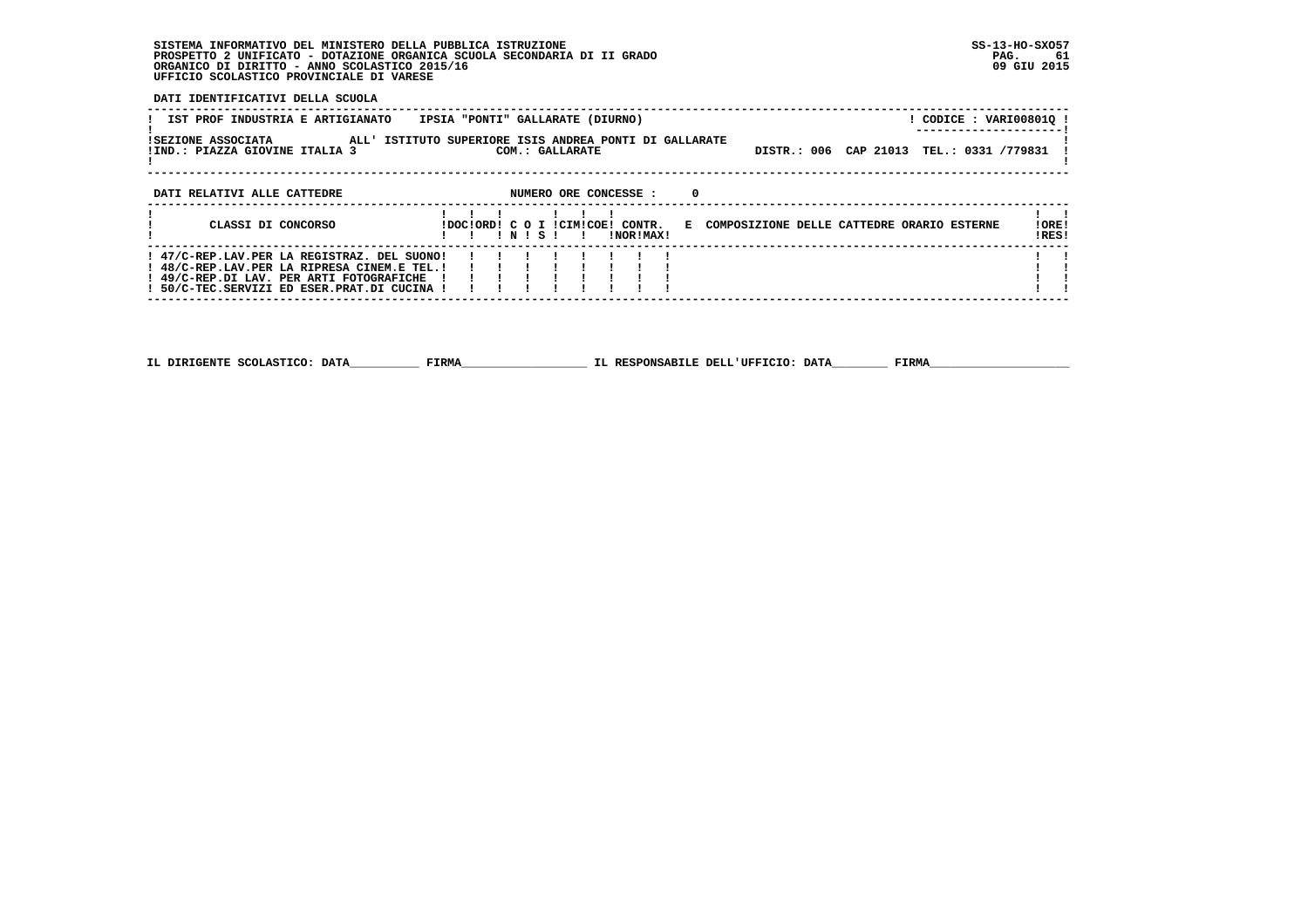SISTEMA INFORMATIVO DEL MINISTERO DELLA PUBBLICA ISTRUZIONE
PROSPETTO 2 UNIFICATO - DOTAZIONE ORGANICA SCUOLA SECONDARIA DI II GRADO
ORGANICO DI DIRITTO - ANNO SCOLASTICO 2015/16
UFFICIO SCOLASTICO PROVINCIALE DI VARESE

SS-13-HO-SXO57
09 GIU 2015

**DATI IDENTIFICATIVI DELLA SCUOLA**

IST PROF INDUSTRIA E ARTIGIANATO IPSIA "PONTI" GALLARATE (DIURNO) ! CODICE : VARI00801Q !

SEZIONE ASSOCIATA ALL' ISTITUTO SUPERIORE ISIS ANDREA PONTI DI GALLARATE
IND.: PIAZZA GIOVINE ITALIA 3 COM.: GALLARATE DISTR.: 006 CAP 21013 TEL.: 0331 /779831

**DATI RELATIVI ALLE CATTEDRE** NUMERO ORE CONCESSE : 0

| CLASSI DI CONCORSO | DOC | ORD | C I N | O I S | CIM | COE | CONTR. NOR | CONTR. MAX | E COMPOSIZIONE DELLE CATTEDRE ORARIO ESTERNE | ORE RES |
|---|---|---|---|---|---|---|---|---|---|---|
| 47/C-REP.LAV.PER LA REGISTRAZ. DEL SUONO | | | | | | | | | | |
| 48/C-REP.LAV.PER LA RIPRESA CINEM.E TEL. | | | | | | | | | | |
| 49/C-REP.DI LAV. PER ARTI FOTOGRAFICHE | | | | | | | | | | |
| 50/C-TEC.SERVIZI ED ESER.PRAT.DI CUCINA | | | | | | | | | | |

IL DIRIGENTE SCOLASTICO: DATA__________ FIRMA__________________ IL RESPONSABILE DELL'UFFICIO: DATA________ FIRMA____________________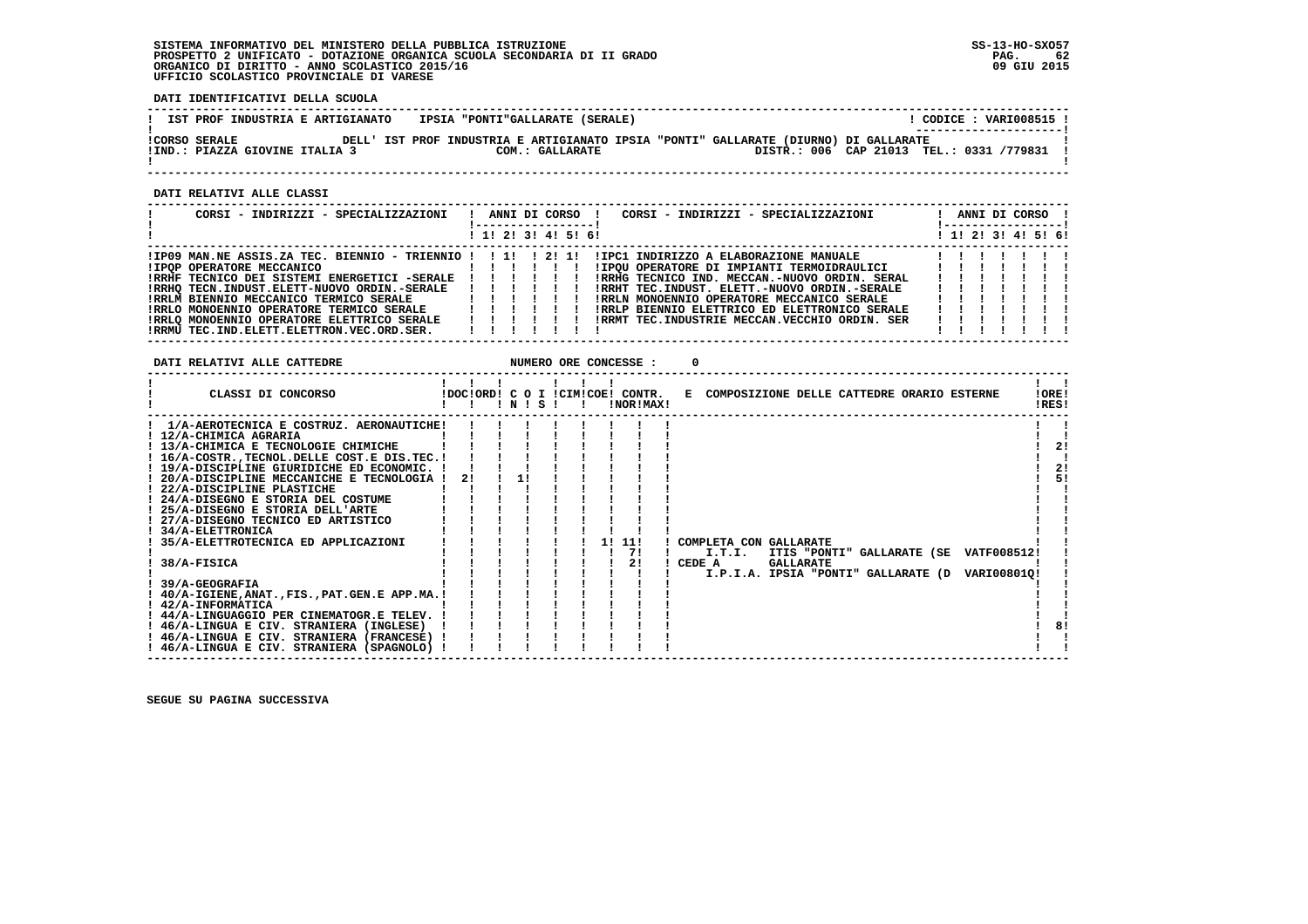DATI IDENTIFICATIVI DELLA SCUOLA

| IST PROF INDUSTRIA E ARTIGIANATO | IPSIA "PONTI"GALLARATE (SERALE) | CODICE : VARI008515 |
|---|---|---|
| CORSO SERALE | DELL' IST PROF INDUSTRIA E ARTIGIANATO IPSIA "PONTI" GALLARATE (DIURNO) DI GALLARATE | |
| IND.: PIAZZA GIOVINE ITALIA 3 | COM.: GALLARATE | DISTR.: 006 CAP 21013 TEL.: 0331 /779831 |

DATI RELATIVI ALLE CLASSI

| CORSI - INDIRIZZI - SPECIALIZZAZIONI | 1 | 2 | 3 | 4 | 5 | 6 | CORSI - INDIRIZZI - SPECIALIZZAZIONI | 1 | 2 | 3 | 4 | 5 | 6 |
|---|---|---|---|---|---|---|---|---|---|---|---|---|---|
| IP09 MAN.NE ASSIS.ZA TEC. BIENNIO - TRIENNIO | | 1 | | 2 | 1 | | IPC1 INDIRIZZO A ELABORAZIONE MANUALE | | | | | | |
| IPQP OPERATORE MECCANICO | | | | | | | IPQU OPERATORE DI IMPIANTI TERMOIDRAULICI | | | | | | |
| IRRHF TECNICO DEI SISTEMI ENERGETICI -SERALE | | | | | | | IRRHG TECNICO IND. MECCAN.-NUOVO ORDIN. SERAL | | | | | | |
| IRRHQ TECN.INDUST.ELETT-NUOVO ORDIN.-SERALE | | | | | | | IRRHT TEC.INDUST. ELETT.-NUOVO ORDIN.-SERALE | | | | | | |
| IRRLM BIENNIO MECCANICO TERMICO SERALE | | | | | | | IRRLN MONOENNIO OPERATORE MECCANICO SERALE | | | | | | |
| IRRLO MONOENNIO OPERATORE TERMICO SERALE | | | | | | | IRRLP BIENNIO ELETTRICO ED ELETTRONICO SERALE | | | | | | |
| IRRLQ MONOENNIO OPERATORE ELETTRICO SERALE | | | | | | | IRRMT TEC.INDUSTRIE MECCAN.VECCHIO ORDIN. SER | | | | | | |
| IRRMU TEC.IND.ELETT.ELETTRON.VEC.ORD.SER. | | | | | | | | | | | | | |

DATI RELATIVI ALLE CATTEDRE NUMERO ORE CONCESSE : 0

| CLASSI DI CONCORSO | DOC | ORD | C O N | I S | CIM | COE | CONTR. NOR | CONTR. MAX | E COMPOSIZIONE DELLE CATTEDRE ORARIO ESTERNE | ORE RES |
|---|---|---|---|---|---|---|---|---|---|---|
| 1/A-AEROTECNICA E COSTRUZ. AERONAUTICHE | | | | | | | | | | |
| 12/A-CHIMICA AGRARIA | | | | | | | | | | |
| 13/A-CHIMICA E TECNOLOGIE CHIMICHE | | | | | | | | | | 2 |
| 16/A-COSTR.,TECNOL.DELLE COST.E DIS.TEC. | | | | | | | | | | |
| 19/A-DISCIPLINE GIURIDICHE ED ECONOMIC. | | | | | | | | | | 2 |
| 20/A-DISCIPLINE MECCANICHE E TECNOLOGIA | 2 | | 1 | | | | | | | 5 |
| 22/A-DISCIPLINE PLASTICHE | | | | | | | | | | |
| 24/A-DISEGNO E STORIA DEL COSTUME | | | | | | | | | | |
| 25/A-DISEGNO E STORIA DELL'ARTE | | | | | | | | | | |
| 27/A-DISEGNO TECNICO ED ARTISTICO | | | | | | | | | | |
| 34/A-ELETTRONICA | | | | | | | | | | |
| 35/A-ELETTROTECNICA ED APPLICAZIONI | | | | | | 1 | 11 | | COMPLETA CON GALLARATE | |
| | | | | | | | 7 | | I.T.I. ITIS "PONTI" GALLARATE (SE VATF008512 | |
| 38/A-FISICA | | | | | | | 2 | | CEDE A GALLARATE | |
| | | | | | | | | | I.P.I.A. IPSIA "PONTI" GALLARATE (D VARI00801Q | |
| 39/A-GEOGRAFIA | | | | | | | | | | |
| 40/A-IGIENE,ANAT.,FIS.,PAT.GEN.E APP.MA. | | | | | | | | | | |
| 42/A-INFORMATICA | | | | | | | | | | |
| 44/A-LINGUAGGIO PER CINEMATOGR.E TELEV. | | | | | | | | | | |
| 46/A-LINGUA E CIV. STRANIERA (INGLESE) | | | | | | | | | | 8 |
| 46/A-LINGUA E CIV. STRANIERA (FRANCESE) | | | | | | | | | | |
| 46/A-LINGUA E CIV. STRANIERA (SPAGNOLO) | | | | | | | | | | |

SEGUE SU PAGINA SUCCESSIVA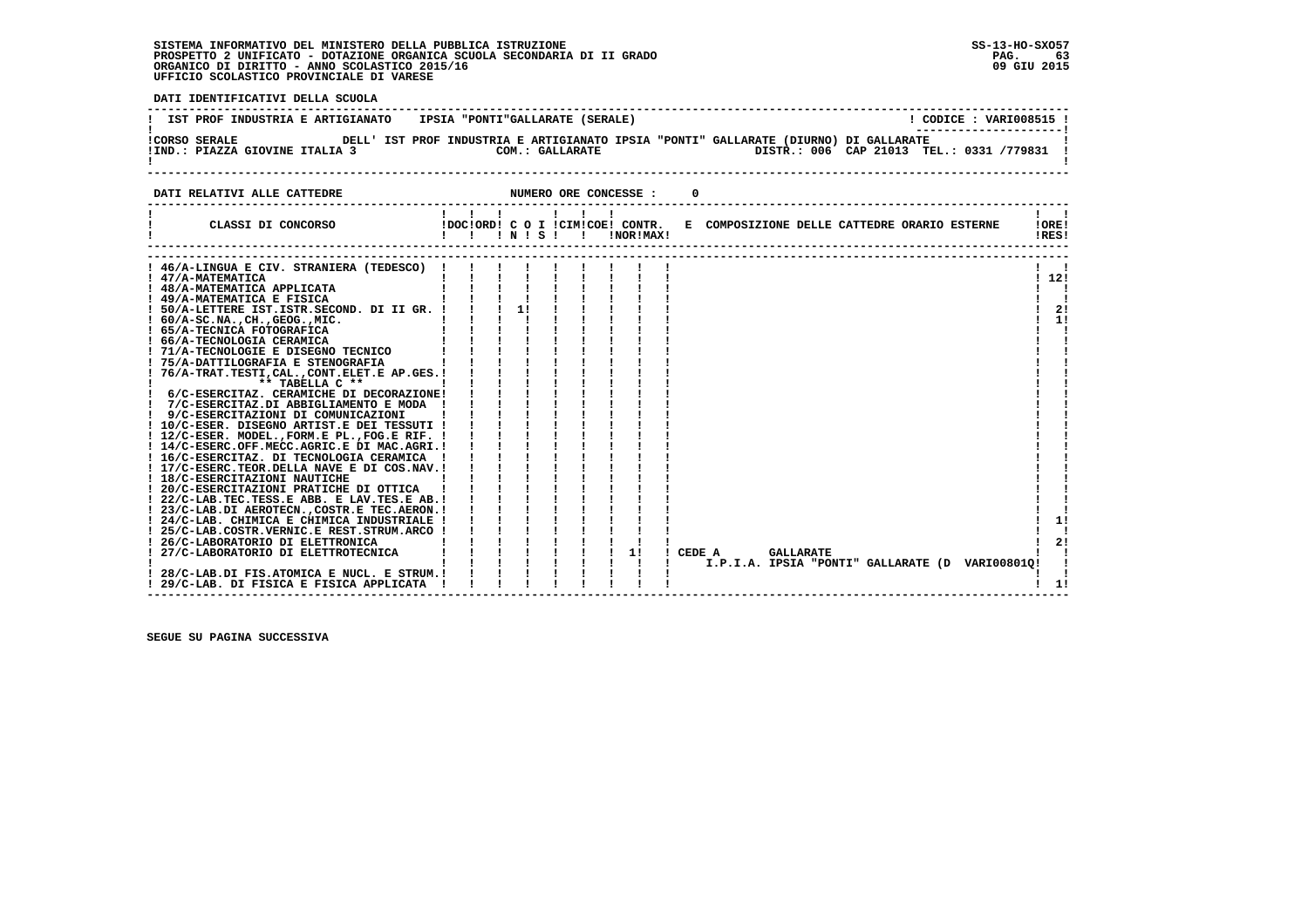**DATI IDENTIFICATIVI DELLA SCUOLA**

| | |
|---|---|
| IST PROF INDUSTRIA E ARTIGIANATO IPSIA "PONTI"GALLARATE (SERALE) | CODICE : VARI008515 |
| CORSO SERALE DELL' IST PROF INDUSTRIA E ARTIGIANATO IPSIA "PONTI" GALLARATE (DIURNO) DI GALLARATE | |
| IND.: PIAZZA GIOVINE ITALIA 3 COM.: GALLARATE | DISTR.: 006 CAP 21013 TEL.: 0331 /779831 |

**DATI RELATIVI ALLE CATTEDRE** NUMERO ORE CONCESSE : 0

| CLASSI DI CONCORSO | DOC | ORD | C O N | I S | CIM | COE | CONTR. NOR | E MAX | COMPOSIZIONE DELLE CATTEDRE ORARIO ESTERNE | ORE RES |
|---|---|---|---|---|---|---|---|---|---|---|
| 46/A-LINGUA E CIV. STRANIERA (TEDESCO) | | | | | | | | | | |
| 47/A-MATEMATICA | | | | | | | | | | 12 |
| 48/A-MATEMATICA APPLICATA | | | | | | | | | | |
| 49/A-MATEMATICA E FISICA | | | | | | | | | | |
| 50/A-LETTERE IST.ISTR.SECOND. DI II GR. | | | 1 | | | | | | | 2 |
| 60/A-SC.NA.,CH.,GEOG.,MIC. | | | | | | | | | | 1 |
| 65/A-TECNICA FOTOGRAFICA | | | | | | | | | | |
| 66/A-TECNOLOGIA CERAMICA | | | | | | | | | | |
| 71/A-TECNOLOGIE E DISEGNO TECNICO | | | | | | | | | | |
| 75/A-DATTILOGRAFIA E STENOGRAFIA | | | | | | | | | | |
| 76/A-TRAT.TESTI,CAL.,CONT.ELET.E AP.GES. | | | | | | | | | | |
| ** TABELLA C ** | | | | | | | | | | |
| 6/C-ESERCITAZ. CERAMICHE DI DECORAZIONE | | | | | | | | | | |
| 7/C-ESERCITAZ.DI ABBIGLIAMENTO E MODA | | | | | | | | | | |
| 9/C-ESERCITAZIONI DI COMUNICAZIONI | | | | | | | | | | |
| 10/C-ESER. DISEGNO ARTIST.E DEI TESSUTI | | | | | | | | | | |
| 12/C-ESER. MODEL.,FORM.E PL.,FOG.E RIF. | | | | | | | | | | |
| 14/C-ESERC.OFF.MECC.AGRIC.E DI MAC.AGRI. | | | | | | | | | | |
| 16/C-ESERCITAZ. DI TECNOLOGIA CERAMICA | | | | | | | | | | |
| 17/C-ESERC.TEOR.DELLA NAVE E DI COS.NAV. | | | | | | | | | | |
| 18/C-ESERCITAZIONI NAUTICHE | | | | | | | | | | |
| 20/C-ESERCITAZIONI PRATICHE DI OTTICA | | | | | | | | | | |
| 22/C-LAB.TEC.TESS.E ABB. E LAV.TES.E AB. | | | | | | | | | | |
| 23/C-LAB.DI AEROTECN.,COSTR.E TEC.AERON. | | | | | | | | | | |
| 24/C-LAB. CHIMICA E CHIMICA INDUSTRIALE | | | | | | | | | | 1 |
| 25/C-LAB.COSTR.VERNIC.E REST.STRUM.ARCO | | | | | | | | | | |
| 26/C-LABORATORIO DI ELETTRONICA | | | | | | | | | | 2 |
| 27/C-LABORATORIO DI ELETTROTECNICA | | | | | | | 1 | | CEDE A GALLARATE I.P.I.A. IPSIA "PONTI" GALLARATE (D VARI00801Q | |
| 28/C-LAB.DI FIS.ATOMICA E NUCL. E STRUM. | | | | | | | | | | |
| 29/C-LAB. DI FISICA E FISICA APPLICATA | | | | | | | | | | 1 |

SEGUE SU PAGINA SUCCESSIVA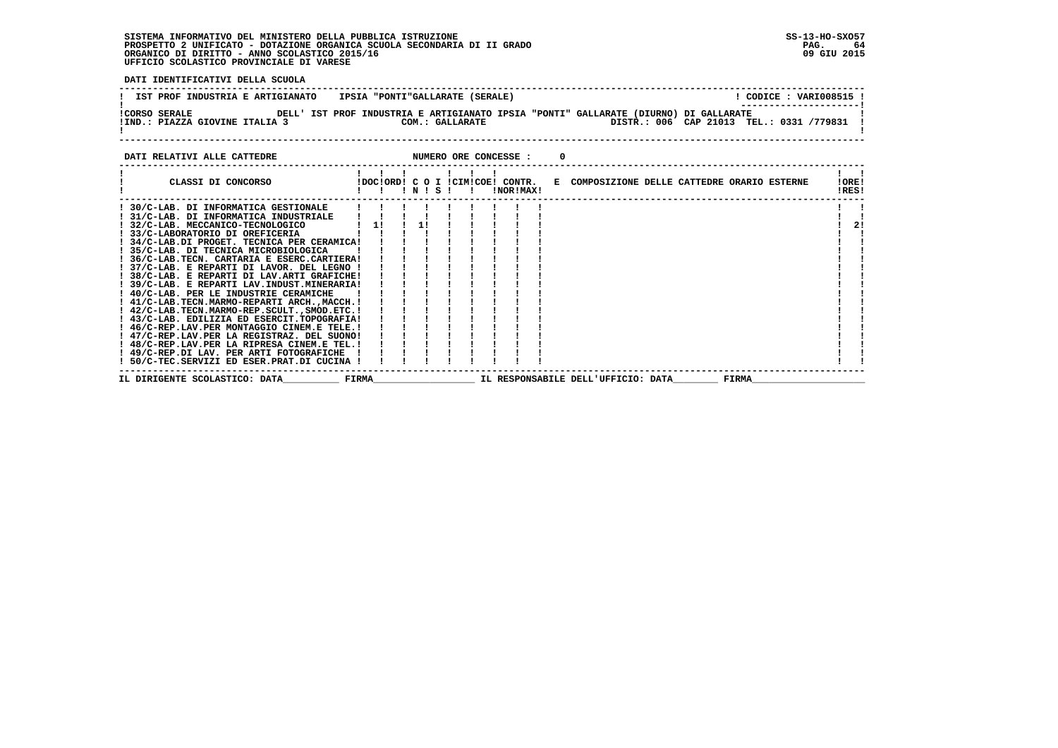SISTEMA INFORMATIVO DEL MINISTERO DELLA PUBBLICA ISTRUZIONE
PROSPETTO 2 UNIFICATO - DOTAZIONE ORGANICA SCUOLA SECONDARIA DI II GRADO
ORGANICO DI DIRITTO - ANNO SCOLASTICO 2015/16
UFFICIO SCOLASTICO PROVINCIALE DI VARESE

SS-13-HO-SXO57
09 GIU 2015

**DATI IDENTIFICATIVI DELLA SCUOLA**

IST PROF INDUSTRIA E ARTIGIANATO    IPSIA "PONTI"GALLARATE (SERALE)    CODICE : VARI008515

CORSO SERALE    DELL' IST PROF INDUSTRIA E ARTIGIANATO IPSIA "PONTI" GALLARATE (DIURNO) DI GALLARATE
IND.: PIAZZA GIOVINE ITALIA 3    COM.: GALLARATE    DISTR.: 006  CAP 21013  TEL.: 0331 /779831

**DATI RELATIVI ALLE CATTEDRE**    NUMERO ORE CONCESSE : 0

| CLASSI DI CONCORSO | DOC | ORD | C N | O S | I | CIM | COE | CONTR. NOR | CONTR. MAX | E COMPOSIZIONE DELLE CATTEDRE ORARIO ESTERNE | ORE RES |
|---|---|---|---|---|---|---|---|---|---|---|---|
| 30/C-LAB. DI INFORMATICA GESTIONALE | | | | | | | | | | | |
| 31/C-LAB. DI INFORMATICA INDUSTRIALE | | | | | | | | | | | |
| 32/C-LAB. MECCANICO-TECNOLOGICO | 1 | | 1 | | | | | | | | 2 |
| 33/C-LABORATORIO DI OREFICERIA | | | | | | | | | | | |
| 34/C-LAB.DI PROGET. TECNICA PER CERAMICA | | | | | | | | | | | |
| 35/C-LAB. DI TECNICA MICROBIOLOGICA | | | | | | | | | | | |
| 36/C-LAB.TECN. CARTARIA E ESERC.CARTIERA | | | | | | | | | | | |
| 37/C-LAB. E REPARTI DI LAVOR. DEL LEGNO | | | | | | | | | | | |
| 38/C-LAB. E REPARTI DI LAV.ARTI GRAFICHE | | | | | | | | | | | |
| 39/C-LAB. E REPARTI LAV.INDUST.MINERARIA | | | | | | | | | | | |
| 40/C-LAB. PER LE INDUSTRIE CERAMICHE | | | | | | | | | | | |
| 41/C-LAB.TECN.MARMO-REPARTI ARCH.,MACCH. | | | | | | | | | | | |
| 42/C-LAB.TECN.MARMO-REP.SCULT.,SMOD.ETC. | | | | | | | | | | | |
| 43/C-LAB. EDILIZIA ED ESERCIT.TOPOGRAFIA | | | | | | | | | | | |
| 46/C-REP.LAV.PER MONTAGGIO CINEM.E TELE. | | | | | | | | | | | |
| 47/C-REP.LAV.PER LA REGISTRAZ. DEL SUONO | | | | | | | | | | | |
| 48/C-REP.LAV.PER LA RIPRESA CINEM.E TEL. | | | | | | | | | | | |
| 49/C-REP.DI LAV. PER ARTI FOTOGRAFICHE | | | | | | | | | | | |
| 50/C-TEC.SERVIZI ED ESER.PRAT.DI CUCINA | | | | | | | | | | | |

IL DIRIGENTE SCOLASTICO: DATA__________ FIRMA__________________ IL RESPONSABILE DELL'UFFICIO: DATA________ FIRMA____________________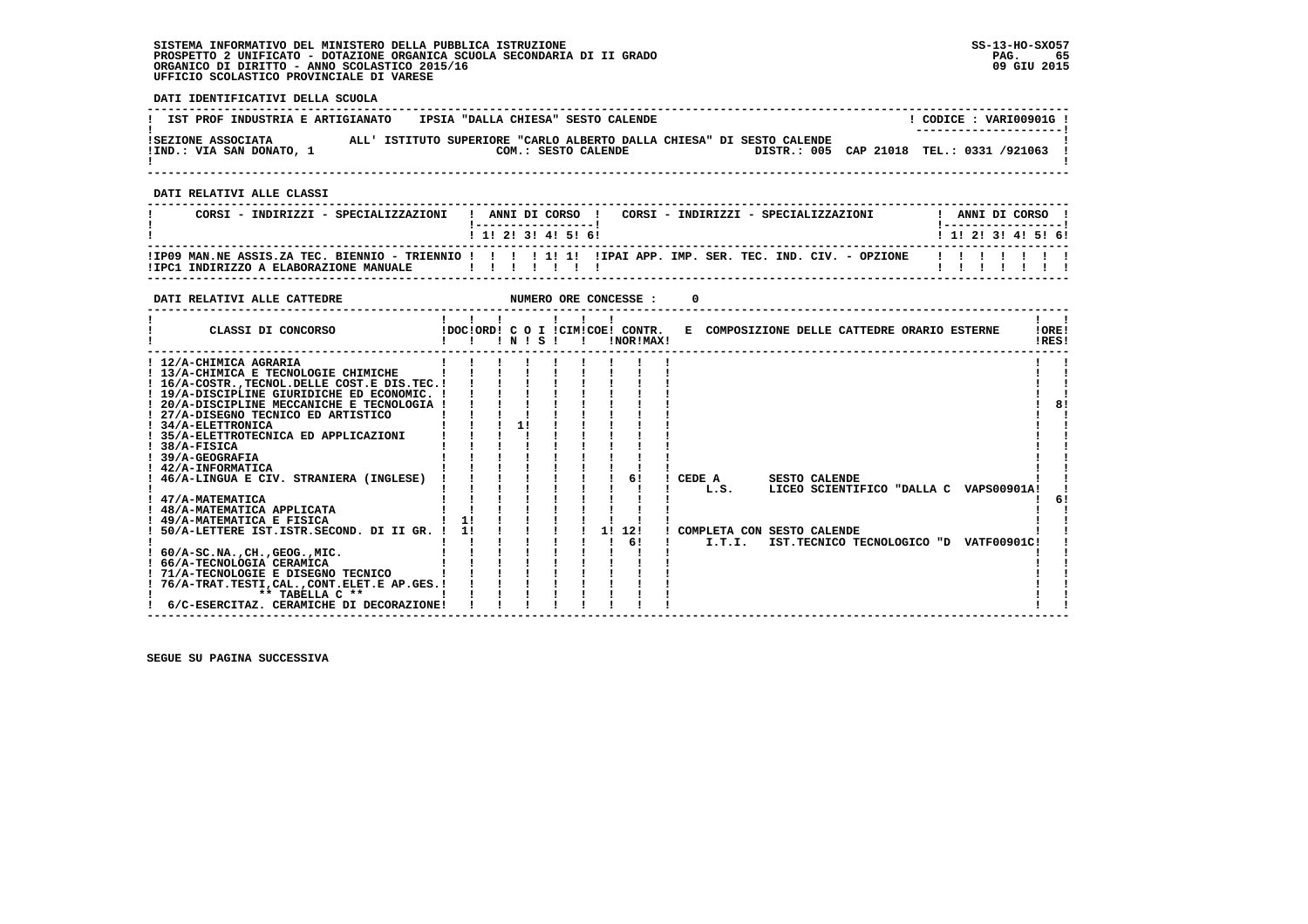SISTEMA INFORMATIVO DEL MINISTERO DELLA PUBBLICA ISTRUZIONE
PROSPETTO 2 UNIFICATO - DOTAZIONE ORGANICA SCUOLA SECONDARIA DI II GRADO
ORGANICO DI DIRITTO - ANNO SCOLASTICO 2015/16
UFFICIO SCOLASTICO PROVINCIALE DI VARESE

SS-13-HO-SXO57
09 GIU 2015

**DATI IDENTIFICATIVI DELLA SCUOLA**

IST PROF INDUSTRIA E ARTIGIANATO IPSIA "DALLA CHIESA" SESTO CALENDE — CODICE : VARI00901G

SEZIONE ASSOCIATA ALL' ISTITUTO SUPERIORE "CARLO ALBERTO DALLA CHIESA" DI SESTO CALENDE
IND.: VIA SAN DONATO, 1 — COM.: SESTO CALENDE — DISTR.: 005 CAP 21018 TEL.: 0331 /921063

**DATI RELATIVI ALLE CLASSI**

| CORSI - INDIRIZZI - SPECIALIZZAZIONI | 1 | 2 | 3 | 4 | 5 | 6 | CORSI - INDIRIZZI - SPECIALIZZAZIONI | 1 | 2 | 3 | 4 | 5 | 6 |
|---|---|---|---|---|---|---|---|---|---|---|---|---|---|
| IP09 MAN.NE ASSIS.ZA TEC. BIENNIO - TRIENNIO | | | | 1 | 1 | | IPAI APP. IMP. SER. TEC. IND. CIV. - OPZIONE | | | | | | |
| IPC1 INDIRIZZO A ELABORAZIONE MANUALE | | | | | | | | | | | | | |

**DATI RELATIVI ALLE CATTEDRE** — NUMERO ORE CONCESSE : 0

| CLASSI DI CONCORSO | DOC | ORD | C O I N | S | CIM | COE | CONTR. NOR | MAX | E COMPOSIZIONE DELLE CATTEDRE ORARIO ESTERNE | ORE RES |
|---|---|---|---|---|---|---|---|---|---|---|
| 12/A-CHIMICA AGRARIA | | | | | | | | | | |
| 13/A-CHIMICA E TECNOLOGIE CHIMICHE | | | | | | | | | | |
| 16/A-COSTR.,TECNOL.DELLE COST.E DIS.TEC. | | | | | | | | | | |
| 19/A-DISCIPLINE GIURIDICHE ED ECONOMIC. | | | | | | | | | | |
| 20/A-DISCIPLINE MECCANICHE E TECNOLOGIA | | | | | | | | | | 8 |
| 27/A-DISEGNO TECNICO ED ARTISTICO | | | | | | | | | | |
| 34/A-ELETTRONICA | | | 1 | | | | | | | |
| 35/A-ELETTROTECNICA ED APPLICAZIONI | | | | | | | | | | |
| 38/A-FISICA | | | | | | | | | | |
| 39/A-GEOGRAFIA | | | | | | | | | | |
| 42/A-INFORMATICA | | | | | | | | | | |
| 46/A-LINGUA E CIV. STRANIERA (INGLESE) | | | | | | | | 6 | CEDE A SESTO CALENDE L.S. LICEO SCIENTIFICO "DALLA C VAPS00901A | |
| 47/A-MATEMATICA | | | | | | | | | | 6 |
| 48/A-MATEMATICA APPLICATA | | | | | | | | | | |
| 49/A-MATEMATICA E FISICA | 1 | | | | | | | | | |
| 50/A-LETTERE IST.ISTR.SECOND. DI II GR. | 1 | | | | | | 1 | 12 / 6 | COMPLETA CON SESTO CALENDE I.T.I. IST.TECNICO TECNOLOGICO "D VATF00901C | |
| 60/A-SC.NA.,CH.,GEOG.,MIC. | | | | | | | | | | |
| 66/A-TECNOLOGIE CERAMICA | | | | | | | | | | |
| 71/A-TECNOLOGIE E DISEGNO TECNICO | | | | | | | | | | |
| 76/A-TRAT.TESTI,CAL.,CONT.ELET.E AP.GES. | | | | | | | | | | |
| ** TABELLA C ** | | | | | | | | | | |
| 6/C-ESERCITAZ. CERAMICHE DI DECORAZIONE | | | | | | | | | | |

SEGUE SU PAGINA SUCCESSIVA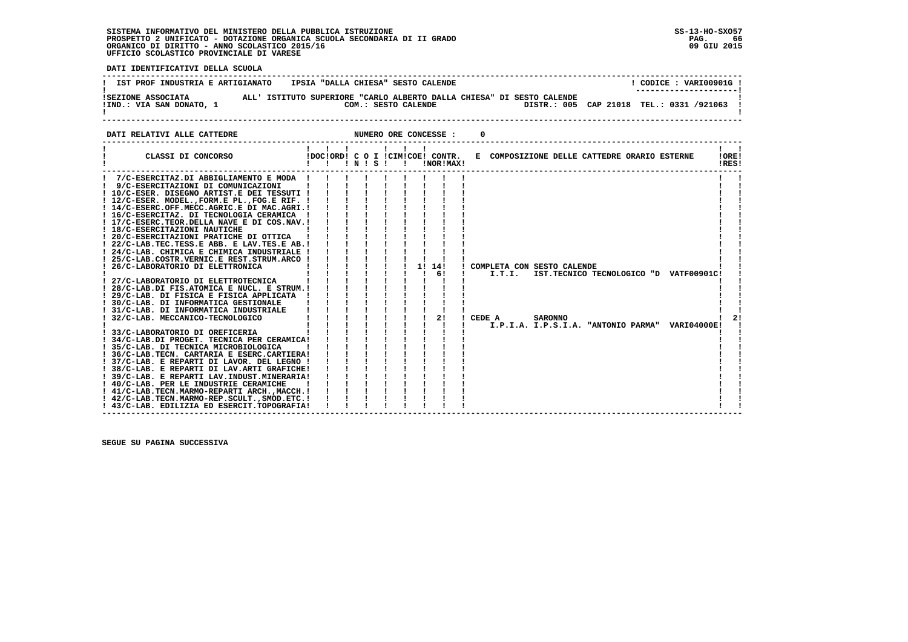SISTEMA INFORMATIVO DEL MINISTERO DELLA PUBBLICA ISTRUZIONE
PROSPETTO 2 UNIFICATO - DOTAZIONE ORGANICA SCUOLA SECONDARIA DI II GRADO
ORGANICO DI DIRITTO - ANNO SCOLASTICO 2015/16
UFFICIO SCOLASTICO PROVINCIALE DI VARESE

SS-13-HO-SXO57
09 GIU 2015

**DATI IDENTIFICATIVI DELLA SCUOLA**

IST PROF INDUSTRIA E ARTIGIANATO IPSIA "DALLA CHIESA" SESTO CALENDE — CODICE : VARI00901G

SEZIONE ASSOCIATA ALL' ISTITUTO SUPERIORE "CARLO ALBERTO DALLA CHIESA" DI SESTO CALENDE
IND.: VIA SAN DONATO, 1 — COM.: SESTO CALENDE — DISTR.: 005 CAP 21018 TEL.: 0331 /921063

**DATI RELATIVI ALLE CATTEDRE** NUMERO ORE CONCESSE : 0

| CLASSI DI CONCORSO | DOC | ORD | C IN | O S | I | CIM | COE | CONTR. NOR | CONTR. MAX | E COMPOSIZIONE DELLE CATTEDRE ORARIO ESTERNE | ORE RES |
|---|---|---|---|---|---|---|---|---|---|---|---|
| 7/C-ESERCITAZ.DI ABBIGLIAMENTO E MODA | | | | | | | | | | | |
| 9/C-ESERCITAZIONI DI COMUNICAZIONI | | | | | | | | | | | |
| 10/C-ESER. DISEGNO ARTIST.E DEI TESSUTI | | | | | | | | | | | |
| 12/C-ESER. MODEL.,FORM.E PL.,FOG.E RIF. | | | | | | | | | | | |
| 14/C-ESERC.OFF.MECC.AGRIC.E DI MAC.AGRI. | | | | | | | | | | | |
| 16/C-ESERCITAZ. DI TECNOLOGIA CERAMICA | | | | | | | | | | | |
| 17/C-ESERC.TEOR.DELLA NAVE E DI COS.NAV. | | | | | | | | | | | |
| 18/C-ESERCITAZIONI NAUTICHE | | | | | | | | | | | |
| 20/C-ESERCITAZIONI PRATICHE DI OTTICA | | | | | | | | | | | |
| 22/C-LAB.TEC.TESS.E ABB. E LAV.TES.E AB. | | | | | | | | | | | |
| 24/C-LAB. CHIMICA E CHIMICA INDUSTRIALE | | | | | | | | | | | |
| 25/C-LAB.COSTR.VERNIC.E REST.STRUM.ARCO | | | | | | | | | | | |
| 26/C-LABORATORIO DI ELETTRONICA | | | | | | | 1 | 14 / 6 | | COMPLETA CON SESTO CALENDE I.T.I. IST.TECNICO TECNOLOGICO "D VATF00901C | |
| 27/C-LABORATORIO DI ELETTROTECNICA | | | | | | | | | | | |
| 28/C-LAB.DI FIS.ATOMICA E NUCL. E STRUM. | | | | | | | | | | | |
| 29/C-LAB. DI FISICA E FISICA APPLICATA | | | | | | | | | | | |
| 30/C-LAB. DI INFORMATICA GESTIONALE | | | | | | | | | | | |
| 31/C-LAB. DI INFORMATICA INDUSTRIALE | | | | | | | | | | | |
| 32/C-LAB. MECCANICO-TECNOLOGICO | | | | | | | | 2 | | CEDE A SARONNO I.P.I.A. I.P.S.I.A. "ANTONIO PARMA" VARI04000E | 2 |
| 33/C-LABORATORIO DI OREFICERIA | | | | | | | | | | | |
| 34/C-LAB.DI PROGET. TECNICA PER CERAMICA | | | | | | | | | | | |
| 35/C-LAB. DI TECNICA MICROBIOLOGICA | | | | | | | | | | | |
| 36/C-LAB.TECN. CARTARIA E ESERC.CARTIERA | | | | | | | | | | | |
| 37/C-LAB. E REPARTI DI LAVOR. DEL LEGNO | | | | | | | | | | | |
| 38/C-LAB. E REPARTI DI LAV.ARTI GRAFICHE | | | | | | | | | | | |
| 39/C-LAB. E REPARTI LAV.INDUST.MINERARIA | | | | | | | | | | | |
| 40/C-LAB. PER LE INDUSTRIE CERAMICHE | | | | | | | | | | | |
| 41/C-LAB.TECN.MARMO-REPARTI ARCH.,MACCH. | | | | | | | | | | | |
| 42/C-LAB.TECN.MARMO-REP.SCULT.,SMOD.ETC. | | | | | | | | | | | |
| 43/C-LAB. EDILIZIA ED ESERCIT.TOPOGRAFIA | | | | | | | | | | | |

SEGUE SU PAGINA SUCCESSIVA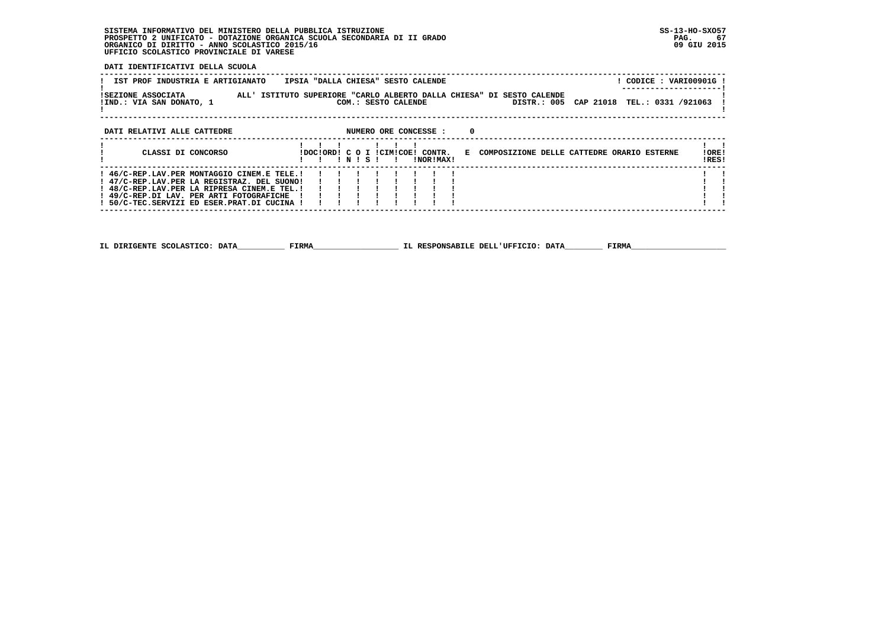SISTEMA INFORMATIVO DEL MINISTERO DELLA PUBBLICA ISTRUZIONE
PROSPETTO 2 UNIFICATO - DOTAZIONE ORGANICA SCUOLA SECONDARIA DI II GRADO
ORGANICO DI DIRITTO - ANNO SCOLASTICO 2015/16
UFFICIO SCOLASTICO PROVINCIALE DI VARESE

SS-13-HO-SXO57
09 GIU 2015

**DATI IDENTIFICATIVI DELLA SCUOLA**

IST PROF INDUSTRIA E ARTIGIANATO    IPSIA "DALLA CHIESA" SESTO CALENDE    CODICE : VARI00901G

SEZIONE ASSOCIATA    ALL' ISTITUTO SUPERIORE "CARLO ALBERTO DALLA CHIESA" DI SESTO CALENDE
IND.: VIA SAN DONATO, 1    COM.: SESTO CALENDE    DISTR.: 005  CAP 21018  TEL.: 0331 /921063

**DATI RELATIVI ALLE CATTEDRE**    NUMERO ORE CONCESSE : 0

| CLASSI DI CONCORSO | DOC | ORD | C O N | I S | CIM | COE | CONTR. NOR | CONTR. MAX | E COMPOSIZIONE DELLE CATTEDRE ORARIO ESTERNE | ORE RES |
|---|---|---|---|---|---|---|---|---|---|---|
| 46/C-REP.LAV.PER MONTAGGIO CINEM.E TELE. | | | | | | | | | | |
| 47/C-REP.LAV.PER LA REGISTRAZ. DEL SUONO | | | | | | | | | | |
| 48/C-REP.LAV.PER LA RIPRESA CINEM.E TEL. | | | | | | | | | | |
| 49/C-REP.DI LAV. PER ARTI FOTOGRAFICHE | | | | | | | | | | |
| 50/C-TEC.SERVIZI ED ESER.PRAT.DI CUCINA | | | | | | | | | | |

IL DIRIGENTE SCOLASTICO: DATA__________ FIRMA__________________ IL RESPONSABILE DELL'UFFICIO: DATA________ FIRMA____________________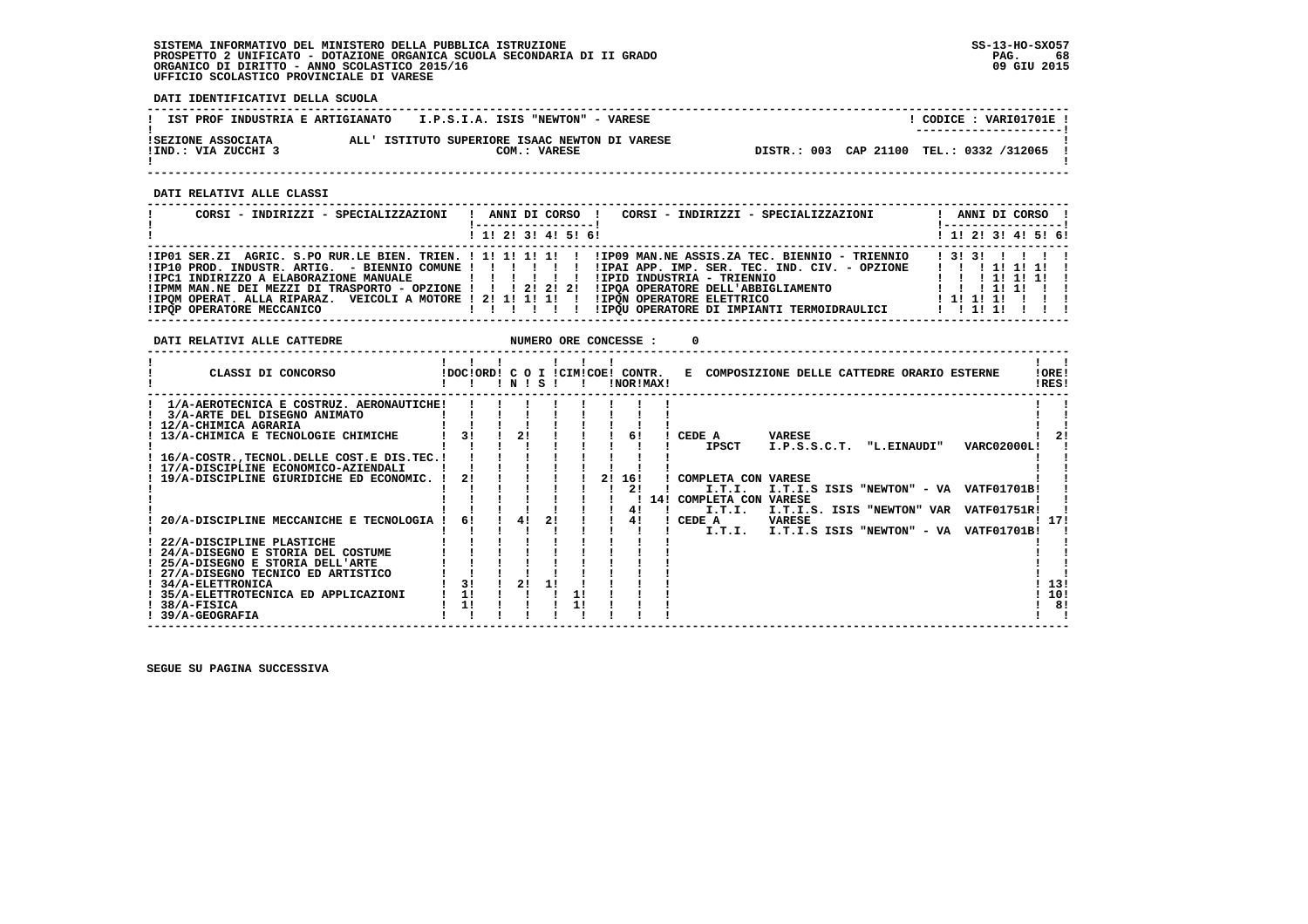**SISTEMA INFORMATIVO DEL MINISTERO DELLA PUBBLICA ISTRUZIONE**
**PROSPETTO 2 UNIFICATO - DOTAZIONE ORGANICA SCUOLA SECONDARIA DI II GRADO**
**ORGANICO DI DIRITTO - ANNO SCOLASTICO 2015/16**
**UFFICIO SCOLASTICO PROVINCIALE DI VARESE**

SS-13-HO-SXO57
09 GIU 2015

**DATI IDENTIFICATIVI DELLA SCUOLA**

| | | |
|---|---|---|
| IST PROF INDUSTRIA E ARTIGIANATO | I.P.S.I.A. ISIS "NEWTON" - VARESE | CODICE : VARI01701E |
| SEZIONE ASSOCIATA IND.: VIA ZUCCHI 3 | ALL' ISTITUTO SUPERIORE ISAAC NEWTON DI VARESE COM.: VARESE | DISTR.: 003 CAP 21100 TEL.: 0332 /312065 |

**DATI RELATIVI ALLE CLASSI**

| CORSI - INDIRIZZI - SPECIALIZZAZIONI | 1 | 2 | 3 | 4 | 5 | 6 | CORSI - INDIRIZZI - SPECIALIZZAZIONI | 1 | 2 | 3 | 4 | 5 | 6 |
|---|---|---|---|---|---|---|---|---|---|---|---|---|---|
| IP01 SER.ZI AGRIC. S.PO RUR.LE BIEN. TRIEN. | 1 | 1 | 1 | 1 | | | IP09 MAN.NE ASSIS.ZA TEC. BIENNIO - TRIENNIO | 3 | 3 | | | | |
| IP10 PROD. INDUSTR. ARTIG. - BIENNIO COMUNE | | | | | | | IPAI APP. IMP. SER. TEC. IND. CIV. - OPZIONE | | | 1 | 1 | 1 | |
| IPC1 INDIRIZZO A ELABORAZIONE MANUALE | | | | | | | IPID INDUSTRIA - TRIENNIO | | | 1 | 1 | 1 | |
| IPMM MAN.NE DEI MEZZI DI TRASPORTO - OPZIONE | | | 2 | 2 | 2 | | IPQA OPERATORE DELL'ABBIGLIAMENTO | | | 1 | 1 | | |
| IPQM OPERAT. ALLA RIPARAZ. VEICOLI A MOTORE | 2 | 1 | 1 | 1 | | | IPQN OPERATORE ELETTRICO | 1 | 1 | 1 | | | |
| IPQP OPERATORE MECCANICO | | | | | | | IPQU OPERATORE DI IMPIANTI TERMOIDRAULICI | | 1 | 1 | | | |

**DATI RELATIVI ALLE CATTEDRE** NUMERO ORE CONCESSE : 0

| CLASSI DI CONCORSO | DOC | ORD | C O I N | S | I | CIM | COE | CONTR. NOR | MAX | E COMPOSIZIONE DELLE CATTEDRE ORARIO ESTERNE | ORE RES |
|---|---|---|---|---|---|---|---|---|---|---|---|
| 1/A-AEROTECNICA E COSTRUZ. AERONAUTICHE | | | | | | | | | | | |
| 3/A-ARTE DEL DISEGNO ANIMATO | | | | | | | | | | | |
| 12/A-CHIMICA AGRARIA | | | | | | | | | | | |
| 13/A-CHIMICA E TECNOLOGIE CHIMICHE | 3 | | 2 | | | | | 6 | | CEDE A VARESE IPSCT I.P.S.S.C.T. "L.EINAUDI" VARC02000L | 2 |
| 16/A-COSTR.,TECNOL.DELLE COST.E DIS.TEC. | | | | | | | | | | | |
| 17/A-DISCIPLINE ECONOMICO-AZIENDALI | | | | | | | | | | | |
| 19/A-DISCIPLINE GIURIDICHE ED ECONOMIC. | 2 | | | | | | 2 | 16 | | COMPLETA CON VARESE | |
| | | | | | | | | 2 | | I.T.I. I.T.I.S ISIS "NEWTON" - VA VATF01701B | |
| | | | | | | | | | 14 | COMPLETA CON VARESE | |
| | | | | | | | | 4 | | I.T.I. I.T.I.S. ISIS "NEWTON" VAR VATF01751R | |
| 20/A-DISCIPLINE MECCANICHE E TECNOLOGIA | 6 | | 4 | 2 | | | | 4 | | CEDE A VARESE I.T.I. I.T.I.S ISIS "NEWTON" - VA VATF01701B | 17 |
| 22/A-DISCIPLINE PLASTICHE | | | | | | | | | | | |
| 24/A-DISEGNO E STORIA DEL COSTUME | | | | | | | | | | | |
| 25/A-DISEGNO E STORIA DELL'ARTE | | | | | | | | | | | |
| 27/A-DISEGNO TECNICO ED ARTISTICO | | | | | | | | | | | |
| 34/A-ELETTRONICA | 3 | | 2 | 1 | | | | | | | 13 |
| 35/A-ELETTROTECNICA ED APPLICAZIONI | 1 | | | | 1 | | | | | | 10 |
| 38/A-FISICA | 1 | | | | 1 | | | | | | 8 |
| 39/A-GEOGRAFIA | | | | | | | | | | | |

SEGUE SU PAGINA SUCCESSIVA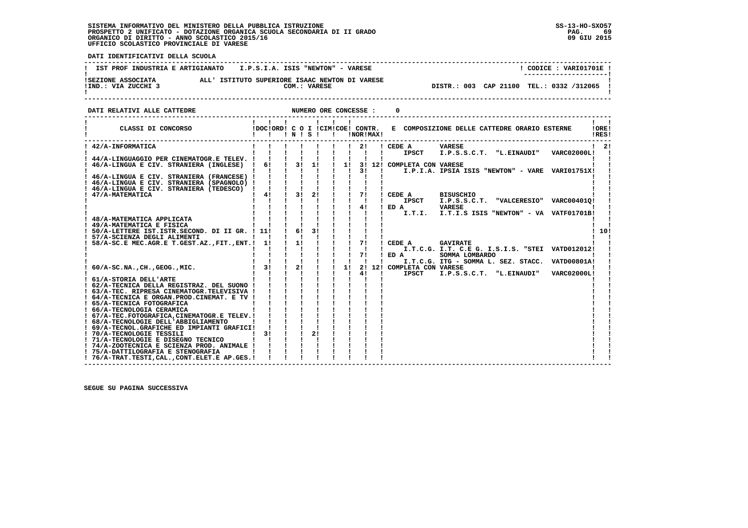SISTEMA INFORMATIVO DEL MINISTERO DELLA PUBBLICA ISTRUZIONE
PROSPETTO 2 UNIFICATO - DOTAZIONE ORGANICA SCUOLA SECONDARIA DI II GRADO
ORGANICO DI DIRITTO - ANNO SCOLASTICO 2015/16
UFFICIO SCOLASTICO PROVINCIALE DI VARESE

SS-13-HO-SXO57
09 GIU 2015

**DATI IDENTIFICATIVI DELLA SCUOLA**

IST PROF INDUSTRIA E ARTIGIANATO I.P.S.I.A. ISIS "NEWTON" - VARESE — CODICE : VARI01701E

SEZIONE ASSOCIATA ALL' ISTITUTO SUPERIORE ISAAC NEWTON DI VARESE
IND.: VIA ZUCCHI 3 — COM.: VARESE — DISTR.: 003 CAP 21100 TEL.: 0332 /312065

**DATI RELATIVI ALLE CATTEDRE** — NUMERO ORE CONCESSE : 0

| CLASSI DI CONCORSO | DOC | ORD | C O N | I S | CIM | COE | CONTR. NOR | MAX | E COMPOSIZIONE DELLE CATTEDRE ORARIO ESTERNE | ORE RES |
|---|---|---|---|---|---|---|---|---|---|---|
| 42/A-INFORMATICA | | | | | | | 2 | | CEDE A VARESE IPSCT I.P.S.S.C.T. "L.EINAUDI" VARC02000L | 2 |
| 44/A-LINGUAGGIO PER CINEMATOGR.E TELEV. | | | | | | | | | | |
| 46/A-LINGUA E CIV. STRANIERA (INGLESE) | 6 | | 3 | 1 | | 1 | 3 / 3 | 12 | COMPLETA CON VARESE I.P.I.A. IPSIA ISIS "NEWTON" - VARE VARI01751X | |
| 46/A-LINGUA E CIV. STRANIERA (FRANCESE) | | | | | | | | | | |
| 46/A-LINGUA E CIV. STRANIERA (SPAGNOLO) | | | | | | | | | | |
| 46/A-LINGUA E CIV. STRANIERA (TEDESCO) | | | | | | | | | | |
| 47/A-MATEMATICA | 4 | | 3 | 2 | | | 7 / 4 | | CEDE A BISUSCHIO IPSCT I.P.S.S.C.T. "VALCERESIO" VARC00401Q; ED A VARESE I.T.I. I.T.I.S ISIS "NEWTON" - VA VATF01701B | |
| 48/A-MATEMATICA APPLICATA | | | | | | | | | | |
| 49/A-MATEMATICA E FISICA | | | | | | | | | | |
| 50/A-LETTERE IST.ISTR.SECOND. DI II GR. | 11 | | 6 | 3 | | | | | | 10 |
| 57/A-SCIENZA DEGLI ALIMENTI | | | | | | | | | | |
| 58/A-SC.E MEC.AGR.E T.GEST.AZ.,FIT.,ENT. | 1 | | 1 | | | | 7 / 7 | | CEDE A GAVIRATE I.T.C.G. I.T. C.E G. I.S.I.S. "STEI VATD012012; ED A SOMMA LOMBARDO I.T.C.G. ITG - SOMMA L. SEZ. STACC. VATD00801A | |
| 60/A-SC.NA.,CH.,GEOG.,MIC. | 3 | | 2 | | | 1 | 2 / 4 | 12 | COMPLETA CON VARESE IPSCT I.P.S.S.C.T. "L.EINAUDI" VARC02000L | |
| 61/A-STORIA DELL'ARTE | | | | | | | | | | |
| 62/A-TECNICA DELLA REGISTRAZ. DEL SUONO | | | | | | | | | | |
| 63/A-TEC. RIPRESA CINEMATOGR.TELEVISIVA | | | | | | | | | | |
| 64/A-TECNICA E ORGAN.PROD.CINEMAT. E TV | | | | | | | | | | |
| 65/A-TECNICA FOTOGRAFICA | | | | | | | | | | |
| 66/A-TECNOLOGIA CERAMICA | | | | | | | | | | |
| 67/A-TEC.FOTOGRAFICA,CINEMATOGR.E TELEV. | | | | | | | | | | |
| 68/A-TECNOLOGIE DELL'ABBIGLIAMENTO | | | | | | | | | | |
| 69/A-TECNOL.GRAFICHE ED IMPIANTI GRAFICI | | | | | | | | | | |
| 70/A-TECNOLOGIE TESSILI | 3 | | | 2 | | | | | | |
| 71/A-TECNOLOGIE E DISEGNO TECNICO | | | | | | | | | | |
| 74/A-ZOOTECNICA E SCIENZA PROD. ANIMALE | | | | | | | | | | |
| 75/A-DATTILOGRAFIA E STENOGRAFIA | | | | | | | | | | |
| 76/A-TRAT.TESTI,CAL.,CONT.ELET.E AP.GES. | | | | | | | | | | |

SEGUE SU PAGINA SUCCESSIVA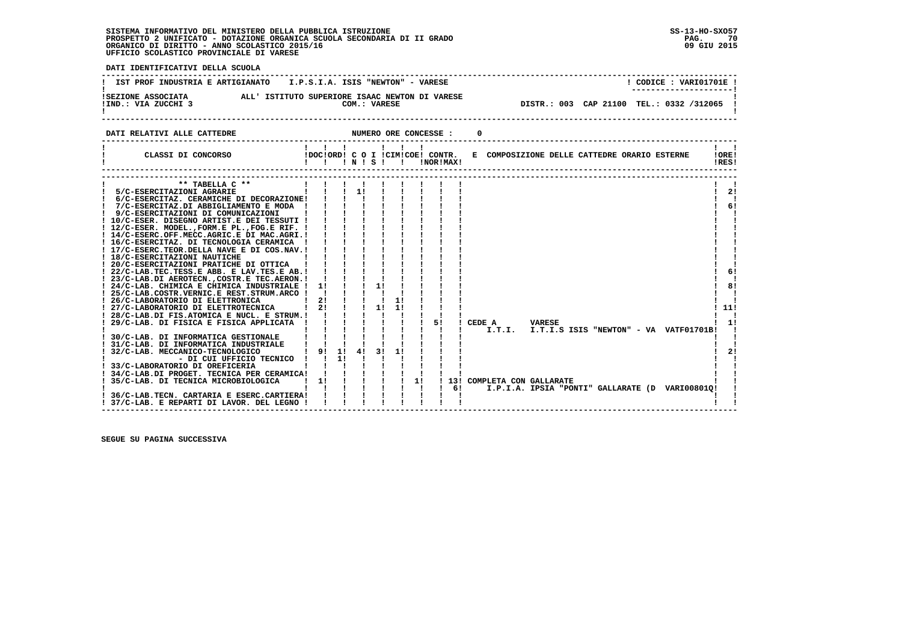SISTEMA INFORMATIVO DEL MINISTERO DELLA PUBBLICA ISTRUZIONE
PROSPETTO 2 UNIFICATO - DOTAZIONE ORGANICA SCUOLA SECONDARIA DI II GRADO
ORGANICO DI DIRITTO - ANNO SCOLASTICO 2015/16
UFFICIO SCOLASTICO PROVINCIALE DI VARESE

SS-13-HO-SXO57
09 GIU 2015

DATI IDENTIFICATIVI DELLA SCUOLA

IST PROF INDUSTRIA E ARTIGIANATO I.P.S.I.A. ISIS "NEWTON" - VARESE — CODICE : VARI01701E

SEZIONE ASSOCIATA ALL' ISTITUTO SUPERIORE ISAAC NEWTON DI VARESE
IND.: VIA ZUCCHI 3 — COM.: VARESE — DISTR.: 003 CAP 21100 TEL.: 0332 /312065

DATI RELATIVI ALLE CATTEDRE — NUMERO ORE CONCESSE : 0

| CLASSI DI CONCORSO | DOC | ORD | C O N | I S | CIM | COE | CONTR. NOR | MAX | E COMPOSIZIONE DELLE CATTEDRE ORARIO ESTERNE | ORE RES |
|---|---|---|---|---|---|---|---|---|---|---|
| ** TABELLA C ** | | | | | | | | | | |
| 5/C-ESERCITAZIONI AGRARIE | | | 1 | | | | | | | 2 |
| 6/C-ESERCITAZ. CERAMICHE DI DECORAZIONE | | | | | | | | | | |
| 7/C-ESERCITAZ.DI ABBIGLIAMENTO E MODA | | | | | | | | | | 6 |
| 9/C-ESERCITAZIONI DI COMUNICAZIONI | | | | | | | | | | |
| 10/C-ESER. DISEGNO ARTIST.E DEI TESSUTI | | | | | | | | | | |
| 12/C-ESER. MODEL.,FORM.E PL.,FOG.E RIF. | | | | | | | | | | |
| 14/C-ESERC.OFF.MECC.AGRIC.E DI MAC.AGRI. | | | | | | | | | | |
| 16/C-ESERCITAZ. DI TECNOLOGIA CERAMICA | | | | | | | | | | |
| 17/C-ESERC.TEOR.DELLA NAVE E DI COS.NAV. | | | | | | | | | | |
| 18/C-ESERCITAZIONI NAUTICHE | | | | | | | | | | |
| 20/C-ESERCITAZIONI PRATICHE DI OTTICA | | | | | | | | | | |
| 22/C-LAB.TEC.TESS.E ABB. E LAV.TES.E AB. | | | | | | | | | | 6 |
| 23/C-LAB.DI AEROTECN.,COSTR.E TEC.AERON. | | | | | | | | | | |
| 24/C-LAB. CHIMICA E CHIMICA INDUSTRIALE | 1 | | | 1 | | | | | | 8 |
| 25/C-LAB.COSTR.VERNIC.E REST.STRUM.ARCO | | | | | | | | | | |
| 26/C-LABORATORIO DI ELETTRONICA | 2 | | | | 1 | | | | | |
| 27/C-LABORATORIO DI ELETTROTECNICA | 2 | | | 1 | 1 | | | | | 11 |
| 28/C-LAB.DI FIS.ATOMICA E NUCL. E STRUM. | | | | | | | | | | |
| 29/C-LAB. DI FISICA E FISICA APPLICATA | | | | | | | 5 | | CEDE A I.T.I. VARESE I.T.I.S ISIS "NEWTON" - VA VATF01701B | 1 |
| 30/C-LAB. DI INFORMATICA GESTIONALE | | | | | | | | | | |
| 31/C-LAB. DI INFORMATICA INDUSTRIALE | | | | | | | | | | |
| 32/C-LAB. MECCANICO-TECNOLOGICO | 9 | 1 | 4 | 3 | 1 | | | | | 2 |
| - DI CUI UFFICIO TECNICO | | 1 | | | | | | | | |
| 33/C-LABORATORIO DI OREFICERIA | | | | | | | | | | |
| 34/C-LAB.DI PROGET. TECNICA PER CERAMICA | | | | | | | | | | |
| 35/C-LAB. DI TECNICA MICROBIOLOGICA | 1 | | | | | 1 | | 13 / 6 | COMPLETA CON GALLARATE I.P.I.A. IPSIA "PONTI" GALLARATE (D VARI00801Q | |
| 36/C-LAB.TECN. CARTARIA E ESERC.CARTIERA | | | | | | | | | | |
| 37/C-LAB. E REPARTI DI LAVOR. DEL LEGNO | | | | | | | | | | |

SEGUE SU PAGINA SUCCESSIVA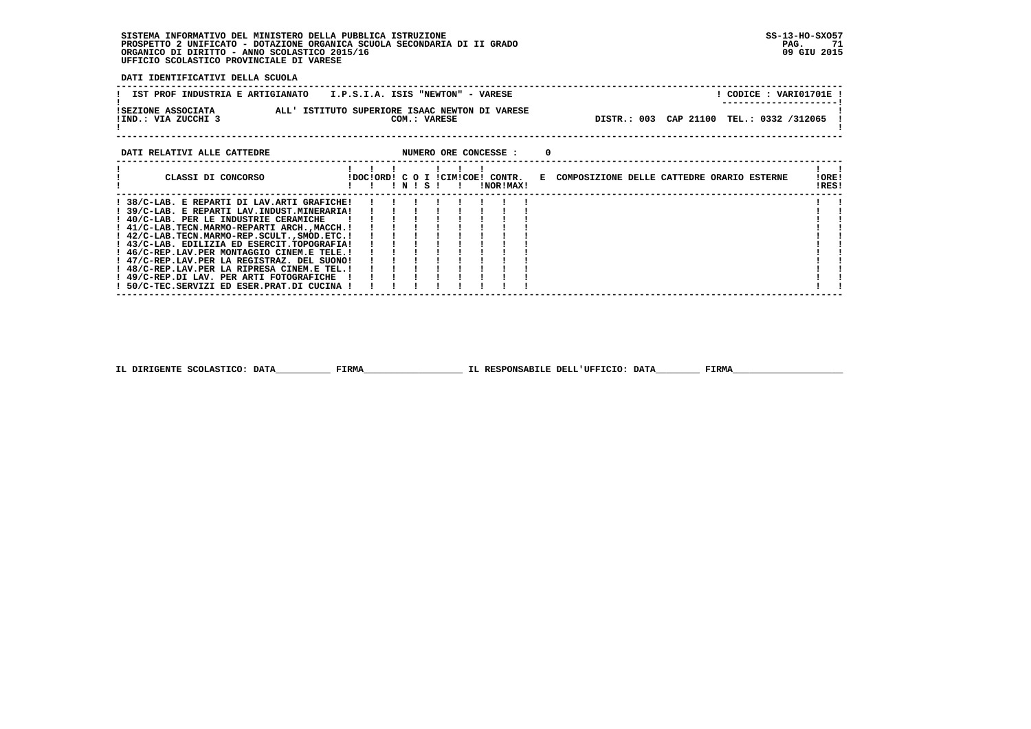SISTEMA INFORMATIVO DEL MINISTERO DELLA PUBBLICA ISTRUZIONE
PROSPETTO 2 UNIFICATO - DOTAZIONE ORGANICA SCUOLA SECONDARIA DI II GRADO
ORGANICO DI DIRITTO - ANNO SCOLASTICO 2015/16
UFFICIO SCOLASTICO PROVINCIALE DI VARESE

SS-13-HO-SXO57
09 GIU 2015

**DATI IDENTIFICATIVI DELLA SCUOLA**

IST PROF INDUSTRIA E ARTIGIANATO   I.P.S.I.A. ISIS "NEWTON" - VARESE   ! CODICE : VARI01701E !

SEZIONE ASSOCIATA   ALL' ISTITUTO SUPERIORE ISAAC NEWTON DI VARESE
IND.: VIA ZUCCHI 3   COM.: VARESE   DISTR.: 003   CAP 21100   TEL.: 0332 /312065

**DATI RELATIVI ALLE CATTEDRE**   NUMERO ORE CONCESSE : 0

| CLASSI DI CONCORSO | DOC | ORD | C O N | I S | CIM | COE | CONTR. NOR | CONTR. MAX | E COMPOSIZIONE DELLE CATTEDRE ORARIO ESTERNE | ORE RES |
|---|---|---|---|---|---|---|---|---|---|---|
| 38/C-LAB. E REPARTI DI LAV.ARTI GRAFICHE | | | | | | | | | | |
| 39/C-LAB. E REPARTI LAV.INDUST.MINERARIA | | | | | | | | | | |
| 40/C-LAB. PER LE INDUSTRIE CERAMICHE | | | | | | | | | | |
| 41/C-LAB.TECN.MARMO-REPARTI ARCH.,MACCH. | | | | | | | | | | |
| 42/C-LAB.TECN.MARMO-REP.SCULT.,SMOD.ETC. | | | | | | | | | | |
| 43/C-LAB. EDILIZIA ED ESERCIT.TOPOGRAFIA | | | | | | | | | | |
| 46/C-REP.LAV.PER MONTAGGIO CINEM.E TELE. | | | | | | | | | | |
| 47/C-REP.LAV.PER LA REGISTRAZ. DEL SUONO | | | | | | | | | | |
| 48/C-REP.LAV.PER LA RIPRESA CINEM.E TEL. | | | | | | | | | | |
| 49/C-REP.DI LAV. PER ARTI FOTOGRAFICHE | | | | | | | | | | |
| 50/C-TEC.SERVIZI ED ESER.PRAT.DI CUCINA | | | | | | | | | | |

IL DIRIGENTE SCOLASTICO: DATA__________ FIRMA__________________ IL RESPONSABILE DELL'UFFICIO: DATA________ FIRMA____________________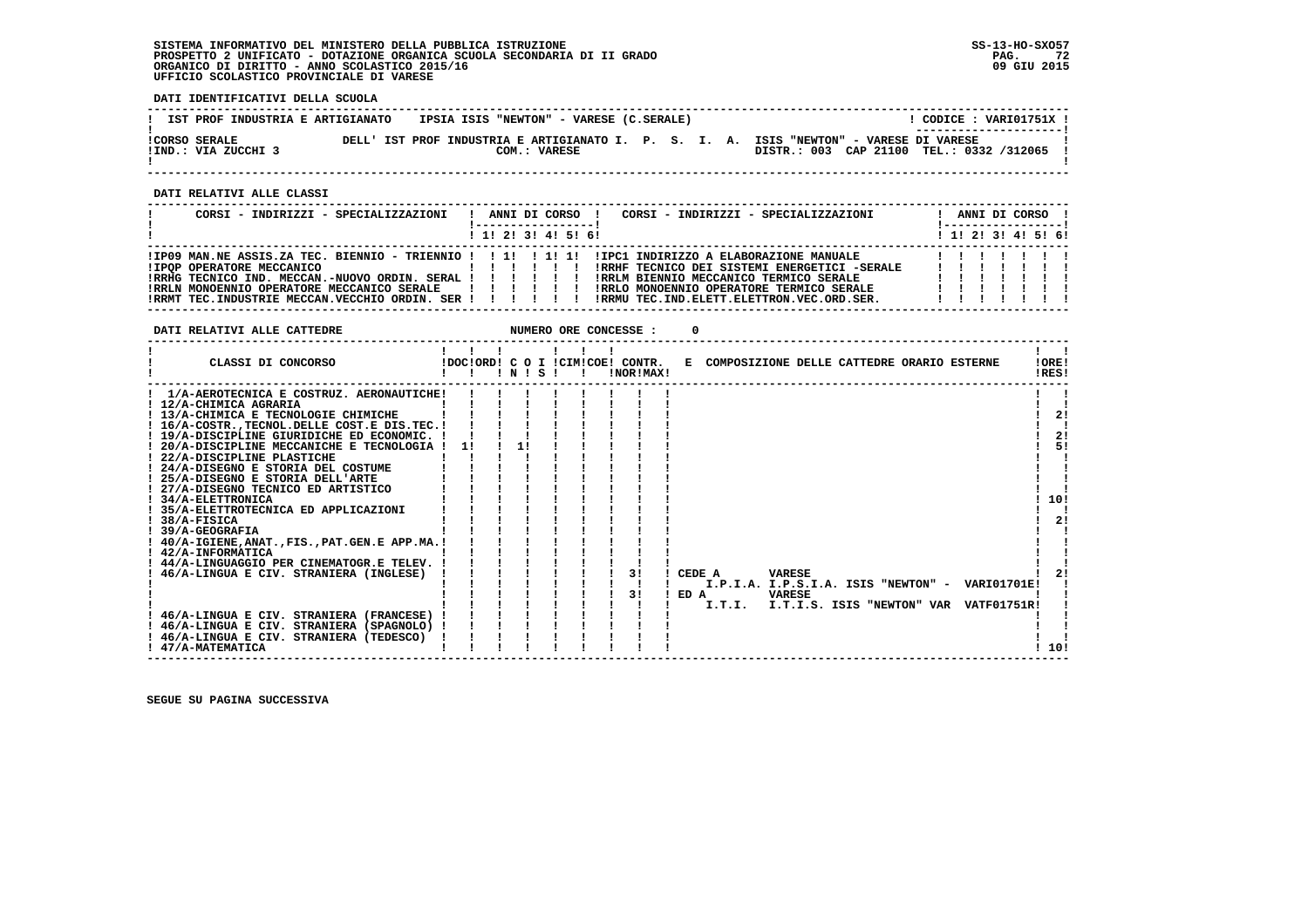SISTEMA INFORMATIVO DEL MINISTERO DELLA PUBBLICA ISTRUZIONE
PROSPETTO 2 UNIFICATO - DOTAZIONE ORGANICA SCUOLA SECONDARIA DI II GRADO
ORGANICO DI DIRITTO - ANNO SCOLASTICO 2015/16
UFFICIO SCOLASTICO PROVINCIALE DI VARESE

SS-13-HO-SXO57
PAG. 72
09 GIU 2015

**DATI IDENTIFICATIVI DELLA SCUOLA**

| | | |
|---|---|---|
| IST PROF INDUSTRIA E ARTIGIANATO | IPSIA ISIS "NEWTON" - VARESE (C.SERALE) | CODICE : VARI01751X |
| CORSO SERALE<br>IND.: VIA ZUCCHI 3 | DELL' IST PROF INDUSTRIA E ARTIGIANATO I. P. S. I. A. ISIS "NEWTON" - VARESE DI VARESE<br>COM.: VARESE | DISTR.: 003 CAP 21100 TEL.: 0332 /312065 |

**DATI RELATIVI ALLE CLASSI**

| CORSI - INDIRIZZI - SPECIALIZZAZIONI | 1 | 2 | 3 | 4 | 5 | 6 | CORSI - INDIRIZZI - SPECIALIZZAZIONI | 1 | 2 | 3 | 4 | 5 | 6 |
|---|---|---|---|---|---|---|---|---|---|---|---|---|---|
| IP09 MAN.NE ASSIS.ZA TEC. BIENNIO - TRIENNIO | | 1 | | 1 | 1 | | IPC1 INDIRIZZO A ELABORAZIONE MANUALE | | | | | | |
| IPQP OPERATORE MECCANICO | | | | | | | IRHF TECNICO DEI SISTEMI ENERGETICI -SERALE | | | | | | |
| IRRG TECNICO IND. MECCAN.-NUOVO ORDIN. SERAL | | | | | | | IRLM BIENNIO MECCANICO TERMICO SERALE | | | | | | |
| IRLN MONOENNIO OPERATORE MECCANICO SERALE | | | | | | | IRLO MONOENNIO OPERATORE TERMICO SERALE | | | | | | |
| IRMT TEC.INDUSTRIE MECCAN.VECCHIO ORDIN. SER | | | | | | | IRMU TEC.IND.ELETT.ELETTRON.VEC.ORD.SER. | | | | | | |

**DATI RELATIVI ALLE CATTEDRE** NUMERO ORE CONCESSE : 0

| CLASSI DI CONCORSO | DOC | ORD | C O I N | S | CIM | COE | CONTR. NOR | MAX | E COMPOSIZIONE DELLE CATTEDRE ORARIO ESTERNE | ORE RES |
|---|---|---|---|---|---|---|---|---|---|---|
| 1/A-AEROTECNICA E COSTRUZ. AERONAUTICHE | | | | | | | | | | |
| 12/A-CHIMICA AGRARIA | | | | | | | | | | |
| 13/A-CHIMICA E TECNOLOGIE CHIMICHE | | | | | | | | | | 2 |
| 16/A-COSTR.,TECNOL.DELLE COST.E DIS.TEC. | | | | | | | | | | |
| 19/A-DISCIPLINE GIURIDICHE ED ECONOMIC. | | | | | | | | | | 2 |
| 20/A-DISCIPLINE MECCANICHE E TECNOLOGIA | 1 | | 1 | | | | | | | 5 |
| 22/A-DISCIPLINE PLASTICHE | | | | | | | | | | |
| 24/A-DISEGNO E STORIA DEL COSTUME | | | | | | | | | | |
| 25/A-DISEGNO E STORIA DELL'ARTE | | | | | | | | | | |
| 27/A-DISEGNO TECNICO ED ARTISTICO | | | | | | | | | | |
| 34/A-ELETTRONICA | | | | | | | | | | 10 |
| 35/A-ELETTROTECNICA ED APPLICAZIONI | | | | | | | | | | |
| 38/A-FISICA | | | | | | | | | | 2 |
| 39/A-GEOGRAFIA | | | | | | | | | | |
| 40/A-IGIENE,ANAT.,FIS.,PAT.GEN.E APP.MA. | | | | | | | | | | |
| 42/A-INFORMATICA | | | | | | | | | | |
| 44/A-LINGUAGGIO PER CINEMATOGR.E TELEV. | | | | | | | | | | |
| 46/A-LINGUA E CIV. STRANIERA (INGLESE) | | | | | | | 3 | | CEDE A VARESE I.P.I.A. I.P.S.I.A. ISIS "NEWTON" - VARI01701E | 2 |
| | | | | | | | 3 | | ED A VARESE I.T.I. I.T.I.S. ISIS "NEWTON" VAR VATF01751R | |
| 46/A-LINGUA E CIV. STRANIERA (FRANCESE) | | | | | | | | | | |
| 46/A-LINGUA E CIV. STRANIERA (SPAGNOLO) | | | | | | | | | | |
| 46/A-LINGUA E CIV. STRANIERA (TEDESCO) | | | | | | | | | | |
| 47/A-MATEMATICA | | | | | | | | | | 10 |

SEGUE SU PAGINA SUCCESSIVA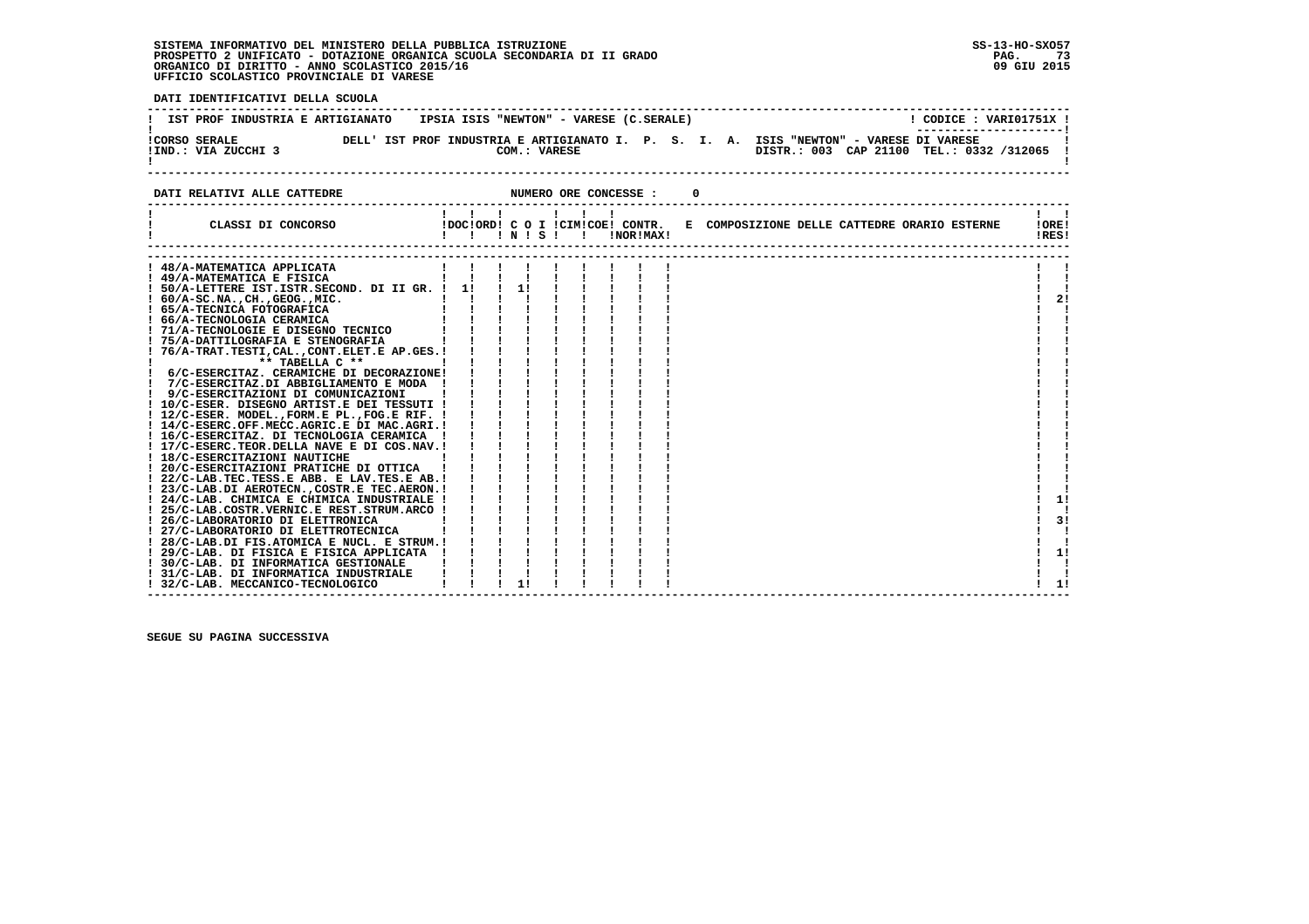**DATI IDENTIFICATIVI DELLA SCUOLA**

| IST PROF INDUSTRIA E ARTIGIANATO | IPSIA ISIS "NEWTON" - VARESE (C.SERALE) | CODICE : VARI01751X |
|---|---|---|
| CORSO SERALE<br>IND.: VIA ZUCCHI 3 | DELL' IST PROF INDUSTRIA E ARTIGIANATO I. P. S. I. A. ISIS "NEWTON" - VARESE DI VARESE<br>COM.: VARESE | DISTR.: 003 CAP 21100 TEL.: 0332 /312065 |

**DATI RELATIVI ALLE CATTEDRE** NUMERO ORE CONCESSE : 0

| CLASSI DI CONCORSO | DOC | ORD | C N | O | I S | CIM | COE | CONTR. NOR | E MAX | COMPOSIZIONE DELLE CATTEDRE ORARIO ESTERNE | ORE RES |
|---|---|---|---|---|---|---|---|---|---|---|---|
| 48/A-MATEMATICA APPLICATA | | | | | | | | | | | |
| 49/A-MATEMATICA E FISICA | | | | | | | | | | | |
| 50/A-LETTERE IST.ISTR.SECOND. DI II GR. | 1 | | 1 | | | | | | | | |
| 60/A-SC.NA.,CH.,GEOG.,MIC. | | | | | | | | | | | 2 |
| 65/A-TECNICA FOTOGRAFICA | | | | | | | | | | | |
| 66/A-TECNOLOGIA CERAMICA | | | | | | | | | | | |
| 71/A-TECNOLOGIE E DISEGNO TECNICO | | | | | | | | | | | |
| 75/A-DATTILOGRAFIA E STENOGRAFIA | | | | | | | | | | | |
| 76/A-TRAT.TESTI,CAL.,CONT.ELET.E AP.GES. | | | | | | | | | | | |
| ** TABELLA C ** | | | | | | | | | | | |
| 6/C-ESERCITAZ. CERAMICHE DI DECORAZIONE | | | | | | | | | | | |
| 7/C-ESERCITAZ.DI ABBIGLIAMENTO E MODA | | | | | | | | | | | |
| 9/C-ESERCITAZIONI DI COMUNICAZIONI | | | | | | | | | | | |
| 10/C-ESER. DISEGNO ARTIST.E DEI TESSUTI | | | | | | | | | | | |
| 12/C-ESER. MODEL.,FORM.E PL.,FOG.E RIF. | | | | | | | | | | | |
| 14/C-ESERC.OFF.MECC.AGRIC.E DI MAC.AGRI. | | | | | | | | | | | |
| 16/C-ESERCITAZ. DI TECNOLOGIA CERAMICA | | | | | | | | | | | |
| 17/C-ESERC.TEOR.DELLA NAVE E DI COS.NAV. | | | | | | | | | | | |
| 18/C-ESERCITAZIONI NAUTICHE | | | | | | | | | | | |
| 20/C-ESERCITAZIONI PRATICHE DI OTTICA | | | | | | | | | | | |
| 22/C-LAB.TEC.TESS.E ABB. E LAV.TES.E AB. | | | | | | | | | | | |
| 23/C-LAB.DI AEROTECN.,COSTR.E TEC.AERON. | | | | | | | | | | | |
| 24/C-LAB. CHIMICA E CHIMICA INDUSTRIALE | | | | | | | | | | | 1 |
| 25/C-LAB.COSTR.VERNIC.E REST.STRUM.ARCO | | | | | | | | | | | |
| 26/C-LABORATORIO DI ELETTRONICA | | | | | | | | | | | 3 |
| 27/C-LABORATORIO DI ELETTROTECNICA | | | | | | | | | | | |
| 28/C-LAB.DI FIS.ATOMICA E NUCL. E STRUM. | | | | | | | | | | | |
| 29/C-LAB. DI FISICA E FISICA APPLICATA | | | | | | | | | | | 1 |
| 30/C-LAB. DI INFORMATICA GESTIONALE | | | | | | | | | | | |
| 31/C-LAB. DI INFORMATICA INDUSTRIALE | | | | | | | | | | | |
| 32/C-LAB. MECCANICO-TECNOLOGICO | | | 1 | | | | | | | | 1 |

**SEGUE SU PAGINA SUCCESSIVA**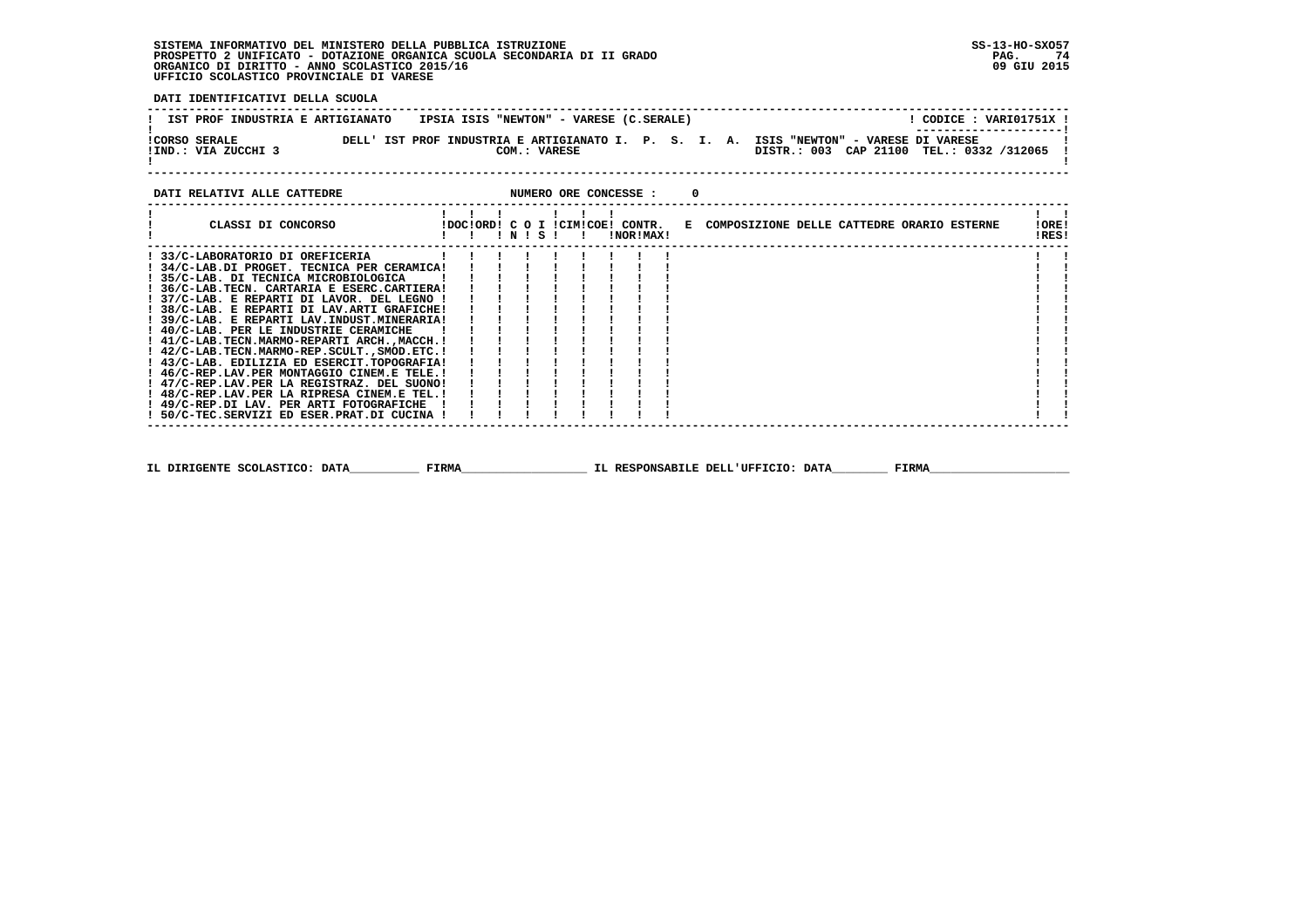**DATI IDENTIFICATIVI DELLA SCUOLA**

| IST PROF INDUSTRIA E ARTIGIANATO | IPSIA ISIS "NEWTON" - VARESE (C.SERALE) | CODICE : VARI01751X |
|---|---|---|
| CORSO SERALE<br>IND.: VIA ZUCCHI 3 | DELL' IST PROF INDUSTRIA E ARTIGIANATO I. P. S. I. A. ISIS "NEWTON" - VARESE DI VARESE<br>COM.: VARESE | DISTR.: 003 CAP 21100 TEL.: 0332 /312065 |

**DATI RELATIVI ALLE CATTEDRE** NUMERO ORE CONCESSE : 0

| CLASSI DI CONCORSO | DOC | ORD | C N | O | I S | CIM | COE | CONTR. NOR | CONTR. MAX | E COMPOSIZIONE DELLE CATTEDRE ORARIO ESTERNE | ORE RES |
|---|---|---|---|---|---|---|---|---|---|---|---|
| 33/C-LABORATORIO DI OREFICERIA | | | | | | | | | | | |
| 34/C-LAB.DI PROGET. TECNICA PER CERAMICA | | | | | | | | | | | |
| 35/C-LAB. DI TECNICA MICROBIOLOGICA | | | | | | | | | | | |
| 36/C-LAB.TECN. CARTARIA E ESERC.CARTIERA | | | | | | | | | | | |
| 37/C-LAB. E REPARTI DI LAVOR. DEL LEGNO | | | | | | | | | | | |
| 38/C-LAB. E REPARTI DI LAV.ARTI GRAFICHE | | | | | | | | | | | |
| 39/C-LAB. E REPARTI LAV.INDUST.MINERARIA | | | | | | | | | | | |
| 40/C-LAB. PER LE INDUSTRIE CERAMICHE | | | | | | | | | | | |
| 41/C-LAB.TECN.MARMO-REPARTI ARCH.,MACCH. | | | | | | | | | | | |
| 42/C-LAB.TECN.MARMO-REP.SCULT.,SMOD.ETC. | | | | | | | | | | | |
| 43/C-LAB. EDILIZIA ED ESERCIT.TOPOGRAFIA | | | | | | | | | | | |
| 46/C-REP.LAV.PER MONTAGGIO CINEM.E TELE. | | | | | | | | | | | |
| 47/C-REP.LAV.PER LA REGISTRAZ. DEL SUONO | | | | | | | | | | | |
| 48/C-REP.LAV.PER LA RIPRESA CINEM.E TEL. | | | | | | | | | | | |
| 49/C-REP.DI LAV. PER ARTI FOTOGRAFICHE | | | | | | | | | | | |
| 50/C-TEC.SERVIZI ED ESER.PRAT.DI CUCINA | | | | | | | | | | | |

IL DIRIGENTE SCOLASTICO: DATA__________ FIRMA__________________ IL RESPONSABILE DELL'UFFICIO: DATA________ FIRMA____________________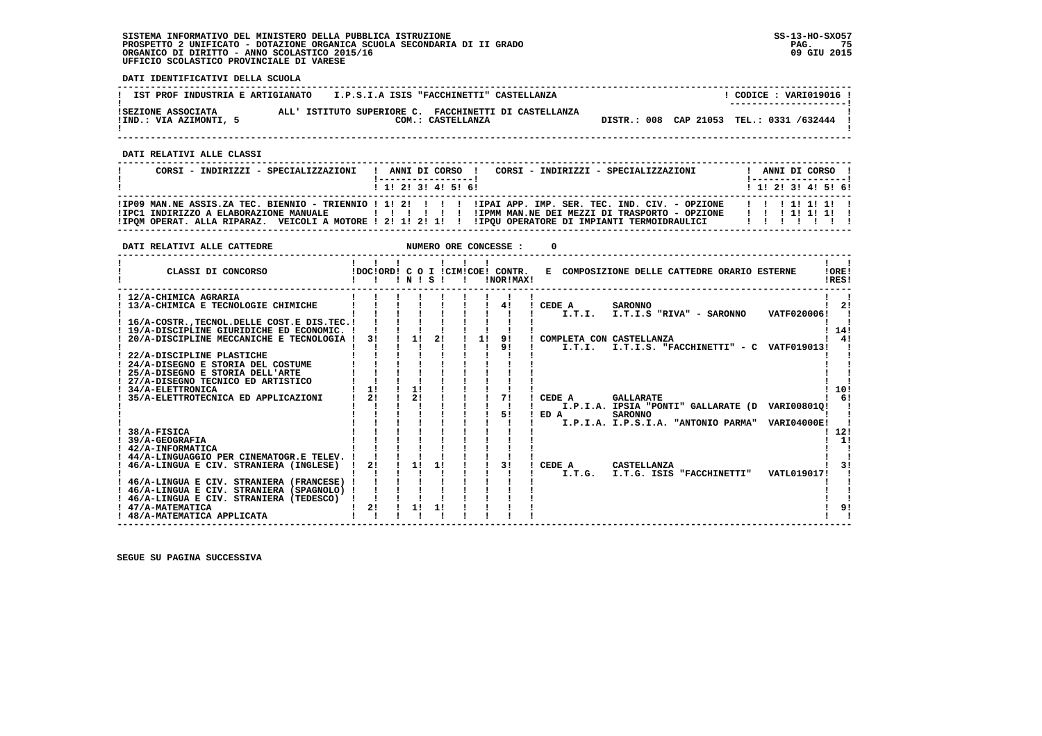SISTEMA INFORMATIVO DEL MINISTERO DELLA PUBBLICA ISTRUZIONE
PROSPETTO 2 UNIFICATO - DOTAZIONE ORGANICA SCUOLA SECONDARIA DI II GRADO
ORGANICO DI DIRITTO - ANNO SCOLASTICO 2015/16
UFFICIO SCOLASTICO PROVINCIALE DI VARESE

SS-13-HO-SXO57
09 GIU 2015

**DATI IDENTIFICATIVI DELLA SCUOLA**

| IST PROF INDUSTRIA E ARTIGIANATO | I.P.S.I.A ISIS "FACCHINETTI" CASTELLANZA | ! CODICE : VARI019016 ! |
|---|---|---|
| SEZIONE ASSOCIATA<br>IND.: VIA AZIMONTI, 5 | ALL' ISTITUTO SUPERIORE C. FACCHINETTI DI CASTELLANZA<br>COM.: CASTELLANZA | DISTR.: 008 CAP 21053 TEL.: 0331 /632444 |

**DATI RELATIVI ALLE CLASSI**

| CORSI - INDIRIZZI - SPECIALIZZAZIONI | 1 | 2 | 3 | 4 | 5 | 6 | CORSI - INDIRIZZI - SPECIALIZZAZIONI | 1 | 2 | 3 | 4 | 5 | 6 |
|---|---|---|---|---|---|---|---|---|---|---|---|---|---|
| IP09 MAN.NE ASSIS.ZA TEC. BIENNIO - TRIENNIO | 1 | 2 | | | | | IPAI APP. IMP. SER. TEC. IND. CIV. - OPZIONE | | | 1 | 1 | 1 | |
| IPC1 INDIRIZZO A ELABORAZIONE MANUALE | | | | | | | IPMM MAN.NE DEI MEZZI DI TRASPORTO - OPZIONE | | | 1 | 1 | 1 | |
| IPQM OPERAT. ALLA RIPARAZ. VEICOLI A MOTORE | 2 | 1 | 2 | 1 | | | IPQU OPERATORE DI IMPIANTI TERMOIDRAULICI | | | | | | |

**DATI RELATIVI ALLE CATTEDRE** NUMERO ORE CONCESSE : 0

| CLASSI DI CONCORSO | DOC | ORD | C IN | O | I S | CIM | COE | CONTR. NOR | CONTR. MAX | E COMPOSIZIONE DELLE CATTEDRE ORARIO ESTERNE | ORE RES |
|---|---|---|---|---|---|---|---|---|---|---|---|
| 12/A-CHIMICA AGRARIA | | | | | | | | | | | |
| 13/A-CHIMICA E TECNOLOGIE CHIMICHE | | | | | | | | 4 | | CEDE A SARONNO<br>I.T.I. I.T.I.S "RIVA" - SARONNO VATF020006 | 2 |
| 16/A-COSTR.,TECNOL.DELLE COST.E DIS.TEC. | | | | | | | | | | | |
| 19/A-DISCIPLINE GIURIDICHE ED ECONOMIC. | | | | | | | | | | | 14 |
| 20/A-DISCIPLINE MECCANICHE E TECNOLOGIA | 3 | | 1 | | 2 | | 1 | 9<br>9 | | COMPLETA CON CASTELLANZA<br>I.T.I. I.T.I.S. "FACCHINETTI" - C VATF019013 | 4 |
| 22/A-DISCIPLINE PLASTICHE | | | | | | | | | | | |
| 24/A-DISEGNO E STORIA DEL COSTUME | | | | | | | | | | | |
| 25/A-DISEGNO E STORIA DELL'ARTE | | | | | | | | | | | |
| 27/A-DISEGNO TECNICO ED ARTISTICO | | | | | | | | | | | |
| 34/A-ELETTRONICA | 1 | | 1 | | | | | | | | 10 |
| 35/A-ELETTROTECNICA ED APPLICAZIONI | 2 | | 2 | | | | | 7<br>5 | | CEDE A GALLARATE<br>I.P.I.A. IPSIA "PONTI" GALLARATE (D VARI00801Q<br>ED A SARONNO<br>I.P.I.A. I.P.S.I.A. "ANTONIO PARMA" VARI04000E | 6 |
| 38/A-FISICA | | | | | | | | | | | 12 |
| 39/A-GEOGRAFIA | | | | | | | | | | | 1 |
| 42/A-INFORMATICA | | | | | | | | | | | |
| 44/A-LINGUAGGIO PER CINEMATOGR.E TELEV. | | | | | | | | | | | |
| 46/A-LINGUA E CIV. STRANIERA (INGLESE) | 2 | | 1 | | 1 | | | 3 | | CEDE A CASTELLANZA<br>I.T.G. I.T.G. ISIS "FACCHINETTI" VATL019017 | 3 |
| 46/A-LINGUA E CIV. STRANIERA (FRANCESE) | | | | | | | | | | | |
| 46/A-LINGUA E CIV. STRANIERA (SPAGNOLO) | | | | | | | | | | | |
| 46/A-LINGUA E CIV. STRANIERA (TEDESCO) | | | | | | | | | | | |
| 47/A-MATEMATICA | 2 | | 1 | | 1 | | | | | | 9 |
| 48/A-MATEMATICA APPLICATA | | | | | | | | | | | |

SEGUE SU PAGINA SUCCESSIVA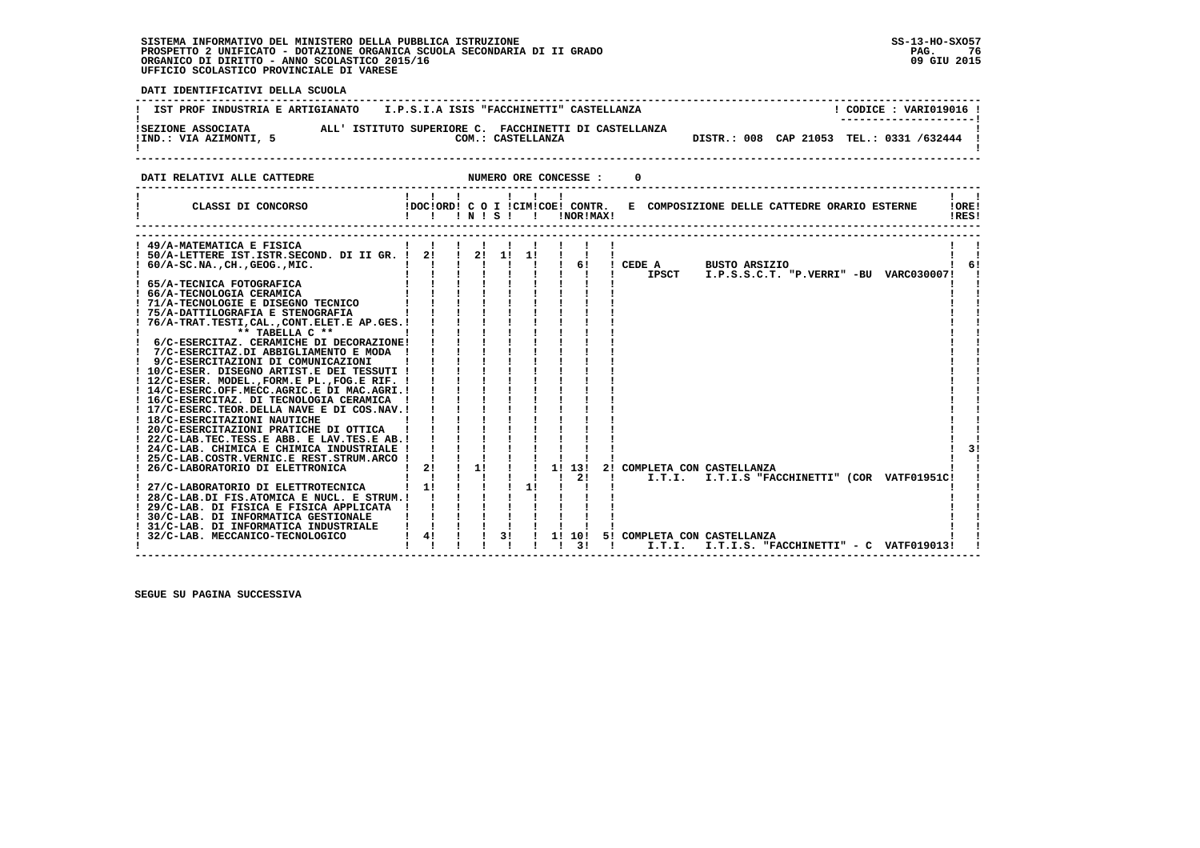SISTEMA INFORMATIVO DEL MINISTERO DELLA PUBBLICA ISTRUZIONE
PROSPETTO 2 UNIFICATO - DOTAZIONE ORGANICA SCUOLA SECONDARIA DI II GRADO
ORGANICO DI DIRITTO - ANNO SCOLASTICO 2015/16
UFFICIO SCOLASTICO PROVINCIALE DI VARESE

SS-13-HO-SXO57
09 GIU 2015

**DATI IDENTIFICATIVI DELLA SCUOLA**

IST PROF INDUSTRIA E ARTIGIANATO  I.P.S.I.A ISIS "FACCHINETTI" CASTELLANZA  ! CODICE : VARI019016 !

SEZIONE ASSOCIATA ALL' ISTITUTO SUPERIORE C. FACCHINETTI DI CASTELLANZA
IND.: VIA AZIMONTI, 5  COM.: CASTELLANZA  DISTR.: 008 CAP 21053 TEL.: 0331 /632444

**DATI RELATIVI ALLE CATTEDRE**  NUMERO ORE CONCESSE : 0

| CLASSI DI CONCORSO | DOC | ORD | C O I N | S | CIM | COE | CONTR. NOR | MAX | E COMPOSIZIONE DELLE CATTEDRE ORARIO ESTERNE | ORE RES |
|---|---|---|---|---|---|---|---|---|---|---|
| 49/A-MATEMATICA E FISICA | | | | | | | | | | |
| 50/A-LETTERE IST.ISTR.SECOND. DI II GR. | 2 | | 2 | 1 | 1 | | | | | |
| 60/A-SC.NA.,CH.,GEOG.,MIC. | | | | | | | 6 | | CEDE A BUSTO ARSIZIO IPSCT I.P.S.S.C.T. "P.VERRI" -BU VARC030007 | 6 |
| 65/A-TECNICA FOTOGRAFICA | | | | | | | | | | |
| 66/A-TECNOLOGIA CERAMICA | | | | | | | | | | |
| 71/A-TECNOLOGIE E DISEGNO TECNICO | | | | | | | | | | |
| 75/A-DATTILOGRAFIA E STENOGRAFIA | | | | | | | | | | |
| 76/A-TRAT.TESTI,CAL.,CONT.ELET.E AP.GES. | | | | | | | | | | |
| ** TABELLA C ** | | | | | | | | | | |
| 6/C-ESERCITAZ. CERAMICHE DI DECORAZIONE | | | | | | | | | | |
| 7/C-ESERCITAZ.DI ABBIGLIAMENTO E MODA | | | | | | | | | | |
| 9/C-ESERCITAZIONI DI COMUNICAZIONI | | | | | | | | | | |
| 10/C-ESER. DISEGNO ARTIST.E DEI TESSUTI | | | | | | | | | | |
| 12/C-ESER. MODEL.,FORM.E PL.,FOG.E RIF. | | | | | | | | | | |
| 14/C-ESERC.OFF.MECC.AGRIC.E DI MAC.AGRI. | | | | | | | | | | |
| 16/C-ESERCITAZ. DI TECNOLOGIA CERAMICA | | | | | | | | | | |
| 17/C-ESERC.TEOR.DELLA NAVE E DI COS.NAV. | | | | | | | | | | |
| 18/C-ESERCITAZIONI NAUTICHE | | | | | | | | | | |
| 20/C-ESERCITAZIONI PRATICHE DI OTTICA | | | | | | | | | | |
| 22/C-LAB.TEC.TESS.E ABB. E LAV.TES.E AB. | | | | | | | | | | |
| 24/C-LAB. CHIMICA E CHIMICA INDUSTRIALE | | | | | | | | | | 3 |
| 25/C-LAB.COSTR.VERNIC.E REST.STRUM.ARCO | | | | | | | | | | |
| 26/C-LABORATORIO DI ELETTRONICA | 2 | | 1 | | | 1 | 13 / 2 | 2 | COMPLETA CON CASTELLANZA I.T.I. I.T.I.S "FACCHINETTI" (COR VATF01951C | |
| 27/C-LABORATORIO DI ELETTROTECNICA | 1 | | | | 1 | | | | | |
| 28/C-LAB.DI FIS.ATOMICA E NUCL. E STRUM. | | | | | | | | | | |
| 29/C-LAB. DI FISICA E FISICA APPLICATA | | | | | | | | | | |
| 30/C-LAB. DI INFORMATICA GESTIONALE | | | | | | | | | | |
| 31/C-LAB. DI INFORMATICA INDUSTRIALE | | | | | | | | | | |
| 32/C-LAB. MECCANICO-TECNOLOGICO | 4 | | | 3 | | 1 | 10 / 3 | 5 | COMPLETA CON CASTELLANZA I.T.I. I.T.I.S. "FACCHINETTI" - C VATF019013 | |

SEGUE SU PAGINA SUCCESSIVA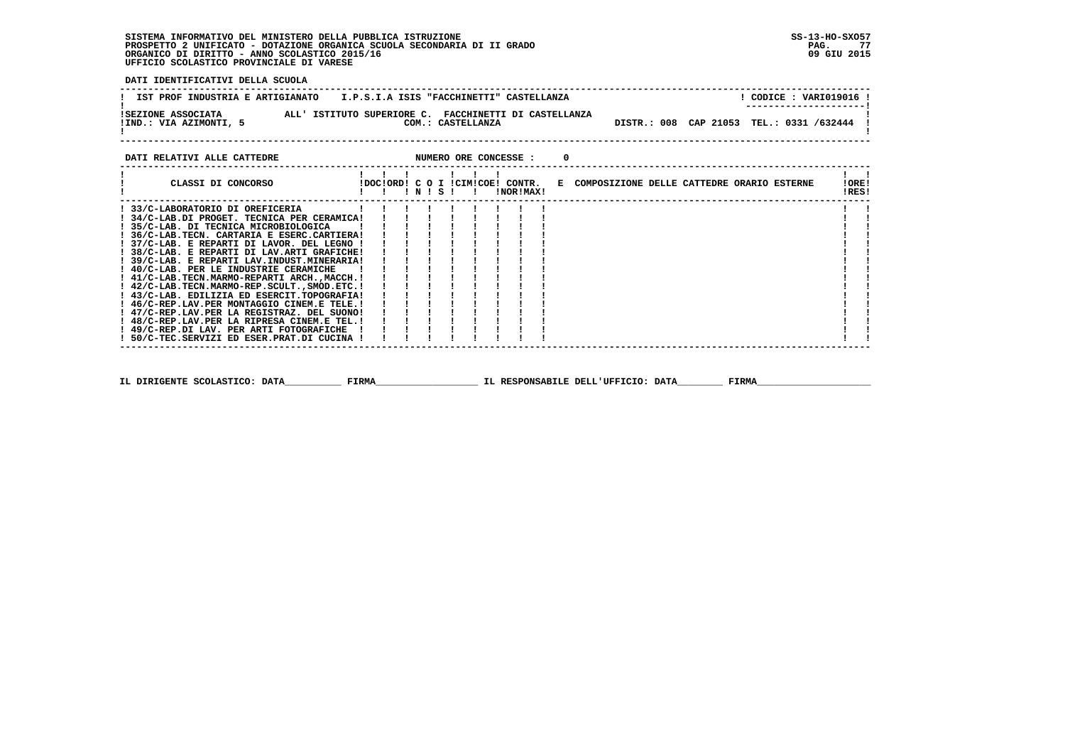SISTEMA INFORMATIVO DEL MINISTERO DELLA PUBBLICA ISTRUZIONE
PROSPETTO 2 UNIFICATO - DOTAZIONE ORGANICA SCUOLA SECONDARIA DI II GRADO
ORGANICO DI DIRITTO - ANNO SCOLASTICO 2015/16
UFFICIO SCOLASTICO PROVINCIALE DI VARESE

SS-13-HO-SXO57
09 GIU 2015

**DATI IDENTIFICATIVI DELLA SCUOLA**

IST PROF INDUSTRIA E ARTIGIANATO  I.P.S.I.A ISIS "FACCHINETTI" CASTELLANZA  ! CODICE : VARI019016 !

SEZIONE ASSOCIATA  ALL' ISTITUTO SUPERIORE C. FACCHINETTI DI CASTELLANZA
IND.: VIA AZIMONTI, 5  COM.: CASTELLANZA  DISTR.: 008  CAP 21053  TEL.: 0331 /632444

**DATI RELATIVI ALLE CATTEDRE**  NUMERO ORE CONCESSE : 0

| CLASSI DI CONCORSO | DOC | ORD | C N | O S | I | CIM | COE | CONTR. NOR | CONTR. MAX | E COMPOSIZIONE DELLE CATTEDRE ORARIO ESTERNE | ORE RES |
|---|---|---|---|---|---|---|---|---|---|---|---|
| 33/C-LABORATORIO DI OREFICERIA | | | | | | | | | | | |
| 34/C-LAB.DI PROGET. TECNICA PER CERAMICA | | | | | | | | | | | |
| 35/C-LAB. DI TECNICA MICROBIOLOGICA | | | | | | | | | | | |
| 36/C-LAB.TECN. CARTARIA E ESERC.CARTIERA | | | | | | | | | | | |
| 37/C-LAB. E REPARTI DI LAVOR. DEL LEGNO | | | | | | | | | | | |
| 38/C-LAB. E REPARTI DI LAV.ARTI GRAFICHE | | | | | | | | | | | |
| 39/C-LAB. E REPARTI LAV.INDUST.MINERARIA | | | | | | | | | | | |
| 40/C-LAB. PER LE INDUSTRIE CERAMICHE | | | | | | | | | | | |
| 41/C-LAB.TECN.MARMO-REPARTI ARCH.,MACCH. | | | | | | | | | | | |
| 42/C-LAB.TECN.MARMO-REP.SCULT.,SMOD.ETC. | | | | | | | | | | | |
| 43/C-LAB. EDILIZIA ED ESERCIT.TOPOGRAFIA | | | | | | | | | | | |
| 46/C-REP.LAV.PER MONTAGGIO CINEM.E TELE. | | | | | | | | | | | |
| 47/C-REP.LAV.PER LA REGISTRAZ. DEL SUONO | | | | | | | | | | | |
| 48/C-REP.LAV.PER LA RIPRESA CINEM.E TEL. | | | | | | | | | | | |
| 49/C-REP.DI LAV. PER ARTI FOTOGRAFICHE | | | | | | | | | | | |
| 50/C-TEC.SERVIZI ED ESER.PRAT.DI CUCINA | | | | | | | | | | | |

IL DIRIGENTE SCOLASTICO: DATA__________ FIRMA__________________ IL RESPONSABILE DELL'UFFICIO: DATA________ FIRMA____________________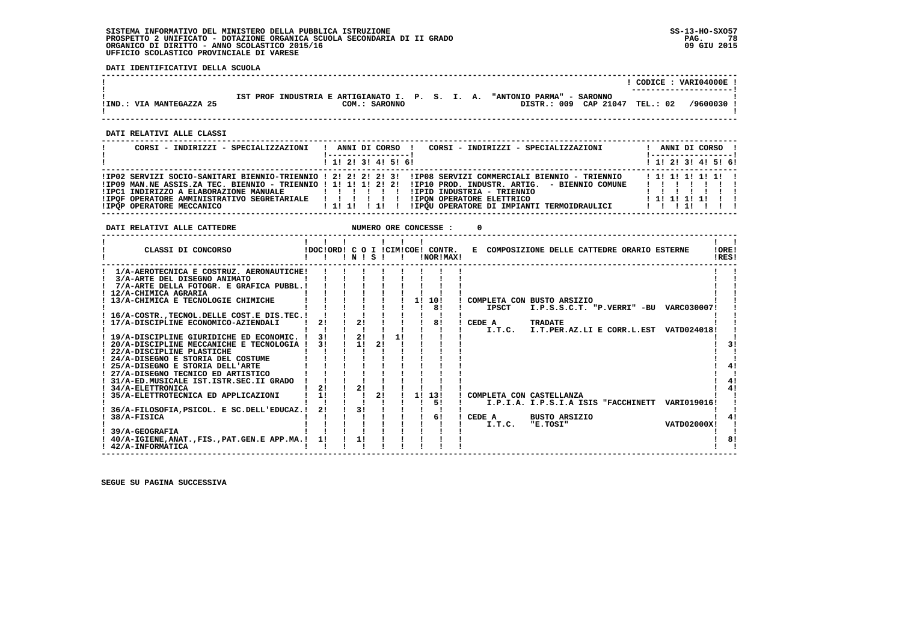**SISTEMA INFORMATIVO DEL MINISTERO DELLA PUBBLICA ISTRUZIONE**
**PROSPETTO 2 UNIFICATO - DOTAZIONE ORGANICA SCUOLA SECONDARIA DI II GRADO**
**ORGANICO DI DIRITTO - ANNO SCOLASTICO 2015/16**
**UFFICIO SCOLASTICO PROVINCIALE DI VARESE**

SS-13-HO-SXO57
09 GIU 2015

## DATI IDENTIFICATIVI DELLA SCUOLA

CODICE : VARI04000E

IST PROF INDUSTRIA E ARTIGIANATO I. P. S. I. A. "ANTONIO PARMA" - SARONNO

IND.: VIA MANTEGAZZA 25 — COM.: SARONNO — DISTR.: 009 CAP 21047 TEL.: 02 /9600030

## DATI RELATIVI ALLE CLASSI

| CORSI - INDIRIZZI - SPECIALIZZAZIONI | 1 | 2 | 3 | 4 | 5 | 6 | CORSI - INDIRIZZI - SPECIALIZZAZIONI | 1 | 2 | 3 | 4 | 5 | 6 |
|---|---|---|---|---|---|---|---|---|---|---|---|---|---|
| IP02 SERVIZI SOCIO-SANITARI BIENNIO-TRIENNIO | 2 | 2 | 2 | 2 | 3 | | IP08 SERVIZI COMMERCIALI BIENNIO - TRIENNIO | 1 | 1 | 1 | 1 | 1 | |
| IP09 MAN.NE ASSIS.ZA TEC. BIENNIO - TRIENNIO | 1 | 1 | 1 | 2 | 2 | | IP10 PROD. INDUSTR. ARTIG. - BIENNIO COMUNE | | | | | | |
| IPC1 INDIRIZZO A ELABORAZIONE MANUALE | | | | | | | IPID INDUSTRIA - TRIENNIO | | | | | | |
| IPQF OPERATORE AMMINISTRATIVO SEGRETARIALE | | | | | | | IPQN OPERATORE ELETTRICO | 1 | 1 | 1 | 1 | | |
| IPQP OPERATORE MECCANICO | 1 | 1 | | 1 | | | IPQU OPERATORE DI IMPIANTI TERMOIDRAULICI | | | 1 | | | |

## DATI RELATIVI ALLE CATTEDRE

NUMERO ORE CONCESSE : 0

| CLASSI DI CONCORSO | DOC | ORD | CN | OIS | CIM | COE | CONTR. NOR | CONTR. MAX | COMPOSIZIONE DELLE CATTEDRE ORARIO ESTERNE | ORE RES |
|---|---|---|---|---|---|---|---|---|---|---|
| 1/A-AEROTECNICA E COSTRUZ. AERONAUTICHE | | | | | | | | | | |
| 3/A-ARTE DEL DISEGNO ANIMATO | | | | | | | | | | |
| 7/A-ARTE DELLA FOTOGR. E GRAFICA PUBBL. | | | | | | | | | | |
| 12/A-CHIMICA AGRARIA | | | | | | | | | | |
| 13/A-CHIMICA E TECNOLOGIE CHIMICHE | | | | | | 1 | 10 | | COMPLETA CON BUSTO ARSIZIO | |
| | | | | | | | 8 | | IPSCT I.P.S.S.C.T. "P.VERRI" -BU VARC030007 | |
| 16/A-COSTR.,TECNOL.DELLE COST.E DIS.TEC. | | | | | | | | | | |
| 17/A-DISCIPLINE ECONOMICO-AZIENDALI | 2 | | 2 | | | | 8 | | CEDE A TRADATE | |
| | | | | | | | | | I.T.C. I.T.PER.AZ.LI E CORR.L.EST VATD024018 | |
| 19/A-DISCIPLINE GIURIDICHE ED ECONOMIC. | 3 | | 2 | | 1 | | | | | |
| 20/A-DISCIPLINE MECCANICHE E TECNOLOGIA | 3 | | 1 | 2 | | | | | | 3 |
| 22/A-DISCIPLINE PLASTICHE | | | | | | | | | | |
| 24/A-DISEGNO E STORIA DEL COSTUME | | | | | | | | | | |
| 25/A-DISEGNO E STORIA DELL'ARTE | | | | | | | | | | 4 |
| 27/A-DISEGNO TECNICO ED ARTISTICO | | | | | | | | | | |
| 31/A-ED.MUSICALE IST.ISTR.SEC.II GRADO | | | | | | | | | | 4 |
| 34/A-ELETTRONICA | 2 | | 2 | | | | | | | 4 |
| 35/A-ELETTROTECNICA ED APPLICAZIONI | 1 | | | 2 | | 1 | 13 | | COMPLETA CON CASTELLANZA | |
| | | | | | | | 5 | | I.P.I.A. I.P.S.I.A ISIS "FACCHINETT VARI019016 | |
| 36/A-FILOSOFIA,PSICOL. E SC.DELL'EDUCAZ. | 2 | | 3 | | | | | | | |
| 38/A-FISICA | | | | | | | 6 | | CEDE A BUSTO ARSIZIO | 4 |
| | | | | | | | | | I.T.C. "E.TOSI" VATD02000X | |
| 39/A-GEOGRAFIA | | | | | | | | | | |
| 40/A-IGIENE,ANAT.,FIS.,PAT.GEN.E APP.MA. | 1 | | 1 | | | | | | | 8 |
| 42/A-INFORMATICA | | | | | | | | | | |

SEGUE SU PAGINA SUCCESSIVA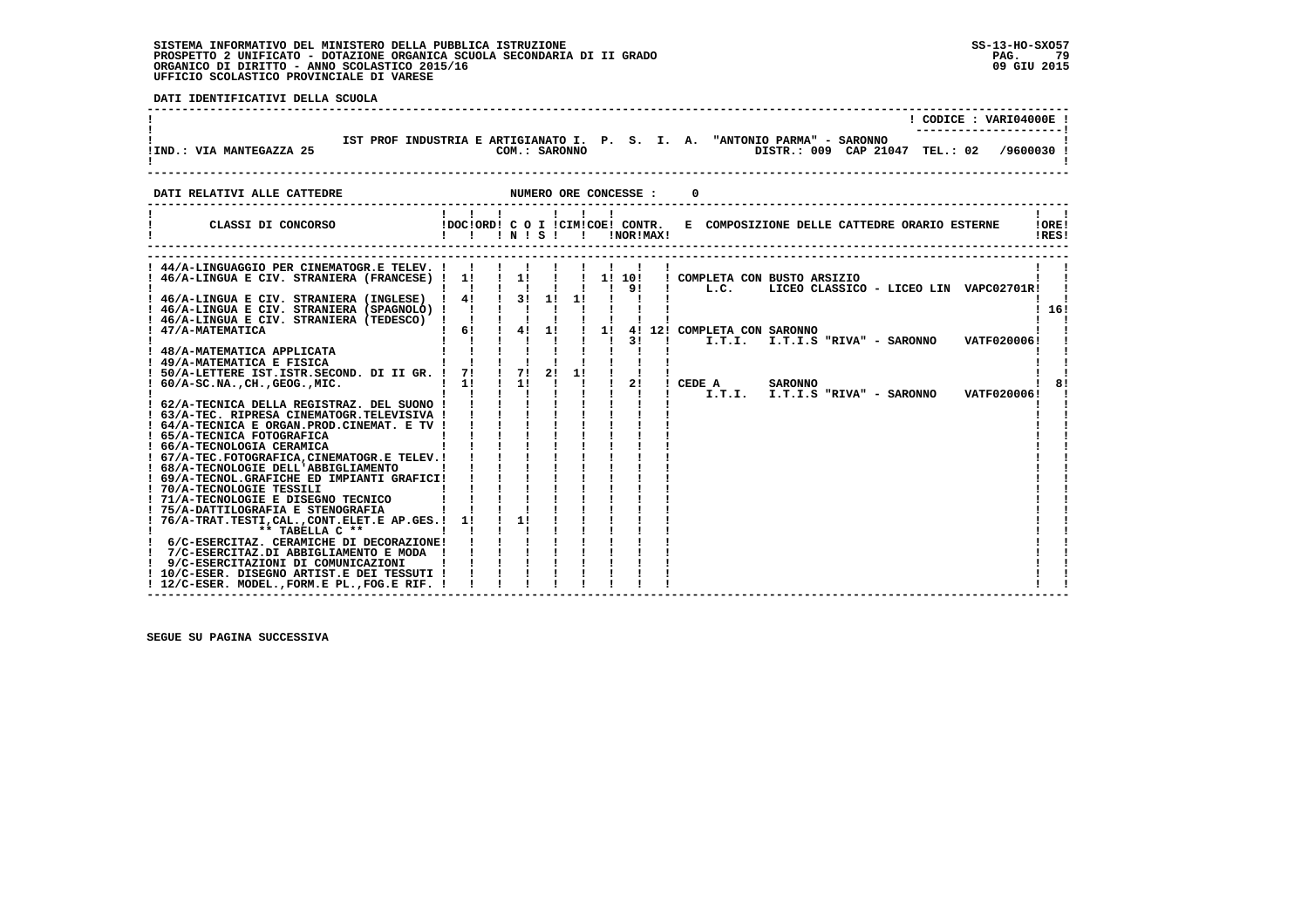**DATI IDENTIFICATIVI DELLA SCUOLA**

CODICE : VARI04000E

IST PROF INDUSTRIA E ARTIGIANATO I. P. S. I. A. "ANTONIO PARMA" - SARONNO

IND.: VIA MANTEGAZZA 25 — COM.: SARONNO — DISTR.: 009 CAP 21047 TEL.: 02 /9600030

**DATI RELATIVI ALLE CATTEDRE** — NUMERO ORE CONCESSE : 0

| CLASSI DI CONCORSO | DOC | ORD | C O I N | S | CIM | COE | CONTR. NOR | MAX | E COMPOSIZIONE DELLE CATTEDRE ORARIO ESTERNE | ORE RES |
|---|---|---|---|---|---|---|---|---|---|---|
| 44/A-LINGUAGGIO PER CINEMATOGR.E TELEV. | | | | | | | | | | |
| 46/A-LINGUA E CIV. STRANIERA (FRANCESE) | 1 | | 1 | | | 1 | 10 / 9 | | COMPLETA CON BUSTO ARSIZIO<br>L.C. LICEO CLASSICO - LICEO LIN VAPC02701R | |
| 46/A-LINGUA E CIV. STRANIERA (INGLESE) | 4 | | 3 | 1 | 1 | | | | | 16 |
| 46/A-LINGUA E CIV. STRANIERA (SPAGNOLO) | | | | | | | | | | |
| 46/A-LINGUA E CIV. STRANIERA (TEDESCO) | | | | | | | | | | |
| 47/A-MATEMATICA | 6 | | 4 | 1 | | 1 | 4 / 3 | 12 | COMPLETA CON SARONNO<br>I.T.I. I.T.I.S "RIVA" - SARONNO VATF020006 | |
| 48/A-MATEMATICA APPLICATA | | | | | | | | | | |
| 49/A-MATEMATICA E FISICA | | | | | | | | | | |
| 50/A-LETTERE IST.ISTR.SECOND. DI II GR. | 7 | | 7 | 2 | 1 | | | | | |
| 60/A-SC.NA.,CH.,GEOG.,MIC. | 1 | | 1 | | | | 2 | | CEDE A SARONNO<br>I.T.I. I.T.I.S "RIVA" - SARONNO VATF020006 | 8 |
| 62/A-TECNICA DELLA REGISTRAZ. DEL SUONO | | | | | | | | | | |
| 63/A-TEC. RIPRESA CINEMATOGR.TELEVISIVA | | | | | | | | | | |
| 64/A-TECNICA E ORGAN.PROD.CINEMAT. E TV | | | | | | | | | | |
| 65/A-TECNICA FOTOGRAFICA | | | | | | | | | | |
| 66/A-TECNOLOGIA CERAMICA | | | | | | | | | | |
| 67/A-TEC.FOTOGRAFICA,CINEMATOGR.E TELEV. | | | | | | | | | | |
| 68/A-TECNOLOGIE DELL'ABBIGLIAMENTO | | | | | | | | | | |
| 69/A-TECNOL.GRAFICHE ED IMPIANTI GRAFICI | | | | | | | | | | |
| 70/A-TECNOLOGIE TESSILI | | | | | | | | | | |
| 71/A-TECNOLOGIE E DISEGNO TECNICO | | | | | | | | | | |
| 75/A-DATTILOGRAFIA E STENOGRAFIA | | | | | | | | | | |
| 76/A-TRAT.TESTI,CAL.,CONT.ELET.E AP.GES. | 1 | | 1 | | | | | | | |
| ** TABELLA C ** | | | | | | | | | | |
| 6/C-ESERCITAZ. CERAMICHE DI DECORAZIONE | | | | | | | | | | |
| 7/C-ESERCITAZ.DI ABBIGLIAMENTO E MODA | | | | | | | | | | |
| 9/C-ESERCITAZIONI DI COMUNICAZIONI | | | | | | | | | | |
| 10/C-ESER. DISEGNO ARTIST.E DEI TESSUTI | | | | | | | | | | |
| 12/C-ESER. MODEL.,FORM.E PL.,FOG.E RIF. | | | | | | | | | | |

SEGUE SU PAGINA SUCCESSIVA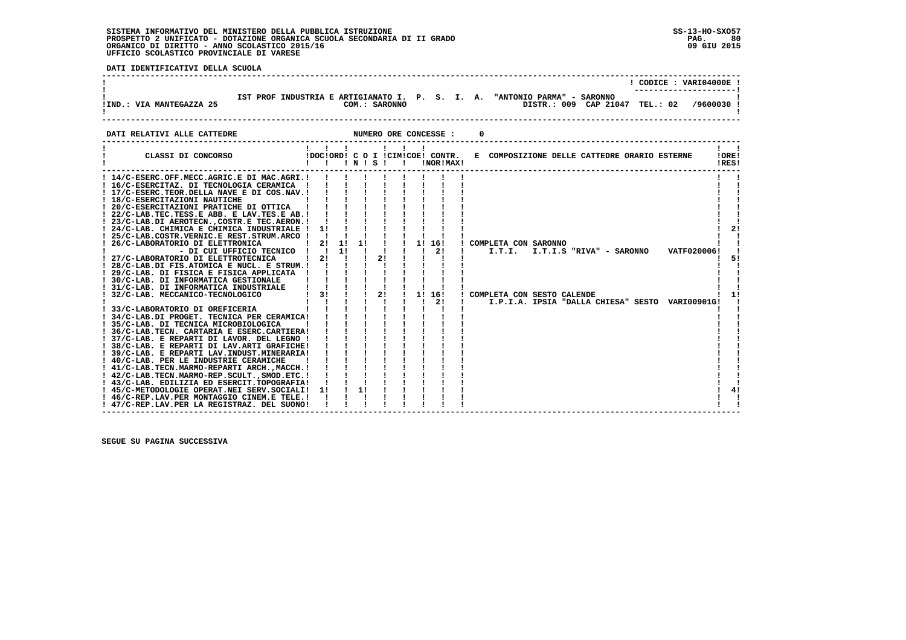SISTEMA INFORMATIVO DEL MINISTERO DELLA PUBBLICA ISTRUZIONE
PROSPETTO 2 UNIFICATO - DOTAZIONE ORGANICA SCUOLA SECONDARIA DI II GRADO
ORGANICO DI DIRITTO - ANNO SCOLASTICO 2015/16
UFFICIO SCOLASTICO PROVINCIALE DI VARESE

SS-13-HO-SXO57
09 GIU 2015

**DATI IDENTIFICATIVI DELLA SCUOLA**

CODICE : VARI04000E

IST PROF INDUSTRIA E ARTIGIANATO I. P. S. I. A. "ANTONIO PARMA" - SARONNO

IND.: VIA MANTEGAZZA 25 — COM.: SARONNO — DISTR.: 009 CAP 21047 TEL.: 02 /9600030

**DATI RELATIVI ALLE CATTEDRE** — NUMERO ORE CONCESSE : 0

| CLASSI DI CONCORSO | DOC | ORD | C O N | I S | CIM | COE | CONTR. NOR | CONTR. MAX | E COMPOSIZIONE DELLE CATTEDRE ORARIO ESTERNE | ORE RES |
|---|---|---|---|---|---|---|---|---|---|---|
| 14/C-ESERC.OFF.MECC.AGRIC.E DI MAC.AGRI. | | | | | | | | | | |
| 16/C-ESERCITAZ. DI TECNOLOGIA CERAMICA | | | | | | | | | | |
| 17/C-ESERC.TEOR.DELLA NAVE E DI COS.NAV. | | | | | | | | | | |
| 18/C-ESERCITAZIONI NAUTICHE | | | | | | | | | | |
| 20/C-ESERCITAZIONI PRATICHE DI OTTICA | | | | | | | | | | |
| 22/C-LAB.TEC.TESS.E ABB. E LAV.TES.E AB. | | | | | | | | | | |
| 23/C-LAB.DI AEROTECN.,COSTR.E TEC.AERON. | | | | | | | | | | |
| 24/C-LAB. CHIMICA E CHIMICA INDUSTRIALE | 1 | | | | | | | | | 2 |
| 25/C-LAB.COSTR.VERNIC.E REST.STRUM.ARCO | | | | | | | | | | |
| 26/C-LABORATORIO DI ELETTRONICA | 2 | 1 | 1 | | | 1 | 16 | | COMPLETA CON SARONNO | |
| - DI CUI UFFICIO TECNICO | | 1 | | | | | 2 | | I.T.I. I.T.I.S "RIVA" - SARONNO VATF020006 | |
| 27/C-LABORATORIO DI ELETTROTECNICA | 2 | | | 2 | | | | | | 5 |
| 28/C-LAB.DI FIS.ATOMICA E NUCL. E STRUM. | | | | | | | | | | |
| 29/C-LAB. DI FISICA E FISICA APPLICATA | | | | | | | | | | |
| 30/C-LAB. DI INFORMATICA GESTIONALE | | | | | | | | | | |
| 31/C-LAB. DI INFORMATICA INDUSTRIALE | | | | | | | | | | |
| 32/C-LAB. MECCANICO-TECNOLOGICO | 3 | | | 2 | | 1 | 16 | | COMPLETA CON SESTO CALENDE | 1 |
| | | | | | | | 2 | | I.P.I.A. IPSIA "DALLA CHIESA" SESTO VARI00901G | |
| 33/C-LABORATORIO DI OREFICERIA | | | | | | | | | | |
| 34/C-LAB.DI PROGET. TECNICA PER CERAMICA | | | | | | | | | | |
| 35/C-LAB. DI TECNICA MICROBIOLOGICA | | | | | | | | | | |
| 36/C-LAB.TECN. CARTARIA E ESERC.CARTIERA | | | | | | | | | | |
| 37/C-LAB. E REPARTI DI LAVOR. DEL LEGNO | | | | | | | | | | |
| 38/C-LAB. E REPARTI DI LAV.ARTI GRAFICHE | | | | | | | | | | |
| 39/C-LAB. E REPARTI LAV.INDUST.MINERARIA | | | | | | | | | | |
| 40/C-LAB. PER LE INDUSTRIE CERAMICHE | | | | | | | | | | |
| 41/C-LAB.TECN.MARMO-REPARTI ARCH.,MACCH. | | | | | | | | | | |
| 42/C-LAB.TECN.MARMO-REP.SCULT.,SMOD.ETC. | | | | | | | | | | |
| 43/C-LAB. EDILIZIA ED ESERCIT.TOPOGRAFIA | | | | | | | | | | |
| 45/C-METODOLOGIE OPERAT.NEI SERV.SOCIALI | 1 | | 1 | | | | | | | 4 |
| 46/C-REP.LAV.PER MONTAGGIO CINEM.E TELE. | | | | | | | | | | |
| 47/C-REP.LAV.PER LA REGISTRAZ. DEL SUONO | | | | | | | | | | |

SEGUE SU PAGINA SUCCESSIVA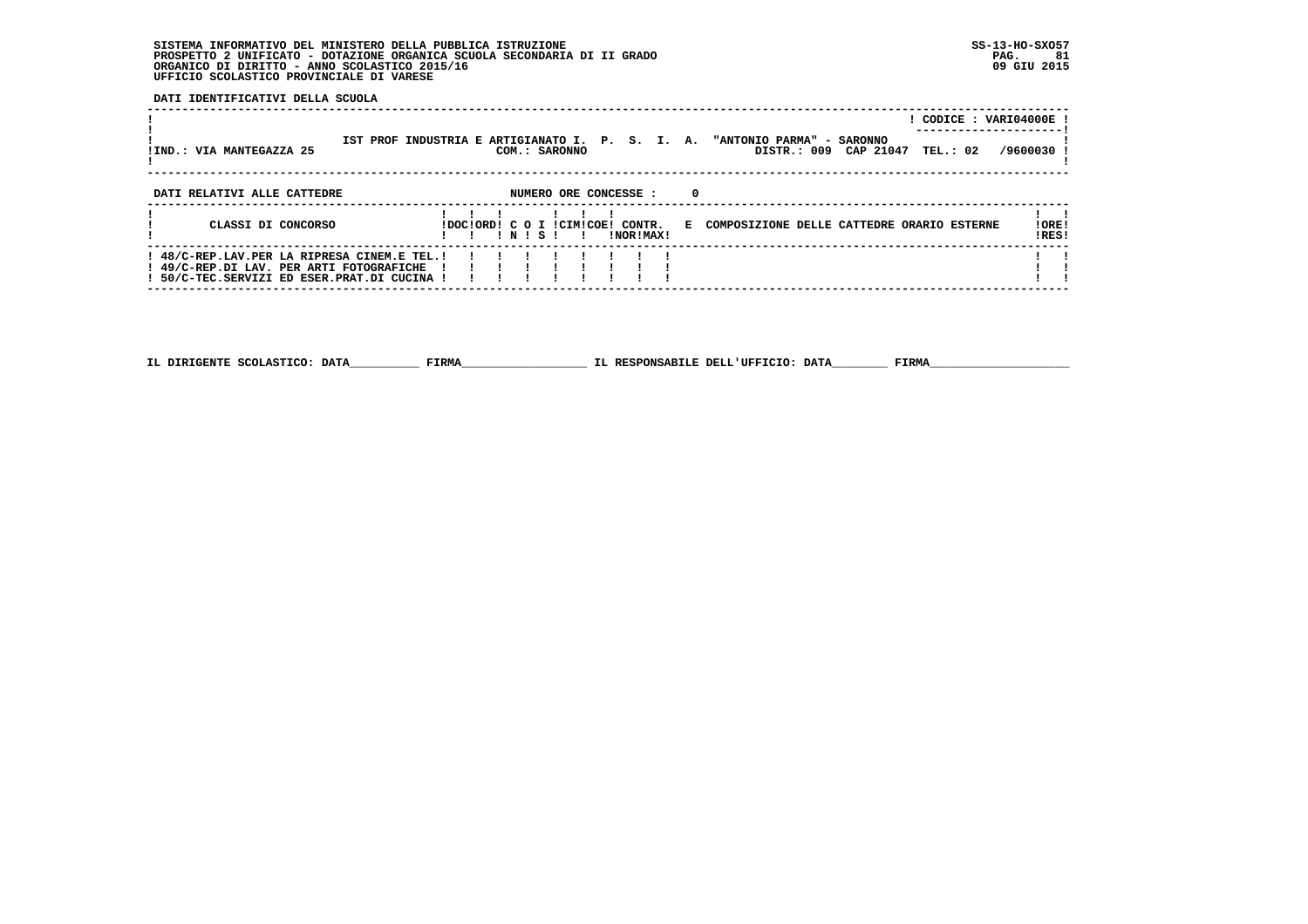SISTEMA INFORMATIVO DEL MINISTERO DELLA PUBBLICA ISTRUZIONE
PROSPETTO 2 UNIFICATO - DOTAZIONE ORGANICA SCUOLA SECONDARIA DI II GRADO
ORGANICO DI DIRITTO - ANNO SCOLASTICO 2015/16
UFFICIO SCOLASTICO PROVINCIALE DI VARESE

SS-13-HO-SXO57
09 GIU 2015

**DATI IDENTIFICATIVI DELLA SCUOLA**

| | |
|---|---|
| | CODICE : VARI04000E |
| IST PROF INDUSTRIA E ARTIGIANATO I. P. S. I. A. "ANTONIO PARMA" - SARONNO | |
| IND.: VIA MANTEGAZZA 25 &nbsp;&nbsp; COM.: SARONNO | DISTR.: 009 CAP 21047 TEL.: 02 /9600030 |

**DATI RELATIVI ALLE CATTEDRE** &nbsp;&nbsp;&nbsp;&nbsp; NUMERO ORE CONCESSE : 0

| CLASSI DI CONCORSO | DOC | ORD | C N | O | I S | CIM | COE | CONTR. NOR | CONTR. MAX | E COMPOSIZIONE DELLE CATTEDRE ORARIO ESTERNE | ORE RES |
|---|---|---|---|---|---|---|---|---|---|---|---|
| 48/C-REP.LAV.PER LA RIPRESA CINEM.E TEL. | | | | | | | | | | | |
| 49/C-REP.DI LAV. PER ARTI FOTOGRAFICHE | | | | | | | | | | | |
| 50/C-TEC.SERVIZI ED ESER.PRAT.DI CUCINA | | | | | | | | | | | |

IL DIRIGENTE SCOLASTICO: DATA__________ FIRMA__________________ IL RESPONSABILE DELL'UFFICIO: DATA________ FIRMA____________________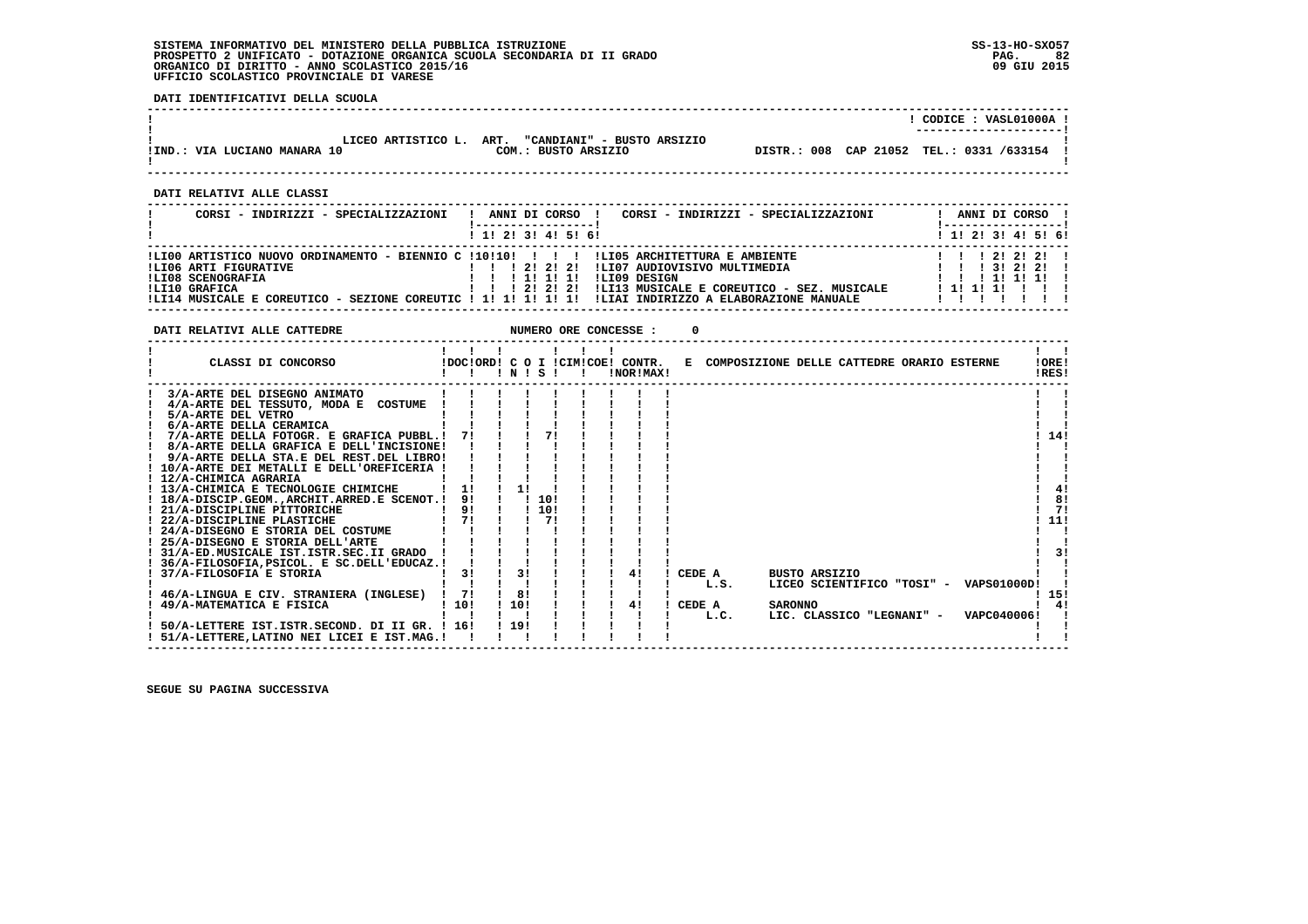SISTEMA INFORMATIVO DEL MINISTERO DELLA PUBBLICA ISTRUZIONE
PROSPETTO 2 UNIFICATO - DOTAZIONE ORGANICA SCUOLA SECONDARIA DI II GRADO
ORGANICO DI DIRITTO - ANNO SCOLASTICO 2015/16
UFFICIO SCOLASTICO PROVINCIALE DI VARESE

SS-13-HO-SXO57
09 GIU 2015

**DATI IDENTIFICATIVI DELLA SCUOLA**

CODICE : VASL01000A

LICEO ARTISTICO L. ART. "CANDIANI" - BUSTO ARSIZIO
IND.: VIA LUCIANO MANARA 10 — COM.: BUSTO ARSIZIO — DISTR.: 008 CAP 21052 TEL.: 0331 /633154

**DATI RELATIVI ALLE CLASSI**

| CORSI - INDIRIZZI - SPECIALIZZAZIONI | 1 | 2 | 3 | 4 | 5 | 6 | CORSI - INDIRIZZI - SPECIALIZZAZIONI | 1 | 2 | 3 | 4 | 5 | 6 |
|---|---|---|---|---|---|---|---|---|---|---|---|---|---|
| LI00 ARTISTICO NUOVO ORDINAMENTO - BIENNIO C | 10 | 10 | | | | | LI05 ARCHITETTURA E AMBIENTE | | | 2 | 2 | 2 | |
| LI06 ARTI FIGURATIVE | | | 2 | 2 | 2 | | LI07 AUDIOVISIVO MULTIMEDIA | | | 3 | 2 | 2 | |
| LI08 SCENOGRAFIA | | | 1 | 1 | 1 | | LI09 DESIGN | | | 1 | 1 | 1 | |
| LI10 GRAFICA | | | 2 | 2 | 2 | | LI13 MUSICALE E COREUTICO - SEZ. MUSICALE | 1 | 1 | 1 | | | |
| LI14 MUSICALE E COREUTICO - SEZIONE COREUTIC | 1 | 1 | 1 | 1 | 1 | | LIAI INDIRIZZO A ELABORAZIONE MANUALE | | | | | | |

**DATI RELATIVI ALLE CATTEDRE** NUMERO ORE CONCESSE : 0

| CLASSI DI CONCORSO | DOC | ORD | C O N | I S | CIM | COE | CONTR. NOR | CONTR. MAX | E COMPOSIZIONE DELLE CATTEDRE ORARIO ESTERNE | ORE RES |
|---|---|---|---|---|---|---|---|---|---|---|
| 3/A-ARTE DEL DISEGNO ANIMATO | | | | | | | | | | |
| 4/A-ARTE DEL TESSUTO, MODA E COSTUME | | | | | | | | | | |
| 5/A-ARTE DEL VETRO | | | | | | | | | | |
| 6/A-ARTE DELLA CERAMICA | | | | | | | | | | |
| 7/A-ARTE DELLA FOTOGR. E GRAFICA PUBBL. | 7 | | | 7 | | | | | | 14 |
| 8/A-ARTE DELLA GRAFICA E DELL'INCISIONE | | | | | | | | | | |
| 9/A-ARTE DELLA STA.E DEL REST.DEL LIBRO | | | | | | | | | | |
| 10/A-ARTE DEI METALLI E DELL'OREFICERIA | | | | | | | | | | |
| 12/A-CHIMICA AGRARIA | | | | | | | | | | |
| 13/A-CHIMICA E TECNOLOGIE CHIMICHE | 1 | | 1 | | | | | | | 4 |
| 18/A-DISCIP.GEOM.,ARCHIT.ARRED.E SCENOT. | 9 | | | 10 | | | | | | 8 |
| 21/A-DISCIPLINE PITTORICHE | 9 | | | 10 | | | | | | 7 |
| 22/A-DISCIPLINE PLASTICHE | 7 | | | 7 | | | | | | 11 |
| 24/A-DISEGNO E STORIA DEL COSTUME | | | | | | | | | | |
| 25/A-DISEGNO E STORIA DELL'ARTE | | | | | | | | | | |
| 31/A-ED.MUSICALE IST.ISTR.SEC.II GRADO | | | | | | | | | | 3 |
| 36/A-FILOSOFIA,PSICOL. E SC.DELL'EDUCAZ. | | | | | | | | | | |
| 37/A-FILOSOFIA E STORIA | 3 | | 3 | | | | 4 | | CEDE A BUSTO ARSIZIO L.S. LICEO SCIENTIFICO "TOSI" - VAPS01000D | |
| 46/A-LINGUA E CIV. STRANIERA (INGLESE) | 7 | | 8 | | | | | | | 15 |
| 49/A-MATEMATICA E FISICA | 10 | | 10 | | | | 4 | | CEDE A SARONNO L.C. LIC. CLASSICO "LEGNANI" - VAPC040006 | 4 |
| 50/A-LETTERE IST.ISTR.SECOND. DI II GR. | 16 | | 19 | | | | | | | |
| 51/A-LETTERE,LATINO NEI LICEI E IST.MAG. | | | | | | | | | | |

SEGUE SU PAGINA SUCCESSIVA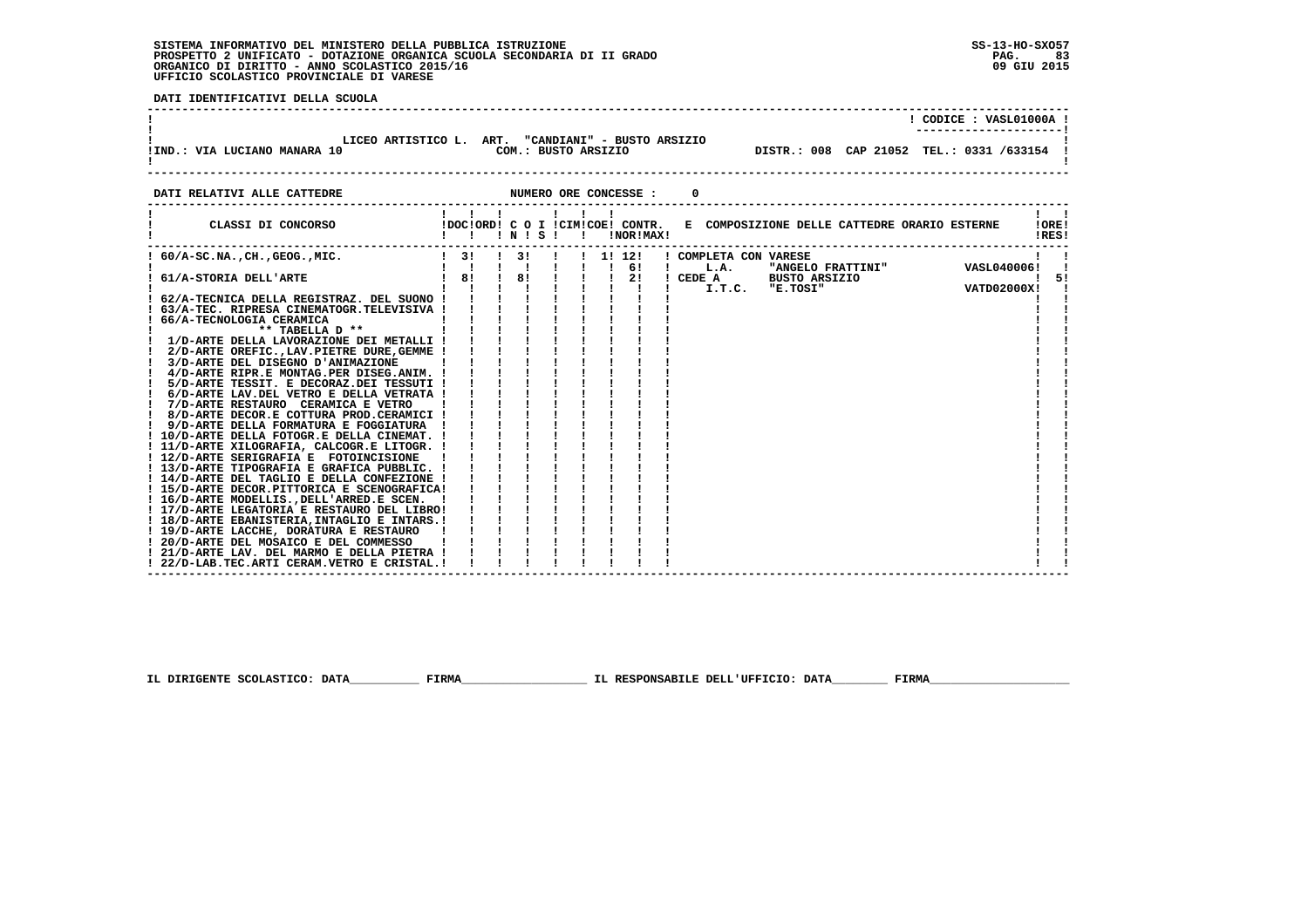**SISTEMA INFORMATIVO DEL MINISTERO DELLA PUBBLICA ISTRUZIONE**
**PROSPETTO 2 UNIFICATO - DOTAZIONE ORGANICA SCUOLA SECONDARIA DI II GRADO**
**ORGANICO DI DIRITTO - ANNO SCOLASTICO 2015/16**
**UFFICIO SCOLASTICO PROVINCIALE DI VARESE**

SS-13-HO-SXO57
09 GIU 2015

**DATI IDENTIFICATIVI DELLA SCUOLA**

CODICE : VASL01000A

LICEO ARTISTICO L. ART. "CANDIANI" - BUSTO ARSIZIO
IND.: VIA LUCIANO MANARA 10 — COM.: BUSTO ARSIZIO — DISTR.: 008 CAP 21052 TEL.: 0331 /633154

**DATI RELATIVI ALLE CATTEDRE** — NUMERO ORE CONCESSE : 0

| CLASSI DI CONCORSO | DOC | ORD | C O I N | S | CIM | COE | CONTR. NOR | CONTR. MAX | E COMPOSIZIONE DELLE CATTEDRE ORARIO ESTERNE | ORE RES |
|---|---|---|---|---|---|---|---|---|---|---|
| 60/A-SC.NA.,CH.,GEOG.,MIC. | 3 | | 3 | | | 1 | 12 | | COMPLETA CON VARESE | |
| | | | | | | | 6 | | L.A. "ANGELO FRATTINI" VASL040006 | |
| 61/A-STORIA DELL'ARTE | 8 | | 8 | | | | 2 | | CEDE A BUSTO ARSIZIO | 5 |
| | | | | | | | | | I.T.C. "E.TOSI" VATD02000X | |
| 62/A-TECNICA DELLA REGISTRAZ. DEL SUONO | | | | | | | | | | |
| 63/A-TEC. RIPRESA CINEMATOGR.TELEVISIVA | | | | | | | | | | |
| 66/A-TECNOLOGIA CERAMICA | | | | | | | | | | |
| ** TABELLA D ** | | | | | | | | | | |
| 1/D-ARTE DELLA LAVORAZIONE DEI METALLI | | | | | | | | | | |
| 2/D-ARTE OREFIC.,LAV.PIETRE DURE,GEMME | | | | | | | | | | |
| 3/D-ARTE DEL DISEGNO D'ANIMAZIONE | | | | | | | | | | |
| 4/D-ARTE RIPR.E MONTAG.PER DISEG.ANIM. | | | | | | | | | | |
| 5/D-ARTE TESSIT. E DECORAZ.DEI TESSUTI | | | | | | | | | | |
| 6/D-ARTE LAV.DEL VETRO E DELLA VETRATA | | | | | | | | | | |
| 7/D-ARTE RESTAURO CERAMICA E VETRO | | | | | | | | | | |
| 8/D-ARTE DECOR.E COTTURA PROD.CERAMICI | | | | | | | | | | |
| 9/D-ARTE DELLA FORMATURA E FOGGIATURA | | | | | | | | | | |
| 10/D-ARTE DELLA FOTOGR.E DELLA CINEMAT. | | | | | | | | | | |
| 11/D-ARTE XILOGRAFIA, CALCOGR.E LITOGR. | | | | | | | | | | |
| 12/D-ARTE SERIGRAFIA E FOTOINCISIONE | | | | | | | | | | |
| 13/D-ARTE TIPOGRAFIA E GRAFICA PUBBLIC. | | | | | | | | | | |
| 14/D-ARTE DEL TAGLIO E DELLA CONFEZIONE | | | | | | | | | | |
| 15/D-ARTE DECOR.PITTORICA E SCENOGRAFICA | | | | | | | | | | |
| 16/D-ARTE MODELLIS.,DELL'ARRED.E SCEN. | | | | | | | | | | |
| 17/D-ARTE LEGATORIA E RESTAURO DEL LIBRO | | | | | | | | | | |
| 18/D-ARTE EBANISTERIA,INTAGLIO E INTARS. | | | | | | | | | | |
| 19/D-ARTE LACCHE, DORATURA E RESTAURO | | | | | | | | | | |
| 20/D-ARTE DEL MOSAICO E DEL COMMESSO | | | | | | | | | | |
| 21/D-ARTE LAV. DEL MARMO E DELLA PIETRA | | | | | | | | | | |
| 22/D-LAB.TEC.ARTI CERAM.VETRO E CRISTAL. | | | | | | | | | | |

IL DIRIGENTE SCOLASTICO: DATA__________ FIRMA__________________ IL RESPONSABILE DELL'UFFICIO: DATA________ FIRMA____________________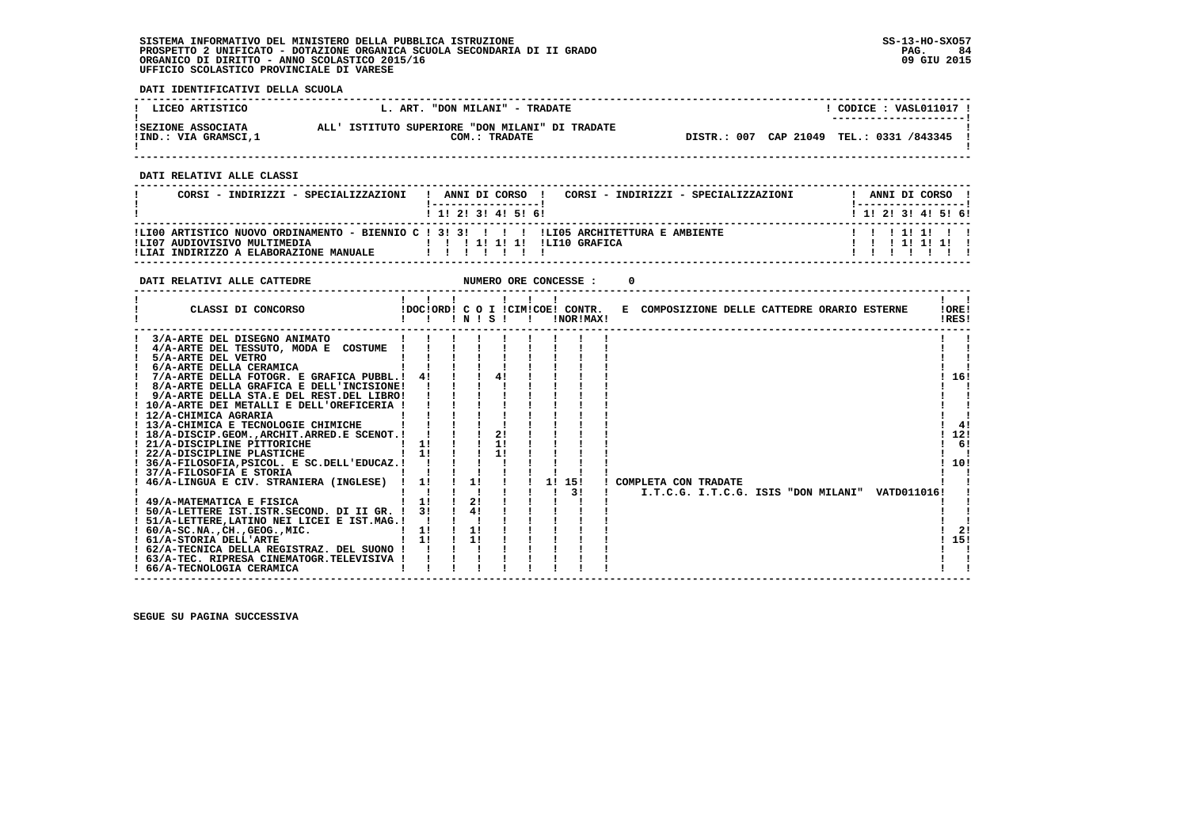SISTEMA INFORMATIVO DEL MINISTERO DELLA PUBBLICA ISTRUZIONE
PROSPETTO 2 UNIFICATO - DOTAZIONE ORGANICA SCUOLA SECONDARIA DI II GRADO
ORGANICO DI DIRITTO - ANNO SCOLASTICO 2015/16
UFFICIO SCOLASTICO PROVINCIALE DI VARESE

SS-13-HO-SXO57
09 GIU 2015

**DATI IDENTIFICATIVI DELLA SCUOLA**

| LICEO ARTISTICO | L. ART. "DON MILANI" - TRADATE | CODICE : VASL011017 |
|---|---|---|
| SEZIONE ASSOCIATA<br>IND.: VIA GRAMSCI,1 | ALL' ISTITUTO SUPERIORE "DON MILANI" DI TRADATE<br>COM.: TRADATE | DISTR.: 007 CAP 21049 TEL.: 0331 /843345 |

**DATI RELATIVI ALLE CLASSI**

| CORSI - INDIRIZZI - SPECIALIZZAZIONI | 1 | 2 | 3 | 4 | 5 | 6 | CORSI - INDIRIZZI - SPECIALIZZAZIONI | 1 | 2 | 3 | 4 | 5 | 6 |
|---|---|---|---|---|---|---|---|---|---|---|---|---|---|
| LI00 ARTISTICO NUOVO ORDINAMENTO - BIENNIO C | 3 | 3 | | | | | LI05 ARCHITETTURA E AMBIENTE | | | 1 | 1 | | |
| LI07 AUDIOVISIVO MULTIMEDIA | | | 1 | 1 | 1 | | LI10 GRAFICA | | | 1 | 1 | 1 | |
| LIAI INDIRIZZO A ELABORAZIONE MANUALE | | | | | | | | | | | | | |

**DATI RELATIVI ALLE CATTEDRE** NUMERO ORE CONCESSE : 0

| CLASSI DI CONCORSO | DOC | ORD | C O N | I S | CIM | COE | CONTR. NOR | CONTR. MAX | E COMPOSIZIONE DELLE CATTEDRE ORARIO ESTERNE | ORE RES |
|---|---|---|---|---|---|---|---|---|---|---|
| 3/A-ARTE DEL DISEGNO ANIMATO | | | | | | | | | | |
| 4/A-ARTE DEL TESSUTO, MODA E COSTUME | | | | | | | | | | |
| 5/A-ARTE DEL VETRO | | | | | | | | | | |
| 6/A-ARTE DELLA CERAMICA | | | | | | | | | | |
| 7/A-ARTE DELLA FOTOGR. E GRAFICA PUBBL. | 4 | | | 4 | | | | | | 16 |
| 8/A-ARTE DELLA GRAFICA E DELL'INCISIONE | | | | | | | | | | |
| 9/A-ARTE DELLA STA.E DEL REST.DEL LIBRO | | | | | | | | | | |
| 10/A-ARTE DEI METALLI E DELL'OREFICERIA | | | | | | | | | | |
| 12/A-CHIMICA AGRARIA | | | | | | | | | | |
| 13/A-CHIMICA E TECNOLOGIE CHIMICHE | | | | | | | | | | 4 |
| 18/A-DISCIP.GEOM.,ARCHIT.ARRED.E SCENOT. | | | | 2 | | | | | | 12 |
| 21/A-DISCIPLINE PITTORICHE | 1 | | | 1 | | | | | | 6 |
| 22/A-DISCIPLINE PLASTICHE | 1 | | | 1 | | | | | | |
| 36/A-FILOSOFIA,PSICOL. E SC.DELL'EDUCAZ. | | | | | | | | | | 10 |
| 37/A-FILOSOFIA E STORIA | | | | | | | | | | |
| 46/A-LINGUA E CIV. STRANIERA (INGLESE) | 1 | | 1 | | | 1 | 15 | | COMPLETA CON TRADATE | |
| | | | | | | | 3 | | I.T.C.G. I.T.C.G. ISIS "DON MILANI" VATD011016 | |
| 49/A-MATEMATICA E FISICA | 1 | | 2 | | | | | | | |
| 50/A-LETTERE IST.ISTR.SECOND. DI II GR. | 3 | | 4 | | | | | | | |
| 51/A-LETTERE,LATINO NEI LICEI E IST.MAG. | | | | | | | | | | |
| 60/A-SC.NA.,CH.,GEOG.,MIC. | 1 | | 1 | | | | | | | 2 |
| 61/A-STORIA DELL'ARTE | 1 | | 1 | | | | | | | 15 |
| 62/A-TECNICA DELLA REGISTRAZ. DEL SUONO | | | | | | | | | | |
| 63/A-TEC. RIPRESA CINEMATOGR.TELEVISIVA | | | | | | | | | | |
| 66/A-TECNOLOGIA CERAMICA | | | | | | | | | | |

SEGUE SU PAGINA SUCCESSIVA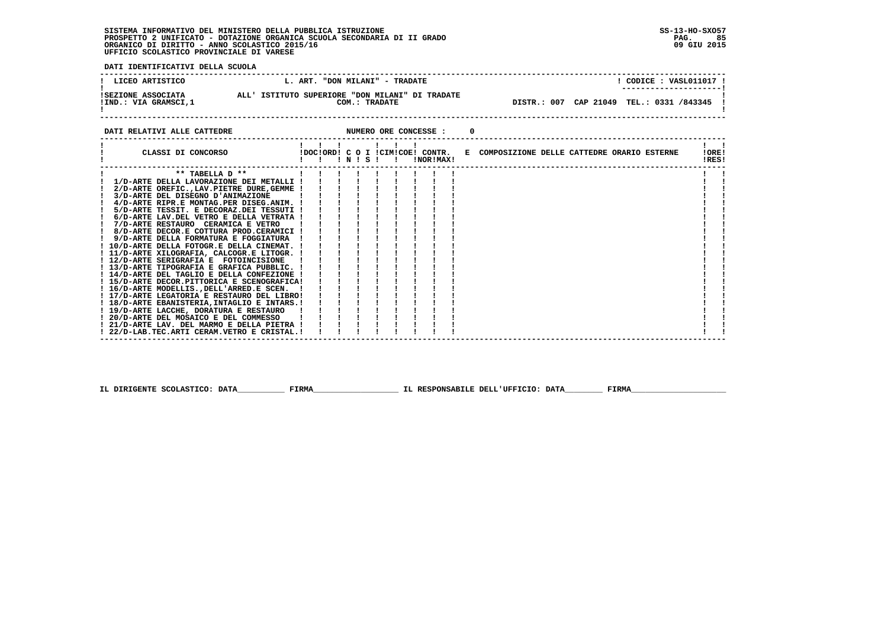SISTEMA INFORMATIVO DEL MINISTERO DELLA PUBBLICA ISTRUZIONE
PROSPETTO 2 UNIFICATO - DOTAZIONE ORGANICA SCUOLA SECONDARIA DI II GRADO
ORGANICO DI DIRITTO - ANNO SCOLASTICO 2015/16
UFFICIO SCOLASTICO PROVINCIALE DI VARESE

SS-13-HO-SXO57
09 GIU 2015

**DATI IDENTIFICATIVI DELLA SCUOLA**

| LICEO ARTISTICO | L. ART. "DON MILANI" - TRADATE | CODICE : VASL011017 |
|---|---|---|
| SEZIONE ASSOCIATA<br>IND.: VIA GRAMSCI,1 | ALL' ISTITUTO SUPERIORE "DON MILANI" DI TRADATE<br>COM.: TRADATE | DISTR.: 007 CAP 21049 TEL.: 0331 /843345 |

**DATI RELATIVI ALLE CATTEDRE** NUMERO ORE CONCESSE : 0

| CLASSI DI CONCORSO | DOC | ORD | C N | O | I S | CIM | COE | CONTR. NOR | MAX | E COMPOSIZIONE DELLE CATTEDRE ORARIO ESTERNE | ORE RES |
|---|---|---|---|---|---|---|---|---|---|---|---|
| ** TABELLA D ** | | | | | | | | | | | |
| 1/D-ARTE DELLA LAVORAZIONE DEI METALLI | | | | | | | | | | | |
| 2/D-ARTE OREFIC.,LAV.PIETRE DURE,GEMME | | | | | | | | | | | |
| 3/D-ARTE DEL DISEGNO D'ANIMAZIONE | | | | | | | | | | | |
| 4/D-ARTE RIPR.E MONTAG.PER DISEG.ANIM. | | | | | | | | | | | |
| 5/D-ARTE TESSIT. E DECORAZ.DEI TESSUTI | | | | | | | | | | | |
| 6/D-ARTE LAV.DEL VETRO E DELLA VETRATA | | | | | | | | | | | |
| 7/D-ARTE RESTAURO CERAMICA E VETRO | | | | | | | | | | | |
| 8/D-ARTE DECOR.E COTTURA PROD.CERAMICI | | | | | | | | | | | |
| 9/D-ARTE DELLA FORMATURA E FOGGIATURA | | | | | | | | | | | |
| 10/D-ARTE DELLA FOTOGR.E DELLA CINEMAT. | | | | | | | | | | | |
| 11/D-ARTE XILOGRAFIA, CALCOGR.E LITOGR. | | | | | | | | | | | |
| 12/D-ARTE SERIGRAFIA E FOTOINCISIONE | | | | | | | | | | | |
| 13/D-ARTE TIPOGRAFIA E GRAFICA PUBBLIC. | | | | | | | | | | | |
| 14/D-ARTE DEL TAGLIO E DELLA CONFEZIONE | | | | | | | | | | | |
| 15/D-ARTE DECOR.PITTORICA E SCENOGRAFICA | | | | | | | | | | | |
| 16/D-ARTE MODELLIS.,DELL'ARRED.E SCEN. | | | | | | | | | | | |
| 17/D-ARTE LEGATORIA E RESTAURO DEL LIBRO | | | | | | | | | | | |
| 18/D-ARTE EBANISTERIA,INTAGLIO E INTARS. | | | | | | | | | | | |
| 19/D-ARTE LACCHE, DORATURA E RESTAURO | | | | | | | | | | | |
| 20/D-ARTE DEL MOSAICO E DEL COMMESSO | | | | | | | | | | | |
| 21/D-ARTE LAV. DEL MARMO E DELLA PIETRA | | | | | | | | | | | |
| 22/D-LAB.TEC.ARTI CERAM.VETRO E CRISTAL. | | | | | | | | | | | |

IL DIRIGENTE SCOLASTICO: DATA__________ FIRMA__________________ IL RESPONSABILE DELL'UFFICIO: DATA________ FIRMA____________________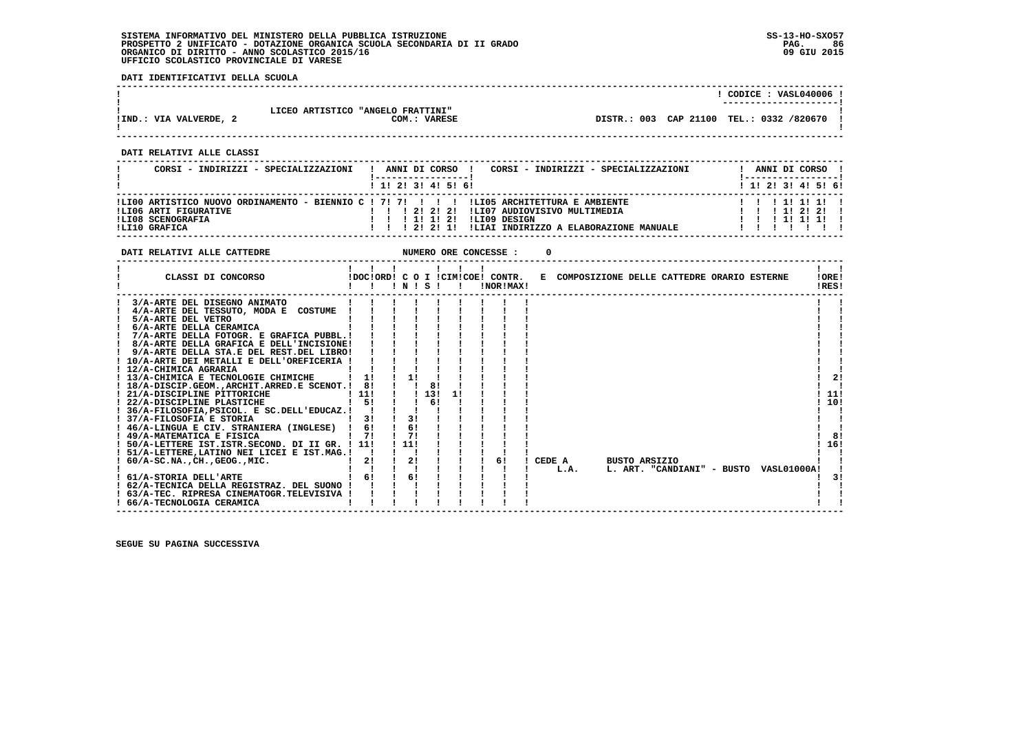SISTEMA INFORMATIVO DEL MINISTERO DELLA PUBBLICA ISTRUZIONE
PROSPETTO 2 UNIFICATO - DOTAZIONE ORGANICA SCUOLA SECONDARIA DI II GRADO
ORGANICO DI DIRITTO - ANNO SCOLASTICO 2015/16
UFFICIO SCOLASTICO PROVINCIALE DI VARESE

SS-13-HO-SXO57
09 GIU 2015

**DATI IDENTIFICATIVI DELLA SCUOLA**

| | | CODICE : VASL040006 |
|---|---|---|
| IND.: VIA VALVERDE, 2 | LICEO ARTISTICO "ANGELO FRATTINI" COM.: VARESE | DISTR.: 003 CAP 21100 TEL.: 0332 /820670 |

**DATI RELATIVI ALLE CLASSI**

| CORSI - INDIRIZZI - SPECIALIZZAZIONI | 1 | 2 | 3 | 4 | 5 | 6 | CORSI - INDIRIZZI - SPECIALIZZAZIONI | 1 | 2 | 3 | 4 | 5 | 6 |
|---|---|---|---|---|---|---|---|---|---|---|---|---|---|
| LI00 ARTISTICO NUOVO ORDINAMENTO - BIENNIO C | 7 | 7 | | | | | LI05 ARCHITETTURA E AMBIENTE | | | 1 | 1 | 1 | |
| LI06 ARTI FIGURATIVE | | | 2 | 2 | 2 | | LI07 AUDIOVISIVO MULTIMEDIA | | | 1 | 2 | 2 | |
| LI08 SCENOGRAFIA | | | 1 | 1 | 2 | | LI09 DESIGN | | | 1 | 1 | 1 | |
| LI10 GRAFICA | | | 2 | 2 | 1 | | LIAI INDIRIZZO A ELABORAZIONE MANUALE | | | | | | |

**DATI RELATIVI ALLE CATTEDRE** NUMERO ORE CONCESSE : 0

| CLASSI DI CONCORSO | DOC | ORD | C O I N | C O I S | CIM | COE | CONTR. NOR | CONTR. MAX | E COMPOSIZIONE DELLE CATTEDRE ORARIO ESTERNE | ORE RES |
|---|---|---|---|---|---|---|---|---|---|---|
| 3/A-ARTE DEL DISEGNO ANIMATO | | | | | | | | | | |
| 4/A-ARTE DEL TESSUTO, MODA E COSTUME | | | | | | | | | | |
| 5/A-ARTE DEL VETRO | | | | | | | | | | |
| 6/A-ARTE DELLA CERAMICA | | | | | | | | | | |
| 7/A-ARTE DELLA FOTOGR. E GRAFICA PUBBL. | | | | | | | | | | |
| 8/A-ARTE DELLA GRAFICA E DELL'INCISIONE | | | | | | | | | | |
| 9/A-ARTE DELLA STA.E DEL REST.DEL LIBRO | | | | | | | | | | |
| 10/A-ARTE DEI METALLI E DELL'OREFICERIA | | | | | | | | | | |
| 12/A-CHIMICA AGRARIA | | | | | | | | | | |
| 13/A-CHIMICA E TECNOLOGIE CHIMICHE | 1 | | 1 | | | | | | | 2 |
| 18/A-DISCIP.GEOM.,ARCHIT.ARRED.E SCENOT. | 8 | | | 8 | | | | | | |
| 21/A-DISCIPLINE PITTORICHE | 11 | | | 13 | 1 | | | | | 11 |
| 22/A-DISCIPLINE PLASTICHE | 5 | | | 6 | | | | | | 10 |
| 36/A-FILOSOFIA,PSICOL. E SC.DELL'EDUCAZ. | | | | | | | | | | |
| 37/A-FILOSOFIA E STORIA | 3 | | 3 | | | | | | | |
| 46/A-LINGUA E CIV. STRANIERA (INGLESE) | 6 | | 6 | | | | | | | |
| 49/A-MATEMATICA E FISICA | 7 | | 7 | | | | | | | 8 |
| 50/A-LETTERE IST.ISTR.SECOND. DI II GR. | 11 | | 11 | | | | | | | 16 |
| 51/A-LETTERE,LATINO NEI LICEI E IST.MAG. | | | | | | | | | | |
| 60/A-SC.NA.,CH.,GEOG.,MIC. | 2 | | 2 | | | | 6 | | CEDE A BUSTO ARSIZIO L.A. L. ART. "CANDIANI" - BUSTO VASL01000A | |
| 61/A-STORIA DELL'ARTE | 6 | | 6 | | | | | | | 3 |
| 62/A-TECNICA DELLA REGISTRAZ. DEL SUONO | | | | | | | | | | |
| 63/A-TEC. RIPRESA CINEMATOGR.TELEVISIVA | | | | | | | | | | |
| 66/A-TECNOLOGIA CERAMICA | | | | | | | | | | |

SEGUE SU PAGINA SUCCESSIVA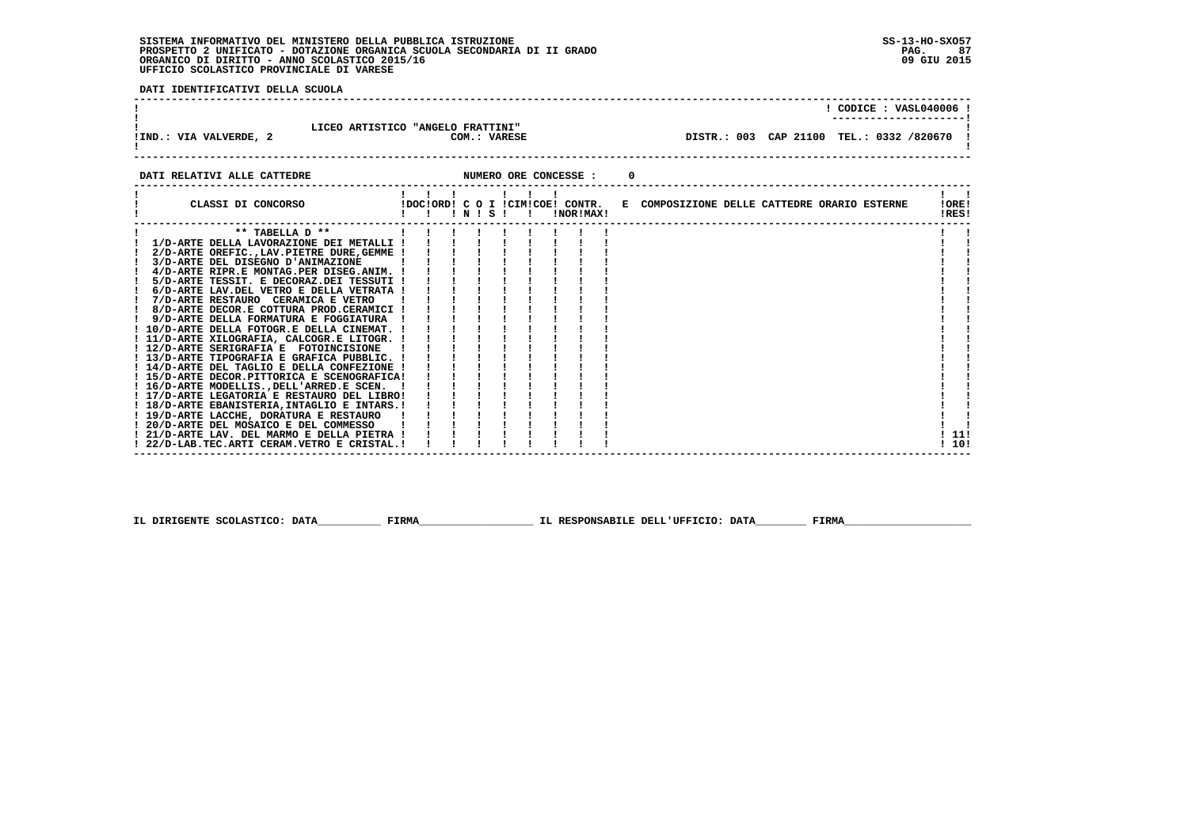SISTEMA INFORMATIVO DEL MINISTERO DELLA PUBBLICA ISTRUZIONE
PROSPETTO 2 UNIFICATO - DOTAZIONE ORGANICA SCUOLA SECONDARIA DI II GRADO
ORGANICO DI DIRITTO - ANNO SCOLASTICO 2015/16
UFFICIO SCOLASTICO PROVINCIALE DI VARESE

SS-13-HO-SXO57
09 GIU 2015

**DATI IDENTIFICATIVI DELLA SCUOLA**

CODICE : VASL040006

LICEO ARTISTICO "ANGELO FRATTINI"
IND.: VIA VALVERDE, 2 — COM.: VARESE — DISTR.: 003 CAP 21100 TEL.: 0332 /820670

**DATI RELATIVI ALLE CATTEDRE** — NUMERO ORE CONCESSE : 0

| CLASSI DI CONCORSO | DOC | ORD | C IN | O | I S | CIM | COE | CONTR. NOR | CONTR. MAX | E COMPOSIZIONE DELLE CATTEDRE ORARIO ESTERNE | ORE RES |
|---|---|---|---|---|---|---|---|---|---|---|---|
| ** TABELLA D ** | | | | | | | | | | | |
| 1/D-ARTE DELLA LAVORAZIONE DEI METALLI | | | | | | | | | | | |
| 2/D-ARTE OREFIC.,LAV.PIETRE DURE,GEMME | | | | | | | | | | | |
| 3/D-ARTE DEL DISEGNO D'ANIMAZIONE | | | | | | | | | | | |
| 4/D-ARTE RIPR.E MONTAG.PER DISEG.ANIM. | | | | | | | | | | | |
| 5/D-ARTE TESSIT. E DECORAZ.DEI TESSUTI | | | | | | | | | | | |
| 6/D-ARTE LAV.DEL VETRO E DELLA VETRATA | | | | | | | | | | | |
| 7/D-ARTE RESTAURO CERAMICA E VETRO | | | | | | | | | | | |
| 8/D-ARTE DECOR.E COTTURA PROD.CERAMICI | | | | | | | | | | | |
| 9/D-ARTE DELLA FORMATURA E FOGGIATURA | | | | | | | | | | | |
| 10/D-ARTE DELLA FOTOGR.E DELLA CINEMAT. | | | | | | | | | | | |
| 11/D-ARTE XILOGRAFIA, CALCOGR.E LITOGR. | | | | | | | | | | | |
| 12/D-ARTE SERIGRAFIA E FOTOINCISIONE | | | | | | | | | | | |
| 13/D-ARTE TIPOGRAFIA E GRAFICA PUBBLIC. | | | | | | | | | | | |
| 14/D-ARTE DEL TAGLIO E DELLA CONFEZIONE | | | | | | | | | | | |
| 15/D-ARTE DECOR.PITTORICA E SCENOGRAFICA | | | | | | | | | | | |
| 16/D-ARTE MODELLIS.,DELL'ARRED.E SCEN. | | | | | | | | | | | |
| 17/D-ARTE LEGATORIA E RESTAURO DEL LIBRO | | | | | | | | | | | |
| 18/D-ARTE EBANISTERIA,INTAGLIO E INTARS. | | | | | | | | | | | |
| 19/D-ARTE LACCHE, DORATURA E RESTAURO | | | | | | | | | | | |
| 20/D-ARTE DEL MOSAICO E DEL COMMESSO | | | | | | | | | | | |
| 21/D-ARTE LAV. DEL MARMO E DELLA PIETRA | | | | | | | | | | | 11 |
| 22/D-LAB.TEC.ARTI CERAM.VETRO E CRISTAL. | | | | | | | | | | | 10 |

IL DIRIGENTE SCOLASTICO: DATA__________ FIRMA__________________ IL RESPONSABILE DELL'UFFICIO: DATA________ FIRMA____________________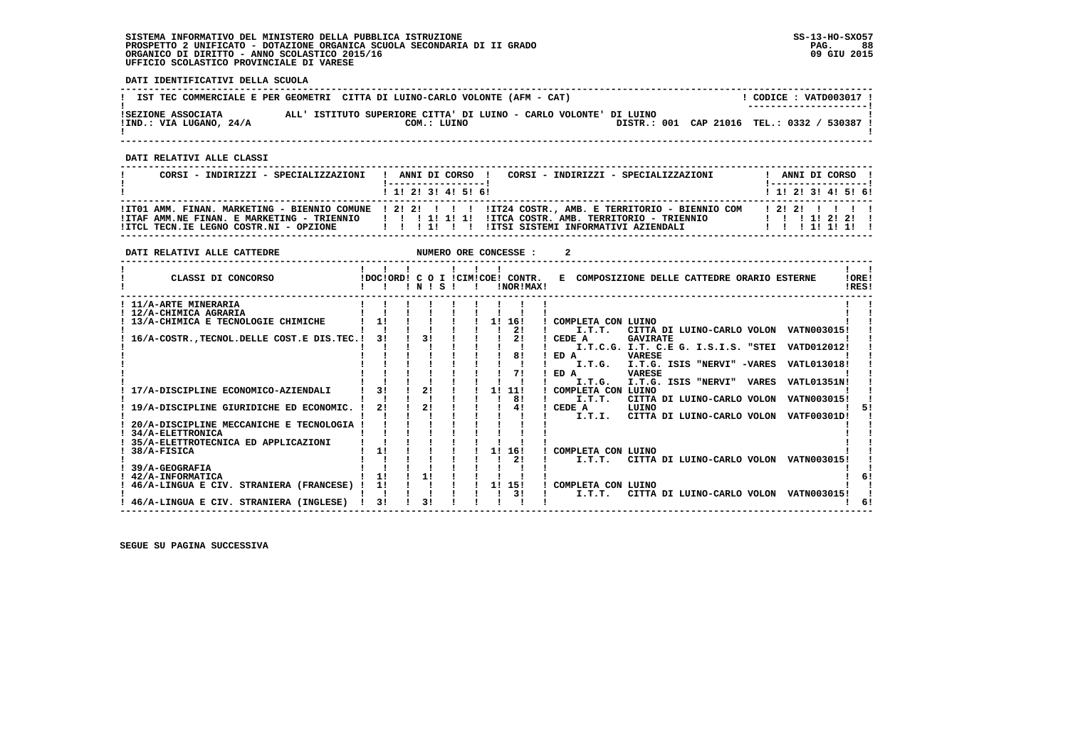SISTEMA INFORMATIVO DEL MINISTERO DELLA PUBBLICA ISTRUZIONE
PROSPETTO 2 UNIFICATO - DOTAZIONE ORGANICA SCUOLA SECONDARIA DI II GRADO
ORGANICO DI DIRITTO - ANNO SCOLASTICO 2015/16
UFFICIO SCOLASTICO PROVINCIALE DI VARESE

SS-13-HO-SXO57
09 GIU 2015

**DATI IDENTIFICATIVI DELLA SCUOLA**

IST TEC COMMERCIALE E PER GEOMETRI CITTA DI LUINO-CARLO VOLONTE (AFM - CAT) — CODICE : VATD003017

SEZIONE ASSOCIATA ALL' ISTITUTO SUPERIORE CITTA' DI LUINO - CARLO VOLONTE' DI LUINO
IND.: VIA LUGANO, 24/A — COM.: LUINO — DISTR.: 001 CAP 21016 TEL.: 0332 / 530387

**DATI RELATIVI ALLE CLASSI**

| CORSI - INDIRIZZI - SPECIALIZZAZIONI | 1 | 2 | 3 | 4 | 5 | 6 | CORSI - INDIRIZZI - SPECIALIZZAZIONI | 1 | 2 | 3 | 4 | 5 | 6 |
|---|---|---|---|---|---|---|---|---|---|---|---|---|---|
| IT01 AMM. FINAN. MARKETING - BIENNIO COMUNE | 2 | 2 | | | | | IT24 COSTR., AMB. E TERRITORIO - BIENNIO COM | 2 | 2 | | | | |
| ITAF AMM.NE FINAN. E MARKETING - TRIENNIO | | | 1 | 1 | 1 | | ITCA COSTR. AMB. TERRITORIO - TRIENNIO | | | 1 | 2 | 2 | |
| ITCL TECN.IE LEGNO COSTR.NI - OPZIONE | | | 1 | | | | ITSI SISTEMI INFORMATIVI AZIENDALI | | | 1 | 1 | 1 | |

**DATI RELATIVI ALLE CATTEDRE** — NUMERO ORE CONCESSE : 2

| CLASSI DI CONCORSO | DOC | ORD | C O I N | S | CIM | COE | CONTR. NOR | CONTR. MAX | E COMPOSIZIONE DELLE CATTEDRE ORARIO ESTERNE | | | ORE RES |
|---|---|---|---|---|---|---|---|---|---|---|---|---|
| 11/A-ARTE MINERARIA | | | | | | | | | | | | |
| 12/A-CHIMICA AGRARIA | | | | | | | | | | | | |
| 13/A-CHIMICA E TECNOLOGIE CHIMICHE | 1 | | | | | 1 | 16 | | COMPLETA CON LUINO | | | |
| | | | | | | | 2 | | I.T.T. | CITTA DI LUINO-CARLO VOLON | VATN003015 | |
| 16/A-COSTR.,TECNOL.DELLE COST.E DIS.TEC. | 3 | | 3 | | | | 2 | | CEDE A | GAVIRATE | | |
| | | | | | | | | | I.T.C.G. | I.T. C.E G. I.S.I.S. "STEI | VATD012012 | |
| | | | | | | | 8 | | ED A | VARESE | | |
| | | | | | | | | | I.T.G. | I.T.G. ISIS "NERVI" -VARES | VATL013018 | |
| | | | | | | | 7 | | ED A | VARESE | | |
| | | | | | | | | | I.T.G. | I.T.G. ISIS "NERVI" VARES | VATL01351N | |
| 17/A-DISCIPLINE ECONOMICO-AZIENDALI | 3 | | 2 | | | 1 | 11 | | COMPLETA CON LUINO | | | |
| | | | | | | | 8 | | I.T.T. | CITTA DI LUINO-CARLO VOLON | VATN003015 | |
| 19/A-DISCIPLINE GIURIDICHE ED ECONOMIC. | 2 | | 2 | | | | 4 | | CEDE A | LUINO | | 5 |
| | | | | | | | | | I.T.I. | CITTA DI LUINO-CARLO VOLON | VATF00301D | |
| 20/A-DISCIPLINE MECCANICHE E TECNOLOGIA | | | | | | | | | | | | |
| 34/A-ELETTRONICA | | | | | | | | | | | | |
| 35/A-ELETTROTECNICA ED APPLICAZIONI | | | | | | | | | | | | |
| 38/A-FISICA | 1 | | | | | 1 | 16 | | COMPLETA CON LUINO | | | |
| | | | | | | | 2 | | I.T.T. | CITTA DI LUINO-CARLO VOLON | VATN003015 | |
| 39/A-GEOGRAFIA | | | | | | | | | | | | |
| 42/A-INFORMATICA | 1 | | 1 | | | | | | | | | 6 |
| 46/A-LINGUA E CIV. STRANIERA (FRANCESE) | 1 | | | | | 1 | 15 | | COMPLETA CON LUINO | | | |
| | | | | | | | 3 | | I.T.T. | CITTA DI LUINO-CARLO VOLON | VATN003015 | |
| 46/A-LINGUA E CIV. STRANIERA (INGLESE) | 3 | | 3 | | | | | | | | | 6 |

SEGUE SU PAGINA SUCCESSIVA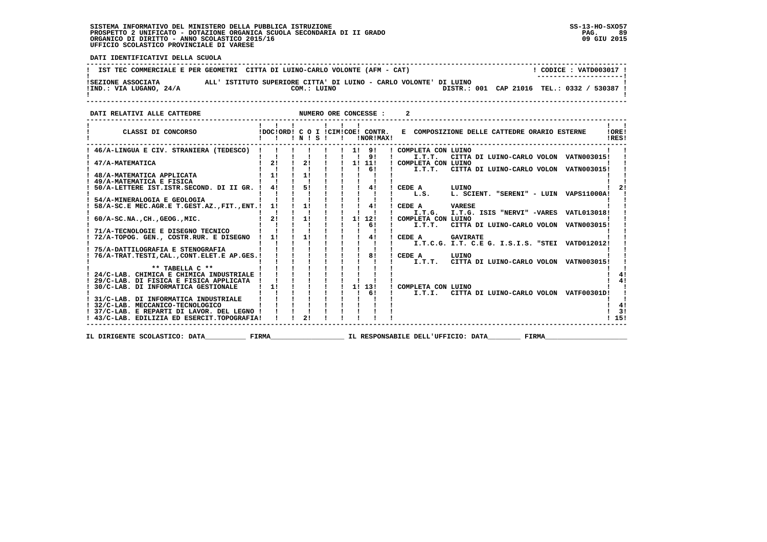**SISTEMA INFORMATIVO DEL MINISTERO DELLA PUBBLICA ISTRUZIONE**
**PROSPETTO 2 UNIFICATO - DOTAZIONE ORGANICA SCUOLA SECONDARIA DI II GRADO**
**ORGANICO DI DIRITTO - ANNO SCOLASTICO 2015/16**
**UFFICIO SCOLASTICO PROVINCIALE DI VARESE**

SS-13-HO-SXO57
09 GIU 2015

**DATI IDENTIFICATIVI DELLA SCUOLA**

IST TEC COMMERCIALE E PER GEOMETRI CITTA DI LUINO-CARLO VOLONTE (AFM - CAT) — CODICE : VATD003017

SEZIONE ASSOCIATA ALL' ISTITUTO SUPERIORE CITTA' DI LUINO - CARLO VOLONTE' DI LUINO
IND.: VIA LUGANO, 24/A — COM.: LUINO — DISTR.: 001 CAP 21016 TEL.: 0332 / 530387

**DATI RELATIVI ALLE CATTEDRE** — NUMERO ORE CONCESSE : 2

| CLASSI DI CONCORSO | DOC | ORD | C O I N | S | CIM | COE | CONTR. NOR | MAX | E COMPOSIZIONE DELLE CATTEDRE ORARIO ESTERNE | ORE RES |
|---|---|---|---|---|---|---|---|---|---|---|
| 46/A-LINGUA E CIV. STRANIERA (TEDESCO) | | | | | | 1 | 9 | 9 | COMPLETA CON LUINO I.T.T. CITTA DI LUINO-CARLO VOLON VATN003015 | |
| 47/A-MATEMATICA | 2 | | 2 | | | 1 | 11 | 6 | COMPLETA CON LUINO I.T.T. CITTA DI LUINO-CARLO VOLON VATN003015 | |
| 48/A-MATEMATICA APPLICATA | 1 | | 1 | | | | | | | |
| 49/A-MATEMATICA E FISICA | | | | | | | | | | |
| 50/A-LETTERE IST.ISTR.SECOND. DI II GR. | 4 | | 5 | | | | 4 | | CEDE A LUINO L.S. L. SCIENT. "SERENI" - LUIN VAPS11000A | 2 |
| 54/A-MINERALOGIA E GEOLOGIA | | | | | | | | | | |
| 58/A-SC.E MEC.AGR.E T.GEST.AZ.,FIT.,ENT. | 1 | | 1 | | | | 4 | | CEDE A VARESE I.T.G. I.T.G. ISIS "NERVI" -VARES VATL013018 | |
| 60/A-SC.NA.,CH.,GEOG.,MIC. | 2 | | 1 | | | 1 | 12 | 6 | COMPLETA CON LUINO I.T.T. CITTA DI LUINO-CARLO VOLON VATN003015 | |
| 71/A-TECNOLOGIE E DISEGNO TECNICO | | | | | | | | | | |
| 72/A-TOPOG. GEN., COSTR.RUR. E DISEGNO | 1 | | 1 | | | | 4 | | CEDE A GAVIRATE I.T.C.G. I.T. C.E G. I.S.I.S. "STEI VATD012012 | |
| 75/A-DATTILOGRAFIA E STENOGRAFIA | | | | | | | | | | |
| 76/A-TRAT.TESTI,CAL.,CONT.ELET.E AP.GES. | | | | | | | 8 | | CEDE A LUINO I.T.T. CITTA DI LUINO-CARLO VOLON VATN003015 | |
| ** TABELLA C ** | | | | | | | | | | |
| 24/C-LAB. CHIMICA E CHIMICA INDUSTRIALE | | | | | | | | | | 4 |
| 29/C-LAB. DI FISICA E FISICA APPLICATA | | | | | | | | | | 4 |
| 30/C-LAB. DI INFORMATICA GESTIONALE | 1 | | | | | 1 | 13 | 6 | COMPLETA CON LUINO I.T.I. CITTA DI LUINO-CARLO VOLON VATF00301D | |
| 31/C-LAB. DI INFORMATICA INDUSTRIALE | | | | | | | | | | |
| 32/C-LAB. MECCANICO-TECNOLOGICO | | | | | | | | | | 4 |
| 37/C-LAB. E REPARTI DI LAVOR. DEL LEGNO | | | | | | | | | | 3 |
| 43/C-LAB. EDILIZIA ED ESERCIT.TOPOGRAFIA | | | 2 | | | | | | | 15 |

IL DIRIGENTE SCOLASTICO: DATA__________ FIRMA__________________ IL RESPONSABILE DELL'UFFICIO: DATA________ FIRMA____________________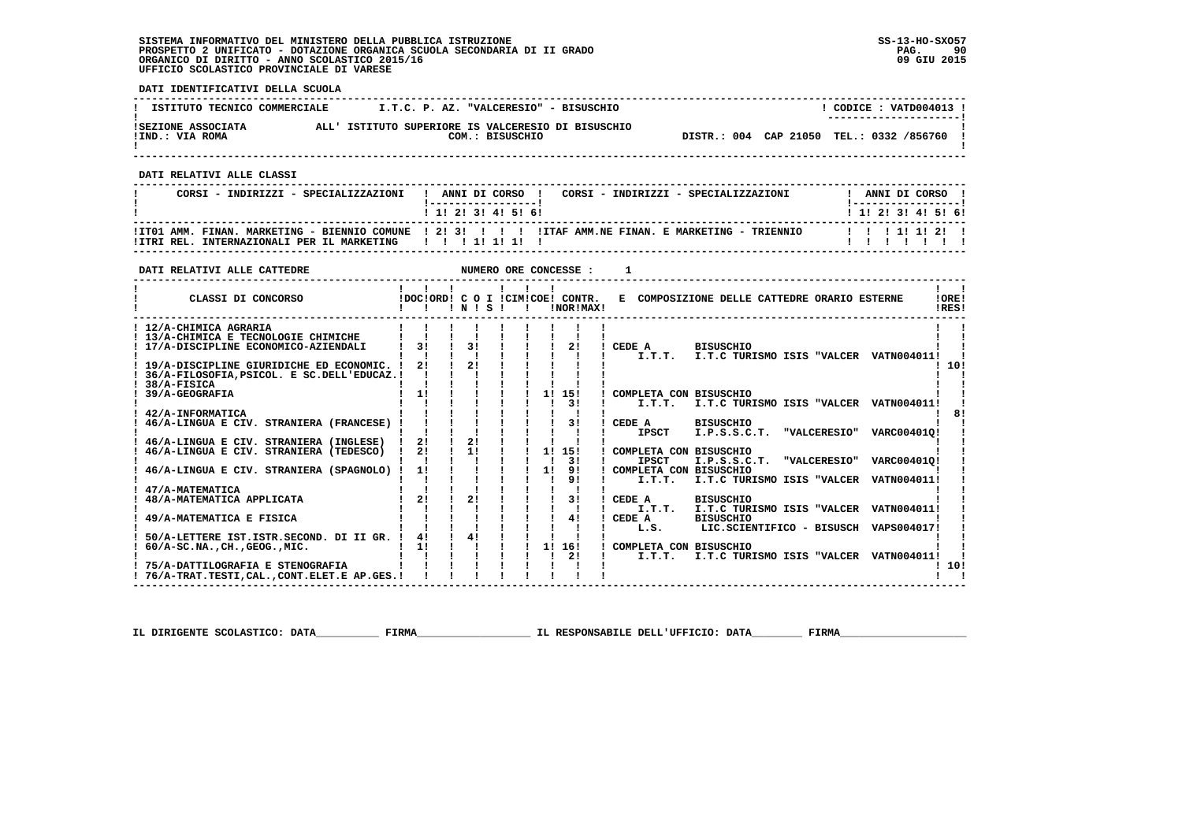SISTEMA INFORMATIVO DEL MINISTERO DELLA PUBBLICA ISTRUZIONE
PROSPETTO 2 UNIFICATO - DOTAZIONE ORGANICA SCUOLA SECONDARIA DI II GRADO
ORGANICO DI DIRITTO - ANNO SCOLASTICO 2015/16
UFFICIO SCOLASTICO PROVINCIALE DI VARESE

SS-13-HO-SXO57
09 GIU 2015

**DATI IDENTIFICATIVI DELLA SCUOLA**

| ISTITUTO TECNICO COMMERCIALE | I.T.C. P. AZ. "VALCERESIO" - BISUSCHIO | CODICE : VATD004013 |
|---|---|---|
| SEZIONE ASSOCIATA ALL' ISTITUTO SUPERIORE IS VALCERESIO DI BISUSCHIO | COM.: BISUSCHIO | DISTR.: 004 CAP 21050 TEL.: 0332 /856760 |
| IND.: VIA ROMA | | |

**DATI RELATIVI ALLE CLASSI**

| CORSI - INDIRIZZI - SPECIALIZZAZIONI | 1 | 2 | 3 | 4 | 5 | 6 | CORSI - INDIRIZZI - SPECIALIZZAZIONI | 1 | 2 | 3 | 4 | 5 | 6 |
|---|---|---|---|---|---|---|---|---|---|---|---|---|---|
| IT01 AMM. FINAN. MARKETING - BIENNIO COMUNE | 2 | 3 | | | | | ITAF AMM.NE FINAN. E MARKETING - TRIENNIO | | | 1 | 1 | 2 | |
| ITRI REL. INTERNAZIONALI PER IL MARKETING | | | 1 | 1 | 1 | | | | | | | | |

**DATI RELATIVI ALLE CATTEDRE** NUMERO ORE CONCESSE : 1

| CLASSI DI CONCORSO | DOC | ORD | C O I N | S | CIM | COE | CONTR. NOR | MAX | E COMPOSIZIONE DELLE CATTEDRE ORARIO ESTERNE | ORE RES |
|---|---|---|---|---|---|---|---|---|---|---|
| 12/A-CHIMICA AGRARIA | | | | | | | | | | |
| 13/A-CHIMICA E TECNOLOGIE CHIMICHE | | | | | | | | | | |
| 17/A-DISCIPLINE ECONOMICO-AZIENDALI | 3 | | 3 | | | | 2 | | CEDE A BISUSCHIO I.T.T. I.T.C TURISMO ISIS "VALCER VATN004011 | |
| 19/A-DISCIPLINE GIURIDICHE ED ECONOMIC. | 2 | | 2 | | | | | | | 10 |
| 36/A-FILOSOFIA,PSICOL. E SC.DELL'EDUCAZ. | | | | | | | | | | |
| 38/A-FISICA | | | | | | | | | | |
| 39/A-GEOGRAFIA | 1 | | | | | 1 | 15 / 3 | | COMPLETA CON BISUSCHIO I.T.T. I.T.C TURISMO ISIS "VALCER VATN004011 | |
| 42/A-INFORMATICA | | | | | | | | | | 8 |
| 46/A-LINGUA E CIV. STRANIERA (FRANCESE) | | | | | | | 3 | | CEDE A BISUSCHIO IPSCT I.P.S.S.C.T. "VALCERESIO" VARC00401Q | |
| 46/A-LINGUA E CIV. STRANIERA (INGLESE) | 2 | | 2 | | | | | | | |
| 46/A-LINGUA E CIV. STRANIERA (TEDESCO) | 2 | | 1 | | | 1 | 15 / 3 | | COMPLETA CON BISUSCHIO IPSCT I.P.S.S.C.T. "VALCERESIO" VARC00401Q | |
| 46/A-LINGUA E CIV. STRANIERA (SPAGNOLO) | 1 | | | | | 1 | 9 / 9 | | COMPLETA CON BISUSCHIO I.T.T. I.T.C TURISMO ISIS "VALCER VATN004011 | |
| 47/A-MATEMATICA | | | | | | | | | | |
| 48/A-MATEMATICA APPLICATA | 2 | | 2 | | | | 3 | | CEDE A BISUSCHIO I.T.T. I.T.C TURISMO ISIS "VALCER VATN004011 | |
| 49/A-MATEMATICA E FISICA | | | | | | | 4 | | CEDE A BISUSCHIO L.S. LIC.SCIENTIFICO - BISUSCH VAPS004017 | |
| 50/A-LETTERE IST.ISTR.SECOND. DI II GR. | 4 | | 4 | | | | | | | |
| 60/A-SC.NA.,CH.,GEOG.,MIC. | 1 | | | | | 1 | 16 / 2 | | COMPLETA CON BISUSCHIO I.T.T. I.T.C TURISMO ISIS "VALCER VATN004011 | |
| 75/A-DATTILOGRAFIA E STENOGRAFIA | | | | | | | | | | 10 |
| 76/A-TRAT.TESTI,CAL.,CONT.ELET.E AP.GES. | | | | | | | | | | |

IL DIRIGENTE SCOLASTICO: DATA__________ FIRMA__________________ IL RESPONSABILE DELL'UFFICIO: DATA________ FIRMA____________________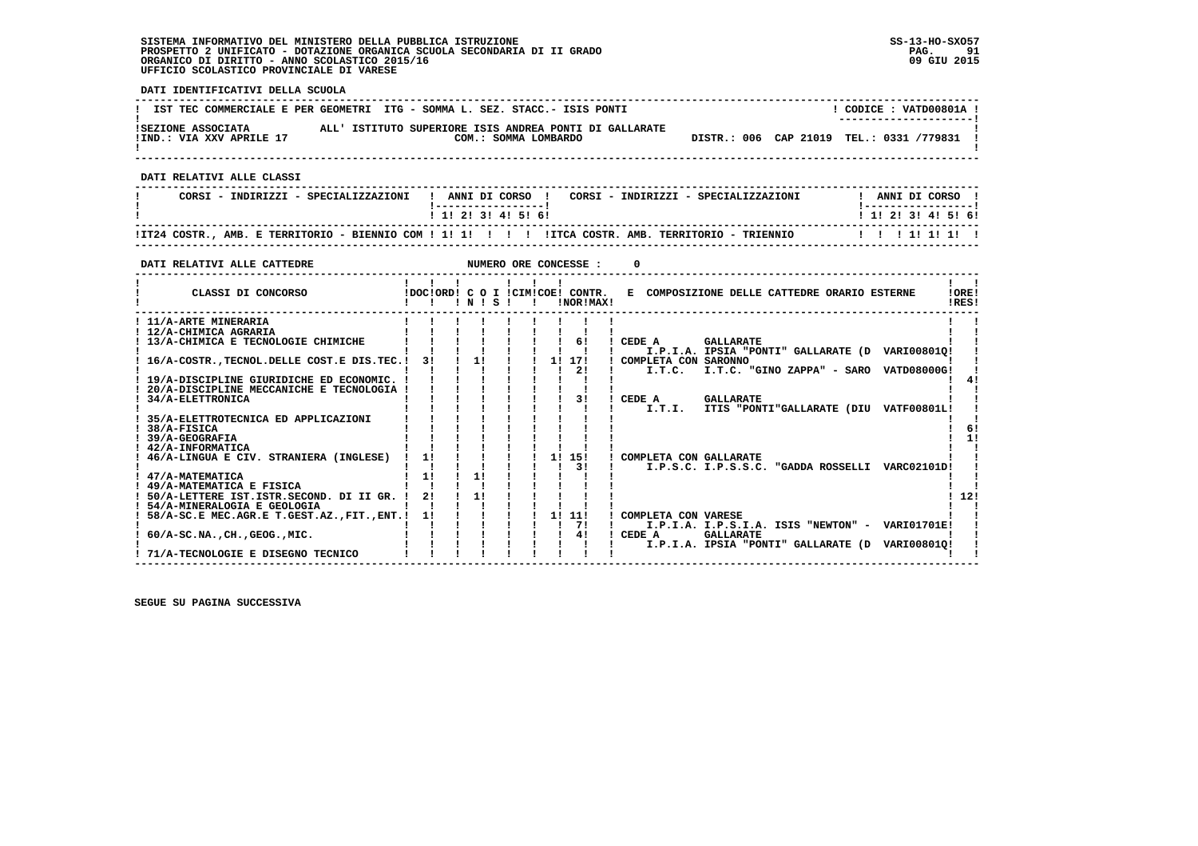SISTEMA INFORMATIVO DEL MINISTERO DELLA PUBBLICA ISTRUZIONE
PROSPETTO 2 UNIFICATO - DOTAZIONE ORGANICA SCUOLA SECONDARIA DI II GRADO
ORGANICO DI DIRITTO - ANNO SCOLASTICO 2015/16
UFFICIO SCOLASTICO PROVINCIALE DI VARESE

SS-13-HO-SXO57
09 GIU 2015

**DATI IDENTIFICATIVI DELLA SCUOLA**

| IST TEC COMMERCIALE E PER GEOMETRI ITG - SOMMA L. SEZ. STACC.- ISIS PONTI | CODICE : VATD00801A |
|---|---|
| SEZIONE ASSOCIATA ALL' ISTITUTO SUPERIORE ISIS ANDREA PONTI DI GALLARATE | |
| IND.: VIA XXV APRILE 17 COM.: SOMMA LOMBARDO | DISTR.: 006 CAP 21019 TEL.: 0331 /779831 |

**DATI RELATIVI ALLE CLASSI**

| CORSI - INDIRIZZI - SPECIALIZZAZIONI | 1 | 2 | 3 | 4 | 5 | 6 | CORSI - INDIRIZZI - SPECIALIZZAZIONI | 1 | 2 | 3 | 4 | 5 | 6 |
|---|---|---|---|---|---|---|---|---|---|---|---|---|---|
| IT24 COSTR., AMB. E TERRITORIO - BIENNIO COM | 1 | 1 | | | | | ITCA COSTR. AMB. TERRITORIO - TRIENNIO | | | 1 | 1 | 1 | |

**DATI RELATIVI ALLE CATTEDRE** NUMERO ORE CONCESSE : 0

| CLASSI DI CONCORSO | DOC | ORD | C O I N | S | CIM | COE | CONTR. NOR | MAX | E COMPOSIZIONE DELLE CATTEDRE ORARIO ESTERNE | ORE RES |
|---|---|---|---|---|---|---|---|---|---|---|
| 11/A-ARTE MINERARIA | | | | | | | | | | |
| 12/A-CHIMICA AGRARIA | | | | | | | | | | |
| 13/A-CHIMICA E TECNOLOGIE CHIMICHE | | | | | | | | 6 | CEDE A GALLARATE I.P.I.A. IPSIA "PONTI" GALLARATE (D VARI00801Q | |
| 16/A-COSTR.,TECNOL.DELLE COST.E DIS.TEC. | 3 | | 1 | | | 1 | 17 | 2 | COMPLETA CON SARONNO I.T.C. I.T.C. "GINO ZAPPA" - SARO VATD08000G | |
| 19/A-DISCIPLINE GIURIDICHE ED ECONOMIC. | | | | | | | | | | 4 |
| 20/A-DISCIPLINE MECCANICHE E TECNOLOGIA | | | | | | | | | | |
| 34/A-ELETTRONICA | | | | | | | | 3 | CEDE A GALLARATE I.T.I. ITIS "PONTI"GALLARATE (DIU VATF00801L | |
| 35/A-ELETTROTECNICA ED APPLICAZIONI | | | | | | | | | | |
| 38/A-FISICA | | | | | | | | | | 6 |
| 39/A-GEOGRAFIA | | | | | | | | | | 1 |
| 42/A-INFORMATICA | | | | | | | | | | |
| 46/A-LINGUA E CIV. STRANIERA (INGLESE) | 1 | | | | | 1 | 15 | 3 | COMPLETA CON GALLARATE I.P.S.C. I.P.S.S.C. "GADDA ROSSELLI VARC02101D | |
| 47/A-MATEMATICA | 1 | | 1 | | | | | | | |
| 49/A-MATEMATICA E FISICA | | | | | | | | | | |
| 50/A-LETTERE IST.ISTR.SECOND. DI II GR. | 2 | | 1 | | | | | | | 12 |
| 54/A-MINERALOGIA E GEOLOGIA | | | | | | | | | | |
| 58/A-SC.E MEC.AGR.E T.GEST.AZ.,FIT.,ENT. | 1 | | | | | 1 | 11 | 7 | COMPLETA CON VARESE I.P.I.A. I.P.S.I.A. ISIS "NEWTON" - VARI01701E | |
| 60/A-SC.NA.,CH.,GEOG.,MIC. | | | | | | | | 4 | CEDE A GALLARATE I.P.I.A. IPSIA "PONTI" GALLARATE (D VARI00801Q | |
| 71/A-TECNOLOGIE E DISEGNO TECNICO | | | | | | | | | | |

SEGUE SU PAGINA SUCCESSIVA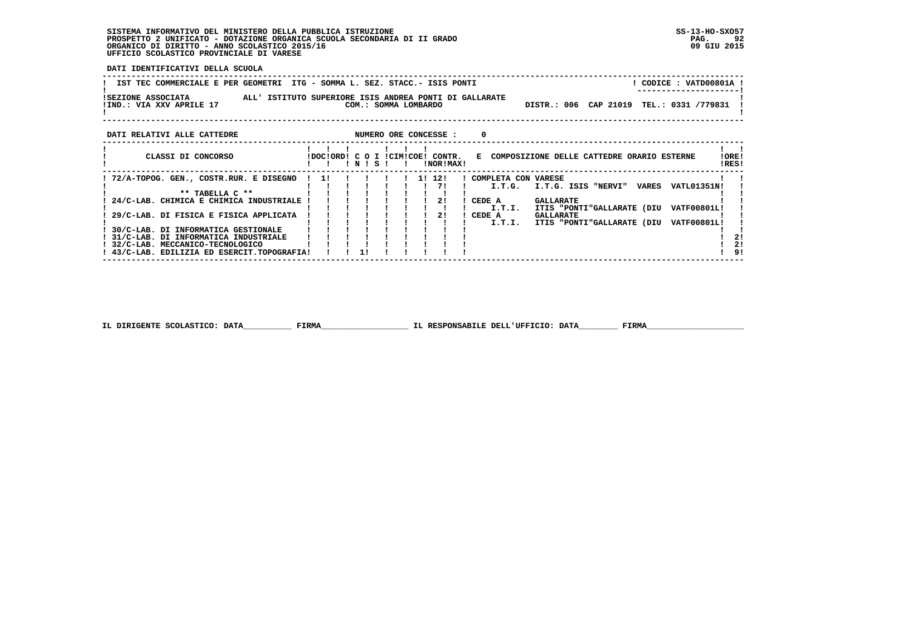SISTEMA INFORMATIVO DEL MINISTERO DELLA PUBBLICA ISTRUZIONE
PROSPETTO 2 UNIFICATO - DOTAZIONE ORGANICA SCUOLA SECONDARIA DI II GRADO
ORGANICO DI DIRITTO - ANNO SCOLASTICO 2015/16
UFFICIO SCOLASTICO PROVINCIALE DI VARESE

SS-13-HO-SXO57
09 GIU 2015

**DATI IDENTIFICATIVI DELLA SCUOLA**

IST TEC COMMERCIALE E PER GEOMETRI ITG - SOMMA L. SEZ. STACC.- ISIS PONTI — CODICE : VATD00801A

SEZIONE ASSOCIATA ALL' ISTITUTO SUPERIORE ISIS ANDREA PONTI DI GALLARATE
IND.: VIA XXV APRILE 17 — COM.: SOMMA LOMBARDO — DISTR.: 006 CAP 21019 TEL.: 0331 /779831

**DATI RELATIVI ALLE CATTEDRE** — NUMERO ORE CONCESSE : 0

| CLASSI DI CONCORSO | DOC | ORD | C O N | I S | CIM | COE | CONTR. NOR | CONTR. MAX | E COMPOSIZIONE DELLE CATTEDRE ORARIO ESTERNE | ORE RES |
|---|---|---|---|---|---|---|---|---|---|---|
| 72/A-TOPOG. GEN., COSTR.RUR. E DISEGNO | 1 | | | | | 1 | 12 | | COMPLETA CON VARESE | |
| | | | | | | | 7 | | I.T.G. I.T.G. ISIS "NERVI" VARES VATL01351N | |
| ** TABELLA C ** | | | | | | | | | | |
| 24/C-LAB. CHIMICA E CHIMICA INDUSTRIALE | | | | | | | 2 | | CEDE A GALLARATE | |
| | | | | | | | | | I.T.I. ITIS "PONTI"GALLARATE (DIU VATF00801L | |
| 29/C-LAB. DI FISICA E FISICA APPLICATA | | | | | | | 2 | | CEDE A GALLARATE | |
| | | | | | | | | | I.T.I. ITIS "PONTI"GALLARATE (DIU VATF00801L | |
| 30/C-LAB. DI INFORMATICA GESTIONALE | | | | | | | | | | |
| 31/C-LAB. DI INFORMATICA INDUSTRIALE | | | | | | | | | | 2 |
| 32/C-LAB. MECCANICO-TECNOLOGICO | | | | | | | | | | 2 |
| 43/C-LAB. EDILIZIA ED ESERCIT.TOPOGRAFIA | | | 1 | | | | | | | 9 |

IL DIRIGENTE SCOLASTICO: DATA__________ FIRMA__________________ IL RESPONSABILE DELL'UFFICIO: DATA________ FIRMA____________________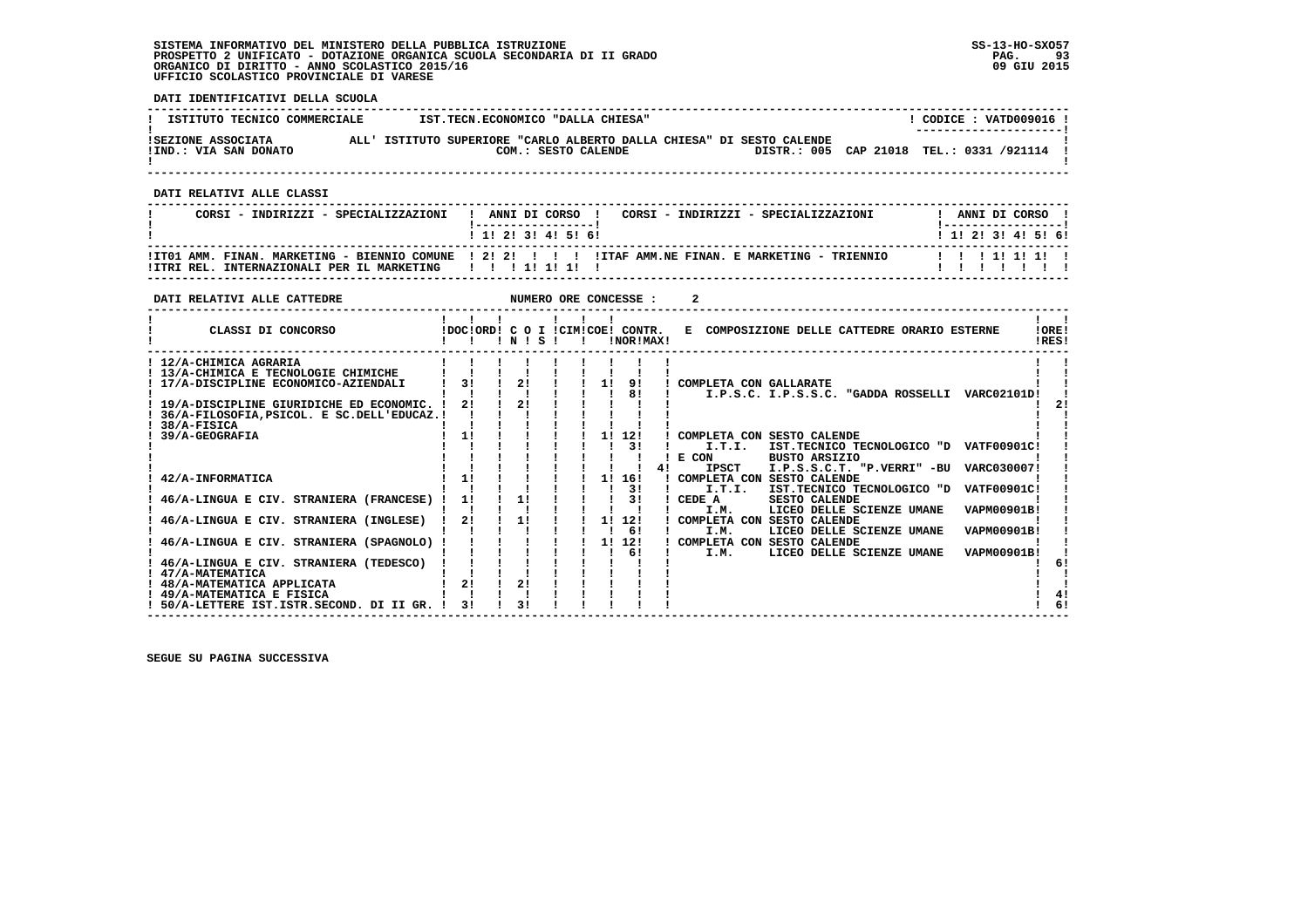SISTEMA INFORMATIVO DEL MINISTERO DELLA PUBBLICA ISTRUZIONE
PROSPETTO 2 UNIFICATO - DOTAZIONE ORGANICA SCUOLA SECONDARIA DI II GRADO
ORGANICO DI DIRITTO - ANNO SCOLASTICO 2015/16
UFFICIO SCOLASTICO PROVINCIALE DI VARESE

SS-13-HO-SXO57
09 GIU 2015

**DATI IDENTIFICATIVI DELLA SCUOLA**

| ISTITUTO TECNICO COMMERCIALE | IST.TECN.ECONOMICO "DALLA CHIESA" | CODICE : VATD009016 |
|---|---|---|
| SEZIONE ASSOCIATA | ALL' ISTITUTO SUPERIORE "CARLO ALBERTO DALLA CHIESA" DI SESTO CALENDE | |
| IND.: VIA SAN DONATO | COM.: SESTO CALENDE | DISTR.: 005 CAP 21018 TEL.: 0331 /921114 |

**DATI RELATIVI ALLE CLASSI**

| CORSI - INDIRIZZI - SPECIALIZZAZIONI | 1 | 2 | 3 | 4 | 5 | 6 | CORSI - INDIRIZZI - SPECIALIZZAZIONI | 1 | 2 | 3 | 4 | 5 | 6 |
|---|---|---|---|---|---|---|---|---|---|---|---|---|---|
| IT01 AMM. FINAN. MARKETING - BIENNIO COMUNE | 2 | 2 | | | | | ITAF AMM.NE FINAN. E MARKETING - TRIENNIO | | | 1 | 1 | 1 | |
| ITRI REL. INTERNAZIONALI PER IL MARKETING | | | 1 | 1 | 1 | | | | | | | | |

**DATI RELATIVI ALLE CATTEDRE** NUMERO ORE CONCESSE : 2

| CLASSI DI CONCORSO | DOC | ORD | C O N | I S | CIM | COE | CONTR. NOR | CONTR. MAX | E COMPOSIZIONE DELLE CATTEDRE ORARIO ESTERNE | ORE RES |
|---|---|---|---|---|---|---|---|---|---|---|
| 12/A-CHIMICA AGRARIA | | | | | | | | | | |
| 13/A-CHIMICA E TECNOLOGIE CHIMICHE | | | | | | | | | | |
| 17/A-DISCIPLINE ECONOMICO-AZIENDALI | 3 | | 2 | | | 1 | 9 | | COMPLETA CON GALLARATE | |
| | | | | | | | 8 | | I.P.S.C. I.P.S.S.C. "GADDA ROSSELLI VARC02101D | |
| 19/A-DISCIPLINE GIURIDICHE ED ECONOMIC. | 2 | | 2 | | | | | | | 2 |
| 36/A-FILOSOFIA,PSICOL. E SC.DELL'EDUCAZ. | | | | | | | | | | |
| 38/A-FISICA | | | | | | | | | | |
| 39/A-GEOGRAFIA | 1 | | | | | 1 | 12 | | COMPLETA CON SESTO CALENDE | |
| | | | | | | | 3 | | I.T.I. IST.TECNICO TECNOLOGICO "D VATF00901C | |
| | | | | | | | | | E CON BUSTO ARSIZIO | |
| | | | | | | | | 4 | IPSCT I.P.S.S.C.T. "P.VERRI" -BU VARC030007 | |
| 42/A-INFORMATICA | 1 | | | | | 1 | 16 | | COMPLETA CON SESTO CALENDE | |
| | | | | | | | 3 | | I.T.I. IST.TECNICO TECNOLOGICO "D VATF00901C | |
| 46/A-LINGUA E CIV. STRANIERA (FRANCESE) | 1 | | 1 | | | | 3 | | CEDE A SESTO CALENDE | |
| | | | | | | | | | I.M. LICEO DELLE SCIENZE UMANE VAPM00901B | |
| 46/A-LINGUA E CIV. STRANIERA (INGLESE) | 2 | | 1 | | | 1 | 12 | | COMPLETA CON SESTO CALENDE | |
| | | | | | | | 6 | | I.M. LICEO DELLE SCIENZE UMANE VAPM00901B | |
| 46/A-LINGUA E CIV. STRANIERA (SPAGNOLO) | | | | | | 1 | 12 | | COMPLETA CON SESTO CALENDE | |
| | | | | | | | 6 | | I.M. LICEO DELLE SCIENZE UMANE VAPM00901B | |
| 46/A-LINGUA E CIV. STRANIERA (TEDESCO) | | | | | | | | | | 6 |
| 47/A-MATEMATICA | | | | | | | | | | |
| 48/A-MATEMATICA APPLICATA | 2 | | 2 | | | | | | | |
| 49/A-MATEMATICA E FISICA | | | | | | | | | | 4 |
| 50/A-LETTERE IST.ISTR.SECOND. DI II GR. | 3 | | 3 | | | | | | | 6 |

SEGUE SU PAGINA SUCCESSIVA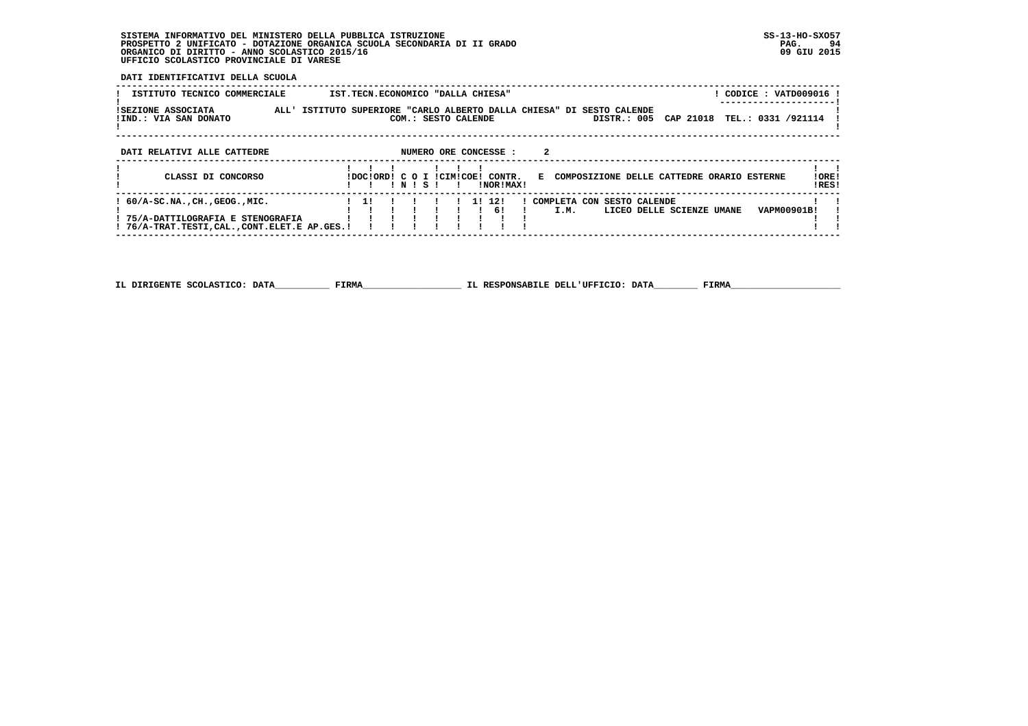SISTEMA INFORMATIVO DEL MINISTERO DELLA PUBBLICA ISTRUZIONE
PROSPETTO 2 UNIFICATO - DOTAZIONE ORGANICA SCUOLA SECONDARIA DI II GRADO
ORGANICO DI DIRITTO - ANNO SCOLASTICO 2015/16
UFFICIO SCOLASTICO PROVINCIALE DI VARESE

SS-13-HO-SXO57
09 GIU 2015

**DATI IDENTIFICATIVI DELLA SCUOLA**

| ISTITUTO TECNICO COMMERCIALE | IST.TECN.ECONOMICO "DALLA CHIESA" | CODICE : VATD009016 |
|---|---|---|
| SEZIONE ASSOCIATA | ALL' ISTITUTO SUPERIORE "CARLO ALBERTO DALLA CHIESA" DI SESTO CALENDE | |
| IND.: VIA SAN DONATO | COM.: SESTO CALENDE DISTR.: 005 CAP 21018 | TEL.: 0331 /921114 |

**DATI RELATIVI ALLE CATTEDRE** NUMERO ORE CONCESSE : 2

| CLASSI DI CONCORSO | DOC | ORD | C N | O S | I | CIM | COE | CONTR. NOR | CONTR. MAX | E COMPOSIZIONE DELLE CATTEDRE ORARIO ESTERNE | ORE RES |
|---|---|---|---|---|---|---|---|---|---|---|---|
| 60/A-SC.NA.,CH.,GEOG.,MIC. | 1 | | | | | | 1 | 12 | | COMPLETA CON SESTO CALENDE | |
| | | | | | | | | 6 | | I.M. LICEO DELLE SCIENZE UMANE VAPM00901B | |
| 75/A-DATTILOGRAFIA E STENOGRAFIA | | | | | | | | | | | |
| 76/A-TRAT.TESTI,CAL.,CONT.ELET.E AP.GES. | | | | | | | | | | | |

IL DIRIGENTE SCOLASTICO: DATA__________ FIRMA__________________ IL RESPONSABILE DELL'UFFICIO: DATA________ FIRMA____________________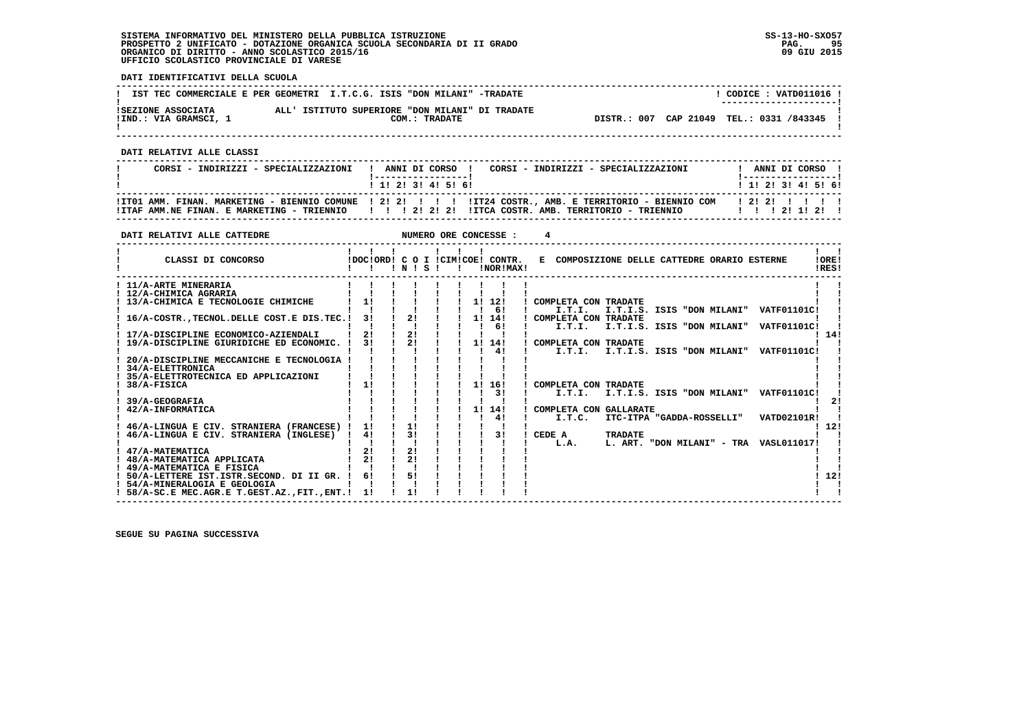SISTEMA INFORMATIVO DEL MINISTERO DELLA PUBBLICA ISTRUZIONE
PROSPETTO 2 UNIFICATO - DOTAZIONE ORGANICA SCUOLA SECONDARIA DI II GRADO
ORGANICO DI DIRITTO - ANNO SCOLASTICO 2015/16
UFFICIO SCOLASTICO PROVINCIALE DI VARESE

SS-13-HO-SXO57
09 GIU 2015

**DATI IDENTIFICATIVI DELLA SCUOLA**

IST TEC COMMERCIALE E PER GEOMETRI I.T.C.G. ISIS "DON MILANI" -TRADATE — CODICE : VATD011016

SEZIONE ASSOCIATA ALL' ISTITUTO SUPERIORE "DON MILANI" DI TRADATE
IND.: VIA GRAMSCI, 1 — COM.: TRADATE — DISTR.: 007 CAP 21049 TEL.: 0331 /843345

**DATI RELATIVI ALLE CLASSI**

| CORSI - INDIRIZZI - SPECIALIZZAZIONI | 1 | 2 | 3 | 4 | 5 | 6 | CORSI - INDIRIZZI - SPECIALIZZAZIONI | 1 | 2 | 3 | 4 | 5 | 6 |
|---|---|---|---|---|---|---|---|---|---|---|---|---|---|
| IT01 AMM. FINAN. MARKETING - BIENNIO COMUNE | 2 | 2 | | | | | IT24 COSTR., AMB. E TERRITORIO - BIENNIO COM | 2 | 2 | | | | |
| ITAF AMM.NE FINAN. E MARKETING - TRIENNIO | | | 2 | 2 | 2 | | ITCA COSTR. AMB. TERRITORIO - TRIENNIO | | | 2 | 1 | 2 | |

**DATI RELATIVI ALLE CATTEDRE** — NUMERO ORE CONCESSE : 4

| CLASSI DI CONCORSO | DOC | ORD | C O I N | S | CIM | COE | CONTR. NOR | MAX | E COMPOSIZIONE DELLE CATTEDRE ORARIO ESTERNE | ORE RES |
|---|---|---|---|---|---|---|---|---|---|---|
| 11/A-ARTE MINERARIA | | | | | | | | | | |
| 12/A-CHIMICA AGRARIA | | | | | | | | | | |
| 13/A-CHIMICA E TECNOLOGIE CHIMICHE | 1 | | | | | 1 | 12 | | COMPLETA CON TRADATE | |
| | | | | | | | 6 | | I.T.I. I.T.I.S. ISIS "DON MILANI" VATF01101C | |
| 16/A-COSTR.,TECNOL.DELLE COST.E DIS.TEC. | 3 | | 2 | | | 1 | 14 | | COMPLETA CON TRADATE | |
| | | | | | | | 6 | | I.T.I. I.T.I.S. ISIS "DON MILANI" VATF01101C | |
| 17/A-DISCIPLINE ECONOMICO-AZIENDALI | 2 | | 2 | | | | | | | 14 |
| 19/A-DISCIPLINE GIURIDICHE ED ECONOMIC. | 3 | | 2 | | | 1 | 14 | | COMPLETA CON TRADATE | |
| | | | | | | | 4 | | I.T.I. I.T.I.S. ISIS "DON MILANI" VATF01101C | |
| 20/A-DISCIPLINE MECCANICHE E TECNOLOGIA | | | | | | | | | | |
| 34/A-ELETTRONICA | | | | | | | | | | |
| 35/A-ELETTROTECNICA ED APPLICAZIONI | | | | | | | | | | |
| 38/A-FISICA | 1 | | | | | 1 | 16 | | COMPLETA CON TRADATE | |
| | | | | | | | 3 | | I.T.I. I.T.I.S. ISIS "DON MILANI" VATF01101C | |
| 39/A-GEOGRAFIA | | | | | | | | | | 2 |
| 42/A-INFORMATICA | | | | | | 1 | 14 | | COMPLETA CON GALLARATE | |
| | | | | | | | 4 | | I.T.C. ITC-ITPA "GADDA-ROSSELLI" VATD02101R | |
| 46/A-LINGUA E CIV. STRANIERA (FRANCESE) | 1 | | 1 | | | | | | | 12 |
| 46/A-LINGUA E CIV. STRANIERA (INGLESE) | 4 | | 3 | | | | 3 | | CEDE A TRADATE | |
| | | | | | | | | | L.A. L. ART. "DON MILANI" - TRA VASL011017 | |
| 47/A-MATEMATICA | 2 | | 2 | | | | | | | |
| 48/A-MATEMATICA APPLICATA | 2 | | 2 | | | | | | | |
| 49/A-MATEMATICA E FISICA | | | | | | | | | | |
| 50/A-LETTERE IST.ISTR.SECOND. DI II GR. | 6 | | 5 | | | | | | | 12 |
| 54/A-MINERALOGIA E GEOLOGIA | | | | | | | | | | |
| 58/A-SC.E MEC.AGR.E T.GEST.AZ.,FIT.,ENT. | 1 | | 1 | | | | | | | |

SEGUE SU PAGINA SUCCESSIVA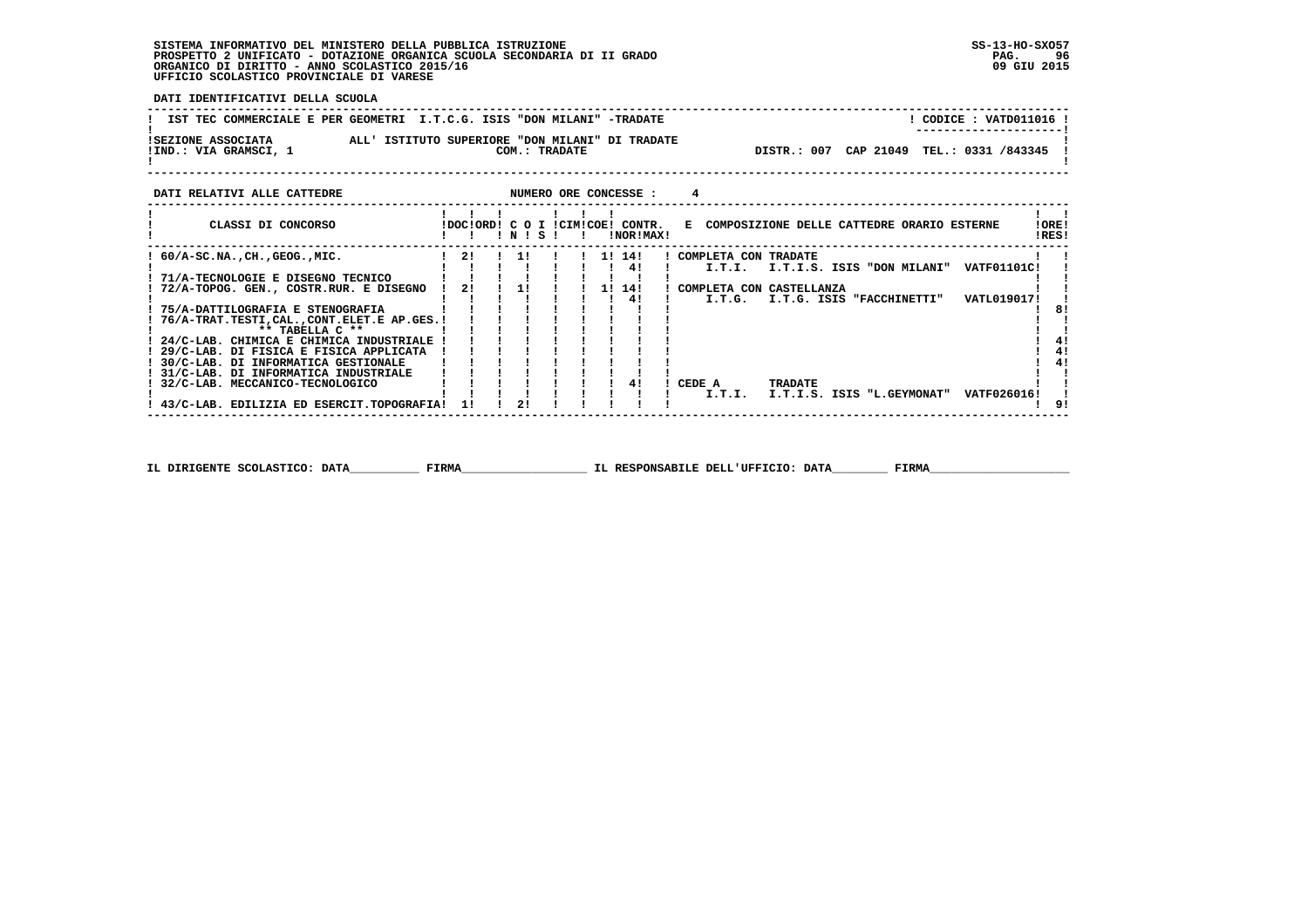SISTEMA INFORMATIVO DEL MINISTERO DELLA PUBBLICA ISTRUZIONE
PROSPETTO 2 UNIFICATO - DOTAZIONE ORGANICA SCUOLA SECONDARIA DI II GRADO
ORGANICO DI DIRITTO - ANNO SCOLASTICO 2015/16
UFFICIO SCOLASTICO PROVINCIALE DI VARESE

SS-13-HO-SXO57
09 GIU 2015

**DATI IDENTIFICATIVI DELLA SCUOLA**

IST TEC COMMERCIALE E PER GEOMETRI I.T.C.G. ISIS "DON MILANI" -TRADATE — CODICE : VATD011016

SEZIONE ASSOCIATA ALL' ISTITUTO SUPERIORE "DON MILANI" DI TRADATE
IND.: VIA GRAMSCI, 1 — COM.: TRADATE — DISTR.: 007 CAP 21049 TEL.: 0331 /843345

**DATI RELATIVI ALLE CATTEDRE** — NUMERO ORE CONCESSE : 4

| CLASSI DI CONCORSO | DOC | ORD | C O I N | S | CIM | COE | CONTR. NOR | MAX | E COMPOSIZIONE DELLE CATTEDRE ORARIO ESTERNE | ORE RES |
|---|---|---|---|---|---|---|---|---|---|---|
| 60/A-SC.NA.,CH.,GEOG.,MIC. | 2 | | 1 | | | 1 | 14 | | COMPLETA CON TRADATE | |
| | | | | | | | 4 | | I.T.I. I.T.I.S. ISIS "DON MILANI" VATF01101C | |
| 71/A-TECNOLOGIE E DISEGNO TECNICO | | | | | | | | | | |
| 72/A-TOPOG. GEN., COSTR.RUR. E DISEGNO | 2 | | 1 | | | 1 | 14 | | COMPLETA CON CASTELLANZA | |
| | | | | | | | 4 | | I.T.G. I.T.G. ISIS "FACCHINETTI" VATL019017 | |
| 75/A-DATTILOGRAFIA E STENOGRAFIA | | | | | | | | | | 8 |
| 76/A-TRAT.TESTI,CAL.,CONT.ELET.E AP.GES. | | | | | | | | | | |
| ** TABELLA C ** | | | | | | | | | | |
| 24/C-LAB. CHIMICA E CHIMICA INDUSTRIALE | | | | | | | | | | 4 |
| 29/C-LAB. DI FISICA E FISICA APPLICATA | | | | | | | | | | 4 |
| 30/C-LAB. DI INFORMATICA GESTIONALE | | | | | | | | | | 4 |
| 31/C-LAB. DI INFORMATICA INDUSTRIALE | | | | | | | | | | |
| 32/C-LAB. MECCANICO-TECNOLOGICO | | | | | | | 4 | | CEDE A TRADATE | |
| | | | | | | | | | I.T.I. I.T.I.S. ISIS "L.GEYMONAT" VATF026016 | |
| 43/C-LAB. EDILIZIA ED ESERCIT.TOPOGRAFIA | 1 | | 2 | | | | | | | 9 |

IL DIRIGENTE SCOLASTICO: DATA__________ FIRMA__________________ IL RESPONSABILE DELL'UFFICIO: DATA________ FIRMA____________________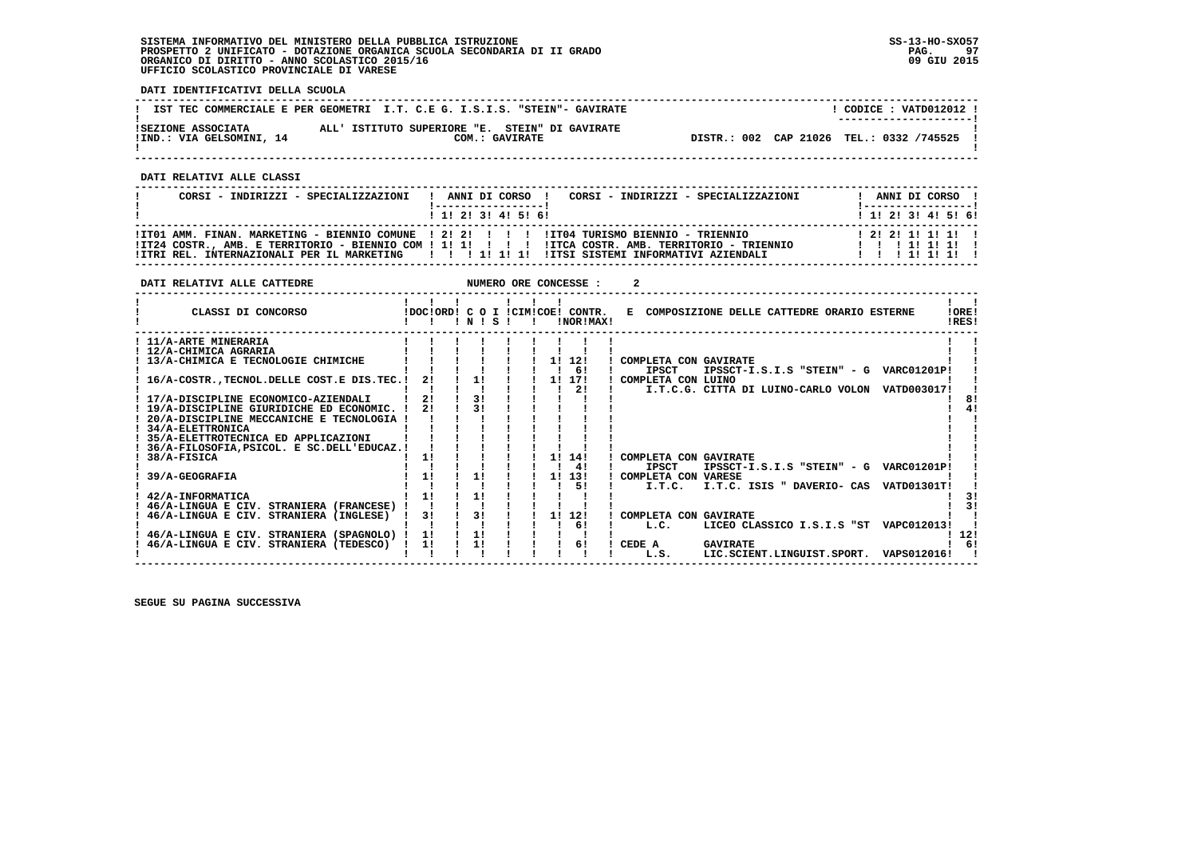SISTEMA INFORMATIVO DEL MINISTERO DELLA PUBBLICA ISTRUZIONE
PROSPETTO 2 UNIFICATO - DOTAZIONE ORGANICA SCUOLA SECONDARIA DI II GRADO
ORGANICO DI DIRITTO - ANNO SCOLASTICO 2015/16
UFFICIO SCOLASTICO PROVINCIALE DI VARESE

SS-13-HO-SXO57
09 GIU 2015

**DATI IDENTIFICATIVI DELLA SCUOLA**

IST TEC COMMERCIALE E PER GEOMETRI I.T. C.E G. I.S.I.S. "STEIN"- GAVIRATE — CODICE : VATD012012

SEZIONE ASSOCIATA ALL' ISTITUTO SUPERIORE "E. STEIN" DI GAVIRATE
IND.: VIA GELSOMINI, 14 — COM.: GAVIRATE — DISTR.: 002 CAP 21026 TEL.: 0332 /745525

**DATI RELATIVI ALLE CLASSI**

| CORSI - INDIRIZZI - SPECIALIZZAZIONI | 1 | 2 | 3 | 4 | 5 | 6 | CORSI - INDIRIZZI - SPECIALIZZAZIONI | 1 | 2 | 3 | 4 | 5 | 6 |
|---|---|---|---|---|---|---|---|---|---|---|---|---|---|
| IT01 AMM. FINAN. MARKETING - BIENNIO COMUNE | 2 | 2 | | | | | IT04 TURISMO BIENNIO - TRIENNIO | 2 | 2 | 1 | 1 | 1 | |
| IT24 COSTR., AMB. E TERRITORIO - BIENNIO COM | 1 | 1 | | | | | ITCA COSTR. AMB. TERRITORIO - TRIENNIO | | | 1 | 1 | 1 | |
| ITRI REL. INTERNAZIONALI PER IL MARKETING | | | 1 | 1 | 1 | | ITSI SISTEMI INFORMATIVI AZIENDALI | | | 1 | 1 | 1 | |

**DATI RELATIVI ALLE CATTEDRE** — NUMERO ORE CONCESSE : 2

| CLASSI DI CONCORSO | DOC | ORD | C O I N | S | CIM | COE | CONTR. NOR | CONTR. MAX | E COMPOSIZIONE DELLE CATTEDRE ORARIO ESTERNE | ORE RES |
|---|---|---|---|---|---|---|---|---|---|---|
| 11/A-ARTE MINERARIA | | | | | | | | | | |
| 12/A-CHIMICA AGRARIA | | | | | | | | | | |
| 13/A-CHIMICA E TECNOLOGIE CHIMICHE | | | | | | 1 | 12 | | COMPLETA CON GAVIRATE | |
| | | | | | | | 6 | | IPSCT IPSSCT-I.S.I.S "STEIN" - G VARC01201P | |
| 16/A-COSTR.,TECNOL.DELLE COST.E DIS.TEC. | 2 | | 1 | | | 1 | 17 | | COMPLETA CON LUINO | |
| | | | | | | | 2 | | I.T.C.G. CITTA DI LUINO-CARLO VOLON VATD003017 | |
| 17/A-DISCIPLINE ECONOMICO-AZIENDALI | 2 | | 3 | | | | | | | 8 |
| 19/A-DISCIPLINE GIURIDICHE ED ECONOMIC. | 2 | | 3 | | | | | | | 4 |
| 20/A-DISCIPLINE MECCANICHE E TECNOLOGIA | | | | | | | | | | |
| 34/A-ELETTRONICA | | | | | | | | | | |
| 35/A-ELETTROTECNICA ED APPLICAZIONI | | | | | | | | | | |
| 36/A-FILOSOFIA,PSICOL. E SC.DELL'EDUCAZ. | | | | | | | | | | |
| 38/A-FISICA | 1 | | | | | 1 | 14 | | COMPLETA CON GAVIRATE | |
| | | | | | | | 4 | | IPSCT IPSSCT-I.S.I.S "STEIN" - G VARC01201P | |
| 39/A-GEOGRAFIA | 1 | | 1 | | | 1 | 13 | | COMPLETA CON VARESE | |
| | | | | | | | 5 | | I.T.C. I.T.C. ISIS " DAVERIO- CAS VATD01301T | |
| 42/A-INFORMATICA | 1 | | 1 | | | | | | | 3 |
| 46/A-LINGUA E CIV. STRANIERA (FRANCESE) | | | | | | | | | | 3 |
| 46/A-LINGUA E CIV. STRANIERA (INGLESE) | 3 | | 3 | | | 1 | 12 | | COMPLETA CON GAVIRATE | |
| | | | | | | | 6 | | L.C. LICEO CLASSICO I.S.I.S "ST VAPC012013 | |
| 46/A-LINGUA E CIV. STRANIERA (SPAGNOLO) | 1 | | 1 | | | | | | | 12 |
| 46/A-LINGUA E CIV. STRANIERA (TEDESCO) | 1 | | 1 | | | | 6 | | CEDE A GAVIRATE | 6 |
| | | | | | | | | | L.S. LIC.SCIENT.LINGUIST.SPORT. VAPS012016 | |

SEGUE SU PAGINA SUCCESSIVA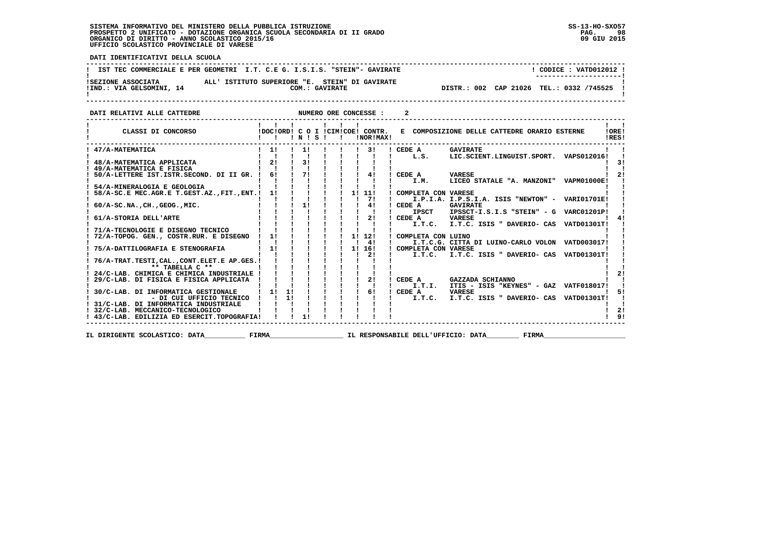SISTEMA INFORMATIVO DEL MINISTERO DELLA PUBBLICA ISTRUZIONE
PROSPETTO 2 UNIFICATO - DOTAZIONE ORGANICA SCUOLA SECONDARIA DI II GRADO
ORGANICO DI DIRITTO - ANNO SCOLASTICO 2015/16
UFFICIO SCOLASTICO PROVINCIALE DI VARESE

SS-13-HO-SXO57
09 GIU 2015

**DATI IDENTIFICATIVI DELLA SCUOLA**

IST TEC COMMERCIALE E PER GEOMETRI I.T. C.E G. I.S.I.S. "STEIN"- GAVIRATE — CODICE : VATD012012

SEZIONE ASSOCIATA ALL' ISTITUTO SUPERIORE "E. STEIN" DI GAVIRATE
IND.: VIA GELSOMINI, 14 — COM.: GAVIRATE — DISTR.: 002 CAP 21026 TEL.: 0332 /745525

**DATI RELATIVI ALLE CATTEDRE** — NUMERO ORE CONCESSE : 2

| CLASSI DI CONCORSO | DOC | ORD | C O I N | S | CIM | COE | CONTR. NOR | MAX | E COMPOSIZIONE DELLE CATTEDRE ORARIO ESTERNE | ORE RES |
|---|---|---|---|---|---|---|---|---|---|---|
| 47/A-MATEMATICA | 1 | | 1 | | | | 3 | | CEDE A GAVIRATE<br>L.S. LIC.SCIENT.LINGUIST.SPORT. VAPS012016 | |
| 48/A-MATEMATICA APPLICATA | 2 | | 3 | | | | | | | 3 |
| 49/A-MATEMATICA E FISICA | | | | | | | | | | |
| 50/A-LETTERE IST.ISTR.SECOND. DI II GR. | 6 | | 7 | | | | 4 | | CEDE A VARESE<br>I.M. LICEO STATALE "A. MANZONI" VAPM01000E | 2 |
| 54/A-MINERALOGIA E GEOLOGIA | | | | | | | | | | |
| 58/A-SC.E MEC.AGR.E T.GEST.AZ.,FIT.,ENT. | 1 | | | | | 1 | 11<br>7 | | COMPLETA CON VARESE<br>I.P.I.A. I.P.S.I.A. ISIS "NEWTON" - VARI01701E | |
| 60/A-SC.NA.,CH.,GEOG.,MIC. | | | 1 | | | | 4 | | CEDE A GAVIRATE<br>IPSCT IPSSCT-I.S.I.S "STEIN" - G VARC01201P | |
| 61/A-STORIA DELL'ARTE | | | | | | | 2 | | CEDE A VARESE<br>I.T.C. I.T.C. ISIS " DAVERIO- CAS VATD01301T | 4 |
| 71/A-TECNOLOGIE E DISEGNO TECNICO | | | | | | | | | | |
| 72/A-TOPOG. GEN., COSTR.RUR. E DISEGNO | 1 | | | | | 1 | 12<br>4 | | COMPLETA CON LUINO<br>I.T.C.G. CITTA DI LUINO-CARLO VOLON VATD003017 | |
| 75/A-DATTILOGRAFIA E STENOGRAFIA | 1 | | | | | 1 | 16<br>2 | | COMPLETA CON VARESE<br>I.T.C. I.T.C. ISIS " DAVERIO- CAS VATD01301T | |
| 76/A-TRAT.TESTI,CAL.,CONT.ELET.E AP.GES. | | | | | | | | | | |
| ** TABELLA C ** | | | | | | | | | | |
| 24/C-LAB. CHIMICA E CHIMICA INDUSTRIALE | | | | | | | | | | 2 |
| 29/C-LAB. DI FISICA E FISICA APPLICATA | | | | | | | 2 | | CEDE A GAZZADA SCHIANNO<br>I.T.I. ITIS - ISIS "KEYNES" - GAZ VATF018017 | |
| 30/C-LAB. DI INFORMATICA GESTIONALE | 1 | 1 | | | | | 6 | | CEDE A VARESE<br>I.T.C. I.T.C. ISIS " DAVERIO- CAS VATD01301T | 5 |
| - DI CUI UFFICIO TECNICO | | 1 | | | | | | | | |
| 31/C-LAB. DI INFORMATICA INDUSTRIALE | | | | | | | | | | |
| 32/C-LAB. MECCANICO-TECNOLOGICO | | | | | | | | | | 2 |
| 43/C-LAB. EDILIZIA ED ESERCIT.TOPOGRAFIA | | | 1 | | | | | | | 9 |

IL DIRIGENTE SCOLASTICO: DATA__________ FIRMA__________________ IL RESPONSABILE DELL'UFFICIO: DATA________ FIRMA____________________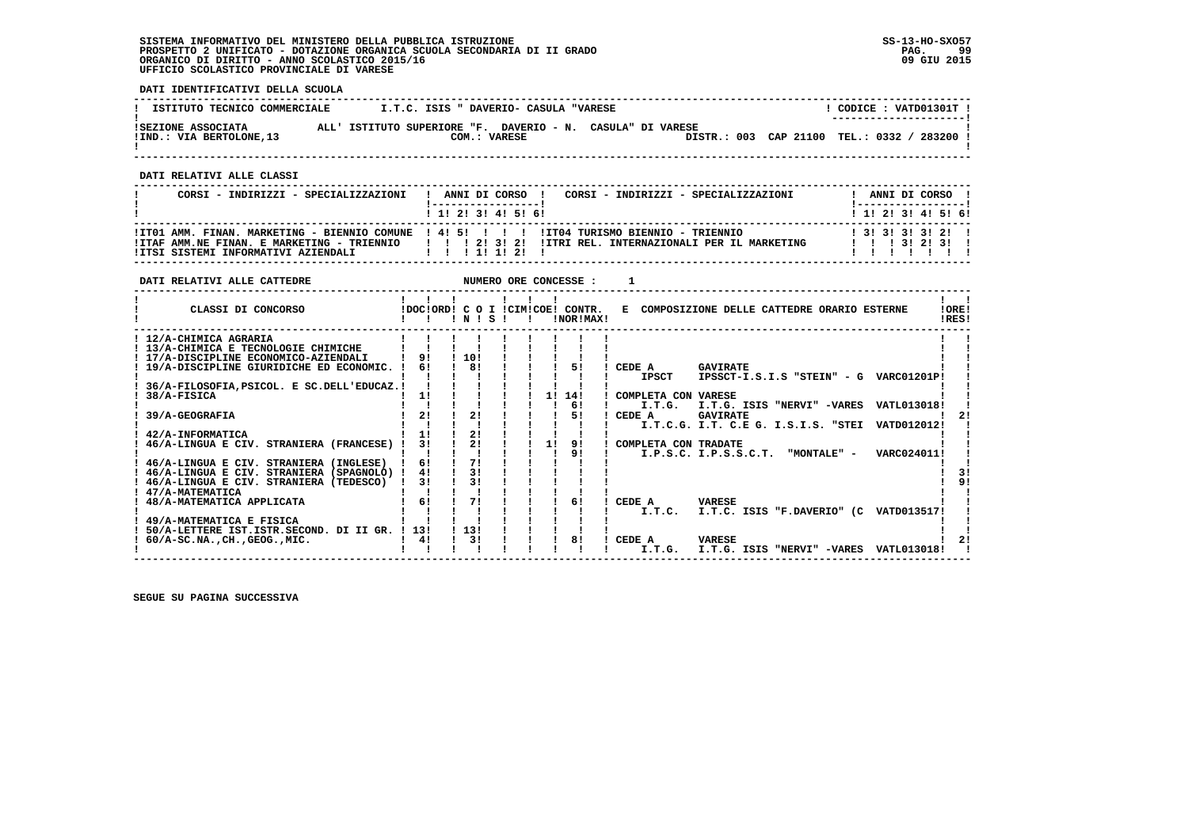SISTEMA INFORMATIVO DEL MINISTERO DELLA PUBBLICA ISTRUZIONE
PROSPETTO 2 UNIFICATO - DOTAZIONE ORGANICA SCUOLA SECONDARIA DI II GRADO
ORGANICO DI DIRITTO - ANNO SCOLASTICO 2015/16
UFFICIO SCOLASTICO PROVINCIALE DI VARESE

**DATI IDENTIFICATIVI DELLA SCUOLA**

| ISTITUTO TECNICO COMMERCIALE | I.T.C. ISIS " DAVERIO- CASULA "VARESE | CODICE : VATD01301T |
|---|---|---|
| SEZIONE ASSOCIATA | ALL' ISTITUTO SUPERIORE "F. DAVERIO - N. CASULA" DI VARESE | |
| IND.: VIA BERTOLONE,13 | COM.: VARESE | DISTR.: 003 CAP 21100 TEL.: 0332 / 283200 |

**DATI RELATIVI ALLE CLASSI**

| CORSI - INDIRIZZI - SPECIALIZZAZIONI | 1 | 2 | 3 | 4 | 5 | 6 | CORSI - INDIRIZZI - SPECIALIZZAZIONI | 1 | 2 | 3 | 4 | 5 | 6 |
|---|---|---|---|---|---|---|---|---|---|---|---|---|---|
| IT01 AMM. FINAN. MARKETING - BIENNIO COMUNE | 4 | 5 | | | | | IT04 TURISMO BIENNIO - TRIENNIO | 3 | 3 | 3 | 3 | 2 | |
| ITAF AMM.NE FINAN. E MARKETING - TRIENNIO | | | 2 | 3 | 2 | | ITRI REL. INTERNAZIONALI PER IL MARKETING | | | 3 | 2 | 3 | |
| ITSI SISTEMI INFORMATIVI AZIENDALI | | | 1 | 1 | 2 | | | | | | | | |

**DATI RELATIVI ALLE CATTEDRE** NUMERO ORE CONCESSE : 1

| CLASSI DI CONCORSO | DOC | ORD | C O I N | S | CIM | COE | CONTR. NOR | CONTR. MAX | E COMPOSIZIONE DELLE CATTEDRE ORARIO ESTERNE | ORE RES |
|---|---|---|---|---|---|---|---|---|---|---|
| 12/A-CHIMICA AGRARIA | | | | | | | | | | |
| 13/A-CHIMICA E TECNOLOGIE CHIMICHE | | | | | | | | | | |
| 17/A-DISCIPLINE ECONOMICO-AZIENDALI | 9 | | 10 | | | | | | | |
| 19/A-DISCIPLINE GIURIDICHE ED ECONOMIC. | 6 | | 8 | | | | 5 | | CEDE A GAVIRATE IPSCT IPSSCT-I.S.I.S "STEIN" - G VARC01201P | |
| 36/A-FILOSOFIA,PSICOL. E SC.DELL'EDUCAZ. | | | | | | | | | | |
| 38/A-FISICA | 1 | | | | | 1 | 14 | | COMPLETA CON VARESE | |
| | | | | | | | 6 | | I.T.G. I.T.G. ISIS "NERVI" -VARES VATL013018 | |
| 39/A-GEOGRAFIA | 2 | | 2 | | | | 5 | | CEDE A GAVIRATE I.T.C.G. I.T. C.E G. I.S.I.S. "STEI VATD012012 | 2 |
| 42/A-INFORMATICA | 1 | | 2 | | | | | | | |
| 46/A-LINGUA E CIV. STRANIERA (FRANCESE) | 3 | | 2 | | | 1 | 9 | | COMPLETA CON TRADATE | |
| | | | | | | | 9 | | I.P.S.C. I.P.S.S.C.T. "MONTALE" - VARC024011 | |
| 46/A-LINGUA E CIV. STRANIERA (INGLESE) | 6 | | 7 | | | | | | | |
| 46/A-LINGUA E CIV. STRANIERA (SPAGNOLO) | 4 | | 3 | | | | | | | 3 |
| 46/A-LINGUA E CIV. STRANIERA (TEDESCO) | 3 | | 3 | | | | | | | 9 |
| 47/A-MATEMATICA | | | | | | | | | | |
| 48/A-MATEMATICA APPLICATA | 6 | | 7 | | | | 6 | | CEDE A VARESE I.T.C. I.T.C. ISIS "F.DAVERIO" (C VATD013517 | |
| 49/A-MATEMATICA E FISICA | | | | | | | | | | |
| 50/A-LETTERE IST.ISTR.SECOND. DI II GR. | 13 | | 13 | | | | | | | |
| 60/A-SC.NA.,CH.,GEOG.,MIC. | 4 | | 3 | | | | 8 | | CEDE A VARESE I.T.G. I.T.G. ISIS "NERVI" -VARES VATL013018 | 2 |

SEGUE SU PAGINA SUCCESSIVA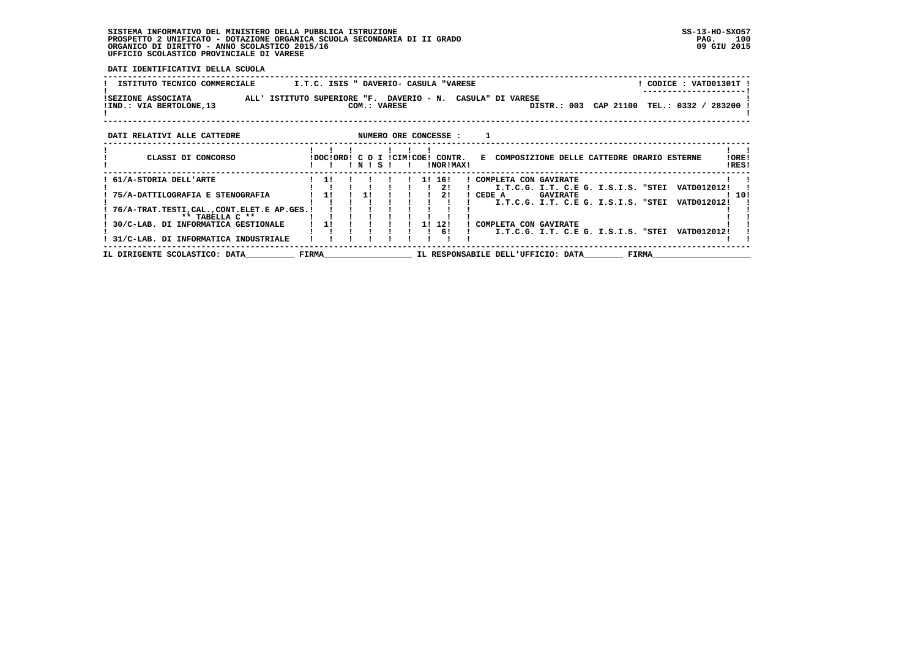SISTEMA INFORMATIVO DEL MINISTERO DELLA PUBBLICA ISTRUZIONE
PROSPETTO 2 UNIFICATO - DOTAZIONE ORGANICA SCUOLA SECONDARIA DI II GRADO
ORGANICO DI DIRITTO - ANNO SCOLASTICO 2015/16
UFFICIO SCOLASTICO PROVINCIALE DI VARESE

SS-13-HO-SXO57
09 GIU 2015

**DATI IDENTIFICATIVI DELLA SCUOLA**

| ISTITUTO TECNICO COMMERCIALE | I.T.C. ISIS " DAVERIO- CASULA "VARESE | CODICE : VATD01301T |
|---|---|---|
| SEZIONE ASSOCIATA | ALL' ISTITUTO SUPERIORE "F. DAVERIO - N. CASULA" DI VARESE | |
| IND.: VIA BERTOLONE,13 | COM.: VARESE | DISTR.: 003 CAP 21100 TEL.: 0332 / 283200 |

**DATI RELATIVI ALLE CATTEDRE** NUMERO ORE CONCESSE : 1

| CLASSI DI CONCORSO | DOC | ORD | C N | O S | I | CIM | COE | CONTR. NOR | CONTR. MAX | E COMPOSIZIONE DELLE CATTEDRE ORARIO ESTERNE | ORE RES |
|---|---|---|---|---|---|---|---|---|---|---|---|
| 61/A-STORIA DELL'ARTE | 1 | | | | | | 1 | 16 | | COMPLETA CON GAVIRATE | |
| | | | | | | | | 2 | | I.T.C.G. I.T. C.E G. I.S.I.S. "STEI VATD012012 | |
| 75/A-DATTILOGRAFIA E STENOGRAFIA | 1 | | 1 | | | | | 2 | | CEDE A GAVIRATE | 10 |
| | | | | | | | | | | I.T.C.G. I.T. C.E G. I.S.I.S. "STEI VATD012012 | |
| 76/A-TRAT.TESTI,CAL.,CONT.ELET.E AP.GES. ** TABELLA C ** | | | | | | | | | | | |
| 30/C-LAB. DI INFORMATICA GESTIONALE | 1 | | | | | | 1 | 12 | | COMPLETA CON GAVIRATE | |
| | | | | | | | | 6 | | I.T.C.G. I.T. C.E G. I.S.I.S. "STEI VATD012012 | |
| 31/C-LAB. DI INFORMATICA INDUSTRIALE | | | | | | | | | | | |

IL DIRIGENTE SCOLASTICO: DATA__________ FIRMA__________________ IL RESPONSABILE DELL'UFFICIO: DATA________ FIRMA____________________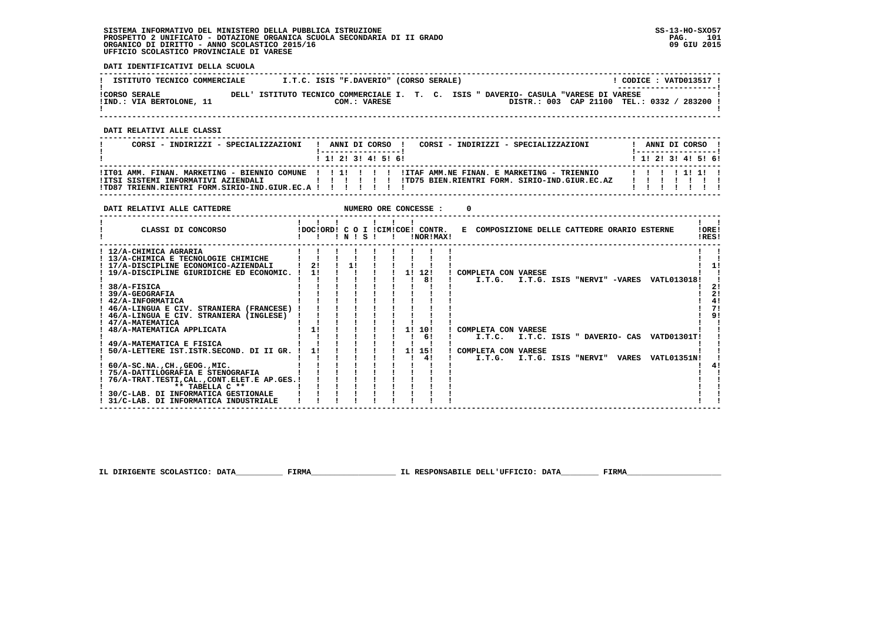SISTEMA INFORMATIVO DEL MINISTERO DELLA PUBBLICA ISTRUZIONE
PROSPETTO 2 UNIFICATO - DOTAZIONE ORGANICA SCUOLA SECONDARIA DI II GRADO
ORGANICO DI DIRITTO - ANNO SCOLASTICO 2015/16
UFFICIO SCOLASTICO PROVINCIALE DI VARESE

SS-13-HO-SXO57
09 GIU 2015

**DATI IDENTIFICATIVI DELLA SCUOLA**

| ISTITUTO TECNICO COMMERCIALE | I.T.C. ISIS "F.DAVERIO" (CORSO SERALE) | CODICE : VATD013517 |
|---|---|---|
| CORSO SERALE | DELL' ISTITUTO TECNICO COMMERCIALE I. T. C. ISIS " DAVERIO- CASULA "VARESE DI VARESE | |
| IND.: VIA BERTOLONE, 11 | COM.: VARESE | DISTR.: 003 CAP 21100 TEL.: 0332 / 283200 |

**DATI RELATIVI ALLE CLASSI**

| CORSI - INDIRIZZI - SPECIALIZZAZIONI | 1 | 2 | 3 | 4 | 5 | 6 | CORSI - INDIRIZZI - SPECIALIZZAZIONI | 1 | 2 | 3 | 4 | 5 | 6 |
|---|---|---|---|---|---|---|---|---|---|---|---|---|---|
| IT01 AMM. FINAN. MARKETING - BIENNIO COMUNE | 1 | | | | | | ITAF AMM.NE FINAN. E MARKETING - TRIENNIO | | | | 1 | 1 | |
| ITSI SISTEMI INFORMATIVI AZIENDALI | | | | | | | TD75 BIEN.RIENTRI FORM. SIRIO-IND.GIUR.EC.AZ | | | | | | |
| TD87 TRIENN.RIENTRI FORM.SIRIO-IND.GIUR.EC.A | | | | | | | | | | | | | |

**DATI RELATIVI ALLE CATTEDRE** NUMERO ORE CONCESSE : 0

| CLASSI DI CONCORSO | DOC | ORD | C O I N | S | CIM | COE | CONTR. NOR | MAX | E COMPOSIZIONE DELLE CATTEDRE ORARIO ESTERNE | ORE RES |
|---|---|---|---|---|---|---|---|---|---|---|
| 12/A-CHIMICA AGRARIA | | | | | | | | | | |
| 13/A-CHIMICA E TECNOLOGIE CHIMICHE | | | | | | | | | | |
| 17/A-DISCIPLINE ECONOMICO-AZIENDALI | 2 | | 1 | | | | | | | 1 |
| 19/A-DISCIPLINE GIURIDICHE ED ECONOMIC. | 1 | | | | | 1 | 12 | | COMPLETA CON VARESE | |
| | | | | | | | 8 | | I.T.G. I.T.G. ISIS "NERVI" -VARES VATL013018 | |
| 38/A-FISICA | | | | | | | | | | 2 |
| 39/A-GEOGRAFIA | | | | | | | | | | 2 |
| 42/A-INFORMATICA | | | | | | | | | | 4 |
| 46/A-LINGUA E CIV. STRANIERA (FRANCESE) | | | | | | | | | | 7 |
| 46/A-LINGUA E CIV. STRANIERA (INGLESE) | | | | | | | | | | 9 |
| 47/A-MATEMATICA | | | | | | | | | | |
| 48/A-MATEMATICA APPLICATA | 1 | | | | | 1 | 10 | | COMPLETA CON VARESE | |
| | | | | | | | 6 | | I.T.C. I.T.C. ISIS " DAVERIO- CAS VATD01301T | |
| 49/A-MATEMATICA E FISICA | | | | | | | | | | |
| 50/A-LETTERE IST.ISTR.SECOND. DI II GR. | 1 | | | | | 1 | 15 | | COMPLETA CON VARESE | |
| | | | | | | | 4 | | I.T.G. I.T.G. ISIS "NERVI" VARES VATL01351N | |
| 60/A-SC.NA.,CH.,GEOG.,MIC. | | | | | | | | | | 4 |
| 75/A-DATTILOGRAFIA E STENOGRAFIA | | | | | | | | | | |
| 76/A-TRAT.TESTI,CAL.,CONT.ELET.E AP.GES. | | | | | | | | | | |
| ** TABELLA C ** | | | | | | | | | | |
| 30/C-LAB. DI INFORMATICA GESTIONALE | | | | | | | | | | |
| 31/C-LAB. DI INFORMATICA INDUSTRIALE | | | | | | | | | | |

IL DIRIGENTE SCOLASTICO: DATA__________ FIRMA__________________ IL RESPONSABILE DELL'UFFICIO: DATA________ FIRMA____________________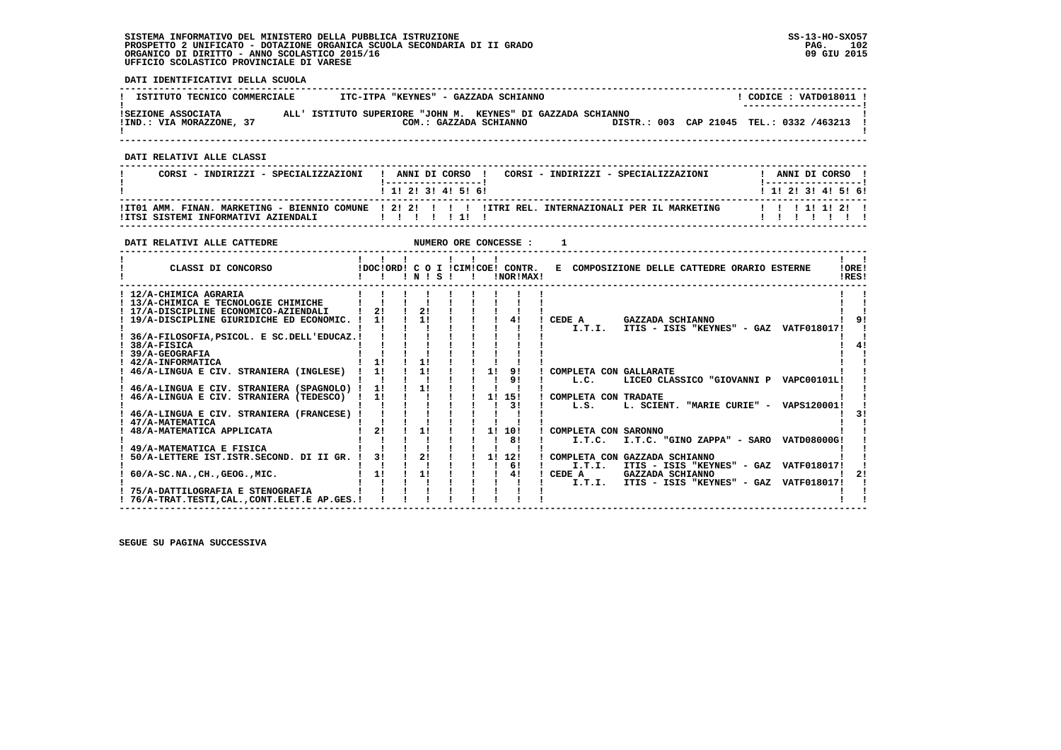**SISTEMA INFORMATIVO DEL MINISTERO DELLA PUBBLICA ISTRUZIONE**
**PROSPETTO 2 UNIFICATO - DOTAZIONE ORGANICA SCUOLA SECONDARIA DI II GRADO**
**ORGANICO DI DIRITTO - ANNO SCOLASTICO 2015/16**
**UFFICIO SCOLASTICO PROVINCIALE DI VARESE**

SS-13-HO-SXO57
09 GIU 2015

**DATI IDENTIFICATIVI DELLA SCUOLA**

| ISTITUTO TECNICO COMMERCIALE | ITC-ITPA "KEYNES" - GAZZADA SCHIANNO | CODICE : VATD018011 |
|---|---|---|
| SEZIONE ASSOCIATA | ALL' ISTITUTO SUPERIORE "JOHN M. KEYNES" DI GAZZADA SCHIANNO | |
| IND.: VIA MORAZZONE, 37 | COM.: GAZZADA SCHIANNO | DISTR.: 003 CAP 21045 TEL.: 0332 /463213 |

**DATI RELATIVI ALLE CLASSI**

| CORSI - INDIRIZZI - SPECIALIZZAZIONI | 1 | 2 | 3 | 4 | 5 | 6 | CORSI - INDIRIZZI - SPECIALIZZAZIONI | 1 | 2 | 3 | 4 | 5 | 6 |
|---|---|---|---|---|---|---|---|---|---|---|---|---|---|
| IT01 AMM. FINAN. MARKETING - BIENNIO COMUNE | 2 | 2 | | | | | ITRI REL. INTERNAZIONALI PER IL MARKETING | | | 1 | 1 | 2 | |
| ITSI SISTEMI INFORMATIVI AZIENDALI | | | | | 1 | | | | | | | | |

**DATI RELATIVI ALLE CATTEDRE** NUMERO ORE CONCESSE : 1

| CLASSI DI CONCORSO | DOC | ORD | N | S | I | CIM | COE | CONTR. NOR | CONTR. MAX | E COMPOSIZIONE DELLE CATTEDRE ORARIO ESTERNE | ORE RES |
|---|---|---|---|---|---|---|---|---|---|---|---|
| 12/A-CHIMICA AGRARIA | | | | | | | | | | | |
| 13/A-CHIMICA E TECNOLOGIE CHIMICHE | | | | | | | | | | | |
| 17/A-DISCIPLINE ECONOMICO-AZIENDALI | 2 | | 2 | | | | | | | | |
| 19/A-DISCIPLINE GIURIDICHE ED ECONOMIC. | 1 | | 1 | | | | | | 4 | CEDE A GAZZADA SCHIANNO — I.T.I. ITIS - ISIS "KEYNES" - GAZ VATF018017 | 9 |
| 36/A-FILOSOFIA,PSICOL. E SC.DELL'EDUCAZ. | | | | | | | | | | | |
| 38/A-FISICA | | | | | | | | | | | 4 |
| 39/A-GEOGRAFIA | | | | | | | | | | | |
| 42/A-INFORMATICA | 1 | | 1 | | | | | | | | |
| 46/A-LINGUA E CIV. STRANIERA (INGLESE) | 1 | | 1 | | | | | 1 | 9 / 9 | COMPLETA CON GALLARATE — L.C. LICEO CLASSICO "GIOVANNI P VAPC00101L | |
| 46/A-LINGUA E CIV. STRANIERA (SPAGNOLO) | 1 | | 1 | | | | | | | | |
| 46/A-LINGUA E CIV. STRANIERA (TEDESCO) | 1 | | | | | | | 1 | 15 / 3 | COMPLETA CON TRADATE — L.S. L. SCIENT. "MARIE CURIE" - VAPS120001 | |
| 46/A-LINGUA E CIV. STRANIERA (FRANCESE) | | | | | | | | | | | 3 |
| 47/A-MATEMATICA | | | | | | | | | | | |
| 48/A-MATEMATICA APPLICATA | 2 | | 1 | | | | | 1 | 10 / 8 | COMPLETA CON SARONNO — I.T.C. I.T.C. "GINO ZAPPA" - SARO VATD08000G | |
| 49/A-MATEMATICA E FISICA | | | | | | | | | | | |
| 50/A-LETTERE IST.ISTR.SECOND. DI II GR. | 3 | | 2 | | | | | 1 | 12 / 6 | COMPLETA CON GAZZADA SCHIANNO — I.T.I. ITIS - ISIS "KEYNES" - GAZ VATF018017 | |
| 60/A-SC.NA.,CH.,GEOG.,MIC. | 1 | | 1 | | | | | | 4 | CEDE A GAZZADA SCHIANNO — I.T.I. ITIS - ISIS "KEYNES" - GAZ VATF018017 | 2 |
| 75/A-DATTILOGRAFIA E STENOGRAFIA | | | | | | | | | | | |
| 76/A-TRAT.TESTI,CAL.,CONT.ELET.E AP.GES. | | | | | | | | | | | |

SEGUE SU PAGINA SUCCESSIVA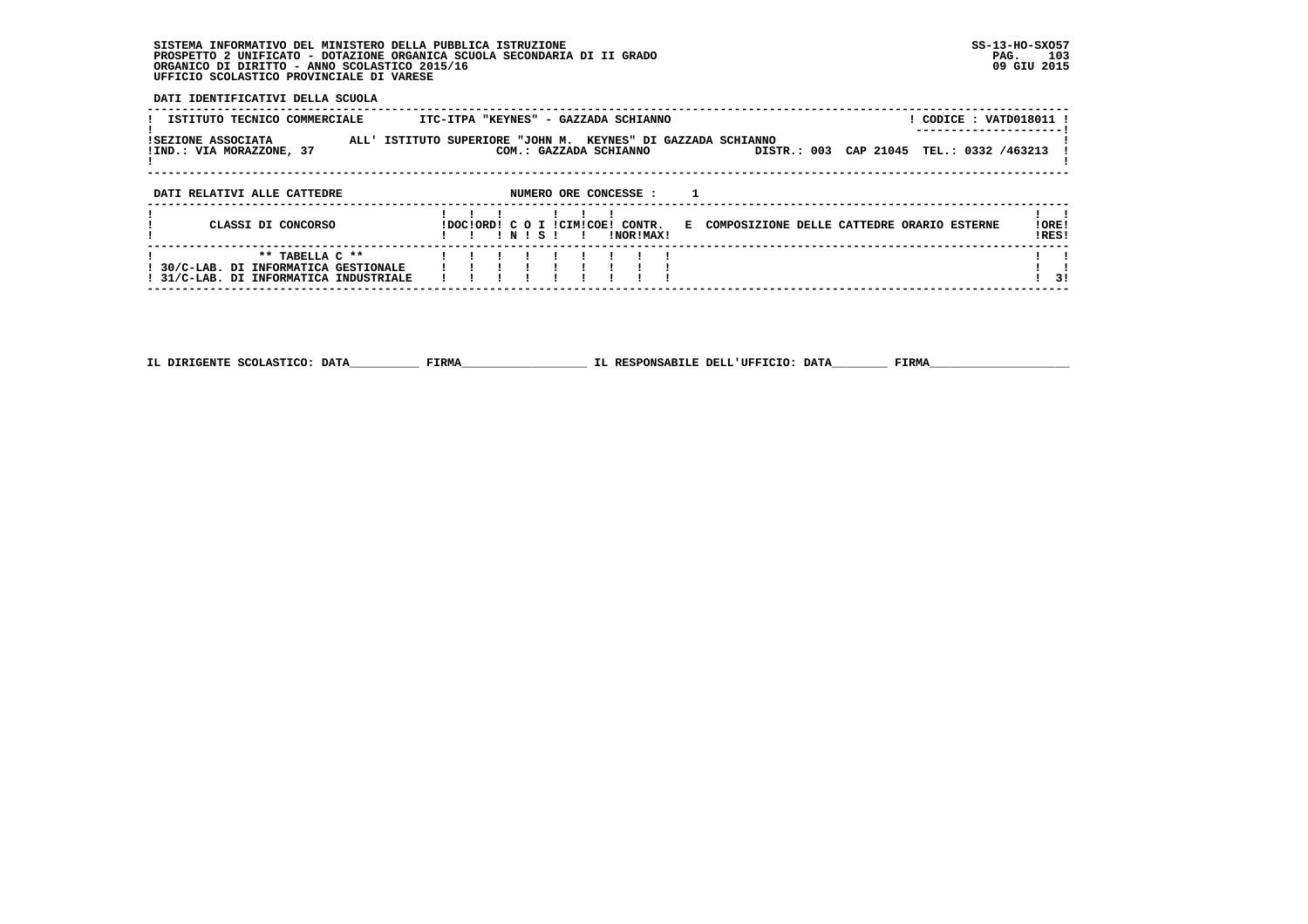SISTEMA INFORMATIVO DEL MINISTERO DELLA PUBBLICA ISTRUZIONE
PROSPETTO 2 UNIFICATO - DOTAZIONE ORGANICA SCUOLA SECONDARIA DI II GRADO
ORGANICO DI DIRITTO - ANNO SCOLASTICO 2015/16
UFFICIO SCOLASTICO PROVINCIALE DI VARESE

SS-13-HO-SXO57
09 GIU 2015

**DATI IDENTIFICATIVI DELLA SCUOLA**

| | | |
|---|---|---|
| ISTITUTO TECNICO COMMERCIALE | ITC-ITPA "KEYNES" - GAZZADA SCHIANNO | CODICE : VATD018011 |
| SEZIONE ASSOCIATA | ALL' ISTITUTO SUPERIORE "JOHN M. KEYNES" DI GAZZADA SCHIANNO | |
| IND.: VIA MORAZZONE, 37 | COM.: GAZZADA SCHIANNO | DISTR.: 003 CAP 21045 TEL.: 0332 /463213 |

**DATI RELATIVI ALLE CATTEDRE** NUMERO ORE CONCESSE : 1

| CLASSI DI CONCORSO | DOC | ORD | C IN | O | I S | CIM | COE | CONTR. NOR | CONTR. MAX | E COMPOSIZIONE DELLE CATTEDRE ORARIO ESTERNE | ORE RES |
|---|---|---|---|---|---|---|---|---|---|---|---|
| ** TABELLA C ** | | | | | | | | | | | |
| 30/C-LAB. DI INFORMATICA GESTIONALE | | | | | | | | | | | |
| 31/C-LAB. DI INFORMATICA INDUSTRIALE | | | | | | | | | | | 3 |

IL DIRIGENTE SCOLASTICO: DATA__________ FIRMA__________________ IL RESPONSABILE DELL'UFFICIO: DATA________ FIRMA____________________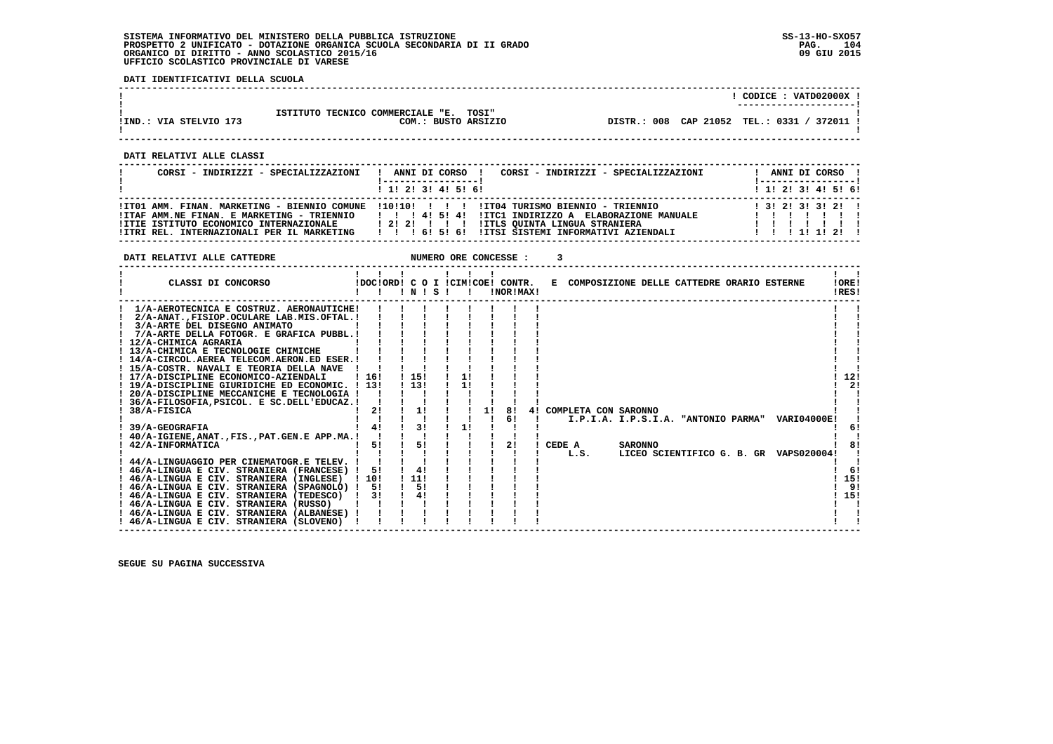SISTEMA INFORMATIVO DEL MINISTERO DELLA PUBBLICA ISTRUZIONE
PROSPETTO 2 UNIFICATO - DOTAZIONE ORGANICA SCUOLA SECONDARIA DI II GRADO
ORGANICO DI DIRITTO - ANNO SCOLASTICO 2015/16
UFFICIO SCOLASTICO PROVINCIALE DI VARESE

SS-13-HO-SXO57
09 GIU 2015

**DATI IDENTIFICATIVI DELLA SCUOLA**

CODICE : VATD02000X

ISTITUTO TECNICO COMMERCIALE "E. TOSI"
IND.: VIA STELVIO 173 — COM.: BUSTO ARSIZIO — DISTR.: 008 CAP 21052 TEL.: 0331 / 372011

**DATI RELATIVI ALLE CLASSI**

| CORSI - INDIRIZZI - SPECIALIZZAZIONI | 1 | 2 | 3 | 4 | 5 | 6 | CORSI - INDIRIZZI - SPECIALIZZAZIONI | 1 | 2 | 3 | 4 | 5 | 6 |
|---|---|---|---|---|---|---|---|---|---|---|---|---|---|
| IT01 AMM. FINAN. MARKETING - BIENNIO COMUNE | 10 | 10 | | | | | IT04 TURISMO BIENNIO - TRIENNIO | 3 | 2 | 3 | 3 | 2 | |
| ITAF AMM.NE FINAN. E MARKETING - TRIENNIO | | | 4 | 5 | 4 | | ITC1 INDIRIZZO A ELABORAZIONE MANUALE | | | | | | |
| ITIE ISTITUTO ECONOMICO INTERNAZIONALE | 2 | 2 | | | | | ITLS QUINTA LINGUA STRANIERA | | | | | | |
| ITRI REL. INTERNAZIONALI PER IL MARKETING | | | 6 | 5 | 6 | | ITSI SISTEMI INFORMATIVI AZIENDALI | | | 1 | 1 | 2 | |

**DATI RELATIVI ALLE CATTEDRE** — NUMERO ORE CONCESSE : 3

| CLASSI DI CONCORSO | DOC | ORD | C O I N | C O I S | CIM | COE | CONTR. NOR | CONTR. MAX | E COMPOSIZIONE DELLE CATTEDRE ORARIO ESTERNE | ORE RES |
|---|---|---|---|---|---|---|---|---|---|---|
| 1/A-AEROTECNICA E COSTRUZ. AERONAUTICHE | | | | | | | | | | |
| 2/A-ANAT.,FISIOP.OCULARE LAB.MIS.OFTAL. | | | | | | | | | | |
| 3/A-ARTE DEL DISEGNO ANIMATO | | | | | | | | | | |
| 7/A-ARTE DELLA FOTOGR. E GRAFICA PUBBL. | | | | | | | | | | |
| 12/A-CHIMICA AGRARIA | | | | | | | | | | |
| 13/A-CHIMICA E TECNOLOGIE CHIMICHE | | | | | | | | | | |
| 14/A-CIRCOL.AEREA TELECOM.AERON.ED ESER. | | | | | | | | | | |
| 15/A-COSTR. NAVALI E TEORIA DELLA NAVE | | | | | | | | | | |
| 17/A-DISCIPLINE ECONOMICO-AZIENDALI | 16 | | 15 | | 1 | | | | | 12 |
| 19/A-DISCIPLINE GIURIDICHE ED ECONOMIC. | 13 | | 13 | | 1 | | | | | 2 |
| 20/A-DISCIPLINE MECCANICHE E TECNOLOGIA | | | | | | | | | | |
| 36/A-FILOSOFIA,PSICOL. E SC.DELL'EDUCAZ. | | | | | | | | | | |
| 38/A-FISICA | 2 | | 1 | | | 1 | 8 / 6 | 4 | COMPLETA CON SARONNO I.P.I.A. I.P.S.I.A. "ANTONIO PARMA" VARI04000E | |
| 39/A-GEOGRAFIA | 4 | | 3 | | 1 | | | | | 6 |
| 40/A-IGIENE,ANAT.,FIS.,PAT.GEN.E APP.MA. | | | | | | | | | | |
| 42/A-INFORMATICA | 5 | | 5 | | | | 2 | | CEDE A SARONNO L.S. LICEO SCIENTIFICO G. B. GR VAPS020004 | 8 |
| 44/A-LINGUAGGIO PER CINEMATOGR.E TELEV. | | | | | | | | | | |
| 46/A-LINGUA E CIV. STRANIERA (FRANCESE) | 5 | | 4 | | | | | | | 6 |
| 46/A-LINGUA E CIV. STRANIERA (INGLESE) | 10 | | 11 | | | | | | | 15 |
| 46/A-LINGUA E CIV. STRANIERA (SPAGNOLO) | 5 | | 5 | | | | | | | 9 |
| 46/A-LINGUA E CIV. STRANIERA (TEDESCO) | 3 | | 4 | | | | | | | 15 |
| 46/A-LINGUA E CIV. STRANIERA (RUSSO) | | | | | | | | | | |
| 46/A-LINGUA E CIV. STRANIERA (ALBANESE) | | | | | | | | | | |
| 46/A-LINGUA E CIV. STRANIERA (SLOVENO) | | | | | | | | | | |

SEGUE SU PAGINA SUCCESSIVA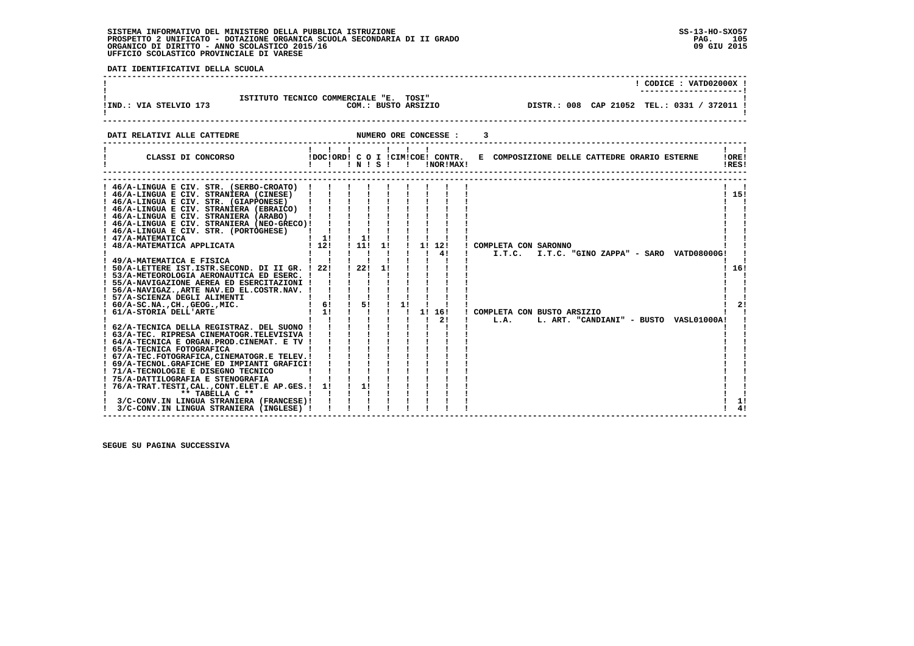SISTEMA INFORMATIVO DEL MINISTERO DELLA PUBBLICA ISTRUZIONE
PROSPETTO 2 UNIFICATO - DOTAZIONE ORGANICA SCUOLA SECONDARIA DI II GRADO
ORGANICO DI DIRITTO - ANNO SCOLASTICO 2015/16
UFFICIO SCOLASTICO PROVINCIALE DI VARESE

SS-13-HO-SXO57
09 GIU 2015

**DATI IDENTIFICATIVI DELLA SCUOLA**

CODICE : VATD02000X

ISTITUTO TECNICO COMMERCIALE "E. TOSI"
IND.: VIA STELVIO 173 — COM.: BUSTO ARSIZIO — DISTR.: 008 CAP 21052 TEL.: 0331 / 372011

**DATI RELATIVI ALLE CATTEDRE** — NUMERO ORE CONCESSE : 3

| CLASSI DI CONCORSO | DOC | ORD | C O N | I S | CIM | COE | CONTR. NOR | CONTR. MAX | E COMPOSIZIONE DELLE CATTEDRE ORARIO ESTERNE | ORE RES |
|---|---|---|---|---|---|---|---|---|---|---|
| 46/A-LINGUA E CIV. STR. (SERBO-CROATO) | | | | | | | | | | |
| 46/A-LINGUA E CIV. STRANIERA (CINESE) | | | | | | | | | | 15 |
| 46/A-LINGUA E CIV. STR. (GIAPPONESE) | | | | | | | | | | |
| 46/A-LINGUA E CIV. STRANIERA (EBRAICO) | | | | | | | | | | |
| 46/A-LINGUA E CIV. STRANIERA (ARABO) | | | | | | | | | | |
| 46/A-LINGUA E CIV. STRANIERA (NEO-GRECO) | | | | | | | | | | |
| 46/A-LINGUA E CIV. STR. (PORTOGHESE) | | | | | | | | | | |
| 47/A-MATEMATICA | 1 | | 1 | | | | | | | |
| 48/A-MATEMATICA APPLICATA | 12 | | 11 | 1 | | 1 | 12 | | COMPLETA CON SARONNO | |
| | | | | | | | | 4 | I.T.C. I.T.C. "GINO ZAPPA" - SARO VATD08000G | |
| 49/A-MATEMATICA E FISICA | | | | | | | | | | |
| 50/A-LETTERE IST.ISTR.SECOND. DI II GR. | 22 | | 22 | 1 | | | | | | 16 |
| 53/A-METEOROLOGIA AERONAUTICA ED ESERC. | | | | | | | | | | |
| 55/A-NAVIGAZIONE AEREA ED ESERCITAZIONI | | | | | | | | | | |
| 56/A-NAVIGAZ.,ARTE NAV.ED EL.COSTR.NAV. | | | | | | | | | | |
| 57/A-SCIENZA DEGLI ALIMENTI | | | | | | | | | | |
| 60/A-SC.NA.,CH.,GEOG.,MIC. | 6 | | 5 | | 1 | | | | | 2 |
| 61/A-STORIA DELL'ARTE | 1 | | | | | 1 | 16 | | COMPLETA CON BUSTO ARSIZIO | |
| | | | | | | | | 2 | L.A. L. ART. "CANDIANI" - BUSTO VASL01000A | |
| 62/A-TECNICA DELLA REGISTRAZ. DEL SUONO | | | | | | | | | | |
| 63/A-TEC. RIPRESA CINEMATOGR.TELEVISIVA | | | | | | | | | | |
| 64/A-TECNICA E ORGAN.PROD.CINEMAT. E TV | | | | | | | | | | |
| 65/A-TECNICA FOTOGRAFICA | | | | | | | | | | |
| 67/A-TEC.FOTOGRAFICA,CINEMATOGR.E TELEV. | | | | | | | | | | |
| 69/A-TECNOL.GRAFICHE ED IMPIANTI GRAFICI | | | | | | | | | | |
| 71/A-TECNOLOGIE E DISEGNO TECNICO | | | | | | | | | | |
| 75/A-DATTILOGRAFIA E STENOGRAFIA | | | | | | | | | | |
| 76/A-TRAT.TESTI,CAL.,CONT.ELET.E AP.GES. | 1 | | 1 | | | | | | | |
| ** TABELLA C ** | | | | | | | | | | |
| 3/C-CONV.IN LINGUA STRANIERA (FRANCESE) | | | | | | | | | | 1 |
| 3/C-CONV.IN LINGUA STRANIERA (INGLESE) | | | | | | | | | | 4 |

SEGUE SU PAGINA SUCCESSIVA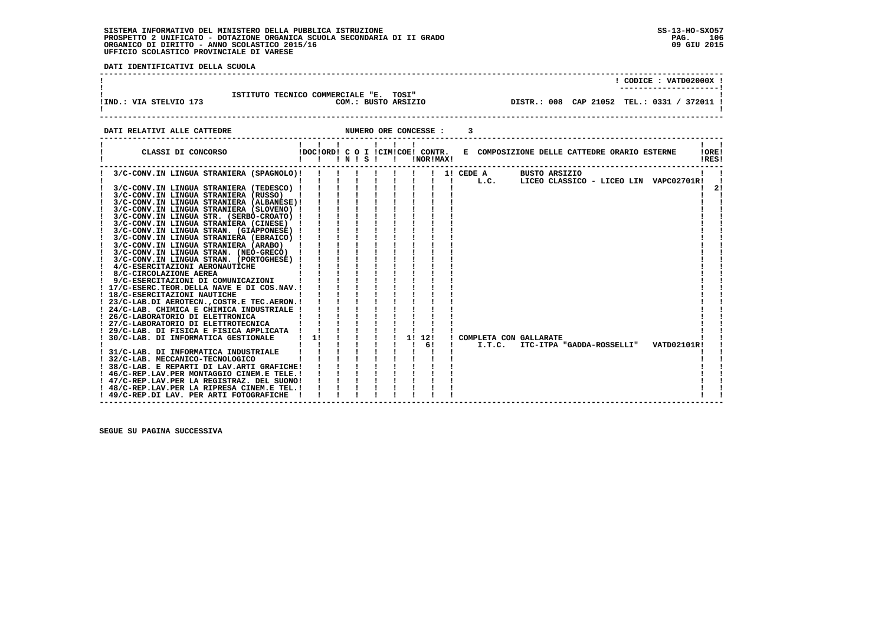SISTEMA INFORMATIVO DEL MINISTERO DELLA PUBBLICA ISTRUZIONE
PROSPETTO 2 UNIFICATO - DOTAZIONE ORGANICA SCUOLA SECONDARIA DI II GRADO
ORGANICO DI DIRITTO - ANNO SCOLASTICO 2015/16
UFFICIO SCOLASTICO PROVINCIALE DI VARESE

**DATI IDENTIFICATIVI DELLA SCUOLA**

CODICE : VATD02000X

ISTITUTO TECNICO COMMERCIALE "E. TOSI"

IND.: VIA STELVIO 173 — COM.: BUSTO ARSIZIO — DISTR.: 008 CAP 21052 TEL.: 0331 / 372011

**DATI RELATIVI ALLE CATTEDRE** — NUMERO ORE CONCESSE : 3

| CLASSI DI CONCORSO | DOC | ORD | C IN | O | I S | CIM | COE | CONTR. NOR | CONTR. MAX | E COMPOSIZIONE DELLE CATTEDRE ORARIO ESTERNE | ORE RES |
|---|---|---|---|---|---|---|---|---|---|---|---|
| 3/C-CONV.IN LINGUA STRANIERA (SPAGNOLO) | | | | | | | | | 1 | CEDE A BUSTO ARSIZIO L.C. LICEO CLASSICO - LICEO LIN VAPC02701R | 2 |
| 3/C-CONV.IN LINGUA STRANIERA (TEDESCO) | | | | | | | | | | | |
| 3/C-CONV.IN LINGUA STRANIERA (RUSSO) | | | | | | | | | | | |
| 3/C-CONV.IN LINGUA STRANIERA (ALBANESE) | | | | | | | | | | | |
| 3/C-CONV.IN LINGUA STRANIERA (SLOVENO) | | | | | | | | | | | |
| 3/C-CONV.IN LINGUA STR. (SERBO-CROATO) | | | | | | | | | | | |
| 3/C-CONV.IN LINGUA STRANIERA (CINESE) | | | | | | | | | | | |
| 3/C-CONV.IN LINGUA STRAN. (GIAPPONESE) | | | | | | | | | | | |
| 3/C-CONV.IN LINGUA STRANIERA (EBRAICO) | | | | | | | | | | | |
| 3/C-CONV.IN LINGUA STRANIERA (ARABO) | | | | | | | | | | | |
| 3/C-CONV.IN LINGUA STRAN. (NEO-GRECO) | | | | | | | | | | | |
| 3/C-CONV.IN LINGUA STRAN. (PORTOGHESE) | | | | | | | | | | | |
| 4/C-ESERCITAZIONI AERONAUTICHE | | | | | | | | | | | |
| 8/C-CIRCOLAZIONE AEREA | | | | | | | | | | | |
| 9/C-ESERCITAZIONI DI COMUNICAZIONI | | | | | | | | | | | |
| 17/C-ESERC.TEOR.DELLA NAVE E DI COS.NAV. | | | | | | | | | | | |
| 18/C-ESERCITAZIONI NAUTICHE | | | | | | | | | | | |
| 23/C-LAB.DI AEROTECN.,COSTR.E TEC.AERON. | | | | | | | | | | | |
| 24/C-LAB. CHIMICA E CHIMICA INDUSTRIALE | | | | | | | | | | | |
| 26/C-LABORATORIO DI ELETTRONICA | | | | | | | | | | | |
| 27/C-LABORATORIO DI ELETTROTECNICA | | | | | | | | | | | |
| 29/C-LAB. DI FISICA E FISICA APPLICATA | | | | | | | | | | | |
| 30/C-LAB. DI INFORMATICA GESTIONALE | 1 | | | | | | 1 | 12 / 6 | | COMPLETA CON GALLARATE I.T.C. ITC-ITPA "GADDA-ROSSELLI" VATD02101R | |
| 31/C-LAB. DI INFORMATICA INDUSTRIALE | | | | | | | | | | | |
| 32/C-LAB. MECCANICO-TECNOLOGICO | | | | | | | | | | | |
| 38/C-LAB. E REPARTI DI LAV.ARTI GRAFICHE | | | | | | | | | | | |
| 46/C-REP.LAV.PER MONTAGGIO CINEM.E TELE. | | | | | | | | | | | |
| 47/C-REP.LAV.PER LA REGISTRAZ. DEL SUONO | | | | | | | | | | | |
| 48/C-REP.LAV.PER LA RIPRESA CINEM.E TEL. | | | | | | | | | | | |
| 49/C-REP.DI LAV. PER ARTI FOTOGRAFICHE | | | | | | | | | | | |

SEGUE SU PAGINA SUCCESSIVA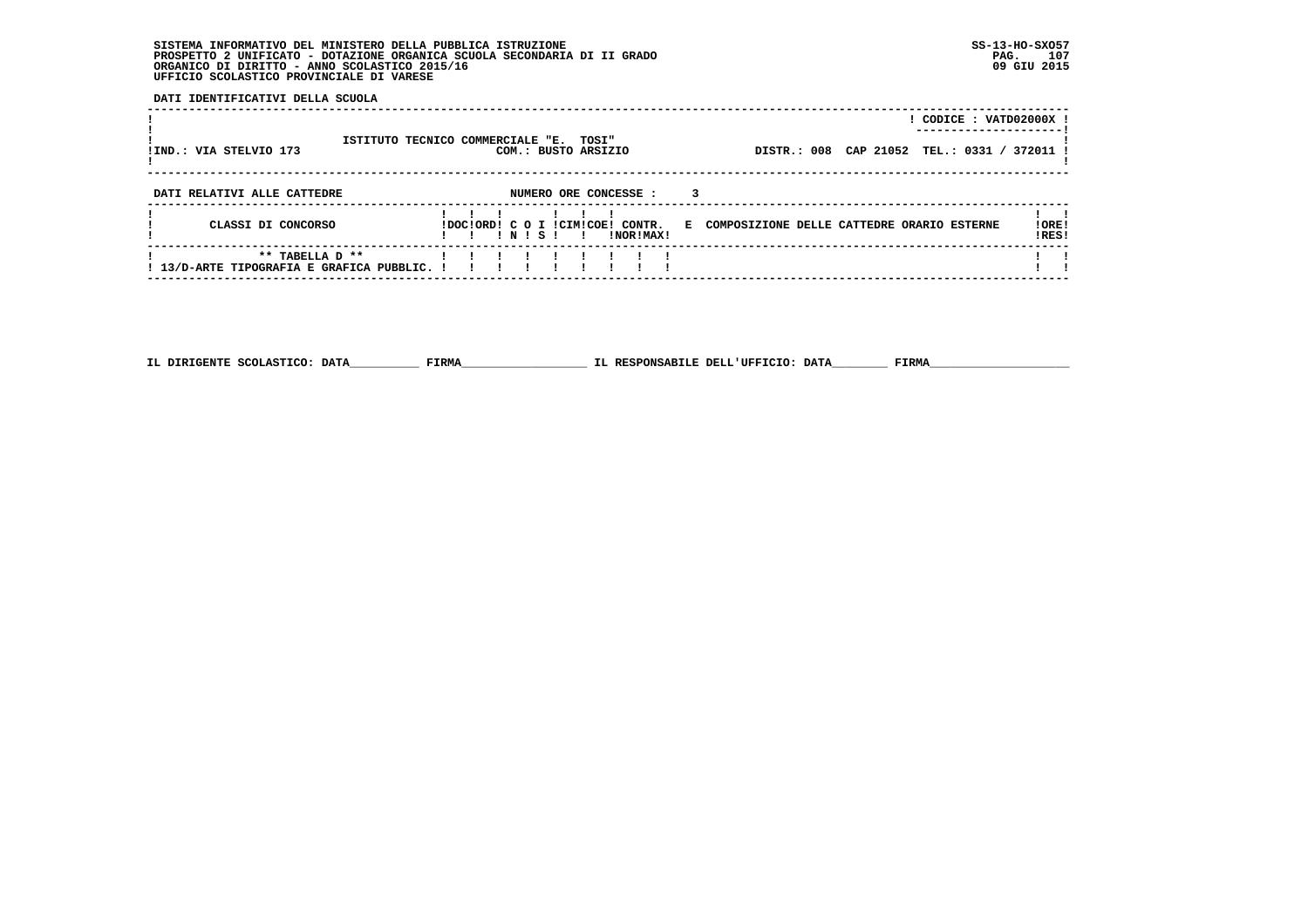SISTEMA INFORMATIVO DEL MINISTERO DELLA PUBBLICA ISTRUZIONE
PROSPETTO 2 UNIFICATO - DOTAZIONE ORGANICA SCUOLA SECONDARIA DI II GRADO
ORGANICO DI DIRITTO - ANNO SCOLASTICO 2015/16
UFFICIO SCOLASTICO PROVINCIALE DI VARESE

SS-13-HO-SXO57
09 GIU 2015

**DATI IDENTIFICATIVI DELLA SCUOLA**

| | | |
|---|---|---|
| | | CODICE : VATD02000X |
| IND.: VIA STELVIO 173 | ISTITUTO TECNICO COMMERCIALE "E. TOSI" COM.: BUSTO ARSIZIO | DISTR.: 008 CAP 21052 TEL.: 0331 / 372011 |

**DATI RELATIVI ALLE CATTEDRE** NUMERO ORE CONCESSE : 3

| CLASSI DI CONCORSO | DOC | ORD | C I N | O I S | CIM | COE | CONTR. NOR | CONTR. MAX | E COMPOSIZIONE DELLE CATTEDRE ORARIO ESTERNE | ORE RES |
|---|---|---|---|---|---|---|---|---|---|---|
| ** TABELLA D ** | | | | | | | | | | |
| 13/D-ARTE TIPOGRAFIA E GRAFICA PUBBLIC. | | | | | | | | | | |

IL DIRIGENTE SCOLASTICO: DATA__________ FIRMA__________________ IL RESPONSABILE DELL'UFFICIO: DATA________ FIRMA____________________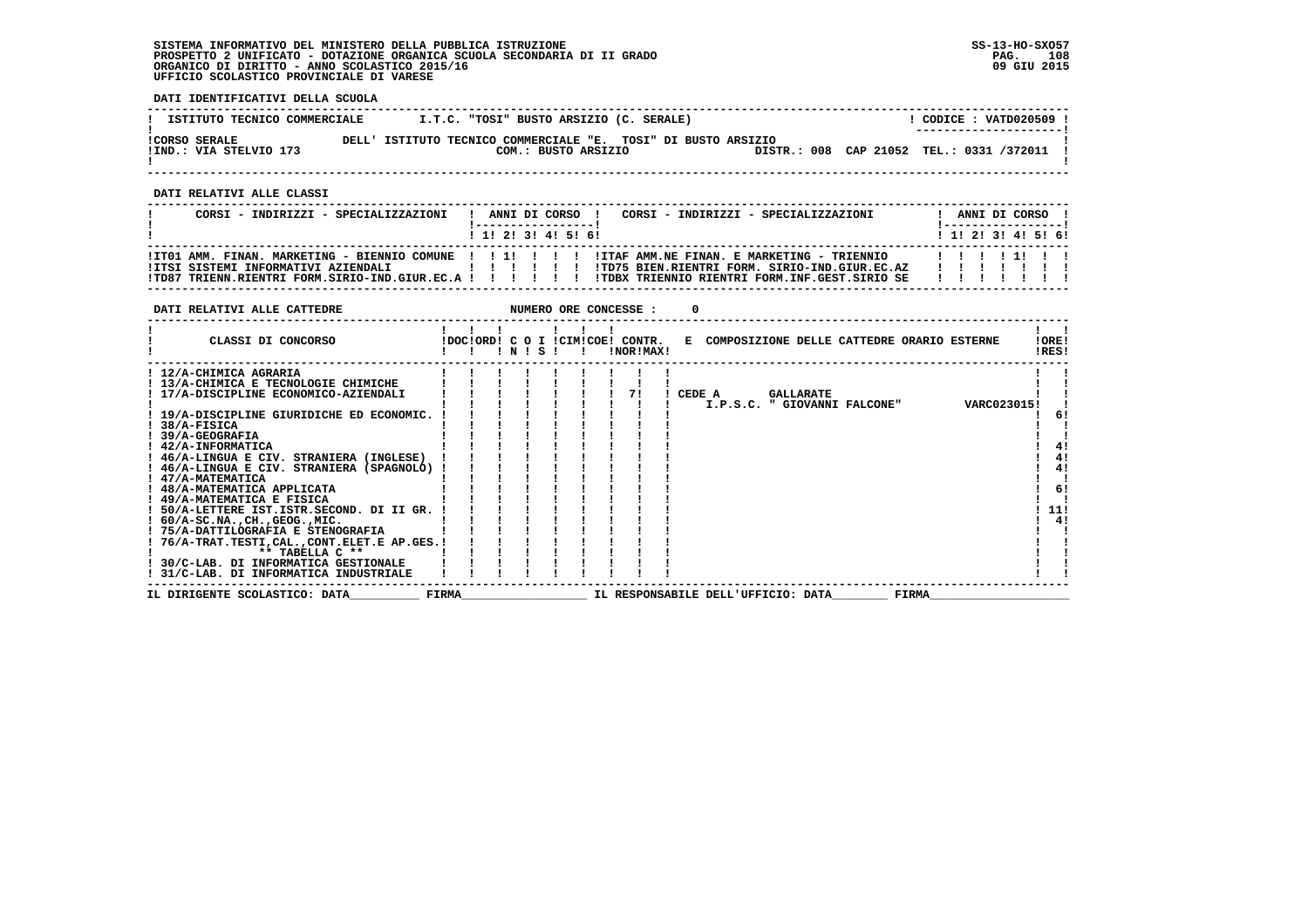SISTEMA INFORMATIVO DEL MINISTERO DELLA PUBBLICA ISTRUZIONE
PROSPETTO 2 UNIFICATO - DOTAZIONE ORGANICA SCUOLA SECONDARIA DI II GRADO
ORGANICO DI DIRITTO - ANNO SCOLASTICO 2015/16
UFFICIO SCOLASTICO PROVINCIALE DI VARESE

SS-13-HO-SXO57
09 GIU 2015

**DATI IDENTIFICATIVI DELLA SCUOLA**

| ISTITUTO TECNICO COMMERCIALE | I.T.C. "TOSI" BUSTO ARSIZIO (C. SERALE) | CODICE : VATD020509 |
|---|---|---|
| CORSO SERALE | DELL' ISTITUTO TECNICO COMMERCIALE "E. TOSI" DI BUSTO ARSIZIO | |
| IND.: VIA STELVIO 173 | COM.: BUSTO ARSIZIO | DISTR.: 008 CAP 21052 TEL.: 0331 /372011 |

**DATI RELATIVI ALLE CLASSI**

| CORSI - INDIRIZZI - SPECIALIZZAZIONI | 1 | 2 | 3 | 4 | 5 | 6 | CORSI - INDIRIZZI - SPECIALIZZAZIONI | 1 | 2 | 3 | 4 | 5 | 6 |
|---|---|---|---|---|---|---|---|---|---|---|---|---|---|
| IT01 AMM. FINAN. MARKETING - BIENNIO COMUNE | | 1 | | | | | ITAF AMM.NE FINAN. E MARKETING - TRIENNIO | | | | 1 | | |
| ITSI SISTEMI INFORMATIVI AZIENDALI | | | | | | | TD75 BIEN.RIENTRI FORM. SIRIO-IND.GIUR.EC.AZ | | | | | | |
| TD87 TRIENN.RIENTRI FORM.SIRIO-IND.GIUR.EC.A | | | | | | | TDBX TRIENNIO RIENTRI FORM.INF.GEST.SIRIO SE | | | | | | |

**DATI RELATIVI ALLE CATTEDRE** NUMERO ORE CONCESSE : 0

| CLASSI DI CONCORSO | DOC | ORD | C O I N | S | CIM | COE | CONTR. NOR | MAX | E COMPOSIZIONE DELLE CATTEDRE ORARIO ESTERNE | ORE RES |
|---|---|---|---|---|---|---|---|---|---|---|
| 12/A-CHIMICA AGRARIA | | | | | | | | | | |
| 13/A-CHIMICA E TECNOLOGIE CHIMICHE | | | | | | | | | | |
| 17/A-DISCIPLINE ECONOMICO-AZIENDALI | | | | | | | 7 | | CEDE A GALLARATE I.P.S.C. " GIOVANNI FALCONE" VARC023015 | |
| 19/A-DISCIPLINE GIURIDICHE ED ECONOMIC. | | | | | | | | | | 6 |
| 38/A-FISICA | | | | | | | | | | |
| 39/A-GEOGRAFIA | | | | | | | | | | |
| 42/A-INFORMATICA | | | | | | | | | | 4 |
| 46/A-LINGUA E CIV. STRANIERA (INGLESE) | | | | | | | | | | 4 |
| 46/A-LINGUA E CIV. STRANIERA (SPAGNOLO) | | | | | | | | | | 4 |
| 47/A-MATEMATICA | | | | | | | | | | |
| 48/A-MATEMATICA APPLICATA | | | | | | | | | | 6 |
| 49/A-MATEMATICA E FISICA | | | | | | | | | | |
| 50/A-LETTERE IST.ISTR.SECOND. DI II GR. | | | | | | | | | | 11 |
| 60/A-SC.NA.,CH.,GEOG.,MIC. | | | | | | | | | | 4 |
| 75/A-DATTILOGRAFIA E STENOGRAFIA | | | | | | | | | | |
| 76/A-TRAT.TESTI,CAL.,CONT.ELET.E AP.GES. | | | | | | | | | | |
| ** TABELLA C ** | | | | | | | | | | |
| 30/C-LAB. DI INFORMATICA GESTIONALE | | | | | | | | | | |
| 31/C-LAB. DI INFORMATICA INDUSTRIALE | | | | | | | | | | |

IL DIRIGENTE SCOLASTICO: DATA__________ FIRMA__________________ IL RESPONSABILE DELL'UFFICIO: DATA________ FIRMA____________________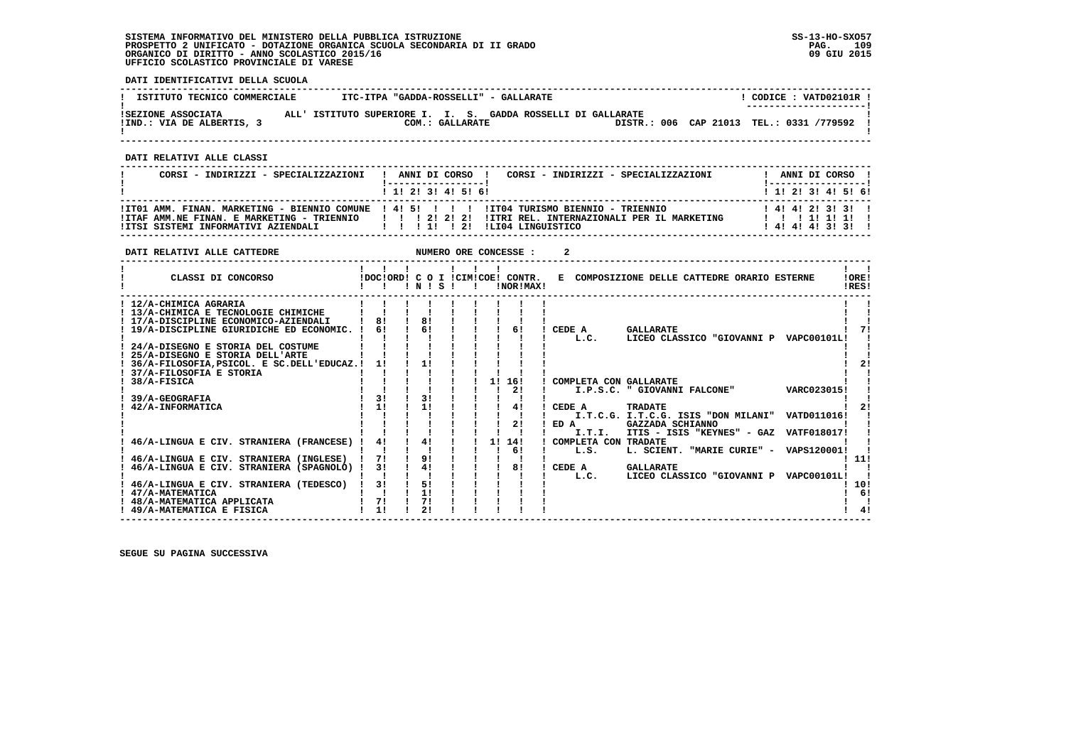SISTEMA INFORMATIVO DEL MINISTERO DELLA PUBBLICA ISTRUZIONE
PROSPETTO 2 UNIFICATO - DOTAZIONE ORGANICA SCUOLA SECONDARIA DI II GRADO
ORGANICO DI DIRITTO - ANNO SCOLASTICO 2015/16
UFFICIO SCOLASTICO PROVINCIALE DI VARESE

**DATI IDENTIFICATIVI DELLA SCUOLA**

ISTITUTO TECNICO COMMERCIALE — ITC-ITPA "GADDA-ROSSELLI" - GALLARATE — CODICE : VATD02101R

SEZIONE ASSOCIATA ALL' ISTITUTO SUPERIORE I. I. S. GADDA ROSSELLI DI GALLARATE
IND.: VIA DE ALBERTIS, 3 — COM.: GALLARATE — DISTR.: 006 CAP 21013 TEL.: 0331 /779592

**DATI RELATIVI ALLE CLASSI**

| CORSI - INDIRIZZI - SPECIALIZZAZIONI | 1 | 2 | 3 | 4 | 5 | 6 | CORSI - INDIRIZZI - SPECIALIZZAZIONI | 1 | 2 | 3 | 4 | 5 | 6 |
|---|---|---|---|---|---|---|---|---|---|---|---|---|---|
| IT01 AMM. FINAN. MARKETING - BIENNIO COMUNE | 4 | 5 | | | | | IT04 TURISMO BIENNIO - TRIENNIO | 4 | 4 | 2 | 3 | 3 | |
| ITAF AMM.NE FINAN. E MARKETING - TRIENNIO | | | 2 | 2 | 2 | | ITRI REL. INTERNAZIONALI PER IL MARKETING | | | 1 | 1 | 1 | |
| ITSI SISTEMI INFORMATIVI AZIENDALI | | | 1 | | 2 | | LI04 LINGUISTICO | 4 | 4 | 4 | 3 | 3 | |

**DATI RELATIVI ALLE CATTEDRE** — NUMERO ORE CONCESSE : 2

| CLASSI DI CONCORSO | DOC | ORD | C O I N | C O I S | CIM | COE | CONTR. NOR | CONTR. MAX | E COMPOSIZIONE DELLE CATTEDRE ORARIO ESTERNE | ORE RES |
|---|---|---|---|---|---|---|---|---|---|---|
| 12/A-CHIMICA AGRARIA | | | | | | | | | | |
| 13/A-CHIMICA E TECNOLOGIE CHIMICHE | | | | | | | | | | |
| 17/A-DISCIPLINE ECONOMICO-AZIENDALI | 8 | | 8 | | | | | | | |
| 19/A-DISCIPLINE GIURIDICHE ED ECONOMIC. | 6 | | 6 | | | | 6 | | CEDE A GALLARATE L.C. LICEO CLASSICO "GIOVANNI P VAPC00101L | 7 |
| 24/A-DISEGNO E STORIA DEL COSTUME | | | | | | | | | | |
| 25/A-DISEGNO E STORIA DELL'ARTE | | | | | | | | | | |
| 36/A-FILOSOFIA,PSICOL. E SC.DELL'EDUCAZ. | 1 | | 1 | | | | | | | 2 |
| 37/A-FILOSOFIA E STORIA | | | | | | | | | | |
| 38/A-FISICA | | | | | | 1 | 16 | | COMPLETA CON GALLARATE | |
| | | | | | | | 2 | | I.P.S.C. " GIOVANNI FALCONE" VARC023015 | |
| 39/A-GEOGRAFIA | 3 | | 3 | | | | | | | |
| 42/A-INFORMATICA | 1 | | 1 | | | | 4 | | CEDE A TRADATE I.T.C.G. I.T.C.G. ISIS "DON MILANI" VATD011016 | 2 |
| | | | | | | | 2 | | ED A GAZZADA SCHIANNO I.T.I. ITIS - ISIS "KEYNES" - GAZ VATF018017 | |
| 46/A-LINGUA E CIV. STRANIERA (FRANCESE) | 4 | | 4 | | | 1 | 14 | | COMPLETA CON TRADATE | |
| | | | | | | | 6 | | L.S. L. SCIENT. "MARIE CURIE" - VAPS120001 | |
| 46/A-LINGUA E CIV. STRANIERA (INGLESE) | 7 | | 9 | | | | | | | 11 |
| 46/A-LINGUA E CIV. STRANIERA (SPAGNOLO) | 3 | | 4 | | | | 8 | | CEDE A GALLARATE L.C. LICEO CLASSICO "GIOVANNI P VAPC00101L | |
| 46/A-LINGUA E CIV. STRANIERA (TEDESCO) | 3 | | 5 | | | | | | | 10 |
| 47/A-MATEMATICA | | | 1 | | | | | | | 6 |
| 48/A-MATEMATICA APPLICATA | 7 | | 7 | | | | | | | |
| 49/A-MATEMATICA E FISICA | 1 | | 2 | | | | | | | 4 |

SEGUE SU PAGINA SUCCESSIVA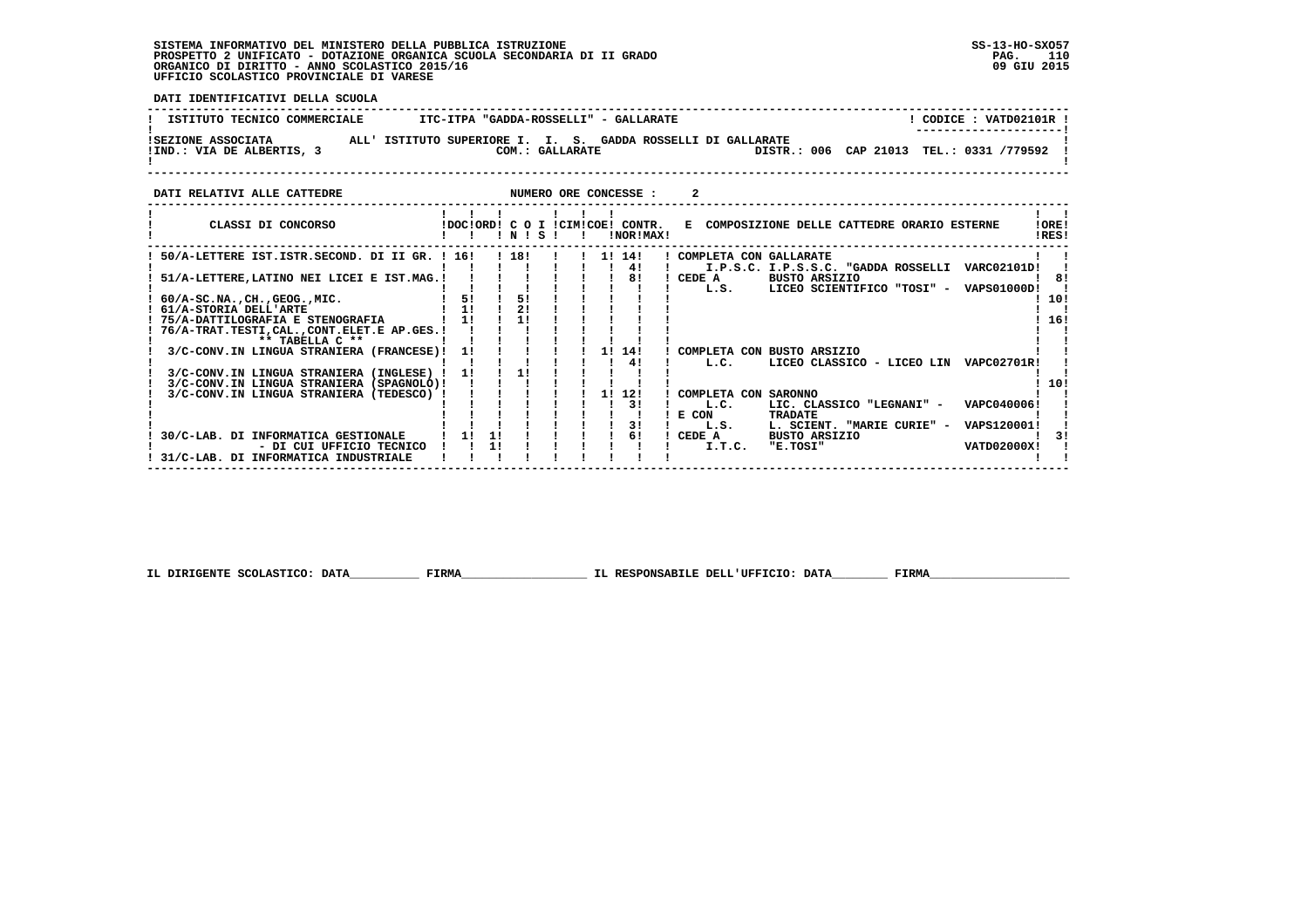SISTEMA INFORMATIVO DEL MINISTERO DELLA PUBBLICA ISTRUZIONE
PROSPETTO 2 UNIFICATO - DOTAZIONE ORGANICA SCUOLA SECONDARIA DI II GRADO
ORGANICO DI DIRITTO - ANNO SCOLASTICO 2015/16
UFFICIO SCOLASTICO PROVINCIALE DI VARESE

SS-13-HO-SXO57
09 GIU 2015

**DATI IDENTIFICATIVI DELLA SCUOLA**

| | | |
|---|---|---|
| ISTITUTO TECNICO COMMERCIALE | ITC-ITPA "GADDA-ROSSELLI" - GALLARATE | CODICE : VATD02101R |
| SEZIONE ASSOCIATA | ALL' ISTITUTO SUPERIORE I. I. S. GADDA ROSSELLI DI GALLARATE | |
| IND.: VIA DE ALBERTIS, 3 | COM.: GALLARATE | DISTR.: 006 CAP 21013 TEL.: 0331 /779592 |

**DATI RELATIVI ALLE CATTEDRE** NUMERO ORE CONCESSE : 2

| CLASSI DI CONCORSO | DOC | ORD | C O N | I S | CIM | COE | CONTR. NOR | CONTR. MAX | E COMPOSIZIONE DELLE CATTEDRE ORARIO ESTERNE | ORE RES |
|---|---|---|---|---|---|---|---|---|---|---|
| 50/A-LETTERE IST.ISTR.SECOND. DI II GR. | 16 | | 18 | | | 1 | 14 | | COMPLETA CON GALLARATE | |
| | | | | | | | 4 | | I.P.S.C. I.P.S.S.C. "GADDA ROSSELLI VARC02101D | |
| 51/A-LETTERE,LATINO NEI LICEI E IST.MAG. | | | | | | | 8 | | CEDE A BUSTO ARSIZIO | 8 |
| | | | | | | | | | L.S. LICEO SCIENTIFICO "TOSI" - VAPS01000D | |
| 60/A-SC.NA.,CH.,GEOG.,MIC. | 5 | | 5 | | | | | | | 10 |
| 61/A-STORIA DELL'ARTE | 1 | | 2 | | | | | | | |
| 75/A-DATTILOGRAFIA E STENOGRAFIA | 1 | | 1 | | | | | | | 16 |
| 76/A-TRAT.TESTI,CAL.,CONT.ELET.E AP.GES. | | | | | | | | | | |
| ** TABELLA C ** | | | | | | | | | | |
| 3/C-CONV.IN LINGUA STRANIERA (FRANCESE) | 1 | | | | | 1 | 14 | | COMPLETA CON BUSTO ARSIZIO | |
| | | | | | | | 4 | | L.C. LICEO CLASSICO - LICEO LIN VAPC02701R | |
| 3/C-CONV.IN LINGUA STRANIERA (INGLESE) | 1 | | 1 | | | | | | | |
| 3/C-CONV.IN LINGUA STRANIERA (SPAGNOLO) | | | | | | | | | | 10 |
| 3/C-CONV.IN LINGUA STRANIERA (TEDESCO) | | | | | | 1 | 12 | | COMPLETA CON SARONNO | |
| | | | | | | | 3 | | L.C. LIC. CLASSICO "LEGNANI" - VAPC040006 | |
| | | | | | | | | | E CON TRADATE | |
| | | | | | | | 3 | | L.S. L. SCIENT. "MARIE CURIE" - VAPS120001 | |
| 30/C-LAB. DI INFORMATICA GESTIONALE | 1 | 1 | | | | | 6 | | CEDE A BUSTO ARSIZIO | 3 |
| - DI CUI UFFICIO TECNICO | | 1 | | | | | | | I.T.C. "E.TOSI" VATD02000X | |
| 31/C-LAB. DI INFORMATICA INDUSTRIALE | | | | | | | | | | |

IL DIRIGENTE SCOLASTICO: DATA__________ FIRMA__________________ IL RESPONSABILE DELL'UFFICIO: DATA________ FIRMA____________________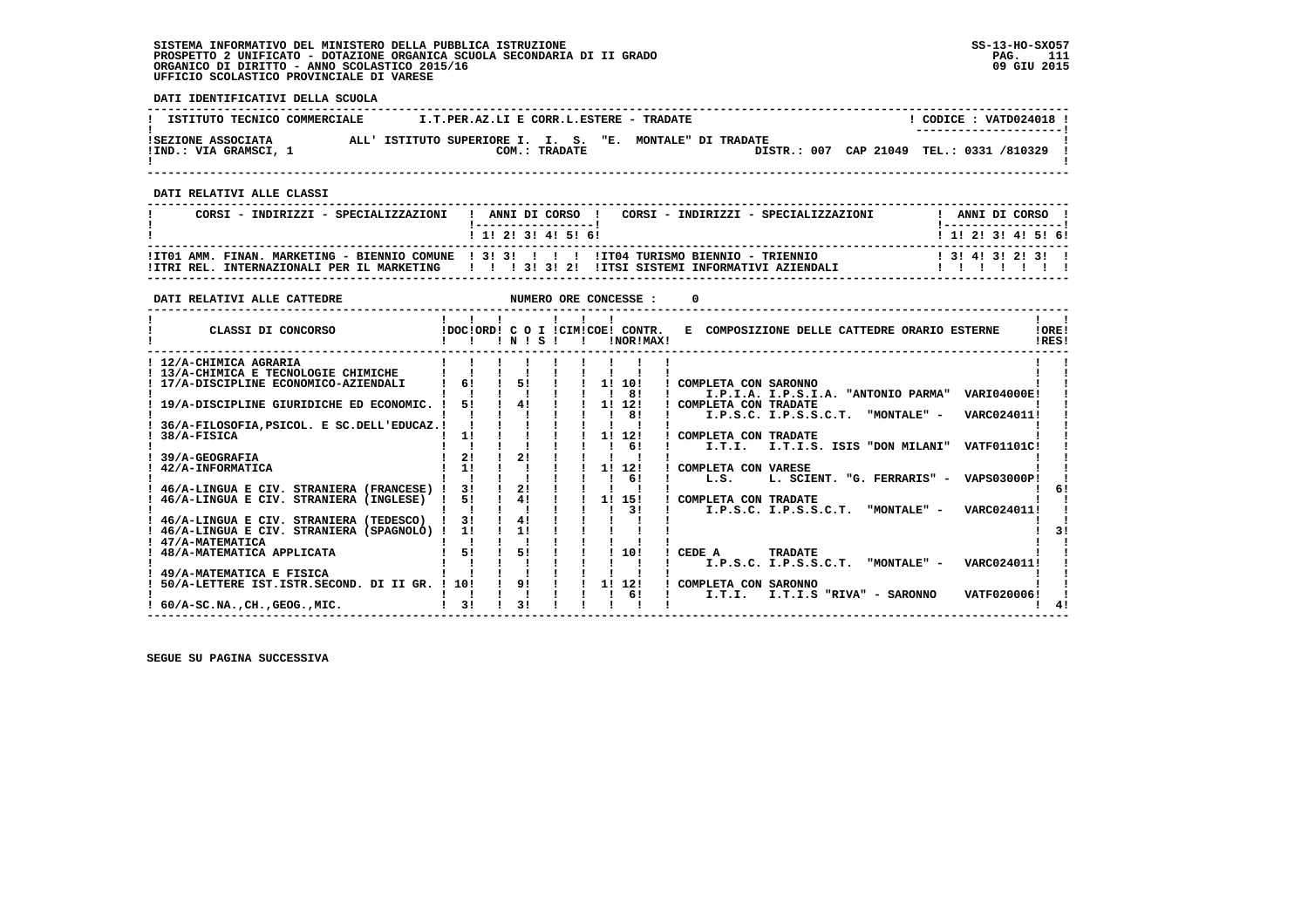SISTEMA INFORMATIVO DEL MINISTERO DELLA PUBBLICA ISTRUZIONE
PROSPETTO 2 UNIFICATO - DOTAZIONE ORGANICA SCUOLA SECONDARIA DI II GRADO
ORGANICO DI DIRITTO - ANNO SCOLASTICO 2015/16
UFFICIO SCOLASTICO PROVINCIALE DI VARESE

**DATI IDENTIFICATIVI DELLA SCUOLA**

| | | |
|---|---|---|
| ISTITUTO TECNICO COMMERCIALE | I.T.PER.AZ.LI E CORR.L.ESTERE - TRADATE | CODICE : VATD024018 |
| SEZIONE ASSOCIATA | ALL' ISTITUTO SUPERIORE I. I. S. "E. MONTALE" DI TRADATE | |
| IND.: VIA GRAMSCI, 1 | COM.: TRADATE | DISTR.: 007 CAP 21049 TEL.: 0331 /810329 |

**DATI RELATIVI ALLE CLASSI**

| CORSI - INDIRIZZI - SPECIALIZZAZIONI | 1 | 2 | 3 | 4 | 5 | 6 | CORSI - INDIRIZZI - SPECIALIZZAZIONI | 1 | 2 | 3 | 4 | 5 | 6 |
|---|---|---|---|---|---|---|---|---|---|---|---|---|---|
| IT01 AMM. FINAN. MARKETING - BIENNIO COMUNE | 3 | 3 | | | | | IT04 TURISMO BIENNIO - TRIENNIO | 3 | 4 | 3 | 2 | 3 | |
| ITRI REL. INTERNAZIONALI PER IL MARKETING | | | 3 | 3 | 2 | | ITSI SISTEMI INFORMATIVI AZIENDALI | | | | | | |

**DATI RELATIVI ALLE CATTEDRE** NUMERO ORE CONCESSE : 0

| CLASSI DI CONCORSO | DOC | ORD | N | S | CIM | COE | CONTR. NOR | CONTR. MAX | E COMPOSIZIONE DELLE CATTEDRE ORARIO ESTERNE | ORE RES |
|---|---|---|---|---|---|---|---|---|---|---|
| 12/A-CHIMICA AGRARIA | | | | | | | | | | |
| 13/A-CHIMICA E TECNOLOGIE CHIMICHE | | | | | | | | | | |
| 17/A-DISCIPLINE ECONOMICO-AZIENDALI | 6 | 5 | | | | 1 | 10 | | COMPLETA CON SARONNO | |
| | | | | | | | | 8 | I.P.I.A. I.P.S.I.A. "ANTONIO PARMA" VARI04000E | |
| 19/A-DISCIPLINE GIURIDICHE ED ECONOMIC. | 5 | 4 | | | | 1 | 12 | | COMPLETA CON TRADATE | |
| | | | | | | | | 8 | I.P.S.C. I.P.S.S.C.T. "MONTALE" - VARC024011 | |
| 36/A-FILOSOFIA,PSICOL. E SC.DELL'EDUCAZ. | | | | | | | | | | |
| 38/A-FISICA | 1 | | | | | 1 | 12 | | COMPLETA CON TRADATE | |
| | | | | | | | | 6 | I.T.I. I.T.I.S. ISIS "DON MILANI" VATF01101C | |
| 39/A-GEOGRAFIA | 2 | 2 | | | | | | | | |
| 42/A-INFORMATICA | 1 | | | | | 1 | 12 | | COMPLETA CON VARESE | |
| | | | | | | | | 6 | L.S. L. SCIENT. "G. FERRARIS" - VAPS03000P | |
| 46/A-LINGUA E CIV. STRANIERA (FRANCESE) | 3 | 2 | | | | | | | | 6 |
| 46/A-LINGUA E CIV. STRANIERA (INGLESE) | 5 | 4 | | | | 1 | 15 | | COMPLETA CON TRADATE | |
| | | | | | | | | 3 | I.P.S.C. I.P.S.S.C.T. "MONTALE" - VARC024011 | |
| 46/A-LINGUA E CIV. STRANIERA (TEDESCO) | 3 | 4 | | | | | | | | |
| 46/A-LINGUA E CIV. STRANIERA (SPAGNOLO) | 1 | 1 | | | | | | | | 3 |
| 47/A-MATEMATICA | | | | | | | | | | |
| 48/A-MATEMATICA APPLICATA | 5 | 5 | | | | | 10 | | CEDE A TRADATE | |
| | | | | | | | | | I.P.S.C. I.P.S.S.C.T. "MONTALE" - VARC024011 | |
| 49/A-MATEMATICA E FISICA | | | | | | | | | | |
| 50/A-LETTERE IST.ISTR.SECOND. DI II GR. | 10 | 9 | | | | 1 | 12 | | COMPLETA CON SARONNO | |
| | | | | | | | | 6 | I.T.I. I.T.I.S "RIVA" - SARONNO VATF020006 | |
| 60/A-SC.NA.,CH.,GEOG.,MIC. | 3 | 3 | | | | | | | | 4 |

SEGUE SU PAGINA SUCCESSIVA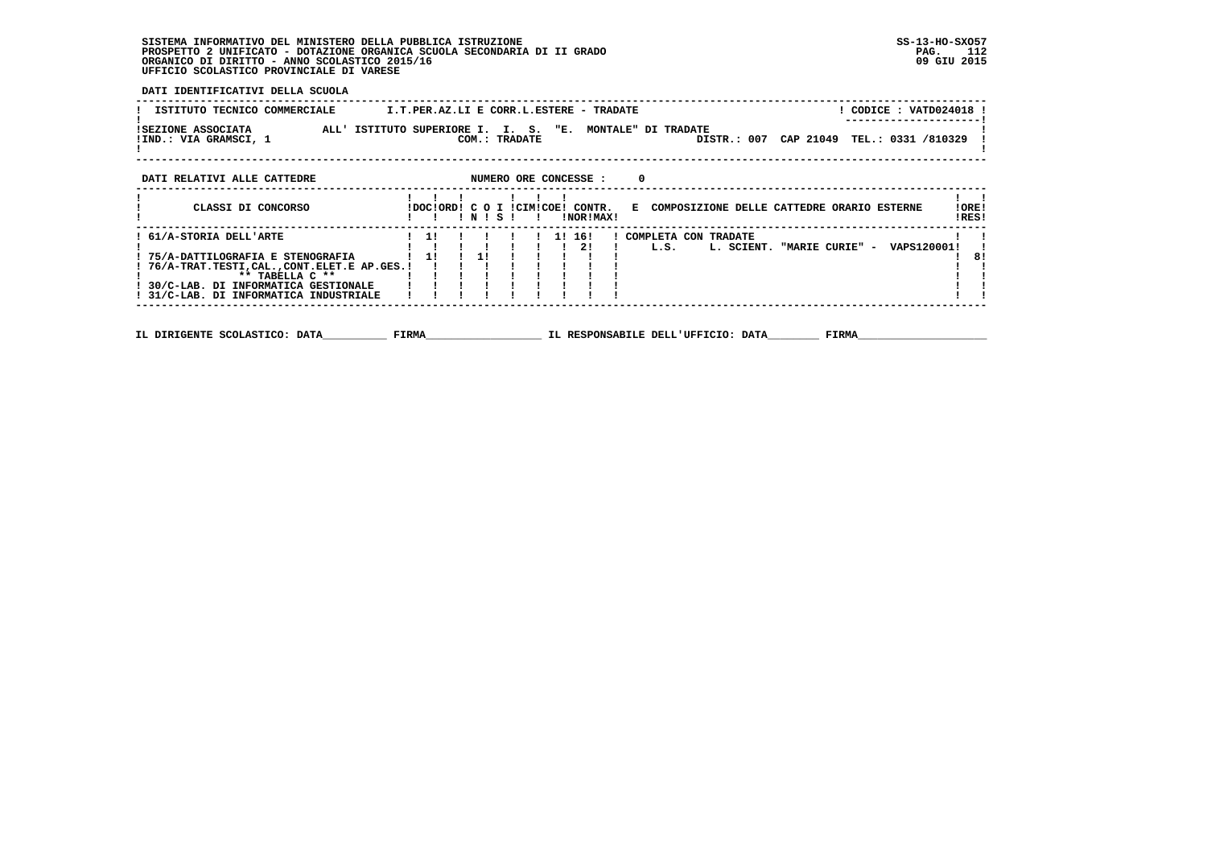SISTEMA INFORMATIVO DEL MINISTERO DELLA PUBBLICA ISTRUZIONE
PROSPETTO 2 UNIFICATO - DOTAZIONE ORGANICA SCUOLA SECONDARIA DI II GRADO
ORGANICO DI DIRITTO - ANNO SCOLASTICO 2015/16
UFFICIO SCOLASTICO PROVINCIALE DI VARESE

SS-13-HO-SXO57
09 GIU 2015

DATI IDENTIFICATIVI DELLA SCUOLA

| ISTITUTO TECNICO COMMERCIALE | I.T.PER.AZ.LI E CORR.L.ESTERE - TRADATE | CODICE : VATD024018 |
|---|---|---|
| SEZIONE ASSOCIATA | ALL' ISTITUTO SUPERIORE I. I. S. "E. MONTALE" DI TRADATE | |
| IND.: VIA GRAMSCI, 1 | COM.: TRADATE | DISTR.: 007 CAP 21049 TEL.: 0331 /810329 |

DATI RELATIVI ALLE CATTEDRE — NUMERO ORE CONCESSE : 0

| CLASSI DI CONCORSO | DOC | ORD | C O I N | S | CIM | COE | CONTR. NOR | CONTR. MAX | E COMPOSIZIONE DELLE CATTEDRE ORARIO ESTERNE | ORE RES |
|---|---|---|---|---|---|---|---|---|---|---|
| 61/A-STORIA DELL'ARTE | 1 | | | | | 1 | 16 | | COMPLETA CON TRADATE | |
| | | | | | | | 2 | | L.S. L. SCIENT. "MARIE CURIE" - VAPS120001 | |
| 75/A-DATTILOGRAFIA E STENOGRAFIA | 1 | | 1 | | | | | | | 8 |
| 76/A-TRAT.TESTI,CAL.,CONT.ELET.E AP.GES. | | | | | | | | | | |
| ** TABELLA C ** | | | | | | | | | | |
| 30/C-LAB. DI INFORMATICA GESTIONALE | | | | | | | | | | |
| 31/C-LAB. DI INFORMATICA INDUSTRIALE | | | | | | | | | | |

IL DIRIGENTE SCOLASTICO: DATA__________ FIRMA__________________ IL RESPONSABILE DELL'UFFICIO: DATA________ FIRMA____________________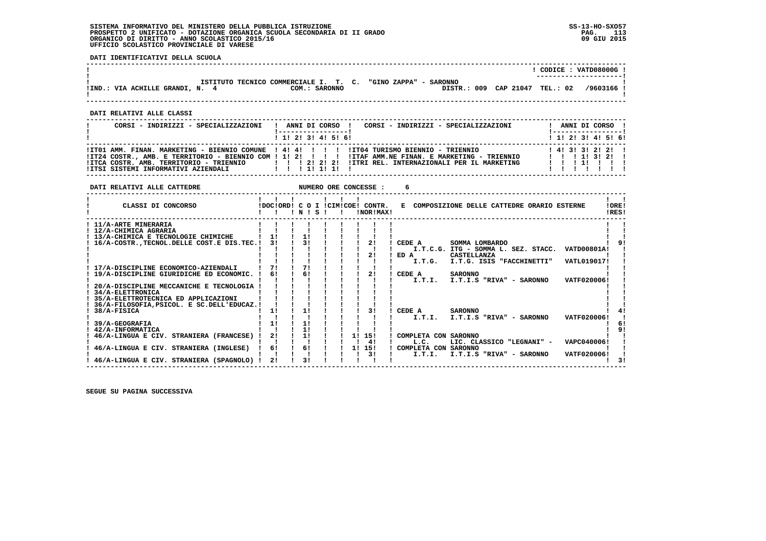SISTEMA INFORMATIVO DEL MINISTERO DELLA PUBBLICA ISTRUZIONE
PROSPETTO 2 UNIFICATO - DOTAZIONE ORGANICA SCUOLA SECONDARIA DI II GRADO
ORGANICO DI DIRITTO - ANNO SCOLASTICO 2015/16
UFFICIO SCOLASTICO PROVINCIALE DI VARESE

SS-13-HO-SXO57
09 GIU 2015

**DATI IDENTIFICATIVI DELLA SCUOLA**

CODICE : VATD08000G

ISTITUTO TECNICO COMMERCIALE I. T. C. "GINO ZAPPA" - SARONNO

IND.: VIA ACHILLE GRANDI, N. 4 — COM.: SARONNO — DISTR.: 009 CAP 21047 TEL.: 02 /9603166

**DATI RELATIVI ALLE CLASSI**

| CORSI - INDIRIZZI - SPECIALIZZAZIONI | 1 | 2 | 3 | 4 | 5 | 6 | CORSI - INDIRIZZI - SPECIALIZZAZIONI | 1 | 2 | 3 | 4 | 5 | 6 |
|---|---|---|---|---|---|---|---|---|---|---|---|---|---|
| IT01 AMM. FINAN. MARKETING - BIENNIO COMUNE | 4 | 4 | | | | | IT04 TURISMO BIENNIO - TRIENNIO | 4 | 3 | 3 | 2 | 2 | |
| IT24 COSTR., AMB. E TERRITORIO - BIENNIO COM | 1 | 2 | | | | | ITAF AMM.NE FINAN. E MARKETING - TRIENNIO | | | 1 | 3 | 2 | |
| ITCA COSTR. AMB. TERRITORIO - TRIENNIO | | | 2 | 2 | 2 | | ITRI REL. INTERNAZIONALI PER IL MARKETING | | | 1 | | | |
| ITSI SISTEMI INFORMATIVI AZIENDALI | | | 1 | 1 | 1 | | | | | | | | |

**DATI RELATIVI ALLE CATTEDRE** — NUMERO ORE CONCESSE : 6

| CLASSI DI CONCORSO | DOC | ORD | C O I N | C O I S | CIM | COE | CONTR. NOR | CONTR. MAX | E COMPOSIZIONE DELLE CATTEDRE ORARIO ESTERNE | ORE RES |
|---|---|---|---|---|---|---|---|---|---|---|
| 11/A-ARTE MINERARIA | | | | | | | | | | |
| 12/A-CHIMICA AGRARIA | | | | | | | | | | |
| 13/A-CHIMICA E TECNOLOGIE CHIMICHE | 1 | | 1 | | | | | | | |
| 16/A-COSTR.,TECNOL.DELLE COST.E DIS.TEC. | 3 | | 3 | | | | | 2 | CEDE A SOMMA LOMBARDO I.T.C.G. ITG - SOMMA L. SEZ. STACC. VATD00801A | 9 |
| | | | | | | | | 2 | ED A CASTELLANZA I.T.G. I.T.G. ISIS "FACCHINETTI" VATL019017 | |
| 17/A-DISCIPLINE ECONOMICO-AZIENDALI | 7 | | 7 | | | | | | | |
| 19/A-DISCIPLINE GIURIDICHE ED ECONOMIC. | 6 | | 6 | | | | | 2 | CEDE A SARONNO I.T.I. I.T.I.S "RIVA" - SARONNO VATF020006 | |
| 20/A-DISCIPLINE MECCANICHE E TECNOLOGIA | | | | | | | | | | |
| 34/A-ELETTRONICA | | | | | | | | | | |
| 35/A-ELETTROTECNICA ED APPLICAZIONI | | | | | | | | | | |
| 36/A-FILOSOFIA,PSICOL. E SC.DELL'EDUCAZ. | | | | | | | | | | |
| 38/A-FISICA | 1 | | 1 | | | | | 3 | CEDE A SARONNO I.T.I. I.T.I.S "RIVA" - SARONNO VATF020006 | 4 |
| 39/A-GEOGRAFIA | 1 | | 1 | | | | | | | 6 |
| 42/A-INFORMATICA | | | 1 | | | | | | | 9 |
| 46/A-LINGUA E CIV. STRANIERA (FRANCESE) | 2 | | 1 | | | | 1 | 15 | COMPLETA CON SARONNO | |
| | | | | | | | | 4 | L.C. LIC. CLASSICO "LEGNANI" - VAPC040006 | |
| 46/A-LINGUA E CIV. STRANIERA (INGLESE) | 6 | | 6 | | | | 1 | 15 | COMPLETA CON SARONNO | |
| | | | | | | | | 3 | I.T.I. I.T.I.S "RIVA" - SARONNO VATF020006 | |
| 46/A-LINGUA E CIV. STRANIERA (SPAGNOLO) | 2 | | 3 | | | | | | | 3 |

SEGUE SU PAGINA SUCCESSIVA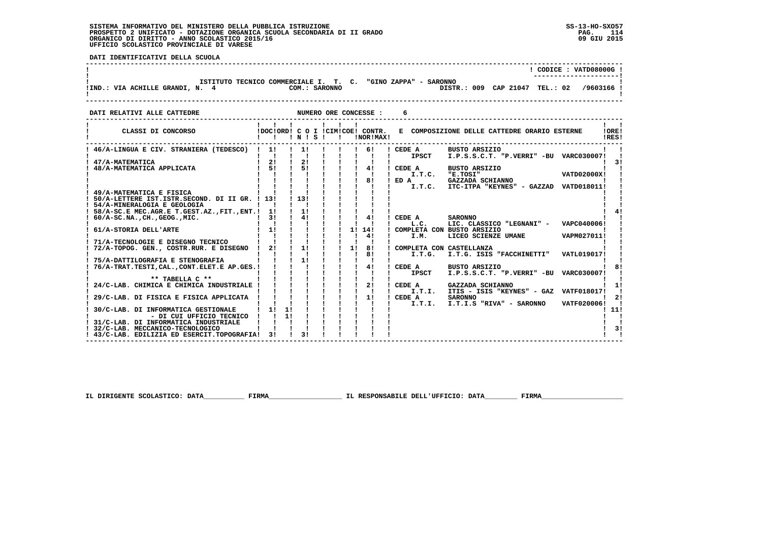SISTEMA INFORMATIVO DEL MINISTERO DELLA PUBBLICA ISTRUZIONE
PROSPETTO 2 UNIFICATO - DOTAZIONE ORGANICA SCUOLA SECONDARIA DI II GRADO
ORGANICO DI DIRITTO - ANNO SCOLASTICO 2015/16
UFFICIO SCOLASTICO PROVINCIALE DI VARESE

SS-13-HO-SXO57
09 GIU 2015

**DATI IDENTIFICATIVI DELLA SCUOLA**

CODICE : VATD08000G

ISTITUTO TECNICO COMMERCIALE I. T. C. "GINO ZAPPA" - SARONNO

IND.: VIA ACHILLE GRANDI, N. 4 — COM.: SARONNO — DISTR.: 009 CAP 21047 TEL.: 02 /9603166

**DATI RELATIVI ALLE CATTEDRE** — NUMERO ORE CONCESSE : 6

| CLASSI DI CONCORSO | DOC | ORD | C O I N | S | CIM | COE | CONTR. NOR | MAX | E COMPOSIZIONE DELLE CATTEDRE ORARIO ESTERNE | ORE RES |
|---|---|---|---|---|---|---|---|---|---|---|
| 46/A-LINGUA E CIV. STRANIERA (TEDESCO) | 1 | | 1 | | | | 6 | | CEDE A IPSCT BUSTO ARSIZIO I.P.S.S.C.T. "P.VERRI" -BU VARC030007 | |
| 47/A-MATEMATICA | 2 | | 2 | | | | | | | 3 |
| 48/A-MATEMATICA APPLICATA | 5 | | 5 | | | | 4 | | CEDE A I.T.C. BUSTO ARSIZIO "E.TOSI" VATD02000X | |
| | | | | | | | 8 | | ED A I.T.C. GAZZADA SCHIANNO ITC-ITPA "KEYNES" - GAZZAD VATD018011 | |
| 49/A-MATEMATICA E FISICA | | | | | | | | | | |
| 50/A-LETTERE IST.ISTR.SECOND. DI II GR. | 13 | | 13 | | | | | | | |
| 54/A-MINERALOGIA E GEOLOGIA | | | | | | | | | | |
| 58/A-SC.E MEC.AGR.E T.GEST.AZ.,FIT.,ENT. | 1 | | 1 | | | | | | | 4 |
| 60/A-SC.NA.,CH.,GEOG.,MIC. | 3 | | 4 | | | | 4 | | CEDE A L.C. SARONNO LIC. CLASSICO "LEGNANI" - VAPC040006 | |
| 61/A-STORIA DELL'ARTE | 1 | | | | | 1 | 14 | | COMPLETA CON BUSTO ARSIZIO | |
| | | | | | | | 4 | | I.M. LICEO SCIENZE UMANE VAPM027011 | |
| 71/A-TECNOLOGIE E DISEGNO TECNICO | | | | | | | | | | |
| 72/A-TOPOG. GEN., COSTR.RUR. E DISEGNO | 2 | | 1 | | | 1 | 8 | | COMPLETA CON CASTELLANZA | |
| | | | | | | | 8 | | I.T.G. I.T.G. ISIS "FACCHINETTI" VATL019017 | |
| 75/A-DATTILOGRAFIA E STENOGRAFIA | | | 1 | | | | | | | |
| 76/A-TRAT.TESTI,CAL.,CONT.ELET.E AP.GES. | | | | | | | 4 | | CEDE A IPSCT BUSTO ARSIZIO I.P.S.S.C.T. "P.VERRI" -BU VARC030007 | 8 |
| ** TABELLA C ** | | | | | | | | | | |
| 24/C-LAB. CHIMICA E CHIMICA INDUSTRIALE | | | | | | | 2 | | CEDE A I.T.I. GAZZADA SCHIANNO ITIS - ISIS "KEYNES" - GAZ VATF018017 | 1 |
| 29/C-LAB. DI FISICA E FISICA APPLICATA | | | | | | | 1 | | CEDE A I.T.I. SARONNO I.T.I.S "RIVA" - SARONNO VATF020006 | 2 |
| 30/C-LAB. DI INFORMATICA GESTIONALE | 1 | 1 | | | | | | | | 11 |
| - DI CUI UFFICIO TECNICO | | 1 | | | | | | | | |
| 31/C-LAB. DI INFORMATICA INDUSTRIALE | | | | | | | | | | |
| 32/C-LAB. MECCANICO-TECNOLOGICO | | | | | | | | | | 3 |
| 43/C-LAB. EDILIZIA ED ESERCIT.TOPOGRAFIA | 3 | | 3 | | | | | | | |

IL DIRIGENTE SCOLASTICO: DATA__________ FIRMA__________________ IL RESPONSABILE DELL'UFFICIO: DATA________ FIRMA____________________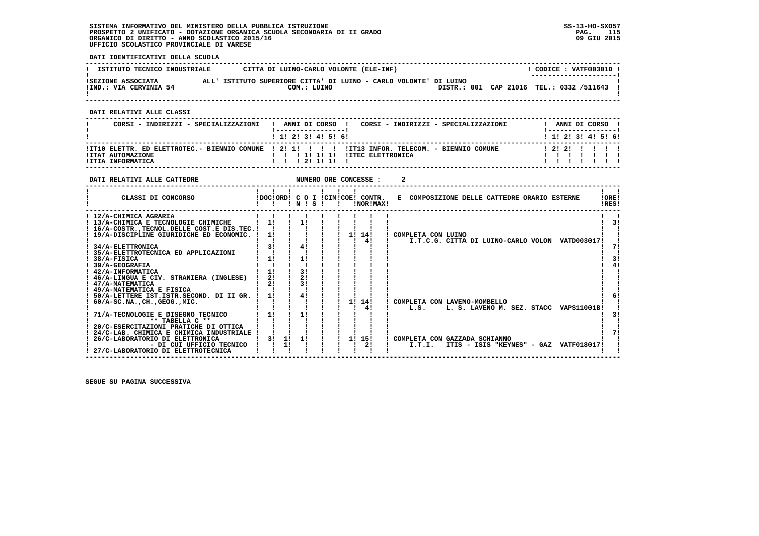SISTEMA INFORMATIVO DEL MINISTERO DELLA PUBBLICA ISTRUZIONE
PROSPETTO 2 UNIFICATO - DOTAZIONE ORGANICA SCUOLA SECONDARIA DI II GRADO
ORGANICO DI DIRITTO - ANNO SCOLASTICO 2015/16
UFFICIO SCOLASTICO PROVINCIALE DI VARESE

SS-13-HO-SXO57
09 GIU 2015

**DATI IDENTIFICATIVI DELLA SCUOLA**

| ISTITUTO TECNICO INDUSTRIALE | CITTA DI LUINO-CARLO VOLONTE (ELE-INF) | CODICE : VATF00301D |
|---|---|---|
| SEZIONE ASSOCIATA | ALL' ISTITUTO SUPERIORE CITTA' DI LUINO - CARLO VOLONTE' DI LUINO | |
| IND.: VIA CERVINIA 54 | COM.: LUINO | DISTR.: 001 CAP 21016 TEL.: 0332 /511643 |

**DATI RELATIVI ALLE CLASSI**

| CORSI - INDIRIZZI - SPECIALIZZAZIONI | 1 | 2 | 3 | 4 | 5 | 6 | CORSI - INDIRIZZI - SPECIALIZZAZIONI | 1 | 2 | 3 | 4 | 5 | 6 |
|---|---|---|---|---|---|---|---|---|---|---|---|---|---|
| IT10 ELETTR. ED ELETTROTEC.- BIENNIO COMUNE | 2 | 1 | | | | | IT13 INFOR. TELECOM. - BIENNIO COMUNE | 2 | 2 | | | | |
| ITAT AUTOMAZIONE | | | 1 | 1 | 1 | | ITEC ELETTRONICA | | | | | | |
| ITIA INFORMATICA | | | 2 | 1 | 1 | | | | | | | | |

**DATI RELATIVI ALLE CATTEDRE** NUMERO ORE CONCESSE : 2

| CLASSI DI CONCORSO | DOC | ORD | C O I N | S | CIM | COE | CONTR. NOR | MAX | E COMPOSIZIONE DELLE CATTEDRE ORARIO ESTERNE | ORE RES |
|---|---|---|---|---|---|---|---|---|---|---|
| 12/A-CHIMICA AGRARIA | | | | | | | | | | |
| 13/A-CHIMICA E TECNOLOGIE CHIMICHE | 1 | | 1 | | | | | | | 3 |
| 16/A-COSTR.,TECNOL.DELLE COST.E DIS.TEC. | | | | | | | | | | |
| 19/A-DISCIPLINE GIURIDICHE ED ECONOMIC. | 1 | | | | | 1 | 14 | | COMPLETA CON LUINO | |
| | | | | | | | 4 | | I.T.C.G. CITTA DI LUINO-CARLO VOLON VATD003017 | |
| 34/A-ELETTRONICA | 3 | | 4 | | | | | | | 7 |
| 35/A-ELETTROTECNICA ED APPLICAZIONI | | | | | | | | | | |
| 38/A-FISICA | 1 | | 1 | | | | | | | 3 |
| 39/A-GEOGRAFIA | | | | | | | | | | 4 |
| 42/A-INFORMATICA | 1 | | 3 | | | | | | | |
| 46/A-LINGUA E CIV. STRANIERA (INGLESE) | 2 | | 2 | | | | | | | |
| 47/A-MATEMATICA | 2 | | 3 | | | | | | | |
| 49/A-MATEMATICA E FISICA | | | | | | | | | | |
| 50/A-LETTERE IST.ISTR.SECOND. DI II GR. | 1 | | 4 | | | | | | | 6 |
| 60/A-SC.NA.,CH.,GEOG.,MIC. | | | | | | 1 | 14 | | COMPLETA CON LAVENO-MOMBELLO | |
| | | | | | | | 4 | | L.S. L. S. LAVENO M. SEZ. STACC VAPS11001B | |
| 71/A-TECNOLOGIE E DISEGNO TECNICO | 1 | | 1 | | | | | | | 3 |
| ** TABELLA C ** | | | | | | | | | | |
| 20/C-ESERCITAZIONI PRATICHE DI OTTICA | | | | | | | | | | |
| 24/C-LAB. CHIMICA E CHIMICA INDUSTRIALE | | | | | | | | | | 7 |
| 26/C-LABORATORIO DI ELETTRONICA | 3 | 1 | 1 | | | 1 | 15 | | COMPLETA CON GAZZADA SCHIANNO | |
| - DI CUI UFFICIO TECNICO | | 1 | | | | | 2 | | I.T.I. ITIS - ISIS "KEYNES" - GAZ VATF018017 | |
| 27/C-LABORATORIO DI ELETTROTECNICA | | | | | | | | | | |

SEGUE SU PAGINA SUCCESSIVA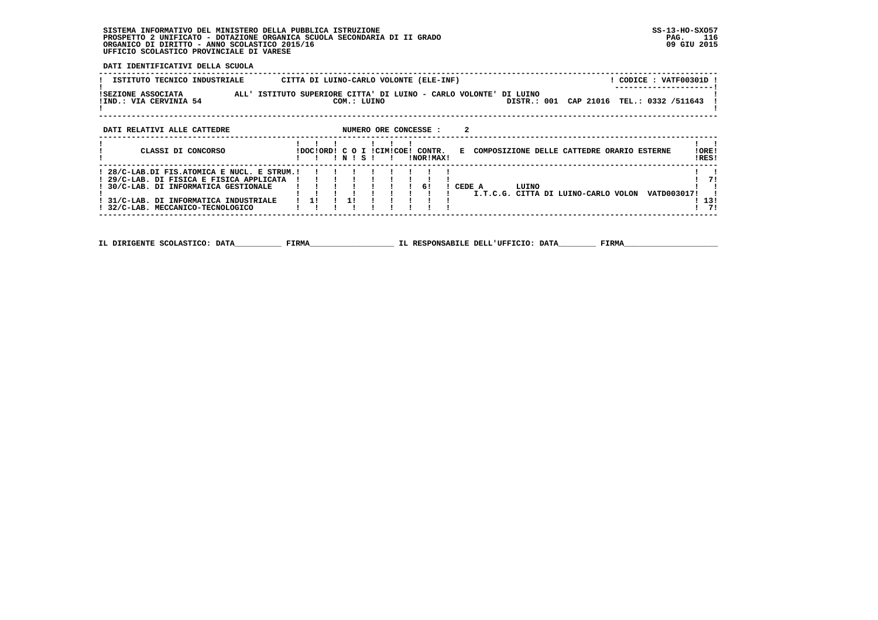SISTEMA INFORMATIVO DEL MINISTERO DELLA PUBBLICA ISTRUZIONE
PROSPETTO 2 UNIFICATO - DOTAZIONE ORGANICA SCUOLA SECONDARIA DI II GRADO
ORGANICO DI DIRITTO - ANNO SCOLASTICO 2015/16
UFFICIO SCOLASTICO PROVINCIALE DI VARESE

SS-13-HO-SXO57
09 GIU 2015

**DATI IDENTIFICATIVI DELLA SCUOLA**

| ISTITUTO TECNICO INDUSTRIALE | CITTA DI LUINO-CARLO VOLONTE (ELE-INF) | CODICE : VATF00301D |
|---|---|---|
| SEZIONE ASSOCIATA | ALL' ISTITUTO SUPERIORE CITTA' DI LUINO - CARLO VOLONTE' DI LUINO | |
| IND.: VIA CERVINIA 54 | COM.: LUINO | DISTR.: 001 CAP 21016 TEL.: 0332 /511643 |

**DATI RELATIVI ALLE CATTEDRE** NUMERO ORE CONCESSE : 2

| CLASSI DI CONCORSO | DOC | ORD | C N | O S | I | CIM | COE | CONTR. NOR | CONTR. MAX | E COMPOSIZIONE DELLE CATTEDRE ORARIO ESTERNE | ORE RES |
|---|---|---|---|---|---|---|---|---|---|---|---|
| 28/C-LAB.DI FIS.ATOMICA E NUCL. E STRUM. | | | | | | | | | | | |
| 29/C-LAB. DI FISICA E FISICA APPLICATA | | | | | | | | | | | 7 |
| 30/C-LAB. DI INFORMATICA GESTIONALE | | | | | | | | 6 | | CEDE A LUINO I.T.C.G. CITTA DI LUINO-CARLO VOLON VATD003017 | |
| 31/C-LAB. DI INFORMATICA INDUSTRIALE | 1 | | 1 | | | | | | | | 13 |
| 32/C-LAB. MECCANICO-TECNOLOGICO | | | | | | | | | | | 7 |

IL DIRIGENTE SCOLASTICO: DATA__________ FIRMA__________________ IL RESPONSABILE DELL'UFFICIO: DATA________ FIRMA____________________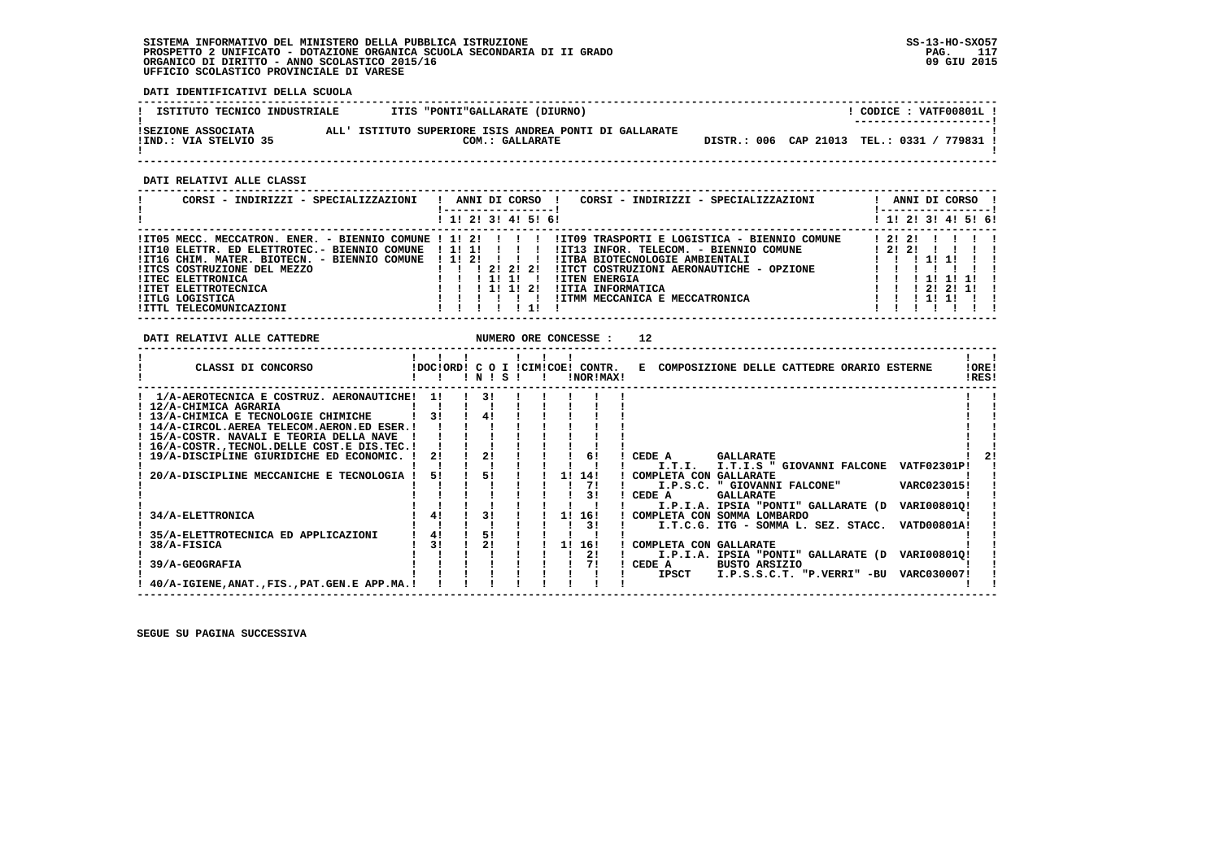**DATI IDENTIFICATIVI DELLA SCUOLA**

| ISTITUTO TECNICO INDUSTRIALE | ITIS "PONTI"GALLARATE (DIURNO) | CODICE : VATF00801L |
|---|---|---|
| SEZIONE ASSOCIATA ALL' ISTITUTO SUPERIORE ISIS ANDREA PONTI DI GALLARATE | | |
| IND.: VIA STELVIO 35 | COM.: GALLARATE | DISTR.: 006 CAP 21013 TEL.: 0331 / 779831 |

**DATI RELATIVI ALLE CLASSI**

| CORSI - INDIRIZZI - SPECIALIZZAZIONI | 1 | 2 | 3 | 4 | 5 | 6 | CORSI - INDIRIZZI - SPECIALIZZAZIONI | 1 | 2 | 3 | 4 | 5 | 6 |
|---|---|---|---|---|---|---|---|---|---|---|---|---|---|
| IT05 MECC. MECCATRON. ENER. - BIENNIO COMUNE | 1 | 2 | | | | | IT09 TRASPORTI E LOGISTICA - BIENNIO COMUNE | 2 | 2 | | | | |
| IT10 ELETTR. ED ELETTROTEC.- BIENNIO COMUNE | 1 | 1 | | | | | IT13 INFOR. TELECOM. - BIENNIO COMUNE | 2 | 2 | | | | |
| IT16 CHIM. MATER. BIOTECN. - BIENNIO COMUNE | 1 | 2 | | | | | ITBA BIOTECNOLOGIE AMBIENTALI | | | 1 | 1 | | |
| ITCS COSTRUZIONE DEL MEZZO | | | 2 | 2 | 2 | | ITCT COSTRUZIONI AERONAUTICHE - OPZIONE | | | | | | |
| ITEC ELETTRONICA | | | 1 | 1 | | | ITEN ENERGIA | | | 1 | 1 | 1 | |
| ITET ELETTROTECNICA | | | 1 | 1 | 2 | | ITIA INFORMATICA | | | 2 | 2 | 1 | |
| ITLG LOGISTICA | | | | | | | ITMM MECCANICA E MECCATRONICA | | | 1 | 1 | | |
| ITTL TELECOMUNICAZIONI | | | | | 1 | | | | | | | | |

**DATI RELATIVI ALLE CATTEDRE** NUMERO ORE CONCESSE : 12

| CLASSI DI CONCORSO | DOC | ORD | C O I N | S | CIM | COE | CONTR. NOR | MAX | E COMPOSIZIONE DELLE CATTEDRE ORARIO ESTERNE | ORE RES |
|---|---|---|---|---|---|---|---|---|---|---|
| 1/A-AEROTECNICA E COSTRUZ. AERONAUTICHE | 1 | | 3 | | | | | | | |
| 12/A-CHIMICA AGRARIA | | | | | | | | | | |
| 13/A-CHIMICA E TECNOLOGIE CHIMICHE | 3 | | 4 | | | | | | | |
| 14/A-CIRCOL.AEREA TELECOM.AERON.ED ESER. | | | | | | | | | | |
| 15/A-COSTR. NAVALI E TEORIA DELLA NAVE | | | | | | | | | | |
| 16/A-COSTR.,TECNOL.DELLE COST.E DIS.TEC. | | | | | | | | | | |
| 19/A-DISCIPLINE GIURIDICHE ED ECONOMIC. | 2 | | 2 | | | | | 6 | CEDE A GALLARATE | 2 |
| | | | | | | | | | I.T.I. I.T.I.S " GIOVANNI FALCONE VATF02301P | |
| 20/A-DISCIPLINE MECCANICHE E TECNOLOGIA | 5 | | 5 | | | | 1 | 14 | COMPLETA CON GALLARATE | |
| | | | | | | | | 7 | I.P.S.C. " GIOVANNI FALCONE" VARC023015 | |
| | | | | | | | | 3 | CEDE A GALLARATE | |
| | | | | | | | | | I.P.I.A. IPSIA "PONTI" GALLARATE (D VARI00801Q | |
| 34/A-ELETTRONICA | 4 | | 3 | | | | 1 | 16 | COMPLETA CON SOMMA LOMBARDO | |
| | | | | | | | | 3 | I.T.C.G. ITG - SOMMA L. SEZ. STACC. VATD00801A | |
| 35/A-ELETTROTECNICA ED APPLICAZIONI | 4 | | 5 | | | | | | | |
| 38/A-FISICA | 3 | | 2 | | | | 1 | 16 | COMPLETA CON GALLARATE | |
| | | | | | | | | 2 | I.P.I.A. IPSIA "PONTI" GALLARATE (D VARI00801Q | |
| 39/A-GEOGRAFIA | | | | | | | | 7 | CEDE A BUSTO ARSIZIO | |
| | | | | | | | | | IPSCT I.P.S.S.C.T. "P.VERRI" -BU VARC030007 | |
| 40/A-IGIENE,ANAT.,FIS.,PAT.GEN.E APP.MA. | | | | | | | | | | |

SEGUE SU PAGINA SUCCESSIVA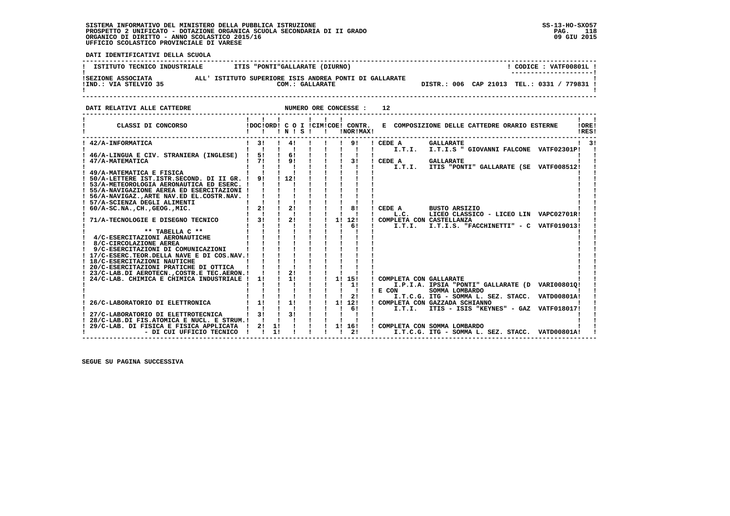SISTEMA INFORMATIVO DEL MINISTERO DELLA PUBBLICA ISTRUZIONE
PROSPETTO 2 UNIFICATO - DOTAZIONE ORGANICA SCUOLA SECONDARIA DI II GRADO
ORGANICO DI DIRITTO - ANNO SCOLASTICO 2015/16
UFFICIO SCOLASTICO PROVINCIALE DI VARESE

SS-13-HO-SXO57
09 GIU 2015

**DATI IDENTIFICATIVI DELLA SCUOLA**

ISTITUTO TECNICO INDUSTRIALE — ITIS "PONTI"GALLARATE (DIURNO) — CODICE : VATF00801L

SEZIONE ASSOCIATA ALL' ISTITUTO SUPERIORE ISIS ANDREA PONTI DI GALLARATE
IND.: VIA STELVIO 35 — COM.: GALLARATE — DISTR.: 006 CAP 21013 TEL.: 0331 / 779831

**DATI RELATIVI ALLE CATTEDRE** — NUMERO ORE CONCESSE : 12

| CLASSI DI CONCORSO | DOC | ORD | C O I N | S | CIM | COE | CONTR. NOR | MAX | E COMPOSIZIONE DELLE CATTEDRE ORARIO ESTERNE | ORE RES |
|---|---|---|---|---|---|---|---|---|---|---|
| 42/A-INFORMATICA | 3 | | 4 | | | | 9 | | CEDE A GALLARATE I.T.I. I.T.I.S " GIOVANNI FALCONE VATF02301P | 3 |
| 46/A-LINGUA E CIV. STRANIERA (INGLESE) | 5 | | 6 | | | | | | | |
| 47/A-MATEMATICA | 7 | | 9 | | | | 3 | | CEDE A GALLARATE I.T.I. ITIS "PONTI" GALLARATE (SE VATF008512 | |
| 49/A-MATEMATICA E FISICA | | | | | | | | | | |
| 50/A-LETTERE IST.ISTR.SECOND. DI II GR. | 9 | | 12 | | | | | | | |
| 53/A-METEOROLOGIA AERONAUTICA ED ESERC. | | | | | | | | | | |
| 55/A-NAVIGAZIONE AEREA ED ESERCITAZIONI | | | | | | | | | | |
| 56/A-NAVIGAZ.,ARTE NAV.ED EL.COSTR.NAV. | | | | | | | | | | |
| 57/A-SCIENZA DEGLI ALIMENTI | | | | | | | | | | |
| 60/A-SC.NA.,CH.,GEOG.,MIC. | 2 | | 2 | | | | 8 | | CEDE A BUSTO ARSIZIO L.C. LICEO CLASSICO - LICEO LIN VAPC02701R | |
| 71/A-TECNOLOGIE E DISEGNO TECNICO | 3 | | 2 | | | 1 | 12 | | COMPLETA CON CASTELLANZA | |
| | | | | | | | 6 | | I.T.I. I.T.I.S. "FACCHINETTI" - C VATF019013 | |
| ** TABELLA C ** | | | | | | | | | | |
| 4/C-ESERCITAZIONI AERONAUTICHE | | | | | | | | | | |
| 8/C-CIRCOLAZIONE AEREA | | | | | | | | | | |
| 9/C-ESERCITAZIONI DI COMUNICAZIONI | | | | | | | | | | |
| 17/C-ESERC.TEOR.DELLA NAVE E DI COS.NAV. | | | | | | | | | | |
| 18/C-ESERCITAZIONI NAUTICHE | | | | | | | | | | |
| 20/C-ESERCITAZIONI PRATICHE DI OTTICA | | | | | | | | | | |
| 23/C-LAB.DI AEROTECN.,COSTR.E TEC.AERON. | | | 2 | | | | | | | |
| 24/C-LAB. CHIMICA E CHIMICA INDUSTRIALE | 1 | | 1 | | | 1 | 15 | | COMPLETA CON GALLARATE | |
| | | | | | | | 1 | | I.P.I.A. IPSIA "PONTI" GALLARATE (D VARI00801Q | |
| | | | | | | | | | E CON SOMMA LOMBARDO | |
| | | | | | | | 2 | | I.T.C.G. ITG - SOMMA L. SEZ. STACC. VATD00801A | |
| 26/C-LABORATORIO DI ELETTRONICA | 1 | | 1 | | | 1 | 12 | | COMPLETA CON GAZZADA SCHIANNO | |
| | | | | | | | 6 | | I.T.I. ITIS - ISIS "KEYNES" - GAZ VATF018017 | |
| 27/C-LABORATORIO DI ELETTROTECNICA | 3 | | 3 | | | | | | | |
| 28/C-LAB.DI FIS.ATOMICA E NUCL. E STRUM. | | | | | | | | | | |
| 29/C-LAB. DI FISICA E FISICA APPLICATA | 2 | 1 | | | | 1 | 16 | | COMPLETA CON SOMMA LOMBARDO | |
| - DI CUI UFFICIO TECNICO | | 1 | | | | | 2 | | I.T.C.G. ITG - SOMMA L. SEZ. STACC. VATD00801A | |

SEGUE SU PAGINA SUCCESSIVA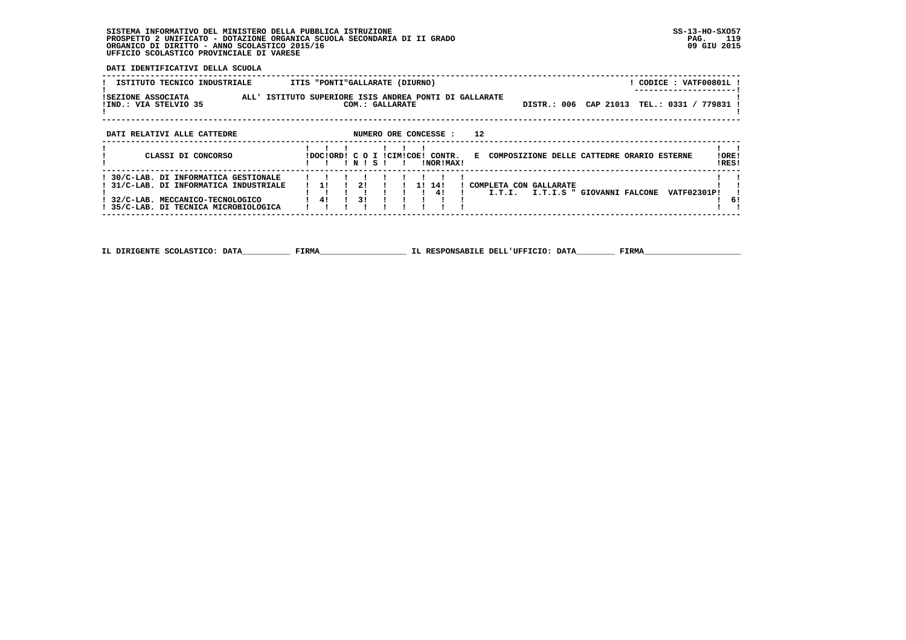SISTEMA INFORMATIVO DEL MINISTERO DELLA PUBBLICA ISTRUZIONE
PROSPETTO 2 UNIFICATO - DOTAZIONE ORGANICA SCUOLA SECONDARIA DI II GRADO
ORGANICO DI DIRITTO - ANNO SCOLASTICO 2015/16
UFFICIO SCOLASTICO PROVINCIALE DI VARESE

SS-13-HO-SXO57
09 GIU 2015

DATI IDENTIFICATIVI DELLA SCUOLA

| ISTITUTO TECNICO INDUSTRIALE | ITIS "PONTI"GALLARATE (DIURNO) | CODICE : VATF00801L |
|---|---|---|
| SEZIONE ASSOCIATA | ALL' ISTITUTO SUPERIORE ISIS ANDREA PONTI DI GALLARATE | |
| IND.: VIA STELVIO 35 | COM.: GALLARATE | DISTR.: 006 CAP 21013 TEL.: 0331 / 779831 |

DATI RELATIVI ALLE CATTEDRE — NUMERO ORE CONCESSE : 12

| CLASSI DI CONCORSO | DOC | ORD | C O N | I S | CIM | COE | CONTR. NOR | CONTR. MAX | E COMPOSIZIONE DELLE CATTEDRE ORARIO ESTERNE | ORE RES |
|---|---|---|---|---|---|---|---|---|---|---|
| 30/C-LAB. DI INFORMATICA GESTIONALE | | | | | | | | | | |
| 31/C-LAB. DI INFORMATICA INDUSTRIALE | 1 | | 2 | | | 1 | 14 | | COMPLETA CON GALLARATE | |
| | | | | | | | 4 | | I.T.I. I.T.I.S " GIOVANNI FALCONE VATF02301P | |
| 32/C-LAB. MECCANICO-TECNOLOGICO | 4 | | 3 | | | | | | | 6 |
| 35/C-LAB. DI TECNICA MICROBIOLOGICA | | | | | | | | | | |

IL DIRIGENTE SCOLASTICO: DATA__________ FIRMA__________________ IL RESPONSABILE DELL'UFFICIO: DATA________ FIRMA____________________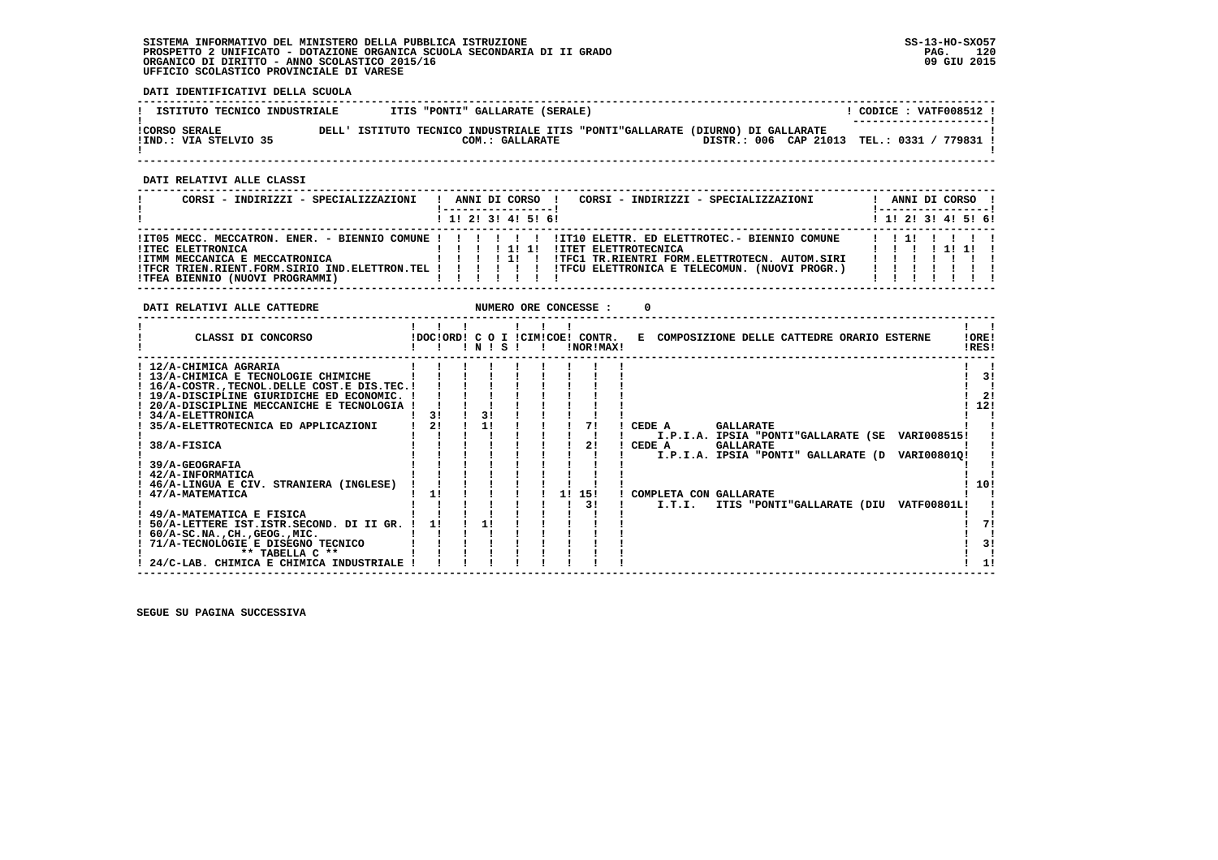SISTEMA INFORMATIVO DEL MINISTERO DELLA PUBBLICA ISTRUZIONE
PROSPETTO 2 UNIFICATO - DOTAZIONE ORGANICA SCUOLA SECONDARIA DI II GRADO
ORGANICO DI DIRITTO - ANNO SCOLASTICO 2015/16
UFFICIO SCOLASTICO PROVINCIALE DI VARESE

SS-13-HO-SXO57
09 GIU 2015

**DATI IDENTIFICATIVI DELLA SCUOLA**

| ISTITUTO TECNICO INDUSTRIALE | ITIS "PONTI" GALLARATE (SERALE) | CODICE : VATF008512 |
|---|---|---|
| CORSO SERALE | DELL' ISTITUTO TECNICO INDUSTRIALE ITIS "PONTI"GALLARATE (DIURNO) DI GALLARATE | |
| IND.: VIA STELVIO 35 | COM.: GALLARATE | DISTR.: 006 CAP 21013 TEL.: 0331 / 779831 |

**DATI RELATIVI ALLE CLASSI**

| CORSI - INDIRIZZI - SPECIALIZZAZIONI | 1 | 2 | 3 | 4 | 5 | 6 | CORSI - INDIRIZZI - SPECIALIZZAZIONI | 1 | 2 | 3 | 4 | 5 | 6 |
|---|---|---|---|---|---|---|---|---|---|---|---|---|---|
| IT05 MECC. MECCATRON. ENER. - BIENNIO COMUNE | | | | | | | IT10 ELETTR. ED ELETTROTEC.- BIENNIO COMUNE | | 1 | | | | |
| ITEC ELETTRONICA | | | | 1 | 1 | | ITET ELETTROTECNICA | | | | 1 | 1 | |
| ITMM MECCANICA E MECCATRONICA | | | | 1 | | | TFC1 TR.RIENTRI FORM.ELETTROTECN. AUTOM.SIRI | | | | | | |
| TFCR TRIEN.RIENT.FORM.SIRIO IND.ELETTRON.TEL | | | | | | | TFCU ELETTRONICA E TELECOMUN. (NUOVI PROGR.) | | | | | | |
| TFEA BIENNIO (NUOVI PROGRAMMI) | | | | | | | | | | | | | |

**DATI RELATIVI ALLE CATTEDRE** NUMERO ORE CONCESSE : 0

| CLASSI DI CONCORSO | DOC | ORD | C O I N | S | CIM | COE | CONTR. NOR | CONTR. MAX | E COMPOSIZIONE DELLE CATTEDRE ORARIO ESTERNE | ORE RES |
|---|---|---|---|---|---|---|---|---|---|---|
| 12/A-CHIMICA AGRARIA | | | | | | | | | | |
| 13/A-CHIMICA E TECNOLOGIE CHIMICHE | | | | | | | | | | 3 |
| 16/A-COSTR.,TECNOL.DELLE COST.E DIS.TEC. | | | | | | | | | | |
| 19/A-DISCIPLINE GIURIDICHE ED ECONOMIC. | | | | | | | | | | 2 |
| 20/A-DISCIPLINE MECCANICHE E TECNOLOGIA | | | | | | | | | | 12 |
| 34/A-ELETTRONICA | 3 | | 3 | | | | | | | |
| 35/A-ELETTROTECNICA ED APPLICAZIONI | 2 | | 1 | | | | 7 | | CEDE A GALLARATE I.P.I.A. IPSIA "PONTI"GALLARATE (SE VARI008515 | |
| 38/A-FISICA | | | | | | | 2 | | CEDE A GALLARATE I.P.I.A. IPSIA "PONTI" GALLARATE (D VARI00801Q | |
| 39/A-GEOGRAFIA | | | | | | | | | | |
| 42/A-INFORMATICA | | | | | | | | | | |
| 46/A-LINGUA E CIV. STRANIERA (INGLESE) | | | | | | | | | | 10 |
| 47/A-MATEMATICA | 1 | | | | | 1 | 15 | 3 | COMPLETA CON GALLARATE I.T.I. ITIS "PONTI"GALLARATE (DIU VATF00801L | |
| 49/A-MATEMATICA E FISICA | | | | | | | | | | |
| 50/A-LETTERE IST.ISTR.SECOND. DI II GR. | 1 | | 1 | | | | | | | 7 |
| 60/A-SC.NA.,CH.,GEOG.,MIC. | | | | | | | | | | |
| 71/A-TECNOLOGIE E DISEGNO TECNICO | | | | | | | | | | 3 |
| ** TABELLA C ** | | | | | | | | | | |
| 24/C-LAB. CHIMICA E CHIMICA INDUSTRIALE | | | | | | | | | | 1 |

SEGUE SU PAGINA SUCCESSIVA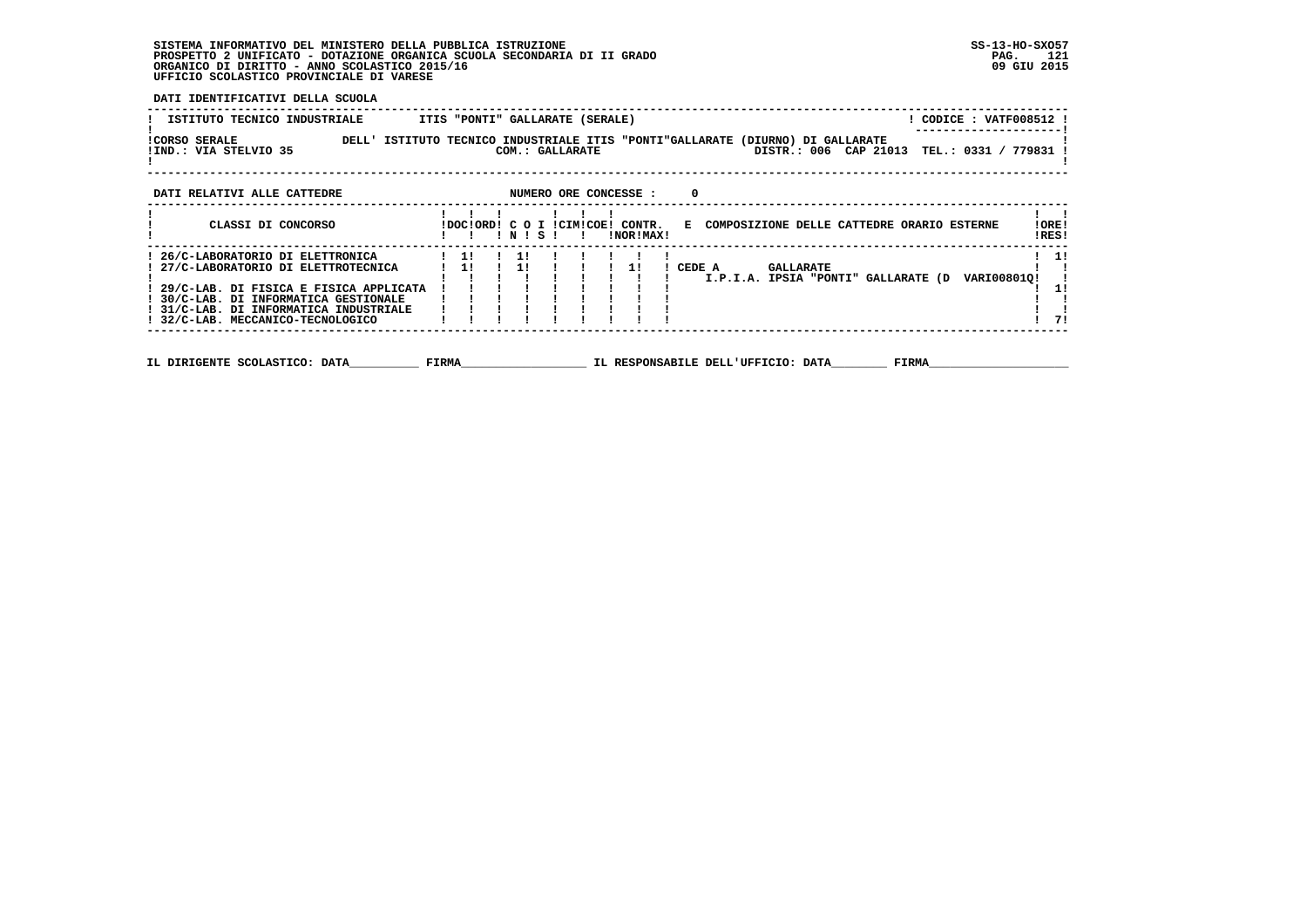SISTEMA INFORMATIVO DEL MINISTERO DELLA PUBBLICA ISTRUZIONE
PROSPETTO 2 UNIFICATO - DOTAZIONE ORGANICA SCUOLA SECONDARIA DI II GRADO
ORGANICO DI DIRITTO - ANNO SCOLASTICO 2015/16
UFFICIO SCOLASTICO PROVINCIALE DI VARESE

SS-13-HO-SXO57
09 GIU 2015

**DATI IDENTIFICATIVI DELLA SCUOLA**

| ISTITUTO TECNICO INDUSTRIALE | ITIS "PONTI" GALLARATE (SERALE) | CODICE : VATF008512 |
|---|---|---|
| CORSO SERALE | DELL' ISTITUTO TECNICO INDUSTRIALE ITIS "PONTI"GALLARATE (DIURNO) DI GALLARATE | |
| IND.: VIA STELVIO 35 | COM.: GALLARATE | DISTR.: 006 CAP 21013 TEL.: 0331 / 779831 |

**DATI RELATIVI ALLE CATTEDRE** NUMERO ORE CONCESSE : 0

| CLASSI DI CONCORSO | DOC | ORD | C N | O S | I | CIM | COE | CONTR. NOR | CONTR. MAX | E COMPOSIZIONE DELLE CATTEDRE ORARIO ESTERNE | ORE RES |
|---|---|---|---|---|---|---|---|---|---|---|---|
| 26/C-LABORATORIO DI ELETTRONICA | 1 | | 1 | | | | | | | | 1 |
| 27/C-LABORATORIO DI ELETTROTECNICA | 1 | | 1 | | | | | 1 | | CEDE A GALLARATE I.P.I.A. IPSIA "PONTI" GALLARATE (D VARI00801Q | |
| 29/C-LAB. DI FISICA E FISICA APPLICATA | | | | | | | | | | | 1 |
| 30/C-LAB. DI INFORMATICA GESTIONALE | | | | | | | | | | | |
| 31/C-LAB. DI INFORMATICA INDUSTRIALE | | | | | | | | | | | |
| 32/C-LAB. MECCANICO-TECNOLOGICO | | | | | | | | | | | 7 |

IL DIRIGENTE SCOLASTICO: DATA__________ FIRMA__________________ IL RESPONSABILE DELL'UFFICIO: DATA________ FIRMA____________________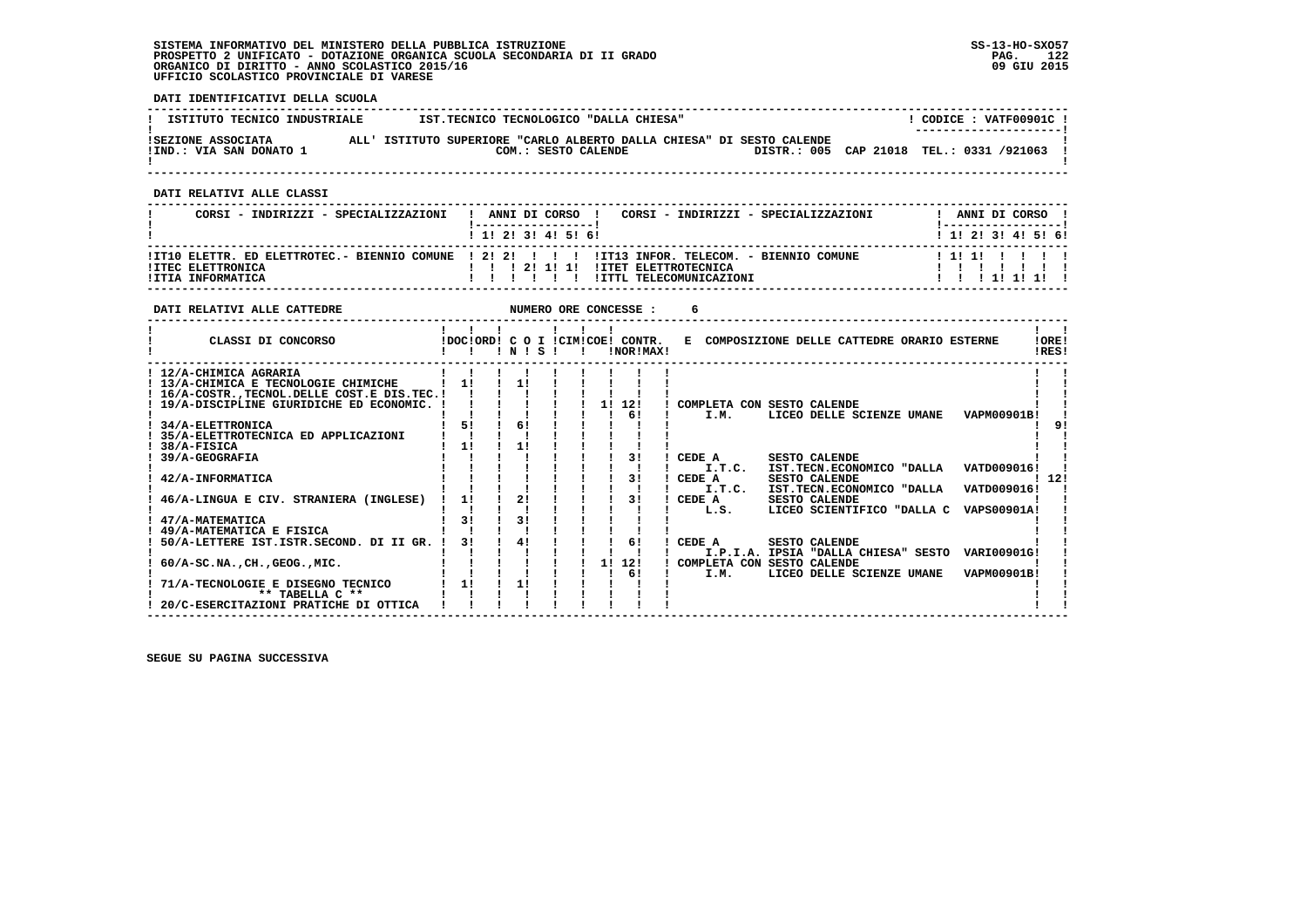SISTEMA INFORMATIVO DEL MINISTERO DELLA PUBBLICA ISTRUZIONE
PROSPETTO 2 UNIFICATO - DOTAZIONE ORGANICA SCUOLA SECONDARIA DI II GRADO
ORGANICO DI DIRITTO - ANNO SCOLASTICO 2015/16
UFFICIO SCOLASTICO PROVINCIALE DI VARESE

SS-13-HO-SXO57
09 GIU 2015

**DATI IDENTIFICATIVI DELLA SCUOLA**

| | | |
|---|---|---|
| ISTITUTO TECNICO INDUSTRIALE | IST.TECNICO TECNOLOGICO "DALLA CHIESA" | CODICE : VATF00901C |
| SEZIONE ASSOCIATA | ALL' ISTITUTO SUPERIORE "CARLO ALBERTO DALLA CHIESA" DI SESTO CALENDE | |
| IND.: VIA SAN DONATO 1 | COM.: SESTO CALENDE | DISTR.: 005 CAP 21018 TEL.: 0331 /921063 |

**DATI RELATIVI ALLE CLASSI**

| CORSI - INDIRIZZI - SPECIALIZZAZIONI | 1 | 2 | 3 | 4 | 5 | 6 | CORSI - INDIRIZZI - SPECIALIZZAZIONI | 1 | 2 | 3 | 4 | 5 | 6 |
|---|---|---|---|---|---|---|---|---|---|---|---|---|---|
| IT10 ELETTR. ED ELETTROTEC.- BIENNIO COMUNE | 2 | 2 | | | | | IT13 INFOR. TELECOM. - BIENNIO COMUNE | 1 | 1 | | | | |
| ITEC ELETTRONICA | | | 2 | 1 | 1 | | ITET ELETTROTECNICA | | | | | | |
| ITIA INFORMATICA | | | | | | | ITTL TELECOMUNICAZIONI | | | 1 | 1 | 1 | |

**DATI RELATIVI ALLE CATTEDRE** NUMERO ORE CONCESSE : 6

| CLASSI DI CONCORSO | DOC | ORD | C O I N | S | CIM | COE | CONTR. NOR | CONTR. MAX | E COMPOSIZIONE DELLE CATTEDRE ORARIO ESTERNE | ORE RES |
|---|---|---|---|---|---|---|---|---|---|---|
| 12/A-CHIMICA AGRARIA | | | | | | | | | | |
| 13/A-CHIMICA E TECNOLOGIE CHIMICHE | 1 | | 1 | | | | | | | |
| 16/A-COSTR.,TECNOL.DELLE COST.E DIS.TEC. | | | | | | | | | | |
| 19/A-DISCIPLINE GIURIDICHE ED ECONOMIC. | | | | | | 1 | 12 | | COMPLETA CON SESTO CALENDE | |
| | | | | | | | 6 | | I.M. LICEO DELLE SCIENZE UMANE VAPM00901B | |
| 34/A-ELETTRONICA | 5 | | 6 | | | | | | | 9 |
| 35/A-ELETTROTECNICA ED APPLICAZIONI | | | | | | | | | | |
| 38/A-FISICA | 1 | | 1 | | | | | | | |
| 39/A-GEOGRAFIA | | | | | | | 3 | | CEDE A SESTO CALENDE | |
| | | | | | | | | | I.T.C. IST.TECN.ECONOMICO "DALLA VATD009016 | |
| 42/A-INFORMATICA | | | | | | | 3 | | CEDE A SESTO CALENDE | 12 |
| | | | | | | | | | I.T.C. IST.TECN.ECONOMICO "DALLA VATD009016 | |
| 46/A-LINGUA E CIV. STRANIERA (INGLESE) | 1 | | 2 | | | | 3 | | CEDE A SESTO CALENDE | |
| | | | | | | | | | L.S. LICEO SCIENTIFICO "DALLA C VAPS00901A | |
| 47/A-MATEMATICA | 3 | | 3 | | | | | | | |
| 49/A-MATEMATICA E FISICA | | | | | | | | | | |
| 50/A-LETTERE IST.ISTR.SECOND. DI II GR. | 3 | | 4 | | | | 6 | | CEDE A SESTO CALENDE | |
| | | | | | | | | | I.P.I.A. IPSIA "DALLA CHIESA" SESTO VARI00901G | |
| 60/A-SC.NA.,CH.,GEOG.,MIC. | | | | | | 1 | 12 | | COMPLETA CON SESTO CALENDE | |
| | | | | | | | 6 | | I.M. LICEO DELLE SCIENZE UMANE VAPM00901B | |
| 71/A-TECNOLOGIE E DISEGNO TECNICO | 1 | | 1 | | | | | | | |
| ** TABELLA C ** | | | | | | | | | | |
| 20/C-ESERCITAZIONI PRATICHE DI OTTICA | | | | | | | | | | |

SEGUE SU PAGINA SUCCESSIVA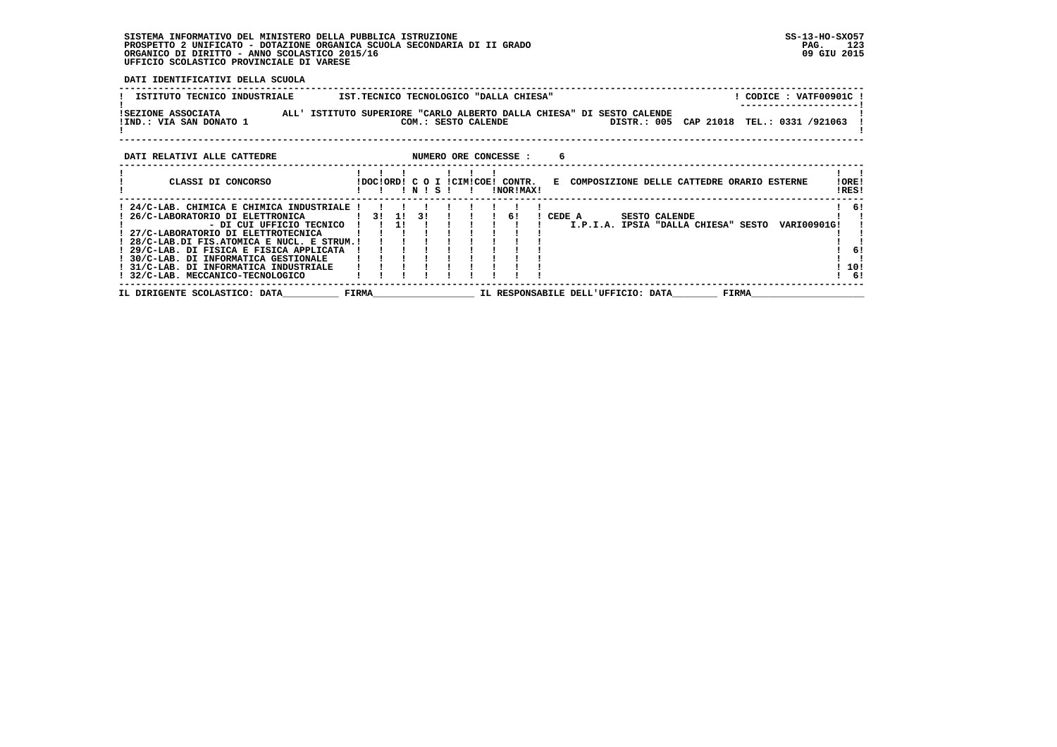SISTEMA INFORMATIVO DEL MINISTERO DELLA PUBBLICA ISTRUZIONE
PROSPETTO 2 UNIFICATO - DOTAZIONE ORGANICA SCUOLA SECONDARIA DI II GRADO
ORGANICO DI DIRITTO - ANNO SCOLASTICO 2015/16
UFFICIO SCOLASTICO PROVINCIALE DI VARESE

SS-13-HO-SXO57
09 GIU 2015

**DATI IDENTIFICATIVI DELLA SCUOLA**

| ISTITUTO TECNICO INDUSTRIALE | IST.TECNICO TECNOLOGICO "DALLA CHIESA" | CODICE : VATF00901C |
|---|---|---|
| SEZIONE ASSOCIATA | ALL' ISTITUTO SUPERIORE "CARLO ALBERTO DALLA CHIESA" DI SESTO CALENDE | |
| IND.: VIA SAN DONATO 1 | COM.: SESTO CALENDE | DISTR.: 005 CAP 21018 TEL.: 0331 /921063 |

**DATI RELATIVI ALLE CATTEDRE** NUMERO ORE CONCESSE : 6

| CLASSI DI CONCORSO | DOC | ORD | C O N | I S | CIM | COE | CONTR. NOR | CONTR. MAX | E COMPOSIZIONE DELLE CATTEDRE ORARIO ESTERNE | ORE RES |
|---|---|---|---|---|---|---|---|---|---|---|
| 24/C-LAB. CHIMICA E CHIMICA INDUSTRIALE | | | | | | | | | | 6 |
| 26/C-LABORATORIO DI ELETTRONICA | 3 | 1 | 3 | | | | 6 | | CEDE A SESTO CALENDE | |
| - DI CUI UFFICIO TECNICO | | 1 | | | | | | | I.P.I.A. IPSIA "DALLA CHIESA" SESTO VARI00901G | |
| 27/C-LABORATORIO DI ELETTROTECNICA | | | | | | | | | | |
| 28/C-LAB.DI FIS.ATOMICA E NUCL. E STRUM. | | | | | | | | | | |
| 29/C-LAB. DI FISICA E FISICA APPLICATA | | | | | | | | | | 6 |
| 30/C-LAB. DI INFORMATICA GESTIONALE | | | | | | | | | | |
| 31/C-LAB. DI INFORMATICA INDUSTRIALE | | | | | | | | | | 10 |
| 32/C-LAB. MECCANICO-TECNOLOGICO | | | | | | | | | | 6 |

IL DIRIGENTE SCOLASTICO: DATA__________ FIRMA__________________ IL RESPONSABILE DELL'UFFICIO: DATA________ FIRMA____________________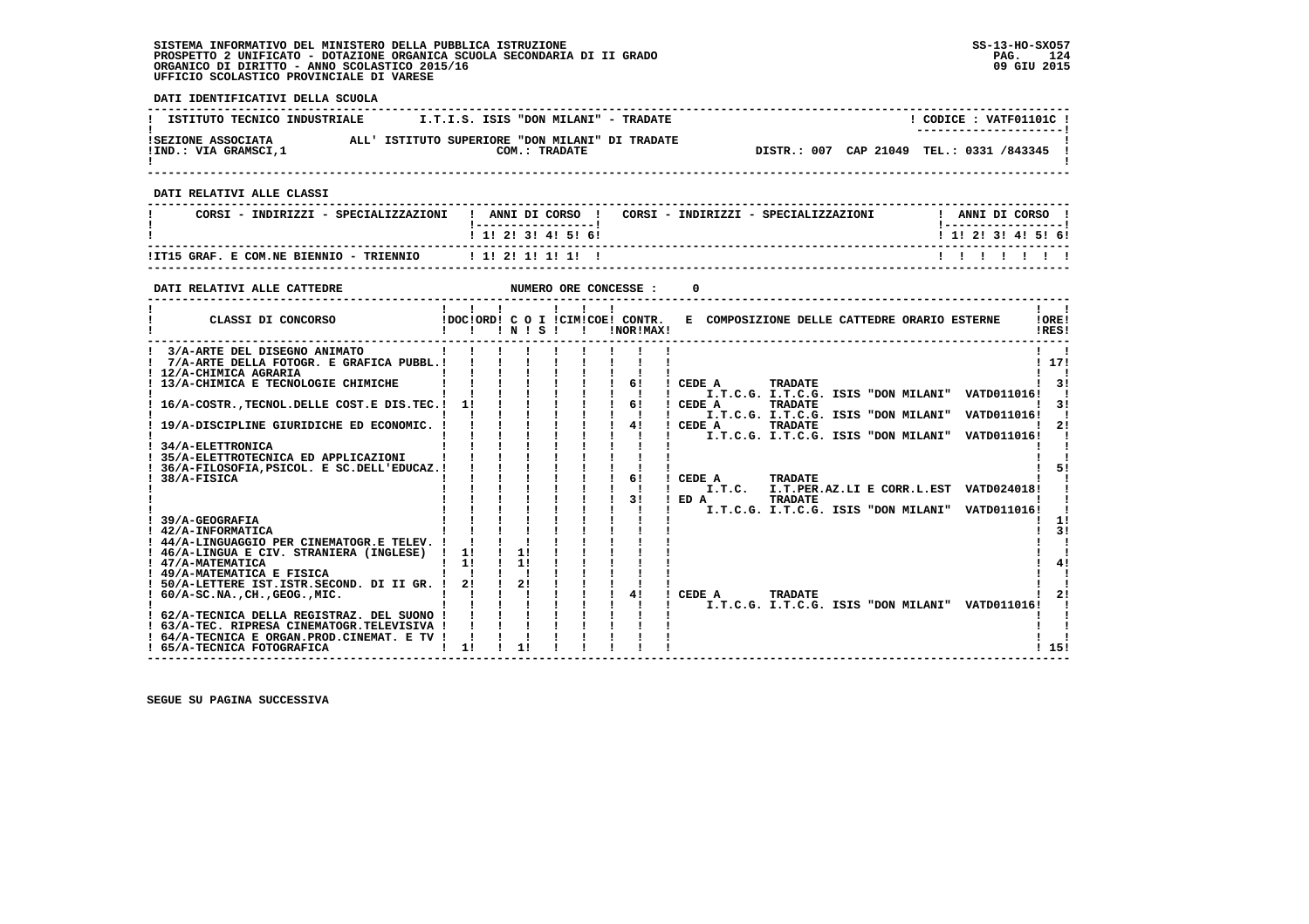SISTEMA INFORMATIVO DEL MINISTERO DELLA PUBBLICA ISTRUZIONE
PROSPETTO 2 UNIFICATO - DOTAZIONE ORGANICA SCUOLA SECONDARIA DI II GRADO
ORGANICO DI DIRITTO - ANNO SCOLASTICO 2015/16
UFFICIO SCOLASTICO PROVINCIALE DI VARESE

SS-13-HO-SXO57
09 GIU 2015

**DATI IDENTIFICATIVI DELLA SCUOLA**

| ISTITUTO TECNICO INDUSTRIALE | I.T.I.S. ISIS "DON MILANI" - TRADATE | CODICE : VATF01101C |
|---|---|---|
| SEZIONE ASSOCIATA | ALL' ISTITUTO SUPERIORE "DON MILANI" DI TRADATE | |
| IND.: VIA GRAMSCI,1 | COM.: TRADATE | DISTR.: 007 CAP 21049 TEL.: 0331 /843345 |

**DATI RELATIVI ALLE CLASSI**

| CORSI - INDIRIZZI - SPECIALIZZAZIONI | 1 | 2 | 3 | 4 | 5 | 6 |
|---|---|---|---|---|---|---|
| IT15 GRAF. E COM.NE BIENNIO - TRIENNIO | 1 | 2 | 1 | 1 | 1 | |

**DATI RELATIVI ALLE CATTEDRE** NUMERO ORE CONCESSE : 0

| CLASSI DI CONCORSO | DOC | ORD | C O I N | C O I S | CIM | COE | CONTR. NOR | CONTR. MAX | E COMPOSIZIONE DELLE CATTEDRE ORARIO ESTERNE | ORE RES |
|---|---|---|---|---|---|---|---|---|---|---|
| 3/A-ARTE DEL DISEGNO ANIMATO | | | | | | | | | | |
| 7/A-ARTE DELLA FOTOGR. E GRAFICA PUBBL. | | | | | | | | | | 17 |
| 12/A-CHIMICA AGRARIA | | | | | | | | | | |
| 13/A-CHIMICA E TECNOLOGIE CHIMICHE | | | | | | | 6 | | CEDE A TRADATE I.T.C.G. I.T.C.G. ISIS "DON MILANI" VATD011016 | 3 |
| 16/A-COSTR.,TECNOL.DELLE COST.E DIS.TEC. | 1 | | | | | | 6 | | CEDE A TRADATE I.T.C.G. I.T.C.G. ISIS "DON MILANI" VATD011016 | 3 |
| 19/A-DISCIPLINE GIURIDICHE ED ECONOMIC. | | | | | | | 4 | | CEDE A TRADATE I.T.C.G. I.T.C.G. ISIS "DON MILANI" VATD011016 | 2 |
| 34/A-ELETTRONICA | | | | | | | | | | |
| 35/A-ELETTROTECNICA ED APPLICAZIONI | | | | | | | | | | |
| 36/A-FILOSOFIA,PSICOL. E SC.DELL'EDUCAZ. | | | | | | | | | | 5 |
| 38/A-FISICA | | | | | | | 6 | | CEDE A TRADATE I.T.C. I.T.PER.AZ.LI E CORR.L.EST VATD024018 | |
| | | | | | | | 3 | | ED A TRADATE I.T.C.G. I.T.C.G. ISIS "DON MILANI" VATD011016 | |
| 39/A-GEOGRAFIA | | | | | | | | | | 1 |
| 42/A-INFORMATICA | | | | | | | | | | 3 |
| 44/A-LINGUAGGIO PER CINEMATOGR.E TELEV. | | | | | | | | | | |
| 46/A-LINGUA E CIV. STRANIERA (INGLESE) | 1 | | 1 | | | | | | | |
| 47/A-MATEMATICA | 1 | | 1 | | | | | | | 4 |
| 49/A-MATEMATICA E FISICA | | | | | | | | | | |
| 50/A-LETTERE IST.ISTR.SECOND. DI II GR. | 2 | | 2 | | | | | | | |
| 60/A-SC.NA.,CH.,GEOG.,MIC. | | | | | | | 4 | | CEDE A TRADATE I.T.C.G. I.T.C.G. ISIS "DON MILANI" VATD011016 | 2 |
| 62/A-TECNICA DELLA REGISTRAZ. DEL SUONO | | | | | | | | | | |
| 63/A-TEC. RIPRESA CINEMATOGR.TELEVISIVA | | | | | | | | | | |
| 64/A-TECNICA E ORGAN.PROD.CINEMAT. E TV | | | | | | | | | | |
| 65/A-TECNICA FOTOGRAFICA | 1 | | 1 | | | | | | | 15 |

SEGUE SU PAGINA SUCCESSIVA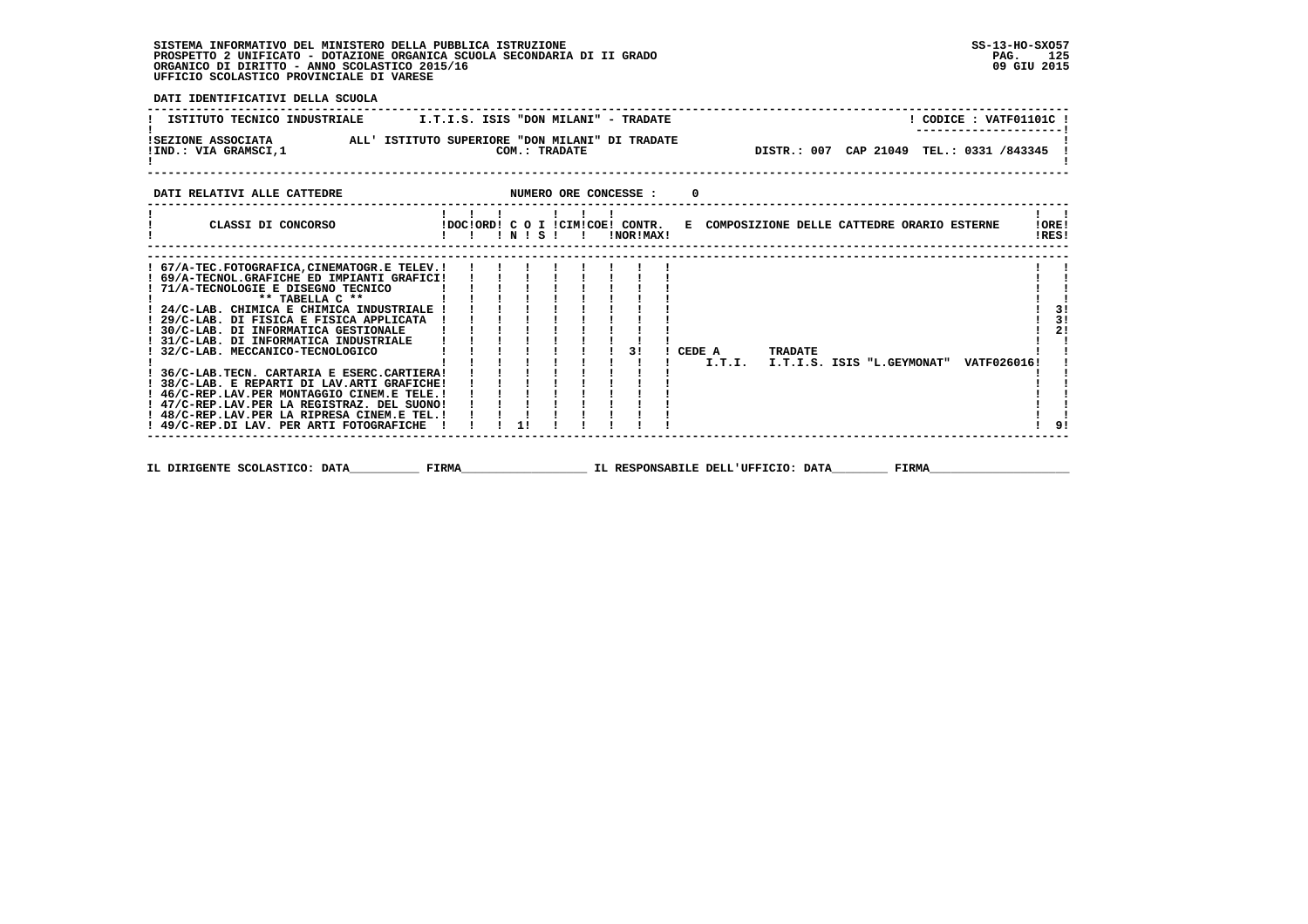SISTEMA INFORMATIVO DEL MINISTERO DELLA PUBBLICA ISTRUZIONE
PROSPETTO 2 UNIFICATO - DOTAZIONE ORGANICA SCUOLA SECONDARIA DI II GRADO
ORGANICO DI DIRITTO - ANNO SCOLASTICO 2015/16
UFFICIO SCOLASTICO PROVINCIALE DI VARESE

SS-13-HO-SXO57
09 GIU 2015

**DATI IDENTIFICATIVI DELLA SCUOLA**

| ISTITUTO TECNICO INDUSTRIALE | I.T.I.S. ISIS "DON MILANI" - TRADATE | CODICE : VATF01101C |
|---|---|---|
| SEZIONE ASSOCIATA ALL' ISTITUTO SUPERIORE "DON MILANI" DI TRADATE | COM.: TRADATE | |
| IND.: VIA GRAMSCI,1 | DISTR.: 007 CAP 21049 TEL.: 0331 /843345 | |

**DATI RELATIVI ALLE CATTEDRE** NUMERO ORE CONCESSE : 0

| CLASSI DI CONCORSO | DOC | ORD | C N | O S | I | CIM | COE | CONTR. NOR | CONTR. MAX | E COMPOSIZIONE DELLE CATTEDRE ORARIO ESTERNE | ORE RES |
|---|---|---|---|---|---|---|---|---|---|---|---|
| 67/A-TEC.FOTOGRAFICA,CINEMATOGR.E TELEV. | | | | | | | | | | | |
| 69/A-TECNOL.GRAFICHE ED IMPIANTI GRAFICI | | | | | | | | | | | |
| 71/A-TECNOLOGIE E DISEGNO TECNICO | | | | | | | | | | | |
| ** TABELLA C ** | | | | | | | | | | | |
| 24/C-LAB. CHIMICA E CHIMICA INDUSTRIALE | | | | | | | | | | | 3 |
| 29/C-LAB. DI FISICA E FISICA APPLICATA | | | | | | | | | | | 3 |
| 30/C-LAB. DI INFORMATICA GESTIONALE | | | | | | | | | | | 2 |
| 31/C-LAB. DI INFORMATICA INDUSTRIALE | | | | | | | | | | | |
| 32/C-LAB. MECCANICO-TECNOLOGICO | | | | | | | | 3 | | CEDE A TRADATE I.T.I. I.T.I.S. ISIS "L.GEYMONAT" VATF026016 | |
| 36/C-LAB.TECN. CARTARIA E ESERC.CARTIERA | | | | | | | | | | | |
| 38/C-LAB. E REPARTI DI LAV.ARTI GRAFICHE | | | | | | | | | | | |
| 46/C-REP.LAV.PER MONTAGGIO CINEM.E TELE. | | | | | | | | | | | |
| 47/C-REP.LAV.PER LA REGISTRAZ. DEL SUONO | | | | | | | | | | | |
| 48/C-REP.LAV.PER LA RIPRESA CINEM.E TEL. | | | | | | | | | | | |
| 49/C-REP.DI LAV. PER ARTI FOTOGRAFICHE | | | 1 | | | | | | | | 9 |

IL DIRIGENTE SCOLASTICO: DATA__________ FIRMA__________________ IL RESPONSABILE DELL'UFFICIO: DATA________ FIRMA____________________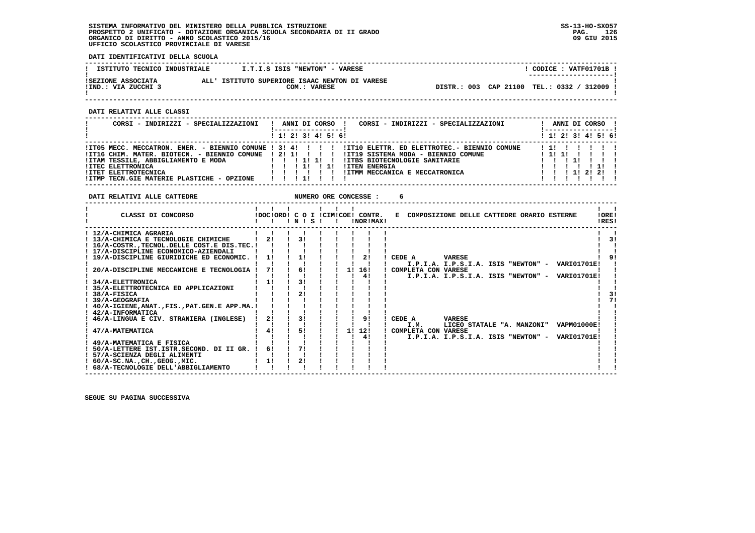SISTEMA INFORMATIVO DEL MINISTERO DELLA PUBBLICA ISTRUZIONE
PROSPETTO 2 UNIFICATO - DOTAZIONE ORGANICA SCUOLA SECONDARIA DI II GRADO
ORGANICO DI DIRITTO - ANNO SCOLASTICO 2015/16
UFFICIO SCOLASTICO PROVINCIALE DI VARESE

SS-13-HO-SXO57
09 GIU 2015

**DATI IDENTIFICATIVI DELLA SCUOLA**

| ISTITUTO TECNICO INDUSTRIALE | I.T.I.S ISIS "NEWTON" - VARESE | CODICE : VATF01701B |
|---|---|---|
| SEZIONE ASSOCIATA ALL' ISTITUTO SUPERIORE ISAAC NEWTON DI VARESE | | |
| IND.: VIA ZUCCHI 3 | COM.: VARESE | DISTR.: 003 CAP 21100 TEL.: 0332 / 312009 |

**DATI RELATIVI ALLE CLASSI**

| CORSI - INDIRIZZI - SPECIALIZZAZIONI | 1 | 2 | 3 | 4 | 5 | 6 | CORSI - INDIRIZZI - SPECIALIZZAZIONI | 1 | 2 | 3 | 4 | 5 | 6 |
|---|---|---|---|---|---|---|---|---|---|---|---|---|---|
| IT05 MECC. MECCATRON. ENER. - BIENNIO COMUNE | 3 | 4 | | | | | IT10 ELETTR. ED ELETTROTEC.- BIENNIO COMUNE | 1 | | | | | |
| IT16 CHIM. MATER. BIOTECN. - BIENNIO COMUNE | 2 | 1 | | | | | IT19 SISTEMA MODA - BIENNIO COMUNE | 1 | 1 | | | | |
| ITAM TESSILE, ABBIGLIAMENTO E MODA | | | 1 | 1 | | | ITBS BIOTECNOLOGIE SANITARIE | | | 1 | | | |
| ITEC ELETTRONICA | | | 1 | | 1 | | ITEN ENERGIA | | | | | 1 | |
| ITET ELETTROTECNICA | | | | | | | ITMM MECCANICA E MECCATRONICA | | | 1 | 2 | 2 | |
| ITMP TECN.GIE MATERIE PLASTICHE - OPZIONE | | | 1 | | | | | | | | | | |

**DATI RELATIVI ALLE CATTEDRE** NUMERO ORE CONCESSE : 6

| CLASSI DI CONCORSO | DOC | ORD | C O I N | C O I S | CIM | COE | CONTR. NOR | CONTR. MAX | E COMPOSIZIONE DELLE CATTEDRE ORARIO ESTERNE | ORE RES |
|---|---|---|---|---|---|---|---|---|---|---|
| 12/A-CHIMICA AGRARIA | | | | | | | | | | |
| 13/A-CHIMICA E TECNOLOGIE CHIMICHE | 2 | | 3 | | | | | | | 3 |
| 16/A-COSTR.,TECNOL.DELLE COST.E DIS.TEC. | | | | | | | | | | |
| 17/A-DISCIPLINE ECONOMICO-AZIENDALI | | | | | | | | | | |
| 19/A-DISCIPLINE GIURIDICHE ED ECONOMIC. | 1 | | 1 | | | | | 2 | CEDE A VARESE I.P.I.A. I.P.S.I.A. ISIS "NEWTON" - VARI01701E | 9 |
| 20/A-DISCIPLINE MECCANICHE E TECNOLOGIA | 7 | | 6 | | | | 1 | 16 / 4 | COMPLETA CON VARESE I.P.I.A. I.P.S.I.A. ISIS "NEWTON" - VARI01701E | |
| 34/A-ELETTRONICA | 1 | | 3 | | | | | | | |
| 35/A-ELETTROTECNICA ED APPLICAZIONI | | | | | | | | | | |
| 38/A-FISICA | | | 2 | | | | | | | 3 |
| 39/A-GEOGRAFIA | | | | | | | | | | 7 |
| 40/A-IGIENE,ANAT.,FIS.,PAT.GEN.E APP.MA. | | | | | | | | | | |
| 42/A-INFORMATICA | | | | | | | | | | |
| 46/A-LINGUA E CIV. STRANIERA (INGLESE) | 2 | | 3 | | | | | 9 | CEDE A VARESE I.M. LICEO STATALE "A. MANZONI" VAPM01000E | |
| 47/A-MATEMATICA | 4 | | 5 | | | | 1 | 12 / 4 | COMPLETA CON VARESE I.P.I.A. I.P.S.I.A. ISIS "NEWTON" - VARI01701E | |
| 49/A-MATEMATICA E FISICA | | | | | | | | | | |
| 50/A-LETTERE IST.ISTR.SECOND. DI II GR. | 6 | | 7 | | | | | | | |
| 57/A-SCIENZA DEGLI ALIMENTI | | | | | | | | | | |
| 60/A-SC.NA.,CH.,GEOG.,MIC. | 1 | | 2 | | | | | | | |
| 68/A-TECNOLOGIE DELL'ABBIGLIAMENTO | | | | | | | | | | |

SEGUE SU PAGINA SUCCESSIVA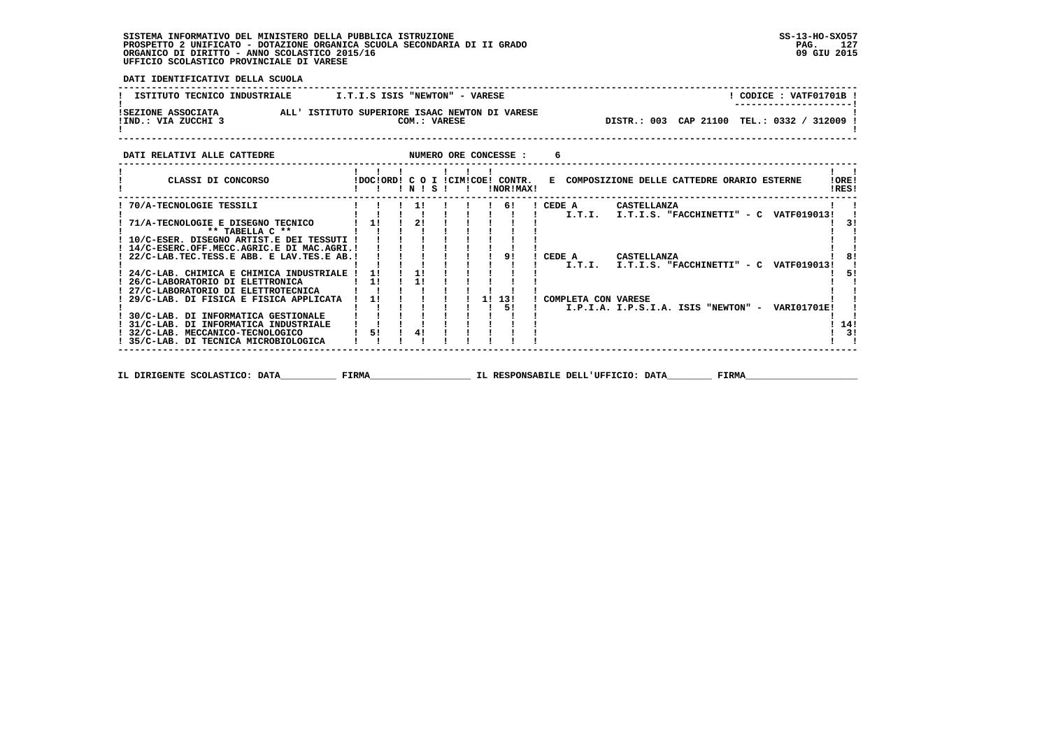SISTEMA INFORMATIVO DEL MINISTERO DELLA PUBBLICA ISTRUZIONE
PROSPETTO 2 UNIFICATO - DOTAZIONE ORGANICA SCUOLA SECONDARIA DI II GRADO
ORGANICO DI DIRITTO - ANNO SCOLASTICO 2015/16
UFFICIO SCOLASTICO PROVINCIALE DI VARESE

SS-13-HO-SXO57
09 GIU 2015

**DATI IDENTIFICATIVI DELLA SCUOLA**

| ISTITUTO TECNICO INDUSTRIALE | I.T.I.S ISIS "NEWTON" - VARESE | CODICE : VATF01701B |
|---|---|---|
| SEZIONE ASSOCIATA ALL' ISTITUTO SUPERIORE ISAAC NEWTON DI VARESE | COM.: VARESE | |
| IND.: VIA ZUCCHI 3 | | DISTR.: 003 CAP 21100 TEL.: 0332 / 312009 |

**DATI RELATIVI ALLE CATTEDRE** NUMERO ORE CONCESSE : 6

| CLASSI DI CONCORSO | DOC | ORD | C O N | I S | CIM | COE | CONTR. NOR | CONTR. MAX | E COMPOSIZIONE DELLE CATTEDRE ORARIO ESTERNE | ORE RES |
|---|---|---|---|---|---|---|---|---|---|---|
| 70/A-TECNOLOGIE TESSILI | | | 1 | | | | | 6 | CEDE A CASTELLANZA I.T.I. I.T.I.S. "FACCHINETTI" - C VATF019013 | |
| 71/A-TECNOLOGIE E DISEGNO TECNICO | 1 | | 2 | | | | | | | 3 |
| ** TABELLA C ** | | | | | | | | | | |
| 10/C-ESER. DISEGNO ARTIST.E DEI TESSUTI | | | | | | | | | | |
| 14/C-ESERC.OFF.MECC.AGRIC.E DI MAC.AGRI. | | | | | | | | | | |
| 22/C-LAB.TEC.TESS.E ABB. E LAV.TES.E AB. | | | | | | | | 9 | CEDE A CASTELLANZA I.T.I. I.T.I.S. "FACCHINETTI" - C VATF019013 | 8 |
| 24/C-LAB. CHIMICA E CHIMICA INDUSTRIALE | 1 | | 1 | | | | | | | 5 |
| 26/C-LABORATORIO DI ELETTRONICA | 1 | | 1 | | | | | | | |
| 27/C-LABORATORIO DI ELETTROTECNICA | | | | | | | | | | |
| 29/C-LAB. DI FISICA E FISICA APPLICATA | 1 | | | | | | 1 | 13 / 5 | COMPLETA CON VARESE I.P.I.A. I.P.S.I.A. ISIS "NEWTON" - VARI01701E | |
| 30/C-LAB. DI INFORMATICA GESTIONALE | | | | | | | | | | |
| 31/C-LAB. DI INFORMATICA INDUSTRIALE | | | | | | | | | | 14 |
| 32/C-LAB. MECCANICO-TECNOLOGICO | 5 | | 4 | | | | | | | 3 |
| 35/C-LAB. DI TECNICA MICROBIOLOGICA | | | | | | | | | | |

IL DIRIGENTE SCOLASTICO: DATA__________ FIRMA__________________ IL RESPONSABILE DELL'UFFICIO: DATA________ FIRMA____________________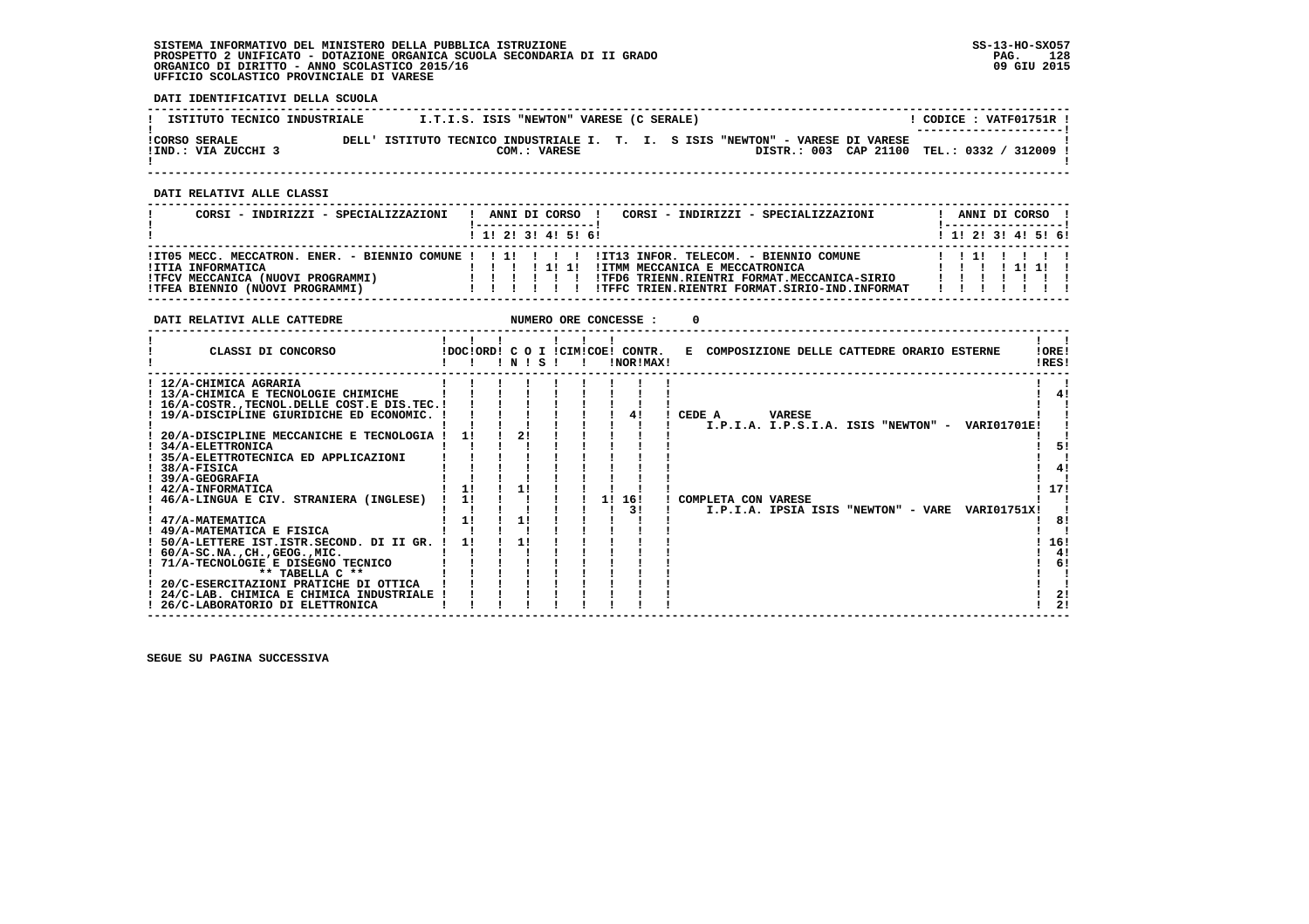SISTEMA INFORMATIVO DEL MINISTERO DELLA PUBBLICA ISTRUZIONE
PROSPETTO 2 UNIFICATO - DOTAZIONE ORGANICA SCUOLA SECONDARIA DI II GRADO
ORGANICO DI DIRITTO - ANNO SCOLASTICO 2015/16
UFFICIO SCOLASTICO PROVINCIALE DI VARESE

SS-13-HO-SXO57
09 GIU 2015

**DATI IDENTIFICATIVI DELLA SCUOLA**

| ISTITUTO TECNICO INDUSTRIALE | I.T.I.S. ISIS "NEWTON" VARESE (C SERALE) | CODICE : VATF01751R |
|---|---|---|
| CORSO SERALE | DELL' ISTITUTO TECNICO INDUSTRIALE I. T. I. S ISIS "NEWTON" - VARESE DI VARESE | |
| IND.: VIA ZUCCHI 3 | COM.: VARESE | DISTR.: 003 CAP 21100 TEL.: 0332 / 312009 |

**DATI RELATIVI ALLE CLASSI**

| CORSI - INDIRIZZI - SPECIALIZZAZIONI | 1 | 2 | 3 | 4 | 5 | 6 | CORSI - INDIRIZZI - SPECIALIZZAZIONI | 1 | 2 | 3 | 4 | 5 | 6 |
|---|---|---|---|---|---|---|---|---|---|---|---|---|---|
| IT05 MECC. MECCATRON. ENER. - BIENNIO COMUNE | | 1 | | | | | IT13 INFOR. TELECOM. - BIENNIO COMUNE | | 1 | | | | |
| ITIA INFORMATICA | | | | 1 | 1 | | ITMM MECCANICA E MECCATRONICA | | | | 1 | 1 | |
| TFCV MECCANICA (NUOVI PROGRAMMI) | | | | | | | TFD6 TRIENN.RIENTRI FORMAT.MECCANICA-SIRIO | | | | | | |
| TFEA BIENNIO (NUOVI PROGRAMMI) | | | | | | | TFFC TRIEN.RIENTRI FORMAT.SIRIO-IND.INFORMAT | | | | | | |

**DATI RELATIVI ALLE CATTEDRE** NUMERO ORE CONCESSE : 0

| CLASSI DI CONCORSO | DOC | ORD | C O I N | C O I S | CIM | COE | CONTR. NOR | CONTR. MAX | E COMPOSIZIONE DELLE CATTEDRE ORARIO ESTERNE | ORE RES |
|---|---|---|---|---|---|---|---|---|---|---|
| 12/A-CHIMICA AGRARIA | | | | | | | | | | |
| 13/A-CHIMICA E TECNOLOGIE CHIMICHE | | | | | | | | | | 4 |
| 16/A-COSTR.,TECNOL.DELLE COST.E DIS.TEC. | | | | | | | | | | |
| 19/A-DISCIPLINE GIURIDICHE ED ECONOMIC. | | | | | | | | 4 | CEDE A VARESE I.P.I.A. I.P.S.I.A. ISIS "NEWTON" - VARI01701E | |
| 20/A-DISCIPLINE MECCANICHE E TECNOLOGIA | 1 | | 2 | | | | | | | |
| 34/A-ELETTRONICA | | | | | | | | | | 5 |
| 35/A-ELETTROTECNICA ED APPLICAZIONI | | | | | | | | | | |
| 38/A-FISICA | | | | | | | | | | 4 |
| 39/A-GEOGRAFIA | | | | | | | | | | |
| 42/A-INFORMATICA | 1 | | 1 | | | | | | | 17 |
| 46/A-LINGUA E CIV. STRANIERA (INGLESE) | 1 | | | | | 1 | 16 | 3 | COMPLETA CON VARESE I.P.I.A. IPSIA ISIS "NEWTON" - VARE VARI01751X | |
| 47/A-MATEMATICA | 1 | | 1 | | | | | | | 8 |
| 49/A-MATEMATICA E FISICA | | | | | | | | | | |
| 50/A-LETTERE IST.ISTR.SECOND. DI II GR. | 1 | | 1 | | | | | | | 16 |
| 60/A-SC.NA.,CH.,GEOG.,MIC. | | | | | | | | | | 4 |
| 71/A-TECNOLOGIE E DISEGNO TECNICO | | | | | | | | | | 6 |
| ** TABELLA C ** | | | | | | | | | | |
| 20/C-ESERCITAZIONI PRATICHE DI OTTICA | | | | | | | | | | |
| 24/C-LAB. CHIMICA E CHIMICA INDUSTRIALE | | | | | | | | | | 2 |
| 26/C-LABORATORIO DI ELETTRONICA | | | | | | | | | | 2 |

SEGUE SU PAGINA SUCCESSIVA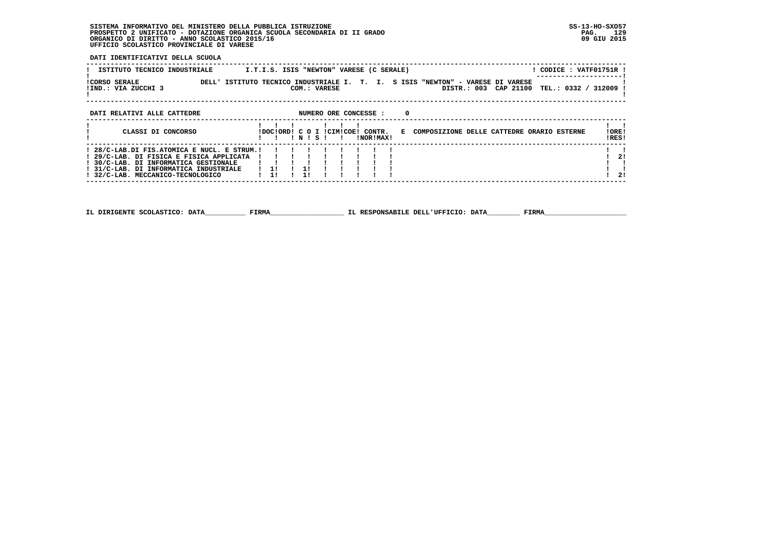SISTEMA INFORMATIVO DEL MINISTERO DELLA PUBBLICA ISTRUZIONE
PROSPETTO 2 UNIFICATO - DOTAZIONE ORGANICA SCUOLA SECONDARIA DI II GRADO
ORGANICO DI DIRITTO - ANNO SCOLASTICO 2015/16
UFFICIO SCOLASTICO PROVINCIALE DI VARESE

SS-13-HO-SXO57
09 GIU 2015

**DATI IDENTIFICATIVI DELLA SCUOLA**

| ISTITUTO TECNICO INDUSTRIALE | I.T.I.S. ISIS "NEWTON" VARESE (C SERALE) | CODICE : VATF01751R |
|---|---|---|
| CORSO SERALE | DELL' ISTITUTO TECNICO INDUSTRIALE I. T. I. S ISIS "NEWTON" - VARESE DI VARESE | |
| IND.: VIA ZUCCHI 3 | COM.: VARESE | DISTR.: 003 CAP 21100 TEL.: 0332 / 312009 |

**DATI RELATIVI ALLE CATTEDRE** NUMERO ORE CONCESSE : 0

| CLASSI DI CONCORSO | DOC | ORD | C O N | I S | CIM | COE | CONTR. NOR | CONTR. MAX | E COMPOSIZIONE DELLE CATTEDRE ORARIO ESTERNE | ORE RES |
|---|---|---|---|---|---|---|---|---|---|---|
| 28/C-LAB.DI FIS.ATOMICA E NUCL. E STRUM. | | | | | | | | | | |
| 29/C-LAB. DI FISICA E FISICA APPLICATA | | | | | | | | | | 2 |
| 30/C-LAB. DI INFORMATICA GESTIONALE | | | | | | | | | | |
| 31/C-LAB. DI INFORMATICA INDUSTRIALE | 1 | | 1 | | | | | | | |
| 32/C-LAB. MECCANICO-TECNOLOGICO | 1 | | 1 | | | | | | | 2 |

IL DIRIGENTE SCOLASTICO: DATA__________ FIRMA__________________ IL RESPONSABILE DELL'UFFICIO: DATA________ FIRMA____________________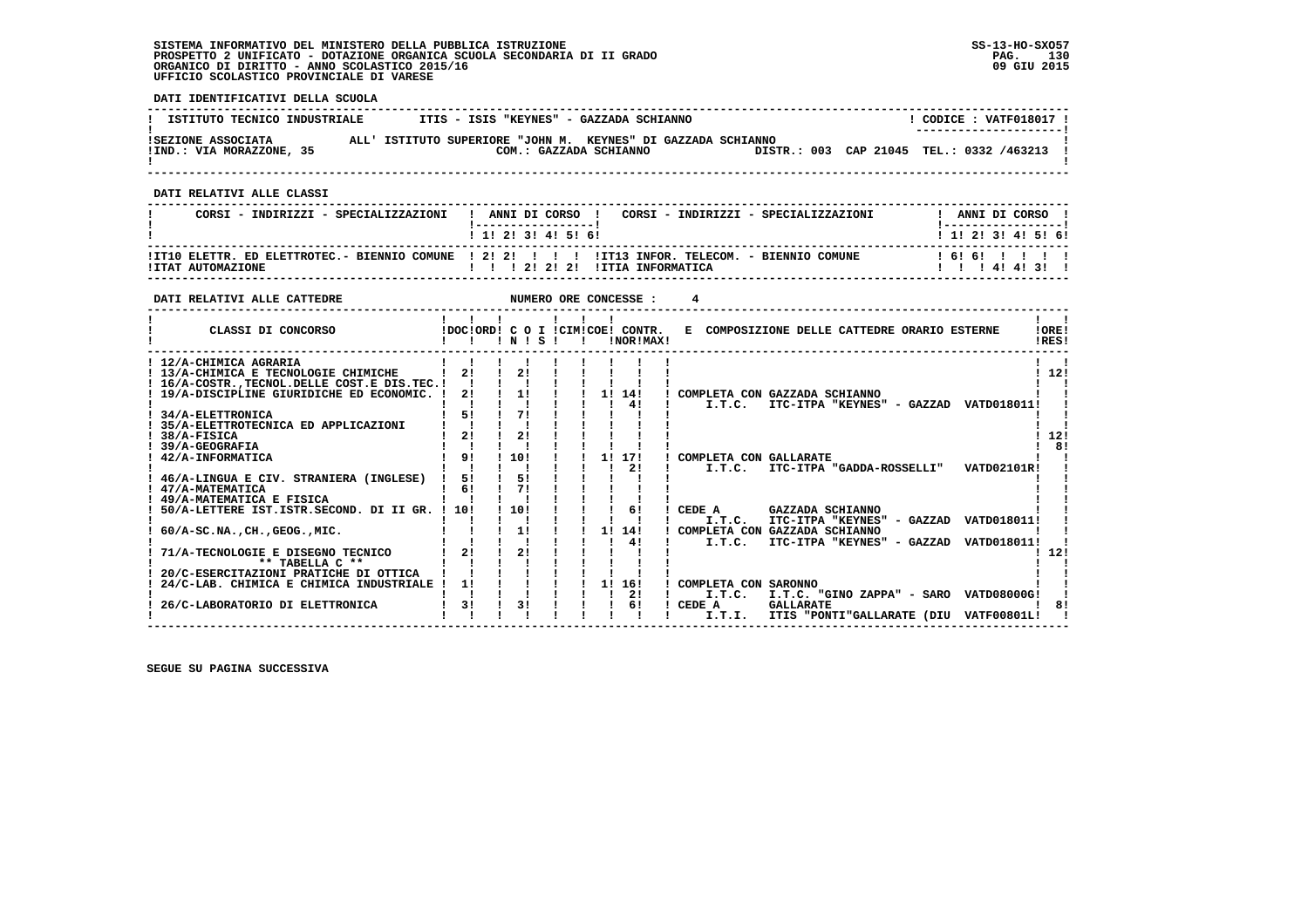SISTEMA INFORMATIVO DEL MINISTERO DELLA PUBBLICA ISTRUZIONE
PROSPETTO 2 UNIFICATO - DOTAZIONE ORGANICA SCUOLA SECONDARIA DI II GRADO
ORGANICO DI DIRITTO - ANNO SCOLASTICO 2015/16
UFFICIO SCOLASTICO PROVINCIALE DI VARESE

SS-13-HO-SXO57
09 GIU 2015

**DATI IDENTIFICATIVI DELLA SCUOLA**

| ISTITUTO TECNICO INDUSTRIALE | ITIS - ISIS "KEYNES" - GAZZADA SCHIANNO | CODICE : VATF018017 |
|---|---|---|
| SEZIONE ASSOCIATA | ALL' ISTITUTO SUPERIORE "JOHN M. KEYNES" DI GAZZADA SCHIANNO | |
| IND.: VIA MORAZZONE, 35 | COM.: GAZZADA SCHIANNO | DISTR.: 003 CAP 21045 TEL.: 0332 /463213 |

**DATI RELATIVI ALLE CLASSI**

| CORSI - INDIRIZZI - SPECIALIZZAZIONI | 1 | 2 | 3 | 4 | 5 | 6 | CORSI - INDIRIZZI - SPECIALIZZAZIONI | 1 | 2 | 3 | 4 | 5 | 6 |
|---|---|---|---|---|---|---|---|---|---|---|---|---|---|
| IT10 ELETTR. ED ELETTROTEC.- BIENNIO COMUNE | 2 | 2 | | | | | IT13 INFOR. TELECOM. - BIENNIO COMUNE | 6 | 6 | | | | |
| ITAT AUTOMAZIONE | | | 2 | 2 | 2 | | ITIA INFORMATICA | | | 4 | 4 | 3 | |

**DATI RELATIVI ALLE CATTEDRE** NUMERO ORE CONCESSE : 4

| CLASSI DI CONCORSO | DOC | ORD | C O I N | C O I S | CIM | COE | CONTR. NOR | CONTR. MAX | E COMPOSIZIONE DELLE CATTEDRE ORARIO ESTERNE | ORE RES |
|---|---|---|---|---|---|---|---|---|---|---|
| 12/A-CHIMICA AGRARIA | | | | | | | | | | |
| 13/A-CHIMICA E TECNOLOGIE CHIMICHE | 2 | | 2 | | | | | | | 12 |
| 16/A-COSTR.,TECNOL.DELLE COST.E DIS.TEC. | | | | | | | | | | |
| 19/A-DISCIPLINE GIURIDICHE ED ECONOMIC. | 2 | | 1 | | | 1 | 14 | 4 | COMPLETA CON GAZZADA SCHIANNO I.T.C. ITC-ITPA "KEYNES" - GAZZAD VATD018011 | |
| 34/A-ELETTRONICA | 5 | | 7 | | | | | | | |
| 35/A-ELETTROTECNICA ED APPLICAZIONI | | | | | | | | | | |
| 38/A-FISICA | 2 | | 2 | | | | | | | 12 |
| 39/A-GEOGRAFIA | | | | | | | | | | 8 |
| 42/A-INFORMATICA | 9 | | 10 | | | 1 | 17 | 2 | COMPLETA CON GALLARATE I.T.C. ITC-ITPA "GADDA-ROSSELLI" VATD02101R | |
| 46/A-LINGUA E CIV. STRANIERA (INGLESE) | 5 | | 5 | | | | | | | |
| 47/A-MATEMATICA | 6 | | 7 | | | | | | | |
| 49/A-MATEMATICA E FISICA | | | | | | | | | | |
| 50/A-LETTERE IST.ISTR.SECOND. DI II GR. | 10 | | 10 | | | | 6 | | CEDE A GAZZADA SCHIANNO I.T.C. ITC-ITPA "KEYNES" - GAZZAD VATD018011 | |
| 60/A-SC.NA.,CH.,GEOG.,MIC. | | | 1 | | | 1 | 14 | 4 | COMPLETA CON GAZZADA SCHIANNO I.T.C. ITC-ITPA "KEYNES" - GAZZAD VATD018011 | |
| 71/A-TECNOLOGIE E DISEGNO TECNICO | 2 | | 2 | | | | | | | 12 |
| ** TABELLA C ** | | | | | | | | | | |
| 20/C-ESERCITAZIONI PRATICHE DI OTTICA | | | | | | | | | | |
| 24/C-LAB. CHIMICA E CHIMICA INDUSTRIALE | 1 | | | | | 1 | 16 | 2 | COMPLETA CON SARONNO I.T.C. I.T.C. "GINO ZAPPA" - SARO VATD08000G | |
| 26/C-LABORATORIO DI ELETTRONICA | 3 | | 3 | | | | 6 | | CEDE A GALLARATE I.T.I. ITIS "PONTI"GALLARATE (DIU VATF00801L | 8 |

SEGUE SU PAGINA SUCCESSIVA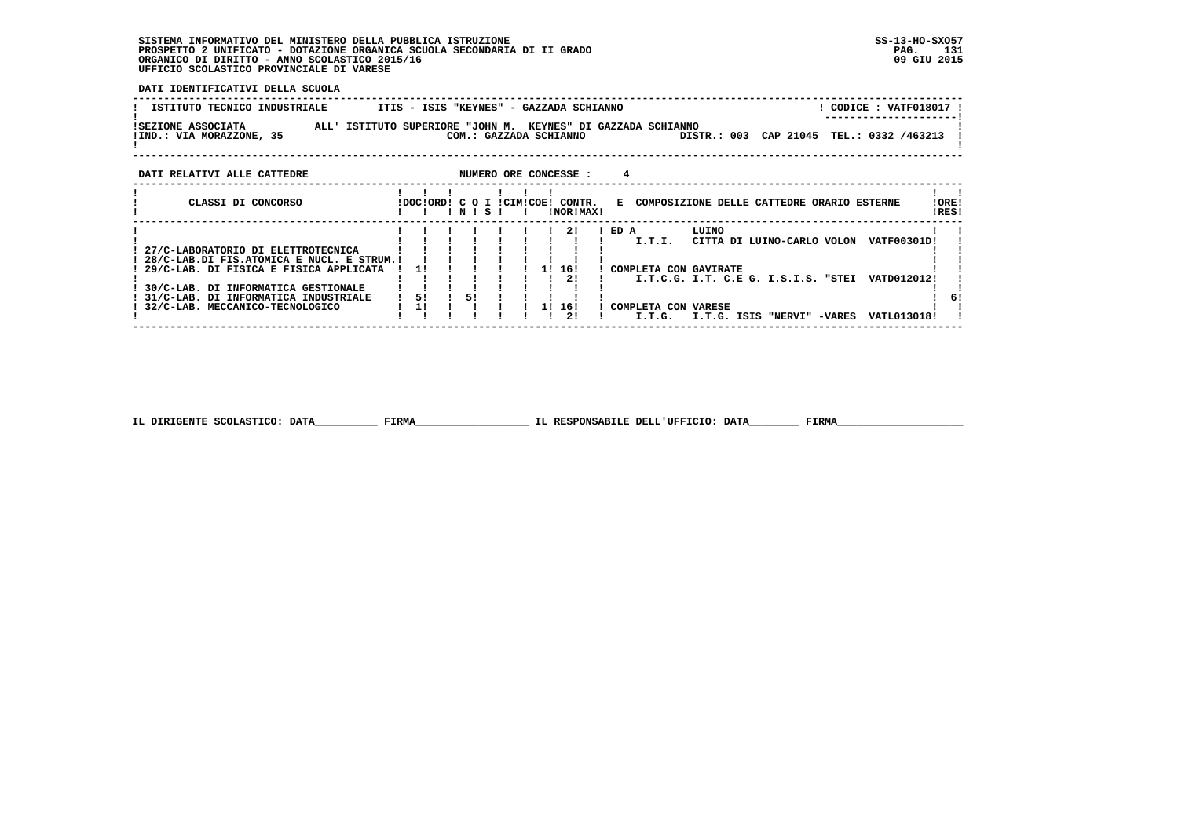SISTEMA INFORMATIVO DEL MINISTERO DELLA PUBBLICA ISTRUZIONE
PROSPETTO 2 UNIFICATO - DOTAZIONE ORGANICA SCUOLA SECONDARIA DI II GRADO
ORGANICO DI DIRITTO - ANNO SCOLASTICO 2015/16
UFFICIO SCOLASTICO PROVINCIALE DI VARESE

SS-13-HO-SXO57
09 GIU 2015

**DATI IDENTIFICATIVI DELLA SCUOLA**

| ISTITUTO TECNICO INDUSTRIALE | ITIS - ISIS "KEYNES" - GAZZADA SCHIANNO | CODICE : VATF018017 |
|---|---|---|
| SEZIONE ASSOCIATA | ALL' ISTITUTO SUPERIORE "JOHN M. KEYNES" DI GAZZADA SCHIANNO | |
| IND.: VIA MORAZZONE, 35 | COM.: GAZZADA SCHIANNO | DISTR.: 003 CAP 21045 TEL.: 0332 /463213 |

**DATI RELATIVI ALLE CATTEDRE** NUMERO ORE CONCESSE : 4

| CLASSI DI CONCORSO | DOC | ORD | C O N | I S | CIM | COE | CONTR. NOR | CONTR. MAX | E COMPOSIZIONE DELLE CATTEDRE ORARIO ESTERNE | ORE RES |
|---|---|---|---|---|---|---|---|---|---|---|
| | | | | | | | | 2 | ED A I.T.I. LUINO CITTA DI LUINO-CARLO VOLON VATF00301D | |
| 27/C-LABORATORIO DI ELETTROTECNICA | | | | | | | | | | |
| 28/C-LAB.DI FIS.ATOMICA E NUCL. E STRUM. | | | | | | | | | | |
| 29/C-LAB. DI FISICA E FISICA APPLICATA | 1 | | | | | 1 | 16 | | COMPLETA CON GAVIRATE | |
| | | | | | | | | 2 | I.T.C.G. I.T. C.E G. I.S.I.S. "STEI VATD012012 | |
| 30/C-LAB. DI INFORMATICA GESTIONALE | | | | | | | | | | |
| 31/C-LAB. DI INFORMATICA INDUSTRIALE | 5 | | 5 | | | | | | | 6 |
| 32/C-LAB. MECCANICO-TECNOLOGICO | 1 | | | | | 1 | 16 | | COMPLETA CON VARESE | |
| | | | | | | | | 2 | I.T.G. I.T.G. ISIS "NERVI" -VARES VATL013018 | |

IL DIRIGENTE SCOLASTICO: DATA__________ FIRMA__________________ IL RESPONSABILE DELL'UFFICIO: DATA________ FIRMA____________________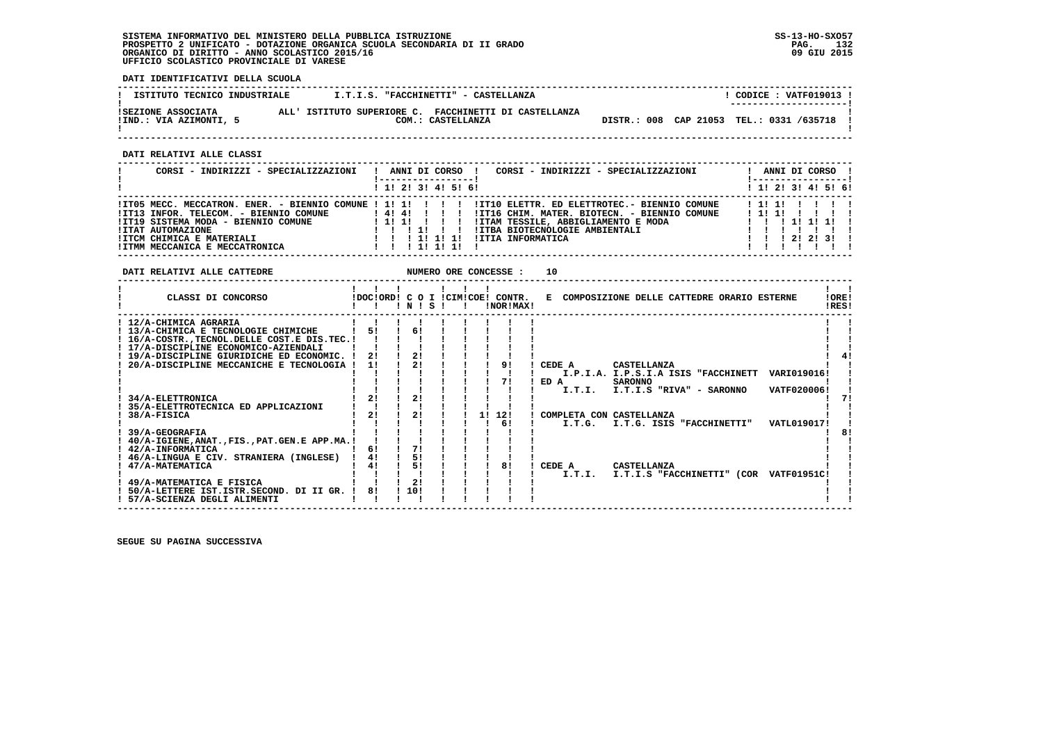SISTEMA INFORMATIVO DEL MINISTERO DELLA PUBBLICA ISTRUZIONE
PROSPETTO 2 UNIFICATO - DOTAZIONE ORGANICA SCUOLA SECONDARIA DI II GRADO
ORGANICO DI DIRITTO - ANNO SCOLASTICO 2015/16
UFFICIO SCOLASTICO PROVINCIALE DI VARESE

SS-13-HO-SXO57
09 GIU 2015

**DATI IDENTIFICATIVI DELLA SCUOLA**

| ISTITUTO TECNICO INDUSTRIALE | I.T.I.S. "FACCHINETTI" - CASTELLANZA | CODICE : VATF019013 |
|---|---|---|
| SEZIONE ASSOCIATA ALL' ISTITUTO SUPERIORE C. FACCHINETTI DI CASTELLANZA | | |
| IND.: VIA AZIMONTI, 5 | COM.: CASTELLANZA | DISTR.: 008 CAP 21053 TEL.: 0331 /635718 |

**DATI RELATIVI ALLE CLASSI**

| CORSI - INDIRIZZI - SPECIALIZZAZIONI | 1 | 2 | 3 | 4 | 5 | 6 | CORSI - INDIRIZZI - SPECIALIZZAZIONI | 1 | 2 | 3 | 4 | 5 | 6 |
|---|---|---|---|---|---|---|---|---|---|---|---|---|---|
| IT05 MECC. MECCATRON. ENER. - BIENNIO COMUNE | 1 | 1 | | | | | IT10 ELETTR. ED ELETTROTEC.- BIENNIO COMUNE | 1 | 1 | | | | |
| IT13 INFOR. TELECOM. - BIENNIO COMUNE | 4 | 4 | | | | | IT16 CHIM. MATER. BIOTECN. - BIENNIO COMUNE | 1 | 1 | | | | |
| IT19 SISTEMA MODA - BIENNIO COMUNE | 1 | 1 | | | | | ITAM TESSILE, ABBIGLIAMENTO E MODA | | | 1 | 1 | 1 | |
| ITAT AUTOMAZIONE | | | 1 | | | | ITBA BIOTECNOLOGIE AMBIENTALI | | | | | | |
| ITCM CHIMICA E MATERIALI | | | 1 | 1 | 1 | | ITIA INFORMATICA | | | 2 | 2 | 3 | |
| ITMM MECCANICA E MECCATRONICA | | | 1 | 1 | 1 | | | | | | | | |

**DATI RELATIVI ALLE CATTEDRE** NUMERO ORE CONCESSE : 10

| CLASSI DI CONCORSO | DOC | ORD | C O I N | C O I S | CIM | COE | CONTR. NOR | CONTR. MAX | E COMPOSIZIONE DELLE CATTEDRE ORARIO ESTERNE | ORE RES |
|---|---|---|---|---|---|---|---|---|---|---|
| 12/A-CHIMICA AGRARIA | | | | | | | | | | |
| 13/A-CHIMICA E TECNOLOGIE CHIMICHE | 5 | | 6 | | | | | | | |
| 16/A-COSTR.,TECNOL.DELLE COST.E DIS.TEC. | | | | | | | | | | |
| 17/A-DISCIPLINE ECONOMICO-AZIENDALI | | | | | | | | | | |
| 19/A-DISCIPLINE GIURIDICHE ED ECONOMIC. | 2 | | 2 | | | | | | | 4 |
| 20/A-DISCIPLINE MECCANICHE E TECNOLOGIA | 1 | | 2 | | | | | 9 | CEDE A CASTELLANZA I.P.I.A. I.P.S.I.A ISIS "FACCHINETT VARI019016 | |
| | | | | | | | | 7 | ED A SARONNO I.T.I. I.T.I.S "RIVA" - SARONNO VATF020006 | |
| 34/A-ELETTRONICA | 2 | | 2 | | | | | | | 7 |
| 35/A-ELETTROTECNICA ED APPLICAZIONI | | | | | | | | | | |
| 38/A-FISICA | 2 | | 2 | | | | 1 | 12 | COMPLETA CON CASTELLANZA | |
| | | | | | | | | 6 | I.T.G. I.T.G. ISIS "FACCHINETTI" VATL019017 | |
| 39/A-GEOGRAFIA | | | | | | | | | | 8 |
| 40/A-IGIENE,ANAT.,FIS.,PAT.GEN.E APP.MA. | | | | | | | | | | |
| 42/A-INFORMATICA | 6 | | 7 | | | | | | | |
| 46/A-LINGUA E CIV. STRANIERA (INGLESE) | 4 | | 5 | | | | | | | |
| 47/A-MATEMATICA | 4 | | 5 | | | | | 8 | CEDE A CASTELLANZA I.T.I. I.T.I.S "FACCHINETTI" (COR VATF01951C | |
| 49/A-MATEMATICA E FISICA | | | 2 | | | | | | | |
| 50/A-LETTERE IST.ISTR.SECOND. DI II GR. | 8 | | 10 | | | | | | | |
| 57/A-SCIENZA DEGLI ALIMENTI | | | | | | | | | | |

SEGUE SU PAGINA SUCCESSIVA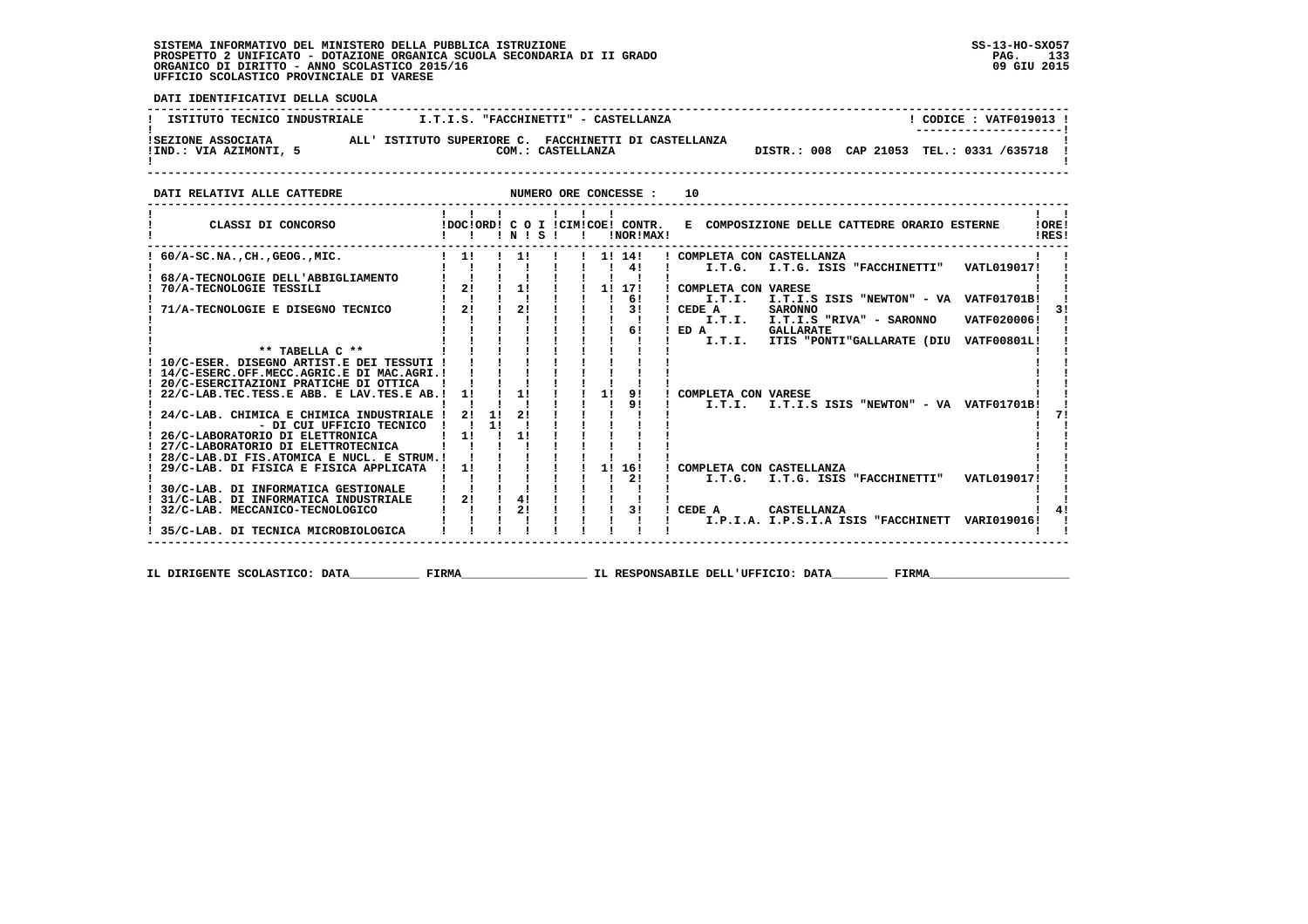SISTEMA INFORMATIVO DEL MINISTERO DELLA PUBBLICA ISTRUZIONE
PROSPETTO 2 UNIFICATO - DOTAZIONE ORGANICA SCUOLA SECONDARIA DI II GRADO
ORGANICO DI DIRITTO - ANNO SCOLASTICO 2015/16
UFFICIO SCOLASTICO PROVINCIALE DI VARESE

DATI IDENTIFICATIVI DELLA SCUOLA

| ISTITUTO TECNICO INDUSTRIALE | I.T.I.S. "FACCHINETTI" - CASTELLANZA | CODICE : VATF019013 |
|---|---|---|
| SEZIONE ASSOCIATA ALL' ISTITUTO SUPERIORE C. FACCHINETTI DI CASTELLANZA | COM.: CASTELLANZA | |
| IND.: VIA AZIMONTI, 5 | DISTR.: 008 CAP 21053 TEL.: 0331 /635718 | |

DATI RELATIVI ALLE CATTEDRE — NUMERO ORE CONCESSE : 10

| CLASSI DI CONCORSO | DOC | ORD | C O I N | S | CIM | COE | CONTR. NOR | MAX | E COMPOSIZIONE DELLE CATTEDRE ORARIO ESTERNE | ORE RES |
|---|---|---|---|---|---|---|---|---|---|---|
| 60/A-SC.NA.,CH.,GEOG.,MIC. | 1 | | 1 | | | 1 | 14 | | COMPLETA CON CASTELLANZA | |
| | | | | | | | 4 | | I.T.G. I.T.G. ISIS "FACCHINETTI" VATL019017 | |
| 68/A-TECNOLOGIE DELL'ABBIGLIAMENTO | | | | | | | | | | |
| 70/A-TECNOLOGIE TESSILI | 2 | | 1 | | | 1 | 17 | | COMPLETA CON VARESE | |
| | | | | | | | 6 | | I.T.I. I.T.I.S ISIS "NEWTON" - VA VATF01701B | |
| 71/A-TECNOLOGIE E DISEGNO TECNICO | 2 | | 2 | | | | 3 | | CEDE A SARONNO | 3 |
| | | | | | | | | | I.T.I. I.T.I.S "RIVA" - SARONNO VATF020006 | |
| | | | | | | | 6 | | ED A GALLARATE | |
| | | | | | | | | | I.T.I. ITIS "PONTI"GALLARATE (DIU VATF00801L | |
| ** TABELLA C ** | | | | | | | | | | |
| 10/C-ESER. DISEGNO ARTIST.E DEI TESSUTI | | | | | | | | | | |
| 14/C-ESERC.OFF.MECC.AGRIC.E DI MAC.AGRI. | | | | | | | | | | |
| 20/C-ESERCITAZIONI PRATICHE DI OTTICA | | | | | | | | | | |
| 22/C-LAB.TEC.TESS.E ABB. E LAV.TES.E AB. | 1 | | 1 | | | 1 | 9 | | COMPLETA CON VARESE | |
| | | | | | | | 9 | | I.T.I. I.T.I.S ISIS "NEWTON" - VA VATF01701B | |
| 24/C-LAB. CHIMICA E CHIMICA INDUSTRIALE | 2 | 1 | 2 | | | | | | | 7 |
| - DI CUI UFFICIO TECNICO | | 1 | | | | | | | | |
| 26/C-LABORATORIO DI ELETTRONICA | 1 | | 1 | | | | | | | |
| 27/C-LABORATORIO DI ELETTROTECNICA | | | | | | | | | | |
| 28/C-LAB.DI FIS.ATOMICA E NUCL. E STRUM. | | | | | | | | | | |
| 29/C-LAB. DI FISICA E FISICA APPLICATA | 1 | | | | | 1 | 16 | | COMPLETA CON CASTELLANZA | |
| | | | | | | | 2 | | I.T.G. I.T.G. ISIS "FACCHINETTI" VATL019017 | |
| 30/C-LAB. DI INFORMATICA GESTIONALE | | | | | | | | | | |
| 31/C-LAB. DI INFORMATICA INDUSTRIALE | 2 | | 4 | | | | | | | |
| 32/C-LAB. MECCANICO-TECNOLOGICO | | | 2 | | | | 3 | | CEDE A CASTELLANZA | 4 |
| | | | | | | | | | I.P.I.A. I.P.S.I.A ISIS "FACCHINETT VARI019016 | |
| 35/C-LAB. DI TECNICA MICROBIOLOGICA | | | | | | | | | | |

IL DIRIGENTE SCOLASTICO: DATA__________ FIRMA__________________ IL RESPONSABILE DELL'UFFICIO: DATA________ FIRMA____________________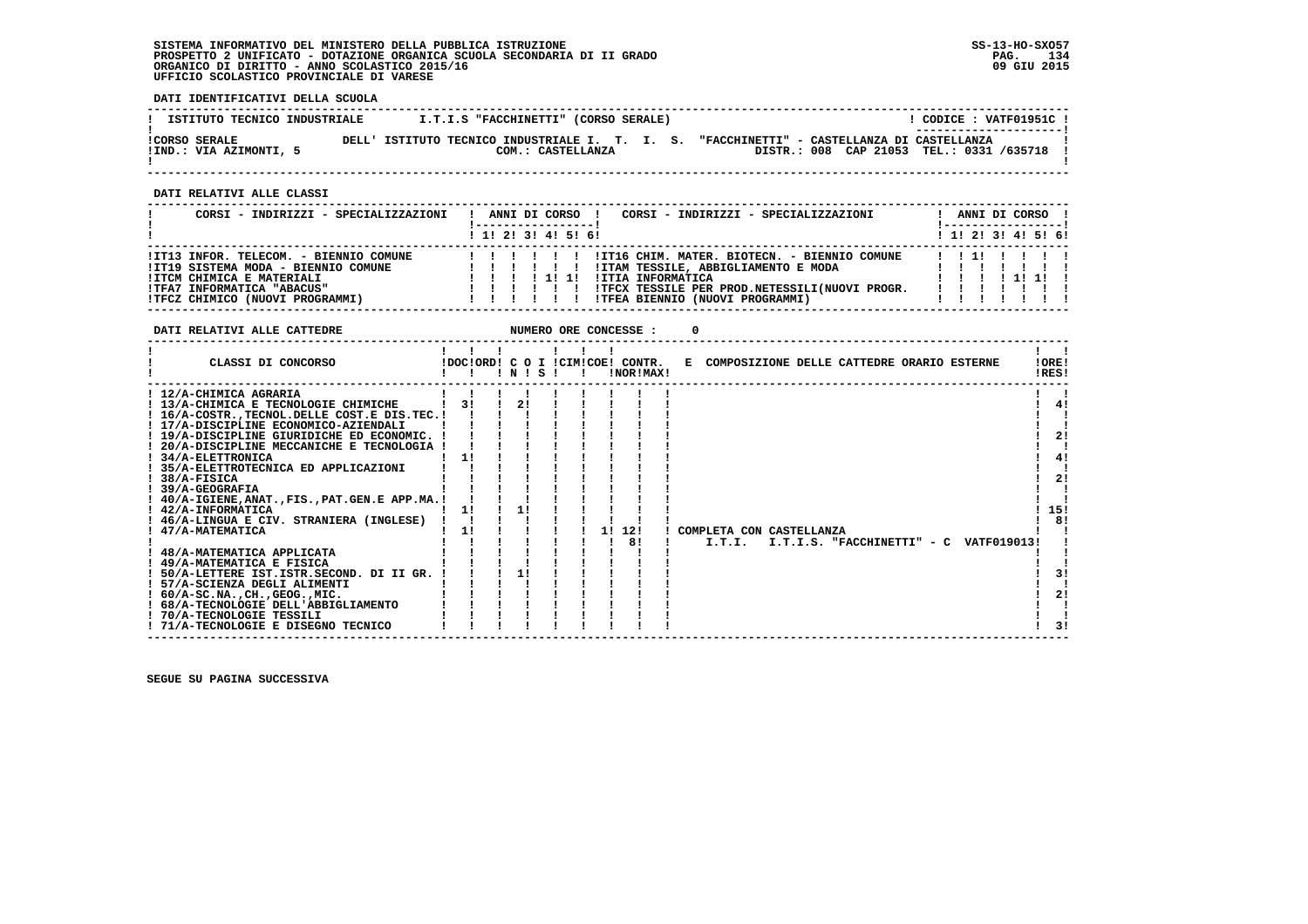DATI IDENTIFICATIVI DELLA SCUOLA

| ISTITUTO TECNICO INDUSTRIALE | I.T.I.S "FACCHINETTI" (CORSO SERALE) | CODICE : VATF01951C |
|---|---|---|
| CORSO SERALE | DELL' ISTITUTO TECNICO INDUSTRIALE I. T. I. S. "FACCHINETTI" - CASTELLANZA DI CASTELLANZA | |
| IND.: VIA AZIMONTI, 5 | COM.: CASTELLANZA | DISTR.: 008 CAP 21053 TEL.: 0331 /635718 |

DATI RELATIVI ALLE CLASSI

| CORSI - INDIRIZZI - SPECIALIZZAZIONI | 1 | 2 | 3 | 4 | 5 | 6 | CORSI - INDIRIZZI - SPECIALIZZAZIONI | 1 | 2 | 3 | 4 | 5 | 6 |
|---|---|---|---|---|---|---|---|---|---|---|---|---|---|
| IT13 INFOR. TELECOM. - BIENNIO COMUNE | | | | | | | IT16 CHIM. MATER. BIOTECN. - BIENNIO COMUNE | | 1 | | | | |
| IT19 SISTEMA MODA - BIENNIO COMUNE | | | | | | | ITAM TESSILE, ABBIGLIAMENTO E MODA | | | | | | |
| ITCM CHIMICA E MATERIALI | | | | 1 | 1 | | ITIA INFORMATICA | | | | 1 | 1 | |
| TFA7 INFORMATICA "ABACUS" | | | | | | | TFCX TESSILE PER PROD.NETESSILI(NUOVI PROGR. | | | | | | |
| TFCZ CHIMICO (NUOVI PROGRAMMI) | | | | | | | TFEA BIENNIO (NUOVI PROGRAMMI) | | | | | | |

DATI RELATIVI ALLE CATTEDRE NUMERO ORE CONCESSE : 0

| CLASSI DI CONCORSO | DOC | ORD | C O I N | S | CIM | COE | CONTR. NOR | MAX | E COMPOSIZIONE DELLE CATTEDRE ORARIO ESTERNE | ORE RES |
|---|---|---|---|---|---|---|---|---|---|---|
| 12/A-CHIMICA AGRARIA | | | | | | | | | | |
| 13/A-CHIMICA E TECNOLOGIE CHIMICHE | 3 | | 2 | | | | | | | 4 |
| 16/A-COSTR.,TECNOL.DELLE COST.E DIS.TEC. | | | | | | | | | | |
| 17/A-DISCIPLINE ECONOMICO-AZIENDALI | | | | | | | | | | |
| 19/A-DISCIPLINE GIURIDICHE ED ECONOMIC. | | | | | | | | | | 2 |
| 20/A-DISCIPLINE MECCANICHE E TECNOLOGIA | | | | | | | | | | |
| 34/A-ELETTRONICA | 1 | | | | | | | | | 4 |
| 35/A-ELETTROTECNICA ED APPLICAZIONI | | | | | | | | | | |
| 38/A-FISICA | | | | | | | | | | 2 |
| 39/A-GEOGRAFIA | | | | | | | | | | |
| 40/A-IGIENE,ANAT.,FIS.,PAT.GEN.E APP.MA. | | | | | | | | | | |
| 42/A-INFORMATICA | 1 | | 1 | | | | | | | 15 |
| 46/A-LINGUA E CIV. STRANIERA (INGLESE) | | | | | | | | | | 8 |
| 47/A-MATEMATICA | 1 | | | | | 1 | 12 | | COMPLETA CON CASTELLANZA | |
| | | | | | | | 8 | | I.T.I. I.T.I.S. "FACCHINETTI" - C VATF019013 | |
| 48/A-MATEMATICA APPLICATA | | | | | | | | | | |
| 49/A-MATEMATICA E FISICA | | | | | | | | | | |
| 50/A-LETTERE IST.ISTR.SECOND. DI II GR. | | | 1 | | | | | | | 3 |
| 57/A-SCIENZA DEGLI ALIMENTI | | | | | | | | | | |
| 60/A-SC.NA.,CH.,GEOG.,MIC. | | | | | | | | | | 2 |
| 68/A-TECNOLOGIE DELL'ABBIGLIAMENTO | | | | | | | | | | |
| 70/A-TECNOLOGIE TESSILI | | | | | | | | | | |
| 71/A-TECNOLOGIE E DISEGNO TECNICO | | | | | | | | | | 3 |

SEGUE SU PAGINA SUCCESSIVA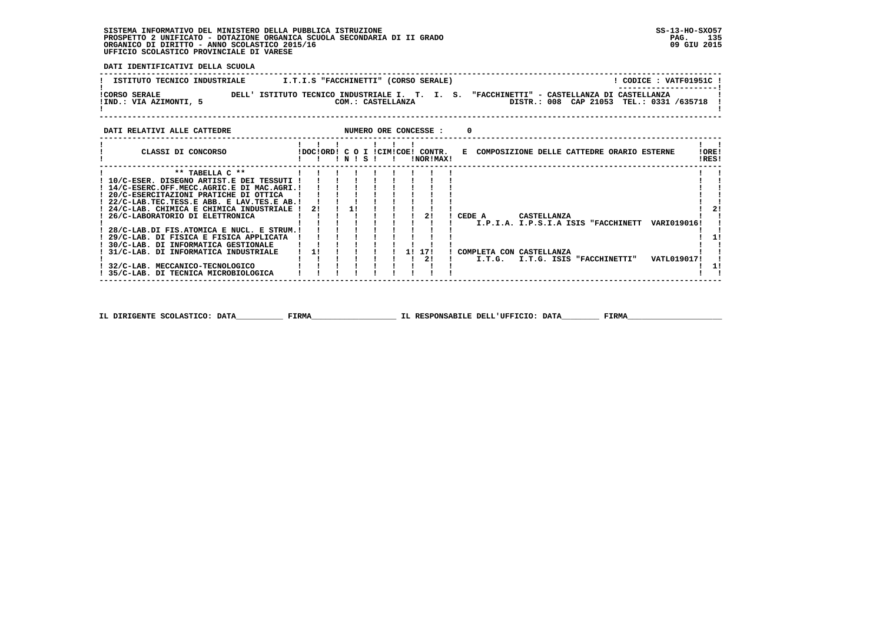SISTEMA INFORMATIVO DEL MINISTERO DELLA PUBBLICA ISTRUZIONE
PROSPETTO 2 UNIFICATO - DOTAZIONE ORGANICA SCUOLA SECONDARIA DI II GRADO
ORGANICO DI DIRITTO - ANNO SCOLASTICO 2015/16
UFFICIO SCOLASTICO PROVINCIALE DI VARESE

SS-13-HO-SXO57
09 GIU 2015

**DATI IDENTIFICATIVI DELLA SCUOLA**

ISTITUTO TECNICO INDUSTRIALE — I.T.I.S "FACCHINETTI" (CORSO SERALE) — CODICE : VATF01951C

CORSO SERALE DELL' ISTITUTO TECNICO INDUSTRIALE I. T. I. S. "FACCHINETTI" - CASTELLANZA DI CASTELLANZA
IND.: VIA AZIMONTI, 5 — COM.: CASTELLANZA — DISTR.: 008 CAP 21053 TEL.: 0331 /635718

**DATI RELATIVI ALLE CATTEDRE** — NUMERO ORE CONCESSE : 0

| CLASSI DI CONCORSO | DOC | ORD | C O N | I S | CIM | COE | CONTR. NOR | CONTR. MAX | E COMPOSIZIONE DELLE CATTEDRE ORARIO ESTERNE | ORE RES |
|---|---|---|---|---|---|---|---|---|---|---|
| ** TABELLA C ** | | | | | | | | | | |
| 10/C-ESER. DISEGNO ARTIST.E DEI TESSUTI | | | | | | | | | | |
| 14/C-ESERC.OFF.MECC.AGRIC.E DI MAC.AGRI. | | | | | | | | | | |
| 20/C-ESERCITAZIONI PRATICHE DI OTTICA | | | | | | | | | | |
| 22/C-LAB.TEC.TESS.E ABB. E LAV.TES.E AB. | | | | | | | | | | |
| 24/C-LAB. CHIMICA E CHIMICA INDUSTRIALE | 2 | | 1 | | | | | | | 2 |
| 26/C-LABORATORIO DI ELETTRONICA | | | | | | | | 2 | CEDE A CASTELLANZA I.P.I.A. I.P.S.I.A ISIS "FACCHINETT VARI019016 | |
| 28/C-LAB.DI FIS.ATOMICA E NUCL. E STRUM. | | | | | | | | | | |
| 29/C-LAB. DI FISICA E FISICA APPLICATA | | | | | | | | | | 1 |
| 30/C-LAB. DI INFORMATICA GESTIONALE | | | | | | | | | | |
| 31/C-LAB. DI INFORMATICA INDUSTRIALE | 1 | | | | | | 1 | 17 | COMPLETA CON CASTELLANZA | |
| | | | | | | | | 2 | I.T.G. I.T.G. ISIS "FACCHINETTI" VATL019017 | |
| 32/C-LAB. MECCANICO-TECNOLOGICO | | | | | | | | | | 1 |
| 35/C-LAB. DI TECNICA MICROBIOLOGICA | | | | | | | | | | |

IL DIRIGENTE SCOLASTICO: DATA__________ FIRMA__________________ IL RESPONSABILE DELL'UFFICIO: DATA________ FIRMA____________________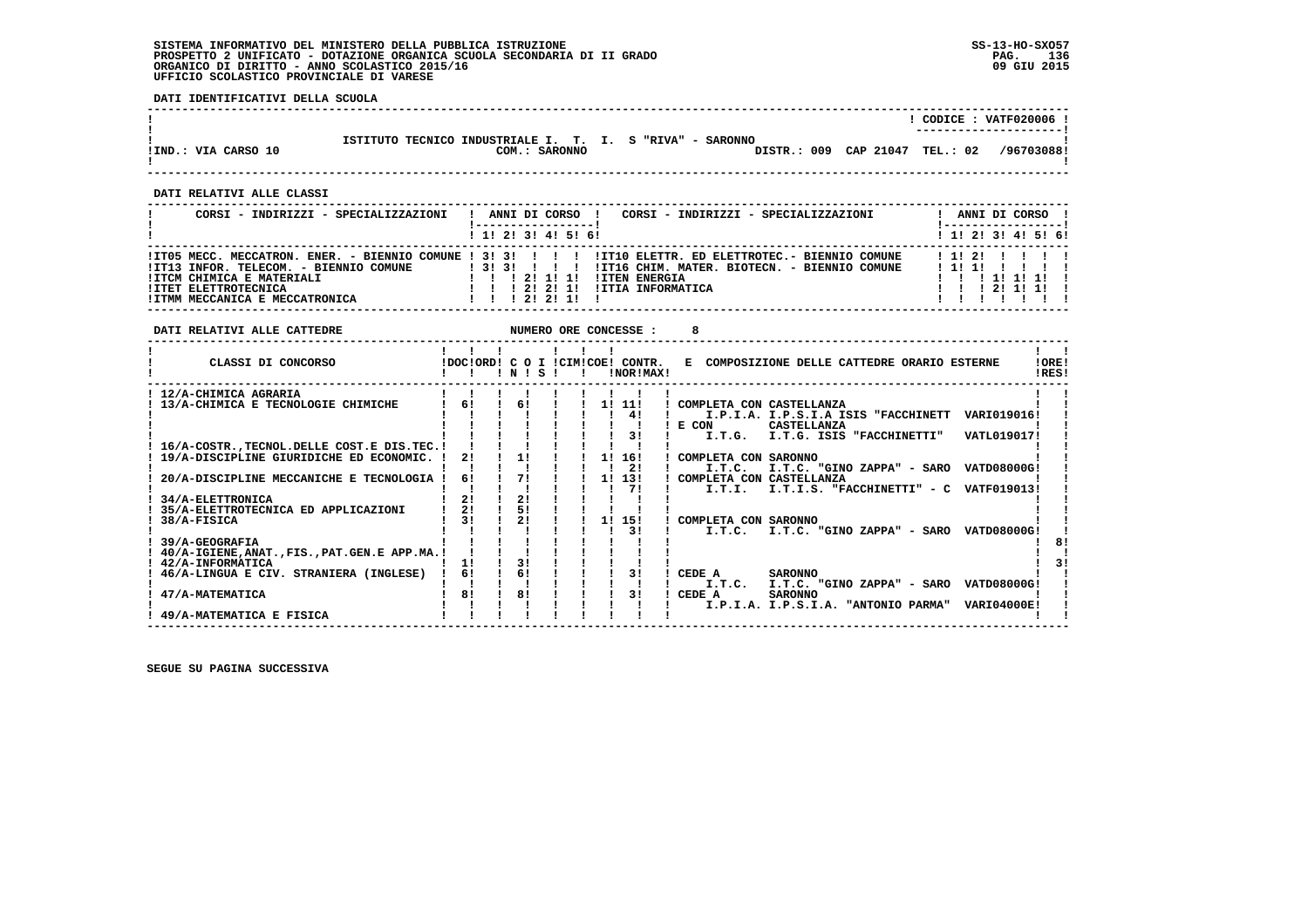SISTEMA INFORMATIVO DEL MINISTERO DELLA PUBBLICA ISTRUZIONE
PROSPETTO 2 UNIFICATO - DOTAZIONE ORGANICA SCUOLA SECONDARIA DI II GRADO
ORGANICO DI DIRITTO - ANNO SCOLASTICO 2015/16
UFFICIO SCOLASTICO PROVINCIALE DI VARESE

SS-13-HO-SXO57
09 GIU 2015

**DATI IDENTIFICATIVI DELLA SCUOLA**

CODICE : VATF020006

ISTITUTO TECNICO INDUSTRIALE I. T. I. S "RIVA" - SARONNO

IND.: VIA CARSO 10 — COM.: SARONNO — DISTR.: 009 CAP 21047 TEL.: 02 /96703088

**DATI RELATIVI ALLE CLASSI**

| CORSI - INDIRIZZI - SPECIALIZZAZIONI | 1 | 2 | 3 | 4 | 5 | 6 | CORSI - INDIRIZZI - SPECIALIZZAZIONI | 1 | 2 | 3 | 4 | 5 | 6 |
|---|---|---|---|---|---|---|---|---|---|---|---|---|---|
| IT05 MECC. MECCATRON. ENER. - BIENNIO COMUNE | 3 | 3 | | | | | IT10 ELETTR. ED ELETTROTEC.- BIENNIO COMUNE | 1 | 2 | | | | |
| IT13 INFOR. TELECOM. - BIENNIO COMUNE | 3 | 3 | | | | | IT16 CHIM. MATER. BIOTECN. - BIENNIO COMUNE | 1 | 1 | | | | |
| ITCM CHIMICA E MATERIALI | | | 2 | 1 | 1 | | ITEN ENERGIA | | | 1 | 1 | 1 | |
| ITET ELETTROTECNICA | | | 2 | 2 | 1 | | ITIA INFORMATICA | | | 2 | 1 | 1 | |
| ITMM MECCANICA E MECCATRONICA | | | 2 | 2 | 1 | | | | | | | | |

**DATI RELATIVI ALLE CATTEDRE** — NUMERO ORE CONCESSE : 8

| CLASSI DI CONCORSO | DOC | ORD | C O I N | C O I S | CIM | COE | CONTR. NOR | CONTR. MAX | COMPOSIZIONE DELLE CATTEDRE ORARIO ESTERNE | ORE RES |
|---|---|---|---|---|---|---|---|---|---|---|
| 12/A-CHIMICA AGRARIA | | | | | | | | | | |
| 13/A-CHIMICA E TECNOLOGIE CHIMICHE | 6 | | 6 | | | 1 | 11 | | COMPLETA CON CASTELLANZA | |
| | | | | | | | 4 | | I.P.I.A. I.P.S.I.A ISIS "FACCHINETT VARI019016 | |
| | | | | | | | | | E CON CASTELLANZA | |
| | | | | | | | 3 | | I.T.G. I.T.G. ISIS "FACCHINETTI" VATL019017 | |
| 16/A-COSTR.,TECNOL.DELLE COST.E DIS.TEC. | | | | | | | | | | |
| 19/A-DISCIPLINE GIURIDICHE ED ECONOMIC. | 2 | | 1 | | | 1 | 16 | | COMPLETA CON SARONNO | |
| | | | | | | | 2 | | I.T.C. I.T.C. "GINO ZAPPA" - SARO VATD08000G | |
| 20/A-DISCIPLINE MECCANICHE E TECNOLOGIA | 6 | | 7 | | | 1 | 13 | | COMPLETA CON CASTELLANZA | |
| | | | | | | | 7 | | I.T.I. I.T.I.S. "FACCHINETTI" - C VATF019013 | |
| 34/A-ELETTRONICA | 2 | | 2 | | | | | | | |
| 35/A-ELETTROTECNICA ED APPLICAZIONI | 2 | | 5 | | | | | | | |
| 38/A-FISICA | 3 | | 2 | | | 1 | 15 | | COMPLETA CON SARONNO | |
| | | | | | | | 3 | | I.T.C. I.T.C. "GINO ZAPPA" - SARO VATD08000G | |
| 39/A-GEOGRAFIA | | | | | | | | | | 8 |
| 40/A-IGIENE,ANAT.,FIS.,PAT.GEN.E APP.MA. | | | | | | | | | | |
| 42/A-INFORMATICA | 1 | | 3 | | | | | | | 3 |
| 46/A-LINGUA E CIV. STRANIERA (INGLESE) | 6 | | 6 | | | | 3 | | CEDE A SARONNO | |
| | | | | | | | | | I.T.C. I.T.C. "GINO ZAPPA" - SARO VATD08000G | |
| 47/A-MATEMATICA | 8 | | 8 | | | | 3 | | CEDE A SARONNO | |
| | | | | | | | | | I.P.I.A. I.P.S.I.A. "ANTONIO PARMA" VARI04000E | |
| 49/A-MATEMATICA E FISICA | | | | | | | | | | |

SEGUE SU PAGINA SUCCESSIVA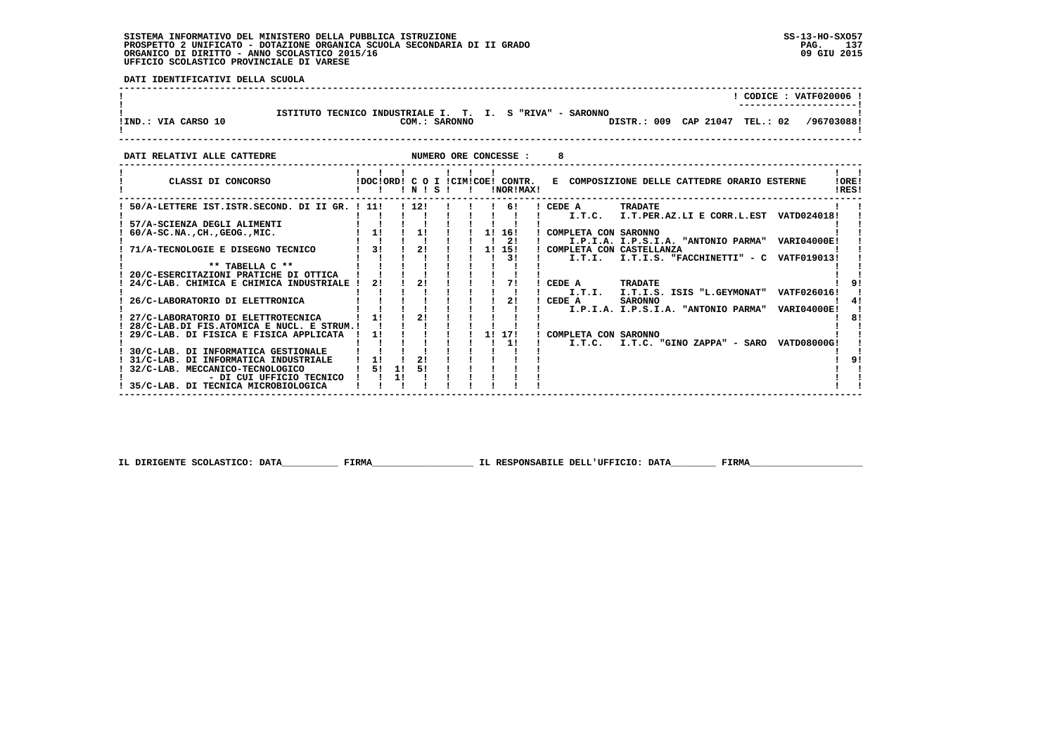**SISTEMA INFORMATIVO DEL MINISTERO DELLA PUBBLICA ISTRUZIONE**
**PROSPETTO 2 UNIFICATO - DOTAZIONE ORGANICA SCUOLA SECONDARIA DI II GRADO**
**ORGANICO DI DIRITTO - ANNO SCOLASTICO 2015/16**
**UFFICIO SCOLASTICO PROVINCIALE DI VARESE**

SS-13-HO-SXO57
09 GIU 2015

**DATI IDENTIFICATIVI DELLA SCUOLA**

CODICE : VATF020006

ISTITUTO TECNICO INDUSTRIALE I. T. I. S "RIVA" - SARONNO

IND.: VIA CARSO 10 — COM.: SARONNO — DISTR.: 009 CAP 21047 TEL.: 02 /96703088

**DATI RELATIVI ALLE CATTEDRE** — NUMERO ORE CONCESSE : 8

| CLASSI DI CONCORSO | DOC | ORD | C O I N | S | CIM | COE | CONTR. NOR | CONTR. MAX | E COMPOSIZIONE DELLE CATTEDRE ORARIO ESTERNE | ORE RES |
|---|---|---|---|---|---|---|---|---|---|---|
| 50/A-LETTERE IST.ISTR.SECOND. DI II GR. | 11 | | 12 | | | | 6 | | CEDE A TRADATE I.T.C. I.T.PER.AZ.LI E CORR.L.EST VATD024018 | |
| 57/A-SCIENZA DEGLI ALIMENTI | | | | | | | | | | |
| 60/A-SC.NA.,CH.,GEOG.,MIC. | 1 | | 1 | | | 1 | 16 | 2 | COMPLETA CON SARONNO I.P.I.A. I.P.S.I.A. "ANTONIO PARMA" VARI04000E | |
| 71/A-TECNOLOGIE E DISEGNO TECNICO | 3 | | 2 | | | 1 | 15 | 3 | COMPLETA CON CASTELLANZA I.T.I. I.T.I.S. "FACCHINETTI" - C VATF019013 | |
| ** TABELLA C ** | | | | | | | | | | |
| 20/C-ESERCITAZIONI PRATICHE DI OTTICA | | | | | | | | | | |
| 24/C-LAB. CHIMICA E CHIMICA INDUSTRIALE | 2 | | 2 | | | | 7 | | CEDE A TRADATE I.T.I. I.T.I.S. ISIS "L.GEYMONAT" VATF026016 | 9 |
| 26/C-LABORATORIO DI ELETTRONICA | | | | | | | 2 | | CEDE A SARONNO I.P.I.A. I.P.S.I.A. "ANTONIO PARMA" VARI04000E | 4 |
| 27/C-LABORATORIO DI ELETTROTECNICA | 1 | | 2 | | | | | | | 8 |
| 28/C-LAB.DI FIS.ATOMICA E NUCL. E STRUM. | | | | | | | | | | |
| 29/C-LAB. DI FISICA E FISICA APPLICATA | 1 | | | | | 1 | 17 | 1 | COMPLETA CON SARONNO I.T.C. I.T.C. "GINO ZAPPA" - SARO VATD08000G | |
| 30/C-LAB. DI INFORMATICA GESTIONALE | | | | | | | | | | |
| 31/C-LAB. DI INFORMATICA INDUSTRIALE | 1 | | 2 | | | | | | | 9 |
| 32/C-LAB. MECCANICO-TECNOLOGICO | 5 | 1 | 5 | | | | | | | |
| - DI CUI UFFICIO TECNICO | | 1 | | | | | | | | |
| 35/C-LAB. DI TECNICA MICROBIOLOGICA | | | | | | | | | | |

IL DIRIGENTE SCOLASTICO: DATA__________ FIRMA__________________ IL RESPONSABILE DELL'UFFICIO: DATA________ FIRMA____________________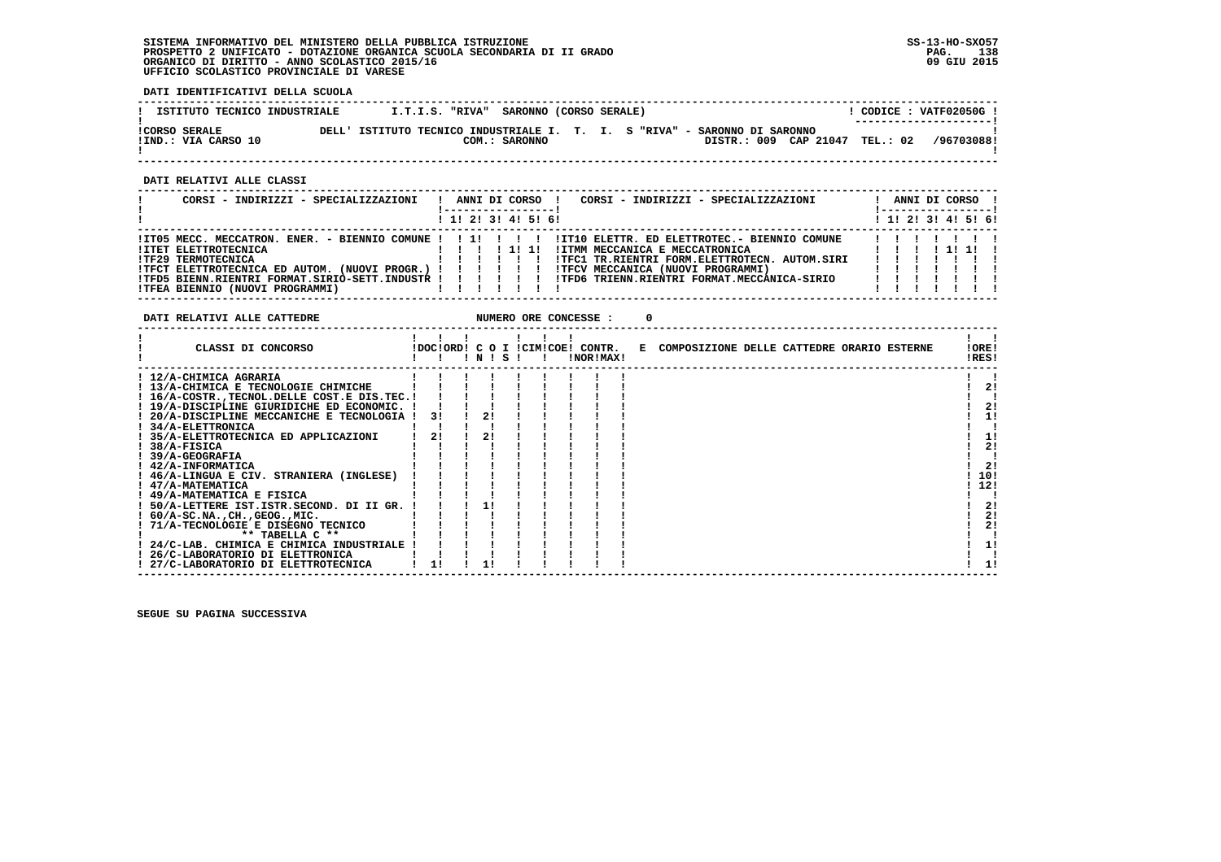**DATI IDENTIFICATIVI DELLA SCUOLA**

| ISTITUTO TECNICO INDUSTRIALE | I.T.I.S. "RIVA" SARONNO (CORSO SERALE) | CODICE : VATF02050G |
|---|---|---|
| CORSO SERALE | DELL' ISTITUTO TECNICO INDUSTRIALE I. T. I. S "RIVA" - SARONNO DI SARONNO | |
| IND.: VIA CARSO 10 | COM.: SARONNO | DISTR.: 009 CAP 21047 TEL.: 02 /96703088 |

**DATI RELATIVI ALLE CLASSI**

| CORSI - INDIRIZZI - SPECIALIZZAZIONI | 1 | 2 | 3 | 4 | 5 | 6 | CORSI - INDIRIZZI - SPECIALIZZAZIONI | 1 | 2 | 3 | 4 | 5 | 6 |
|---|---|---|---|---|---|---|---|---|---|---|---|---|---|
| IT05 MECC. MECCATRON. ENER. - BIENNIO COMUNE | | 1 | | | | | IT10 ELETTR. ED ELETTROTEC.- BIENNIO COMUNE | | | | | | |
| ITET ELETTROTECNICA | | | | 1 | 1 | | ITMM MECCANICA E MECCATRONICA | | | | 1 | 1 | |
| TF29 TERMOTECNICA | | | | | | | TFC1 TR.RIENTRI FORM.ELETTROTECN. AUTOM.SIRI | | | | | | |
| TFCT ELETTROTECNICA ED AUTOM. (NUOVI PROGR.) | | | | | | | TFCV MECCANICA (NUOVI PROGRAMMI) | | | | | | |
| TFD5 BIENN.RIENTRI FORMAT.SIRIO-SETT.INDUSTR | | | | | | | TFD6 TRIENN.RIENTRI FORMAT.MECCANICA-SIRIO | | | | | | |
| TFEA BIENNIO (NUOVI PROGRAMMI) | | | | | | | | | | | | | |

**DATI RELATIVI ALLE CATTEDRE** NUMERO ORE CONCESSE : 0

| CLASSI DI CONCORSO | DOC | ORD | C O I N | C O I S | CIM | COE | CONTR. NOR | CONTR. MAX | E COMPOSIZIONE DELLE CATTEDRE ORARIO ESTERNE | ORE RES |
|---|---|---|---|---|---|---|---|---|---|---|
| 12/A-CHIMICA AGRARIA | | | | | | | | | | |
| 13/A-CHIMICA E TECNOLOGIE CHIMICHE | | | | | | | | | | 2 |
| 16/A-COSTR.,TECNOL.DELLE COST.E DIS.TEC. | | | | | | | | | | |
| 19/A-DISCIPLINE GIURIDICHE ED ECONOMIC. | | | | | | | | | | 2 |
| 20/A-DISCIPLINE MECCANICHE E TECNOLOGIA | 3 | | 2 | | | | | | | 1 |
| 34/A-ELETTRONICA | | | | | | | | | | |
| 35/A-ELETTROTECNICA ED APPLICAZIONI | 2 | | 2 | | | | | | | 1 |
| 38/A-FISICA | | | | | | | | | | 2 |
| 39/A-GEOGRAFIA | | | | | | | | | | |
| 42/A-INFORMATICA | | | | | | | | | | 2 |
| 46/A-LINGUA E CIV. STRANIERA (INGLESE) | | | | | | | | | | 10 |
| 47/A-MATEMATICA | | | | | | | | | | 12 |
| 49/A-MATEMATICA E FISICA | | | | | | | | | | |
| 50/A-LETTERE IST.ISTR.SECOND. DI II GR. | | | 1 | | | | | | | 2 |
| 60/A-SC.NA.,CH.,GEOG.,MIC. | | | | | | | | | | 2 |
| 71/A-TECNOLOGIE E DISEGNO TECNICO | | | | | | | | | | 2 |
| ** TABELLA C ** | | | | | | | | | | |
| 24/C-LAB. CHIMICA E CHIMICA INDUSTRIALE | | | | | | | | | | 1 |
| 26/C-LABORATORIO DI ELETTRONICA | | | | | | | | | | |
| 27/C-LABORATORIO DI ELETTROTECNICA | 1 | | 1 | | | | | | | 1 |

SEGUE SU PAGINA SUCCESSIVA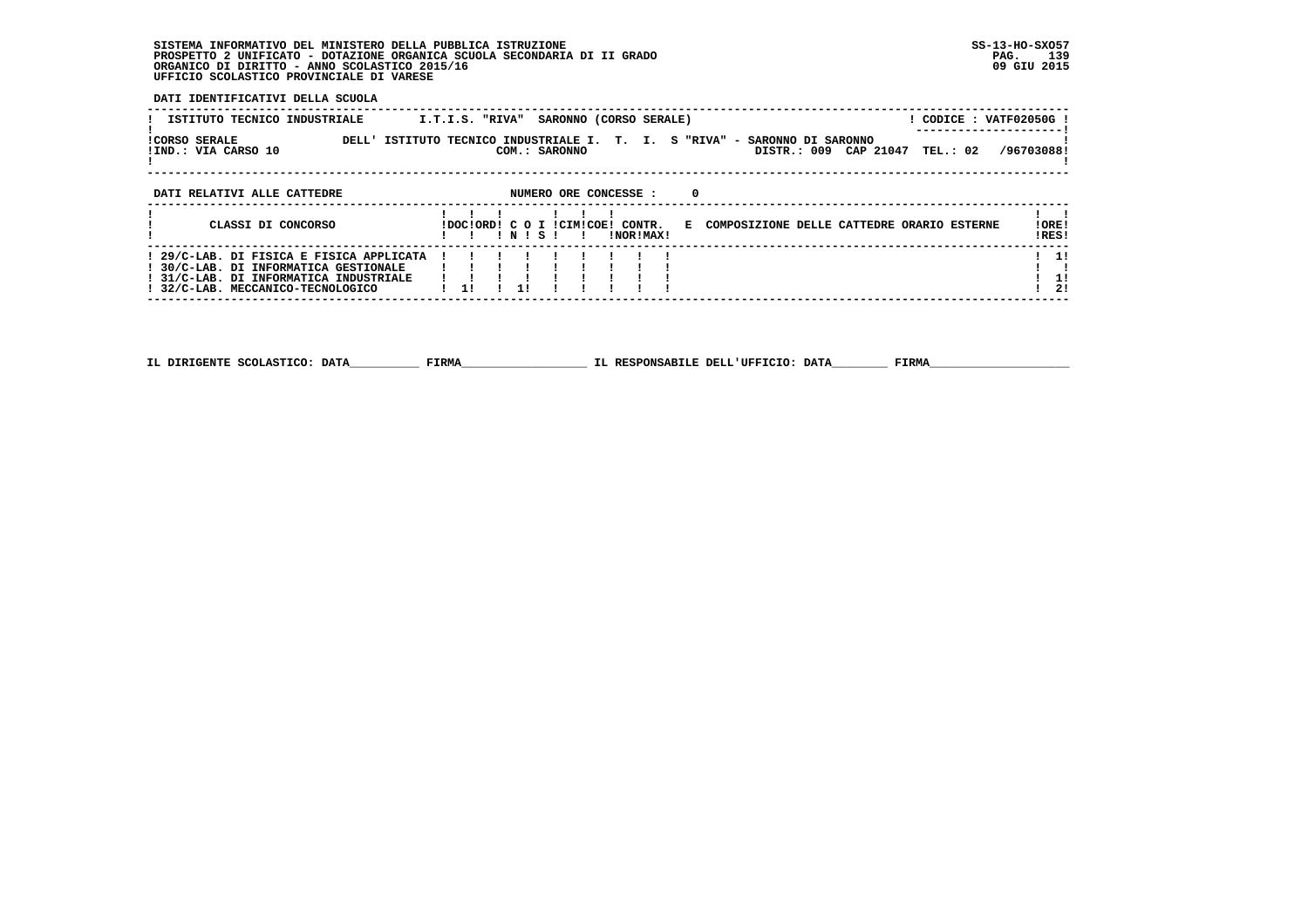SISTEMA INFORMATIVO DEL MINISTERO DELLA PUBBLICA ISTRUZIONE
PROSPETTO 2 UNIFICATO - DOTAZIONE ORGANICA SCUOLA SECONDARIA DI II GRADO
ORGANICO DI DIRITTO - ANNO SCOLASTICO 2015/16
UFFICIO SCOLASTICO PROVINCIALE DI VARESE

SS-13-HO-SXO57
09 GIU 2015

**DATI IDENTIFICATIVI DELLA SCUOLA**

| ISTITUTO TECNICO INDUSTRIALE | I.T.I.S. "RIVA" SARONNO (CORSO SERALE) | CODICE : VATF02050G |
|---|---|---|
| CORSO SERALE | DELL' ISTITUTO TECNICO INDUSTRIALE I. T. I. S "RIVA" - SARONNO DI SARONNO | |
| IND.: VIA CARSO 10 | COM.: SARONNO | DISTR.: 009 CAP 21047 TEL.: 02 /96703088 |

**DATI RELATIVI ALLE CATTEDRE** NUMERO ORE CONCESSE : 0

| CLASSI DI CONCORSO | DOC | ORD | C O N | I S | CIM | COE | CONTR. NOR | CONTR. MAX | E COMPOSIZIONE DELLE CATTEDRE ORARIO ESTERNE | ORE RES |
|---|---|---|---|---|---|---|---|---|---|---|
| 29/C-LAB. DI FISICA E FISICA APPLICATA | | | | | | | | | | 1 |
| 30/C-LAB. DI INFORMATICA GESTIONALE | | | | | | | | | | |
| 31/C-LAB. DI INFORMATICA INDUSTRIALE | | | | | | | | | | 1 |
| 32/C-LAB. MECCANICO-TECNOLOGICO | 1 | | 1 | | | | | | | 2 |

IL DIRIGENTE SCOLASTICO: DATA__________ FIRMA__________________ IL RESPONSABILE DELL'UFFICIO: DATA________ FIRMA____________________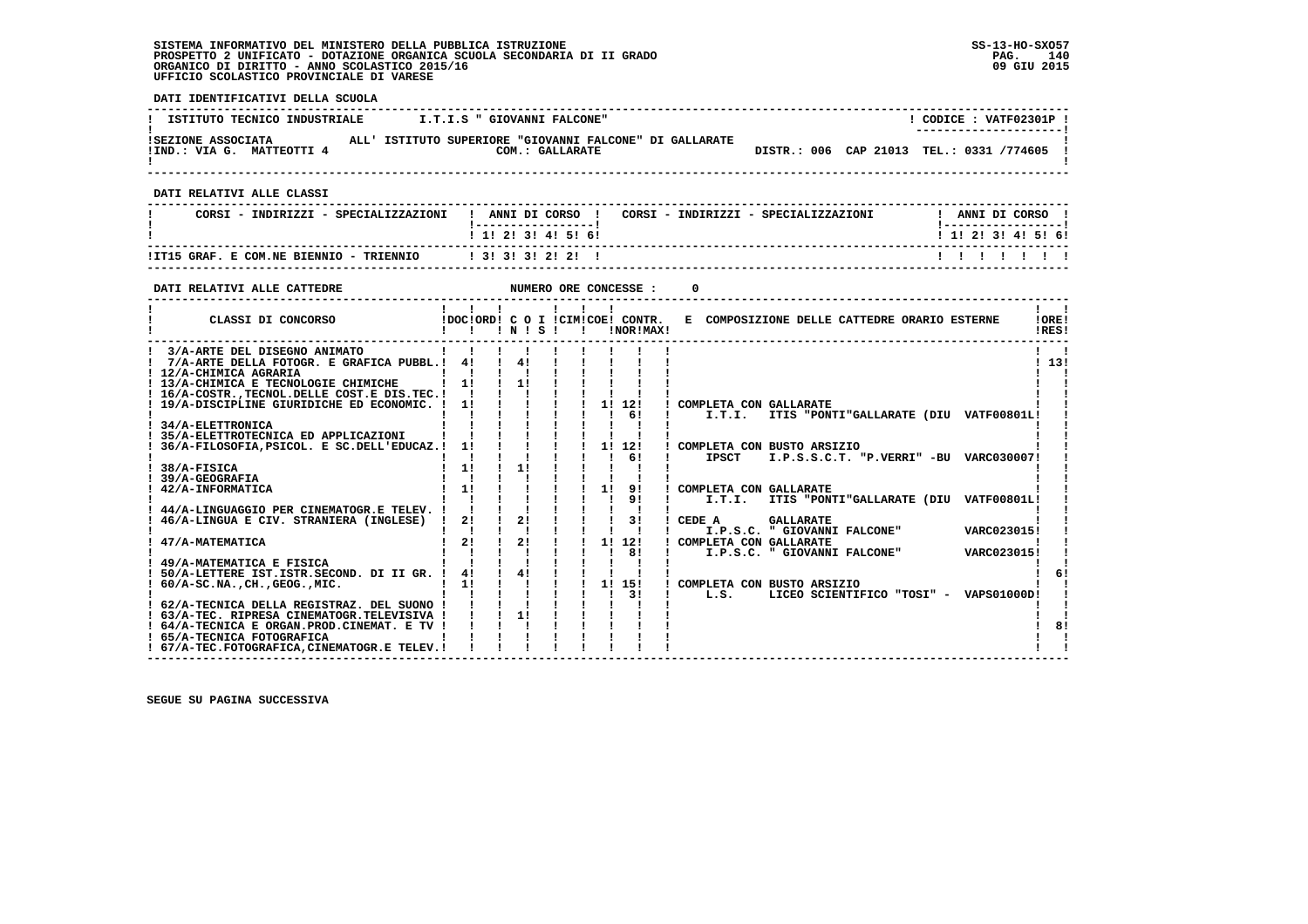SISTEMA INFORMATIVO DEL MINISTERO DELLA PUBBLICA ISTRUZIONE
PROSPETTO 2 UNIFICATO - DOTAZIONE ORGANICA SCUOLA SECONDARIA DI II GRADO
ORGANICO DI DIRITTO - ANNO SCOLASTICO 2015/16
UFFICIO SCOLASTICO PROVINCIALE DI VARESE

SS-13-HO-SXO57
09 GIU 2015

**DATI IDENTIFICATIVI DELLA SCUOLA**

| | | |
|---|---|---|
| ISTITUTO TECNICO INDUSTRIALE | I.T.I.S " GIOVANNI FALCONE" | CODICE : VATF02301P |
| SEZIONE ASSOCIATA | ALL' ISTITUTO SUPERIORE "GIOVANNI FALCONE" DI GALLARATE | |
| IND.: VIA G. MATTEOTTI 4 | COM.: GALLARATE | DISTR.: 006 CAP 21013 TEL.: 0331 /774605 |

**DATI RELATIVI ALLE CLASSI**

| CORSI - INDIRIZZI - SPECIALIZZAZIONI | 1 | 2 | 3 | 4 | 5 | 6 | CORSI - INDIRIZZI - SPECIALIZZAZIONI | 1 | 2 | 3 | 4 | 5 | 6 |
|---|---|---|---|---|---|---|---|---|---|---|---|---|---|
| IT15 GRAF. E COM.NE BIENNIO - TRIENNIO | 3 | 3 | 3 | 2 | 2 | | | | | | | | |

**DATI RELATIVI ALLE CATTEDRE** NUMERO ORE CONCESSE : 0

| CLASSI DI CONCORSO | DOC | ORD | C O I N | S | CIM | COE | CONTR. NOR | MAX | E COMPOSIZIONE DELLE CATTEDRE ORARIO ESTERNE | ORE RES |
|---|---|---|---|---|---|---|---|---|---|---|
| 3/A-ARTE DEL DISEGNO ANIMATO | | | | | | | | | | |
| 7/A-ARTE DELLA FOTOGR. E GRAFICA PUBBL. | 4 | | 4 | | | | | | | 13 |
| 12/A-CHIMICA AGRARIA | | | | | | | | | | |
| 13/A-CHIMICA E TECNOLOGIE CHIMICHE | 1 | | 1 | | | | | | | |
| 16/A-COSTR.,TECNOL.DELLE COST.E DIS.TEC. | | | | | | | | | | |
| 19/A-DISCIPLINE GIURIDICHE ED ECONOMIC. | 1 | | | | | 1 | 12 | | COMPLETA CON GALLARATE | |
| | | | | | | | 6 | | I.T.I. ITIS "PONTI"GALLARATE (DIU VATF00801L | |
| 34/A-ELETTRONICA | | | | | | | | | | |
| 35/A-ELETTROTECNICA ED APPLICAZIONI | | | | | | | | | | |
| 36/A-FILOSOFIA,PSICOL. E SC.DELL'EDUCAZ. | 1 | | | | | 1 | 12 | | COMPLETA CON BUSTO ARSIZIO | |
| | | | | | | | 6 | | IPSCT I.P.S.S.C.T. "P.VERRI" -BU VARC030007 | |
| 38/A-FISICA | 1 | | 1 | | | | | | | |
| 39/A-GEOGRAFIA | | | | | | | | | | |
| 42/A-INFORMATICA | 1 | | | | | 1 | 9 | | COMPLETA CON GALLARATE | |
| | | | | | | | 9 | | I.T.I. ITIS "PONTI"GALLARATE (DIU VATF00801L | |
| 44/A-LINGUAGGIO PER CINEMATOGR.E TELEV. | | | | | | | | | | |
| 46/A-LINGUA E CIV. STRANIERA (INGLESE) | 2 | | 2 | | | | 3 | | CEDE A GALLARATE | |
| | | | | | | | | | I.P.S.C. " GIOVANNI FALCONE" VARC023015 | |
| 47/A-MATEMATICA | 2 | | 2 | | | 1 | 12 | | COMPLETA CON GALLARATE | |
| | | | | | | | 8 | | I.P.S.C. " GIOVANNI FALCONE" VARC023015 | |
| 49/A-MATEMATICA E FISICA | | | | | | | | | | |
| 50/A-LETTERE IST.ISTR.SECOND. DI II GR. | 4 | | 4 | | | | | | | 6 |
| 60/A-SC.NA.,CH.,GEOG.,MIC. | 1 | | | | | 1 | 15 | | COMPLETA CON BUSTO ARSIZIO | |
| | | | | | | | 3 | | L.S. LICEO SCIENTIFICO "TOSI" - VAPS01000D | |
| 62/A-TECNICA DELLA REGISTRAZ. DEL SUONO | | | | | | | | | | |
| 63/A-TEC. RIPRESA CINEMATOGR.TELEVISIVA | | | 1 | | | | | | | |
| 64/A-TECNICA E ORGAN.PROD.CINEMAT. E TV | | | | | | | | | | 8 |
| 65/A-TECNICA FOTOGRAFICA | | | | | | | | | | |
| 67/A-TEC.FOTOGRAFICA,CINEMATOGR.E TELEV. | | | | | | | | | | |

SEGUE SU PAGINA SUCCESSIVA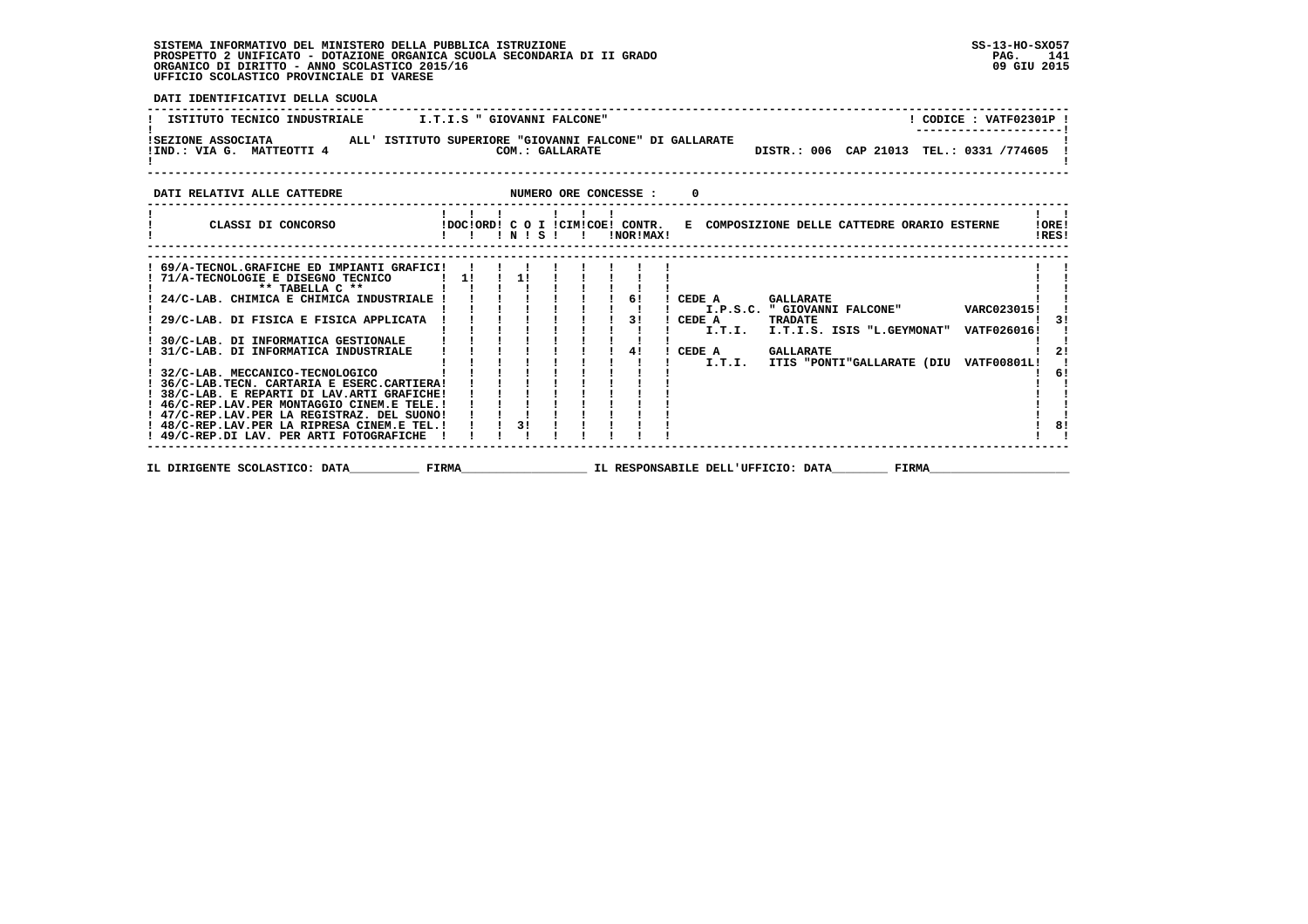SISTEMA INFORMATIVO DEL MINISTERO DELLA PUBBLICA ISTRUZIONE
PROSPETTO 2 UNIFICATO - DOTAZIONE ORGANICA SCUOLA SECONDARIA DI II GRADO
ORGANICO DI DIRITTO - ANNO SCOLASTICO 2015/16
UFFICIO SCOLASTICO PROVINCIALE DI VARESE

SS-13-HO-SXO57
09 GIU 2015

DATI IDENTIFICATIVI DELLA SCUOLA

ISTITUTO TECNICO INDUSTRIALE — I.T.I.S " GIOVANNI FALCONE" — CODICE : VATF02301P

SEZIONE ASSOCIATA ALL' ISTITUTO SUPERIORE "GIOVANNI FALCONE" DI GALLARATE
IND.: VIA G. MATTEOTTI 4 — COM.: GALLARATE — DISTR.: 006 CAP 21013 TEL.: 0331 /774605

DATI RELATIVI ALLE CATTEDRE — NUMERO ORE CONCESSE : 0

| CLASSI DI CONCORSO | DOC | ORD | C O N | I S | CIM | COE | CONTR. NOR | MAX | E COMPOSIZIONE DELLE CATTEDRE ORARIO ESTERNE | ORE RES |
|---|---|---|---|---|---|---|---|---|---|---|
| 69/A-TECNOL.GRAFICHE ED IMPIANTI GRAFICI | | | | | | | | | | |
| 71/A-TECNOLOGIE E DISEGNO TECNICO | 1 | | 1 | | | | | | | |
| ** TABELLA C ** | | | | | | | | | | |
| 24/C-LAB. CHIMICA E CHIMICA INDUSTRIALE | | | | | | | | 6 | CEDE A GALLARATE I.P.S.C. " GIOVANNI FALCONE" VARC023015 | |
| 29/C-LAB. DI FISICA E FISICA APPLICATA | | | | | | | | 3 | CEDE A TRADATE I.T.I. I.T.I.S. ISIS "L.GEYMONAT" VATF026016 | 3 |
| 30/C-LAB. DI INFORMATICA GESTIONALE | | | | | | | | | | |
| 31/C-LAB. DI INFORMATICA INDUSTRIALE | | | | | | | | 4 | CEDE A GALLARATE I.T.I. ITIS "PONTI"GALLARATE (DIU VATF00801L | 2 |
| 32/C-LAB. MECCANICO-TECNOLOGICO | | | | | | | | | | 6 |
| 36/C-LAB.TECN. CARTARIA E ESERC.CARTIERA | | | | | | | | | | |
| 38/C-LAB. E REPARTI DI LAV.ARTI GRAFICHE | | | | | | | | | | |
| 46/C-REP.LAV.PER MONTAGGIO CINEM.E TELE. | | | | | | | | | | |
| 47/C-REP.LAV.PER LA REGISTRAZ. DEL SUONO | | | | | | | | | | |
| 48/C-REP.LAV.PER LA RIPRESA CINEM.E TEL. | | | 3 | | | | | | | 8 |
| 49/C-REP.DI LAV. PER ARTI FOTOGRAFICHE | | | | | | | | | | |

IL DIRIGENTE SCOLASTICO: DATA__________ FIRMA__________________ IL RESPONSABILE DELL'UFFICIO: DATA________ FIRMA____________________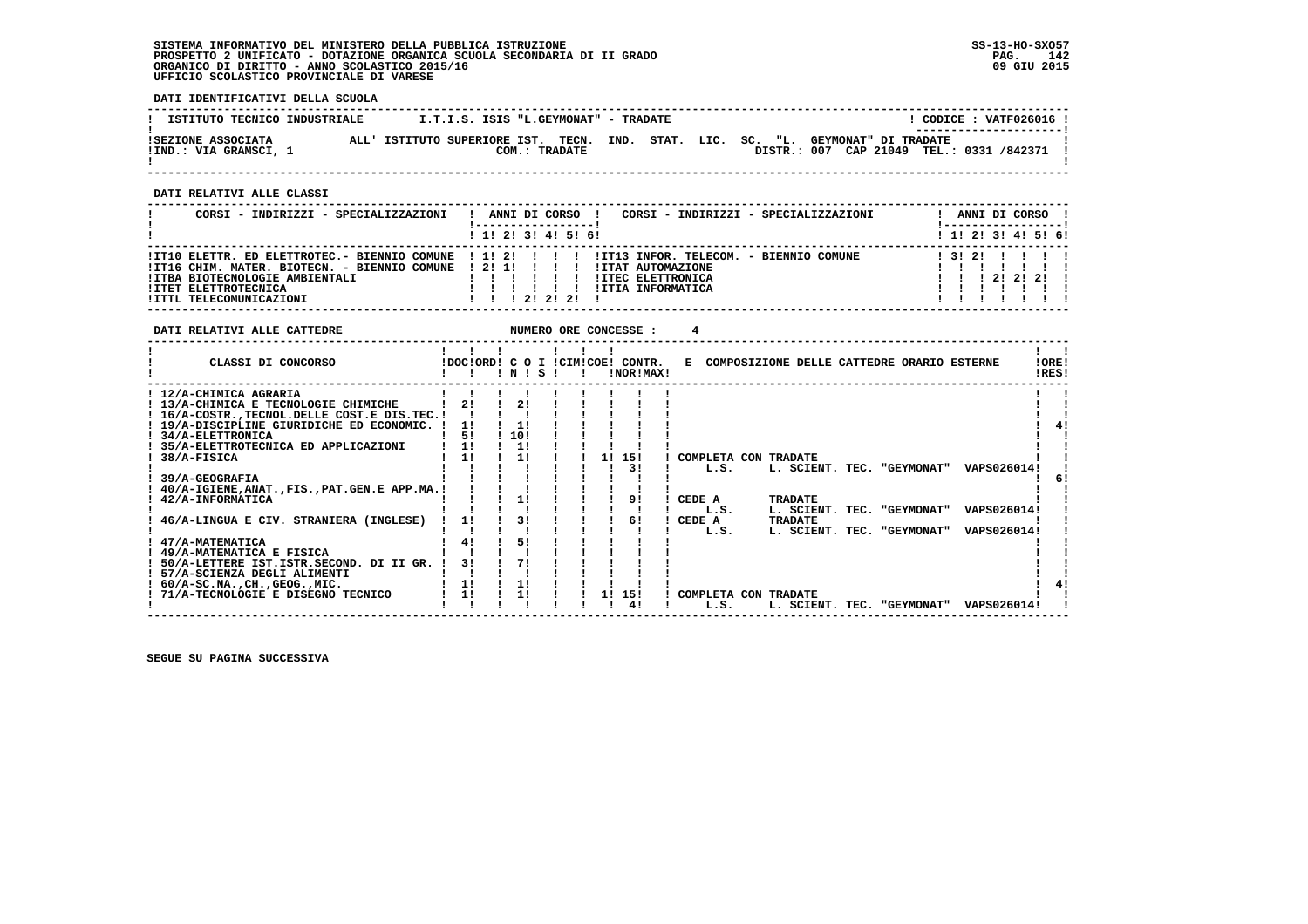SISTEMA INFORMATIVO DEL MINISTERO DELLA PUBBLICA ISTRUZIONE
PROSPETTO 2 UNIFICATO - DOTAZIONE ORGANICA SCUOLA SECONDARIA DI II GRADO
ORGANICO DI DIRITTO - ANNO SCOLASTICO 2015/16
UFFICIO SCOLASTICO PROVINCIALE DI VARESE

SS-13-HO-SXO57
09 GIU 2015

**DATI IDENTIFICATIVI DELLA SCUOLA**

| ISTITUTO TECNICO INDUSTRIALE | I.T.I.S. ISIS "L.GEYMONAT" - TRADATE | CODICE : VATF026016 |
|---|---|---|
| SEZIONE ASSOCIATA<br>IND.: VIA GRAMSCI, 1 | ALL' ISTITUTO SUPERIORE IST. TECN. IND. STAT. LIC. SC. "L. GEYMONAT" DI TRADATE<br>COM.: TRADATE | DISTR.: 007 CAP 21049 TEL.: 0331 /842371 |

**DATI RELATIVI ALLE CLASSI**

| CORSI - INDIRIZZI - SPECIALIZZAZIONI | 1 | 2 | 3 | 4 | 5 | 6 | CORSI - INDIRIZZI - SPECIALIZZAZIONI | 1 | 2 | 3 | 4 | 5 | 6 |
|---|---|---|---|---|---|---|---|---|---|---|---|---|---|
| IT10 ELETTR. ED ELETTROTEC.- BIENNIO COMUNE | 1 | 2 | | | | | IT13 INFOR. TELECOM. - BIENNIO COMUNE | 3 | 2 | | | | |
| IT16 CHIM. MATER. BIOTECN. - BIENNIO COMUNE | 2 | 1 | | | | | ITAT AUTOMAZIONE | | | | | | |
| ITBA BIOTECNOLOGIE AMBIENTALI | | | | | | | ITEC ELETTRONICA | | | 2 | 2 | 2 | |
| ITET ELETTROTECNICA | | | | | | | ITIA INFORMATICA | | | | | | |
| ITTL TELECOMUNICAZIONI | | | 2 | 2 | 2 | | | | | | | | |

**DATI RELATIVI ALLE CATTEDRE** NUMERO ORE CONCESSE : 4

| CLASSI DI CONCORSO | DOC | ORD | C O I N | C O I S | CIM | COE | CONTR. NOR | CONTR. MAX | E COMPOSIZIONE DELLE CATTEDRE ORARIO ESTERNE | ORE RES |
|---|---|---|---|---|---|---|---|---|---|---|
| 12/A-CHIMICA AGRARIA | | | | | | | | | | |
| 13/A-CHIMICA E TECNOLOGIE CHIMICHE | 2 | | 2 | | | | | | | |
| 16/A-COSTR.,TECNOL.DELLE COST.E DIS.TEC. | | | | | | | | | | |
| 19/A-DISCIPLINE GIURIDICHE ED ECONOMIC. | 1 | | 1 | | | | | | | 4 |
| 34/A-ELETTRONICA | 5 | | 10 | | | | | | | |
| 35/A-ELETTROTECNICA ED APPLICAZIONI | 1 | | 1 | | | | | | | |
| 38/A-FISICA | 1 | | 1 | | | 1 | 15 | | COMPLETA CON TRADATE | |
| | | | | | | | 3 | | L.S. L. SCIENT. TEC. "GEYMONAT" VAPS026014 | |
| 39/A-GEOGRAFIA | | | | | | | | | | 6 |
| 40/A-IGIENE,ANAT.,FIS.,PAT.GEN.E APP.MA. | | | | | | | | | | |
| 42/A-INFORMATICA | | | 1 | | | | 9 | | CEDE A TRADATE | |
| | | | | | | | | | L.S. L. SCIENT. TEC. "GEYMONAT" VAPS026014 | |
| 46/A-LINGUA E CIV. STRANIERA (INGLESE) | 1 | | 3 | | | | 6 | | CEDE A TRADATE | |
| | | | | | | | | | L.S. L. SCIENT. TEC. "GEYMONAT" VAPS026014 | |
| 47/A-MATEMATICA | 4 | | 5 | | | | | | | |
| 49/A-MATEMATICA E FISICA | | | | | | | | | | |
| 50/A-LETTERE IST.ISTR.SECOND. DI II GR. | 3 | | 7 | | | | | | | |
| 57/A-SCIENZA DEGLI ALIMENTI | | | | | | | | | | |
| 60/A-SC.NA.,CH.,GEOG.,MIC. | 1 | | 1 | | | | | | | 4 |
| 71/A-TECNOLOGIE E DISEGNO TECNICO | 1 | | 1 | | | 1 | 15 | | COMPLETA CON TRADATE | |
| | | | | | | | 4 | | L.S. L. SCIENT. TEC. "GEYMONAT" VAPS026014 | |

SEGUE SU PAGINA SUCCESSIVA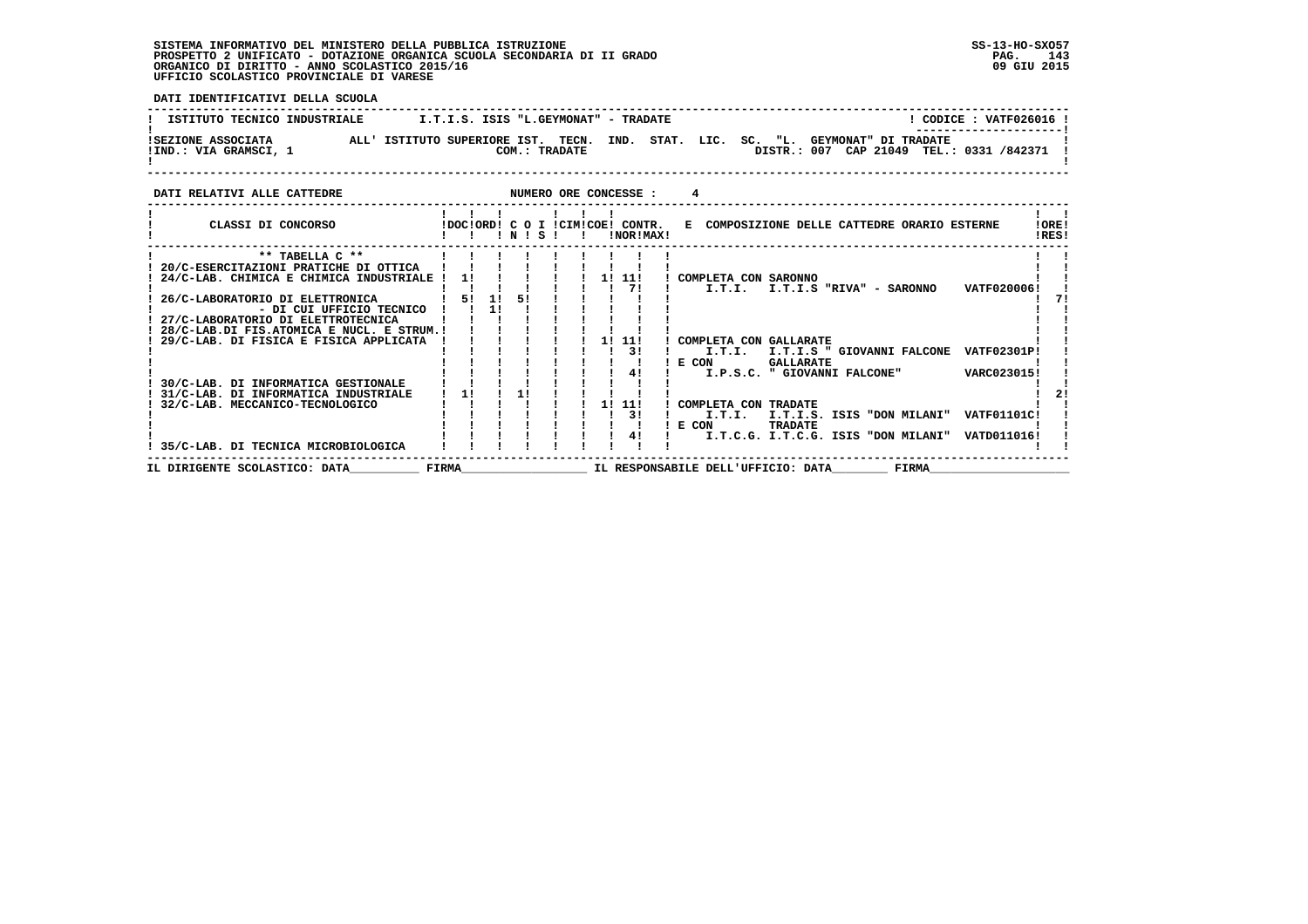SISTEMA INFORMATIVO DEL MINISTERO DELLA PUBBLICA ISTRUZIONE
PROSPETTO 2 UNIFICATO - DOTAZIONE ORGANICA SCUOLA SECONDARIA DI II GRADO
ORGANICO DI DIRITTO - ANNO SCOLASTICO 2015/16
UFFICIO SCOLASTICO PROVINCIALE DI VARESE

SS-13-HO-SXO57
09 GIU 2015

**DATI IDENTIFICATIVI DELLA SCUOLA**

ISTITUTO TECNICO INDUSTRIALE — I.T.I.S. ISIS "L.GEYMONAT" - TRADATE — CODICE : VATF026016

SEZIONE ASSOCIATA ALL' ISTITUTO SUPERIORE IST. TECN. IND. STAT. LIC. SC. "L. GEYMONAT" DI TRADATE
IND.: VIA GRAMSCI, 1 — COM.: TRADATE — DISTR.: 007 CAP 21049 TEL.: 0331 /842371

**DATI RELATIVI ALLE CATTEDRE** — NUMERO ORE CONCESSE : 4

| CLASSI DI CONCORSO | DOC | ORD | C O N | I S | CIM | COE | CONTR. NOR | CONTR. MAX | E COMPOSIZIONE DELLE CATTEDRE ORARIO ESTERNE | ORE RES |
|---|---|---|---|---|---|---|---|---|---|---|
| ** TABELLA C ** | | | | | | | | | | |
| 20/C-ESERCITAZIONI PRATICHE DI OTTICA | | | | | | | | | | |
| 24/C-LAB. CHIMICA E CHIMICA INDUSTRIALE | 1 | | | | | 1 | 11 | | COMPLETA CON SARONNO | |
| | | | | | | | 7 | | I.T.I. I.T.I.S "RIVA" - SARONNO VATF020006 | |
| 26/C-LABORATORIO DI ELETTRONICA | 5 | 1 | 5 | | | | | | | 7 |
| - DI CUI UFFICIO TECNICO | | 1 | | | | | | | | |
| 27/C-LABORATORIO DI ELETTROTECNICA | | | | | | | | | | |
| 28/C-LAB.DI FIS.ATOMICA E NUCL. E STRUM. | | | | | | | | | | |
| 29/C-LAB. DI FISICA E FISICA APPLICATA | | | | | | 1 | 11 | | COMPLETA CON GALLARATE | |
| | | | | | | | 3 | | I.T.I. I.T.I.S " GIOVANNI FALCONE VATF02301P | |
| | | | | | | | | | E CON GALLARATE | |
| | | | | | | | 4 | | I.P.S.C. " GIOVANNI FALCONE" VARC023015 | |
| 30/C-LAB. DI INFORMATICA GESTIONALE | | | | | | | | | | |
| 31/C-LAB. DI INFORMATICA INDUSTRIALE | 1 | | 1 | | | | | | | 2 |
| 32/C-LAB. MECCANICO-TECNOLOGICO | | | | | | 1 | 11 | | COMPLETA CON TRADATE | |
| | | | | | | | 3 | | I.T.I. I.T.I.S. ISIS "DON MILANI" VATF01101C | |
| | | | | | | | | | E CON TRADATE | |
| | | | | | | | 4 | | I.T.C.G. I.T.C.G. ISIS "DON MILANI" VATD011016 | |
| 35/C-LAB. DI TECNICA MICROBIOLOGICA | | | | | | | | | | |

IL DIRIGENTE SCOLASTICO: DATA__________ FIRMA__________________ IL RESPONSABILE DELL'UFFICIO: DATA________ FIRMA____________________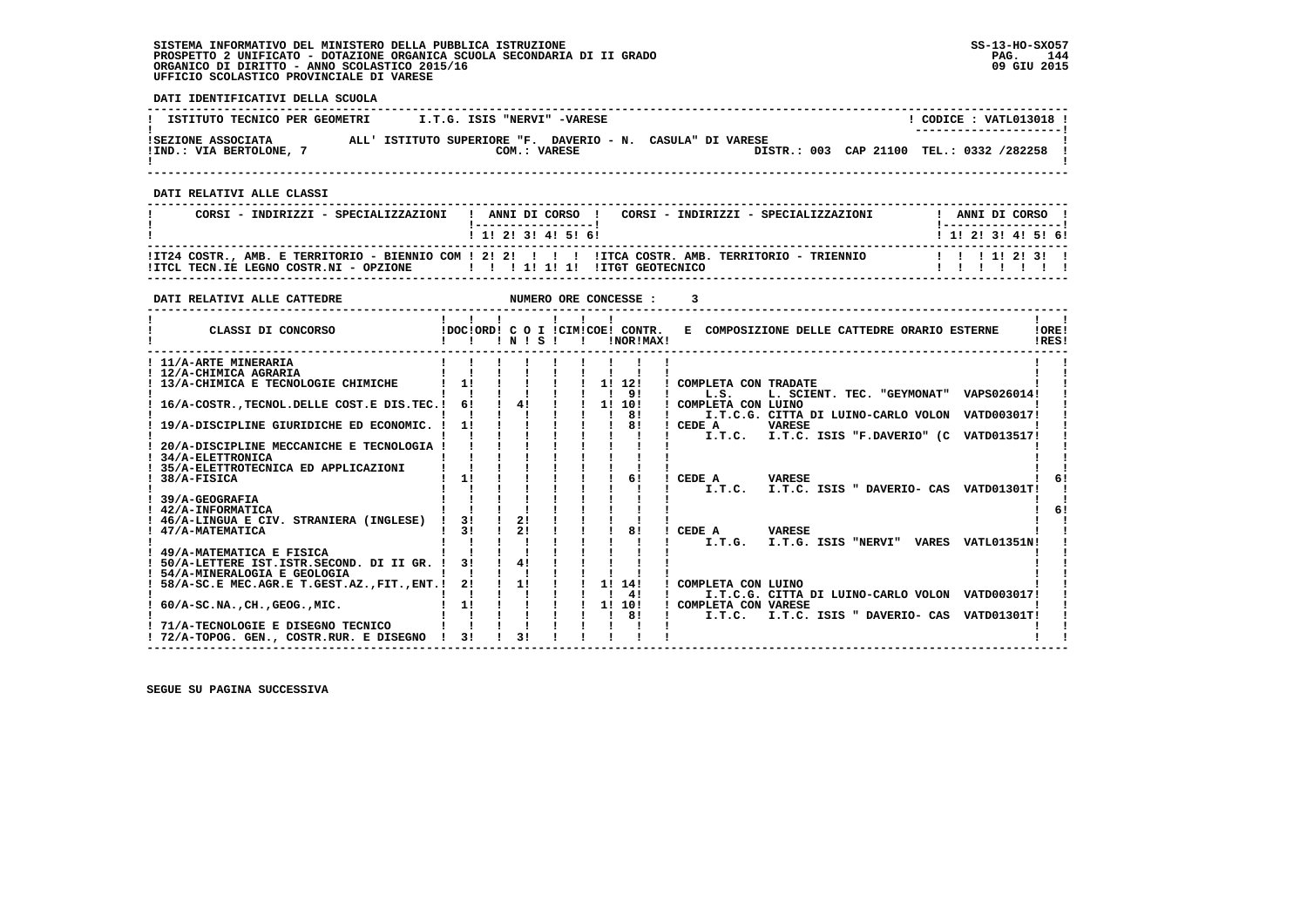SISTEMA INFORMATIVO DEL MINISTERO DELLA PUBBLICA ISTRUZIONE
PROSPETTO 2 UNIFICATO - DOTAZIONE ORGANICA SCUOLA SECONDARIA DI II GRADO
ORGANICO DI DIRITTO - ANNO SCOLASTICO 2015/16
UFFICIO SCOLASTICO PROVINCIALE DI VARESE

SS-13-HO-SXO57
09 GIU 2015

**DATI IDENTIFICATIVI DELLA SCUOLA**

| ISTITUTO TECNICO PER GEOMETRI | I.T.G. ISIS "NERVI" -VARESE | CODICE : VATL013018 |
|---|---|---|
| SEZIONE ASSOCIATA | ALL' ISTITUTO SUPERIORE "F. DAVERIO - N. CASULA" DI VARESE | |
| IND.: VIA BERTOLONE, 7 | COM.: VARESE | DISTR.: 003 CAP 21100 TEL.: 0332 /282258 |

**DATI RELATIVI ALLE CLASSI**

| CORSI - INDIRIZZI - SPECIALIZZAZIONI | 1 | 2 | 3 | 4 | 5 | 6 | CORSI - INDIRIZZI - SPECIALIZZAZIONI | 1 | 2 | 3 | 4 | 5 | 6 |
|---|---|---|---|---|---|---|---|---|---|---|---|---|---|
| IT24 COSTR., AMB. E TERRITORIO - BIENNIO COM | 2 | 2 | | | | | ITCA COSTR. AMB. TERRITORIO - TRIENNIO | | | 1 | 2 | 3 | |
| ITCL TECN.IE LEGNO COSTR.NI - OPZIONE | | | 1 | 1 | 1 | | ITGT GEOTECNICO | | | | | | |

**DATI RELATIVI ALLE CATTEDRE** NUMERO ORE CONCESSE : 3

| CLASSI DI CONCORSO | DOC | ORD | C O I N | C O I S | CIM | COE | CONTR. NOR | CONTR. MAX | E COMPOSIZIONE DELLE CATTEDRE ORARIO ESTERNE | ORE RES |
|---|---|---|---|---|---|---|---|---|---|---|
| 11/A-ARTE MINERARIA | | | | | | | | | | |
| 12/A-CHIMICA AGRARIA | | | | | | | | | | |
| 13/A-CHIMICA E TECNOLOGIE CHIMICHE | 1 | | | | | 1 | 12 | | COMPLETA CON TRADATE | |
| | | | | | | | 9 | | L.S. L. SCIENT. TEC. "GEYMONAT" VAPS026014 | |
| 16/A-COSTR.,TECNOL.DELLE COST.E DIS.TEC. | 6 | | 4 | | | 1 | 10 | | COMPLETA CON LUINO | |
| | | | | | | | 8 | | I.T.C.G. CITTA DI LUINO-CARLO VOLON VATD003017 | |
| 19/A-DISCIPLINE GIURIDICHE ED ECONOMIC. | 1 | | | | | | 8 | | CEDE A VARESE | |
| | | | | | | | | | I.T.C. I.T.C. ISIS "F.DAVERIO" (C VATD013517 | |
| 20/A-DISCIPLINE MECCANICHE E TECNOLOGIA | | | | | | | | | | |
| 34/A-ELETTRONICA | | | | | | | | | | |
| 35/A-ELETTROTECNICA ED APPLICAZIONI | | | | | | | | | | |
| 38/A-FISICA | 1 | | | | | | 6 | | CEDE A VARESE | 6 |
| | | | | | | | | | I.T.C. I.T.C. ISIS " DAVERIO- CAS VATD01301T | |
| 39/A-GEOGRAFIA | | | | | | | | | | |
| 42/A-INFORMATICA | | | | | | | | | | 6 |
| 46/A-LINGUA E CIV. STRANIERA (INGLESE) | 3 | | 2 | | | | | | | |
| 47/A-MATEMATICA | 3 | | 2 | | | | 8 | | CEDE A VARESE | |
| | | | | | | | | | I.T.G. I.T.G. ISIS "NERVI" VARES VATL01351N | |
| 49/A-MATEMATICA E FISICA | | | | | | | | | | |
| 50/A-LETTERE IST.ISTR.SECOND. DI II GR. | 3 | | 4 | | | | | | | |
| 54/A-MINERALOGIA E GEOLOGIA | | | | | | | | | | |
| 58/A-SC.E MEC.AGR.E T.GEST.AZ.,FIT.,ENT. | 2 | | 1 | | | 1 | 14 | | COMPLETA CON LUINO | |
| | | | | | | | 4 | | I.T.C.G. CITTA DI LUINO-CARLO VOLON VATD003017 | |
| 60/A-SC.NA.,CH.,GEOG.,MIC. | 1 | | | | | 1 | 10 | | COMPLETA CON VARESE | |
| | | | | | | | 8 | | I.T.C. I.T.C. ISIS " DAVERIO- CAS VATD01301T | |
| 71/A-TECNOLOGIE E DISEGNO TECNICO | | | | | | | | | | |
| 72/A-TOPOG. GEN., COSTR.RUR. E DISEGNO | 3 | | 3 | | | | | | | |

SEGUE SU PAGINA SUCCESSIVA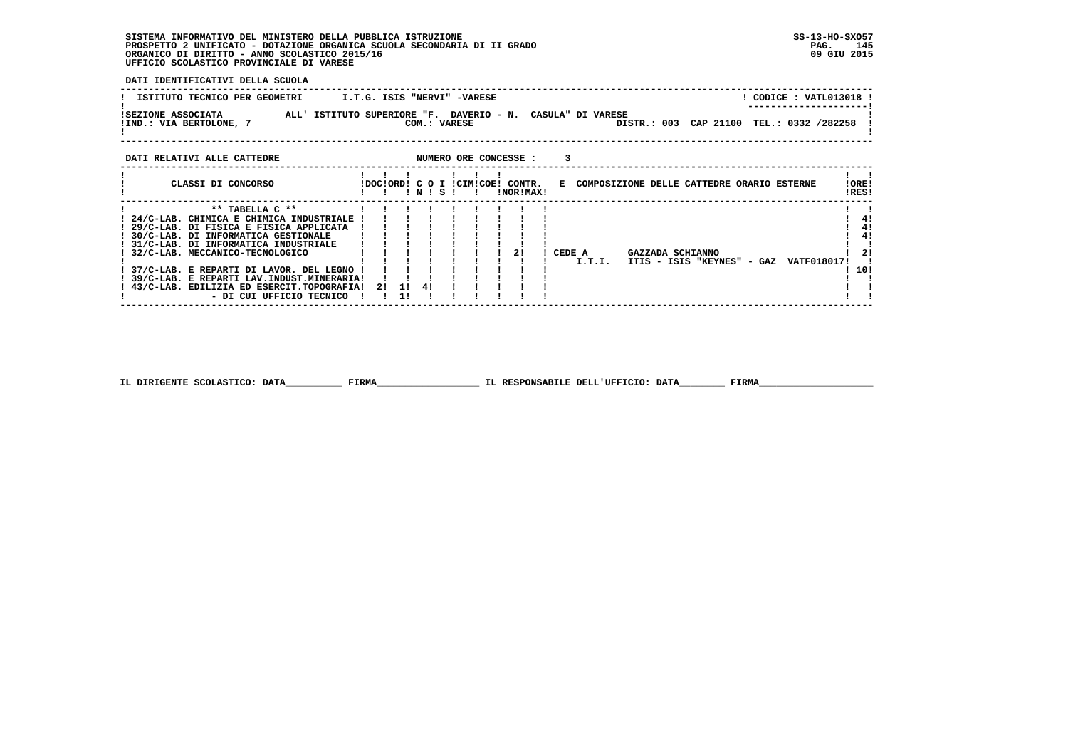SISTEMA INFORMATIVO DEL MINISTERO DELLA PUBBLICA ISTRUZIONE
PROSPETTO 2 UNIFICATO - DOTAZIONE ORGANICA SCUOLA SECONDARIA DI II GRADO
ORGANICO DI DIRITTO - ANNO SCOLASTICO 2015/16
UFFICIO SCOLASTICO PROVINCIALE DI VARESE

SS-13-HO-SXO57
09 GIU 2015

**DATI IDENTIFICATIVI DELLA SCUOLA**

| ISTITUTO TECNICO PER GEOMETRI | I.T.G. ISIS "NERVI" -VARESE | CODICE : VATL013018 |
|---|---|---|
| SEZIONE ASSOCIATA | ALL' ISTITUTO SUPERIORE "F. DAVERIO - N. CASULA" DI VARESE | |
| IND.: VIA BERTOLONE, 7 | COM.: VARESE | DISTR.: 003 CAP 21100 TEL.: 0332 /282258 |

**DATI RELATIVI ALLE CATTEDRE** NUMERO ORE CONCESSE : 3

| CLASSI DI CONCORSO | DOC | ORD | C O N | I S | CIM | COE | CONTR. NOR | CONTR. MAX | E COMPOSIZIONE DELLE CATTEDRE ORARIO ESTERNE | ORE RES |
|---|---|---|---|---|---|---|---|---|---|---|
| ** TABELLA C ** | | | | | | | | | | |
| 24/C-LAB. CHIMICA E CHIMICA INDUSTRIALE | | | | | | | | | | 4 |
| 29/C-LAB. DI FISICA E FISICA APPLICATA | | | | | | | | | | 4 |
| 30/C-LAB. DI INFORMATICA GESTIONALE | | | | | | | | | | 4 |
| 31/C-LAB. DI INFORMATICA INDUSTRIALE | | | | | | | | | | |
| 32/C-LAB. MECCANICO-TECNOLOGICO | | | | | | | 2 | | CEDE A I.T.I. GAZZADA SCHIANNO ITIS - ISIS "KEYNES" - GAZ VATF018017 | 2 |
| | | | | | | | | | | 10 |
| 37/C-LAB. E REPARTI DI LAVOR. DEL LEGNO | | | | | | | | | | |
| 39/C-LAB. E REPARTI LAV.INDUST.MINERARIA | | | | | | | | | | |
| 43/C-LAB. EDILIZIA ED ESERCIT.TOPOGRAFIA | 2 | 1 | 4 | | | | | | | |
| - DI CUI UFFICIO TECNICO | | 1 | | | | | | | | |

IL DIRIGENTE SCOLASTICO: DATA__________ FIRMA__________________ IL RESPONSABILE DELL'UFFICIO: DATA________ FIRMA____________________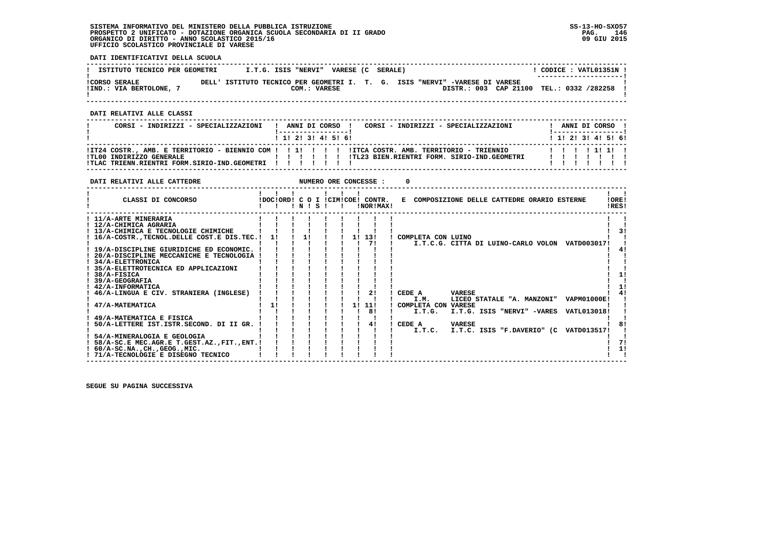SISTEMA INFORMATIVO DEL MINISTERO DELLA PUBBLICA ISTRUZIONE
PROSPETTO 2 UNIFICATO - DOTAZIONE ORGANICA SCUOLA SECONDARIA DI II GRADO
ORGANICO DI DIRITTO - ANNO SCOLASTICO 2015/16
UFFICIO SCOLASTICO PROVINCIALE DI VARESE

SS-13-HO-SXO57
09 GIU 2015

**DATI IDENTIFICATIVI DELLA SCUOLA**

ISTITUTO TECNICO PER GEOMETRI — I.T.G. ISIS "NERVI" VARESE (C SERALE) — CODICE : VATL01351N

CORSO SERALE DELL' ISTITUTO TECNICO PER GEOMETRI I. T. G. ISIS "NERVI" -VARESE DI VARESE
IND.: VIA BERTOLONE, 7 — COM.: VARESE — DISTR.: 003 CAP 21100 TEL.: 0332 /282258

**DATI RELATIVI ALLE CLASSI**

| CORSI - INDIRIZZI - SPECIALIZZAZIONI | 1 | 2 | 3 | 4 | 5 | 6 | CORSI - INDIRIZZI - SPECIALIZZAZIONI | 1 | 2 | 3 | 4 | 5 | 6 |
|---|---|---|---|---|---|---|---|---|---|---|---|---|---|
| IT24 COSTR., AMB. E TERRITORIO - BIENNIO COM | | 1 | | | | | ITCA COSTR. AMB. TERRITORIO - TRIENNIO | | | | 1 | 1 | |
| TL00 INDIRIZZO GENERALE | | | | | | | TL23 BIEN.RIENTRI FORM. SIRIO-IND.GEOMETRI | | | | | | |
| TLAC TRIENN.RIENTRI FORM.SIRIO-IND.GEOMETRI | | | | | | | | | | | | | |

**DATI RELATIVI ALLE CATTEDRE** — NUMERO ORE CONCESSE : 0

| CLASSI DI CONCORSO | DOC | ORD | C O I N | S | CIM | COE | CONTR. NOR | CONTR. MAX | E COMPOSIZIONE DELLE CATTEDRE ORARIO ESTERNE | ORE RES |
|---|---|---|---|---|---|---|---|---|---|---|
| 11/A-ARTE MINERARIA | | | | | | | | | | |
| 12/A-CHIMICA AGRARIA | | | | | | | | | | |
| 13/A-CHIMICA E TECNOLOGIE CHIMICHE | | | | | | | | | | 3 |
| 16/A-COSTR.,TECNOL.DELLE COST.E DIS.TEC. | 1 | | 1 | | | 1 | 13 | | COMPLETA CON LUINO | |
| | | | | | | | 7 | | I.T.C.G. CITTA DI LUINO-CARLO VOLON VATD003017 | |
| 19/A-DISCIPLINE GIURIDICHE ED ECONOMIC. | | | | | | | | | | 4 |
| 20/A-DISCIPLINE MECCANICHE E TECNOLOGIA | | | | | | | | | | |
| 34/A-ELETTRONICA | | | | | | | | | | |
| 35/A-ELETTROTECNICA ED APPLICAZIONI | | | | | | | | | | |
| 38/A-FISICA | | | | | | | | | | 1 |
| 39/A-GEOGRAFIA | | | | | | | | | | |
| 42/A-INFORMATICA | | | | | | | | | | 1 |
| 46/A-LINGUA E CIV. STRANIERA (INGLESE) | | | | | | | 2 | | CEDE A VARESE | 4 |
| | | | | | | | | | I.M. LICEO STATALE "A. MANZONI" VAPM01000E | |
| 47/A-MATEMATICA | 1 | | | | | 1 | 11 | | COMPLETA CON VARESE | |
| | | | | | | | 8 | | I.T.G. I.T.G. ISIS "NERVI" -VARES VATL013018 | |
| 49/A-MATEMATICA E FISICA | | | | | | | | | | |
| 50/A-LETTERE IST.ISTR.SECOND. DI II GR. | | | | | | | 4 | | CEDE A VARESE | 8 |
| | | | | | | | | | I.T.C. I.T.C. ISIS "F.DAVERIO" (C VATD013517 | |
| 54/A-MINERALOGIA E GEOLOGIA | | | | | | | | | | |
| 58/A-SC.E MEC.AGR.E T.GEST.AZ.,FIT.,ENT. | | | | | | | | | | 7 |
| 60/A-SC.NA.,CH.,GEOG.,MIC. | | | | | | | | | | 1 |
| 71/A-TECNOLOGIE E DISEGNO TECNICO | | | | | | | | | | |

SEGUE SU PAGINA SUCCESSIVA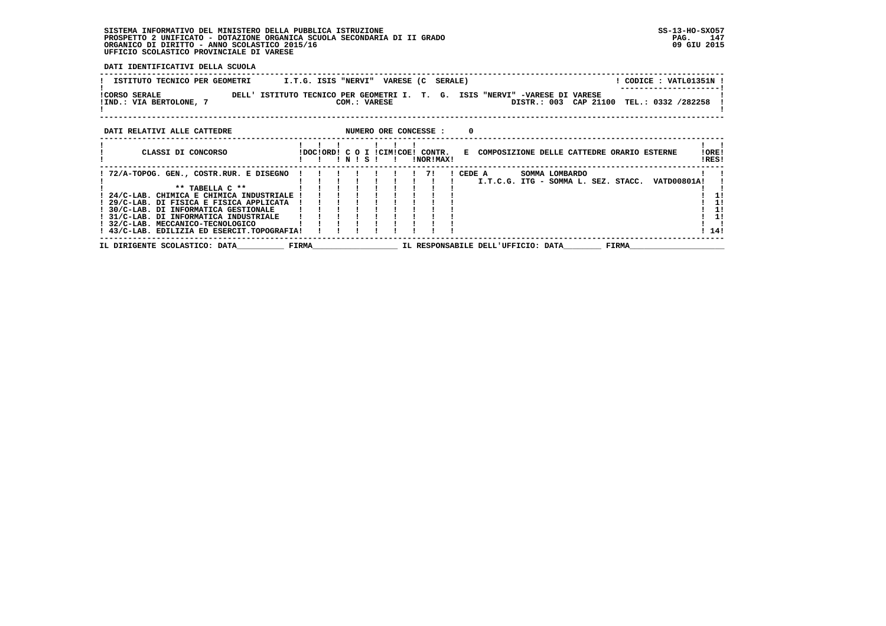SISTEMA INFORMATIVO DEL MINISTERO DELLA PUBBLICA ISTRUZIONE
PROSPETTO 2 UNIFICATO - DOTAZIONE ORGANICA SCUOLA SECONDARIA DI II GRADO
ORGANICO DI DIRITTO - ANNO SCOLASTICO 2015/16
UFFICIO SCOLASTICO PROVINCIALE DI VARESE

SS-13-HO-SXO57
09 GIU 2015

**DATI IDENTIFICATIVI DELLA SCUOLA**

ISTITUTO TECNICO PER GEOMETRI — I.T.G. ISIS "NERVI" VARESE (C SERALE) — CODICE : VATL01351N

CORSO SERALE DELL' ISTITUTO TECNICO PER GEOMETRI I. T. G. ISIS "NERVI" -VARESE DI VARESE
IND.: VIA BERTOLONE, 7 — COM.: VARESE — DISTR.: 003 CAP 21100 TEL.: 0332 /282258

**DATI RELATIVI ALLE CATTEDRE** — NUMERO ORE CONCESSE : 0

| CLASSI DI CONCORSO | DOC | ORD | C O N | I S | CIM | COE | CONTR. NOR | CONTR. MAX | E COMPOSIZIONE DELLE CATTEDRE ORARIO ESTERNE | ORE RES |
|---|---|---|---|---|---|---|---|---|---|---|
| 72/A-TOPOG. GEN., COSTR.RUR. E DISEGNO | | | | | | | | 7 | CEDE A SOMMA LOMBARDO I.T.C.G. ITG - SOMMA L. SEZ. STACC. VATD00801A | |
| ** TABELLA C ** | | | | | | | | | | |
| 24/C-LAB. CHIMICA E CHIMICA INDUSTRIALE | | | | | | | | | | 1 |
| 29/C-LAB. DI FISICA E FISICA APPLICATA | | | | | | | | | | 1 |
| 30/C-LAB. DI INFORMATICA GESTIONALE | | | | | | | | | | 1 |
| 31/C-LAB. DI INFORMATICA INDUSTRIALE | | | | | | | | | | 1 |
| 32/C-LAB. MECCANICO-TECNOLOGICO | | | | | | | | | | |
| 43/C-LAB. EDILIZIA ED ESERCIT.TOPOGRAFIA | | | | | | | | | | 14 |

IL DIRIGENTE SCOLASTICO: DATA__________ FIRMA__________________ IL RESPONSABILE DELL'UFFICIO: DATA________ FIRMA____________________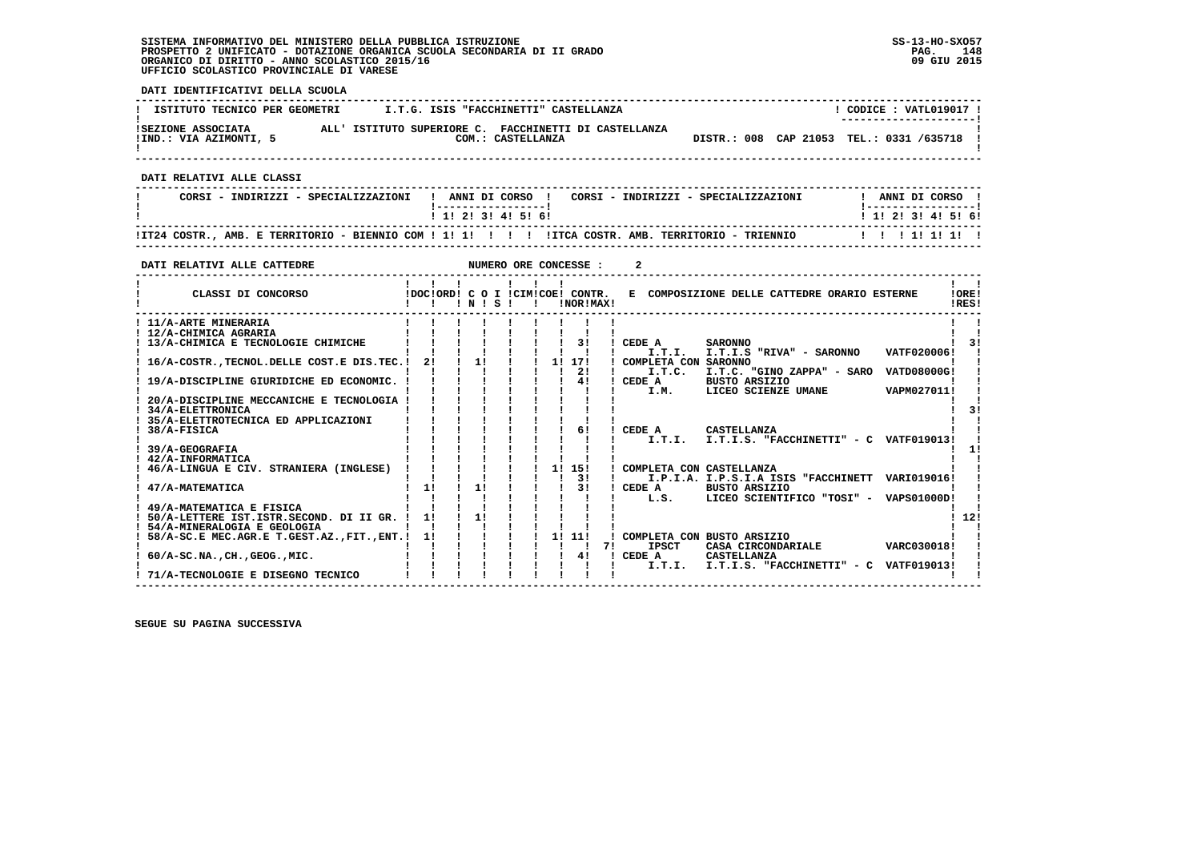SISTEMA INFORMATIVO DEL MINISTERO DELLA PUBBLICA ISTRUZIONE
PROSPETTO 2 UNIFICATO - DOTAZIONE ORGANICA SCUOLA SECONDARIA DI II GRADO
ORGANICO DI DIRITTO - ANNO SCOLASTICO 2015/16
UFFICIO SCOLASTICO PROVINCIALE DI VARESE

SS-13-HO-SXO57
09 GIU 2015

**DATI IDENTIFICATIVI DELLA SCUOLA**

| | | |
|---|---|---|
| ISTITUTO TECNICO PER GEOMETRI | I.T.G. ISIS "FACCHINETTI" CASTELLANZA | CODICE : VATL019017 |
| SEZIONE ASSOCIATA | ALL' ISTITUTO SUPERIORE C. FACCHINETTI DI CASTELLANZA | |
| IND.: VIA AZIMONTI, 5 | COM.: CASTELLANZA | DISTR.: 008 CAP 21053 TEL.: 0331 /635718 |

**DATI RELATIVI ALLE CLASSI**

| CORSI - INDIRIZZI - SPECIALIZZAZIONI | 1 | 2 | 3 | 4 | 5 | 6 | CORSI - INDIRIZZI - SPECIALIZZAZIONI | 1 | 2 | 3 | 4 | 5 | 6 |
|---|---|---|---|---|---|---|---|---|---|---|---|---|---|
| IT24 COSTR., AMB. E TERRITORIO - BIENNIO COM | 1 | 1 | | | | | ITCA COSTR. AMB. TERRITORIO - TRIENNIO | | | 1 | 1 | 1 | |

**DATI RELATIVI ALLE CATTEDRE** NUMERO ORE CONCESSE : 2

| CLASSI DI CONCORSO | DOC | ORD | C | O | I | CIM | COE | CONTR. NOR | CONTR. MAX | E COMPOSIZIONE DELLE CATTEDRE ORARIO ESTERNE | ORE RES |
|---|---|---|---|---|---|---|---|---|---|---|---|
| 11/A-ARTE MINERARIA | | | | | | | | | | | |
| 12/A-CHIMICA AGRARIA | | | | | | | | | | | |
| 13/A-CHIMICA E TECNOLOGIE CHIMICHE | | | | | | | | 3 | | CEDE A SARONNO / I.T.I. I.T.I.S "RIVA" - SARONNO VATF020006 | 3 |
| 16/A-COSTR.,TECNOL.DELLE COST.E DIS.TEC. | 2 | | 1 | | | | 1 | 17 | | COMPLETA CON SARONNO | |
| | | | | | | | | 2 | | I.T.C. I.T.C. "GINO ZAPPA" - SARO VATD08000G | |
| 19/A-DISCIPLINE GIURIDICHE ED ECONOMIC. | | | | | | | | 4 | | CEDE A BUSTO ARSIZIO / I.M. LICEO SCIENZE UMANE VAPM027011 | |
| 20/A-DISCIPLINE MECCANICHE E TECNOLOGIA | | | | | | | | | | | |
| 34/A-ELETTRONICA | | | | | | | | | | | 3 |
| 35/A-ELETTROTECNICA ED APPLICAZIONI | | | | | | | | | | | |
| 38/A-FISICA | | | | | | | | 6 | | CEDE A CASTELLANZA / I.T.I. I.T.I.S. "FACCHINETTI" - C VATF019013 | |
| 39/A-GEOGRAFIA | | | | | | | | | | | 1 |
| 42/A-INFORMATICA | | | | | | | | | | | |
| 46/A-LINGUA E CIV. STRANIERA (INGLESE) | | | | | | | 1 | 15 | | COMPLETA CON CASTELLANZA | |
| | | | | | | | | 3 | | I.P.I.A. I.P.S.I.A ISIS "FACCHINETT VARI019016 | |
| 47/A-MATEMATICA | 1 | | 1 | | | | | 3 | | CEDE A BUSTO ARSIZIO / L.S. LICEO SCIENTIFICO "TOSI" - VAPS01000D | |
| 49/A-MATEMATICA E FISICA | | | | | | | | | | | |
| 50/A-LETTERE IST.ISTR.SECOND. DI II GR. | 1 | | 1 | | | | | | | | 12 |
| 54/A-MINERALOGIA E GEOLOGIA | | | | | | | | | | | |
| 58/A-SC.E MEC.AGR.E T.GEST.AZ.,FIT.,ENT. | 1 | | | | | | 1 | 11 | | COMPLETA CON BUSTO ARSIZIO | |
| | | | | | | | | | 7 | IPSCT CASA CIRCONDARIALE VARC030018 | |
| 60/A-SC.NA.,CH.,GEOG.,MIC. | | | | | | | | 4 | | CEDE A CASTELLANZA / I.T.I. I.T.I.S. "FACCHINETTI" - C VATF019013 | |
| 71/A-TECNOLOGIE E DISEGNO TECNICO | | | | | | | | | | | |

SEGUE SU PAGINA SUCCESSIVA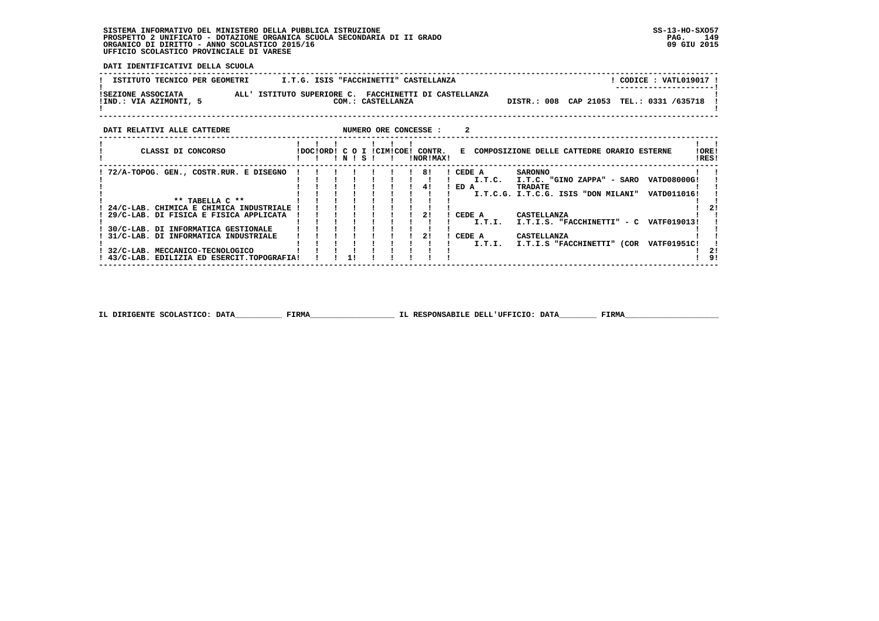SISTEMA INFORMATIVO DEL MINISTERO DELLA PUBBLICA ISTRUZIONE
PROSPETTO 2 UNIFICATO - DOTAZIONE ORGANICA SCUOLA SECONDARIA DI II GRADO
ORGANICO DI DIRITTO - ANNO SCOLASTICO 2015/16
UFFICIO SCOLASTICO PROVINCIALE DI VARESE

SS-13-HO-SXO57
09 GIU 2015

**DATI IDENTIFICATIVI DELLA SCUOLA**

| | | |
|---|---|---|
| ISTITUTO TECNICO PER GEOMETRI | I.T.G. ISIS "FACCHINETTI" CASTELLANZA | CODICE : VATL019017 |
| SEZIONE ASSOCIATA ALL' ISTITUTO SUPERIORE C. FACCHINETTI DI CASTELLANZA | | |
| IND.: VIA AZIMONTI, 5 | COM.: CASTELLANZA | DISTR.: 008 CAP 21053 TEL.: 0331 /635718 |

**DATI RELATIVI ALLE CATTEDRE** NUMERO ORE CONCESSE : 2

| CLASSI DI CONCORSO | DOC | ORD | C O N | I S | CIM | COE | CONTR. NOR | MAX | E COMPOSIZIONE DELLE CATTEDRE ORARIO ESTERNE | ORE RES |
|---|---|---|---|---|---|---|---|---|---|---|
| 72/A-TOPOG. GEN., COSTR.RUR. E DISEGNO | | | | | | | | 8 | CEDE A SARONNO I.T.C. I.T.C. "GINO ZAPPA" - SARO VATD08000G | |
| | | | | | | | | 4 | ED A TRADATE I.T.C.G. I.T.C.G. ISIS "DON MILANI" VATD011016 | |
| ** TABELLA C ** | | | | | | | | | | |
| 24/C-LAB. CHIMICA E CHIMICA INDUSTRIALE | | | | | | | | | | 2 |
| 29/C-LAB. DI FISICA E FISICA APPLICATA | | | | | | | | 2 | CEDE A CASTELLANZA I.T.I. I.T.I.S. "FACCHINETTI" - C VATF019013 | |
| 30/C-LAB. DI INFORMATICA GESTIONALE | | | | | | | | | | |
| 31/C-LAB. DI INFORMATICA INDUSTRIALE | | | | | | | | 2 | CEDE A CASTELLANZA I.T.I. I.T.I.S "FACCHINETTI" (COR VATF01951C | |
| 32/C-LAB. MECCANICO-TECNOLOGICO | | | | | | | | | | 2 |
| 43/C-LAB. EDILIZIA ED ESERCIT.TOPOGRAFIA | | | 1 | | | | | | | 9 |

IL DIRIGENTE SCOLASTICO: DATA__________ FIRMA__________________ IL RESPONSABILE DELL'UFFICIO: DATA________ FIRMA____________________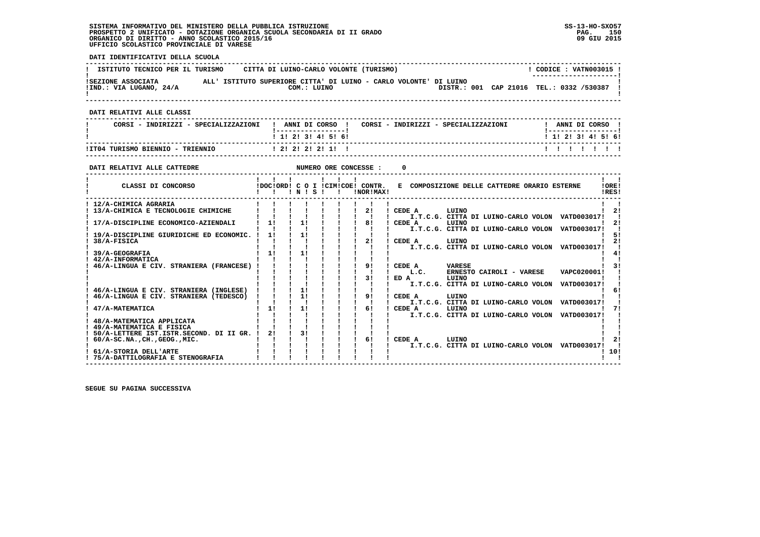SISTEMA INFORMATIVO DEL MINISTERO DELLA PUBBLICA ISTRUZIONE
PROSPETTO 2 UNIFICATO - DOTAZIONE ORGANICA SCUOLA SECONDARIA DI II GRADO
ORGANICO DI DIRITTO - ANNO SCOLASTICO 2015/16
UFFICIO SCOLASTICO PROVINCIALE DI VARESE

SS-13-HO-SXO57
09 GIU 2015

**DATI IDENTIFICATIVI DELLA SCUOLA**

| ISTITUTO TECNICO PER IL TURISMO | CITTA DI LUINO-CARLO VOLONTE (TURISMO) | CODICE : VATN003015 |
|---|---|---|
| SEZIONE ASSOCIATA | ALL' ISTITUTO SUPERIORE CITTA' DI LUINO - CARLO VOLONTE' DI LUINO | |
| IND.: VIA LUGANO, 24/A | COM.: LUINO | DISTR.: 001 CAP 21016 TEL.: 0332 /530387 |

**DATI RELATIVI ALLE CLASSI**

| CORSI - INDIRIZZI - SPECIALIZZAZIONI | 1 | 2 | 3 | 4 | 5 | 6 |
|---|---|---|---|---|---|---|
| IT04 TURISMO BIENNIO - TRIENNIO | 2 | 2 | 2 | 2 | 1 | |

**DATI RELATIVI ALLE CATTEDRE** NUMERO ORE CONCESSE : 0

| CLASSI DI CONCORSO | DOC | ORD | C O I N | C O I S | CIM | COE | CONTR. NOR | CONTR. MAX | E COMPOSIZIONE DELLE CATTEDRE ORARIO ESTERNE | ORE RES |
|---|---|---|---|---|---|---|---|---|---|---|
| 12/A-CHIMICA AGRARIA | | | | | | | | | | |
| 13/A-CHIMICA E TECNOLOGIE CHIMICHE | | | | | | | 2 | | CEDE A LUINO I.T.C.G. CITTA DI LUINO-CARLO VOLON VATD003017 | 2 |
| 17/A-DISCIPLINE ECONOMICO-AZIENDALI | 1 | | 1 | | | | 8 | | CEDE A LUINO I.T.C.G. CITTA DI LUINO-CARLO VOLON VATD003017 | 2 |
| 19/A-DISCIPLINE GIURIDICHE ED ECONOMIC. | 1 | | 1 | | | | | | | 5 |
| 38/A-FISICA | | | | | | | 2 | | CEDE A LUINO I.T.C.G. CITTA DI LUINO-CARLO VOLON VATD003017 | 2 |
| 39/A-GEOGRAFIA | 1 | | 1 | | | | | | | 4 |
| 42/A-INFORMATICA | | | | | | | | | | |
| 46/A-LINGUA E CIV. STRANIERA (FRANCESE) | | | | | | | 9 | | CEDE A VARESE L.C. ERNESTO CAIROLI - VARESE VAPC020001 | 3 |
| | | | | | | | 3 | | ED A LUINO I.T.C.G. CITTA DI LUINO-CARLO VOLON VATD003017 | |
| 46/A-LINGUA E CIV. STRANIERA (INGLESE) | | | 1 | | | | | | | 6 |
| 46/A-LINGUA E CIV. STRANIERA (TEDESCO) | | | 1 | | | | 9 | | CEDE A LUINO I.T.C.G. CITTA DI LUINO-CARLO VOLON VATD003017 | |
| 47/A-MATEMATICA | 1 | | 1 | | | | 6 | | CEDE A LUINO I.T.C.G. CITTA DI LUINO-CARLO VOLON VATD003017 | 7 |
| 48/A-MATEMATICA APPLICATA | | | | | | | | | | |
| 49/A-MATEMATICA E FISICA | | | | | | | | | | |
| 50/A-LETTERE IST.ISTR.SECOND. DI II GR. | 2 | | 3 | | | | | | | |
| 60/A-SC.NA.,CH.,GEOG.,MIC. | | | | | | | 6 | | CEDE A LUINO I.T.C.G. CITTA DI LUINO-CARLO VOLON VATD003017 | 2 |
| 61/A-STORIA DELL'ARTE | | | | | | | | | | 10 |
| 75/A-DATTILOGRAFIA E STENOGRAFIA | | | | | | | | | | |

SEGUE SU PAGINA SUCCESSIVA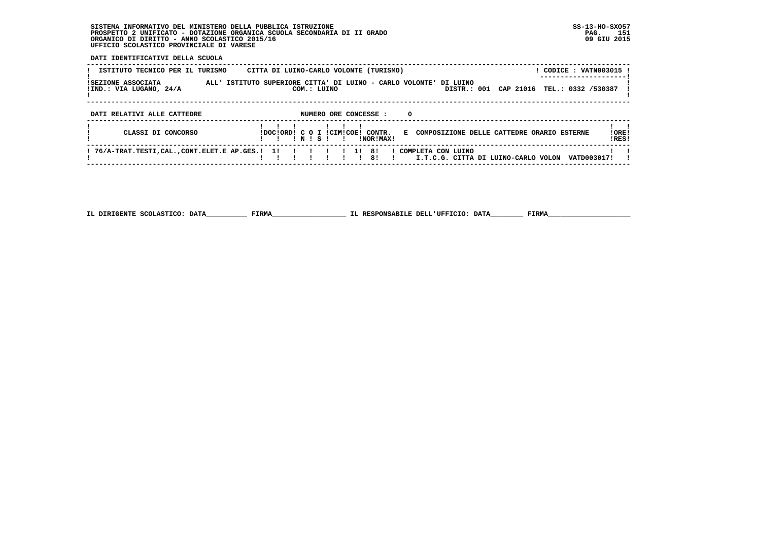SISTEMA INFORMATIVO DEL MINISTERO DELLA PUBBLICA ISTRUZIONE
PROSPETTO 2 UNIFICATO - DOTAZIONE ORGANICA SCUOLA SECONDARIA DI II GRADO
ORGANICO DI DIRITTO - ANNO SCOLASTICO 2015/16
UFFICIO SCOLASTICO PROVINCIALE DI VARESE

SS-13-HO-SXO57
09 GIU 2015

**DATI IDENTIFICATIVI DELLA SCUOLA**

ISTITUTO TECNICO PER IL TURISMO  CITTA DI LUINO-CARLO VOLONTE (TURISMO)  CODICE : VATN003015

SEZIONE ASSOCIATA  ALL' ISTITUTO SUPERIORE CITTA' DI LUINO - CARLO VOLONTE' DI LUINO
IND.: VIA LUGANO, 24/A  COM.: LUINO  DISTR.: 001  CAP 21016  TEL.: 0332 /530387

**DATI RELATIVI ALLE CATTEDRE**  NUMERO ORE CONCESSE : 0

| CLASSI DI CONCORSO | DOC | ORD | C N | O S | I | CIM | COE | CONTR. NOR | CONTR. MAX | E COMPOSIZIONE DELLE CATTEDRE ORARIO ESTERNE | ORE RES |
|---|---|---|---|---|---|---|---|---|---|---|---|
| 76/A-TRAT.TESTI,CAL.,CONT.ELET.E AP.GES. | 1 | | | | | | 1 | 8 | | COMPLETA CON LUINO | |
| | | | | | | | | 8 | | I.T.C.G. CITTA DI LUINO-CARLO VOLON VATD003017 | |

IL DIRIGENTE SCOLASTICO: DATA__________ FIRMA__________________ IL RESPONSABILE DELL'UFFICIO: DATA________ FIRMA____________________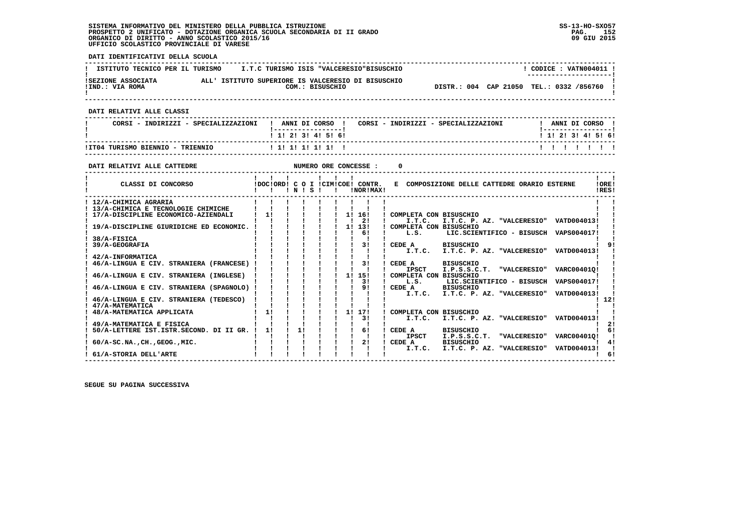SISTEMA INFORMATIVO DEL MINISTERO DELLA PUBBLICA ISTRUZIONE
PROSPETTO 2 UNIFICATO - DOTAZIONE ORGANICA SCUOLA SECONDARIA DI II GRADO
ORGANICO DI DIRITTO - ANNO SCOLASTICO 2015/16
UFFICIO SCOLASTICO PROVINCIALE DI VARESE

SS-13-HO-SXO57
09 GIU 2015

**DATI IDENTIFICATIVI DELLA SCUOLA**

| ISTITUTO TECNICO PER IL TURISMO | I.T.C TURISMO ISIS "VALCERESIO"BISUSCHIO | CODICE : VATN004011 |
|---|---|---|
| SEZIONE ASSOCIATA | ALL' ISTITUTO SUPERIORE IS VALCERESIO DI BISUSCHIO | |
| IND.: VIA ROMA | COM.: BISUSCHIO | DISTR.: 004 CAP 21050 TEL.: 0332 /856760 |

**DATI RELATIVI ALLE CLASSI**

| CORSI - INDIRIZZI - SPECIALIZZAZIONI | 1 | 2 | 3 | 4 | 5 | 6 | CORSI - INDIRIZZI - SPECIALIZZAZIONI | 1 | 2 | 3 | 4 | 5 | 6 |
|---|---|---|---|---|---|---|---|---|---|---|---|---|---|
| IT04 TURISMO BIENNIO - TRIENNIO | 1 | 1 | 1 | 1 | 1 | | | | | | | | |

**DATI RELATIVI ALLE CATTEDRE** NUMERO ORE CONCESSE : 0

| CLASSI DI CONCORSO | DOC | ORD | C | O | I | CIM | COE | CONTR. NOR | CONTR. MAX | E COMPOSIZIONE DELLE CATTEDRE ORARIO ESTERNE | ORE RES |
|---|---|---|---|---|---|---|---|---|---|---|---|
| 12/A-CHIMICA AGRARIA | | | | | | | | | | | |
| 13/A-CHIMICA E TECNOLOGIE CHIMICHE | | | | | | | | | | | |
| 17/A-DISCIPLINE ECONOMICO-AZIENDALI | 1 | | | | | | 1 | 16 | | COMPLETA CON BISUSCHIO | |
| | | | | | | | | 2 | | I.T.C. I.T.C. P. AZ. "VALCERESIO" VATD004013 | |
| 19/A-DISCIPLINE GIURIDICHE ED ECONOMIC. | | | | | | | 1 | 13 | | COMPLETA CON BISUSCHIO | |
| | | | | | | | | 6 | | L.S. LIC.SCIENTIFICO - BISUSCH VAPS004017 | |
| 38/A-FISICA | | | | | | | | | | | |
| 39/A-GEOGRAFIA | | | | | | | | 3 | | CEDE A BISUSCHIO | 9 |
| | | | | | | | | | | I.T.C. I.T.C. P. AZ. "VALCERESIO" VATD004013 | |
| 42/A-INFORMATICA | | | | | | | | | | | |
| 46/A-LINGUA E CIV. STRANIERA (FRANCESE) | | | | | | | | 3 | | CEDE A BISUSCHIO | |
| | | | | | | | | | | IPSCT I.P.S.S.C.T. "VALCERESIO" VARC00401Q | |
| 46/A-LINGUA E CIV. STRANIERA (INGLESE) | | | | | | | 1 | 15 | | COMPLETA CON BISUSCHIO | |
| | | | | | | | | 3 | | L.S. LIC.SCIENTIFICO - BISUSCH VAPS004017 | |
| 46/A-LINGUA E CIV. STRANIERA (SPAGNOLO) | | | | | | | | 9 | | CEDE A BISUSCHIO | |
| | | | | | | | | | | I.T.C. I.T.C. P. AZ. "VALCERESIO" VATD004013 | |
| 46/A-LINGUA E CIV. STRANIERA (TEDESCO) | | | | | | | | | | | 12 |
| 47/A-MATEMATICA | | | | | | | | | | | |
| 48/A-MATEMATICA APPLICATA | 1 | | | | | | 1 | 17 | | COMPLETA CON BISUSCHIO | |
| | | | | | | | | 3 | | I.T.C. I.T.C. P. AZ. "VALCERESIO" VATD004013 | |
| 49/A-MATEMATICA E FISICA | | | | | | | | | | | 2 |
| 50/A-LETTERE IST.ISTR.SECOND. DI II GR. | 1 | | 1 | | | | | 6 | | CEDE A BISUSCHIO | 6 |
| | | | | | | | | | | IPSCT I.P.S.S.C.T. "VALCERESIO" VARC00401Q | |
| 60/A-SC.NA.,CH.,GEOG.,MIC. | | | | | | | | 2 | | CEDE A BISUSCHIO | 4 |
| | | | | | | | | | | I.T.C. I.T.C. P. AZ. "VALCERESIO" VATD004013 | |
| 61/A-STORIA DELL'ARTE | | | | | | | | | | | 6 |

SEGUE SU PAGINA SUCCESSIVA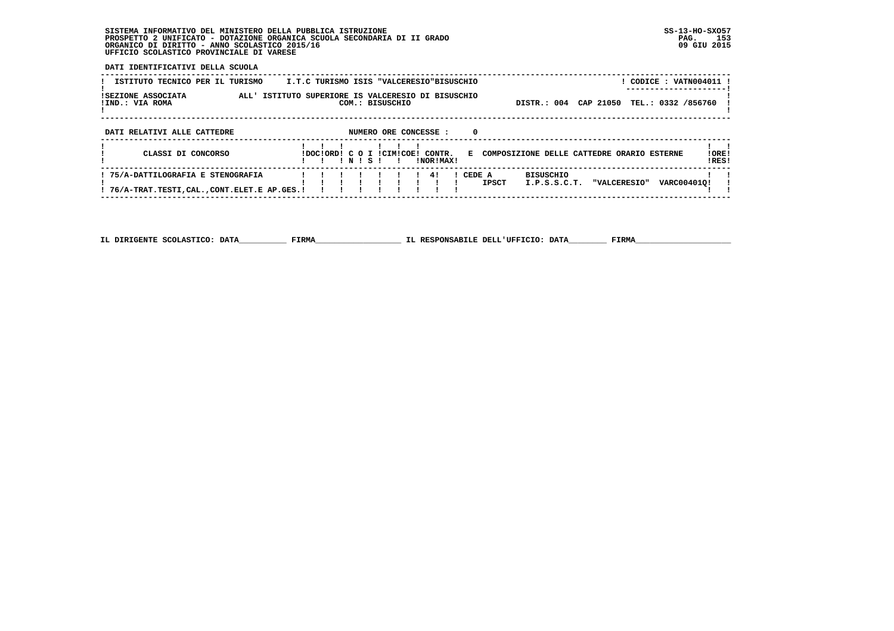SISTEMA INFORMATIVO DEL MINISTERO DELLA PUBBLICA ISTRUZIONE
PROSPETTO 2 UNIFICATO - DOTAZIONE ORGANICA SCUOLA SECONDARIA DI II GRADO
ORGANICO DI DIRITTO - ANNO SCOLASTICO 2015/16
UFFICIO SCOLASTICO PROVINCIALE DI VARESE

SS-13-HO-SXO57
09 GIU 2015

DATI IDENTIFICATIVI DELLA SCUOLA

| | | |
|---|---|---|
| ISTITUTO TECNICO PER IL TURISMO | I.T.C TURISMO ISIS "VALCERESIO"BISUSCHIO | CODICE : VATN004011 |
| SEZIONE ASSOCIATA ALL' ISTITUTO SUPERIORE IS VALCERESIO DI BISUSCHIO | COM.: BISUSCHIO | |
| IND.: VIA ROMA | DISTR.: 004 CAP 21050 | TEL.: 0332 /856760 |

DATI RELATIVI ALLE CATTEDRE — NUMERO ORE CONCESSE : 0

| CLASSI DI CONCORSO | DOC | ORD | C O I N | S | CIM | COE | CONTR. NOR | MAX | E COMPOSIZIONE DELLE CATTEDRE ORARIO ESTERNE | ORE RES |
|---|---|---|---|---|---|---|---|---|---|---|
| 75/A-DATTILOGRAFIA E STENOGRAFIA 76/A-TRAT.TESTI,CAL.,CONT.ELET.E AP.GES. | | | | | | | | 4 | CEDE A BISUSCHIO IPSCT I.P.S.S.C.T. "VALCERESIO" VARC00401Q | |

IL DIRIGENTE SCOLASTICO: DATA__________ FIRMA__________________ IL RESPONSABILE DELL'UFFICIO: DATA________ FIRMA____________________